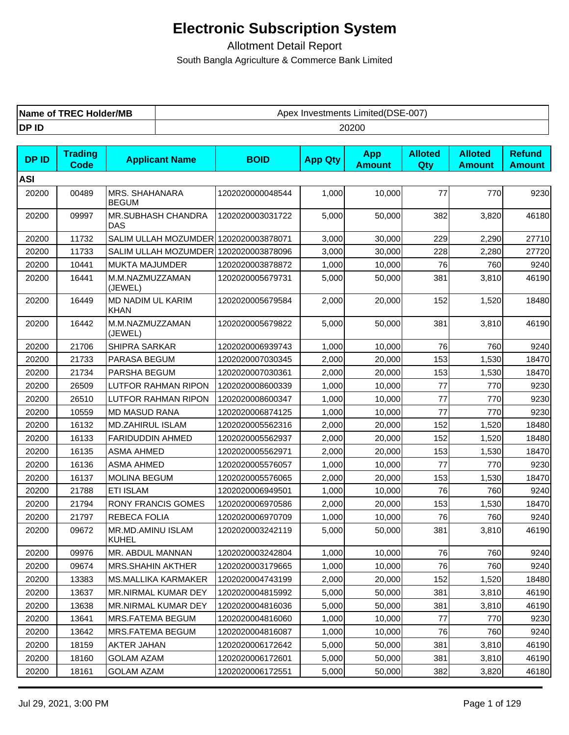# Electronic Subscription System

Allotment Detail Report

South Bangla Agriculture & Commerce Bank Limited

| Name of TREC Holder/MB | Apex Investments Limited(DSE-007) |
|---|---|
| DP ID | 20200 |

| DP ID | Trading Code | Applicant Name | BOID | App Qty | App Amount | Alloted Qty | Alloted Amount | Refund Amount |
|---|---|---|---|---|---|---|---|---|
| ASI | | | | | | | | |
| 20200 | 00489 | MRS. SHAHANARA BEGUM | 1202020000048544 | 1,000 | 10,000 | 77 | 770 | 9230 |
| 20200 | 09997 | MR.SUBHASH CHANDRA DAS | 1202020003031722 | 5,000 | 50,000 | 382 | 3,820 | 46180 |
| 20200 | 11732 | SALIM ULLAH MOZUMDER | 1202020003878071 | 3,000 | 30,000 | 229 | 2,290 | 27710 |
| 20200 | 11733 | SALIM ULLAH MOZUMDER | 1202020003878096 | 3,000 | 30,000 | 228 | 2,280 | 27720 |
| 20200 | 10441 | MUKTA MAJUMDER | 1202020003878872 | 1,000 | 10,000 | 76 | 760 | 9240 |
| 20200 | 16441 | M.M.NAZMUZZAMAN (JEWEL) | 1202020005679731 | 5,000 | 50,000 | 381 | 3,810 | 46190 |
| 20200 | 16449 | MD NADIM UL KARIM KHAN | 1202020005679584 | 2,000 | 20,000 | 152 | 1,520 | 18480 |
| 20200 | 16442 | M.M.NAZMUZZAMAN (JEWEL) | 1202020005679822 | 5,000 | 50,000 | 381 | 3,810 | 46190 |
| 20200 | 21706 | SHIPRA SARKAR | 1202020006939743 | 1,000 | 10,000 | 76 | 760 | 9240 |
| 20200 | 21733 | PARASA BEGUM | 1202020007030345 | 2,000 | 20,000 | 153 | 1,530 | 18470 |
| 20200 | 21734 | PARSHA BEGUM | 1202020007030361 | 2,000 | 20,000 | 153 | 1,530 | 18470 |
| 20200 | 26509 | LUTFOR RAHMAN RIPON | 1202020008600339 | 1,000 | 10,000 | 77 | 770 | 9230 |
| 20200 | 26510 | LUTFOR RAHMAN RIPON | 1202020008600347 | 1,000 | 10,000 | 77 | 770 | 9230 |
| 20200 | 10559 | MD MASUD RANA | 1202020006874125 | 1,000 | 10,000 | 77 | 770 | 9230 |
| 20200 | 16132 | MD.ZAHIRUL ISLAM | 1202020005562316 | 2,000 | 20,000 | 152 | 1,520 | 18480 |
| 20200 | 16133 | FARIDUDDIN AHMED | 1202020005562937 | 2,000 | 20,000 | 152 | 1,520 | 18480 |
| 20200 | 16135 | ASMA AHMED | 1202020005562971 | 2,000 | 20,000 | 153 | 1,530 | 18470 |
| 20200 | 16136 | ASMA AHMED | 1202020005576057 | 1,000 | 10,000 | 77 | 770 | 9230 |
| 20200 | 16137 | MOLINA BEGUM | 1202020005576065 | 2,000 | 20,000 | 153 | 1,530 | 18470 |
| 20200 | 21788 | ETI ISLAM | 1202020006949501 | 1,000 | 10,000 | 76 | 760 | 9240 |
| 20200 | 21794 | RONY FRANCIS GOMES | 1202020006970586 | 2,000 | 20,000 | 153 | 1,530 | 18470 |
| 20200 | 21797 | REBECA FOLIA | 1202020006970709 | 1,000 | 10,000 | 76 | 760 | 9240 |
| 20200 | 09672 | MR.MD.AMINU ISLAM KUHEL | 1202020003242119 | 5,000 | 50,000 | 381 | 3,810 | 46190 |
| 20200 | 09976 | MR. ABDUL MANNAN | 1202020003242804 | 1,000 | 10,000 | 76 | 760 | 9240 |
| 20200 | 09674 | MRS.SHAHIN AKTHER | 1202020003179665 | 1,000 | 10,000 | 76 | 760 | 9240 |
| 20200 | 13383 | MS.MALLIKA KARMAKER | 1202020004743199 | 2,000 | 20,000 | 152 | 1,520 | 18480 |
| 20200 | 13637 | MR.NIRMAL KUMAR DEY | 1202020004815992 | 5,000 | 50,000 | 381 | 3,810 | 46190 |
| 20200 | 13638 | MR.NIRMAL KUMAR DEY | 1202020004816036 | 5,000 | 50,000 | 381 | 3,810 | 46190 |
| 20200 | 13641 | MRS.FATEMA BEGUM | 1202020004816060 | 1,000 | 10,000 | 77 | 770 | 9230 |
| 20200 | 13642 | MRS.FATEMA BEGUM | 1202020004816087 | 1,000 | 10,000 | 76 | 760 | 9240 |
| 20200 | 18159 | AKTER JAHAN | 1202020006172642 | 5,000 | 50,000 | 381 | 3,810 | 46190 |
| 20200 | 18160 | GOLAM AZAM | 1202020006172601 | 5,000 | 50,000 | 381 | 3,810 | 46190 |
| 20200 | 18161 | GOLAM AZAM | 1202020006172551 | 5,000 | 50,000 | 382 | 3,820 | 46180 |

Jul 29, 2021, 3:00 PM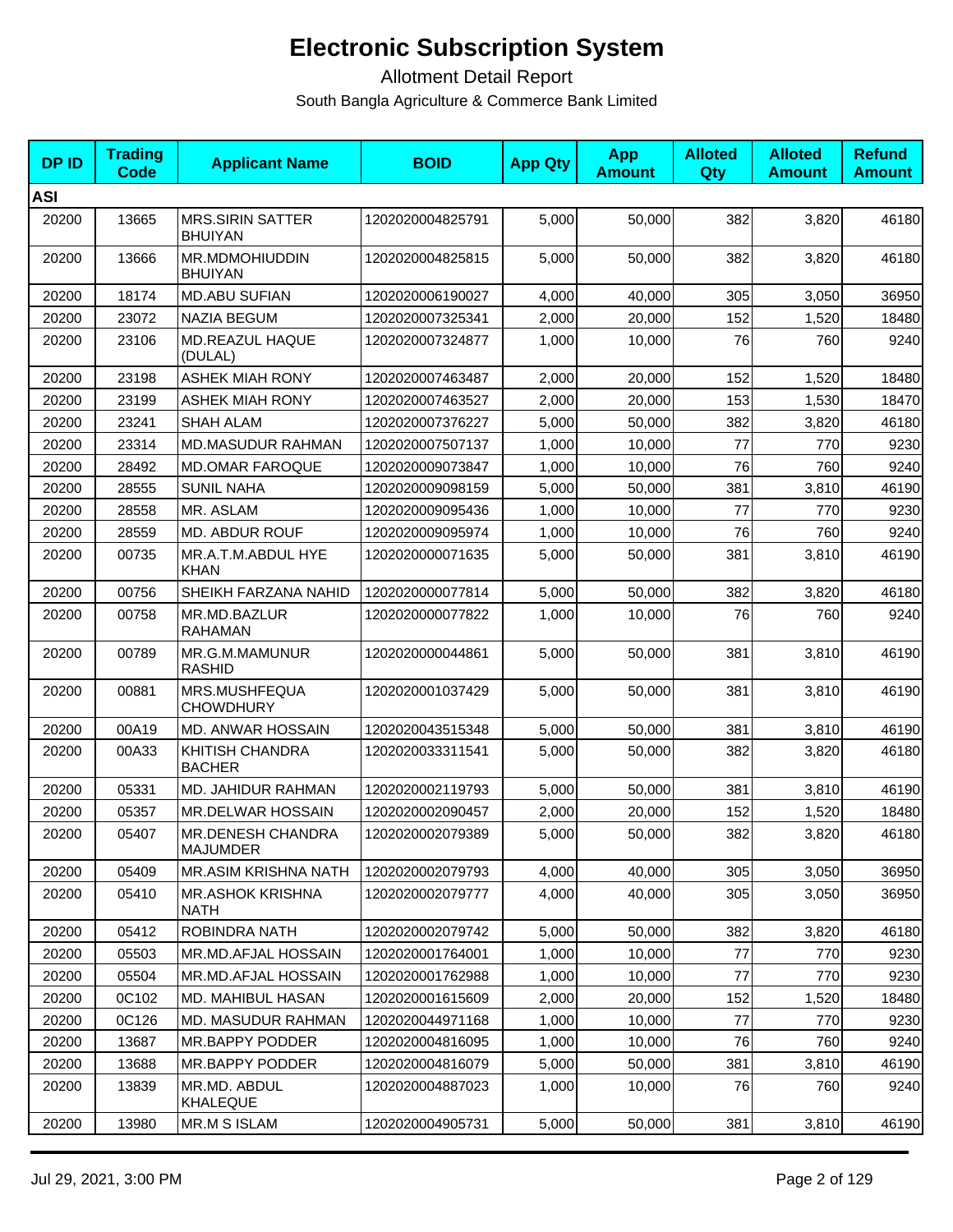# Electronic Subscription System

Allotment Detail Report

South Bangla Agriculture & Commerce Bank Limited

| DP ID | Trading Code | Applicant Name | BOID | App Qty | App Amount | Alloted Qty | Alloted Amount | Refund Amount |
|---|---|---|---|---|---|---|---|---|
| **ASI** | | | | | | | | |
| 20200 | 13665 | MRS.SIRIN SATTER BHUIYAN | 1202020004825791 | 5,000 | 50,000 | 382 | 3,820 | 46180 |
| 20200 | 13666 | MR.MDMOHIUDDIN BHUIYAN | 1202020004825815 | 5,000 | 50,000 | 382 | 3,820 | 46180 |
| 20200 | 18174 | MD.ABU SUFIAN | 1202020006190027 | 4,000 | 40,000 | 305 | 3,050 | 36950 |
| 20200 | 23072 | NAZIA BEGUM | 1202020007325341 | 2,000 | 20,000 | 152 | 1,520 | 18480 |
| 20200 | 23106 | MD.REAZUL HAQUE (DULAL) | 1202020007324877 | 1,000 | 10,000 | 76 | 760 | 9240 |
| 20200 | 23198 | ASHEK MIAH RONY | 1202020007463487 | 2,000 | 20,000 | 152 | 1,520 | 18480 |
| 20200 | 23199 | ASHEK MIAH RONY | 1202020007463527 | 2,000 | 20,000 | 153 | 1,530 | 18470 |
| 20200 | 23241 | SHAH ALAM | 1202020007376227 | 5,000 | 50,000 | 382 | 3,820 | 46180 |
| 20200 | 23314 | MD.MASUDUR RAHMAN | 1202020007507137 | 1,000 | 10,000 | 77 | 770 | 9230 |
| 20200 | 28492 | MD.OMAR FAROQUE | 1202020009073847 | 1,000 | 10,000 | 76 | 760 | 9240 |
| 20200 | 28555 | SUNIL NAHA | 1202020009098159 | 5,000 | 50,000 | 381 | 3,810 | 46190 |
| 20200 | 28558 | MR. ASLAM | 1202020009095436 | 1,000 | 10,000 | 77 | 770 | 9230 |
| 20200 | 28559 | MD. ABDUR ROUF | 1202020009095974 | 1,000 | 10,000 | 76 | 760 | 9240 |
| 20200 | 00735 | MR.A.T.M.ABDUL HYE KHAN | 1202020000071635 | 5,000 | 50,000 | 381 | 3,810 | 46190 |
| 20200 | 00756 | SHEIKH FARZANA NAHID | 1202020000077814 | 5,000 | 50,000 | 382 | 3,820 | 46180 |
| 20200 | 00758 | MR.MD.BAZLUR RAHAMAN | 1202020000077822 | 1,000 | 10,000 | 76 | 760 | 9240 |
| 20200 | 00789 | MR.G.M.MAMUNUR RASHID | 1202020000044861 | 5,000 | 50,000 | 381 | 3,810 | 46190 |
| 20200 | 00881 | MRS.MUSHFEQUA CHOWDHURY | 1202020001037429 | 5,000 | 50,000 | 381 | 3,810 | 46190 |
| 20200 | 00A19 | MD. ANWAR HOSSAIN | 1202020043515348 | 5,000 | 50,000 | 381 | 3,810 | 46190 |
| 20200 | 00A33 | KHITISH CHANDRA BACHER | 1202020033311541 | 5,000 | 50,000 | 382 | 3,820 | 46180 |
| 20200 | 05331 | MD. JAHIDUR RAHMAN | 1202020002119793 | 5,000 | 50,000 | 381 | 3,810 | 46190 |
| 20200 | 05357 | MR.DELWAR HOSSAIN | 1202020002090457 | 2,000 | 20,000 | 152 | 1,520 | 18480 |
| 20200 | 05407 | MR.DENESH CHANDRA MAJUMDER | 1202020002079389 | 5,000 | 50,000 | 382 | 3,820 | 46180 |
| 20200 | 05409 | MR.ASIM KRISHNA NATH | 1202020002079793 | 4,000 | 40,000 | 305 | 3,050 | 36950 |
| 20200 | 05410 | MR.ASHOK KRISHNA NATH | 1202020002079777 | 4,000 | 40,000 | 305 | 3,050 | 36950 |
| 20200 | 05412 | ROBINDRA NATH | 1202020002079742 | 5,000 | 50,000 | 382 | 3,820 | 46180 |
| 20200 | 05503 | MR.MD.AFJAL HOSSAIN | 1202020001764001 | 1,000 | 10,000 | 77 | 770 | 9230 |
| 20200 | 05504 | MR.MD.AFJAL HOSSAIN | 1202020001762988 | 1,000 | 10,000 | 77 | 770 | 9230 |
| 20200 | 0C102 | MD. MAHIBUL HASAN | 1202020001615609 | 2,000 | 20,000 | 152 | 1,520 | 18480 |
| 20200 | 0C126 | MD. MASUDUR RAHMAN | 1202020044971168 | 1,000 | 10,000 | 77 | 770 | 9230 |
| 20200 | 13687 | MR.BAPPY PODDER | 1202020004816095 | 1,000 | 10,000 | 76 | 760 | 9240 |
| 20200 | 13688 | MR.BAPPY PODDER | 1202020004816079 | 5,000 | 50,000 | 381 | 3,810 | 46190 |
| 20200 | 13839 | MR.MD. ABDUL KHALEQUE | 1202020004887023 | 1,000 | 10,000 | 76 | 760 | 9240 |
| 20200 | 13980 | MR.M S ISLAM | 1202020004905731 | 5,000 | 50,000 | 381 | 3,810 | 46190 |

Jul 29, 2021, 3:00 PM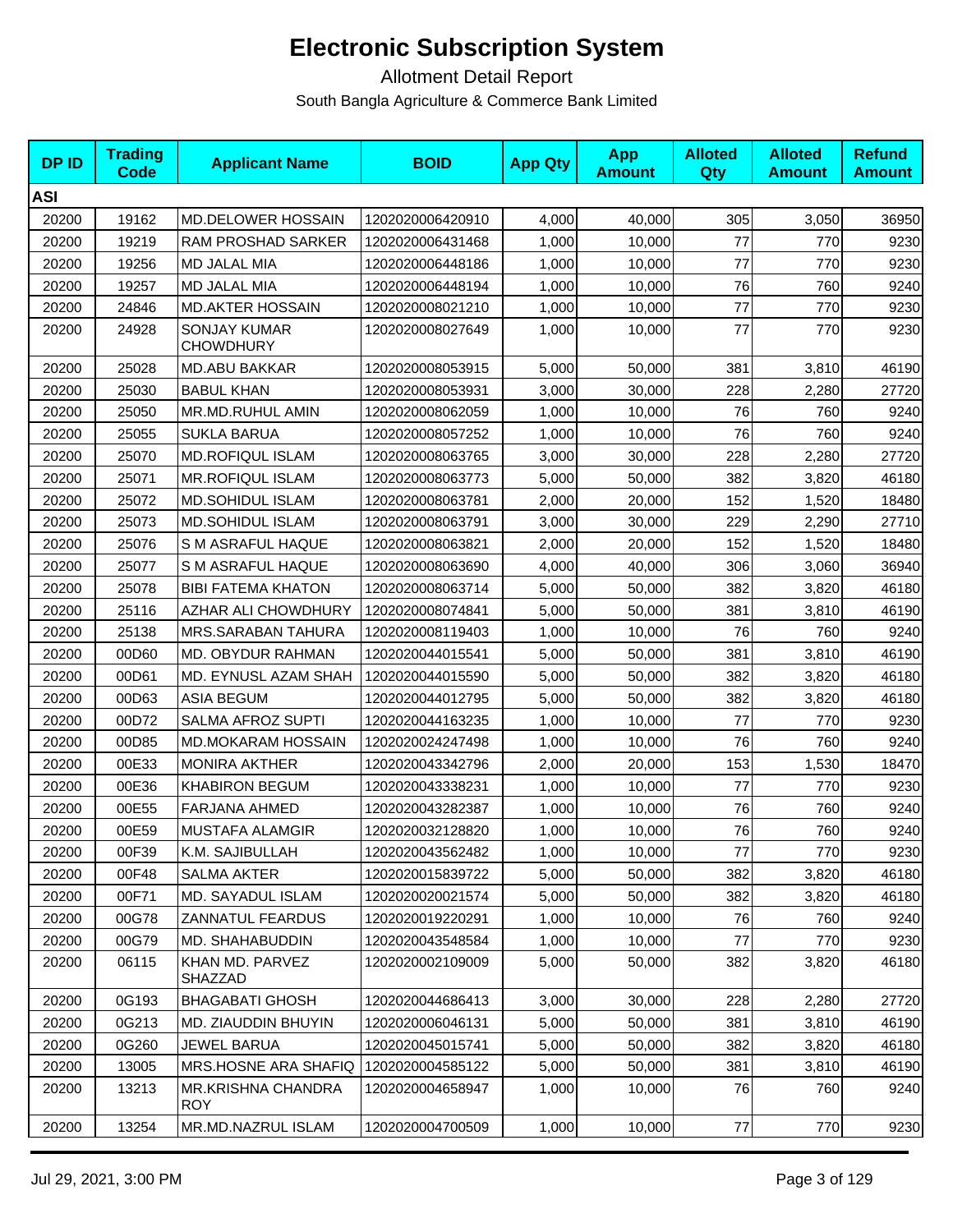# Electronic Subscription System

Allotment Detail Report

South Bangla Agriculture & Commerce Bank Limited

| DP ID | Trading Code | Applicant Name | BOID | App Qty | App Amount | Alloted Qty | Alloted Amount | Refund Amount |
|---|---|---|---|---|---|---|---|---|
| **ASI** | | | | | | | | |
| 20200 | 19162 | MD.DELOWER HOSSAIN | 1202020006420910 | 4,000 | 40,000 | 305 | 3,050 | 36950 |
| 20200 | 19219 | RAM PROSHAD SARKER | 1202020006431468 | 1,000 | 10,000 | 77 | 770 | 9230 |
| 20200 | 19256 | MD JALAL MIA | 1202020006448186 | 1,000 | 10,000 | 77 | 770 | 9230 |
| 20200 | 19257 | MD JALAL MIA | 1202020006448194 | 1,000 | 10,000 | 76 | 760 | 9240 |
| 20200 | 24846 | MD.AKTER HOSSAIN | 1202020008021210 | 1,000 | 10,000 | 77 | 770 | 9230 |
| 20200 | 24928 | SONJAY KUMAR CHOWDHURY | 1202020008027649 | 1,000 | 10,000 | 77 | 770 | 9230 |
| 20200 | 25028 | MD.ABU BAKKAR | 1202020008053915 | 5,000 | 50,000 | 381 | 3,810 | 46190 |
| 20200 | 25030 | BABUL KHAN | 1202020008053931 | 3,000 | 30,000 | 228 | 2,280 | 27720 |
| 20200 | 25050 | MR.MD.RUHUL AMIN | 1202020008062059 | 1,000 | 10,000 | 76 | 760 | 9240 |
| 20200 | 25055 | SUKLA BARUA | 1202020008057252 | 1,000 | 10,000 | 76 | 760 | 9240 |
| 20200 | 25070 | MD.ROFIQUL ISLAM | 1202020008063765 | 3,000 | 30,000 | 228 | 2,280 | 27720 |
| 20200 | 25071 | MR.ROFIQUL ISLAM | 1202020008063773 | 5,000 | 50,000 | 382 | 3,820 | 46180 |
| 20200 | 25072 | MD.SOHIDUL ISLAM | 1202020008063781 | 2,000 | 20,000 | 152 | 1,520 | 18480 |
| 20200 | 25073 | MD.SOHIDUL ISLAM | 1202020008063791 | 3,000 | 30,000 | 229 | 2,290 | 27710 |
| 20200 | 25076 | S M ASRAFUL HAQUE | 1202020008063821 | 2,000 | 20,000 | 152 | 1,520 | 18480 |
| 20200 | 25077 | S M ASRAFUL HAQUE | 1202020008063690 | 4,000 | 40,000 | 306 | 3,060 | 36940 |
| 20200 | 25078 | BIBI FATEMA KHATON | 1202020008063714 | 5,000 | 50,000 | 382 | 3,820 | 46180 |
| 20200 | 25116 | AZHAR ALI CHOWDHURY | 1202020008074841 | 5,000 | 50,000 | 381 | 3,810 | 46190 |
| 20200 | 25138 | MRS.SARABAN TAHURA | 1202020008119403 | 1,000 | 10,000 | 76 | 760 | 9240 |
| 20200 | 00D60 | MD. OBYDUR RAHMAN | 1202020044015541 | 5,000 | 50,000 | 381 | 3,810 | 46190 |
| 20200 | 00D61 | MD. EYNUSL AZAM SHAH | 1202020044015590 | 5,000 | 50,000 | 382 | 3,820 | 46180 |
| 20200 | 00D63 | ASIA BEGUM | 1202020044012795 | 5,000 | 50,000 | 382 | 3,820 | 46180 |
| 20200 | 00D72 | SALMA AFROZ SUPTI | 1202020044163235 | 1,000 | 10,000 | 77 | 770 | 9230 |
| 20200 | 00D85 | MD.MOKARAM HOSSAIN | 1202020024247498 | 1,000 | 10,000 | 76 | 760 | 9240 |
| 20200 | 00E33 | MONIRA AKTHER | 1202020043342796 | 2,000 | 20,000 | 153 | 1,530 | 18470 |
| 20200 | 00E36 | KHABIRON BEGUM | 1202020043338231 | 1,000 | 10,000 | 77 | 770 | 9230 |
| 20200 | 00E55 | FARJANA AHMED | 1202020043282387 | 1,000 | 10,000 | 76 | 760 | 9240 |
| 20200 | 00E59 | MUSTAFA ALAMGIR | 1202020032128820 | 1,000 | 10,000 | 76 | 760 | 9240 |
| 20200 | 00F39 | K.M. SAJIBULLAH | 1202020043562482 | 1,000 | 10,000 | 77 | 770 | 9230 |
| 20200 | 00F48 | SALMA AKTER | 1202020015839722 | 5,000 | 50,000 | 382 | 3,820 | 46180 |
| 20200 | 00F71 | MD. SAYADUL ISLAM | 1202020020021574 | 5,000 | 50,000 | 382 | 3,820 | 46180 |
| 20200 | 00G78 | ZANNATUL FEARDUS | 1202020019220291 | 1,000 | 10,000 | 76 | 760 | 9240 |
| 20200 | 00G79 | MD. SHAHABUDDIN | 1202020043548584 | 1,000 | 10,000 | 77 | 770 | 9230 |
| 20200 | 06115 | KHAN MD. PARVEZ SHAZZAD | 1202020002109009 | 5,000 | 50,000 | 382 | 3,820 | 46180 |
| 20200 | 0G193 | BHAGABATI GHOSH | 1202020044686413 | 3,000 | 30,000 | 228 | 2,280 | 27720 |
| 20200 | 0G213 | MD. ZIAUDDIN BHUYIN | 1202020006046131 | 5,000 | 50,000 | 381 | 3,810 | 46190 |
| 20200 | 0G260 | JEWEL BARUA | 1202020045015741 | 5,000 | 50,000 | 382 | 3,820 | 46180 |
| 20200 | 13005 | MRS.HOSNE ARA SHAFIQ | 1202020004585122 | 5,000 | 50,000 | 381 | 3,810 | 46190 |
| 20200 | 13213 | MR.KRISHNA CHANDRA ROY | 1202020004658947 | 1,000 | 10,000 | 76 | 760 | 9240 |
| 20200 | 13254 | MR.MD.NAZRUL ISLAM | 1202020004700509 | 1,000 | 10,000 | 77 | 770 | 9230 |

Jul 29, 2021, 3:00 PM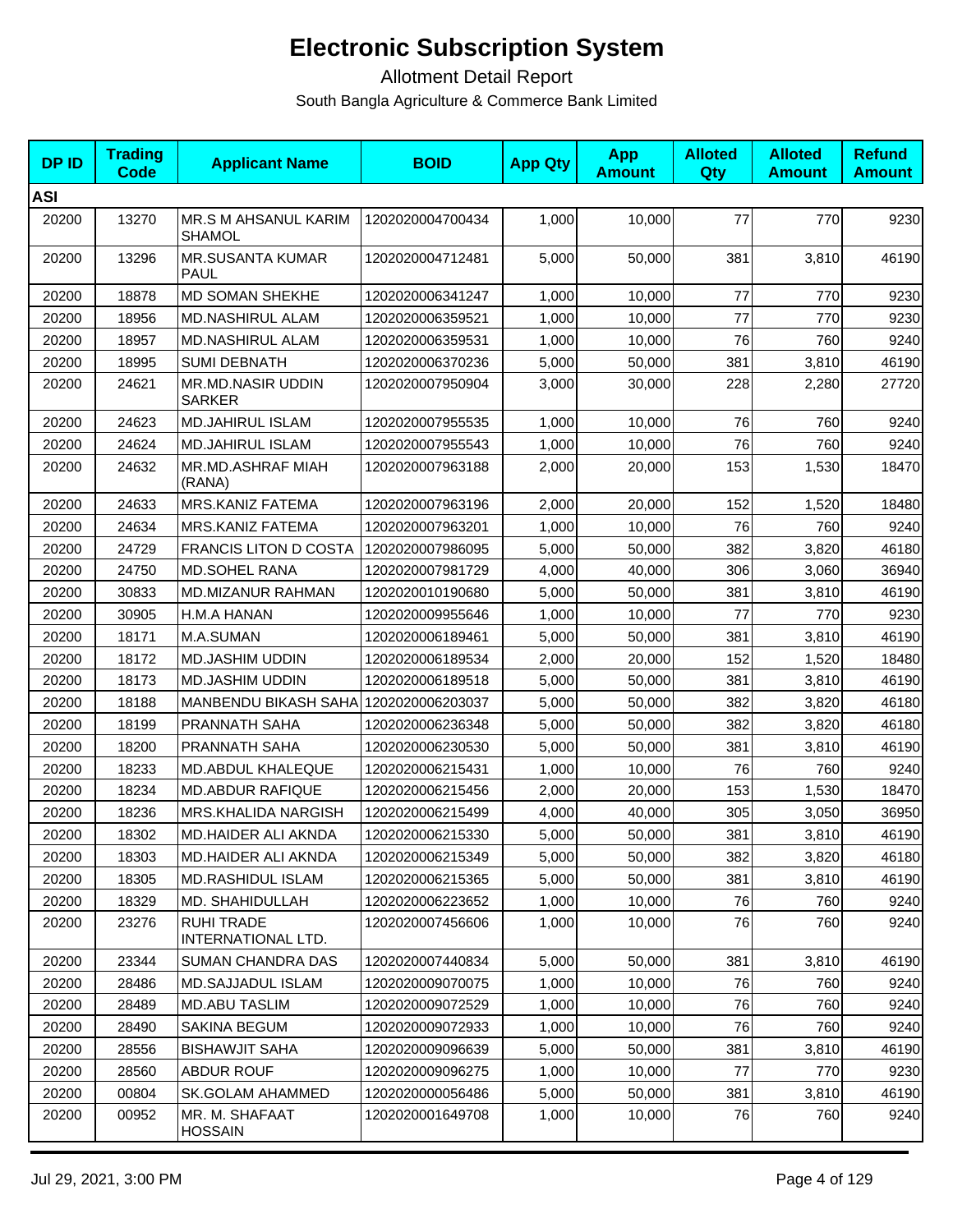# Electronic Subscription System

Allotment Detail Report

South Bangla Agriculture & Commerce Bank Limited

| DP ID | Trading Code | Applicant Name | BOID | App Qty | App Amount | Alloted Qty | Alloted Amount | Refund Amount |
|---|---|---|---|---|---|---|---|---|
| **ASI** | | | | | | | | |
| 20200 | 13270 | MR.S M AHSANUL KARIM SHAMOL | 1202020004700434 | 1,000 | 10,000 | 77 | 770 | 9230 |
| 20200 | 13296 | MR.SUSANTA KUMAR PAUL | 1202020004712481 | 5,000 | 50,000 | 381 | 3,810 | 46190 |
| 20200 | 18878 | MD SOMAN SHEKHE | 1202020006341247 | 1,000 | 10,000 | 77 | 770 | 9230 |
| 20200 | 18956 | MD.NASHIRUL ALAM | 1202020006359521 | 1,000 | 10,000 | 77 | 770 | 9230 |
| 20200 | 18957 | MD.NASHIRUL ALAM | 1202020006359531 | 1,000 | 10,000 | 76 | 760 | 9240 |
| 20200 | 18995 | SUMI DEBNATH | 1202020006370236 | 5,000 | 50,000 | 381 | 3,810 | 46190 |
| 20200 | 24621 | MR.MD.NASIR UDDIN SARKER | 1202020007950904 | 3,000 | 30,000 | 228 | 2,280 | 27720 |
| 20200 | 24623 | MD.JAHIRUL ISLAM | 1202020007955535 | 1,000 | 10,000 | 76 | 760 | 9240 |
| 20200 | 24624 | MD.JAHIRUL ISLAM | 1202020007955543 | 1,000 | 10,000 | 76 | 760 | 9240 |
| 20200 | 24632 | MR.MD.ASHRAF MIAH (RANA) | 1202020007963188 | 2,000 | 20,000 | 153 | 1,530 | 18470 |
| 20200 | 24633 | MRS.KANIZ FATEMA | 1202020007963196 | 2,000 | 20,000 | 152 | 1,520 | 18480 |
| 20200 | 24634 | MRS.KANIZ FATEMA | 1202020007963201 | 1,000 | 10,000 | 76 | 760 | 9240 |
| 20200 | 24729 | FRANCIS LITON D COSTA | 1202020007986095 | 5,000 | 50,000 | 382 | 3,820 | 46180 |
| 20200 | 24750 | MD.SOHEL RANA | 1202020007981729 | 4,000 | 40,000 | 306 | 3,060 | 36940 |
| 20200 | 30833 | MD.MIZANUR RAHMAN | 1202020010190680 | 5,000 | 50,000 | 381 | 3,810 | 46190 |
| 20200 | 30905 | H.M.A HANAN | 1202020009955646 | 1,000 | 10,000 | 77 | 770 | 9230 |
| 20200 | 18171 | M.A.SUMAN | 1202020006189461 | 5,000 | 50,000 | 381 | 3,810 | 46190 |
| 20200 | 18172 | MD.JASHIM UDDIN | 1202020006189534 | 2,000 | 20,000 | 152 | 1,520 | 18480 |
| 20200 | 18173 | MD.JASHIM UDDIN | 1202020006189518 | 5,000 | 50,000 | 381 | 3,810 | 46190 |
| 20200 | 18188 | MANBENDU BIKASH SAHA | 1202020006203037 | 5,000 | 50,000 | 382 | 3,820 | 46180 |
| 20200 | 18199 | PRANNATH SAHA | 1202020006236348 | 5,000 | 50,000 | 382 | 3,820 | 46180 |
| 20200 | 18200 | PRANNATH SAHA | 1202020006230530 | 5,000 | 50,000 | 381 | 3,810 | 46190 |
| 20200 | 18233 | MD.ABDUL KHALEQUE | 1202020006215431 | 1,000 | 10,000 | 76 | 760 | 9240 |
| 20200 | 18234 | MD.ABDUR RAFIQUE | 1202020006215456 | 2,000 | 20,000 | 153 | 1,530 | 18470 |
| 20200 | 18236 | MRS.KHALIDA NARGISH | 1202020006215499 | 4,000 | 40,000 | 305 | 3,050 | 36950 |
| 20200 | 18302 | MD.HAIDER ALI AKNDA | 1202020006215330 | 5,000 | 50,000 | 381 | 3,810 | 46190 |
| 20200 | 18303 | MD.HAIDER ALI AKNDA | 1202020006215349 | 5,000 | 50,000 | 382 | 3,820 | 46180 |
| 20200 | 18305 | MD.RASHIDUL ISLAM | 1202020006215365 | 5,000 | 50,000 | 381 | 3,810 | 46190 |
| 20200 | 18329 | MD. SHAHIDULLAH | 1202020006223652 | 1,000 | 10,000 | 76 | 760 | 9240 |
| 20200 | 23276 | RUHI TRADE INTERNATIONAL LTD. | 1202020007456606 | 1,000 | 10,000 | 76 | 760 | 9240 |
| 20200 | 23344 | SUMAN CHANDRA DAS | 1202020007440834 | 5,000 | 50,000 | 381 | 3,810 | 46190 |
| 20200 | 28486 | MD.SAJJADUL ISLAM | 1202020009070075 | 1,000 | 10,000 | 76 | 760 | 9240 |
| 20200 | 28489 | MD.ABU TASLIM | 1202020009072529 | 1,000 | 10,000 | 76 | 760 | 9240 |
| 20200 | 28490 | SAKINA BEGUM | 1202020009072933 | 1,000 | 10,000 | 76 | 760 | 9240 |
| 20200 | 28556 | BISHAWJIT SAHA | 1202020009096639 | 5,000 | 50,000 | 381 | 3,810 | 46190 |
| 20200 | 28560 | ABDUR ROUF | 1202020009096275 | 1,000 | 10,000 | 77 | 770 | 9230 |
| 20200 | 00804 | SK.GOLAM AHAMMED | 1202020000056486 | 5,000 | 50,000 | 381 | 3,810 | 46190 |
| 20200 | 00952 | MR. M. SHAFAAT HOSSAIN | 1202020001649708 | 1,000 | 10,000 | 76 | 760 | 9240 |

Jul 29, 2021, 3:00 PM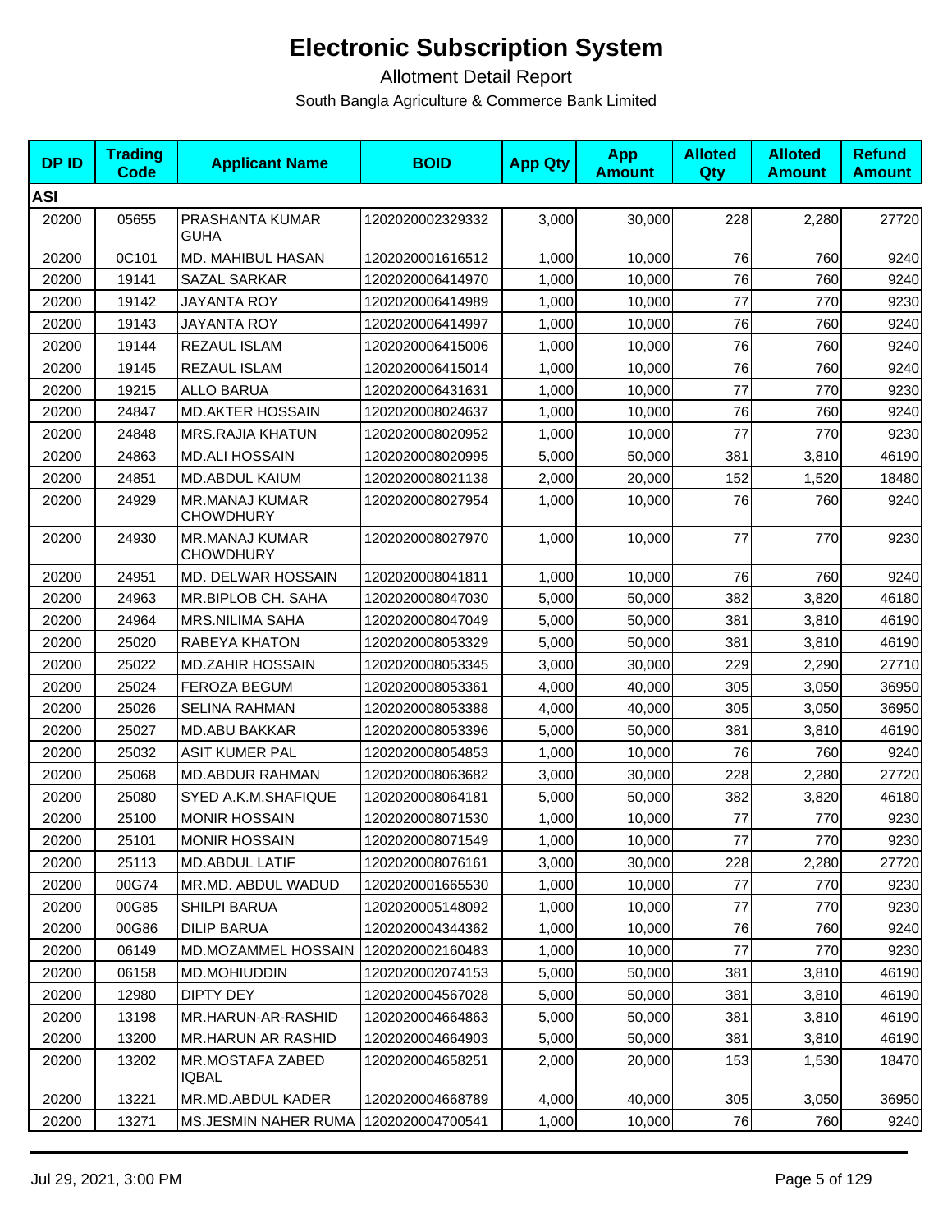# Electronic Subscription System

Allotment Detail Report

South Bangla Agriculture & Commerce Bank Limited

| DP ID | Trading Code | Applicant Name | BOID | App Qty | App Amount | Alloted Qty | Alloted Amount | Refund Amount |
|---|---|---|---|---|---|---|---|---|
| **ASI** | | | | | | | | |
| 20200 | 05655 | PRASHANTA KUMAR GUHA | 1202020002329332 | 3,000 | 30,000 | 228 | 2,280 | 27720 |
| 20200 | 0C101 | MD. MAHIBUL HASAN | 1202020001616512 | 1,000 | 10,000 | 76 | 760 | 9240 |
| 20200 | 19141 | SAZAL SARKAR | 1202020006414970 | 1,000 | 10,000 | 76 | 760 | 9240 |
| 20200 | 19142 | JAYANTA ROY | 1202020006414989 | 1,000 | 10,000 | 77 | 770 | 9230 |
| 20200 | 19143 | JAYANTA ROY | 1202020006414997 | 1,000 | 10,000 | 76 | 760 | 9240 |
| 20200 | 19144 | REZAUL ISLAM | 1202020006415006 | 1,000 | 10,000 | 76 | 760 | 9240 |
| 20200 | 19145 | REZAUL ISLAM | 1202020006415014 | 1,000 | 10,000 | 76 | 760 | 9240 |
| 20200 | 19215 | ALLO BARUA | 1202020006431631 | 1,000 | 10,000 | 77 | 770 | 9230 |
| 20200 | 24847 | MD.AKTER HOSSAIN | 1202020008024637 | 1,000 | 10,000 | 76 | 760 | 9240 |
| 20200 | 24848 | MRS.RAJIA KHATUN | 1202020008020952 | 1,000 | 10,000 | 77 | 770 | 9230 |
| 20200 | 24863 | MD.ALI HOSSAIN | 1202020008020995 | 5,000 | 50,000 | 381 | 3,810 | 46190 |
| 20200 | 24851 | MD.ABDUL KAIUM | 1202020008021138 | 2,000 | 20,000 | 152 | 1,520 | 18480 |
| 20200 | 24929 | MR.MANAJ KUMAR CHOWDHURY | 1202020008027954 | 1,000 | 10,000 | 76 | 760 | 9240 |
| 20200 | 24930 | MR.MANAJ KUMAR CHOWDHURY | 1202020008027970 | 1,000 | 10,000 | 77 | 770 | 9230 |
| 20200 | 24951 | MD. DELWAR HOSSAIN | 1202020008041811 | 1,000 | 10,000 | 76 | 760 | 9240 |
| 20200 | 24963 | MR.BIPLOB CH. SAHA | 1202020008047030 | 5,000 | 50,000 | 382 | 3,820 | 46180 |
| 20200 | 24964 | MRS.NILIMA SAHA | 1202020008047049 | 5,000 | 50,000 | 381 | 3,810 | 46190 |
| 20200 | 25020 | RABEYA KHATON | 1202020008053329 | 5,000 | 50,000 | 381 | 3,810 | 46190 |
| 20200 | 25022 | MD.ZAHIR HOSSAIN | 1202020008053345 | 3,000 | 30,000 | 229 | 2,290 | 27710 |
| 20200 | 25024 | FEROZA BEGUM | 1202020008053361 | 4,000 | 40,000 | 305 | 3,050 | 36950 |
| 20200 | 25026 | SELINA RAHMAN | 1202020008053388 | 4,000 | 40,000 | 305 | 3,050 | 36950 |
| 20200 | 25027 | MD.ABU BAKKAR | 1202020008053396 | 5,000 | 50,000 | 381 | 3,810 | 46190 |
| 20200 | 25032 | ASIT KUMER PAL | 1202020008054853 | 1,000 | 10,000 | 76 | 760 | 9240 |
| 20200 | 25068 | MD.ABDUR RAHMAN | 1202020008063682 | 3,000 | 30,000 | 228 | 2,280 | 27720 |
| 20200 | 25080 | SYED A.K.M.SHAFIQUE | 1202020008064181 | 5,000 | 50,000 | 382 | 3,820 | 46180 |
| 20200 | 25100 | MONIR HOSSAIN | 1202020008071530 | 1,000 | 10,000 | 77 | 770 | 9230 |
| 20200 | 25101 | MONIR HOSSAIN | 1202020008071549 | 1,000 | 10,000 | 77 | 770 | 9230 |
| 20200 | 25113 | MD.ABDUL LATIF | 1202020008076161 | 3,000 | 30,000 | 228 | 2,280 | 27720 |
| 20200 | 00G74 | MR.MD. ABDUL WADUD | 1202020001665530 | 1,000 | 10,000 | 77 | 770 | 9230 |
| 20200 | 00G85 | SHILPI BARUA | 1202020005148092 | 1,000 | 10,000 | 77 | 770 | 9230 |
| 20200 | 00G86 | DILIP BARUA | 1202020004344362 | 1,000 | 10,000 | 76 | 760 | 9240 |
| 20200 | 06149 | MD.MOZAMMEL HOSSAIN | 1202020002160483 | 1,000 | 10,000 | 77 | 770 | 9230 |
| 20200 | 06158 | MD.MOHIUDDIN | 1202020002074153 | 5,000 | 50,000 | 381 | 3,810 | 46190 |
| 20200 | 12980 | DIPTY DEY | 1202020004567028 | 5,000 | 50,000 | 381 | 3,810 | 46190 |
| 20200 | 13198 | MR.HARUN-AR-RASHID | 1202020004664863 | 5,000 | 50,000 | 381 | 3,810 | 46190 |
| 20200 | 13200 | MR.HARUN AR RASHID | 1202020004664903 | 5,000 | 50,000 | 381 | 3,810 | 46190 |
| 20200 | 13202 | MR.MOSTAFA ZABED IQBAL | 1202020004658251 | 2,000 | 20,000 | 153 | 1,530 | 18470 |
| 20200 | 13221 | MR.MD.ABDUL KADER | 1202020004668789 | 4,000 | 40,000 | 305 | 3,050 | 36950 |
| 20200 | 13271 | MS.JESMIN NAHER RUMA | 1202020004700541 | 1,000 | 10,000 | 76 | 760 | 9240 |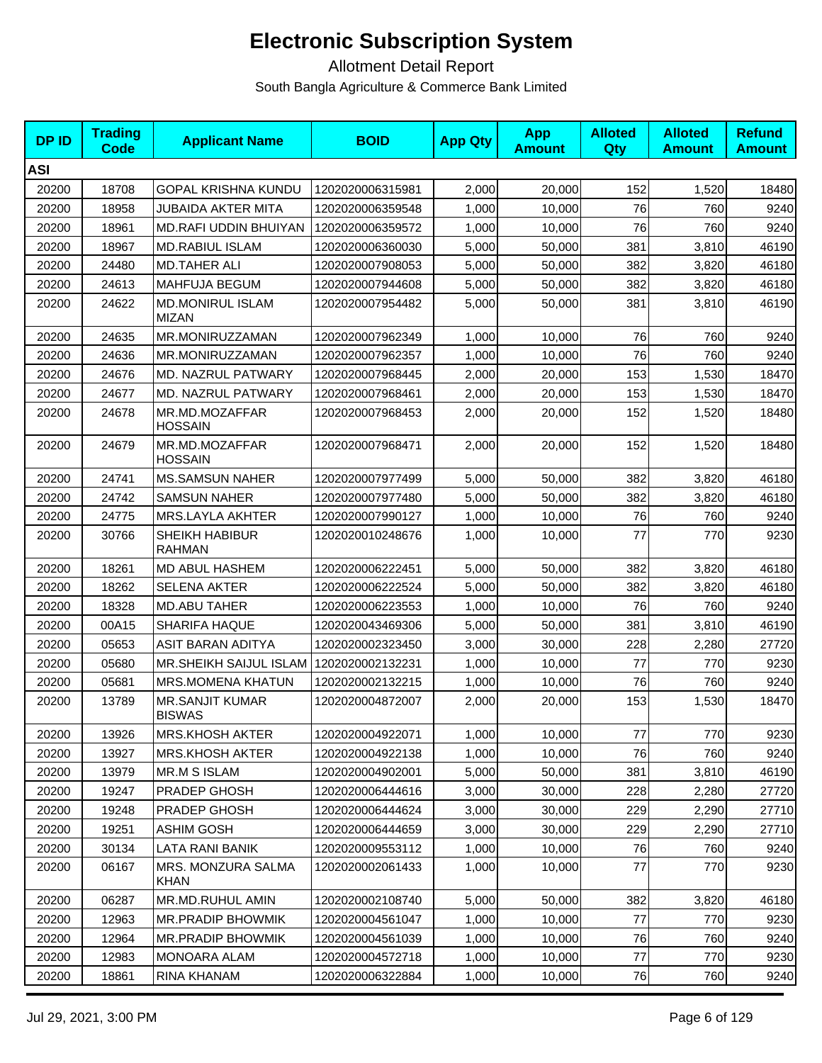# Electronic Subscription System

Allotment Detail Report

South Bangla Agriculture & Commerce Bank Limited

| DP ID | Trading Code | Applicant Name | BOID | App Qty | App Amount | Alloted Qty | Alloted Amount | Refund Amount |
|---|---|---|---|---|---|---|---|---|
| **ASI** | | | | | | | | |
| 20200 | 18708 | GOPAL KRISHNA KUNDU | 1202020006315981 | 2,000 | 20,000 | 152 | 1,520 | 18480 |
| 20200 | 18958 | JUBAIDA AKTER MITA | 1202020006359548 | 1,000 | 10,000 | 76 | 760 | 9240 |
| 20200 | 18961 | MD.RAFI UDDIN BHUIYAN | 1202020006359572 | 1,000 | 10,000 | 76 | 760 | 9240 |
| 20200 | 18967 | MD.RABIUL ISLAM | 1202020006360030 | 5,000 | 50,000 | 381 | 3,810 | 46190 |
| 20200 | 24480 | MD.TAHER ALI | 1202020007908053 | 5,000 | 50,000 | 382 | 3,820 | 46180 |
| 20200 | 24613 | MAHFUJA BEGUM | 1202020007944608 | 5,000 | 50,000 | 382 | 3,820 | 46180 |
| 20200 | 24622 | MD.MONIRUL ISLAM MIZAN | 1202020007954482 | 5,000 | 50,000 | 381 | 3,810 | 46190 |
| 20200 | 24635 | MR.MONIRUZZAMAN | 1202020007962349 | 1,000 | 10,000 | 76 | 760 | 9240 |
| 20200 | 24636 | MR.MONIRUZZAMAN | 1202020007962357 | 1,000 | 10,000 | 76 | 760 | 9240 |
| 20200 | 24676 | MD. NAZRUL PATWARY | 1202020007968445 | 2,000 | 20,000 | 153 | 1,530 | 18470 |
| 20200 | 24677 | MD. NAZRUL PATWARY | 1202020007968461 | 2,000 | 20,000 | 153 | 1,530 | 18470 |
| 20200 | 24678 | MR.MD.MOZAFFAR HOSSAIN | 1202020007968453 | 2,000 | 20,000 | 152 | 1,520 | 18480 |
| 20200 | 24679 | MR.MD.MOZAFFAR HOSSAIN | 1202020007968471 | 2,000 | 20,000 | 152 | 1,520 | 18480 |
| 20200 | 24741 | MS.SAMSUN NAHER | 1202020007977499 | 5,000 | 50,000 | 382 | 3,820 | 46180 |
| 20200 | 24742 | SAMSUN NAHER | 1202020007977480 | 5,000 | 50,000 | 382 | 3,820 | 46180 |
| 20200 | 24775 | MRS.LAYLA AKHTER | 1202020007990127 | 1,000 | 10,000 | 76 | 760 | 9240 |
| 20200 | 30766 | SHEIKH HABIBUR RAHMAN | 1202020010248676 | 1,000 | 10,000 | 77 | 770 | 9230 |
| 20200 | 18261 | MD ABUL HASHEM | 1202020006222451 | 5,000 | 50,000 | 382 | 3,820 | 46180 |
| 20200 | 18262 | SELENA AKTER | 1202020006222524 | 5,000 | 50,000 | 382 | 3,820 | 46180 |
| 20200 | 18328 | MD.ABU TAHER | 1202020006223553 | 1,000 | 10,000 | 76 | 760 | 9240 |
| 20200 | 00A15 | SHARIFA HAQUE | 1202020043469306 | 5,000 | 50,000 | 381 | 3,810 | 46190 |
| 20200 | 05653 | ASIT BARAN ADITYA | 1202020002323450 | 3,000 | 30,000 | 228 | 2,280 | 27720 |
| 20200 | 05680 | MR.SHEIKH SAIJUL ISLAM | 1202020002132231 | 1,000 | 10,000 | 77 | 770 | 9230 |
| 20200 | 05681 | MRS.MOMENA KHATUN | 1202020002132215 | 1,000 | 10,000 | 76 | 760 | 9240 |
| 20200 | 13789 | MR.SANJIT KUMAR BISWAS | 1202020004872007 | 2,000 | 20,000 | 153 | 1,530 | 18470 |
| 20200 | 13926 | MRS.KHOSH AKTER | 1202020004922071 | 1,000 | 10,000 | 77 | 770 | 9230 |
| 20200 | 13927 | MRS.KHOSH AKTER | 1202020004922138 | 1,000 | 10,000 | 76 | 760 | 9240 |
| 20200 | 13979 | MR.M S ISLAM | 1202020004902001 | 5,000 | 50,000 | 381 | 3,810 | 46190 |
| 20200 | 19247 | PRADEP GHOSH | 1202020006444616 | 3,000 | 30,000 | 228 | 2,280 | 27720 |
| 20200 | 19248 | PRADEP GHOSH | 1202020006444624 | 3,000 | 30,000 | 229 | 2,290 | 27710 |
| 20200 | 19251 | ASHIM GOSH | 1202020006444659 | 3,000 | 30,000 | 229 | 2,290 | 27710 |
| 20200 | 30134 | LATA RANI BANIK | 1202020009553112 | 1,000 | 10,000 | 76 | 760 | 9240 |
| 20200 | 06167 | MRS. MONZURA SALMA KHAN | 1202020002061433 | 1,000 | 10,000 | 77 | 770 | 9230 |
| 20200 | 06287 | MR.MD.RUHUL AMIN | 1202020002108740 | 5,000 | 50,000 | 382 | 3,820 | 46180 |
| 20200 | 12963 | MR.PRADIP BHOWMIK | 1202020004561047 | 1,000 | 10,000 | 77 | 770 | 9230 |
| 20200 | 12964 | MR.PRADIP BHOWMIK | 1202020004561039 | 1,000 | 10,000 | 76 | 760 | 9240 |
| 20200 | 12983 | MONOARA ALAM | 1202020004572718 | 1,000 | 10,000 | 77 | 770 | 9230 |
| 20200 | 18861 | RINA KHANAM | 1202020006322884 | 1,000 | 10,000 | 76 | 760 | 9240 |

Jul 29, 2021, 3:00 PM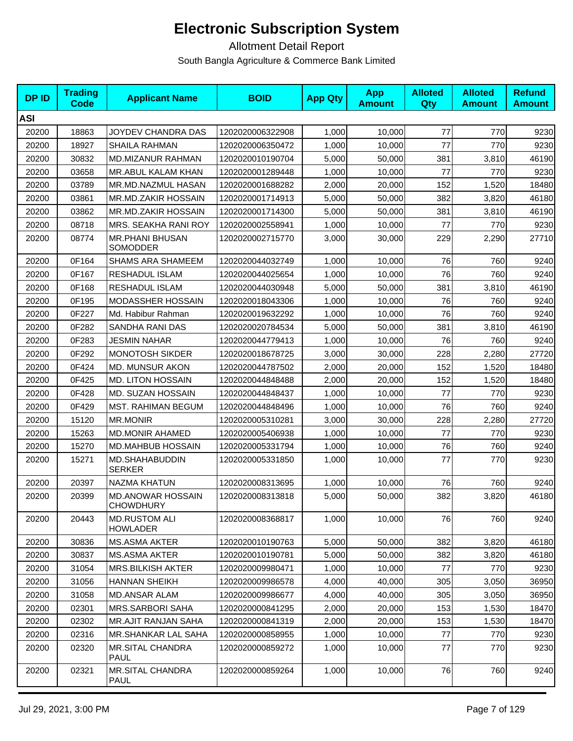# Electronic Subscription System

Allotment Detail Report

South Bangla Agriculture & Commerce Bank Limited

| DP ID | Trading Code | Applicant Name | BOID | App Qty | App Amount | Alloted Qty | Alloted Amount | Refund Amount |
|---|---|---|---|---|---|---|---|---|
| **ASI** | | | | | | | | |
| 20200 | 18863 | JOYDEV CHANDRA DAS | 1202020006322908 | 1,000 | 10,000 | 77 | 770 | 9230 |
| 20200 | 18927 | SHAILA RAHMAN | 1202020006350472 | 1,000 | 10,000 | 77 | 770 | 9230 |
| 20200 | 30832 | MD.MIZANUR RAHMAN | 1202020010190704 | 5,000 | 50,000 | 381 | 3,810 | 46190 |
| 20200 | 03658 | MR.ABUL KALAM KHAN | 1202020001289448 | 1,000 | 10,000 | 77 | 770 | 9230 |
| 20200 | 03789 | MR.MD.NAZMUL HASAN | 1202020001688282 | 2,000 | 20,000 | 152 | 1,520 | 18480 |
| 20200 | 03861 | MR.MD.ZAKIR HOSSAIN | 1202020001714913 | 5,000 | 50,000 | 382 | 3,820 | 46180 |
| 20200 | 03862 | MR.MD.ZAKIR HOSSAIN | 1202020001714300 | 5,000 | 50,000 | 381 | 3,810 | 46190 |
| 20200 | 08718 | MRS. SEAKHA RANI ROY | 1202020002558941 | 1,000 | 10,000 | 77 | 770 | 9230 |
| 20200 | 08774 | MR.PHANI BHUSAN SOMODDER | 1202020002715770 | 3,000 | 30,000 | 229 | 2,290 | 27710 |
| 20200 | 0F164 | SHAMS ARA SHAMEEM | 1202020044032749 | 1,000 | 10,000 | 76 | 760 | 9240 |
| 20200 | 0F167 | RESHADUL ISLAM | 1202020044025654 | 1,000 | 10,000 | 76 | 760 | 9240 |
| 20200 | 0F168 | RESHADUL ISLAM | 1202020044030948 | 5,000 | 50,000 | 381 | 3,810 | 46190 |
| 20200 | 0F195 | MODASSHER HOSSAIN | 1202020018043306 | 1,000 | 10,000 | 76 | 760 | 9240 |
| 20200 | 0F227 | Md. Habibur Rahman | 1202020019632292 | 1,000 | 10,000 | 76 | 760 | 9240 |
| 20200 | 0F282 | SANDHA RANI DAS | 1202020020784534 | 5,000 | 50,000 | 381 | 3,810 | 46190 |
| 20200 | 0F283 | JESMIN NAHAR | 1202020044779413 | 1,000 | 10,000 | 76 | 760 | 9240 |
| 20200 | 0F292 | MONOTOSH SIKDER | 1202020018678725 | 3,000 | 30,000 | 228 | 2,280 | 27720 |
| 20200 | 0F424 | MD. MUNSUR AKON | 1202020044787502 | 2,000 | 20,000 | 152 | 1,520 | 18480 |
| 20200 | 0F425 | MD. LITON HOSSAIN | 1202020044848488 | 2,000 | 20,000 | 152 | 1,520 | 18480 |
| 20200 | 0F428 | MD. SUZAN HOSSAIN | 1202020044848437 | 1,000 | 10,000 | 77 | 770 | 9230 |
| 20200 | 0F429 | MST. RAHIMAN BEGUM | 1202020044848496 | 1,000 | 10,000 | 76 | 760 | 9240 |
| 20200 | 15120 | MR.MONIR | 1202020005310281 | 3,000 | 30,000 | 228 | 2,280 | 27720 |
| 20200 | 15263 | MD.MONIR AHAMED | 1202020005406938 | 1,000 | 10,000 | 77 | 770 | 9230 |
| 20200 | 15270 | MD.MAHBUB HOSSAIN | 1202020005331794 | 1,000 | 10,000 | 76 | 760 | 9240 |
| 20200 | 15271 | MD.SHAHABUDDIN SERKER | 1202020005331850 | 1,000 | 10,000 | 77 | 770 | 9230 |
| 20200 | 20397 | NAZMA KHATUN | 1202020008313695 | 1,000 | 10,000 | 76 | 760 | 9240 |
| 20200 | 20399 | MD.ANOWAR HOSSAIN CHOWDHURY | 1202020008313818 | 5,000 | 50,000 | 382 | 3,820 | 46180 |
| 20200 | 20443 | MD.RUSTOM ALI HOWLADER | 1202020008368817 | 1,000 | 10,000 | 76 | 760 | 9240 |
| 20200 | 30836 | MS.ASMA AKTER | 1202020010190763 | 5,000 | 50,000 | 382 | 3,820 | 46180 |
| 20200 | 30837 | MS.ASMA AKTER | 1202020010190781 | 5,000 | 50,000 | 382 | 3,820 | 46180 |
| 20200 | 31054 | MRS.BILKISH AKTER | 1202020009980471 | 1,000 | 10,000 | 77 | 770 | 9230 |
| 20200 | 31056 | HANNAN SHEIKH | 1202020009986578 | 4,000 | 40,000 | 305 | 3,050 | 36950 |
| 20200 | 31058 | MD.ANSAR ALAM | 1202020009986677 | 4,000 | 40,000 | 305 | 3,050 | 36950 |
| 20200 | 02301 | MRS.SARBORI SAHA | 1202020000841295 | 2,000 | 20,000 | 153 | 1,530 | 18470 |
| 20200 | 02302 | MR.AJIT RANJAN SAHA | 1202020000841319 | 2,000 | 20,000 | 153 | 1,530 | 18470 |
| 20200 | 02316 | MR.SHANKAR LAL SAHA | 1202020000858955 | 1,000 | 10,000 | 77 | 770 | 9230 |
| 20200 | 02320 | MR.SITAL CHANDRA PAUL | 1202020000859272 | 1,000 | 10,000 | 77 | 770 | 9230 |
| 20200 | 02321 | MR.SITAL CHANDRA PAUL | 1202020000859264 | 1,000 | 10,000 | 76 | 760 | 9240 |

Jul 29, 2021, 3:00 PM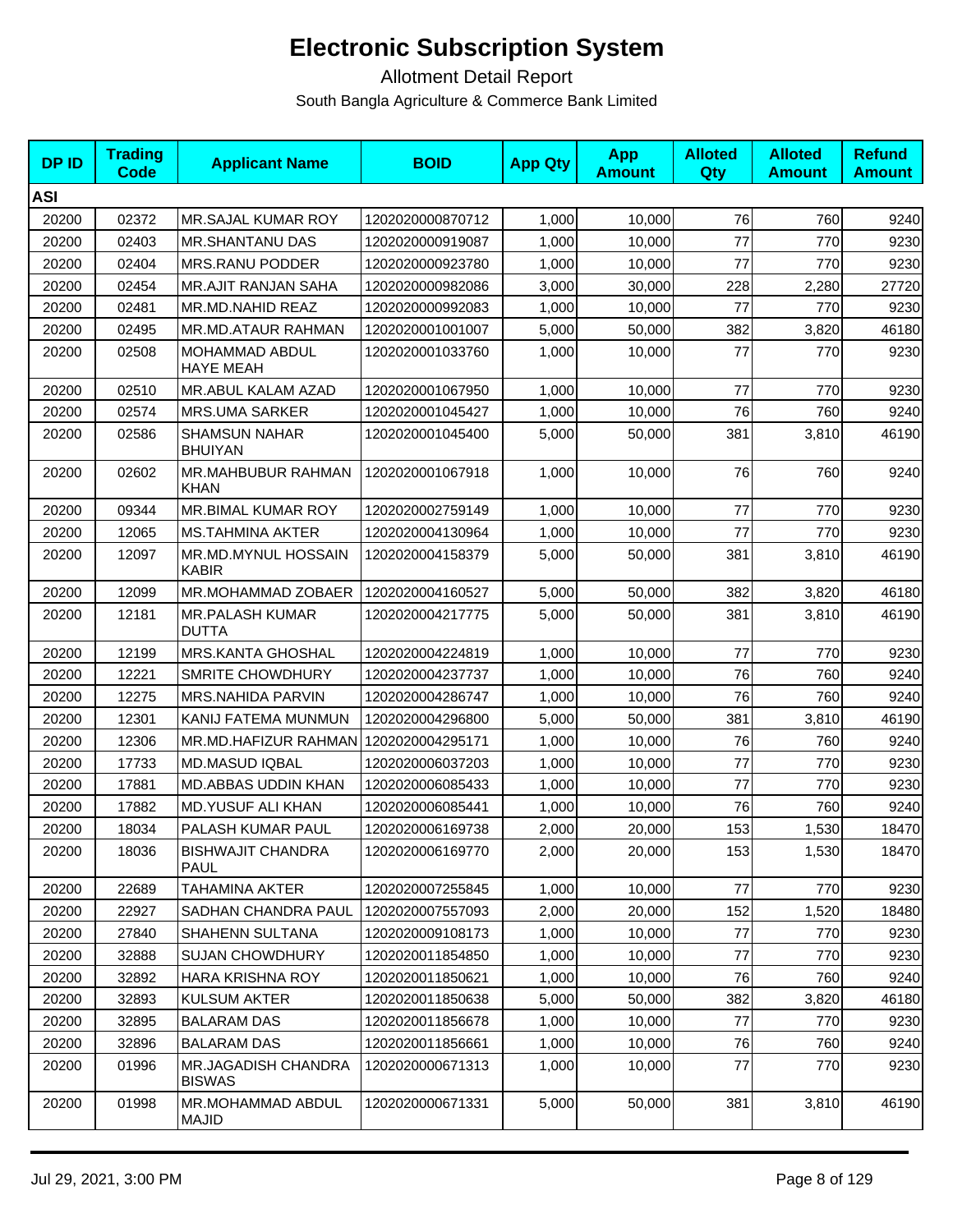# Electronic Subscription System

Allotment Detail Report

South Bangla Agriculture & Commerce Bank Limited

| DP ID | Trading Code | Applicant Name | BOID | App Qty | App Amount | Alloted Qty | Alloted Amount | Refund Amount |
|---|---|---|---|---|---|---|---|---|
| **ASI** | | | | | | | | |
| 20200 | 02372 | MR.SAJAL KUMAR ROY | 1202020000870712 | 1,000 | 10,000 | 76 | 760 | 9240 |
| 20200 | 02403 | MR.SHANTANU DAS | 1202020000919087 | 1,000 | 10,000 | 77 | 770 | 9230 |
| 20200 | 02404 | MRS.RANU PODDER | 1202020000923780 | 1,000 | 10,000 | 77 | 770 | 9230 |
| 20200 | 02454 | MR.AJIT RANJAN SAHA | 1202020000982086 | 3,000 | 30,000 | 228 | 2,280 | 27720 |
| 20200 | 02481 | MR.MD.NAHID REAZ | 1202020000992083 | 1,000 | 10,000 | 77 | 770 | 9230 |
| 20200 | 02495 | MR.MD.ATAUR RAHMAN | 1202020001001007 | 5,000 | 50,000 | 382 | 3,820 | 46180 |
| 20200 | 02508 | MOHAMMAD ABDUL HAYE MEAH | 1202020001033760 | 1,000 | 10,000 | 77 | 770 | 9230 |
| 20200 | 02510 | MR.ABUL KALAM AZAD | 1202020001067950 | 1,000 | 10,000 | 77 | 770 | 9230 |
| 20200 | 02574 | MRS.UMA SARKER | 1202020001045427 | 1,000 | 10,000 | 76 | 760 | 9240 |
| 20200 | 02586 | SHAMSUN NAHAR BHUIYAN | 1202020001045400 | 5,000 | 50,000 | 381 | 3,810 | 46190 |
| 20200 | 02602 | MR.MAHBUBUR RAHMAN KHAN | 1202020001067918 | 1,000 | 10,000 | 76 | 760 | 9240 |
| 20200 | 09344 | MR.BIMAL KUMAR ROY | 1202020002759149 | 1,000 | 10,000 | 77 | 770 | 9230 |
| 20200 | 12065 | MS.TAHMINA AKTER | 1202020004130964 | 1,000 | 10,000 | 77 | 770 | 9230 |
| 20200 | 12097 | MR.MD.MYNUL HOSSAIN KABIR | 1202020004158379 | 5,000 | 50,000 | 381 | 3,810 | 46190 |
| 20200 | 12099 | MR.MOHAMMAD ZOBAER | 1202020004160527 | 5,000 | 50,000 | 382 | 3,820 | 46180 |
| 20200 | 12181 | MR.PALASH KUMAR DUTTA | 1202020004217775 | 5,000 | 50,000 | 381 | 3,810 | 46190 |
| 20200 | 12199 | MRS.KANTA GHOSHAL | 1202020004224819 | 1,000 | 10,000 | 77 | 770 | 9230 |
| 20200 | 12221 | SMRITE CHOWDHURY | 1202020004237737 | 1,000 | 10,000 | 76 | 760 | 9240 |
| 20200 | 12275 | MRS.NAHIDA PARVIN | 1202020004286747 | 1,000 | 10,000 | 76 | 760 | 9240 |
| 20200 | 12301 | KANIJ FATEMA MUNMUN | 1202020004296800 | 5,000 | 50,000 | 381 | 3,810 | 46190 |
| 20200 | 12306 | MR.MD.HAFIZUR RAHMAN | 1202020004295171 | 1,000 | 10,000 | 76 | 760 | 9240 |
| 20200 | 17733 | MD.MASUD IQBAL | 1202020006037203 | 1,000 | 10,000 | 77 | 770 | 9230 |
| 20200 | 17881 | MD.ABBAS UDDIN KHAN | 1202020006085433 | 1,000 | 10,000 | 77 | 770 | 9230 |
| 20200 | 17882 | MD.YUSUF ALI KHAN | 1202020006085441 | 1,000 | 10,000 | 76 | 760 | 9240 |
| 20200 | 18034 | PALASH KUMAR PAUL | 1202020006169738 | 2,000 | 20,000 | 153 | 1,530 | 18470 |
| 20200 | 18036 | BISHWAJIT CHANDRA PAUL | 1202020006169770 | 2,000 | 20,000 | 153 | 1,530 | 18470 |
| 20200 | 22689 | TAHAMINA AKTER | 1202020007255845 | 1,000 | 10,000 | 77 | 770 | 9230 |
| 20200 | 22927 | SADHAN CHANDRA PAUL | 1202020007557093 | 2,000 | 20,000 | 152 | 1,520 | 18480 |
| 20200 | 27840 | SHAHENN SULTANA | 1202020009108173 | 1,000 | 10,000 | 77 | 770 | 9230 |
| 20200 | 32888 | SUJAN CHOWDHURY | 1202020011854850 | 1,000 | 10,000 | 77 | 770 | 9230 |
| 20200 | 32892 | HARA KRISHNA ROY | 1202020011850621 | 1,000 | 10,000 | 76 | 760 | 9240 |
| 20200 | 32893 | KULSUM AKTER | 1202020011850638 | 5,000 | 50,000 | 382 | 3,820 | 46180 |
| 20200 | 32895 | BALARAM DAS | 1202020011856678 | 1,000 | 10,000 | 77 | 770 | 9230 |
| 20200 | 32896 | BALARAM DAS | 1202020011856661 | 1,000 | 10,000 | 76 | 760 | 9240 |
| 20200 | 01996 | MR.JAGADISH CHANDRA BISWAS | 1202020000671313 | 1,000 | 10,000 | 77 | 770 | 9230 |
| 20200 | 01998 | MR.MOHAMMAD ABDUL MAJID | 1202020000671331 | 5,000 | 50,000 | 381 | 3,810 | 46190 |

Jul 29, 2021, 3:00 PM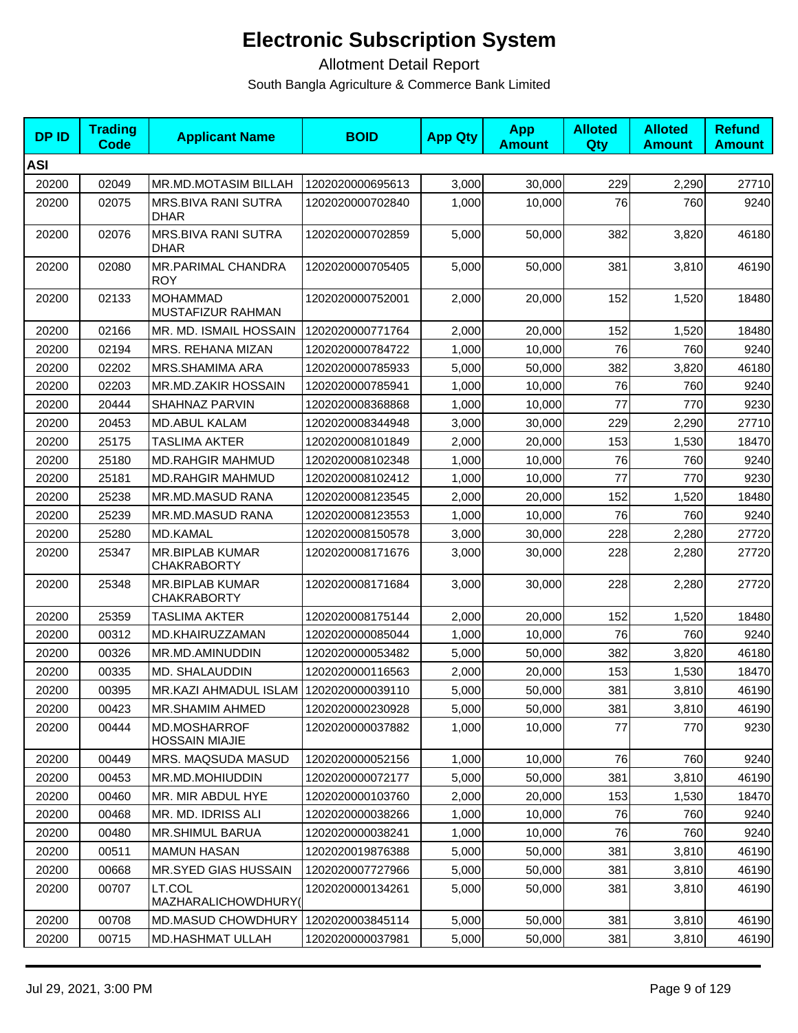# Electronic Subscription System

Allotment Detail Report

South Bangla Agriculture & Commerce Bank Limited

| DP ID | Trading Code | Applicant Name | BOID | App Qty | App Amount | Alloted Qty | Alloted Amount | Refund Amount |
|---|---|---|---|---|---|---|---|---|
| **ASI** | | | | | | | | |
| 20200 | 02049 | MR.MD.MOTASIM BILLAH | 1202020000695613 | 3,000 | 30,000 | 229 | 2,290 | 27710 |
| 20200 | 02075 | MRS.BIVA RANI SUTRA DHAR | 1202020000702840 | 1,000 | 10,000 | 76 | 760 | 9240 |
| 20200 | 02076 | MRS.BIVA RANI SUTRA DHAR | 1202020000702859 | 5,000 | 50,000 | 382 | 3,820 | 46180 |
| 20200 | 02080 | MR.PARIMAL CHANDRA ROY | 1202020000705405 | 5,000 | 50,000 | 381 | 3,810 | 46190 |
| 20200 | 02133 | MOHAMMAD MUSTAFIZUR RAHMAN | 1202020000752001 | 2,000 | 20,000 | 152 | 1,520 | 18480 |
| 20200 | 02166 | MR. MD. ISMAIL HOSSAIN | 1202020000771764 | 2,000 | 20,000 | 152 | 1,520 | 18480 |
| 20200 | 02194 | MRS. REHANA MIZAN | 1202020000784722 | 1,000 | 10,000 | 76 | 760 | 9240 |
| 20200 | 02202 | MRS.SHAMIMA ARA | 1202020000785933 | 5,000 | 50,000 | 382 | 3,820 | 46180 |
| 20200 | 02203 | MR.MD.ZAKIR HOSSAIN | 1202020000785941 | 1,000 | 10,000 | 76 | 760 | 9240 |
| 20200 | 20444 | SHAHNAZ PARVIN | 1202020008368868 | 1,000 | 10,000 | 77 | 770 | 9230 |
| 20200 | 20453 | MD.ABUL KALAM | 1202020008344948 | 3,000 | 30,000 | 229 | 2,290 | 27710 |
| 20200 | 25175 | TASLIMA AKTER | 1202020008101849 | 2,000 | 20,000 | 153 | 1,530 | 18470 |
| 20200 | 25180 | MD.RAHGIR MAHMUD | 1202020008102348 | 1,000 | 10,000 | 76 | 760 | 9240 |
| 20200 | 25181 | MD.RAHGIR MAHMUD | 1202020008102412 | 1,000 | 10,000 | 77 | 770 | 9230 |
| 20200 | 25238 | MR.MD.MASUD RANA | 1202020008123545 | 2,000 | 20,000 | 152 | 1,520 | 18480 |
| 20200 | 25239 | MR.MD.MASUD RANA | 1202020008123553 | 1,000 | 10,000 | 76 | 760 | 9240 |
| 20200 | 25280 | MD.KAMAL | 1202020008150578 | 3,000 | 30,000 | 228 | 2,280 | 27720 |
| 20200 | 25347 | MR.BIPLAB KUMAR CHAKRABORTY | 1202020008171676 | 3,000 | 30,000 | 228 | 2,280 | 27720 |
| 20200 | 25348 | MR.BIPLAB KUMAR CHAKRABORTY | 1202020008171684 | 3,000 | 30,000 | 228 | 2,280 | 27720 |
| 20200 | 25359 | TASLIMA AKTER | 1202020008175144 | 2,000 | 20,000 | 152 | 1,520 | 18480 |
| 20200 | 00312 | MD.KHAIRUZZAMAN | 1202020000085044 | 1,000 | 10,000 | 76 | 760 | 9240 |
| 20200 | 00326 | MR.MD.AMINUDDIN | 1202020000053482 | 5,000 | 50,000 | 382 | 3,820 | 46180 |
| 20200 | 00335 | MD. SHALAUDDIN | 1202020000116563 | 2,000 | 20,000 | 153 | 1,530 | 18470 |
| 20200 | 00395 | MR.KAZI AHMADUL ISLAM | 1202020000039110 | 5,000 | 50,000 | 381 | 3,810 | 46190 |
| 20200 | 00423 | MR.SHAMIM AHMED | 1202020000230928 | 5,000 | 50,000 | 381 | 3,810 | 46190 |
| 20200 | 00444 | MD.MOSHARROF HOSSAIN MIAJIE | 1202020000037882 | 1,000 | 10,000 | 77 | 770 | 9230 |
| 20200 | 00449 | MRS. MAQSUDA MASUD | 1202020000052156 | 1,000 | 10,000 | 76 | 760 | 9240 |
| 20200 | 00453 | MR.MD.MOHIUDDIN | 1202020000072177 | 5,000 | 50,000 | 381 | 3,810 | 46190 |
| 20200 | 00460 | MR. MIR ABDUL HYE | 1202020000103760 | 2,000 | 20,000 | 153 | 1,530 | 18470 |
| 20200 | 00468 | MR. MD. IDRISS ALI | 1202020000038266 | 1,000 | 10,000 | 76 | 760 | 9240 |
| 20200 | 00480 | MR.SHIMUL BARUA | 1202020000038241 | 1,000 | 10,000 | 76 | 760 | 9240 |
| 20200 | 00511 | MAMUN HASAN | 1202020019876388 | 5,000 | 50,000 | 381 | 3,810 | 46190 |
| 20200 | 00668 | MR.SYED GIAS HUSSAIN | 1202020007727966 | 5,000 | 50,000 | 381 | 3,810 | 46190 |
| 20200 | 00707 | LT.COL MAZHARALICHOWDHURY( | 1202020000134261 | 5,000 | 50,000 | 381 | 3,810 | 46190 |
| 20200 | 00708 | MD.MASUD CHOWDHURY | 1202020003845114 | 5,000 | 50,000 | 381 | 3,810 | 46190 |
| 20200 | 00715 | MD.HASHMAT ULLAH | 1202020000037981 | 5,000 | 50,000 | 381 | 3,810 | 46190 |

Jul 29, 2021, 3:00 PM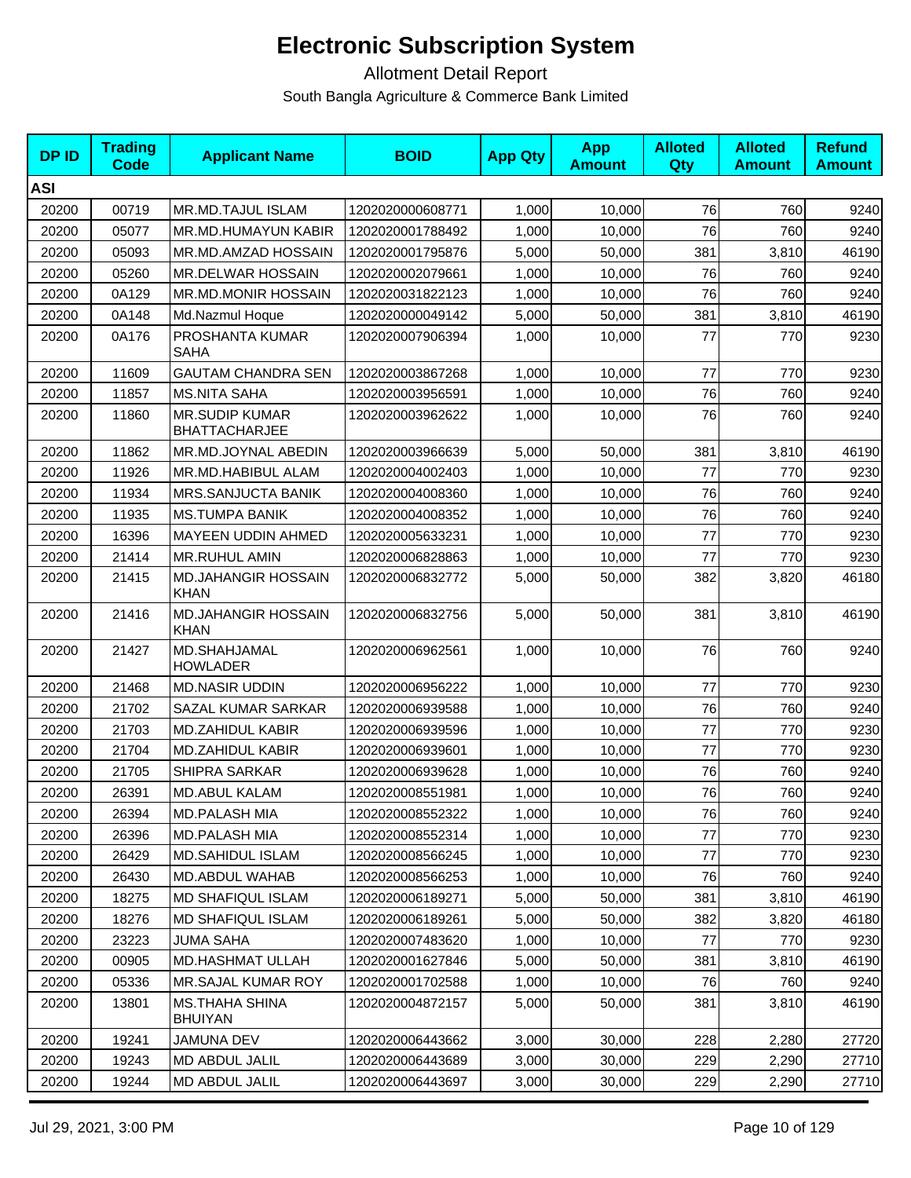# Electronic Subscription System

Allotment Detail Report

South Bangla Agriculture & Commerce Bank Limited

| DP ID | Trading Code | Applicant Name | BOID | App Qty | App Amount | Alloted Qty | Alloted Amount | Refund Amount |
|---|---|---|---|---|---|---|---|---|
| **ASI** | | | | | | | | |
| 20200 | 00719 | MR.MD.TAJUL ISLAM | 1202020000608771 | 1,000 | 10,000 | 76 | 760 | 9240 |
| 20200 | 05077 | MR.MD.HUMAYUN KABIR | 1202020001788492 | 1,000 | 10,000 | 76 | 760 | 9240 |
| 20200 | 05093 | MR.MD.AMZAD HOSSAIN | 1202020001795876 | 5,000 | 50,000 | 381 | 3,810 | 46190 |
| 20200 | 05260 | MR.DELWAR HOSSAIN | 1202020002079661 | 1,000 | 10,000 | 76 | 760 | 9240 |
| 20200 | 0A129 | MR.MD.MONIR HOSSAIN | 1202020031822123 | 1,000 | 10,000 | 76 | 760 | 9240 |
| 20200 | 0A148 | Md.Nazmul Hoque | 1202020000049142 | 5,000 | 50,000 | 381 | 3,810 | 46190 |
| 20200 | 0A176 | PROSHANTA KUMAR SAHA | 1202020007906394 | 1,000 | 10,000 | 77 | 770 | 9230 |
| 20200 | 11609 | GAUTAM CHANDRA SEN | 1202020003867268 | 1,000 | 10,000 | 77 | 770 | 9230 |
| 20200 | 11857 | MS.NITA SAHA | 1202020003956591 | 1,000 | 10,000 | 76 | 760 | 9240 |
| 20200 | 11860 | MR.SUDIP KUMAR BHATTACHARJEE | 1202020003962622 | 1,000 | 10,000 | 76 | 760 | 9240 |
| 20200 | 11862 | MR.MD.JOYNAL ABEDIN | 1202020003966639 | 5,000 | 50,000 | 381 | 3,810 | 46190 |
| 20200 | 11926 | MR.MD.HABIBUL ALAM | 1202020004002403 | 1,000 | 10,000 | 77 | 770 | 9230 |
| 20200 | 11934 | MRS.SANJUCTA BANIK | 1202020004008360 | 1,000 | 10,000 | 76 | 760 | 9240 |
| 20200 | 11935 | MS.TUMPA BANIK | 1202020004008352 | 1,000 | 10,000 | 76 | 760 | 9240 |
| 20200 | 16396 | MAYEEN UDDIN AHMED | 1202020005633231 | 1,000 | 10,000 | 77 | 770 | 9230 |
| 20200 | 21414 | MR.RUHUL AMIN | 1202020006828863 | 1,000 | 10,000 | 77 | 770 | 9230 |
| 20200 | 21415 | MD.JAHANGIR HOSSAIN KHAN | 1202020006832772 | 5,000 | 50,000 | 382 | 3,820 | 46180 |
| 20200 | 21416 | MD.JAHANGIR HOSSAIN KHAN | 1202020006832756 | 5,000 | 50,000 | 381 | 3,810 | 46190 |
| 20200 | 21427 | MD.SHAHJAMAL HOWLADER | 1202020006962561 | 1,000 | 10,000 | 76 | 760 | 9240 |
| 20200 | 21468 | MD.NASIR UDDIN | 1202020006956222 | 1,000 | 10,000 | 77 | 770 | 9230 |
| 20200 | 21702 | SAZAL KUMAR SARKAR | 1202020006939588 | 1,000 | 10,000 | 76 | 760 | 9240 |
| 20200 | 21703 | MD.ZAHIDUL KABIR | 1202020006939596 | 1,000 | 10,000 | 77 | 770 | 9230 |
| 20200 | 21704 | MD.ZAHIDUL KABIR | 1202020006939601 | 1,000 | 10,000 | 77 | 770 | 9230 |
| 20200 | 21705 | SHIPRA SARKAR | 1202020006939628 | 1,000 | 10,000 | 76 | 760 | 9240 |
| 20200 | 26391 | MD.ABUL KALAM | 1202020008551981 | 1,000 | 10,000 | 76 | 760 | 9240 |
| 20200 | 26394 | MD.PALASH MIA | 1202020008552322 | 1,000 | 10,000 | 76 | 760 | 9240 |
| 20200 | 26396 | MD.PALASH MIA | 1202020008552314 | 1,000 | 10,000 | 77 | 770 | 9230 |
| 20200 | 26429 | MD.SAHIDUL ISLAM | 1202020008566245 | 1,000 | 10,000 | 77 | 770 | 9230 |
| 20200 | 26430 | MD.ABDUL WAHAB | 1202020008566253 | 1,000 | 10,000 | 76 | 760 | 9240 |
| 20200 | 18275 | MD SHAFIQUL ISLAM | 1202020006189271 | 5,000 | 50,000 | 381 | 3,810 | 46190 |
| 20200 | 18276 | MD SHAFIQUL ISLAM | 1202020006189261 | 5,000 | 50,000 | 382 | 3,820 | 46180 |
| 20200 | 23223 | JUMA SAHA | 1202020007483620 | 1,000 | 10,000 | 77 | 770 | 9230 |
| 20200 | 00905 | MD.HASHMAT ULLAH | 1202020001627846 | 5,000 | 50,000 | 381 | 3,810 | 46190 |
| 20200 | 05336 | MR.SAJAL KUMAR ROY | 1202020001702588 | 1,000 | 10,000 | 76 | 760 | 9240 |
| 20200 | 13801 | MS.THAHA SHINA BHUIYAN | 1202020004872157 | 5,000 | 50,000 | 381 | 3,810 | 46190 |
| 20200 | 19241 | JAMUNA DEV | 1202020006443662 | 3,000 | 30,000 | 228 | 2,280 | 27720 |
| 20200 | 19243 | MD ABDUL JALIL | 1202020006443689 | 3,000 | 30,000 | 229 | 2,290 | 27710 |
| 20200 | 19244 | MD ABDUL JALIL | 1202020006443697 | 3,000 | 30,000 | 229 | 2,290 | 27710 |

Jul 29, 2021, 3:00 PM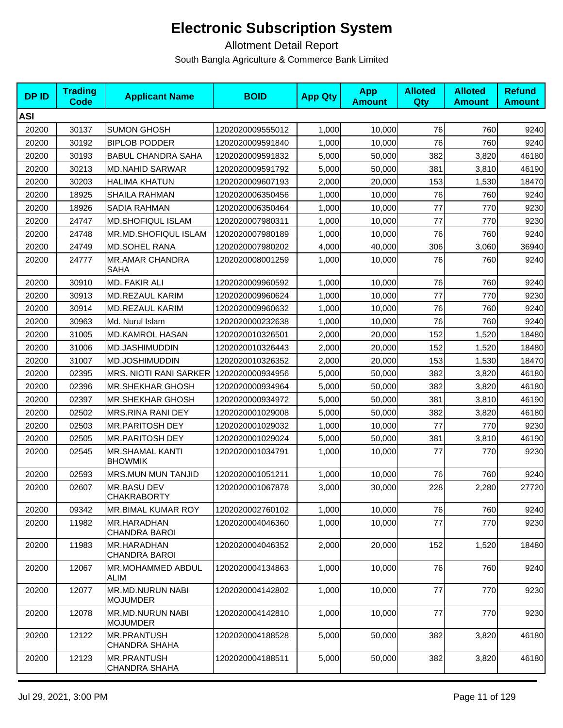# Electronic Subscription System

Allotment Detail Report

South Bangla Agriculture & Commerce Bank Limited

| DP ID | Trading Code | Applicant Name | BOID | App Qty | App Amount | Alloted Qty | Alloted Amount | Refund Amount |
|---|---|---|---|---|---|---|---|---|
| **ASI** | | | | | | | | |
| 20200 | 30137 | SUMON GHOSH | 1202020009555012 | 1,000 | 10,000 | 76 | 760 | 9240 |
| 20200 | 30192 | BIPLOB PODDER | 1202020009591840 | 1,000 | 10,000 | 76 | 760 | 9240 |
| 20200 | 30193 | BABUL CHANDRA SAHA | 1202020009591832 | 5,000 | 50,000 | 382 | 3,820 | 46180 |
| 20200 | 30213 | MD.NAHID SARWAR | 1202020009591792 | 5,000 | 50,000 | 381 | 3,810 | 46190 |
| 20200 | 30203 | HALIMA KHATUN | 1202020009607193 | 2,000 | 20,000 | 153 | 1,530 | 18470 |
| 20200 | 18925 | SHAILA RAHMAN | 1202020006350456 | 1,000 | 10,000 | 76 | 760 | 9240 |
| 20200 | 18926 | SADIA RAHMAN | 1202020006350464 | 1,000 | 10,000 | 77 | 770 | 9230 |
| 20200 | 24747 | MD.SHOFIQUL ISLAM | 1202020007980311 | 1,000 | 10,000 | 77 | 770 | 9230 |
| 20200 | 24748 | MR.MD.SHOFIQUL ISLAM | 1202020007980189 | 1,000 | 10,000 | 76 | 760 | 9240 |
| 20200 | 24749 | MD.SOHEL RANA | 1202020007980202 | 4,000 | 40,000 | 306 | 3,060 | 36940 |
| 20200 | 24777 | MR.AMAR CHANDRA SAHA | 1202020008001259 | 1,000 | 10,000 | 76 | 760 | 9240 |
| 20200 | 30910 | MD. FAKIR ALI | 1202020009960592 | 1,000 | 10,000 | 76 | 760 | 9240 |
| 20200 | 30913 | MD.REZAUL KARIM | 1202020009960624 | 1,000 | 10,000 | 77 | 770 | 9230 |
| 20200 | 30914 | MD.REZAUL KARIM | 1202020009960632 | 1,000 | 10,000 | 76 | 760 | 9240 |
| 20200 | 30963 | Md. Nurul Islam | 1202020000232638 | 1,000 | 10,000 | 76 | 760 | 9240 |
| 20200 | 31005 | MD.KAMROL HASAN | 1202020010326501 | 2,000 | 20,000 | 152 | 1,520 | 18480 |
| 20200 | 31006 | MD.JASHIMUDDIN | 1202020010326443 | 2,000 | 20,000 | 152 | 1,520 | 18480 |
| 20200 | 31007 | MD.JOSHIMUDDIN | 1202020010326352 | 2,000 | 20,000 | 153 | 1,530 | 18470 |
| 20200 | 02395 | MRS. NIOTI RANI SARKER | 1202020000934956 | 5,000 | 50,000 | 382 | 3,820 | 46180 |
| 20200 | 02396 | MR.SHEKHAR GHOSH | 1202020000934964 | 5,000 | 50,000 | 382 | 3,820 | 46180 |
| 20200 | 02397 | MR.SHEKHAR GHOSH | 1202020000934972 | 5,000 | 50,000 | 381 | 3,810 | 46190 |
| 20200 | 02502 | MRS.RINA RANI DEY | 1202020001029008 | 5,000 | 50,000 | 382 | 3,820 | 46180 |
| 20200 | 02503 | MR.PARITOSH DEY | 1202020001029032 | 1,000 | 10,000 | 77 | 770 | 9230 |
| 20200 | 02505 | MR.PARITOSH DEY | 1202020001029024 | 5,000 | 50,000 | 381 | 3,810 | 46190 |
| 20200 | 02545 | MR.SHAMAL KANTI BHOWMIK | 1202020001034791 | 1,000 | 10,000 | 77 | 770 | 9230 |
| 20200 | 02593 | MRS.MUN MUN TANJID | 1202020001051211 | 1,000 | 10,000 | 76 | 760 | 9240 |
| 20200 | 02607 | MR.BASU DEV CHAKRABORTY | 1202020001067878 | 3,000 | 30,000 | 228 | 2,280 | 27720 |
| 20200 | 09342 | MR.BIMAL KUMAR ROY | 1202020002760102 | 1,000 | 10,000 | 76 | 760 | 9240 |
| 20200 | 11982 | MR.HARADHAN CHANDRA BAROI | 1202020004046360 | 1,000 | 10,000 | 77 | 770 | 9230 |
| 20200 | 11983 | MR.HARADHAN CHANDRA BAROI | 1202020004046352 | 2,000 | 20,000 | 152 | 1,520 | 18480 |
| 20200 | 12067 | MR.MOHAMMED ABDUL ALIM | 1202020004134863 | 1,000 | 10,000 | 76 | 760 | 9240 |
| 20200 | 12077 | MR.MD.NURUN NABI MOJUMDER | 1202020004142802 | 1,000 | 10,000 | 77 | 770 | 9230 |
| 20200 | 12078 | MR.MD.NURUN NABI MOJUMDER | 1202020004142810 | 1,000 | 10,000 | 77 | 770 | 9230 |
| 20200 | 12122 | MR.PRANTUSH CHANDRA SHAHA | 1202020004188528 | 5,000 | 50,000 | 382 | 3,820 | 46180 |
| 20200 | 12123 | MR.PRANTUSH CHANDRA SHAHA | 1202020004188511 | 5,000 | 50,000 | 382 | 3,820 | 46180 |

Jul 29, 2021, 3:00 PM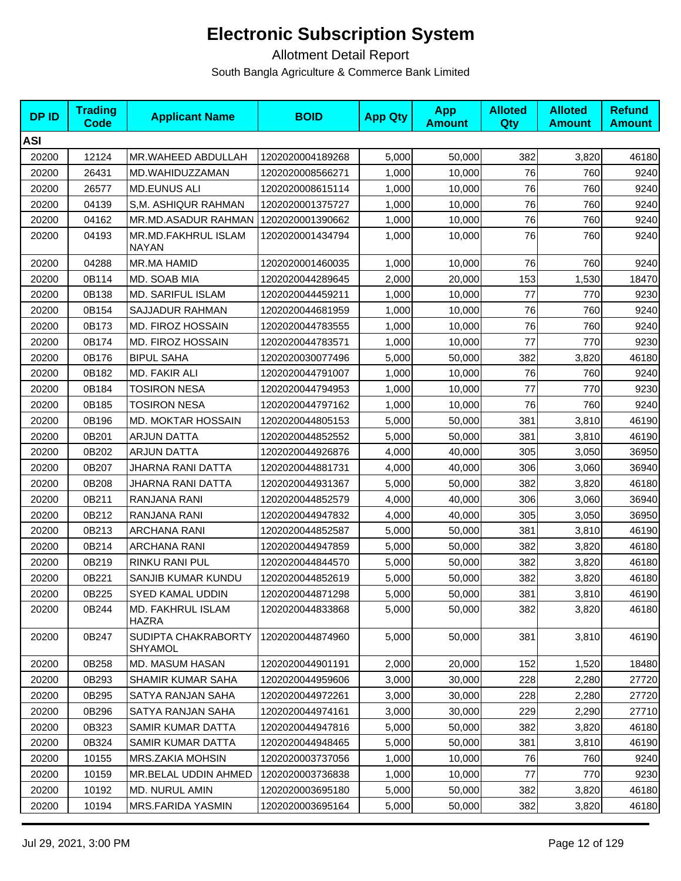# Electronic Subscription System

Allotment Detail Report

South Bangla Agriculture & Commerce Bank Limited

| DP ID | Trading Code | Applicant Name | BOID | App Qty | App Amount | Alloted Qty | Alloted Amount | Refund Amount |
|---|---|---|---|---|---|---|---|---|
| **ASI** | | | | | | | | |
| 20200 | 12124 | MR.WAHEED ABDULLAH | 1202020004189268 | 5,000 | 50,000 | 382 | 3,820 | 46180 |
| 20200 | 26431 | MD.WAHIDUZZAMAN | 1202020008566271 | 1,000 | 10,000 | 76 | 760 | 9240 |
| 20200 | 26577 | MD.EUNUS ALI | 1202020008615114 | 1,000 | 10,000 | 76 | 760 | 9240 |
| 20200 | 04139 | S,M. ASHIQUR RAHMAN | 1202020001375727 | 1,000 | 10,000 | 76 | 760 | 9240 |
| 20200 | 04162 | MR.MD.ASADUR RAHMAN | 1202020001390662 | 1,000 | 10,000 | 76 | 760 | 9240 |
| 20200 | 04193 | MR.MD.FAKHRUL ISLAM NAYAN | 1202020001434794 | 1,000 | 10,000 | 76 | 760 | 9240 |
| 20200 | 04288 | MR.MA HAMID | 1202020001460035 | 1,000 | 10,000 | 76 | 760 | 9240 |
| 20200 | 0B114 | MD. SOAB MIA | 1202020044289645 | 2,000 | 20,000 | 153 | 1,530 | 18470 |
| 20200 | 0B138 | MD. SARIFUL ISLAM | 1202020044459211 | 1,000 | 10,000 | 77 | 770 | 9230 |
| 20200 | 0B154 | SAJJADUR RAHMAN | 1202020044681959 | 1,000 | 10,000 | 76 | 760 | 9240 |
| 20200 | 0B173 | MD. FIROZ HOSSAIN | 1202020044783555 | 1,000 | 10,000 | 76 | 760 | 9240 |
| 20200 | 0B174 | MD. FIROZ HOSSAIN | 1202020044783571 | 1,000 | 10,000 | 77 | 770 | 9230 |
| 20200 | 0B176 | BIPUL SAHA | 1202020030077496 | 5,000 | 50,000 | 382 | 3,820 | 46180 |
| 20200 | 0B182 | MD. FAKIR ALI | 1202020044791007 | 1,000 | 10,000 | 76 | 760 | 9240 |
| 20200 | 0B184 | TOSIRON NESA | 1202020044794953 | 1,000 | 10,000 | 77 | 770 | 9230 |
| 20200 | 0B185 | TOSIRON NESA | 1202020044797162 | 1,000 | 10,000 | 76 | 760 | 9240 |
| 20200 | 0B196 | MD. MOKTAR HOSSAIN | 1202020044805153 | 5,000 | 50,000 | 381 | 3,810 | 46190 |
| 20200 | 0B201 | ARJUN DATTA | 1202020044852552 | 5,000 | 50,000 | 381 | 3,810 | 46190 |
| 20200 | 0B202 | ARJUN DATTA | 1202020044926876 | 4,000 | 40,000 | 305 | 3,050 | 36950 |
| 20200 | 0B207 | JHARNA RANI DATTA | 1202020044881731 | 4,000 | 40,000 | 306 | 3,060 | 36940 |
| 20200 | 0B208 | JHARNA RANI DATTA | 1202020044931367 | 5,000 | 50,000 | 382 | 3,820 | 46180 |
| 20200 | 0B211 | RANJANA RANI | 1202020044852579 | 4,000 | 40,000 | 306 | 3,060 | 36940 |
| 20200 | 0B212 | RANJANA RANI | 1202020044947832 | 4,000 | 40,000 | 305 | 3,050 | 36950 |
| 20200 | 0B213 | ARCHANA RANI | 1202020044852587 | 5,000 | 50,000 | 381 | 3,810 | 46190 |
| 20200 | 0B214 | ARCHANA RANI | 1202020044947859 | 5,000 | 50,000 | 382 | 3,820 | 46180 |
| 20200 | 0B219 | RINKU RANI PUL | 1202020044844570 | 5,000 | 50,000 | 382 | 3,820 | 46180 |
| 20200 | 0B221 | SANJIB KUMAR KUNDU | 1202020044852619 | 5,000 | 50,000 | 382 | 3,820 | 46180 |
| 20200 | 0B225 | SYED KAMAL UDDIN | 1202020044871298 | 5,000 | 50,000 | 381 | 3,810 | 46190 |
| 20200 | 0B244 | MD. FAKHRUL ISLAM HAZRA | 1202020044833868 | 5,000 | 50,000 | 382 | 3,820 | 46180 |
| 20200 | 0B247 | SUDIPTA CHAKRABORTY SHYAMOL | 1202020044874960 | 5,000 | 50,000 | 381 | 3,810 | 46190 |
| 20200 | 0B258 | MD. MASUM HASAN | 1202020044901191 | 2,000 | 20,000 | 152 | 1,520 | 18480 |
| 20200 | 0B293 | SHAMIR KUMAR SAHA | 1202020044959606 | 3,000 | 30,000 | 228 | 2,280 | 27720 |
| 20200 | 0B295 | SATYA RANJAN SAHA | 1202020044972261 | 3,000 | 30,000 | 228 | 2,280 | 27720 |
| 20200 | 0B296 | SATYA RANJAN SAHA | 1202020044974161 | 3,000 | 30,000 | 229 | 2,290 | 27710 |
| 20200 | 0B323 | SAMIR KUMAR DATTA | 1202020044947816 | 5,000 | 50,000 | 382 | 3,820 | 46180 |
| 20200 | 0B324 | SAMIR KUMAR DATTA | 1202020044948465 | 5,000 | 50,000 | 381 | 3,810 | 46190 |
| 20200 | 10155 | MRS.ZAKIA MOHSIN | 1202020003737056 | 1,000 | 10,000 | 76 | 760 | 9240 |
| 20200 | 10159 | MR.BELAL UDDIN AHMED | 1202020003736838 | 1,000 | 10,000 | 77 | 770 | 9230 |
| 20200 | 10192 | MD. NURUL AMIN | 1202020003695180 | 5,000 | 50,000 | 382 | 3,820 | 46180 |
| 20200 | 10194 | MRS.FARIDA YASMIN | 1202020003695164 | 5,000 | 50,000 | 382 | 3,820 | 46180 |

Jul 29, 2021, 3:00 PM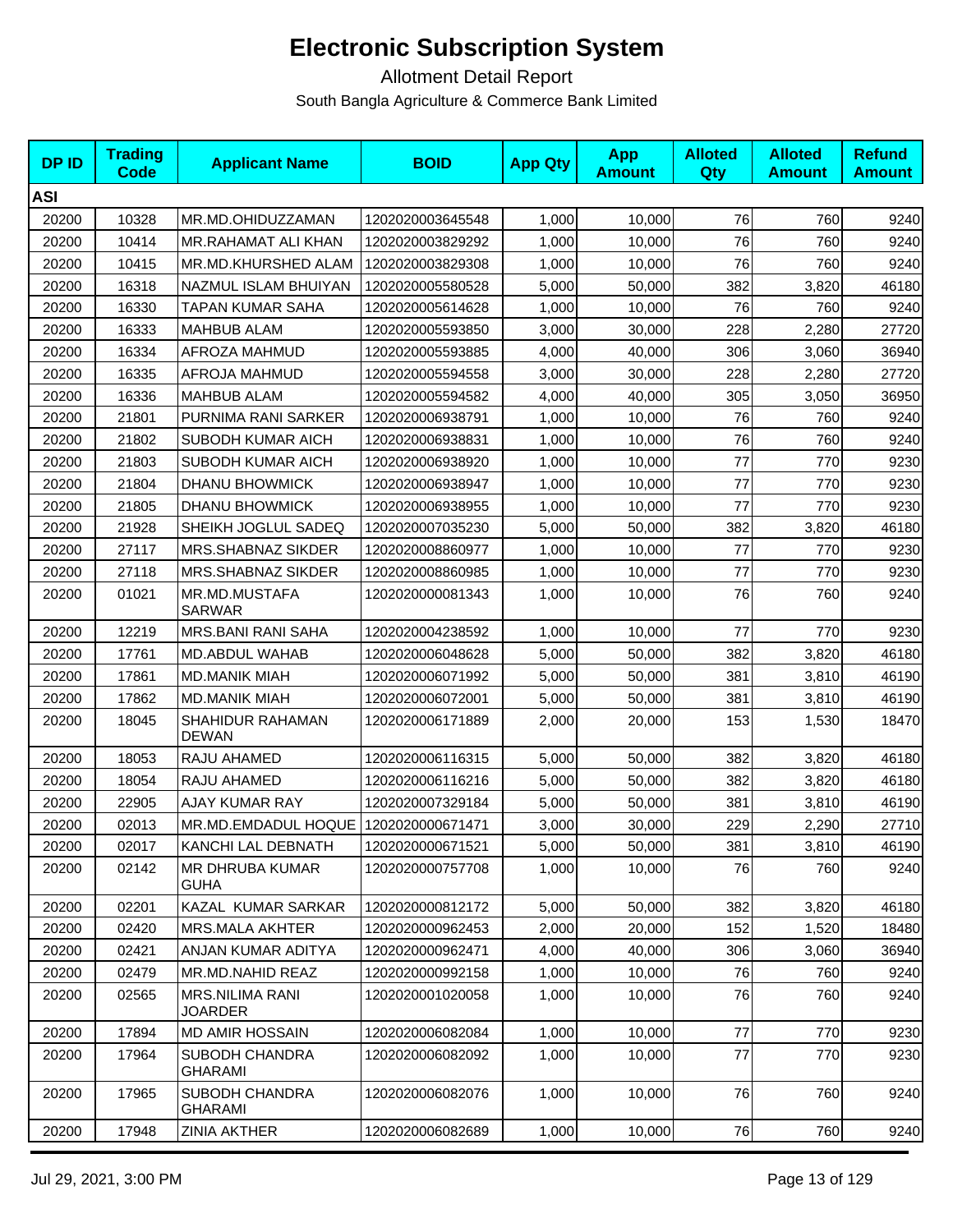# Electronic Subscription System

Allotment Detail Report

South Bangla Agriculture & Commerce Bank Limited

| DP ID | Trading Code | Applicant Name | BOID | App Qty | App Amount | Alloted Qty | Alloted Amount | Refund Amount |
|---|---|---|---|---|---|---|---|---|
| **ASI** | | | | | | | | |
| 20200 | 10328 | MR.MD.OHIDUZZAMAN | 1202020003645548 | 1,000 | 10,000 | 76 | 760 | 9240 |
| 20200 | 10414 | MR.RAHAMAT ALI KHAN | 1202020003829292 | 1,000 | 10,000 | 76 | 760 | 9240 |
| 20200 | 10415 | MR.MD.KHURSHED ALAM | 1202020003829308 | 1,000 | 10,000 | 76 | 760 | 9240 |
| 20200 | 16318 | NAZMUL ISLAM BHUIYAN | 1202020005580528 | 5,000 | 50,000 | 382 | 3,820 | 46180 |
| 20200 | 16330 | TAPAN KUMAR SAHA | 1202020005614628 | 1,000 | 10,000 | 76 | 760 | 9240 |
| 20200 | 16333 | MAHBUB ALAM | 1202020005593850 | 3,000 | 30,000 | 228 | 2,280 | 27720 |
| 20200 | 16334 | AFROZA MAHMUD | 1202020005593885 | 4,000 | 40,000 | 306 | 3,060 | 36940 |
| 20200 | 16335 | AFROJA MAHMUD | 1202020005594558 | 3,000 | 30,000 | 228 | 2,280 | 27720 |
| 20200 | 16336 | MAHBUB ALAM | 1202020005594582 | 4,000 | 40,000 | 305 | 3,050 | 36950 |
| 20200 | 21801 | PURNIMA RANI SARKER | 1202020006938791 | 1,000 | 10,000 | 76 | 760 | 9240 |
| 20200 | 21802 | SUBODH KUMAR AICH | 1202020006938831 | 1,000 | 10,000 | 76 | 760 | 9240 |
| 20200 | 21803 | SUBODH KUMAR AICH | 1202020006938920 | 1,000 | 10,000 | 77 | 770 | 9230 |
| 20200 | 21804 | DHANU BHOWMICK | 1202020006938947 | 1,000 | 10,000 | 77 | 770 | 9230 |
| 20200 | 21805 | DHANU BHOWMICK | 1202020006938955 | 1,000 | 10,000 | 77 | 770 | 9230 |
| 20200 | 21928 | SHEIKH JOGLUL SADEQ | 1202020007035230 | 5,000 | 50,000 | 382 | 3,820 | 46180 |
| 20200 | 27117 | MRS.SHABNAZ SIKDER | 1202020008860977 | 1,000 | 10,000 | 77 | 770 | 9230 |
| 20200 | 27118 | MRS.SHABNAZ SIKDER | 1202020008860985 | 1,000 | 10,000 | 77 | 770 | 9230 |
| 20200 | 01021 | MR.MD.MUSTAFA SARWAR | 1202020000081343 | 1,000 | 10,000 | 76 | 760 | 9240 |
| 20200 | 12219 | MRS.BANI RANI SAHA | 1202020004238592 | 1,000 | 10,000 | 77 | 770 | 9230 |
| 20200 | 17761 | MD.ABDUL WAHAB | 1202020006048628 | 5,000 | 50,000 | 382 | 3,820 | 46180 |
| 20200 | 17861 | MD.MANIK MIAH | 1202020006071992 | 5,000 | 50,000 | 381 | 3,810 | 46190 |
| 20200 | 17862 | MD.MANIK MIAH | 1202020006072001 | 5,000 | 50,000 | 381 | 3,810 | 46190 |
| 20200 | 18045 | SHAHIDUR RAHAMAN DEWAN | 1202020006171889 | 2,000 | 20,000 | 153 | 1,530 | 18470 |
| 20200 | 18053 | RAJU AHAMED | 1202020006116315 | 5,000 | 50,000 | 382 | 3,820 | 46180 |
| 20200 | 18054 | RAJU AHAMED | 1202020006116216 | 5,000 | 50,000 | 382 | 3,820 | 46180 |
| 20200 | 22905 | AJAY KUMAR RAY | 1202020007329184 | 5,000 | 50,000 | 381 | 3,810 | 46190 |
| 20200 | 02013 | MR.MD.EMDADUL HOQUE | 1202020000671471 | 3,000 | 30,000 | 229 | 2,290 | 27710 |
| 20200 | 02017 | KANCHI LAL DEBNATH | 1202020000671521 | 5,000 | 50,000 | 381 | 3,810 | 46190 |
| 20200 | 02142 | MR DHRUBA KUMAR GUHA | 1202020000757708 | 1,000 | 10,000 | 76 | 760 | 9240 |
| 20200 | 02201 | KAZAL KUMAR SARKAR | 1202020000812172 | 5,000 | 50,000 | 382 | 3,820 | 46180 |
| 20200 | 02420 | MRS.MALA AKHTER | 1202020000962453 | 2,000 | 20,000 | 152 | 1,520 | 18480 |
| 20200 | 02421 | ANJAN KUMAR ADITYA | 1202020000962471 | 4,000 | 40,000 | 306 | 3,060 | 36940 |
| 20200 | 02479 | MR.MD.NAHID REAZ | 1202020000992158 | 1,000 | 10,000 | 76 | 760 | 9240 |
| 20200 | 02565 | MRS.NILIMA RANI JOARDER | 1202020001020058 | 1,000 | 10,000 | 76 | 760 | 9240 |
| 20200 | 17894 | MD AMIR HOSSAIN | 1202020006082084 | 1,000 | 10,000 | 77 | 770 | 9230 |
| 20200 | 17964 | SUBODH CHANDRA GHARAMI | 1202020006082092 | 1,000 | 10,000 | 77 | 770 | 9230 |
| 20200 | 17965 | SUBODH CHANDRA GHARAMI | 1202020006082076 | 1,000 | 10,000 | 76 | 760 | 9240 |
| 20200 | 17948 | ZINIA AKTHER | 1202020006082689 | 1,000 | 10,000 | 76 | 760 | 9240 |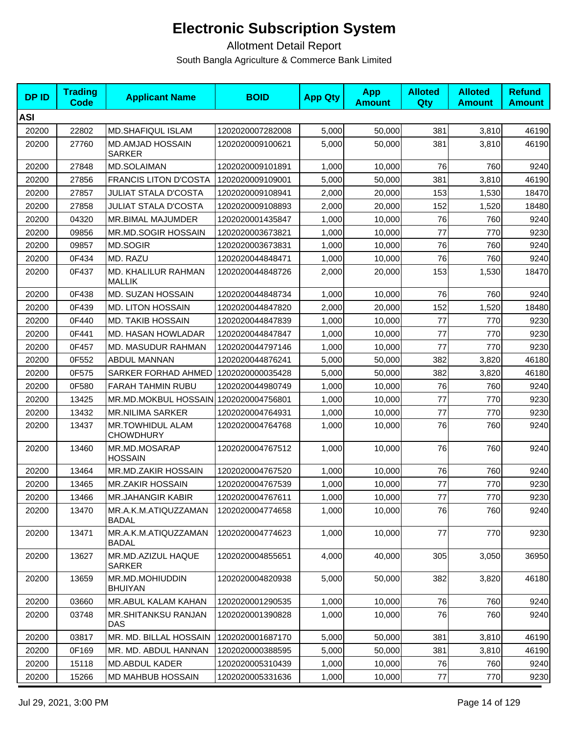# Electronic Subscription System

Allotment Detail Report

South Bangla Agriculture & Commerce Bank Limited

| DP ID | Trading Code | Applicant Name | BOID | App Qty | App Amount | Alloted Qty | Alloted Amount | Refund Amount |
|---|---|---|---|---|---|---|---|---|
| **ASI** | | | | | | | | |
| 20200 | 22802 | MD.SHAFIQUL ISLAM | 1202020007282008 | 5,000 | 50,000 | 381 | 3,810 | 46190 |
| 20200 | 27760 | MD.AMJAD HOSSAIN SARKER | 1202020009100621 | 5,000 | 50,000 | 381 | 3,810 | 46190 |
| 20200 | 27848 | MD.SOLAIMAN | 1202020009101891 | 1,000 | 10,000 | 76 | 760 | 9240 |
| 20200 | 27856 | FRANCIS LITON D'COSTA | 1202020009109001 | 5,000 | 50,000 | 381 | 3,810 | 46190 |
| 20200 | 27857 | JULIAT STALA D'COSTA | 1202020009108941 | 2,000 | 20,000 | 153 | 1,530 | 18470 |
| 20200 | 27858 | JULIAT STALA D'COSTA | 1202020009108893 | 2,000 | 20,000 | 152 | 1,520 | 18480 |
| 20200 | 04320 | MR.BIMAL MAJUMDER | 1202020001435847 | 1,000 | 10,000 | 76 | 760 | 9240 |
| 20200 | 09856 | MR.MD.SOGIR HOSSAIN | 1202020003673821 | 1,000 | 10,000 | 77 | 770 | 9230 |
| 20200 | 09857 | MD.SOGIR | 1202020003673831 | 1,000 | 10,000 | 76 | 760 | 9240 |
| 20200 | 0F434 | MD. RAZU | 1202020044848471 | 1,000 | 10,000 | 76 | 760 | 9240 |
| 20200 | 0F437 | MD. KHALILUR RAHMAN MALLIK | 1202020044848726 | 2,000 | 20,000 | 153 | 1,530 | 18470 |
| 20200 | 0F438 | MD. SUZAN HOSSAIN | 1202020044848734 | 1,000 | 10,000 | 76 | 760 | 9240 |
| 20200 | 0F439 | MD. LITON HOSSAIN | 1202020044847820 | 2,000 | 20,000 | 152 | 1,520 | 18480 |
| 20200 | 0F440 | MD. TAKIB HOSSAIN | 1202020044847839 | 1,000 | 10,000 | 77 | 770 | 9230 |
| 20200 | 0F441 | MD. HASAN HOWLADAR | 1202020044847847 | 1,000 | 10,000 | 77 | 770 | 9230 |
| 20200 | 0F457 | MD. MASUDUR RAHMAN | 1202020044797146 | 1,000 | 10,000 | 77 | 770 | 9230 |
| 20200 | 0F552 | ABDUL MANNAN | 1202020044876241 | 5,000 | 50,000 | 382 | 3,820 | 46180 |
| 20200 | 0F575 | SARKER FORHAD AHMED | 1202020000035428 | 5,000 | 50,000 | 382 | 3,820 | 46180 |
| 20200 | 0F580 | FARAH TAHMIN RUBU | 1202020044980749 | 1,000 | 10,000 | 76 | 760 | 9240 |
| 20200 | 13425 | MR.MD.MOKBUL HOSSAIN | 1202020004756801 | 1,000 | 10,000 | 77 | 770 | 9230 |
| 20200 | 13432 | MR.NILIMA SARKER | 1202020004764931 | 1,000 | 10,000 | 77 | 770 | 9230 |
| 20200 | 13437 | MR.TOWHIDUL ALAM CHOWDHURY | 1202020004764768 | 1,000 | 10,000 | 76 | 760 | 9240 |
| 20200 | 13460 | MR.MD.MOSARAP HOSSAIN | 1202020004767512 | 1,000 | 10,000 | 76 | 760 | 9240 |
| 20200 | 13464 | MR.MD.ZAKIR HOSSAIN | 1202020004767520 | 1,000 | 10,000 | 76 | 760 | 9240 |
| 20200 | 13465 | MR.ZAKIR HOSSAIN | 1202020004767539 | 1,000 | 10,000 | 77 | 770 | 9230 |
| 20200 | 13466 | MR.JAHANGIR KABIR | 1202020004767611 | 1,000 | 10,000 | 77 | 770 | 9230 |
| 20200 | 13470 | MR.A.K.M.ATIQUZZAMAN BADAL | 1202020004774658 | 1,000 | 10,000 | 76 | 760 | 9240 |
| 20200 | 13471 | MR.A.K.M.ATIQUZZAMAN BADAL | 1202020004774623 | 1,000 | 10,000 | 77 | 770 | 9230 |
| 20200 | 13627 | MR.MD.AZIZUL HAQUE SARKER | 1202020004855651 | 4,000 | 40,000 | 305 | 3,050 | 36950 |
| 20200 | 13659 | MR.MD.MOHIUDDIN BHUIYAN | 1202020004820938 | 5,000 | 50,000 | 382 | 3,820 | 46180 |
| 20200 | 03660 | MR.ABUL KALAM KAHAN | 1202020001290535 | 1,000 | 10,000 | 76 | 760 | 9240 |
| 20200 | 03748 | MR.SHITANKSU RANJAN DAS | 1202020001390828 | 1,000 | 10,000 | 76 | 760 | 9240 |
| 20200 | 03817 | MR. MD. BILLAL HOSSAIN | 1202020001687170 | 5,000 | 50,000 | 381 | 3,810 | 46190 |
| 20200 | 0F169 | MR. MD. ABDUL HANNAN | 1202020000388595 | 5,000 | 50,000 | 381 | 3,810 | 46190 |
| 20200 | 15118 | MD.ABDUL KADER | 1202020005310439 | 1,000 | 10,000 | 76 | 760 | 9240 |
| 20200 | 15266 | MD MAHBUB HOSSAIN | 1202020005331636 | 1,000 | 10,000 | 77 | 770 | 9230 |

Jul 29, 2021, 3:00 PM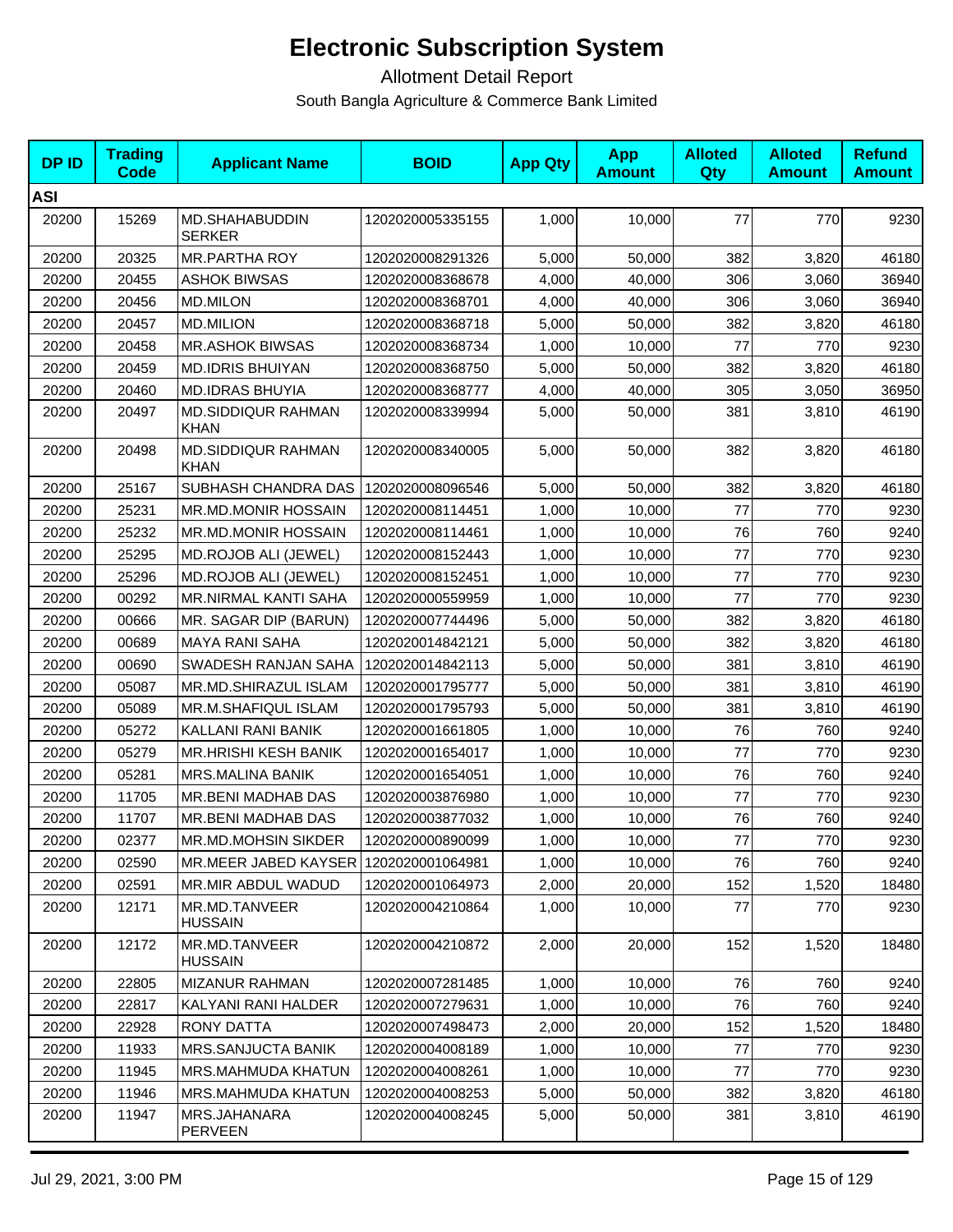# Electronic Subscription System

Allotment Detail Report

South Bangla Agriculture & Commerce Bank Limited

| DP ID | Trading Code | Applicant Name | BOID | App Qty | App Amount | Alloted Qty | Alloted Amount | Refund Amount |
|---|---|---|---|---|---|---|---|---|
| **ASI** | | | | | | | | |
| 20200 | 15269 | MD.SHAHABUDDIN SERKER | 1202020005335155 | 1,000 | 10,000 | 77 | 770 | 9230 |
| 20200 | 20325 | MR.PARTHA ROY | 1202020008291326 | 5,000 | 50,000 | 382 | 3,820 | 46180 |
| 20200 | 20455 | ASHOK BIWSAS | 1202020008368678 | 4,000 | 40,000 | 306 | 3,060 | 36940 |
| 20200 | 20456 | MD.MILON | 1202020008368701 | 4,000 | 40,000 | 306 | 3,060 | 36940 |
| 20200 | 20457 | MD.MILION | 1202020008368718 | 5,000 | 50,000 | 382 | 3,820 | 46180 |
| 20200 | 20458 | MR.ASHOK BIWSAS | 1202020008368734 | 1,000 | 10,000 | 77 | 770 | 9230 |
| 20200 | 20459 | MD.IDRIS BHUIYAN | 1202020008368750 | 5,000 | 50,000 | 382 | 3,820 | 46180 |
| 20200 | 20460 | MD.IDRAS BHUYIA | 1202020008368777 | 4,000 | 40,000 | 305 | 3,050 | 36950 |
| 20200 | 20497 | MD.SIDDIQUR RAHMAN KHAN | 1202020008339994 | 5,000 | 50,000 | 381 | 3,810 | 46190 |
| 20200 | 20498 | MD.SIDDIQUR RAHMAN KHAN | 1202020008340005 | 5,000 | 50,000 | 382 | 3,820 | 46180 |
| 20200 | 25167 | SUBHASH CHANDRA DAS | 1202020008096546 | 5,000 | 50,000 | 382 | 3,820 | 46180 |
| 20200 | 25231 | MR.MD.MONIR HOSSAIN | 1202020008114451 | 1,000 | 10,000 | 77 | 770 | 9230 |
| 20200 | 25232 | MR.MD.MONIR HOSSAIN | 1202020008114461 | 1,000 | 10,000 | 76 | 760 | 9240 |
| 20200 | 25295 | MD.ROJOB ALI (JEWEL) | 1202020008152443 | 1,000 | 10,000 | 77 | 770 | 9230 |
| 20200 | 25296 | MD.ROJOB ALI (JEWEL) | 1202020008152451 | 1,000 | 10,000 | 77 | 770 | 9230 |
| 20200 | 00292 | MR.NIRMAL KANTI SAHA | 1202020000559959 | 1,000 | 10,000 | 77 | 770 | 9230 |
| 20200 | 00666 | MR. SAGAR DIP (BARUN) | 1202020007744496 | 5,000 | 50,000 | 382 | 3,820 | 46180 |
| 20200 | 00689 | MAYA RANI SAHA | 1202020014842121 | 5,000 | 50,000 | 382 | 3,820 | 46180 |
| 20200 | 00690 | SWADESH RANJAN SAHA | 1202020014842113 | 5,000 | 50,000 | 381 | 3,810 | 46190 |
| 20200 | 05087 | MR.MD.SHIRAZUL ISLAM | 1202020001795777 | 5,000 | 50,000 | 381 | 3,810 | 46190 |
| 20200 | 05089 | MR.M.SHAFIQUL ISLAM | 1202020001795793 | 5,000 | 50,000 | 381 | 3,810 | 46190 |
| 20200 | 05272 | KALLANI RANI BANIK | 1202020001661805 | 1,000 | 10,000 | 76 | 760 | 9240 |
| 20200 | 05279 | MR.HRISHI KESH BANIK | 1202020001654017 | 1,000 | 10,000 | 77 | 770 | 9230 |
| 20200 | 05281 | MRS.MALINA BANIK | 1202020001654051 | 1,000 | 10,000 | 76 | 760 | 9240 |
| 20200 | 11705 | MR.BENI MADHAB DAS | 1202020003876980 | 1,000 | 10,000 | 77 | 770 | 9230 |
| 20200 | 11707 | MR.BENI MADHAB DAS | 1202020003877032 | 1,000 | 10,000 | 76 | 760 | 9240 |
| 20200 | 02377 | MR.MD.MOHSIN SIKDER | 1202020000890099 | 1,000 | 10,000 | 77 | 770 | 9230 |
| 20200 | 02590 | MR.MEER JABED KAYSER | 1202020001064981 | 1,000 | 10,000 | 76 | 760 | 9240 |
| 20200 | 02591 | MR.MIR ABDUL WADUD | 1202020001064973 | 2,000 | 20,000 | 152 | 1,520 | 18480 |
| 20200 | 12171 | MR.MD.TANVEER HUSSAIN | 1202020004210864 | 1,000 | 10,000 | 77 | 770 | 9230 |
| 20200 | 12172 | MR.MD.TANVEER HUSSAIN | 1202020004210872 | 2,000 | 20,000 | 152 | 1,520 | 18480 |
| 20200 | 22805 | MIZANUR RAHMAN | 1202020007281485 | 1,000 | 10,000 | 76 | 760 | 9240 |
| 20200 | 22817 | KALYANI RANI HALDER | 1202020007279631 | 1,000 | 10,000 | 76 | 760 | 9240 |
| 20200 | 22928 | RONY DATTA | 1202020007498473 | 2,000 | 20,000 | 152 | 1,520 | 18480 |
| 20200 | 11933 | MRS.SANJUCTA BANIK | 1202020004008189 | 1,000 | 10,000 | 77 | 770 | 9230 |
| 20200 | 11945 | MRS.MAHMUDA KHATUN | 1202020004008261 | 1,000 | 10,000 | 77 | 770 | 9230 |
| 20200 | 11946 | MRS.MAHMUDA KHATUN | 1202020004008253 | 5,000 | 50,000 | 382 | 3,820 | 46180 |
| 20200 | 11947 | MRS.JAHANARA PERVEEN | 1202020004008245 | 5,000 | 50,000 | 381 | 3,810 | 46190 |

Jul 29, 2021, 3:00 PM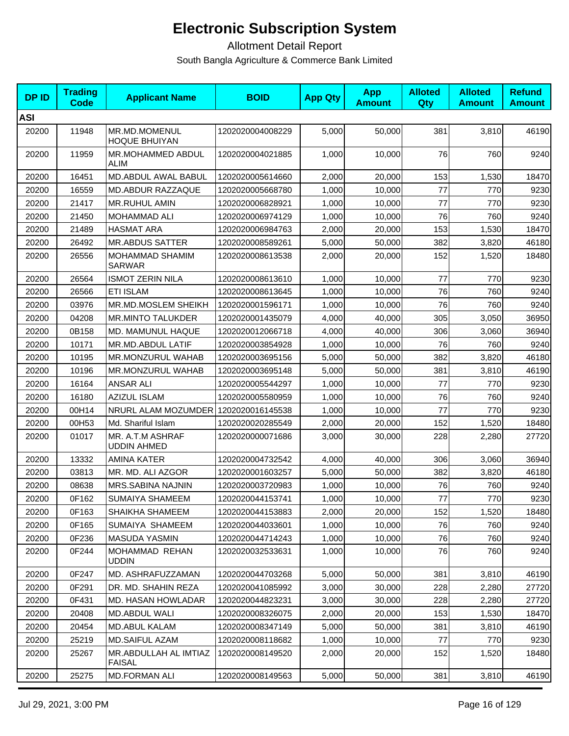# Electronic Subscription System

Allotment Detail Report

South Bangla Agriculture & Commerce Bank Limited

| DP ID | Trading Code | Applicant Name | BOID | App Qty | App Amount | Alloted Qty | Alloted Amount | Refund Amount |
|---|---|---|---|---|---|---|---|---|
| **ASI** | | | | | | | | |
| 20200 | 11948 | MR.MD.MOMENUL HOQUE BHUIYAN | 1202020004008229 | 5,000 | 50,000 | 381 | 3,810 | 46190 |
| 20200 | 11959 | MR.MOHAMMED ABDUL ALIM | 1202020004021885 | 1,000 | 10,000 | 76 | 760 | 9240 |
| 20200 | 16451 | MD.ABDUL AWAL BABUL | 1202020005614660 | 2,000 | 20,000 | 153 | 1,530 | 18470 |
| 20200 | 16559 | MD.ABDUR RAZZAQUE | 1202020005668780 | 1,000 | 10,000 | 77 | 770 | 9230 |
| 20200 | 21417 | MR.RUHUL AMIN | 1202020006828921 | 1,000 | 10,000 | 77 | 770 | 9230 |
| 20200 | 21450 | MOHAMMAD ALI | 1202020006974129 | 1,000 | 10,000 | 76 | 760 | 9240 |
| 20200 | 21489 | HASMAT ARA | 1202020006984763 | 2,000 | 20,000 | 153 | 1,530 | 18470 |
| 20200 | 26492 | MR.ABDUS SATTER | 1202020008589261 | 5,000 | 50,000 | 382 | 3,820 | 46180 |
| 20200 | 26556 | MOHAMMAD SHAMIM SARWAR | 1202020008613538 | 2,000 | 20,000 | 152 | 1,520 | 18480 |
| 20200 | 26564 | ISMOT ZERIN NILA | 1202020008613610 | 1,000 | 10,000 | 77 | 770 | 9230 |
| 20200 | 26566 | ETI ISLAM | 1202020008613645 | 1,000 | 10,000 | 76 | 760 | 9240 |
| 20200 | 03976 | MR.MD.MOSLEM SHEIKH | 1202020001596171 | 1,000 | 10,000 | 76 | 760 | 9240 |
| 20200 | 04208 | MR.MINTO TALUKDER | 1202020001435079 | 4,000 | 40,000 | 305 | 3,050 | 36950 |
| 20200 | 0B158 | MD. MAMUNUL HAQUE | 1202020012066718 | 4,000 | 40,000 | 306 | 3,060 | 36940 |
| 20200 | 10171 | MR.MD.ABDUL LATIF | 1202020003854928 | 1,000 | 10,000 | 76 | 760 | 9240 |
| 20200 | 10195 | MR.MONZURUL WAHAB | 1202020003695156 | 5,000 | 50,000 | 382 | 3,820 | 46180 |
| 20200 | 10196 | MR.MONZURUL WAHAB | 1202020003695148 | 5,000 | 50,000 | 381 | 3,810 | 46190 |
| 20200 | 16164 | ANSAR ALI | 1202020005544297 | 1,000 | 10,000 | 77 | 770 | 9230 |
| 20200 | 16180 | AZIZUL ISLAM | 1202020005580959 | 1,000 | 10,000 | 76 | 760 | 9240 |
| 20200 | 00H14 | NRURL ALAM MOZUMDER | 1202020016145538 | 1,000 | 10,000 | 77 | 770 | 9230 |
| 20200 | 00H53 | Md. Shariful Islam | 1202020020285549 | 2,000 | 20,000 | 152 | 1,520 | 18480 |
| 20200 | 01017 | MR. A.T.M ASHRAF UDDIN AHMED | 1202020000071686 | 3,000 | 30,000 | 228 | 2,280 | 27720 |
| 20200 | 13332 | AMINA KATER | 1202020004732542 | 4,000 | 40,000 | 306 | 3,060 | 36940 |
| 20200 | 03813 | MR. MD. ALI AZGOR | 1202020001603257 | 5,000 | 50,000 | 382 | 3,820 | 46180 |
| 20200 | 08638 | MRS.SABINA NAJNIN | 1202020003720983 | 1,000 | 10,000 | 76 | 760 | 9240 |
| 20200 | 0F162 | SUMAIYA SHAMEEM | 1202020044153741 | 1,000 | 10,000 | 77 | 770 | 9230 |
| 20200 | 0F163 | SHAIKHA SHAMEEM | 1202020044153883 | 2,000 | 20,000 | 152 | 1,520 | 18480 |
| 20200 | 0F165 | SUMAIYA SHAMEEM | 1202020044033601 | 1,000 | 10,000 | 76 | 760 | 9240 |
| 20200 | 0F236 | MASUDA YASMIN | 1202020044714243 | 1,000 | 10,000 | 76 | 760 | 9240 |
| 20200 | 0F244 | MOHAMMAD REHAN UDDIN | 1202020032533631 | 1,000 | 10,000 | 76 | 760 | 9240 |
| 20200 | 0F247 | MD. ASHRAFUZZAMAN | 1202020044703268 | 5,000 | 50,000 | 381 | 3,810 | 46190 |
| 20200 | 0F291 | DR. MD. SHAHIN REZA | 1202020041085992 | 3,000 | 30,000 | 228 | 2,280 | 27720 |
| 20200 | 0F431 | MD. HASAN HOWLADAR | 1202020044823231 | 3,000 | 30,000 | 228 | 2,280 | 27720 |
| 20200 | 20408 | MD.ABDUL WALI | 1202020008326075 | 2,000 | 20,000 | 153 | 1,530 | 18470 |
| 20200 | 20454 | MD.ABUL KALAM | 1202020008347149 | 5,000 | 50,000 | 381 | 3,810 | 46190 |
| 20200 | 25219 | MD.SAIFUL AZAM | 1202020008118682 | 1,000 | 10,000 | 77 | 770 | 9230 |
| 20200 | 25267 | MR.ABDULLAH AL IMTIAZ FAISAL | 1202020008149520 | 2,000 | 20,000 | 152 | 1,520 | 18480 |
| 20200 | 25275 | MD.FORMAN ALI | 1202020008149563 | 5,000 | 50,000 | 381 | 3,810 | 46190 |

Jul 29, 2021, 3:00 PM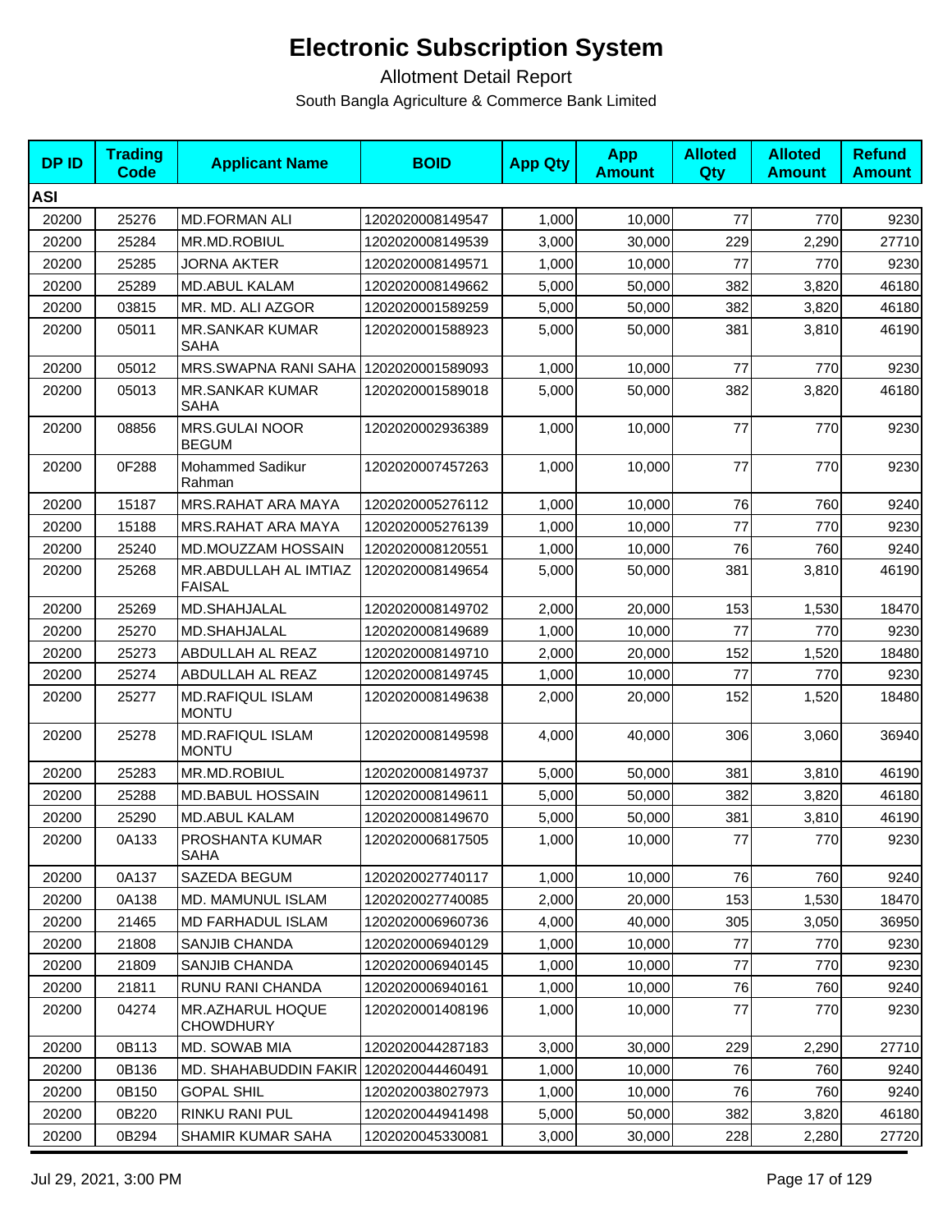# Electronic Subscription System

Allotment Detail Report

South Bangla Agriculture & Commerce Bank Limited

| DP ID | Trading Code | Applicant Name | BOID | App Qty | App Amount | Alloted Qty | Alloted Amount | Refund Amount |
|---|---|---|---|---|---|---|---|---|
| **ASI** | | | | | | | | |
| 20200 | 25276 | MD.FORMAN ALI | 1202020008149547 | 1,000 | 10,000 | 77 | 770 | 9230 |
| 20200 | 25284 | MR.MD.ROBIUL | 1202020008149539 | 3,000 | 30,000 | 229 | 2,290 | 27710 |
| 20200 | 25285 | JORNA AKTER | 1202020008149571 | 1,000 | 10,000 | 77 | 770 | 9230 |
| 20200 | 25289 | MD.ABUL KALAM | 1202020008149662 | 5,000 | 50,000 | 382 | 3,820 | 46180 |
| 20200 | 03815 | MR. MD. ALI AZGOR | 1202020001589259 | 5,000 | 50,000 | 382 | 3,820 | 46180 |
| 20200 | 05011 | MR.SANKAR KUMAR SAHA | 1202020001588923 | 5,000 | 50,000 | 381 | 3,810 | 46190 |
| 20200 | 05012 | MRS.SWAPNA RANI SAHA | 1202020001589093 | 1,000 | 10,000 | 77 | 770 | 9230 |
| 20200 | 05013 | MR.SANKAR KUMAR SAHA | 1202020001589018 | 5,000 | 50,000 | 382 | 3,820 | 46180 |
| 20200 | 08856 | MRS.GULAI NOOR BEGUM | 1202020002936389 | 1,000 | 10,000 | 77 | 770 | 9230 |
| 20200 | 0F288 | Mohammed Sadikur Rahman | 1202020007457263 | 1,000 | 10,000 | 77 | 770 | 9230 |
| 20200 | 15187 | MRS.RAHAT ARA MAYA | 1202020005276112 | 1,000 | 10,000 | 76 | 760 | 9240 |
| 20200 | 15188 | MRS.RAHAT ARA MAYA | 1202020005276139 | 1,000 | 10,000 | 77 | 770 | 9230 |
| 20200 | 25240 | MD.MOUZZAM HOSSAIN | 1202020008120551 | 1,000 | 10,000 | 76 | 760 | 9240 |
| 20200 | 25268 | MR.ABDULLAH AL IMTIAZ FAISAL | 1202020008149654 | 5,000 | 50,000 | 381 | 3,810 | 46190 |
| 20200 | 25269 | MD.SHAHJALAL | 1202020008149702 | 2,000 | 20,000 | 153 | 1,530 | 18470 |
| 20200 | 25270 | MD.SHAHJALAL | 1202020008149689 | 1,000 | 10,000 | 77 | 770 | 9230 |
| 20200 | 25273 | ABDULLAH AL REAZ | 1202020008149710 | 2,000 | 20,000 | 152 | 1,520 | 18480 |
| 20200 | 25274 | ABDULLAH AL REAZ | 1202020008149745 | 1,000 | 10,000 | 77 | 770 | 9230 |
| 20200 | 25277 | MD.RAFIQUL ISLAM MONTU | 1202020008149638 | 2,000 | 20,000 | 152 | 1,520 | 18480 |
| 20200 | 25278 | MD.RAFIQUL ISLAM MONTU | 1202020008149598 | 4,000 | 40,000 | 306 | 3,060 | 36940 |
| 20200 | 25283 | MR.MD.ROBIUL | 1202020008149737 | 5,000 | 50,000 | 381 | 3,810 | 46190 |
| 20200 | 25288 | MD.BABUL HOSSAIN | 1202020008149611 | 5,000 | 50,000 | 382 | 3,820 | 46180 |
| 20200 | 25290 | MD.ABUL KALAM | 1202020008149670 | 5,000 | 50,000 | 381 | 3,810 | 46190 |
| 20200 | 0A133 | PROSHANTA KUMAR SAHA | 1202020006817505 | 1,000 | 10,000 | 77 | 770 | 9230 |
| 20200 | 0A137 | SAZEDA BEGUM | 1202020027740117 | 1,000 | 10,000 | 76 | 760 | 9240 |
| 20200 | 0A138 | MD. MAMUNUL ISLAM | 1202020027740085 | 2,000 | 20,000 | 153 | 1,530 | 18470 |
| 20200 | 21465 | MD FARHADUL ISLAM | 1202020006960736 | 4,000 | 40,000 | 305 | 3,050 | 36950 |
| 20200 | 21808 | SANJIB CHANDA | 1202020006940129 | 1,000 | 10,000 | 77 | 770 | 9230 |
| 20200 | 21809 | SANJIB CHANDA | 1202020006940145 | 1,000 | 10,000 | 77 | 770 | 9230 |
| 20200 | 21811 | RUNU RANI CHANDA | 1202020006940161 | 1,000 | 10,000 | 76 | 760 | 9240 |
| 20200 | 04274 | MR.AZHARUL HOQUE CHOWDHURY | 1202020001408196 | 1,000 | 10,000 | 77 | 770 | 9230 |
| 20200 | 0B113 | MD. SOWAB MIA | 1202020044287183 | 3,000 | 30,000 | 229 | 2,290 | 27710 |
| 20200 | 0B136 | MD. SHAHABUDDIN FAKIR | 1202020044460491 | 1,000 | 10,000 | 76 | 760 | 9240 |
| 20200 | 0B150 | GOPAL SHIL | 1202020038027973 | 1,000 | 10,000 | 76 | 760 | 9240 |
| 20200 | 0B220 | RINKU RANI PUL | 1202020044941498 | 5,000 | 50,000 | 382 | 3,820 | 46180 |
| 20200 | 0B294 | SHAMIR KUMAR SAHA | 1202020045330081 | 3,000 | 30,000 | 228 | 2,280 | 27720 |

Jul 29, 2021, 3:00 PM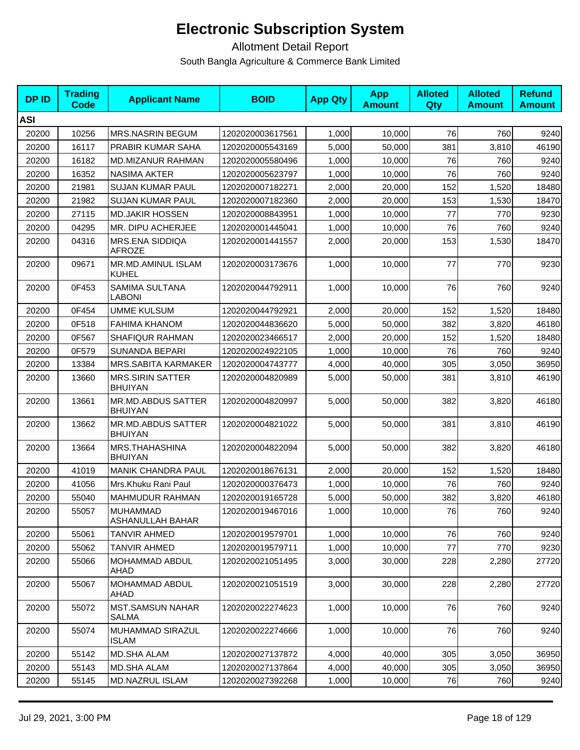# Electronic Subscription System

Allotment Detail Report

South Bangla Agriculture & Commerce Bank Limited

| DP ID | Trading Code | Applicant Name | BOID | App Qty | App Amount | Alloted Qty | Alloted Amount | Refund Amount |
|---|---|---|---|---|---|---|---|---|
| **ASI** | | | | | | | | |
| 20200 | 10256 | MRS.NASRIN BEGUM | 1202020003617561 | 1,000 | 10,000 | 76 | 760 | 9240 |
| 20200 | 16117 | PRABIR KUMAR SAHA | 1202020005543169 | 5,000 | 50,000 | 381 | 3,810 | 46190 |
| 20200 | 16182 | MD.MIZANUR RAHMAN | 1202020005580496 | 1,000 | 10,000 | 76 | 760 | 9240 |
| 20200 | 16352 | NASIMA AKTER | 1202020005623797 | 1,000 | 10,000 | 76 | 760 | 9240 |
| 20200 | 21981 | SUJAN KUMAR PAUL | 1202020007182271 | 2,000 | 20,000 | 152 | 1,520 | 18480 |
| 20200 | 21982 | SUJAN KUMAR PAUL | 1202020007182360 | 2,000 | 20,000 | 153 | 1,530 | 18470 |
| 20200 | 27115 | MD.JAKIR HOSSEN | 1202020008843951 | 1,000 | 10,000 | 77 | 770 | 9230 |
| 20200 | 04295 | MR. DIPU ACHERJEE | 1202020001445041 | 1,000 | 10,000 | 76 | 760 | 9240 |
| 20200 | 04316 | MRS.ENA SIDDIQA AFROZE | 1202020001441557 | 2,000 | 20,000 | 153 | 1,530 | 18470 |
| 20200 | 09671 | MR.MD.AMINUL ISLAM KUHEL | 1202020003173676 | 1,000 | 10,000 | 77 | 770 | 9230 |
| 20200 | 0F453 | SAMIMA SULTANA LABONI | 1202020044792911 | 1,000 | 10,000 | 76 | 760 | 9240 |
| 20200 | 0F454 | UMME KULSUM | 1202020044792921 | 2,000 | 20,000 | 152 | 1,520 | 18480 |
| 20200 | 0F518 | FAHIMA KHANOM | 1202020044836620 | 5,000 | 50,000 | 382 | 3,820 | 46180 |
| 20200 | 0F567 | SHAFIQUR RAHMAN | 1202020023466517 | 2,000 | 20,000 | 152 | 1,520 | 18480 |
| 20200 | 0F579 | SUNANDA BEPARI | 1202020024922105 | 1,000 | 10,000 | 76 | 760 | 9240 |
| 20200 | 13384 | MRS.SABITA KARMAKER | 1202020004743777 | 4,000 | 40,000 | 305 | 3,050 | 36950 |
| 20200 | 13660 | MRS.SIRIN SATTER BHUIYAN | 1202020004820989 | 5,000 | 50,000 | 381 | 3,810 | 46190 |
| 20200 | 13661 | MR.MD.ABDUS SATTER BHUIYAN | 1202020004820997 | 5,000 | 50,000 | 382 | 3,820 | 46180 |
| 20200 | 13662 | MR.MD.ABDUS SATTER BHUIYAN | 1202020004821022 | 5,000 | 50,000 | 381 | 3,810 | 46190 |
| 20200 | 13664 | MRS.THAHASHINA BHUIYAN | 1202020004822094 | 5,000 | 50,000 | 382 | 3,820 | 46180 |
| 20200 | 41019 | MANIK CHANDRA PAUL | 1202020018676131 | 2,000 | 20,000 | 152 | 1,520 | 18480 |
| 20200 | 41056 | Mrs.Khuku Rani Paul | 1202020000376473 | 1,000 | 10,000 | 76 | 760 | 9240 |
| 20200 | 55040 | MAHMUDUR RAHMAN | 1202020019165728 | 5,000 | 50,000 | 382 | 3,820 | 46180 |
| 20200 | 55057 | MUHAMMAD ASHANULLAH BAHAR | 1202020019467016 | 1,000 | 10,000 | 76 | 760 | 9240 |
| 20200 | 55061 | TANVIR AHMED | 1202020019579701 | 1,000 | 10,000 | 76 | 760 | 9240 |
| 20200 | 55062 | TANVIR AHMED | 1202020019579711 | 1,000 | 10,000 | 77 | 770 | 9230 |
| 20200 | 55066 | MOHAMMAD ABDUL AHAD | 1202020021051495 | 3,000 | 30,000 | 228 | 2,280 | 27720 |
| 20200 | 55067 | MOHAMMAD ABDUL AHAD | 1202020021051519 | 3,000 | 30,000 | 228 | 2,280 | 27720 |
| 20200 | 55072 | MST.SAMSUN NAHAR SALMA | 1202020022274623 | 1,000 | 10,000 | 76 | 760 | 9240 |
| 20200 | 55074 | MUHAMMAD SIRAZUL ISLAM | 1202020022274666 | 1,000 | 10,000 | 76 | 760 | 9240 |
| 20200 | 55142 | MD.SHA ALAM | 1202020027137872 | 4,000 | 40,000 | 305 | 3,050 | 36950 |
| 20200 | 55143 | MD.SHA ALAM | 1202020027137864 | 4,000 | 40,000 | 305 | 3,050 | 36950 |
| 20200 | 55145 | MD.NAZRUL ISLAM | 1202020027392268 | 1,000 | 10,000 | 76 | 760 | 9240 |

Jul 29, 2021, 3:00 PM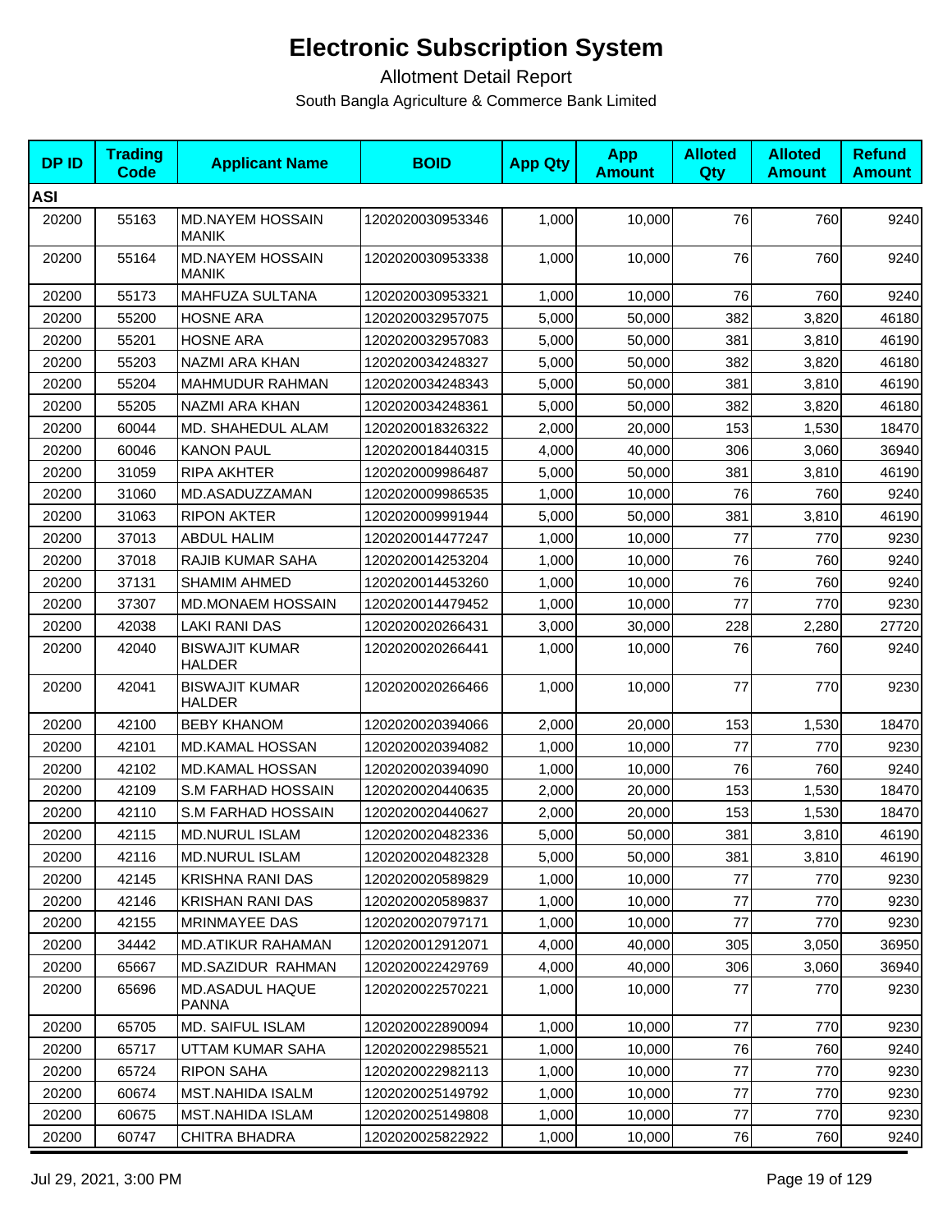# Electronic Subscription System

Allotment Detail Report

South Bangla Agriculture & Commerce Bank Limited

| DP ID | Trading Code | Applicant Name | BOID | App Qty | App Amount | Alloted Qty | Alloted Amount | Refund Amount |
|---|---|---|---|---|---|---|---|---|
| **ASI** | | | | | | | | |
| 20200 | 55163 | MD.NAYEM HOSSAIN MANIK | 1202020030953346 | 1,000 | 10,000 | 76 | 760 | 9240 |
| 20200 | 55164 | MD.NAYEM HOSSAIN MANIK | 1202020030953338 | 1,000 | 10,000 | 76 | 760 | 9240 |
| 20200 | 55173 | MAHFUZA SULTANA | 1202020030953321 | 1,000 | 10,000 | 76 | 760 | 9240 |
| 20200 | 55200 | HOSNE ARA | 1202020032957075 | 5,000 | 50,000 | 382 | 3,820 | 46180 |
| 20200 | 55201 | HOSNE ARA | 1202020032957083 | 5,000 | 50,000 | 381 | 3,810 | 46190 |
| 20200 | 55203 | NAZMI ARA KHAN | 1202020034248327 | 5,000 | 50,000 | 382 | 3,820 | 46180 |
| 20200 | 55204 | MAHMUDUR RAHMAN | 1202020034248343 | 5,000 | 50,000 | 381 | 3,810 | 46190 |
| 20200 | 55205 | NAZMI ARA KHAN | 1202020034248361 | 5,000 | 50,000 | 382 | 3,820 | 46180 |
| 20200 | 60044 | MD. SHAHEDUL ALAM | 1202020018326322 | 2,000 | 20,000 | 153 | 1,530 | 18470 |
| 20200 | 60046 | KANON PAUL | 1202020018440315 | 4,000 | 40,000 | 306 | 3,060 | 36940 |
| 20200 | 31059 | RIPA AKHTER | 1202020009986487 | 5,000 | 50,000 | 381 | 3,810 | 46190 |
| 20200 | 31060 | MD.ASADUZZAMAN | 1202020009986535 | 1,000 | 10,000 | 76 | 760 | 9240 |
| 20200 | 31063 | RIPON AKTER | 1202020009991944 | 5,000 | 50,000 | 381 | 3,810 | 46190 |
| 20200 | 37013 | ABDUL HALIM | 1202020014477247 | 1,000 | 10,000 | 77 | 770 | 9230 |
| 20200 | 37018 | RAJIB KUMAR SAHA | 1202020014253204 | 1,000 | 10,000 | 76 | 760 | 9240 |
| 20200 | 37131 | SHAMIM AHMED | 1202020014453260 | 1,000 | 10,000 | 76 | 760 | 9240 |
| 20200 | 37307 | MD.MONAEM HOSSAIN | 1202020014479452 | 1,000 | 10,000 | 77 | 770 | 9230 |
| 20200 | 42038 | LAKI RANI DAS | 1202020020266431 | 3,000 | 30,000 | 228 | 2,280 | 27720 |
| 20200 | 42040 | BISWAJIT KUMAR HALDER | 1202020020266441 | 1,000 | 10,000 | 76 | 760 | 9240 |
| 20200 | 42041 | BISWAJIT KUMAR HALDER | 1202020020266466 | 1,000 | 10,000 | 77 | 770 | 9230 |
| 20200 | 42100 | BEBY KHANOM | 1202020020394066 | 2,000 | 20,000 | 153 | 1,530 | 18470 |
| 20200 | 42101 | MD.KAMAL HOSSAN | 1202020020394082 | 1,000 | 10,000 | 77 | 770 | 9230 |
| 20200 | 42102 | MD.KAMAL HOSSAN | 1202020020394090 | 1,000 | 10,000 | 76 | 760 | 9240 |
| 20200 | 42109 | S.M FARHAD HOSSAIN | 1202020020440635 | 2,000 | 20,000 | 153 | 1,530 | 18470 |
| 20200 | 42110 | S.M FARHAD HOSSAIN | 1202020020440627 | 2,000 | 20,000 | 153 | 1,530 | 18470 |
| 20200 | 42115 | MD.NURUL ISLAM | 1202020020482336 | 5,000 | 50,000 | 381 | 3,810 | 46190 |
| 20200 | 42116 | MD.NURUL ISLAM | 1202020020482328 | 5,000 | 50,000 | 381 | 3,810 | 46190 |
| 20200 | 42145 | KRISHNA RANI DAS | 1202020020589829 | 1,000 | 10,000 | 77 | 770 | 9230 |
| 20200 | 42146 | KRISHAN RANI DAS | 1202020020589837 | 1,000 | 10,000 | 77 | 770 | 9230 |
| 20200 | 42155 | MRINMAYEE DAS | 1202020020797171 | 1,000 | 10,000 | 77 | 770 | 9230 |
| 20200 | 34442 | MD.ATIKUR RAHAMAN | 1202020012912071 | 4,000 | 40,000 | 305 | 3,050 | 36950 |
| 20200 | 65667 | MD.SAZIDUR RAHMAN | 1202020022429769 | 4,000 | 40,000 | 306 | 3,060 | 36940 |
| 20200 | 65696 | MD.ASADUL HAQUE PANNA | 1202020022570221 | 1,000 | 10,000 | 77 | 770 | 9230 |
| 20200 | 65705 | MD. SAIFUL ISLAM | 1202020022890094 | 1,000 | 10,000 | 77 | 770 | 9230 |
| 20200 | 65717 | UTTAM KUMAR SAHA | 1202020022985521 | 1,000 | 10,000 | 76 | 760 | 9240 |
| 20200 | 65724 | RIPON SAHA | 1202020022982113 | 1,000 | 10,000 | 77 | 770 | 9230 |
| 20200 | 60674 | MST.NAHIDA ISALM | 1202020025149792 | 1,000 | 10,000 | 77 | 770 | 9230 |
| 20200 | 60675 | MST.NAHIDA ISLAM | 1202020025149808 | 1,000 | 10,000 | 77 | 770 | 9230 |
| 20200 | 60747 | CHITRA BHADRA | 1202020025822922 | 1,000 | 10,000 | 76 | 760 | 9240 |

Jul 29, 2021, 3:00 PM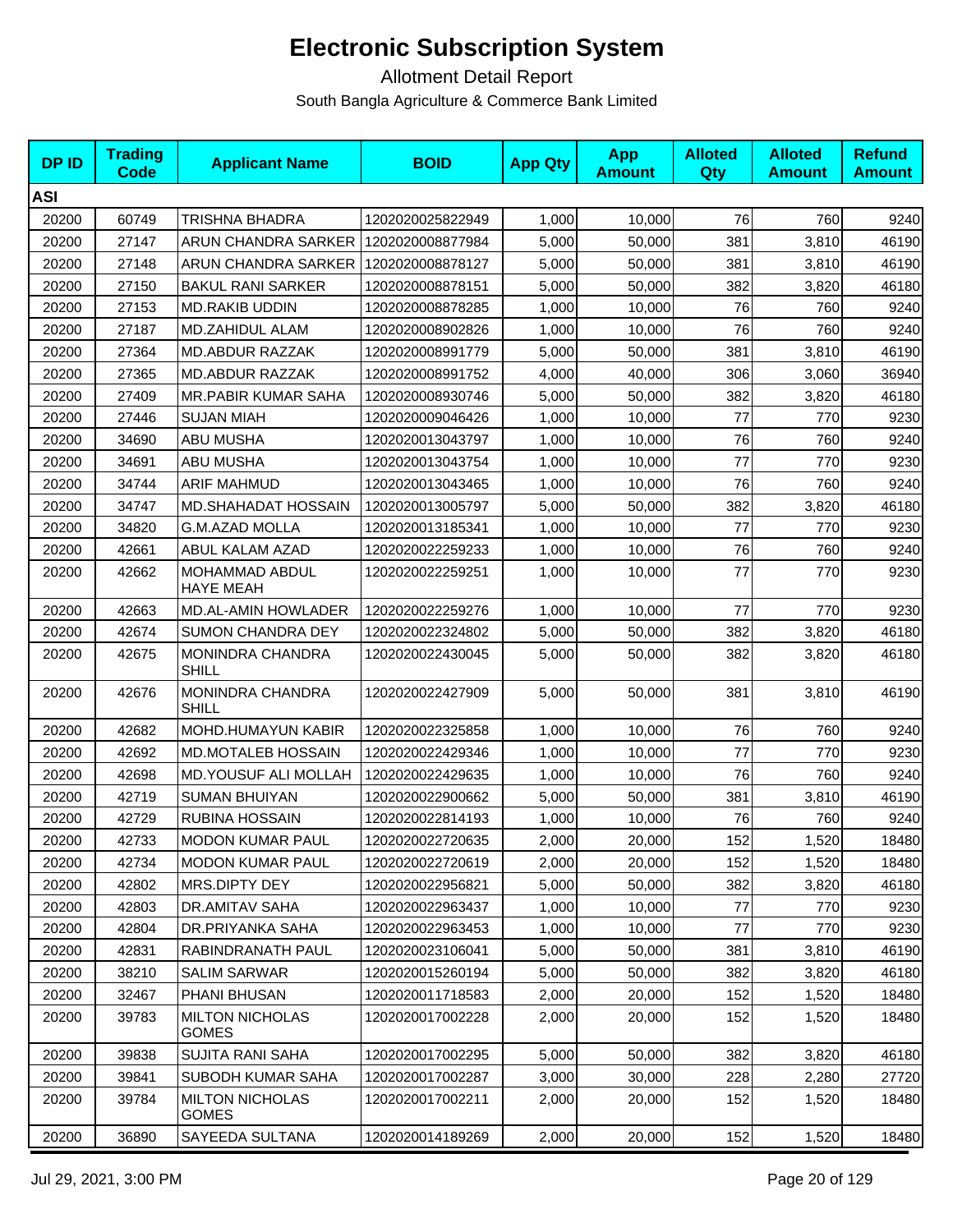# Electronic Subscription System

Allotment Detail Report

South Bangla Agriculture & Commerce Bank Limited

| DP ID | Trading Code | Applicant Name | BOID | App Qty | App Amount | Alloted Qty | Alloted Amount | Refund Amount |
|---|---|---|---|---|---|---|---|---|
| **ASI** | | | | | | | | |
| 20200 | 60749 | TRISHNA BHADRA | 1202020025822949 | 1,000 | 10,000 | 76 | 760 | 9240 |
| 20200 | 27147 | ARUN CHANDRA SARKER | 1202020008877984 | 5,000 | 50,000 | 381 | 3,810 | 46190 |
| 20200 | 27148 | ARUN CHANDRA SARKER | 1202020008878127 | 5,000 | 50,000 | 381 | 3,810 | 46190 |
| 20200 | 27150 | BAKUL RANI SARKER | 1202020008878151 | 5,000 | 50,000 | 382 | 3,820 | 46180 |
| 20200 | 27153 | MD.RAKIB UDDIN | 1202020008878285 | 1,000 | 10,000 | 76 | 760 | 9240 |
| 20200 | 27187 | MD.ZAHIDUL ALAM | 1202020008902826 | 1,000 | 10,000 | 76 | 760 | 9240 |
| 20200 | 27364 | MD.ABDUR RAZZAK | 1202020008991779 | 5,000 | 50,000 | 381 | 3,810 | 46190 |
| 20200 | 27365 | MD.ABDUR RAZZAK | 1202020008991752 | 4,000 | 40,000 | 306 | 3,060 | 36940 |
| 20200 | 27409 | MR.PABIR KUMAR SAHA | 1202020008930746 | 5,000 | 50,000 | 382 | 3,820 | 46180 |
| 20200 | 27446 | SUJAN MIAH | 1202020009046426 | 1,000 | 10,000 | 77 | 770 | 9230 |
| 20200 | 34690 | ABU MUSHA | 1202020013043797 | 1,000 | 10,000 | 76 | 760 | 9240 |
| 20200 | 34691 | ABU MUSHA | 1202020013043754 | 1,000 | 10,000 | 77 | 770 | 9230 |
| 20200 | 34744 | ARIF MAHMUD | 1202020013043465 | 1,000 | 10,000 | 76 | 760 | 9240 |
| 20200 | 34747 | MD.SHAHADAT HOSSAIN | 1202020013005797 | 5,000 | 50,000 | 382 | 3,820 | 46180 |
| 20200 | 34820 | G.M.AZAD MOLLA | 1202020013185341 | 1,000 | 10,000 | 77 | 770 | 9230 |
| 20200 | 42661 | ABUL KALAM AZAD | 1202020022259233 | 1,000 | 10,000 | 76 | 760 | 9240 |
| 20200 | 42662 | MOHAMMAD ABDUL HAYE MEAH | 1202020022259251 | 1,000 | 10,000 | 77 | 770 | 9230 |
| 20200 | 42663 | MD.AL-AMIN HOWLADER | 1202020022259276 | 1,000 | 10,000 | 77 | 770 | 9230 |
| 20200 | 42674 | SUMON CHANDRA DEY | 1202020022324802 | 5,000 | 50,000 | 382 | 3,820 | 46180 |
| 20200 | 42675 | MONINDRA CHANDRA SHILL | 1202020022430045 | 5,000 | 50,000 | 382 | 3,820 | 46180 |
| 20200 | 42676 | MONINDRA CHANDRA SHILL | 1202020022427909 | 5,000 | 50,000 | 381 | 3,810 | 46190 |
| 20200 | 42682 | MOHD.HUMAYUN KABIR | 1202020022325858 | 1,000 | 10,000 | 76 | 760 | 9240 |
| 20200 | 42692 | MD.MOTALEB HOSSAIN | 1202020022429346 | 1,000 | 10,000 | 77 | 770 | 9230 |
| 20200 | 42698 | MD.YOUSUF ALI MOLLAH | 1202020022429635 | 1,000 | 10,000 | 76 | 760 | 9240 |
| 20200 | 42719 | SUMAN BHUIYAN | 1202020022900662 | 5,000 | 50,000 | 381 | 3,810 | 46190 |
| 20200 | 42729 | RUBINA HOSSAIN | 1202020022814193 | 1,000 | 10,000 | 76 | 760 | 9240 |
| 20200 | 42733 | MODON KUMAR PAUL | 1202020022720635 | 2,000 | 20,000 | 152 | 1,520 | 18480 |
| 20200 | 42734 | MODON KUMAR PAUL | 1202020022720619 | 2,000 | 20,000 | 152 | 1,520 | 18480 |
| 20200 | 42802 | MRS.DIPTY DEY | 1202020022956821 | 5,000 | 50,000 | 382 | 3,820 | 46180 |
| 20200 | 42803 | DR.AMITAV SAHA | 1202020022963437 | 1,000 | 10,000 | 77 | 770 | 9230 |
| 20200 | 42804 | DR.PRIYANKA SAHA | 1202020022963453 | 1,000 | 10,000 | 77 | 770 | 9230 |
| 20200 | 42831 | RABINDRANATH PAUL | 1202020023106041 | 5,000 | 50,000 | 381 | 3,810 | 46190 |
| 20200 | 38210 | SALIM SARWAR | 1202020015260194 | 5,000 | 50,000 | 382 | 3,820 | 46180 |
| 20200 | 32467 | PHANI BHUSAN | 1202020011718583 | 2,000 | 20,000 | 152 | 1,520 | 18480 |
| 20200 | 39783 | MILTON NICHOLAS GOMES | 1202020017002228 | 2,000 | 20,000 | 152 | 1,520 | 18480 |
| 20200 | 39838 | SUJITA RANI SAHA | 1202020017002295 | 5,000 | 50,000 | 382 | 3,820 | 46180 |
| 20200 | 39841 | SUBODH KUMAR SAHA | 1202020017002287 | 3,000 | 30,000 | 228 | 2,280 | 27720 |
| 20200 | 39784 | MILTON NICHOLAS GOMES | 1202020017002211 | 2,000 | 20,000 | 152 | 1,520 | 18480 |
| 20200 | 36890 | SAYEEDA SULTANA | 1202020014189269 | 2,000 | 20,000 | 152 | 1,520 | 18480 |

Jul 29, 2021, 3:00 PM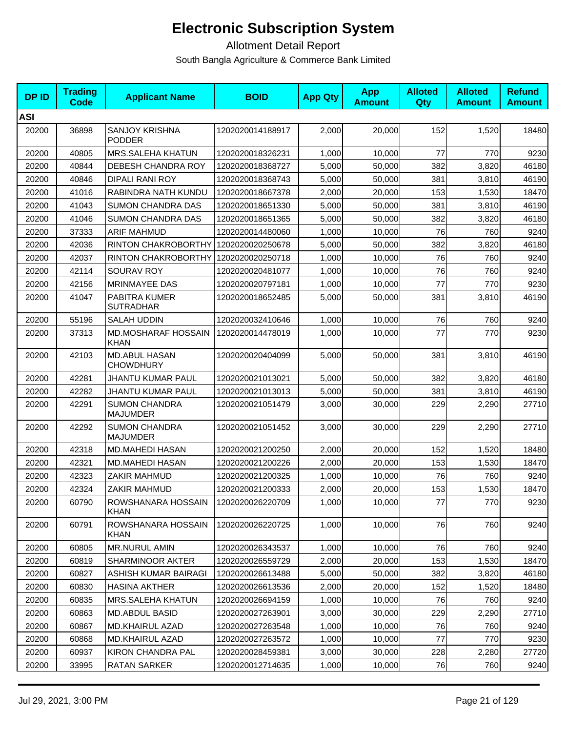# Electronic Subscription System

## Allotment Detail Report

South Bangla Agriculture & Commerce Bank Limited

| DP ID | Trading Code | Applicant Name | BOID | App Qty | App Amount | Alloted Qty | Alloted Amount | Refund Amount |
|---|---|---|---|---|---|---|---|---|
| **ASI** | | | | | | | | |
| 20200 | 36898 | SANJOY KRISHNA PODDER | 1202020014188917 | 2,000 | 20,000 | 152 | 1,520 | 18480 |
| 20200 | 40805 | MRS.SALEHA KHATUN | 1202020018326231 | 1,000 | 10,000 | 77 | 770 | 9230 |
| 20200 | 40844 | DEBESH CHANDRA ROY | 1202020018368727 | 5,000 | 50,000 | 382 | 3,820 | 46180 |
| 20200 | 40846 | DIPALI RANI ROY | 1202020018368743 | 5,000 | 50,000 | 381 | 3,810 | 46190 |
| 20200 | 41016 | RABINDRA NATH KUNDU | 1202020018667378 | 2,000 | 20,000 | 153 | 1,530 | 18470 |
| 20200 | 41043 | SUMON CHANDRA DAS | 1202020018651330 | 5,000 | 50,000 | 381 | 3,810 | 46190 |
| 20200 | 41046 | SUMON CHANDRA DAS | 1202020018651365 | 5,000 | 50,000 | 382 | 3,820 | 46180 |
| 20200 | 37333 | ARIF MAHMUD | 1202020014480060 | 1,000 | 10,000 | 76 | 760 | 9240 |
| 20200 | 42036 | RINTON CHAKROBORTHY | 1202020020250678 | 5,000 | 50,000 | 382 | 3,820 | 46180 |
| 20200 | 42037 | RINTON CHAKROBORTHY | 1202020020250718 | 1,000 | 10,000 | 76 | 760 | 9240 |
| 20200 | 42114 | SOURAV ROY | 1202020020481077 | 1,000 | 10,000 | 76 | 760 | 9240 |
| 20200 | 42156 | MRINMAYEE DAS | 1202020020797181 | 1,000 | 10,000 | 77 | 770 | 9230 |
| 20200 | 41047 | PABITRA KUMER SUTRADHAR | 1202020018652485 | 5,000 | 50,000 | 381 | 3,810 | 46190 |
| 20200 | 55196 | SALAH UDDIN | 1202020032410646 | 1,000 | 10,000 | 76 | 760 | 9240 |
| 20200 | 37313 | MD.MOSHARAF HOSSAIN KHAN | 1202020014478019 | 1,000 | 10,000 | 77 | 770 | 9230 |
| 20200 | 42103 | MD.ABUL HASAN CHOWDHURY | 1202020020404099 | 5,000 | 50,000 | 381 | 3,810 | 46190 |
| 20200 | 42281 | JHANTU KUMAR PAUL | 1202020021013021 | 5,000 | 50,000 | 382 | 3,820 | 46180 |
| 20200 | 42282 | JHANTU KUMAR PAUL | 1202020021013013 | 5,000 | 50,000 | 381 | 3,810 | 46190 |
| 20200 | 42291 | SUMON CHANDRA MAJUMDER | 1202020021051479 | 3,000 | 30,000 | 229 | 2,290 | 27710 |
| 20200 | 42292 | SUMON CHANDRA MAJUMDER | 1202020021051452 | 3,000 | 30,000 | 229 | 2,290 | 27710 |
| 20200 | 42318 | MD.MAHEDI HASAN | 1202020021200250 | 2,000 | 20,000 | 152 | 1,520 | 18480 |
| 20200 | 42321 | MD.MAHEDI HASAN | 1202020021200226 | 2,000 | 20,000 | 153 | 1,530 | 18470 |
| 20200 | 42323 | ZAKIR MAHMUD | 1202020021200325 | 1,000 | 10,000 | 76 | 760 | 9240 |
| 20200 | 42324 | ZAKIR MAHMUD | 1202020021200333 | 2,000 | 20,000 | 153 | 1,530 | 18470 |
| 20200 | 60790 | ROWSHANARA HOSSAIN KHAN | 1202020026220709 | 1,000 | 10,000 | 77 | 770 | 9230 |
| 20200 | 60791 | ROWSHANARA HOSSAIN KHAN | 1202020026220725 | 1,000 | 10,000 | 76 | 760 | 9240 |
| 20200 | 60805 | MR.NURUL AMIN | 1202020026343537 | 1,000 | 10,000 | 76 | 760 | 9240 |
| 20200 | 60819 | SHARMINOOR AKTER | 1202020026559729 | 2,000 | 20,000 | 153 | 1,530 | 18470 |
| 20200 | 60827 | ASHISH KUMAR BAIRAGI | 1202020026613488 | 5,000 | 50,000 | 382 | 3,820 | 46180 |
| 20200 | 60830 | HASINA AKTHER | 1202020026613536 | 2,000 | 20,000 | 152 | 1,520 | 18480 |
| 20200 | 60835 | MRS.SALEHA KHATUN | 1202020026694159 | 1,000 | 10,000 | 76 | 760 | 9240 |
| 20200 | 60863 | MD.ABDUL BASID | 1202020027263901 | 3,000 | 30,000 | 229 | 2,290 | 27710 |
| 20200 | 60867 | MD.KHAIRUL AZAD | 1202020027263548 | 1,000 | 10,000 | 76 | 760 | 9240 |
| 20200 | 60868 | MD.KHAIRUL AZAD | 1202020027263572 | 1,000 | 10,000 | 77 | 770 | 9230 |
| 20200 | 60937 | KIRON CHANDRA PAL | 1202020028459381 | 3,000 | 30,000 | 228 | 2,280 | 27720 |
| 20200 | 33995 | RATAN SARKER | 1202020012714635 | 1,000 | 10,000 | 76 | 760 | 9240 |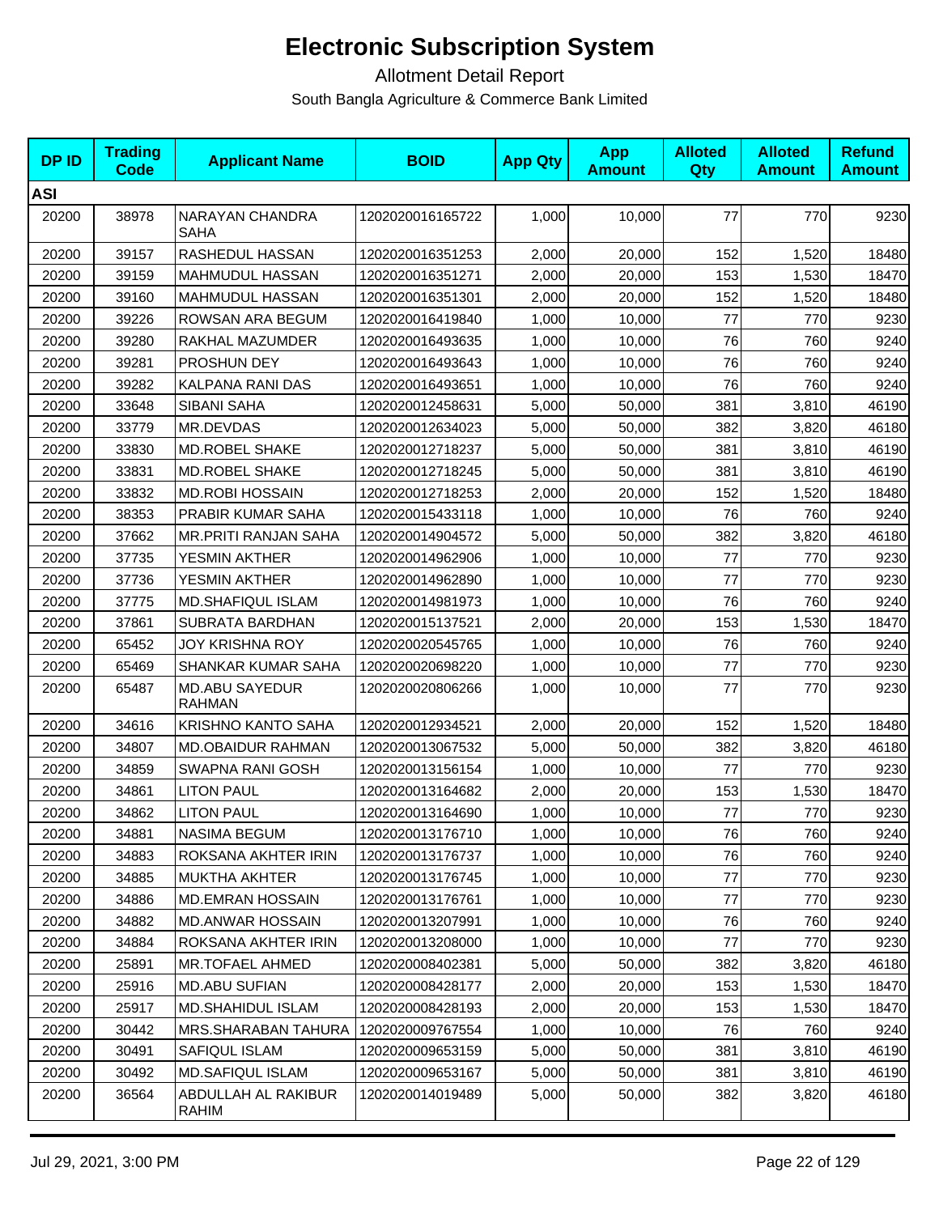# Electronic Subscription System

Allotment Detail Report

South Bangla Agriculture & Commerce Bank Limited

| DP ID | Trading Code | Applicant Name | BOID | App Qty | App Amount | Alloted Qty | Alloted Amount | Refund Amount |
|---|---|---|---|---|---|---|---|---|
| **ASI** | | | | | | | | |
| 20200 | 38978 | NARAYAN CHANDRA SAHA | 1202020016165722 | 1,000 | 10,000 | 77 | 770 | 9230 |
| 20200 | 39157 | RASHEDUL HASSAN | 1202020016351253 | 2,000 | 20,000 | 152 | 1,520 | 18480 |
| 20200 | 39159 | MAHMUDUL HASSAN | 1202020016351271 | 2,000 | 20,000 | 153 | 1,530 | 18470 |
| 20200 | 39160 | MAHMUDUL HASSAN | 1202020016351301 | 2,000 | 20,000 | 152 | 1,520 | 18480 |
| 20200 | 39226 | ROWSAN ARA BEGUM | 1202020016419840 | 1,000 | 10,000 | 77 | 770 | 9230 |
| 20200 | 39280 | RAKHAL MAZUMDER | 1202020016493635 | 1,000 | 10,000 | 76 | 760 | 9240 |
| 20200 | 39281 | PROSHUN DEY | 1202020016493643 | 1,000 | 10,000 | 76 | 760 | 9240 |
| 20200 | 39282 | KALPANA RANI DAS | 1202020016493651 | 1,000 | 10,000 | 76 | 760 | 9240 |
| 20200 | 33648 | SIBANI SAHA | 1202020012458631 | 5,000 | 50,000 | 381 | 3,810 | 46190 |
| 20200 | 33779 | MR.DEVDAS | 1202020012634023 | 5,000 | 50,000 | 382 | 3,820 | 46180 |
| 20200 | 33830 | MD.ROBEL SHAKE | 1202020012718237 | 5,000 | 50,000 | 381 | 3,810 | 46190 |
| 20200 | 33831 | MD.ROBEL SHAKE | 1202020012718245 | 5,000 | 50,000 | 381 | 3,810 | 46190 |
| 20200 | 33832 | MD.ROBI HOSSAIN | 1202020012718253 | 2,000 | 20,000 | 152 | 1,520 | 18480 |
| 20200 | 38353 | PRABIR KUMAR SAHA | 1202020015433118 | 1,000 | 10,000 | 76 | 760 | 9240 |
| 20200 | 37662 | MR.PRITI RANJAN SAHA | 1202020014904572 | 5,000 | 50,000 | 382 | 3,820 | 46180 |
| 20200 | 37735 | YESMIN AKTHER | 1202020014962906 | 1,000 | 10,000 | 77 | 770 | 9230 |
| 20200 | 37736 | YESMIN AKTHER | 1202020014962890 | 1,000 | 10,000 | 77 | 770 | 9230 |
| 20200 | 37775 | MD.SHAFIQUL ISLAM | 1202020014981973 | 1,000 | 10,000 | 76 | 760 | 9240 |
| 20200 | 37861 | SUBRATA BARDHAN | 1202020015137521 | 2,000 | 20,000 | 153 | 1,530 | 18470 |
| 20200 | 65452 | JOY KRISHNA ROY | 1202020020545765 | 1,000 | 10,000 | 76 | 760 | 9240 |
| 20200 | 65469 | SHANKAR KUMAR SAHA | 1202020020698220 | 1,000 | 10,000 | 77 | 770 | 9230 |
| 20200 | 65487 | MD.ABU SAYEDUR RAHMAN | 1202020020806266 | 1,000 | 10,000 | 77 | 770 | 9230 |
| 20200 | 34616 | KRISHNO KANTO SAHA | 1202020012934521 | 2,000 | 20,000 | 152 | 1,520 | 18480 |
| 20200 | 34807 | MD.OBAIDUR RAHMAN | 1202020013067532 | 5,000 | 50,000 | 382 | 3,820 | 46180 |
| 20200 | 34859 | SWAPNA RANI GOSH | 1202020013156154 | 1,000 | 10,000 | 77 | 770 | 9230 |
| 20200 | 34861 | LITON PAUL | 1202020013164682 | 2,000 | 20,000 | 153 | 1,530 | 18470 |
| 20200 | 34862 | LITON PAUL | 1202020013164690 | 1,000 | 10,000 | 77 | 770 | 9230 |
| 20200 | 34881 | NASIMA BEGUM | 1202020013176710 | 1,000 | 10,000 | 76 | 760 | 9240 |
| 20200 | 34883 | ROKSANA AKHTER IRIN | 1202020013176737 | 1,000 | 10,000 | 76 | 760 | 9240 |
| 20200 | 34885 | MUKTHA AKHTER | 1202020013176745 | 1,000 | 10,000 | 77 | 770 | 9230 |
| 20200 | 34886 | MD.EMRAN HOSSAIN | 1202020013176761 | 1,000 | 10,000 | 77 | 770 | 9230 |
| 20200 | 34882 | MD.ANWAR HOSSAIN | 1202020013207991 | 1,000 | 10,000 | 76 | 760 | 9240 |
| 20200 | 34884 | ROKSANA AKHTER IRIN | 1202020013208000 | 1,000 | 10,000 | 77 | 770 | 9230 |
| 20200 | 25891 | MR.TOFAEL AHMED | 1202020008402381 | 5,000 | 50,000 | 382 | 3,820 | 46180 |
| 20200 | 25916 | MD.ABU SUFIAN | 1202020008428177 | 2,000 | 20,000 | 153 | 1,530 | 18470 |
| 20200 | 25917 | MD.SHAHIDUL ISLAM | 1202020008428193 | 2,000 | 20,000 | 153 | 1,530 | 18470 |
| 20200 | 30442 | MRS.SHARABAN TAHURA | 1202020009767554 | 1,000 | 10,000 | 76 | 760 | 9240 |
| 20200 | 30491 | SAFIQUL ISLAM | 1202020009653159 | 5,000 | 50,000 | 381 | 3,810 | 46190 |
| 20200 | 30492 | MD.SAFIQUL ISLAM | 1202020009653167 | 5,000 | 50,000 | 381 | 3,810 | 46190 |
| 20200 | 36564 | ABDULLAH AL RAKIBUR RAHIM | 1202020014019489 | 5,000 | 50,000 | 382 | 3,820 | 46180 |

Jul 29, 2021, 3:00 PM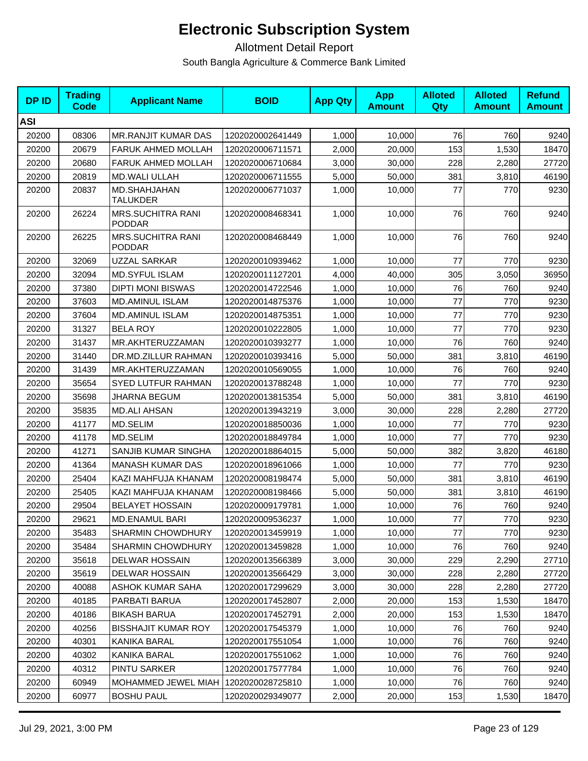# Electronic Subscription System

Allotment Detail Report

South Bangla Agriculture & Commerce Bank Limited

| DP ID | Trading Code | Applicant Name | BOID | App Qty | App Amount | Alloted Qty | Alloted Amount | Refund Amount |
|---|---|---|---|---|---|---|---|---|
| **ASI** | | | | | | | | |
| 20200 | 08306 | MR.RANJIT KUMAR DAS | 1202020002641449 | 1,000 | 10,000 | 76 | 760 | 9240 |
| 20200 | 20679 | FARUK AHMED MOLLAH | 1202020006711571 | 2,000 | 20,000 | 153 | 1,530 | 18470 |
| 20200 | 20680 | FARUK AHMED MOLLAH | 1202020006710684 | 3,000 | 30,000 | 228 | 2,280 | 27720 |
| 20200 | 20819 | MD.WALI ULLAH | 1202020006711555 | 5,000 | 50,000 | 381 | 3,810 | 46190 |
| 20200 | 20837 | MD.SHAHJAHAN TALUKDER | 1202020006771037 | 1,000 | 10,000 | 77 | 770 | 9230 |
| 20200 | 26224 | MRS.SUCHITRA RANI PODDAR | 1202020008468341 | 1,000 | 10,000 | 76 | 760 | 9240 |
| 20200 | 26225 | MRS.SUCHITRA RANI PODDAR | 1202020008468449 | 1,000 | 10,000 | 76 | 760 | 9240 |
| 20200 | 32069 | UZZAL SARKAR | 1202020010939462 | 1,000 | 10,000 | 77 | 770 | 9230 |
| 20200 | 32094 | MD.SYFUL ISLAM | 1202020011127201 | 4,000 | 40,000 | 305 | 3,050 | 36950 |
| 20200 | 37380 | DIPTI MONI BISWAS | 1202020014722546 | 1,000 | 10,000 | 76 | 760 | 9240 |
| 20200 | 37603 | MD.AMINUL ISLAM | 1202020014875376 | 1,000 | 10,000 | 77 | 770 | 9230 |
| 20200 | 37604 | MD.AMINUL ISLAM | 1202020014875351 | 1,000 | 10,000 | 77 | 770 | 9230 |
| 20200 | 31327 | BELA ROY | 1202020010222805 | 1,000 | 10,000 | 77 | 770 | 9230 |
| 20200 | 31437 | MR.AKHTERUZZAMAN | 1202020010393277 | 1,000 | 10,000 | 76 | 760 | 9240 |
| 20200 | 31440 | DR.MD.ZILLUR RAHMAN | 1202020010393416 | 5,000 | 50,000 | 381 | 3,810 | 46190 |
| 20200 | 31439 | MR.AKHTERUZZAMAN | 1202020010569055 | 1,000 | 10,000 | 76 | 760 | 9240 |
| 20200 | 35654 | SYED LUTFUR RAHMAN | 1202020013788248 | 1,000 | 10,000 | 77 | 770 | 9230 |
| 20200 | 35698 | JHARNA BEGUM | 1202020013815354 | 5,000 | 50,000 | 381 | 3,810 | 46190 |
| 20200 | 35835 | MD.ALI AHSAN | 1202020013943219 | 3,000 | 30,000 | 228 | 2,280 | 27720 |
| 20200 | 41177 | MD.SELIM | 1202020018850036 | 1,000 | 10,000 | 77 | 770 | 9230 |
| 20200 | 41178 | MD.SELIM | 1202020018849784 | 1,000 | 10,000 | 77 | 770 | 9230 |
| 20200 | 41271 | SANJIB KUMAR SINGHA | 1202020018864015 | 5,000 | 50,000 | 382 | 3,820 | 46180 |
| 20200 | 41364 | MANASH KUMAR DAS | 1202020018961066 | 1,000 | 10,000 | 77 | 770 | 9230 |
| 20200 | 25404 | KAZI MAHFUJA KHANAM | 1202020008198474 | 5,000 | 50,000 | 381 | 3,810 | 46190 |
| 20200 | 25405 | KAZI MAHFUJA KHANAM | 1202020008198466 | 5,000 | 50,000 | 381 | 3,810 | 46190 |
| 20200 | 29504 | BELAYET HOSSAIN | 1202020009179781 | 1,000 | 10,000 | 76 | 760 | 9240 |
| 20200 | 29621 | MD.ENAMUL BARI | 1202020009536237 | 1,000 | 10,000 | 77 | 770 | 9230 |
| 20200 | 35483 | SHARMIN CHOWDHURY | 1202020013459919 | 1,000 | 10,000 | 77 | 770 | 9230 |
| 20200 | 35484 | SHARMIN CHOWDHURY | 1202020013459828 | 1,000 | 10,000 | 76 | 760 | 9240 |
| 20200 | 35618 | DELWAR HOSSAIN | 1202020013566389 | 3,000 | 30,000 | 229 | 2,290 | 27710 |
| 20200 | 35619 | DELWAR HOSSAIN | 1202020013566429 | 3,000 | 30,000 | 228 | 2,280 | 27720 |
| 20200 | 40088 | ASHOK KUMAR SAHA | 1202020017299629 | 3,000 | 30,000 | 228 | 2,280 | 27720 |
| 20200 | 40185 | PARBATI BARUA | 1202020017452807 | 2,000 | 20,000 | 153 | 1,530 | 18470 |
| 20200 | 40186 | BIKASH BARUA | 1202020017452791 | 2,000 | 20,000 | 153 | 1,530 | 18470 |
| 20200 | 40256 | BISSHAJIT KUMAR ROY | 1202020017545379 | 1,000 | 10,000 | 76 | 760 | 9240 |
| 20200 | 40301 | KANIKA BARAL | 1202020017551054 | 1,000 | 10,000 | 76 | 760 | 9240 |
| 20200 | 40302 | KANIKA BARAL | 1202020017551062 | 1,000 | 10,000 | 76 | 760 | 9240 |
| 20200 | 40312 | PINTU SARKER | 1202020017577784 | 1,000 | 10,000 | 76 | 760 | 9240 |
| 20200 | 60949 | MOHAMMED JEWEL MIAH | 1202020028725810 | 1,000 | 10,000 | 76 | 760 | 9240 |
| 20200 | 60977 | BOSHU PAUL | 1202020029349077 | 2,000 | 20,000 | 153 | 1,530 | 18470 |

Jul 29, 2021, 3:00 PM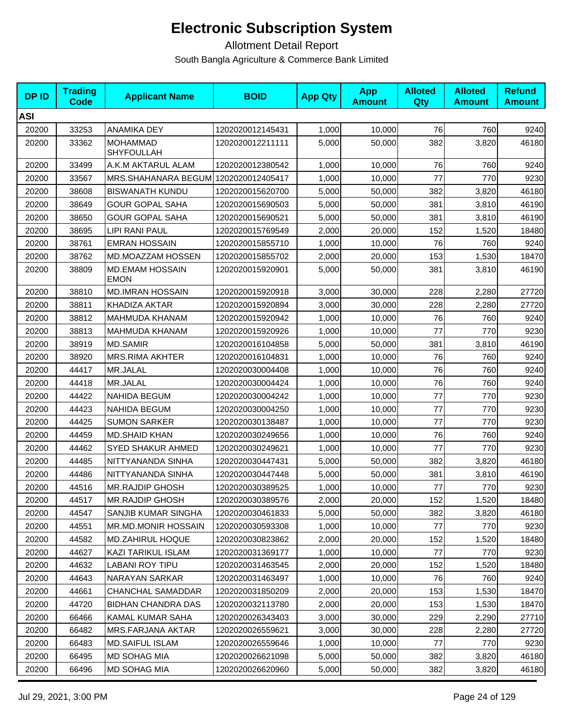# Electronic Subscription System

Allotment Detail Report

South Bangla Agriculture & Commerce Bank Limited

| DP ID | Trading Code | Applicant Name | BOID | App Qty | App Amount | Alloted Qty | Alloted Amount | Refund Amount |
|---|---|---|---|---|---|---|---|---|
| **ASI** | | | | | | | | |
| 20200 | 33253 | ANAMIKA DEY | 1202020012145431 | 1,000 | 10,000 | 76 | 760 | 9240 |
| 20200 | 33362 | MOHAMMAD SHYFOULLAH | 1202020012211111 | 5,000 | 50,000 | 382 | 3,820 | 46180 |
| 20200 | 33499 | A.K.M AKTARUL ALAM | 1202020012380542 | 1,000 | 10,000 | 76 | 760 | 9240 |
| 20200 | 33567 | MRS.SHAHANARA BEGUM | 1202020012405417 | 1,000 | 10,000 | 77 | 770 | 9230 |
| 20200 | 38608 | BISWANATH KUNDU | 1202020015620700 | 5,000 | 50,000 | 382 | 3,820 | 46180 |
| 20200 | 38649 | GOUR GOPAL SAHA | 1202020015690503 | 5,000 | 50,000 | 381 | 3,810 | 46190 |
| 20200 | 38650 | GOUR GOPAL SAHA | 1202020015690521 | 5,000 | 50,000 | 381 | 3,810 | 46190 |
| 20200 | 38695 | LIPI RANI PAUL | 1202020015769549 | 2,000 | 20,000 | 152 | 1,520 | 18480 |
| 20200 | 38761 | EMRAN HOSSAIN | 1202020015855710 | 1,000 | 10,000 | 76 | 760 | 9240 |
| 20200 | 38762 | MD.MOAZZAM HOSSEN | 1202020015855702 | 2,000 | 20,000 | 153 | 1,530 | 18470 |
| 20200 | 38809 | MD.EMAM HOSSAIN EMON | 1202020015920901 | 5,000 | 50,000 | 381 | 3,810 | 46190 |
| 20200 | 38810 | MD.IMRAN HOSSAIN | 1202020015920918 | 3,000 | 30,000 | 228 | 2,280 | 27720 |
| 20200 | 38811 | KHADIZA AKTAR | 1202020015920894 | 3,000 | 30,000 | 228 | 2,280 | 27720 |
| 20200 | 38812 | MAHMUDA KHANAM | 1202020015920942 | 1,000 | 10,000 | 76 | 760 | 9240 |
| 20200 | 38813 | MAHMUDA KHANAM | 1202020015920926 | 1,000 | 10,000 | 77 | 770 | 9230 |
| 20200 | 38919 | MD.SAMIR | 1202020016104858 | 5,000 | 50,000 | 381 | 3,810 | 46190 |
| 20200 | 38920 | MRS.RIMA AKHTER | 1202020016104831 | 1,000 | 10,000 | 76 | 760 | 9240 |
| 20200 | 44417 | MR.JALAL | 1202020030004408 | 1,000 | 10,000 | 76 | 760 | 9240 |
| 20200 | 44418 | MR.JALAL | 1202020030004424 | 1,000 | 10,000 | 76 | 760 | 9240 |
| 20200 | 44422 | NAHIDA BEGUM | 1202020030004242 | 1,000 | 10,000 | 77 | 770 | 9230 |
| 20200 | 44423 | NAHIDA BEGUM | 1202020030004250 | 1,000 | 10,000 | 77 | 770 | 9230 |
| 20200 | 44425 | SUMON SARKER | 1202020030138487 | 1,000 | 10,000 | 77 | 770 | 9230 |
| 20200 | 44459 | MD.SHAID KHAN | 1202020030249656 | 1,000 | 10,000 | 76 | 760 | 9240 |
| 20200 | 44462 | SYED SHAKUR AHMED | 1202020030249621 | 1,000 | 10,000 | 77 | 770 | 9230 |
| 20200 | 44485 | NITTYANANDA SINHA | 1202020030447431 | 5,000 | 50,000 | 382 | 3,820 | 46180 |
| 20200 | 44486 | NITTYANANDA SINHA | 1202020030447448 | 5,000 | 50,000 | 381 | 3,810 | 46190 |
| 20200 | 44516 | MR.RAJDIP GHOSH | 1202020030389525 | 1,000 | 10,000 | 77 | 770 | 9230 |
| 20200 | 44517 | MR.RAJDIP GHOSH | 1202020030389576 | 2,000 | 20,000 | 152 | 1,520 | 18480 |
| 20200 | 44547 | SANJIB KUMAR SINGHA | 1202020030461833 | 5,000 | 50,000 | 382 | 3,820 | 46180 |
| 20200 | 44551 | MR.MD.MONIR HOSSAIN | 1202020030593308 | 1,000 | 10,000 | 77 | 770 | 9230 |
| 20200 | 44582 | MD.ZAHIRUL HOQUE | 1202020030823862 | 2,000 | 20,000 | 152 | 1,520 | 18480 |
| 20200 | 44627 | KAZI TARIKUL ISLAM | 1202020031369177 | 1,000 | 10,000 | 77 | 770 | 9230 |
| 20200 | 44632 | LABANI ROY TIPU | 1202020031463545 | 2,000 | 20,000 | 152 | 1,520 | 18480 |
| 20200 | 44643 | NARAYAN SARKAR | 1202020031463497 | 1,000 | 10,000 | 76 | 760 | 9240 |
| 20200 | 44661 | CHANCHAL SAMADDAR | 1202020031850209 | 2,000 | 20,000 | 153 | 1,530 | 18470 |
| 20200 | 44720 | BIDHAN CHANDRA DAS | 1202020032113780 | 2,000 | 20,000 | 153 | 1,530 | 18470 |
| 20200 | 66466 | KAMAL KUMAR SAHA | 1202020026343403 | 3,000 | 30,000 | 229 | 2,290 | 27710 |
| 20200 | 66482 | MRS.FARJANA AKTAR | 1202020026559621 | 3,000 | 30,000 | 228 | 2,280 | 27720 |
| 20200 | 66483 | MD.SAIFUL ISLAM | 1202020026559646 | 1,000 | 10,000 | 77 | 770 | 9230 |
| 20200 | 66495 | MD SOHAG MIA | 1202020026621098 | 5,000 | 50,000 | 382 | 3,820 | 46180 |
| 20200 | 66496 | MD SOHAG MIA | 1202020026620960 | 5,000 | 50,000 | 382 | 3,820 | 46180 |

Jul 29, 2021, 3:00 PM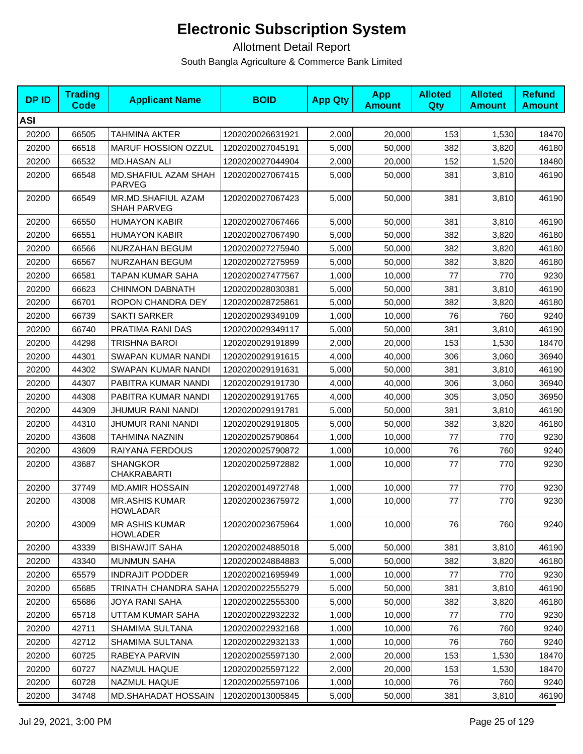# Electronic Subscription System

Allotment Detail Report

South Bangla Agriculture & Commerce Bank Limited

| DP ID | Trading Code | Applicant Name | BOID | App Qty | App Amount | Alloted Qty | Alloted Amount | Refund Amount |
|---|---|---|---|---|---|---|---|---|
| **ASI** | | | | | | | | |
| 20200 | 66505 | TAHMINA AKTER | 1202020026631921 | 2,000 | 20,000 | 153 | 1,530 | 18470 |
| 20200 | 66518 | MARUF HOSSION OZZUL | 1202020027045191 | 5,000 | 50,000 | 382 | 3,820 | 46180 |
| 20200 | 66532 | MD.HASAN ALI | 1202020027044904 | 2,000 | 20,000 | 152 | 1,520 | 18480 |
| 20200 | 66548 | MD.SHAFIUL AZAM SHAH PARVEG | 1202020027067415 | 5,000 | 50,000 | 381 | 3,810 | 46190 |
| 20200 | 66549 | MR.MD.SHAFIUL AZAM SHAH PARVEG | 1202020027067423 | 5,000 | 50,000 | 381 | 3,810 | 46190 |
| 20200 | 66550 | HUMAYON KABIR | 1202020027067466 | 5,000 | 50,000 | 381 | 3,810 | 46190 |
| 20200 | 66551 | HUMAYON KABIR | 1202020027067490 | 5,000 | 50,000 | 382 | 3,820 | 46180 |
| 20200 | 66566 | NURZAHAN BEGUM | 1202020027275940 | 5,000 | 50,000 | 382 | 3,820 | 46180 |
| 20200 | 66567 | NURZAHAN BEGUM | 1202020027275959 | 5,000 | 50,000 | 382 | 3,820 | 46180 |
| 20200 | 66581 | TAPAN KUMAR SAHA | 1202020027477567 | 1,000 | 10,000 | 77 | 770 | 9230 |
| 20200 | 66623 | CHINMON DABNATH | 1202020028030381 | 5,000 | 50,000 | 381 | 3,810 | 46190 |
| 20200 | 66701 | ROPON CHANDRA DEY | 1202020028725861 | 5,000 | 50,000 | 382 | 3,820 | 46180 |
| 20200 | 66739 | SAKTI SARKER | 1202020029349109 | 1,000 | 10,000 | 76 | 760 | 9240 |
| 20200 | 66740 | PRATIMA RANI DAS | 1202020029349117 | 5,000 | 50,000 | 381 | 3,810 | 46190 |
| 20200 | 44298 | TRISHNA BAROI | 1202020029191899 | 2,000 | 20,000 | 153 | 1,530 | 18470 |
| 20200 | 44301 | SWAPAN KUMAR NANDI | 1202020029191615 | 4,000 | 40,000 | 306 | 3,060 | 36940 |
| 20200 | 44302 | SWAPAN KUMAR NANDI | 1202020029191631 | 5,000 | 50,000 | 381 | 3,810 | 46190 |
| 20200 | 44307 | PABITRA KUMAR NANDI | 1202020029191730 | 4,000 | 40,000 | 306 | 3,060 | 36940 |
| 20200 | 44308 | PABITRA KUMAR NANDI | 1202020029191765 | 4,000 | 40,000 | 305 | 3,050 | 36950 |
| 20200 | 44309 | JHUMUR RANI NANDI | 1202020029191781 | 5,000 | 50,000 | 381 | 3,810 | 46190 |
| 20200 | 44310 | JHUMUR RANI NANDI | 1202020029191805 | 5,000 | 50,000 | 382 | 3,820 | 46180 |
| 20200 | 43608 | TAHMINA NAZNIN | 1202020025790864 | 1,000 | 10,000 | 77 | 770 | 9230 |
| 20200 | 43609 | RAIYANA FERDOUS | 1202020025790872 | 1,000 | 10,000 | 76 | 760 | 9240 |
| 20200 | 43687 | SHANGKOR CHAKRABARTI | 1202020025972882 | 1,000 | 10,000 | 77 | 770 | 9230 |
| 20200 | 37749 | MD.AMIR HOSSAIN | 1202020014972748 | 1,000 | 10,000 | 77 | 770 | 9230 |
| 20200 | 43008 | MR.ASHIS KUMAR HOWLADAR | 1202020023675972 | 1,000 | 10,000 | 77 | 770 | 9230 |
| 20200 | 43009 | MR ASHIS KUMAR HOWLADER | 1202020023675964 | 1,000 | 10,000 | 76 | 760 | 9240 |
| 20200 | 43339 | BISHAWJIT SAHA | 1202020024885018 | 5,000 | 50,000 | 381 | 3,810 | 46190 |
| 20200 | 43340 | MUNMUN SAHA | 1202020024884883 | 5,000 | 50,000 | 382 | 3,820 | 46180 |
| 20200 | 65579 | INDRAJIT PODDER | 1202020021695949 | 1,000 | 10,000 | 77 | 770 | 9230 |
| 20200 | 65685 | TRINATH CHANDRA SAHA | 1202020022555279 | 5,000 | 50,000 | 381 | 3,810 | 46190 |
| 20200 | 65686 | JOYA RANI SAHA | 1202020022555300 | 5,000 | 50,000 | 382 | 3,820 | 46180 |
| 20200 | 65718 | UTTAM KUMAR SAHA | 1202020022932232 | 1,000 | 10,000 | 77 | 770 | 9230 |
| 20200 | 42711 | SHAMIMA SULTANA | 1202020022932168 | 1,000 | 10,000 | 76 | 760 | 9240 |
| 20200 | 42712 | SHAMIMA SULTANA | 1202020022932133 | 1,000 | 10,000 | 76 | 760 | 9240 |
| 20200 | 60725 | RABEYA PARVIN | 1202020025597130 | 2,000 | 20,000 | 153 | 1,530 | 18470 |
| 20200 | 60727 | NAZMUL HAQUE | 1202020025597122 | 2,000 | 20,000 | 153 | 1,530 | 18470 |
| 20200 | 60728 | NAZMUL HAQUE | 1202020025597106 | 1,000 | 10,000 | 76 | 760 | 9240 |
| 20200 | 34748 | MD.SHAHADAT HOSSAIN | 1202020013005845 | 5,000 | 50,000 | 381 | 3,810 | 46190 |

Jul 29, 2021, 3:00 PM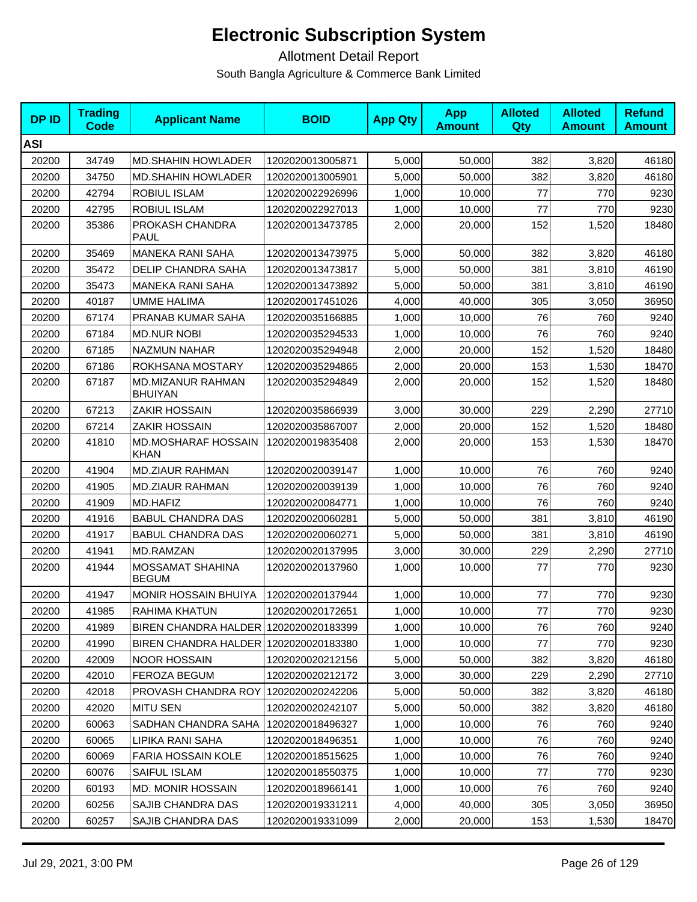# Electronic Subscription System

Allotment Detail Report

South Bangla Agriculture & Commerce Bank Limited

| DP ID | Trading Code | Applicant Name | BOID | App Qty | App Amount | Alloted Qty | Alloted Amount | Refund Amount |
|---|---|---|---|---|---|---|---|---|
| **ASI** | | | | | | | | |
| 20200 | 34749 | MD.SHAHIN HOWLADER | 1202020013005871 | 5,000 | 50,000 | 382 | 3,820 | 46180 |
| 20200 | 34750 | MD.SHAHIN HOWLADER | 1202020013005901 | 5,000 | 50,000 | 382 | 3,820 | 46180 |
| 20200 | 42794 | ROBIUL ISLAM | 1202020022926996 | 1,000 | 10,000 | 77 | 770 | 9230 |
| 20200 | 42795 | ROBIUL ISLAM | 1202020022927013 | 1,000 | 10,000 | 77 | 770 | 9230 |
| 20200 | 35386 | PROKASH CHANDRA PAUL | 1202020013473785 | 2,000 | 20,000 | 152 | 1,520 | 18480 |
| 20200 | 35469 | MANEKA RANI SAHA | 1202020013473975 | 5,000 | 50,000 | 382 | 3,820 | 46180 |
| 20200 | 35472 | DELIP CHANDRA SAHA | 1202020013473817 | 5,000 | 50,000 | 381 | 3,810 | 46190 |
| 20200 | 35473 | MANEKA RANI SAHA | 1202020013473892 | 5,000 | 50,000 | 381 | 3,810 | 46190 |
| 20200 | 40187 | UMME HALIMA | 1202020017451026 | 4,000 | 40,000 | 305 | 3,050 | 36950 |
| 20200 | 67174 | PRANAB KUMAR SAHA | 1202020035166885 | 1,000 | 10,000 | 76 | 760 | 9240 |
| 20200 | 67184 | MD.NUR NOBI | 1202020035294533 | 1,000 | 10,000 | 76 | 760 | 9240 |
| 20200 | 67185 | NAZMUN NAHAR | 1202020035294948 | 2,000 | 20,000 | 152 | 1,520 | 18480 |
| 20200 | 67186 | ROKHSANA MOSTARY | 1202020035294865 | 2,000 | 20,000 | 153 | 1,530 | 18470 |
| 20200 | 67187 | MD.MIZANUR RAHMAN BHUIYAN | 1202020035294849 | 2,000 | 20,000 | 152 | 1,520 | 18480 |
| 20200 | 67213 | ZAKIR HOSSAIN | 1202020035866939 | 3,000 | 30,000 | 229 | 2,290 | 27710 |
| 20200 | 67214 | ZAKIR HOSSAIN | 1202020035867007 | 2,000 | 20,000 | 152 | 1,520 | 18480 |
| 20200 | 41810 | MD.MOSHARAF HOSSAIN KHAN | 1202020019835408 | 2,000 | 20,000 | 153 | 1,530 | 18470 |
| 20200 | 41904 | MD.ZIAUR RAHMAN | 1202020020039147 | 1,000 | 10,000 | 76 | 760 | 9240 |
| 20200 | 41905 | MD.ZIAUR RAHMAN | 1202020020039139 | 1,000 | 10,000 | 76 | 760 | 9240 |
| 20200 | 41909 | MD.HAFIZ | 1202020020084771 | 1,000 | 10,000 | 76 | 760 | 9240 |
| 20200 | 41916 | BABUL CHANDRA DAS | 1202020020060281 | 5,000 | 50,000 | 381 | 3,810 | 46190 |
| 20200 | 41917 | BABUL CHANDRA DAS | 1202020020060271 | 5,000 | 50,000 | 381 | 3,810 | 46190 |
| 20200 | 41941 | MD.RAMZAN | 1202020020137995 | 3,000 | 30,000 | 229 | 2,290 | 27710 |
| 20200 | 41944 | MOSSAMAT SHAHINA BEGUM | 1202020020137960 | 1,000 | 10,000 | 77 | 770 | 9230 |
| 20200 | 41947 | MONIR HOSSAIN BHUIYA | 1202020020137944 | 1,000 | 10,000 | 77 | 770 | 9230 |
| 20200 | 41985 | RAHIMA KHATUN | 1202020020172651 | 1,000 | 10,000 | 77 | 770 | 9230 |
| 20200 | 41989 | BIREN CHANDRA HALDER | 1202020020183399 | 1,000 | 10,000 | 76 | 760 | 9240 |
| 20200 | 41990 | BIREN CHANDRA HALDER | 1202020020183380 | 1,000 | 10,000 | 77 | 770 | 9230 |
| 20200 | 42009 | NOOR HOSSAIN | 1202020020212156 | 5,000 | 50,000 | 382 | 3,820 | 46180 |
| 20200 | 42010 | FEROZA BEGUM | 1202020020212172 | 3,000 | 30,000 | 229 | 2,290 | 27710 |
| 20200 | 42018 | PROVASH CHANDRA ROY | 1202020020242206 | 5,000 | 50,000 | 382 | 3,820 | 46180 |
| 20200 | 42020 | MITU SEN | 1202020020242107 | 5,000 | 50,000 | 382 | 3,820 | 46180 |
| 20200 | 60063 | SADHAN CHANDRA SAHA | 1202020018496327 | 1,000 | 10,000 | 76 | 760 | 9240 |
| 20200 | 60065 | LIPIKA RANI SAHA | 1202020018496351 | 1,000 | 10,000 | 76 | 760 | 9240 |
| 20200 | 60069 | FARIA HOSSAIN KOLE | 1202020018515625 | 1,000 | 10,000 | 76 | 760 | 9240 |
| 20200 | 60076 | SAIFUL ISLAM | 1202020018550375 | 1,000 | 10,000 | 77 | 770 | 9230 |
| 20200 | 60193 | MD. MONIR HOSSAIN | 1202020018966141 | 1,000 | 10,000 | 76 | 760 | 9240 |
| 20200 | 60256 | SAJIB CHANDRA DAS | 1202020019331211 | 4,000 | 40,000 | 305 | 3,050 | 36950 |
| 20200 | 60257 | SAJIB CHANDRA DAS | 1202020019331099 | 2,000 | 20,000 | 153 | 1,530 | 18470 |

Jul 29, 2021, 3:00 PM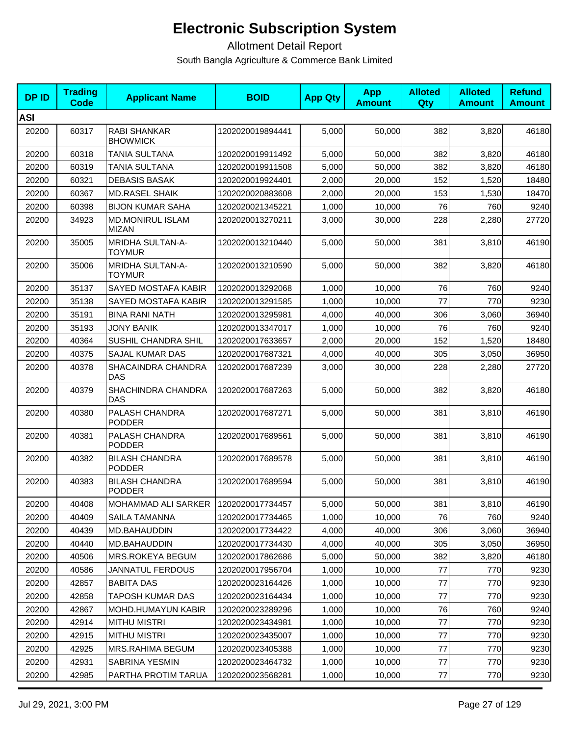# Electronic Subscription System

## Allotment Detail Report

South Bangla Agriculture & Commerce Bank Limited

| DP ID | Trading Code | Applicant Name | BOID | App Qty | App Amount | Alloted Qty | Alloted Amount | Refund Amount |
|---|---|---|---|---|---|---|---|---|
| **ASI** | | | | | | | | |
| 20200 | 60317 | RABI SHANKAR BHOWMICK | 1202020019894441 | 5,000 | 50,000 | 382 | 3,820 | 46180 |
| 20200 | 60318 | TANIA SULTANA | 1202020019911492 | 5,000 | 50,000 | 382 | 3,820 | 46180 |
| 20200 | 60319 | TANIA SULTANA | 1202020019911508 | 5,000 | 50,000 | 382 | 3,820 | 46180 |
| 20200 | 60321 | DEBASIS BASAK | 1202020019924401 | 2,000 | 20,000 | 152 | 1,520 | 18480 |
| 20200 | 60367 | MD.RASEL SHAIK | 1202020020883608 | 2,000 | 20,000 | 153 | 1,530 | 18470 |
| 20200 | 60398 | BIJON KUMAR SAHA | 1202020021345221 | 1,000 | 10,000 | 76 | 760 | 9240 |
| 20200 | 34923 | MD.MONIRUL ISLAM MIZAN | 1202020013270211 | 3,000 | 30,000 | 228 | 2,280 | 27720 |
| 20200 | 35005 | MRIDHA SULTAN-A-TOYMUR | 1202020013210440 | 5,000 | 50,000 | 381 | 3,810 | 46190 |
| 20200 | 35006 | MRIDHA SULTAN-A-TOYMUR | 1202020013210590 | 5,000 | 50,000 | 382 | 3,820 | 46180 |
| 20200 | 35137 | SAYED MOSTAFA KABIR | 1202020013292068 | 1,000 | 10,000 | 76 | 760 | 9240 |
| 20200 | 35138 | SAYED MOSTAFA KABIR | 1202020013291585 | 1,000 | 10,000 | 77 | 770 | 9230 |
| 20200 | 35191 | BINA RANI NATH | 1202020013295981 | 4,000 | 40,000 | 306 | 3,060 | 36940 |
| 20200 | 35193 | JONY BANIK | 1202020013347017 | 1,000 | 10,000 | 76 | 760 | 9240 |
| 20200 | 40364 | SUSHIL CHANDRA SHIL | 1202020017633657 | 2,000 | 20,000 | 152 | 1,520 | 18480 |
| 20200 | 40375 | SAJAL KUMAR DAS | 1202020017687321 | 4,000 | 40,000 | 305 | 3,050 | 36950 |
| 20200 | 40378 | SHACAINDRA CHANDRA DAS | 1202020017687239 | 3,000 | 30,000 | 228 | 2,280 | 27720 |
| 20200 | 40379 | SHACHINDRA CHANDRA DAS | 1202020017687263 | 5,000 | 50,000 | 382 | 3,820 | 46180 |
| 20200 | 40380 | PALASH CHANDRA PODDER | 1202020017687271 | 5,000 | 50,000 | 381 | 3,810 | 46190 |
| 20200 | 40381 | PALASH CHANDRA PODDER | 1202020017689561 | 5,000 | 50,000 | 381 | 3,810 | 46190 |
| 20200 | 40382 | BILASH CHANDRA PODDER | 1202020017689578 | 5,000 | 50,000 | 381 | 3,810 | 46190 |
| 20200 | 40383 | BILASH CHANDRA PODDER | 1202020017689594 | 5,000 | 50,000 | 381 | 3,810 | 46190 |
| 20200 | 40408 | MOHAMMAD ALI SARKER | 1202020017734457 | 5,000 | 50,000 | 381 | 3,810 | 46190 |
| 20200 | 40409 | SAILA TAMANNA | 1202020017734465 | 1,000 | 10,000 | 76 | 760 | 9240 |
| 20200 | 40439 | MD.BAHAUDDIN | 1202020017734422 | 4,000 | 40,000 | 306 | 3,060 | 36940 |
| 20200 | 40440 | MD.BAHAUDDIN | 1202020017734430 | 4,000 | 40,000 | 305 | 3,050 | 36950 |
| 20200 | 40506 | MRS.ROKEYA BEGUM | 1202020017862686 | 5,000 | 50,000 | 382 | 3,820 | 46180 |
| 20200 | 40586 | JANNATUL FERDOUS | 1202020017956704 | 1,000 | 10,000 | 77 | 770 | 9230 |
| 20200 | 42857 | BABITA DAS | 1202020023164426 | 1,000 | 10,000 | 77 | 770 | 9230 |
| 20200 | 42858 | TAPOSH KUMAR DAS | 1202020023164434 | 1,000 | 10,000 | 77 | 770 | 9230 |
| 20200 | 42867 | MOHD.HUMAYUN KABIR | 1202020023289296 | 1,000 | 10,000 | 76 | 760 | 9240 |
| 20200 | 42914 | MITHU MISTRI | 1202020023434981 | 1,000 | 10,000 | 77 | 770 | 9230 |
| 20200 | 42915 | MITHU MISTRI | 1202020023435007 | 1,000 | 10,000 | 77 | 770 | 9230 |
| 20200 | 42925 | MRS.RAHIMA BEGUM | 1202020023405388 | 1,000 | 10,000 | 77 | 770 | 9230 |
| 20200 | 42931 | SABRINA YESMIN | 1202020023464732 | 1,000 | 10,000 | 77 | 770 | 9230 |
| 20200 | 42985 | PARTHA PROTIM TARUA | 1202020023568281 | 1,000 | 10,000 | 77 | 770 | 9230 |

Jul 29, 2021, 3:00 PM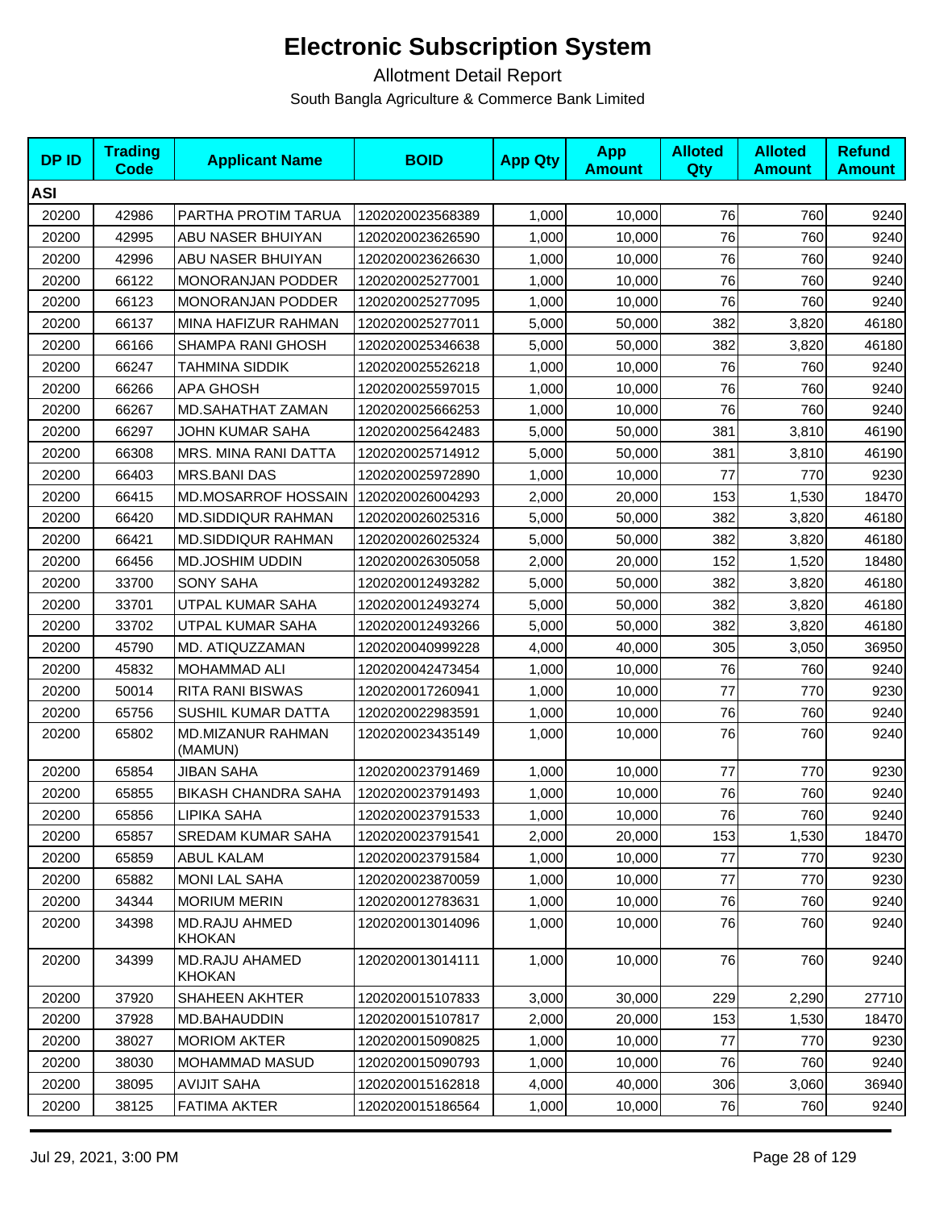# Electronic Subscription System

Allotment Detail Report

South Bangla Agriculture & Commerce Bank Limited

| DP ID | Trading Code | Applicant Name | BOID | App Qty | App Amount | Alloted Qty | Alloted Amount | Refund Amount |
|---|---|---|---|---|---|---|---|---|
| **ASI** | | | | | | | | |
| 20200 | 42986 | PARTHA PROTIM TARUA | 1202020023568389 | 1,000 | 10,000 | 76 | 760 | 9240 |
| 20200 | 42995 | ABU NASER BHUIYAN | 1202020023626590 | 1,000 | 10,000 | 76 | 760 | 9240 |
| 20200 | 42996 | ABU NASER BHUIYAN | 1202020023626630 | 1,000 | 10,000 | 76 | 760 | 9240 |
| 20200 | 66122 | MONORANJAN PODDER | 1202020025277001 | 1,000 | 10,000 | 76 | 760 | 9240 |
| 20200 | 66123 | MONORANJAN PODDER | 1202020025277095 | 1,000 | 10,000 | 76 | 760 | 9240 |
| 20200 | 66137 | MINA HAFIZUR RAHMAN | 1202020025277011 | 5,000 | 50,000 | 382 | 3,820 | 46180 |
| 20200 | 66166 | SHAMPA RANI GHOSH | 1202020025346638 | 5,000 | 50,000 | 382 | 3,820 | 46180 |
| 20200 | 66247 | TAHMINA SIDDIK | 1202020025526218 | 1,000 | 10,000 | 76 | 760 | 9240 |
| 20200 | 66266 | APA GHOSH | 1202020025597015 | 1,000 | 10,000 | 76 | 760 | 9240 |
| 20200 | 66267 | MD.SAHATHAT ZAMAN | 1202020025666253 | 1,000 | 10,000 | 76 | 760 | 9240 |
| 20200 | 66297 | JOHN KUMAR SAHA | 1202020025642483 | 5,000 | 50,000 | 381 | 3,810 | 46190 |
| 20200 | 66308 | MRS. MINA RANI DATTA | 1202020025714912 | 5,000 | 50,000 | 381 | 3,810 | 46190 |
| 20200 | 66403 | MRS.BANI DAS | 1202020025972890 | 1,000 | 10,000 | 77 | 770 | 9230 |
| 20200 | 66415 | MD.MOSARROF HOSSAIN | 1202020026004293 | 2,000 | 20,000 | 153 | 1,530 | 18470 |
| 20200 | 66420 | MD.SIDDIQUR RAHMAN | 1202020026025316 | 5,000 | 50,000 | 382 | 3,820 | 46180 |
| 20200 | 66421 | MD.SIDDIQUR RAHMAN | 1202020026025324 | 5,000 | 50,000 | 382 | 3,820 | 46180 |
| 20200 | 66456 | MD.JOSHIM UDDIN | 1202020026305058 | 2,000 | 20,000 | 152 | 1,520 | 18480 |
| 20200 | 33700 | SONY SAHA | 1202020012493282 | 5,000 | 50,000 | 382 | 3,820 | 46180 |
| 20200 | 33701 | UTPAL KUMAR SAHA | 1202020012493274 | 5,000 | 50,000 | 382 | 3,820 | 46180 |
| 20200 | 33702 | UTPAL KUMAR SAHA | 1202020012493266 | 5,000 | 50,000 | 382 | 3,820 | 46180 |
| 20200 | 45790 | MD. ATIQUZZAMAN | 1202020040999228 | 4,000 | 40,000 | 305 | 3,050 | 36950 |
| 20200 | 45832 | MOHAMMAD ALI | 1202020042473454 | 1,000 | 10,000 | 76 | 760 | 9240 |
| 20200 | 50014 | RITA RANI BISWAS | 1202020017260941 | 1,000 | 10,000 | 77 | 770 | 9230 |
| 20200 | 65756 | SUSHIL KUMAR DATTA | 1202020022983591 | 1,000 | 10,000 | 76 | 760 | 9240 |
| 20200 | 65802 | MD.MIZANUR RAHMAN (MAMUN) | 1202020023435149 | 1,000 | 10,000 | 76 | 760 | 9240 |
| 20200 | 65854 | JIBAN SAHA | 1202020023791469 | 1,000 | 10,000 | 77 | 770 | 9230 |
| 20200 | 65855 | BIKASH CHANDRA SAHA | 1202020023791493 | 1,000 | 10,000 | 76 | 760 | 9240 |
| 20200 | 65856 | LIPIKA SAHA | 1202020023791533 | 1,000 | 10,000 | 76 | 760 | 9240 |
| 20200 | 65857 | SREDAM KUMAR SAHA | 1202020023791541 | 2,000 | 20,000 | 153 | 1,530 | 18470 |
| 20200 | 65859 | ABUL KALAM | 1202020023791584 | 1,000 | 10,000 | 77 | 770 | 9230 |
| 20200 | 65882 | MONI LAL SAHA | 1202020023870059 | 1,000 | 10,000 | 77 | 770 | 9230 |
| 20200 | 34344 | MORIUM MERIN | 1202020012783631 | 1,000 | 10,000 | 76 | 760 | 9240 |
| 20200 | 34398 | MD.RAJU AHMED KHOKAN | 1202020013014096 | 1,000 | 10,000 | 76 | 760 | 9240 |
| 20200 | 34399 | MD.RAJU AHAMED KHOKAN | 1202020013014111 | 1,000 | 10,000 | 76 | 760 | 9240 |
| 20200 | 37920 | SHAHEEN AKHTER | 1202020015107833 | 3,000 | 30,000 | 229 | 2,290 | 27710 |
| 20200 | 37928 | MD.BAHAUDDIN | 1202020015107817 | 2,000 | 20,000 | 153 | 1,530 | 18470 |
| 20200 | 38027 | MORIOM AKTER | 1202020015090825 | 1,000 | 10,000 | 77 | 770 | 9230 |
| 20200 | 38030 | MOHAMMAD MASUD | 1202020015090793 | 1,000 | 10,000 | 76 | 760 | 9240 |
| 20200 | 38095 | AVIJIT SAHA | 1202020015162818 | 4,000 | 40,000 | 306 | 3,060 | 36940 |
| 20200 | 38125 | FATIMA AKTER | 1202020015186564 | 1,000 | 10,000 | 76 | 760 | 9240 |

Jul 29, 2021, 3:00 PM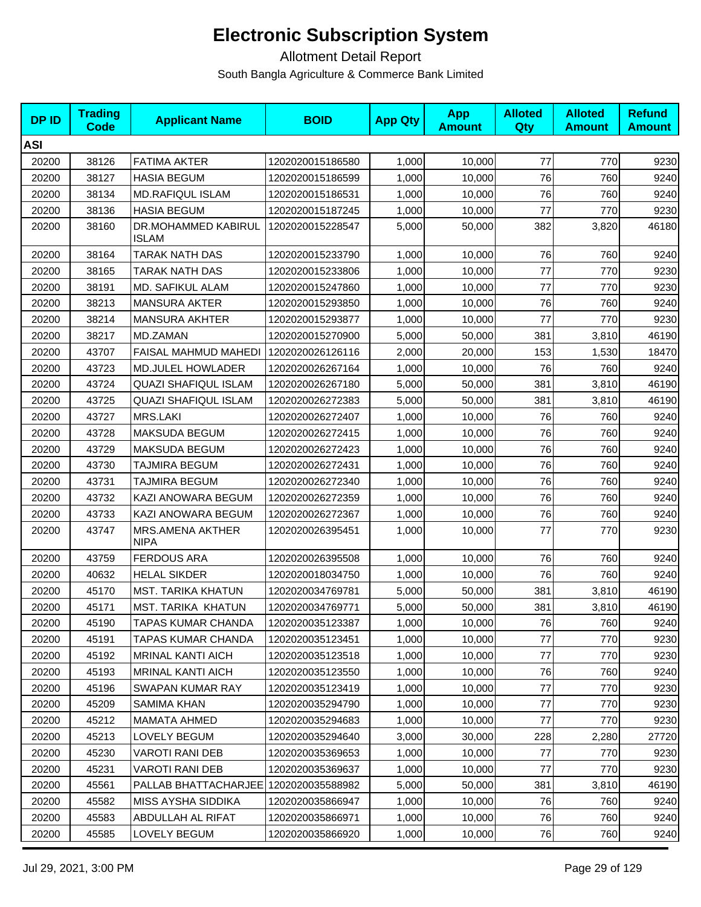# Electronic Subscription System

Allotment Detail Report

South Bangla Agriculture & Commerce Bank Limited

| DP ID | Trading Code | Applicant Name | BOID | App Qty | App Amount | Alloted Qty | Alloted Amount | Refund Amount |
|---|---|---|---|---|---|---|---|---|
| **ASI** | | | | | | | | |
| 20200 | 38126 | FATIMA AKTER | 1202020015186580 | 1,000 | 10,000 | 77 | 770 | 9230 |
| 20200 | 38127 | HASIA BEGUM | 1202020015186599 | 1,000 | 10,000 | 76 | 760 | 9240 |
| 20200 | 38134 | MD.RAFIQUL ISLAM | 1202020015186531 | 1,000 | 10,000 | 76 | 760 | 9240 |
| 20200 | 38136 | HASIA BEGUM | 1202020015187245 | 1,000 | 10,000 | 77 | 770 | 9230 |
| 20200 | 38160 | DR.MOHAMMED KABIRUL ISLAM | 1202020015228547 | 5,000 | 50,000 | 382 | 3,820 | 46180 |
| 20200 | 38164 | TARAK NATH DAS | 1202020015233790 | 1,000 | 10,000 | 76 | 760 | 9240 |
| 20200 | 38165 | TARAK NATH DAS | 1202020015233806 | 1,000 | 10,000 | 77 | 770 | 9230 |
| 20200 | 38191 | MD. SAFIKUL ALAM | 1202020015247860 | 1,000 | 10,000 | 77 | 770 | 9230 |
| 20200 | 38213 | MANSURA AKTER | 1202020015293850 | 1,000 | 10,000 | 76 | 760 | 9240 |
| 20200 | 38214 | MANSURA AKHTER | 1202020015293877 | 1,000 | 10,000 | 77 | 770 | 9230 |
| 20200 | 38217 | MD.ZAMAN | 1202020015270900 | 5,000 | 50,000 | 381 | 3,810 | 46190 |
| 20200 | 43707 | FAISAL MAHMUD MAHEDI | 1202020026126116 | 2,000 | 20,000 | 153 | 1,530 | 18470 |
| 20200 | 43723 | MD.JULEL HOWLADER | 1202020026267164 | 1,000 | 10,000 | 76 | 760 | 9240 |
| 20200 | 43724 | QUAZI SHAFIQUL ISLAM | 1202020026267180 | 5,000 | 50,000 | 381 | 3,810 | 46190 |
| 20200 | 43725 | QUAZI SHAFIQUL ISLAM | 1202020026272383 | 5,000 | 50,000 | 381 | 3,810 | 46190 |
| 20200 | 43727 | MRS.LAKI | 1202020026272407 | 1,000 | 10,000 | 76 | 760 | 9240 |
| 20200 | 43728 | MAKSUDA BEGUM | 1202020026272415 | 1,000 | 10,000 | 76 | 760 | 9240 |
| 20200 | 43729 | MAKSUDA BEGUM | 1202020026272423 | 1,000 | 10,000 | 76 | 760 | 9240 |
| 20200 | 43730 | TAJMIRA BEGUM | 1202020026272431 | 1,000 | 10,000 | 76 | 760 | 9240 |
| 20200 | 43731 | TAJMIRA BEGUM | 1202020026272340 | 1,000 | 10,000 | 76 | 760 | 9240 |
| 20200 | 43732 | KAZI ANOWARA BEGUM | 1202020026272359 | 1,000 | 10,000 | 76 | 760 | 9240 |
| 20200 | 43733 | KAZI ANOWARA BEGUM | 1202020026272367 | 1,000 | 10,000 | 76 | 760 | 9240 |
| 20200 | 43747 | MRS.AMENA AKTHER NIPA | 1202020026395451 | 1,000 | 10,000 | 77 | 770 | 9230 |
| 20200 | 43759 | FERDOUS ARA | 1202020026395508 | 1,000 | 10,000 | 76 | 760 | 9240 |
| 20200 | 40632 | HELAL SIKDER | 1202020018034750 | 1,000 | 10,000 | 76 | 760 | 9240 |
| 20200 | 45170 | MST. TARIKA KHATUN | 1202020034769781 | 5,000 | 50,000 | 381 | 3,810 | 46190 |
| 20200 | 45171 | MST. TARIKA KHATUN | 1202020034769771 | 5,000 | 50,000 | 381 | 3,810 | 46190 |
| 20200 | 45190 | TAPAS KUMAR CHANDA | 1202020035123387 | 1,000 | 10,000 | 76 | 760 | 9240 |
| 20200 | 45191 | TAPAS KUMAR CHANDA | 1202020035123451 | 1,000 | 10,000 | 77 | 770 | 9230 |
| 20200 | 45192 | MRINAL KANTI AICH | 1202020035123518 | 1,000 | 10,000 | 77 | 770 | 9230 |
| 20200 | 45193 | MRINAL KANTI AICH | 1202020035123550 | 1,000 | 10,000 | 76 | 760 | 9240 |
| 20200 | 45196 | SWAPAN KUMAR RAY | 1202020035123419 | 1,000 | 10,000 | 77 | 770 | 9230 |
| 20200 | 45209 | SAMIMA KHAN | 1202020035294790 | 1,000 | 10,000 | 77 | 770 | 9230 |
| 20200 | 45212 | MAMATA AHMED | 1202020035294683 | 1,000 | 10,000 | 77 | 770 | 9230 |
| 20200 | 45213 | LOVELY BEGUM | 1202020035294640 | 3,000 | 30,000 | 228 | 2,280 | 27720 |
| 20200 | 45230 | VAROTI RANI DEB | 1202020035369653 | 1,000 | 10,000 | 77 | 770 | 9230 |
| 20200 | 45231 | VAROTI RANI DEB | 1202020035369637 | 1,000 | 10,000 | 77 | 770 | 9230 |
| 20200 | 45561 | PALLAB BHATTACHARJEE | 1202020035588982 | 5,000 | 50,000 | 381 | 3,810 | 46190 |
| 20200 | 45582 | MISS AYSHA SIDDIKA | 1202020035866947 | 1,000 | 10,000 | 76 | 760 | 9240 |
| 20200 | 45583 | ABDULLAH AL RIFAT | 1202020035866971 | 1,000 | 10,000 | 76 | 760 | 9240 |
| 20200 | 45585 | LOVELY BEGUM | 1202020035866920 | 1,000 | 10,000 | 76 | 760 | 9240 |

Jul 29, 2021, 3:00 PM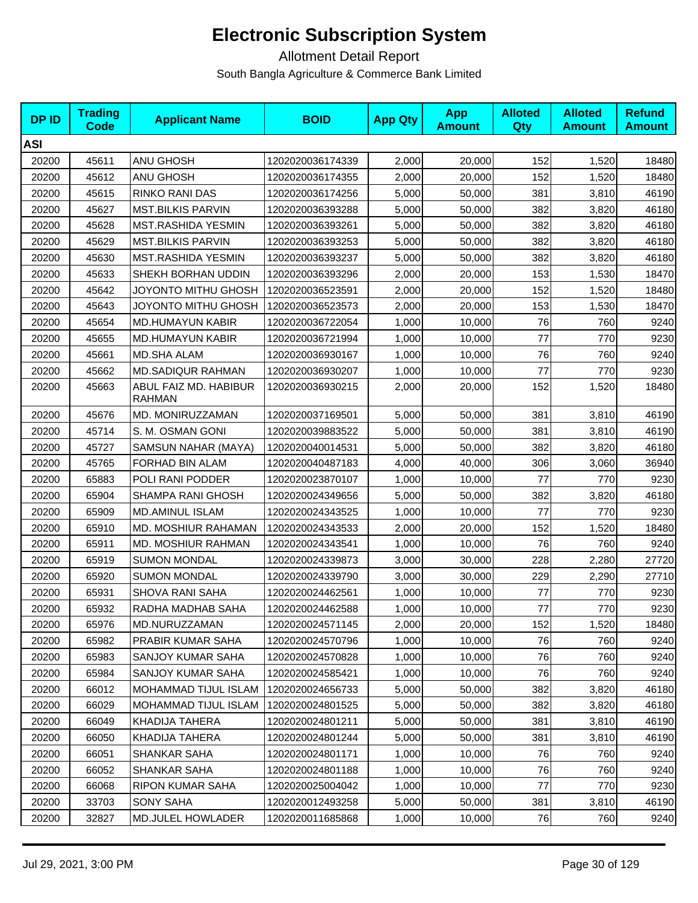# Electronic Subscription System

Allotment Detail Report

South Bangla Agriculture & Commerce Bank Limited

| DP ID | Trading Code | Applicant Name | BOID | App Qty | App Amount | Alloted Qty | Alloted Amount | Refund Amount |
|---|---|---|---|---|---|---|---|---|
| **ASI** | | | | | | | | |
| 20200 | 45611 | ANU GHOSH | 1202020036174339 | 2,000 | 20,000 | 152 | 1,520 | 18480 |
| 20200 | 45612 | ANU GHOSH | 1202020036174355 | 2,000 | 20,000 | 152 | 1,520 | 18480 |
| 20200 | 45615 | RINKO RANI DAS | 1202020036174256 | 5,000 | 50,000 | 381 | 3,810 | 46190 |
| 20200 | 45627 | MST.BILKIS PARVIN | 1202020036393288 | 5,000 | 50,000 | 382 | 3,820 | 46180 |
| 20200 | 45628 | MST.RASHIDA YESMIN | 1202020036393261 | 5,000 | 50,000 | 382 | 3,820 | 46180 |
| 20200 | 45629 | MST.BILKIS PARVIN | 1202020036393253 | 5,000 | 50,000 | 382 | 3,820 | 46180 |
| 20200 | 45630 | MST.RASHIDA YESMIN | 1202020036393237 | 5,000 | 50,000 | 382 | 3,820 | 46180 |
| 20200 | 45633 | SHEKH BORHAN UDDIN | 1202020036393296 | 2,000 | 20,000 | 153 | 1,530 | 18470 |
| 20200 | 45642 | JOYONTO MITHU GHOSH | 1202020036523591 | 2,000 | 20,000 | 152 | 1,520 | 18480 |
| 20200 | 45643 | JOYONTO MITHU GHOSH | 1202020036523573 | 2,000 | 20,000 | 153 | 1,530 | 18470 |
| 20200 | 45654 | MD.HUMAYUN KABIR | 1202020036722054 | 1,000 | 10,000 | 76 | 760 | 9240 |
| 20200 | 45655 | MD.HUMAYUN KABIR | 1202020036721994 | 1,000 | 10,000 | 77 | 770 | 9230 |
| 20200 | 45661 | MD.SHA ALAM | 1202020036930167 | 1,000 | 10,000 | 76 | 760 | 9240 |
| 20200 | 45662 | MD.SADIQUR RAHMAN | 1202020036930207 | 1,000 | 10,000 | 77 | 770 | 9230 |
| 20200 | 45663 | ABUL FAIZ MD. HABIBUR RAHMAN | 1202020036930215 | 2,000 | 20,000 | 152 | 1,520 | 18480 |
| 20200 | 45676 | MD. MONIRUZZAMAN | 1202020037169501 | 5,000 | 50,000 | 381 | 3,810 | 46190 |
| 20200 | 45714 | S. M. OSMAN GONI | 1202020039883522 | 5,000 | 50,000 | 381 | 3,810 | 46190 |
| 20200 | 45727 | SAMSUN NAHAR (MAYA) | 1202020040014531 | 5,000 | 50,000 | 382 | 3,820 | 46180 |
| 20200 | 45765 | FORHAD BIN ALAM | 1202020040487183 | 4,000 | 40,000 | 306 | 3,060 | 36940 |
| 20200 | 65883 | POLI RANI PODDER | 1202020023870107 | 1,000 | 10,000 | 77 | 770 | 9230 |
| 20200 | 65904 | SHAMPA RANI GHOSH | 1202020024349656 | 5,000 | 50,000 | 382 | 3,820 | 46180 |
| 20200 | 65909 | MD.AMINUL ISLAM | 1202020024343525 | 1,000 | 10,000 | 77 | 770 | 9230 |
| 20200 | 65910 | MD. MOSHIUR RAHAMAN | 1202020024343533 | 2,000 | 20,000 | 152 | 1,520 | 18480 |
| 20200 | 65911 | MD. MOSHIUR RAHMAN | 1202020024343541 | 1,000 | 10,000 | 76 | 760 | 9240 |
| 20200 | 65919 | SUMON MONDAL | 1202020024339873 | 3,000 | 30,000 | 228 | 2,280 | 27720 |
| 20200 | 65920 | SUMON MONDAL | 1202020024339790 | 3,000 | 30,000 | 229 | 2,290 | 27710 |
| 20200 | 65931 | SHOVA RANI SAHA | 1202020024462561 | 1,000 | 10,000 | 77 | 770 | 9230 |
| 20200 | 65932 | RADHA MADHAB SAHA | 1202020024462588 | 1,000 | 10,000 | 77 | 770 | 9230 |
| 20200 | 65976 | MD.NURUZZAMAN | 1202020024571145 | 2,000 | 20,000 | 152 | 1,520 | 18480 |
| 20200 | 65982 | PRABIR KUMAR SAHA | 1202020024570796 | 1,000 | 10,000 | 76 | 760 | 9240 |
| 20200 | 65983 | SANJOY KUMAR SAHA | 1202020024570828 | 1,000 | 10,000 | 76 | 760 | 9240 |
| 20200 | 65984 | SANJOY KUMAR SAHA | 1202020024585421 | 1,000 | 10,000 | 76 | 760 | 9240 |
| 20200 | 66012 | MOHAMMAD TIJUL ISLAM | 1202020024656733 | 5,000 | 50,000 | 382 | 3,820 | 46180 |
| 20200 | 66029 | MOHAMMAD TIJUL ISLAM | 1202020024801525 | 5,000 | 50,000 | 382 | 3,820 | 46180 |
| 20200 | 66049 | KHADIJA TAHERA | 1202020024801211 | 5,000 | 50,000 | 381 | 3,810 | 46190 |
| 20200 | 66050 | KHADIJA TAHERA | 1202020024801244 | 5,000 | 50,000 | 381 | 3,810 | 46190 |
| 20200 | 66051 | SHANKAR SAHA | 1202020024801171 | 1,000 | 10,000 | 76 | 760 | 9240 |
| 20200 | 66052 | SHANKAR SAHA | 1202020024801188 | 1,000 | 10,000 | 76 | 760 | 9240 |
| 20200 | 66068 | RIPON KUMAR SAHA | 1202020025004042 | 1,000 | 10,000 | 77 | 770 | 9230 |
| 20200 | 33703 | SONY SAHA | 1202020012493258 | 5,000 | 50,000 | 381 | 3,810 | 46190 |
| 20200 | 32827 | MD.JULEL HOWLADER | 1202020011685868 | 1,000 | 10,000 | 76 | 760 | 9240 |

Jul 29, 2021, 3:00 PM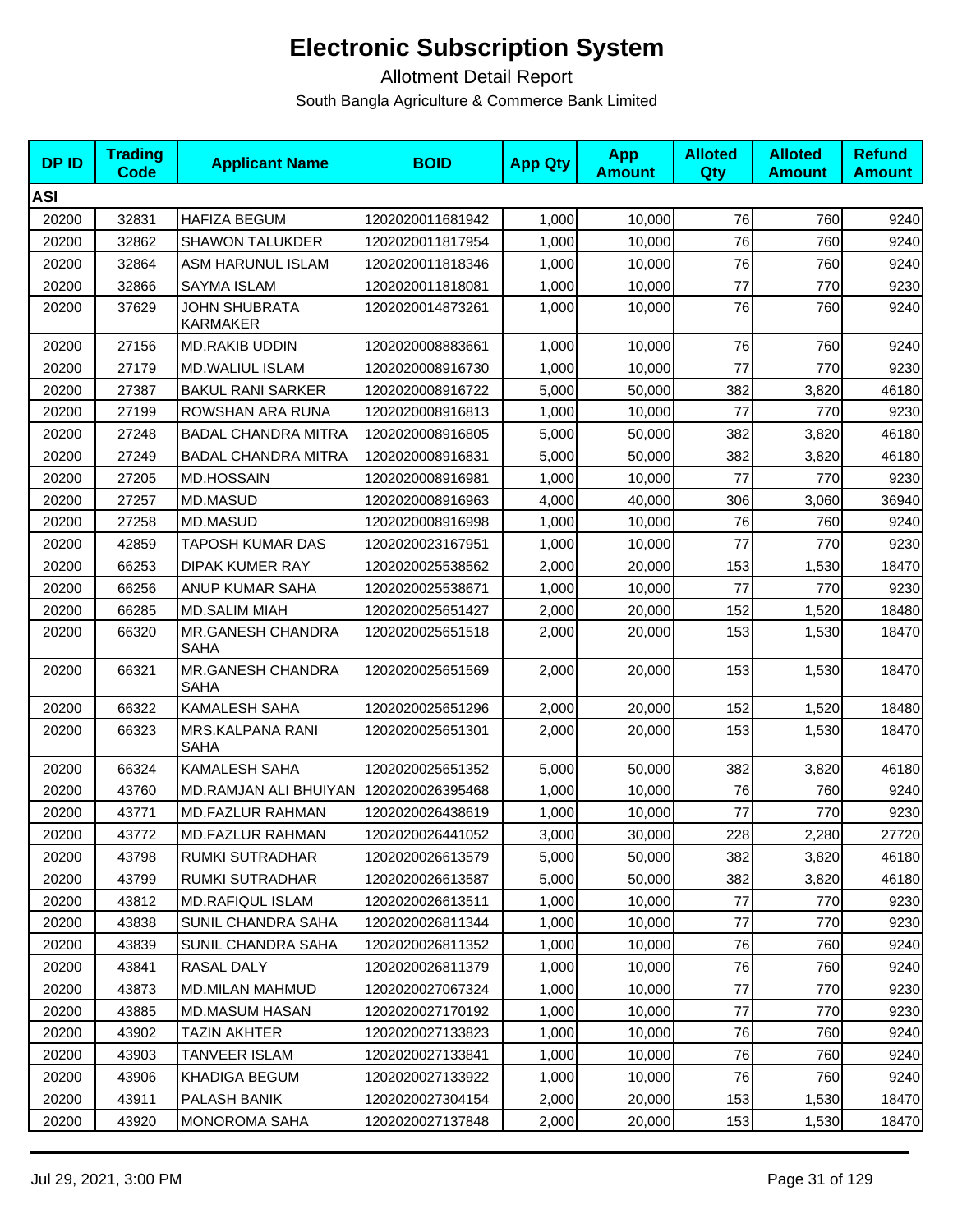# Electronic Subscription System

Allotment Detail Report

South Bangla Agriculture & Commerce Bank Limited

| DP ID | Trading Code | Applicant Name | BOID | App Qty | App Amount | Alloted Qty | Alloted Amount | Refund Amount |
|---|---|---|---|---|---|---|---|---|
| **ASI** | | | | | | | | |
| 20200 | 32831 | HAFIZA BEGUM | 1202020011681942 | 1,000 | 10,000 | 76 | 760 | 9240 |
| 20200 | 32862 | SHAWON TALUKDER | 1202020011817954 | 1,000 | 10,000 | 76 | 760 | 9240 |
| 20200 | 32864 | ASM HARUNUL ISLAM | 1202020011818346 | 1,000 | 10,000 | 76 | 760 | 9240 |
| 20200 | 32866 | SAYMA ISLAM | 1202020011818081 | 1,000 | 10,000 | 77 | 770 | 9230 |
| 20200 | 37629 | JOHN SHUBRATA KARMAKER | 1202020014873261 | 1,000 | 10,000 | 76 | 760 | 9240 |
| 20200 | 27156 | MD.RAKIB UDDIN | 1202020008883661 | 1,000 | 10,000 | 76 | 760 | 9240 |
| 20200 | 27179 | MD.WALIUL ISLAM | 1202020008916730 | 1,000 | 10,000 | 77 | 770 | 9230 |
| 20200 | 27387 | BAKUL RANI SARKER | 1202020008916722 | 5,000 | 50,000 | 382 | 3,820 | 46180 |
| 20200 | 27199 | ROWSHAN ARA RUNA | 1202020008916813 | 1,000 | 10,000 | 77 | 770 | 9230 |
| 20200 | 27248 | BADAL CHANDRA MITRA | 1202020008916805 | 5,000 | 50,000 | 382 | 3,820 | 46180 |
| 20200 | 27249 | BADAL CHANDRA MITRA | 1202020008916831 | 5,000 | 50,000 | 382 | 3,820 | 46180 |
| 20200 | 27205 | MD.HOSSAIN | 1202020008916981 | 1,000 | 10,000 | 77 | 770 | 9230 |
| 20200 | 27257 | MD.MASUD | 1202020008916963 | 4,000 | 40,000 | 306 | 3,060 | 36940 |
| 20200 | 27258 | MD.MASUD | 1202020008916998 | 1,000 | 10,000 | 76 | 760 | 9240 |
| 20200 | 42859 | TAPOSH KUMAR DAS | 1202020023167951 | 1,000 | 10,000 | 77 | 770 | 9230 |
| 20200 | 66253 | DIPAK KUMER RAY | 1202020025538562 | 2,000 | 20,000 | 153 | 1,530 | 18470 |
| 20200 | 66256 | ANUP KUMAR SAHA | 1202020025538671 | 1,000 | 10,000 | 77 | 770 | 9230 |
| 20200 | 66285 | MD.SALIM MIAH | 1202020025651427 | 2,000 | 20,000 | 152 | 1,520 | 18480 |
| 20200 | 66320 | MR.GANESH CHANDRA SAHA | 1202020025651518 | 2,000 | 20,000 | 153 | 1,530 | 18470 |
| 20200 | 66321 | MR.GANESH CHANDRA SAHA | 1202020025651569 | 2,000 | 20,000 | 153 | 1,530 | 18470 |
| 20200 | 66322 | KAMALESH SAHA | 1202020025651296 | 2,000 | 20,000 | 152 | 1,520 | 18480 |
| 20200 | 66323 | MRS.KALPANA RANI SAHA | 1202020025651301 | 2,000 | 20,000 | 153 | 1,530 | 18470 |
| 20200 | 66324 | KAMALESH SAHA | 1202020025651352 | 5,000 | 50,000 | 382 | 3,820 | 46180 |
| 20200 | 43760 | MD.RAMJAN ALI BHUIYAN | 1202020026395468 | 1,000 | 10,000 | 76 | 760 | 9240 |
| 20200 | 43771 | MD.FAZLUR RAHMAN | 1202020026438619 | 1,000 | 10,000 | 77 | 770 | 9230 |
| 20200 | 43772 | MD.FAZLUR RAHMAN | 1202020026441052 | 3,000 | 30,000 | 228 | 2,280 | 27720 |
| 20200 | 43798 | RUMKI SUTRADHAR | 1202020026613579 | 5,000 | 50,000 | 382 | 3,820 | 46180 |
| 20200 | 43799 | RUMKI SUTRADHAR | 1202020026613587 | 5,000 | 50,000 | 382 | 3,820 | 46180 |
| 20200 | 43812 | MD.RAFIQUL ISLAM | 1202020026613511 | 1,000 | 10,000 | 77 | 770 | 9230 |
| 20200 | 43838 | SUNIL CHANDRA SAHA | 1202020026811344 | 1,000 | 10,000 | 77 | 770 | 9230 |
| 20200 | 43839 | SUNIL CHANDRA SAHA | 1202020026811352 | 1,000 | 10,000 | 76 | 760 | 9240 |
| 20200 | 43841 | RASAL DALY | 1202020026811379 | 1,000 | 10,000 | 76 | 760 | 9240 |
| 20200 | 43873 | MD.MILAN MAHMUD | 1202020027067324 | 1,000 | 10,000 | 77 | 770 | 9230 |
| 20200 | 43885 | MD.MASUM HASAN | 1202020027170192 | 1,000 | 10,000 | 77 | 770 | 9230 |
| 20200 | 43902 | TAZIN AKHTER | 1202020027133823 | 1,000 | 10,000 | 76 | 760 | 9240 |
| 20200 | 43903 | TANVEER ISLAM | 1202020027133841 | 1,000 | 10,000 | 76 | 760 | 9240 |
| 20200 | 43906 | KHADIGA BEGUM | 1202020027133922 | 1,000 | 10,000 | 76 | 760 | 9240 |
| 20200 | 43911 | PALASH BANIK | 1202020027304154 | 2,000 | 20,000 | 153 | 1,530 | 18470 |
| 20200 | 43920 | MONOROMA SAHA | 1202020027137848 | 2,000 | 20,000 | 153 | 1,530 | 18470 |

Jul 29, 2021, 3:00 PM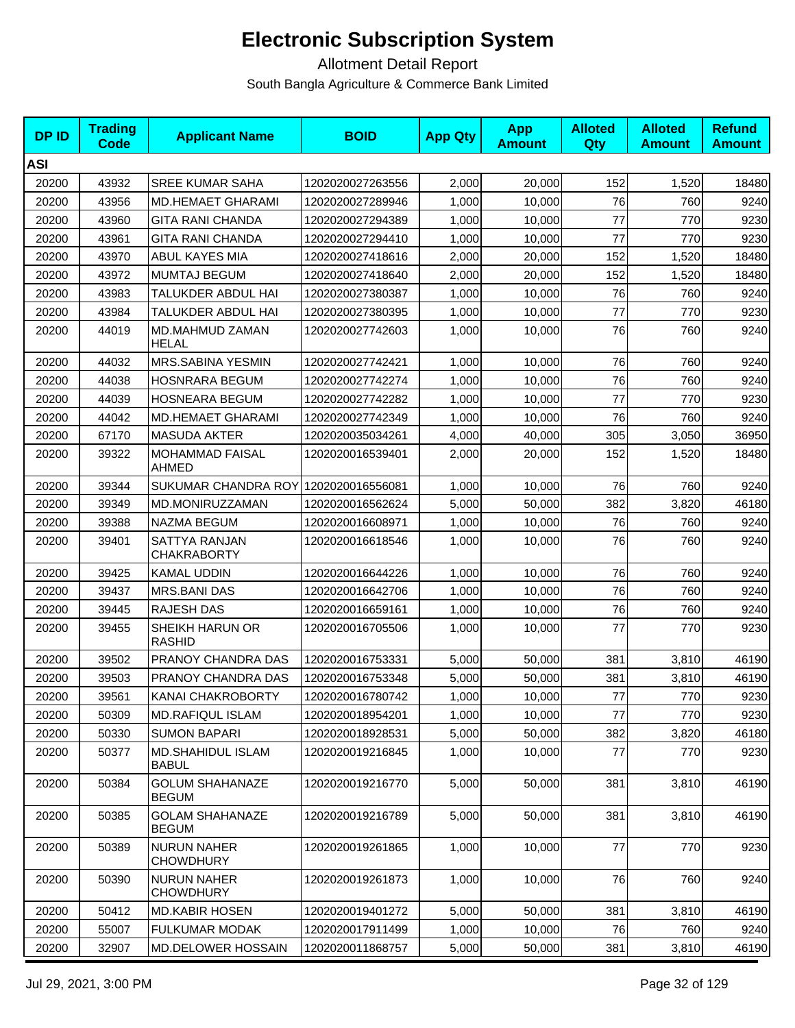# Electronic Subscription System

Allotment Detail Report

South Bangla Agriculture & Commerce Bank Limited

| DP ID | Trading Code | Applicant Name | BOID | App Qty | App Amount | Alloted Qty | Alloted Amount | Refund Amount |
|---|---|---|---|---|---|---|---|---|
| **ASI** | | | | | | | | |
| 20200 | 43932 | SREE KUMAR SAHA | 1202020027263556 | 2,000 | 20,000 | 152 | 1,520 | 18480 |
| 20200 | 43956 | MD.HEMAET GHARAMI | 1202020027289946 | 1,000 | 10,000 | 76 | 760 | 9240 |
| 20200 | 43960 | GITA RANI CHANDA | 1202020027294389 | 1,000 | 10,000 | 77 | 770 | 9230 |
| 20200 | 43961 | GITA RANI CHANDA | 1202020027294410 | 1,000 | 10,000 | 77 | 770 | 9230 |
| 20200 | 43970 | ABUL KAYES MIA | 1202020027418616 | 2,000 | 20,000 | 152 | 1,520 | 18480 |
| 20200 | 43972 | MUMTAJ BEGUM | 1202020027418640 | 2,000 | 20,000 | 152 | 1,520 | 18480 |
| 20200 | 43983 | TALUKDER ABDUL HAI | 1202020027380387 | 1,000 | 10,000 | 76 | 760 | 9240 |
| 20200 | 43984 | TALUKDER ABDUL HAI | 1202020027380395 | 1,000 | 10,000 | 77 | 770 | 9230 |
| 20200 | 44019 | MD.MAHMUD ZAMAN HELAL | 1202020027742603 | 1,000 | 10,000 | 76 | 760 | 9240 |
| 20200 | 44032 | MRS.SABINA YESMIN | 1202020027742421 | 1,000 | 10,000 | 76 | 760 | 9240 |
| 20200 | 44038 | HOSNRARA BEGUM | 1202020027742274 | 1,000 | 10,000 | 76 | 760 | 9240 |
| 20200 | 44039 | HOSNEARA BEGUM | 1202020027742282 | 1,000 | 10,000 | 77 | 770 | 9230 |
| 20200 | 44042 | MD.HEMAET GHARAMI | 1202020027742349 | 1,000 | 10,000 | 76 | 760 | 9240 |
| 20200 | 67170 | MASUDA AKTER | 1202020035034261 | 4,000 | 40,000 | 305 | 3,050 | 36950 |
| 20200 | 39322 | MOHAMMAD FAISAL AHMED | 1202020016539401 | 2,000 | 20,000 | 152 | 1,520 | 18480 |
| 20200 | 39344 | SUKUMAR CHANDRA ROY | 1202020016556081 | 1,000 | 10,000 | 76 | 760 | 9240 |
| 20200 | 39349 | MD.MONIRUZZAMAN | 1202020016562624 | 5,000 | 50,000 | 382 | 3,820 | 46180 |
| 20200 | 39388 | NAZMA BEGUM | 1202020016608971 | 1,000 | 10,000 | 76 | 760 | 9240 |
| 20200 | 39401 | SATTYA RANJAN CHAKRABORTY | 1202020016618546 | 1,000 | 10,000 | 76 | 760 | 9240 |
| 20200 | 39425 | KAMAL UDDIN | 1202020016644226 | 1,000 | 10,000 | 76 | 760 | 9240 |
| 20200 | 39437 | MRS.BANI DAS | 1202020016642706 | 1,000 | 10,000 | 76 | 760 | 9240 |
| 20200 | 39445 | RAJESH DAS | 1202020016659161 | 1,000 | 10,000 | 76 | 760 | 9240 |
| 20200 | 39455 | SHEIKH HARUN OR RASHID | 1202020016705506 | 1,000 | 10,000 | 77 | 770 | 9230 |
| 20200 | 39502 | PRANOY CHANDRA DAS | 1202020016753331 | 5,000 | 50,000 | 381 | 3,810 | 46190 |
| 20200 | 39503 | PRANOY CHANDRA DAS | 1202020016753348 | 5,000 | 50,000 | 381 | 3,810 | 46190 |
| 20200 | 39561 | KANAI CHAKROBORTY | 1202020016780742 | 1,000 | 10,000 | 77 | 770 | 9230 |
| 20200 | 50309 | MD.RAFIQUL ISLAM | 1202020018954201 | 1,000 | 10,000 | 77 | 770 | 9230 |
| 20200 | 50330 | SUMON BAPARI | 1202020018928531 | 5,000 | 50,000 | 382 | 3,820 | 46180 |
| 20200 | 50377 | MD.SHAHIDUL ISLAM BABUL | 1202020019216845 | 1,000 | 10,000 | 77 | 770 | 9230 |
| 20200 | 50384 | GOLUM SHAHANAZE BEGUM | 1202020019216770 | 5,000 | 50,000 | 381 | 3,810 | 46190 |
| 20200 | 50385 | GOLAM SHAHANAZE BEGUM | 1202020019216789 | 5,000 | 50,000 | 381 | 3,810 | 46190 |
| 20200 | 50389 | NURUN NAHER CHOWDHURY | 1202020019261865 | 1,000 | 10,000 | 77 | 770 | 9230 |
| 20200 | 50390 | NURUN NAHER CHOWDHURY | 1202020019261873 | 1,000 | 10,000 | 76 | 760 | 9240 |
| 20200 | 50412 | MD.KABIR HOSEN | 1202020019401272 | 5,000 | 50,000 | 381 | 3,810 | 46190 |
| 20200 | 55007 | FULKUMAR MODAK | 1202020017911499 | 1,000 | 10,000 | 76 | 760 | 9240 |
| 20200 | 32907 | MD.DELOWER HOSSAIN | 1202020011868757 | 5,000 | 50,000 | 381 | 3,810 | 46190 |

Jul 29, 2021, 3:00 PM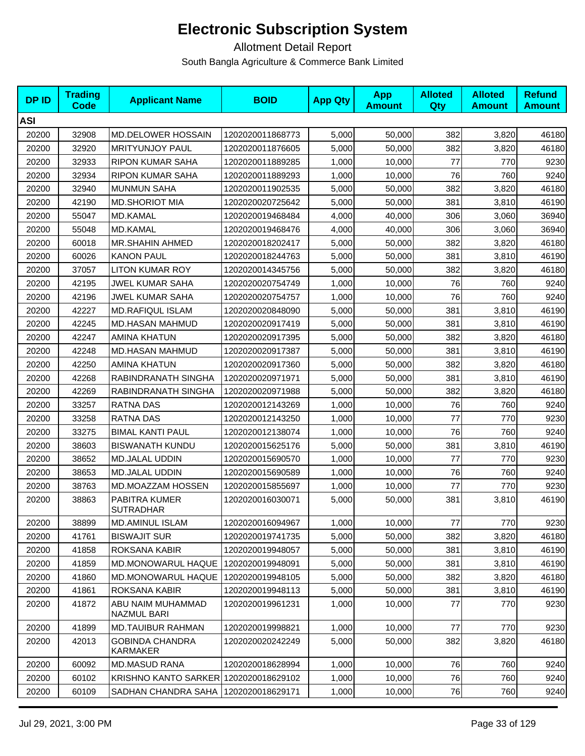# Electronic Subscription System

Allotment Detail Report

South Bangla Agriculture & Commerce Bank Limited

| DP ID | Trading Code | Applicant Name | BOID | App Qty | App Amount | Alloted Qty | Alloted Amount | Refund Amount |
|---|---|---|---|---|---|---|---|---|
| **ASI** | | | | | | | | |
| 20200 | 32908 | MD.DELOWER HOSSAIN | 1202020011868773 | 5,000 | 50,000 | 382 | 3,820 | 46180 |
| 20200 | 32920 | MRITYUNJOY PAUL | 1202020011876605 | 5,000 | 50,000 | 382 | 3,820 | 46180 |
| 20200 | 32933 | RIPON KUMAR SAHA | 1202020011889285 | 1,000 | 10,000 | 77 | 770 | 9230 |
| 20200 | 32934 | RIPON KUMAR SAHA | 1202020011889293 | 1,000 | 10,000 | 76 | 760 | 9240 |
| 20200 | 32940 | MUNMUN SAHA | 1202020011902535 | 5,000 | 50,000 | 382 | 3,820 | 46180 |
| 20200 | 42190 | MD.SHORIOT MIA | 1202020020725642 | 5,000 | 50,000 | 381 | 3,810 | 46190 |
| 20200 | 55047 | MD.KAMAL | 1202020019468484 | 4,000 | 40,000 | 306 | 3,060 | 36940 |
| 20200 | 55048 | MD.KAMAL | 1202020019468476 | 4,000 | 40,000 | 306 | 3,060 | 36940 |
| 20200 | 60018 | MR.SHAHIN AHMED | 1202020018202417 | 5,000 | 50,000 | 382 | 3,820 | 46180 |
| 20200 | 60026 | KANON PAUL | 1202020018244763 | 5,000 | 50,000 | 381 | 3,810 | 46190 |
| 20200 | 37057 | LITON KUMAR ROY | 1202020014345756 | 5,000 | 50,000 | 382 | 3,820 | 46180 |
| 20200 | 42195 | JWEL KUMAR SAHA | 1202020020754749 | 1,000 | 10,000 | 76 | 760 | 9240 |
| 20200 | 42196 | JWEL KUMAR SAHA | 1202020020754757 | 1,000 | 10,000 | 76 | 760 | 9240 |
| 20200 | 42227 | MD.RAFIQUL ISLAM | 1202020020848090 | 5,000 | 50,000 | 381 | 3,810 | 46190 |
| 20200 | 42245 | MD.HASAN MAHMUD | 1202020020917419 | 5,000 | 50,000 | 381 | 3,810 | 46190 |
| 20200 | 42247 | AMINA KHATUN | 1202020020917395 | 5,000 | 50,000 | 382 | 3,820 | 46180 |
| 20200 | 42248 | MD.HASAN MAHMUD | 1202020020917387 | 5,000 | 50,000 | 381 | 3,810 | 46190 |
| 20200 | 42250 | AMINA KHATUN | 1202020020917360 | 5,000 | 50,000 | 382 | 3,820 | 46180 |
| 20200 | 42268 | RABINDRANATH SINGHA | 1202020020971971 | 5,000 | 50,000 | 381 | 3,810 | 46190 |
| 20200 | 42269 | RABINDRANATH SINGHA | 1202020020971988 | 5,000 | 50,000 | 382 | 3,820 | 46180 |
| 20200 | 33257 | RATNA DAS | 1202020012143269 | 1,000 | 10,000 | 76 | 760 | 9240 |
| 20200 | 33258 | RATNA DAS | 1202020012143250 | 1,000 | 10,000 | 77 | 770 | 9230 |
| 20200 | 33275 | BIMAL KANTI PAUL | 1202020012138074 | 1,000 | 10,000 | 76 | 760 | 9240 |
| 20200 | 38603 | BISWANATH KUNDU | 1202020015625176 | 5,000 | 50,000 | 381 | 3,810 | 46190 |
| 20200 | 38652 | MD.JALAL UDDIN | 1202020015690570 | 1,000 | 10,000 | 77 | 770 | 9230 |
| 20200 | 38653 | MD.JALAL UDDIN | 1202020015690589 | 1,000 | 10,000 | 76 | 760 | 9240 |
| 20200 | 38763 | MD.MOAZZAM HOSSEN | 1202020015855697 | 1,000 | 10,000 | 77 | 770 | 9230 |
| 20200 | 38863 | PABITRA KUMER SUTRADHAR | 1202020016030071 | 5,000 | 50,000 | 381 | 3,810 | 46190 |
| 20200 | 38899 | MD.AMINUL ISLAM | 1202020016094967 | 1,000 | 10,000 | 77 | 770 | 9230 |
| 20200 | 41761 | BISWAJIT SUR | 1202020019741735 | 5,000 | 50,000 | 382 | 3,820 | 46180 |
| 20200 | 41858 | ROKSANA KABIR | 1202020019948057 | 5,000 | 50,000 | 381 | 3,810 | 46190 |
| 20200 | 41859 | MD.MONOWARUL HAQUE | 1202020019948091 | 5,000 | 50,000 | 381 | 3,810 | 46190 |
| 20200 | 41860 | MD.MONOWARUL HAQUE | 1202020019948105 | 5,000 | 50,000 | 382 | 3,820 | 46180 |
| 20200 | 41861 | ROKSANA KABIR | 1202020019948113 | 5,000 | 50,000 | 381 | 3,810 | 46190 |
| 20200 | 41872 | ABU NAIM MUHAMMAD NAZMUL BARI | 1202020019961231 | 1,000 | 10,000 | 77 | 770 | 9230 |
| 20200 | 41899 | MD.TAUIBUR RAHMAN | 1202020019998821 | 1,000 | 10,000 | 77 | 770 | 9230 |
| 20200 | 42013 | GOBINDA CHANDRA KARMAKER | 1202020020242249 | 5,000 | 50,000 | 382 | 3,820 | 46180 |
| 20200 | 60092 | MD.MASUD RANA | 1202020018628994 | 1,000 | 10,000 | 76 | 760 | 9240 |
| 20200 | 60102 | KRISHNO KANTO SARKER | 1202020018629102 | 1,000 | 10,000 | 76 | 760 | 9240 |
| 20200 | 60109 | SADHAN CHANDRA SAHA | 1202020018629171 | 1,000 | 10,000 | 76 | 760 | 9240 |

Jul 29, 2021, 3:00 PM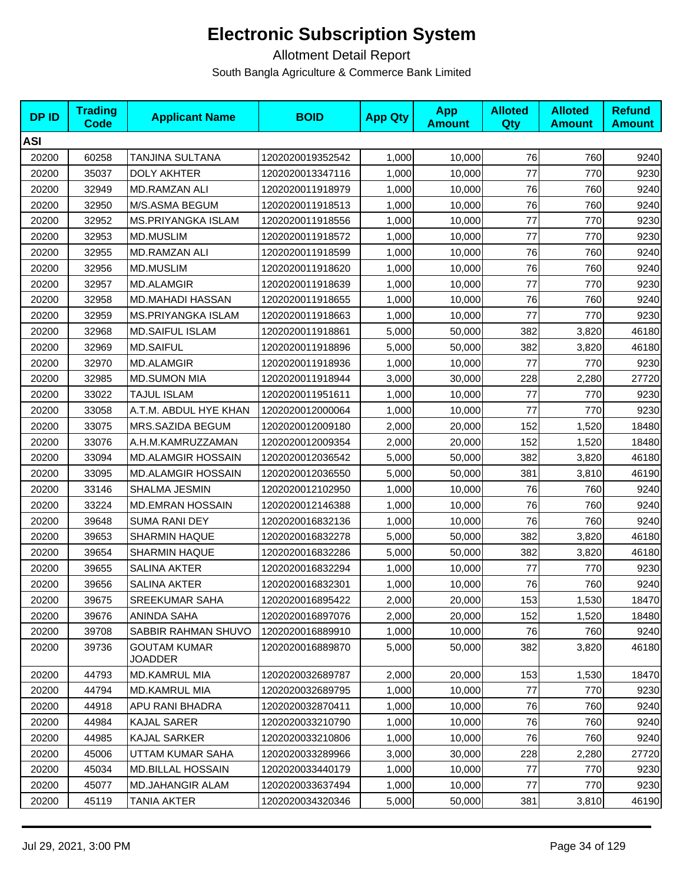# Electronic Subscription System

Allotment Detail Report

South Bangla Agriculture & Commerce Bank Limited

| DP ID | Trading Code | Applicant Name | BOID | App Qty | App Amount | Alloted Qty | Alloted Amount | Refund Amount |
|---|---|---|---|---|---|---|---|---|
| **ASI** | | | | | | | | |
| 20200 | 60258 | TANJINA SULTANA | 1202020019352542 | 1,000 | 10,000 | 76 | 760 | 9240 |
| 20200 | 35037 | DOLY AKHTER | 1202020013347116 | 1,000 | 10,000 | 77 | 770 | 9230 |
| 20200 | 32949 | MD.RAMZAN ALI | 1202020011918979 | 1,000 | 10,000 | 76 | 760 | 9240 |
| 20200 | 32950 | M/S.ASMA BEGUM | 1202020011918513 | 1,000 | 10,000 | 76 | 760 | 9240 |
| 20200 | 32952 | MS.PRIYANGKA ISLAM | 1202020011918556 | 1,000 | 10,000 | 77 | 770 | 9230 |
| 20200 | 32953 | MD.MUSLIM | 1202020011918572 | 1,000 | 10,000 | 77 | 770 | 9230 |
| 20200 | 32955 | MD.RAMZAN ALI | 1202020011918599 | 1,000 | 10,000 | 76 | 760 | 9240 |
| 20200 | 32956 | MD.MUSLIM | 1202020011918620 | 1,000 | 10,000 | 76 | 760 | 9240 |
| 20200 | 32957 | MD.ALAMGIR | 1202020011918639 | 1,000 | 10,000 | 77 | 770 | 9230 |
| 20200 | 32958 | MD.MAHADI HASSAN | 1202020011918655 | 1,000 | 10,000 | 76 | 760 | 9240 |
| 20200 | 32959 | MS.PRIYANGKA ISLAM | 1202020011918663 | 1,000 | 10,000 | 77 | 770 | 9230 |
| 20200 | 32968 | MD.SAIFUL ISLAM | 1202020011918861 | 5,000 | 50,000 | 382 | 3,820 | 46180 |
| 20200 | 32969 | MD.SAIFUL | 1202020011918896 | 5,000 | 50,000 | 382 | 3,820 | 46180 |
| 20200 | 32970 | MD.ALAMGIR | 1202020011918936 | 1,000 | 10,000 | 77 | 770 | 9230 |
| 20200 | 32985 | MD.SUMON MIA | 1202020011918944 | 3,000 | 30,000 | 228 | 2,280 | 27720 |
| 20200 | 33022 | TAJUL ISLAM | 1202020011951611 | 1,000 | 10,000 | 77 | 770 | 9230 |
| 20200 | 33058 | A.T.M. ABDUL HYE KHAN | 1202020012000064 | 1,000 | 10,000 | 77 | 770 | 9230 |
| 20200 | 33075 | MRS.SAZIDA BEGUM | 1202020012009180 | 2,000 | 20,000 | 152 | 1,520 | 18480 |
| 20200 | 33076 | A.H.M.KAMRUZZAMAN | 1202020012009354 | 2,000 | 20,000 | 152 | 1,520 | 18480 |
| 20200 | 33094 | MD.ALAMGIR HOSSAIN | 1202020012036542 | 5,000 | 50,000 | 382 | 3,820 | 46180 |
| 20200 | 33095 | MD.ALAMGIR HOSSAIN | 1202020012036550 | 5,000 | 50,000 | 381 | 3,810 | 46190 |
| 20200 | 33146 | SHALMA JESMIN | 1202020012102950 | 1,000 | 10,000 | 76 | 760 | 9240 |
| 20200 | 33224 | MD.EMRAN HOSSAIN | 1202020012146388 | 1,000 | 10,000 | 76 | 760 | 9240 |
| 20200 | 39648 | SUMA RANI DEY | 1202020016832136 | 1,000 | 10,000 | 76 | 760 | 9240 |
| 20200 | 39653 | SHARMIN HAQUE | 1202020016832278 | 5,000 | 50,000 | 382 | 3,820 | 46180 |
| 20200 | 39654 | SHARMIN HAQUE | 1202020016832286 | 5,000 | 50,000 | 382 | 3,820 | 46180 |
| 20200 | 39655 | SALINA AKTER | 1202020016832294 | 1,000 | 10,000 | 77 | 770 | 9230 |
| 20200 | 39656 | SALINA AKTER | 1202020016832301 | 1,000 | 10,000 | 76 | 760 | 9240 |
| 20200 | 39675 | SREEKUMAR SAHA | 1202020016895422 | 2,000 | 20,000 | 153 | 1,530 | 18470 |
| 20200 | 39676 | ANINDA SAHA | 1202020016897076 | 2,000 | 20,000 | 152 | 1,520 | 18480 |
| 20200 | 39708 | SABBIR RAHMAN SHUVO | 1202020016889910 | 1,000 | 10,000 | 76 | 760 | 9240 |
| 20200 | 39736 | GOUTAM KUMAR JOADDER | 1202020016889870 | 5,000 | 50,000 | 382 | 3,820 | 46180 |
| 20200 | 44793 | MD.KAMRUL MIA | 1202020032689787 | 2,000 | 20,000 | 153 | 1,530 | 18470 |
| 20200 | 44794 | MD.KAMRUL MIA | 1202020032689795 | 1,000 | 10,000 | 77 | 770 | 9230 |
| 20200 | 44918 | APU RANI BHADRA | 1202020032870411 | 1,000 | 10,000 | 76 | 760 | 9240 |
| 20200 | 44984 | KAJAL SARER | 1202020033210790 | 1,000 | 10,000 | 76 | 760 | 9240 |
| 20200 | 44985 | KAJAL SARKER | 1202020033210806 | 1,000 | 10,000 | 76 | 760 | 9240 |
| 20200 | 45006 | UTTAM KUMAR SAHA | 1202020033289966 | 3,000 | 30,000 | 228 | 2,280 | 27720 |
| 20200 | 45034 | MD.BILLAL HOSSAIN | 1202020033440179 | 1,000 | 10,000 | 77 | 770 | 9230 |
| 20200 | 45077 | MD.JAHANGIR ALAM | 1202020033637494 | 1,000 | 10,000 | 77 | 770 | 9230 |
| 20200 | 45119 | TANIA AKTER | 1202020034320346 | 5,000 | 50,000 | 381 | 3,810 | 46190 |

Jul 29, 2021, 3:00 PM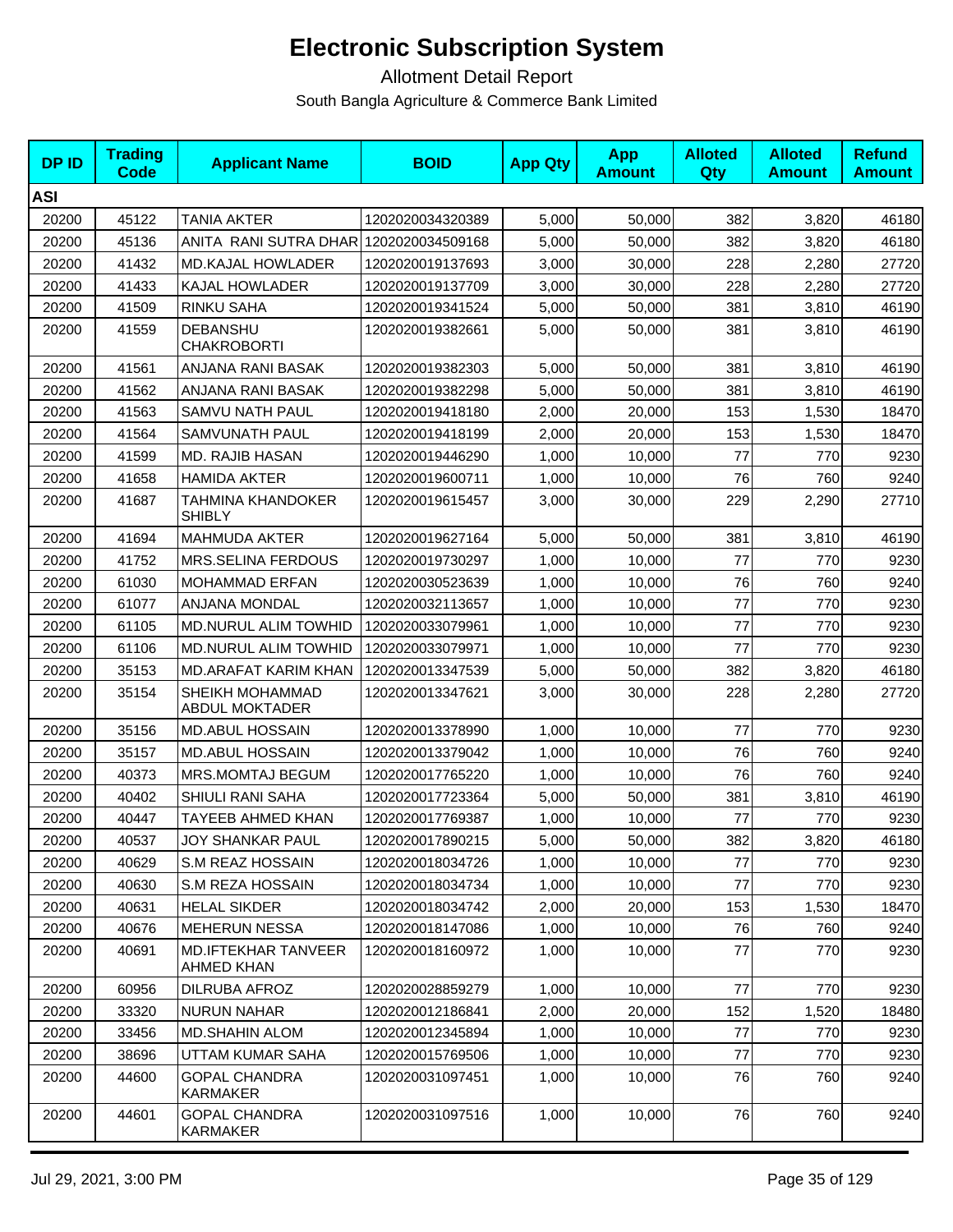# Electronic Subscription System

Allotment Detail Report

South Bangla Agriculture & Commerce Bank Limited

| DP ID | Trading Code | Applicant Name | BOID | App Qty | App Amount | Alloted Qty | Alloted Amount | Refund Amount |
|---|---|---|---|---|---|---|---|---|
| **ASI** | | | | | | | | |
| 20200 | 45122 | TANIA AKTER | 1202020034320389 | 5,000 | 50,000 | 382 | 3,820 | 46180 |
| 20200 | 45136 | ANITA RANI SUTRA DHAR | 1202020034509168 | 5,000 | 50,000 | 382 | 3,820 | 46180 |
| 20200 | 41432 | MD.KAJAL HOWLADER | 1202020019137693 | 3,000 | 30,000 | 228 | 2,280 | 27720 |
| 20200 | 41433 | KAJAL HOWLADER | 1202020019137709 | 3,000 | 30,000 | 228 | 2,280 | 27720 |
| 20200 | 41509 | RINKU SAHA | 1202020019341524 | 5,000 | 50,000 | 381 | 3,810 | 46190 |
| 20200 | 41559 | DEBANSHU CHAKROBORTI | 1202020019382661 | 5,000 | 50,000 | 381 | 3,810 | 46190 |
| 20200 | 41561 | ANJANA RANI BASAK | 1202020019382303 | 5,000 | 50,000 | 381 | 3,810 | 46190 |
| 20200 | 41562 | ANJANA RANI BASAK | 1202020019382298 | 5,000 | 50,000 | 381 | 3,810 | 46190 |
| 20200 | 41563 | SAMVU NATH PAUL | 1202020019418180 | 2,000 | 20,000 | 153 | 1,530 | 18470 |
| 20200 | 41564 | SAMVUNATH PAUL | 1202020019418199 | 2,000 | 20,000 | 153 | 1,530 | 18470 |
| 20200 | 41599 | MD. RAJIB HASAN | 1202020019446290 | 1,000 | 10,000 | 77 | 770 | 9230 |
| 20200 | 41658 | HAMIDA AKTER | 1202020019600711 | 1,000 | 10,000 | 76 | 760 | 9240 |
| 20200 | 41687 | TAHMINA KHANDOKER SHIBLY | 1202020019615457 | 3,000 | 30,000 | 229 | 2,290 | 27710 |
| 20200 | 41694 | MAHMUDA AKTER | 1202020019627164 | 5,000 | 50,000 | 381 | 3,810 | 46190 |
| 20200 | 41752 | MRS.SELINA FERDOUS | 1202020019730297 | 1,000 | 10,000 | 77 | 770 | 9230 |
| 20200 | 61030 | MOHAMMAD ERFAN | 1202020030523639 | 1,000 | 10,000 | 76 | 760 | 9240 |
| 20200 | 61077 | ANJANA MONDAL | 1202020032113657 | 1,000 | 10,000 | 77 | 770 | 9230 |
| 20200 | 61105 | MD.NURUL ALIM TOWHID | 1202020033079961 | 1,000 | 10,000 | 77 | 770 | 9230 |
| 20200 | 61106 | MD.NURUL ALIM TOWHID | 1202020033079971 | 1,000 | 10,000 | 77 | 770 | 9230 |
| 20200 | 35153 | MD.ARAFAT KARIM KHAN | 1202020013347539 | 5,000 | 50,000 | 382 | 3,820 | 46180 |
| 20200 | 35154 | SHEIKH MOHAMMAD ABDUL MOKTADER | 1202020013347621 | 3,000 | 30,000 | 228 | 2,280 | 27720 |
| 20200 | 35156 | MD.ABUL HOSSAIN | 1202020013378990 | 1,000 | 10,000 | 77 | 770 | 9230 |
| 20200 | 35157 | MD.ABUL HOSSAIN | 1202020013379042 | 1,000 | 10,000 | 76 | 760 | 9240 |
| 20200 | 40373 | MRS.MOMTAJ BEGUM | 1202020017765220 | 1,000 | 10,000 | 76 | 760 | 9240 |
| 20200 | 40402 | SHIULI RANI SAHA | 1202020017723364 | 5,000 | 50,000 | 381 | 3,810 | 46190 |
| 20200 | 40447 | TAYEEB AHMED KHAN | 1202020017769387 | 1,000 | 10,000 | 77 | 770 | 9230 |
| 20200 | 40537 | JOY SHANKAR PAUL | 1202020017890215 | 5,000 | 50,000 | 382 | 3,820 | 46180 |
| 20200 | 40629 | S.M REAZ HOSSAIN | 1202020018034726 | 1,000 | 10,000 | 77 | 770 | 9230 |
| 20200 | 40630 | S.M REZA HOSSAIN | 1202020018034734 | 1,000 | 10,000 | 77 | 770 | 9230 |
| 20200 | 40631 | HELAL SIKDER | 1202020018034742 | 2,000 | 20,000 | 153 | 1,530 | 18470 |
| 20200 | 40676 | MEHERUN NESSA | 1202020018147086 | 1,000 | 10,000 | 76 | 760 | 9240 |
| 20200 | 40691 | MD.IFTEKHAR TANVEER AHMED KHAN | 1202020018160972 | 1,000 | 10,000 | 77 | 770 | 9230 |
| 20200 | 60956 | DILRUBA AFROZ | 1202020028859279 | 1,000 | 10,000 | 77 | 770 | 9230 |
| 20200 | 33320 | NURUN NAHAR | 1202020012186841 | 2,000 | 20,000 | 152 | 1,520 | 18480 |
| 20200 | 33456 | MD.SHAHIN ALOM | 1202020012345894 | 1,000 | 10,000 | 77 | 770 | 9230 |
| 20200 | 38696 | UTTAM KUMAR SAHA | 1202020015769506 | 1,000 | 10,000 | 77 | 770 | 9230 |
| 20200 | 44600 | GOPAL CHANDRA KARMAKER | 1202020031097451 | 1,000 | 10,000 | 76 | 760 | 9240 |
| 20200 | 44601 | GOPAL CHANDRA KARMAKER | 1202020031097516 | 1,000 | 10,000 | 76 | 760 | 9240 |

Jul 29, 2021, 3:00 PM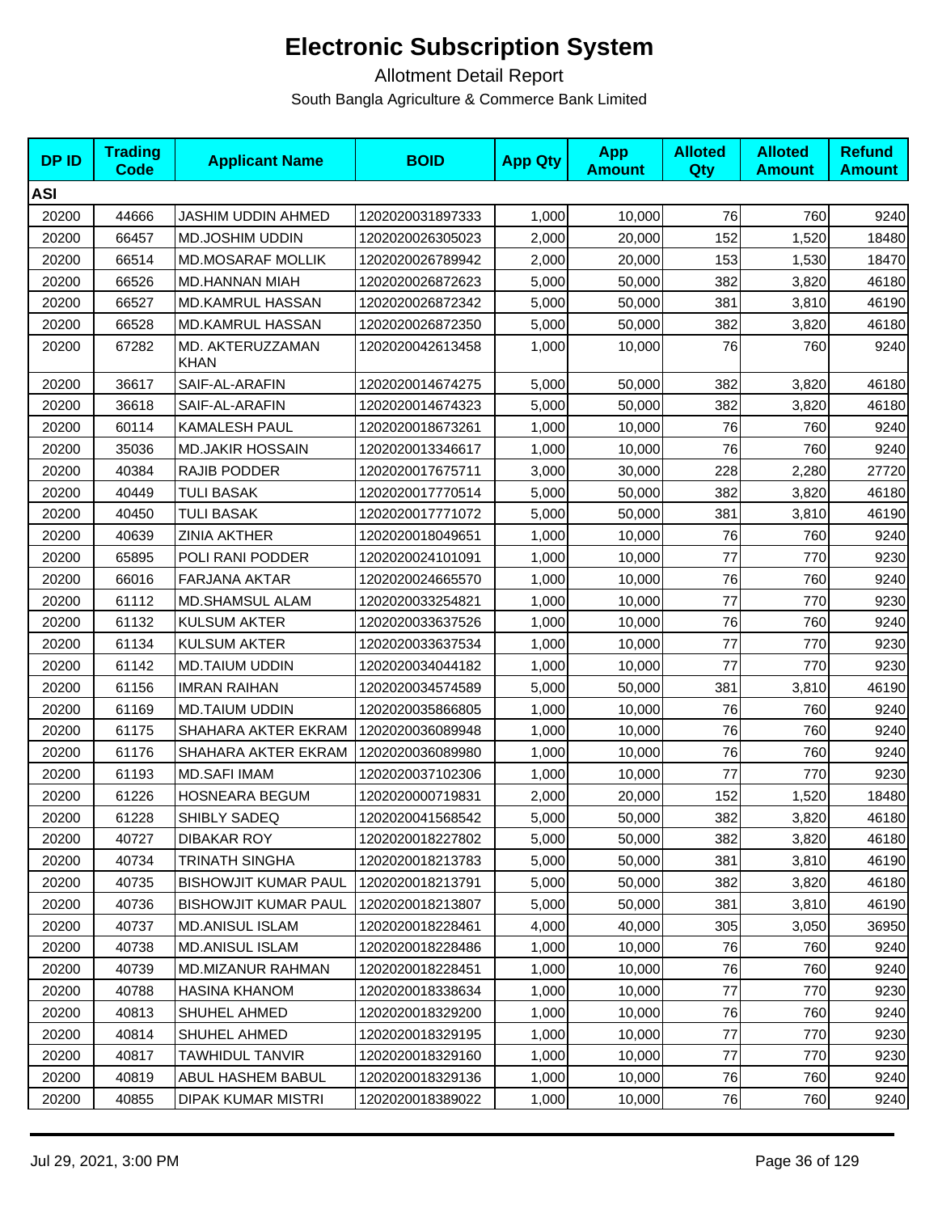# Electronic Subscription System

Allotment Detail Report

South Bangla Agriculture & Commerce Bank Limited

| DP ID | Trading Code | Applicant Name | BOID | App Qty | App Amount | Alloted Qty | Alloted Amount | Refund Amount |
|---|---|---|---|---|---|---|---|---|
| **ASI** | | | | | | | | |
| 20200 | 44666 | JASHIM UDDIN AHMED | 1202020031897333 | 1,000 | 10,000 | 76 | 760 | 9240 |
| 20200 | 66457 | MD.JOSHIM UDDIN | 1202020026305023 | 2,000 | 20,000 | 152 | 1,520 | 18480 |
| 20200 | 66514 | MD.MOSARAF MOLLIK | 1202020026789942 | 2,000 | 20,000 | 153 | 1,530 | 18470 |
| 20200 | 66526 | MD.HANNAN MIAH | 1202020026872623 | 5,000 | 50,000 | 382 | 3,820 | 46180 |
| 20200 | 66527 | MD.KAMRUL HASSAN | 1202020026872342 | 5,000 | 50,000 | 381 | 3,810 | 46190 |
| 20200 | 66528 | MD.KAMRUL HASSAN | 1202020026872350 | 5,000 | 50,000 | 382 | 3,820 | 46180 |
| 20200 | 67282 | MD. AKTERUZZAMAN KHAN | 1202020042613458 | 1,000 | 10,000 | 76 | 760 | 9240 |
| 20200 | 36617 | SAIF-AL-ARAFIN | 1202020014674275 | 5,000 | 50,000 | 382 | 3,820 | 46180 |
| 20200 | 36618 | SAIF-AL-ARAFIN | 1202020014674323 | 5,000 | 50,000 | 382 | 3,820 | 46180 |
| 20200 | 60114 | KAMALESH PAUL | 1202020018673261 | 1,000 | 10,000 | 76 | 760 | 9240 |
| 20200 | 35036 | MD.JAKIR HOSSAIN | 1202020013346617 | 1,000 | 10,000 | 76 | 760 | 9240 |
| 20200 | 40384 | RAJIB PODDER | 1202020017675711 | 3,000 | 30,000 | 228 | 2,280 | 27720 |
| 20200 | 40449 | TULI BASAK | 1202020017770514 | 5,000 | 50,000 | 382 | 3,820 | 46180 |
| 20200 | 40450 | TULI BASAK | 1202020017771072 | 5,000 | 50,000 | 381 | 3,810 | 46190 |
| 20200 | 40639 | ZINIA AKTHER | 1202020018049651 | 1,000 | 10,000 | 76 | 760 | 9240 |
| 20200 | 65895 | POLI RANI PODDER | 1202020024101091 | 1,000 | 10,000 | 77 | 770 | 9230 |
| 20200 | 66016 | FARJANA AKTAR | 1202020024665570 | 1,000 | 10,000 | 76 | 760 | 9240 |
| 20200 | 61112 | MD.SHAMSUL ALAM | 1202020033254821 | 1,000 | 10,000 | 77 | 770 | 9230 |
| 20200 | 61132 | KULSUM AKTER | 1202020033637526 | 1,000 | 10,000 | 76 | 760 | 9240 |
| 20200 | 61134 | KULSUM AKTER | 1202020033637534 | 1,000 | 10,000 | 77 | 770 | 9230 |
| 20200 | 61142 | MD.TAIUM UDDIN | 1202020034044182 | 1,000 | 10,000 | 77 | 770 | 9230 |
| 20200 | 61156 | IMRAN RAIHAN | 1202020034574589 | 5,000 | 50,000 | 381 | 3,810 | 46190 |
| 20200 | 61169 | MD.TAIUM UDDIN | 1202020035866805 | 1,000 | 10,000 | 76 | 760 | 9240 |
| 20200 | 61175 | SHAHARA AKTER EKRAM | 1202020036089948 | 1,000 | 10,000 | 76 | 760 | 9240 |
| 20200 | 61176 | SHAHARA AKTER EKRAM | 1202020036089980 | 1,000 | 10,000 | 76 | 760 | 9240 |
| 20200 | 61193 | MD.SAFI IMAM | 1202020037102306 | 1,000 | 10,000 | 77 | 770 | 9230 |
| 20200 | 61226 | HOSNEARA BEGUM | 1202020000719831 | 2,000 | 20,000 | 152 | 1,520 | 18480 |
| 20200 | 61228 | SHIBLY SADEQ | 1202020041568542 | 5,000 | 50,000 | 382 | 3,820 | 46180 |
| 20200 | 40727 | DIBAKAR ROY | 1202020018227802 | 5,000 | 50,000 | 382 | 3,820 | 46180 |
| 20200 | 40734 | TRINATH SINGHA | 1202020018213783 | 5,000 | 50,000 | 381 | 3,810 | 46190 |
| 20200 | 40735 | BISHOWJIT KUMAR PAUL | 1202020018213791 | 5,000 | 50,000 | 382 | 3,820 | 46180 |
| 20200 | 40736 | BISHOWJIT KUMAR PAUL | 1202020018213807 | 5,000 | 50,000 | 381 | 3,810 | 46190 |
| 20200 | 40737 | MD.ANISUL ISLAM | 1202020018228461 | 4,000 | 40,000 | 305 | 3,050 | 36950 |
| 20200 | 40738 | MD.ANISUL ISLAM | 1202020018228486 | 1,000 | 10,000 | 76 | 760 | 9240 |
| 20200 | 40739 | MD.MIZANUR RAHMAN | 1202020018228451 | 1,000 | 10,000 | 76 | 760 | 9240 |
| 20200 | 40788 | HASINA KHANOM | 1202020018338634 | 1,000 | 10,000 | 77 | 770 | 9230 |
| 20200 | 40813 | SHUHEL AHMED | 1202020018329200 | 1,000 | 10,000 | 76 | 760 | 9240 |
| 20200 | 40814 | SHUHEL AHMED | 1202020018329195 | 1,000 | 10,000 | 77 | 770 | 9230 |
| 20200 | 40817 | TAWHIDUL TANVIR | 1202020018329160 | 1,000 | 10,000 | 77 | 770 | 9230 |
| 20200 | 40819 | ABUL HASHEM BABUL | 1202020018329136 | 1,000 | 10,000 | 76 | 760 | 9240 |
| 20200 | 40855 | DIPAK KUMAR MISTRI | 1202020018389022 | 1,000 | 10,000 | 76 | 760 | 9240 |

Jul 29, 2021, 3:00 PM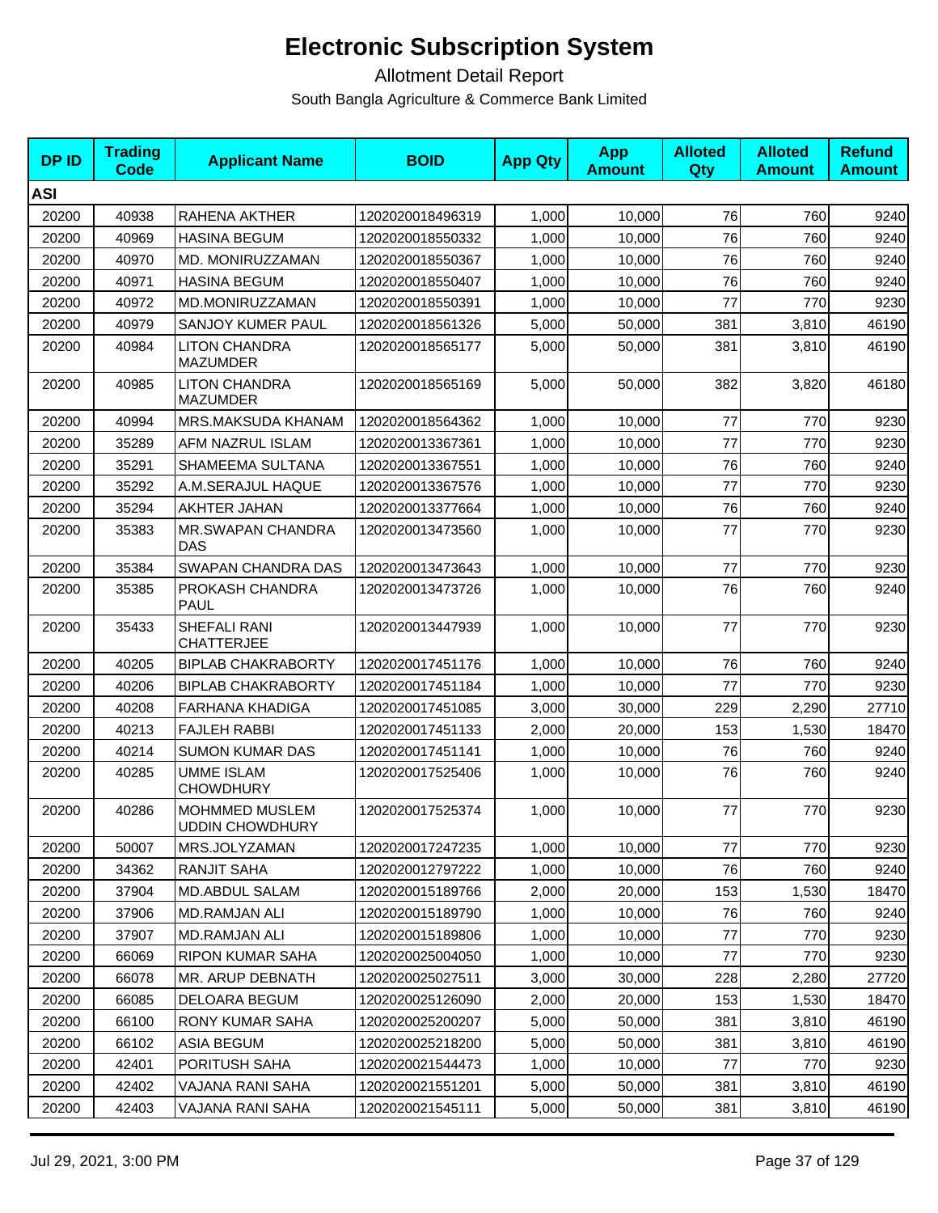# Electronic Subscription System

## Allotment Detail Report

South Bangla Agriculture & Commerce Bank Limited

| DP ID | Trading Code | Applicant Name | BOID | App Qty | App Amount | Alloted Qty | Alloted Amount | Refund Amount |
|---|---|---|---|---|---|---|---|---|
| **ASI** | | | | | | | | |
| 20200 | 40938 | RAHENA AKTHER | 1202020018496319 | 1,000 | 10,000 | 76 | 760 | 9240 |
| 20200 | 40969 | HASINA BEGUM | 1202020018550332 | 1,000 | 10,000 | 76 | 760 | 9240 |
| 20200 | 40970 | MD. MONIRUZZAMAN | 1202020018550367 | 1,000 | 10,000 | 76 | 760 | 9240 |
| 20200 | 40971 | HASINA BEGUM | 1202020018550407 | 1,000 | 10,000 | 76 | 760 | 9240 |
| 20200 | 40972 | MD.MONIRUZZAMAN | 1202020018550391 | 1,000 | 10,000 | 77 | 770 | 9230 |
| 20200 | 40979 | SANJOY KUMER PAUL | 1202020018561326 | 5,000 | 50,000 | 381 | 3,810 | 46190 |
| 20200 | 40984 | LITON CHANDRA MAZUMDER | 1202020018565177 | 5,000 | 50,000 | 381 | 3,810 | 46190 |
| 20200 | 40985 | LITON CHANDRA MAZUMDER | 1202020018565169 | 5,000 | 50,000 | 382 | 3,820 | 46180 |
| 20200 | 40994 | MRS.MAKSUDA KHANAM | 1202020018564362 | 1,000 | 10,000 | 77 | 770 | 9230 |
| 20200 | 35289 | AFM NAZRUL ISLAM | 1202020013367361 | 1,000 | 10,000 | 77 | 770 | 9230 |
| 20200 | 35291 | SHAMEEMA SULTANA | 1202020013367551 | 1,000 | 10,000 | 76 | 760 | 9240 |
| 20200 | 35292 | A.M.SERAJUL HAQUE | 1202020013367576 | 1,000 | 10,000 | 77 | 770 | 9230 |
| 20200 | 35294 | AKHTER JAHAN | 1202020013377664 | 1,000 | 10,000 | 76 | 760 | 9240 |
| 20200 | 35383 | MR.SWAPAN CHANDRA DAS | 1202020013473560 | 1,000 | 10,000 | 77 | 770 | 9230 |
| 20200 | 35384 | SWAPAN CHANDRA DAS | 1202020013473643 | 1,000 | 10,000 | 77 | 770 | 9230 |
| 20200 | 35385 | PROKASH CHANDRA PAUL | 1202020013473726 | 1,000 | 10,000 | 76 | 760 | 9240 |
| 20200 | 35433 | SHEFALI RANI CHATTERJEE | 1202020013447939 | 1,000 | 10,000 | 77 | 770 | 9230 |
| 20200 | 40205 | BIPLAB CHAKRABORTY | 1202020017451176 | 1,000 | 10,000 | 76 | 760 | 9240 |
| 20200 | 40206 | BIPLAB CHAKRABORTY | 1202020017451184 | 1,000 | 10,000 | 77 | 770 | 9230 |
| 20200 | 40208 | FARHANA KHADIGA | 1202020017451085 | 3,000 | 30,000 | 229 | 2,290 | 27710 |
| 20200 | 40213 | FAJLEH RABBI | 1202020017451133 | 2,000 | 20,000 | 153 | 1,530 | 18470 |
| 20200 | 40214 | SUMON KUMAR DAS | 1202020017451141 | 1,000 | 10,000 | 76 | 760 | 9240 |
| 20200 | 40285 | UMME ISLAM CHOWDHURY | 1202020017525406 | 1,000 | 10,000 | 76 | 760 | 9240 |
| 20200 | 40286 | MOHMMED MUSLEM UDDIN CHOWDHURY | 1202020017525374 | 1,000 | 10,000 | 77 | 770 | 9230 |
| 20200 | 50007 | MRS.JOLYZAMAN | 1202020017247235 | 1,000 | 10,000 | 77 | 770 | 9230 |
| 20200 | 34362 | RANJIT SAHA | 1202020012797222 | 1,000 | 10,000 | 76 | 760 | 9240 |
| 20200 | 37904 | MD.ABDUL SALAM | 1202020015189766 | 2,000 | 20,000 | 153 | 1,530 | 18470 |
| 20200 | 37906 | MD.RAMJAN ALI | 1202020015189790 | 1,000 | 10,000 | 76 | 760 | 9240 |
| 20200 | 37907 | MD.RAMJAN ALI | 1202020015189806 | 1,000 | 10,000 | 77 | 770 | 9230 |
| 20200 | 66069 | RIPON KUMAR SAHA | 1202020025004050 | 1,000 | 10,000 | 77 | 770 | 9230 |
| 20200 | 66078 | MR. ARUP DEBNATH | 1202020025027511 | 3,000 | 30,000 | 228 | 2,280 | 27720 |
| 20200 | 66085 | DELOARA BEGUM | 1202020025126090 | 2,000 | 20,000 | 153 | 1,530 | 18470 |
| 20200 | 66100 | RONY KUMAR SAHA | 1202020025200207 | 5,000 | 50,000 | 381 | 3,810 | 46190 |
| 20200 | 66102 | ASIA BEGUM | 1202020025218200 | 5,000 | 50,000 | 381 | 3,810 | 46190 |
| 20200 | 42401 | PORITUSH SAHA | 1202020021544473 | 1,000 | 10,000 | 77 | 770 | 9230 |
| 20200 | 42402 | VAJANA RANI SAHA | 1202020021551201 | 5,000 | 50,000 | 381 | 3,810 | 46190 |
| 20200 | 42403 | VAJANA RANI SAHA | 1202020021545111 | 5,000 | 50,000 | 381 | 3,810 | 46190 |

Jul 29, 2021, 3:00 PM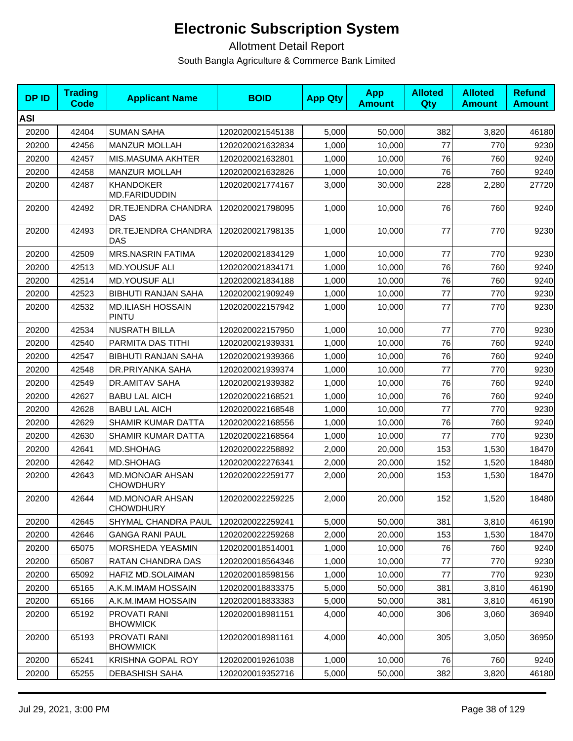# Electronic Subscription System

## Allotment Detail Report

South Bangla Agriculture & Commerce Bank Limited

| DP ID | Trading Code | Applicant Name | BOID | App Qty | App Amount | Alloted Qty | Alloted Amount | Refund Amount |
|---|---|---|---|---|---|---|---|---|
| **ASI** | | | | | | | | |
| 20200 | 42404 | SUMAN SAHA | 1202020021545138 | 5,000 | 50,000 | 382 | 3,820 | 46180 |
| 20200 | 42456 | MANZUR MOLLAH | 1202020021632834 | 1,000 | 10,000 | 77 | 770 | 9230 |
| 20200 | 42457 | MIS.MASUMA AKHTER | 1202020021632801 | 1,000 | 10,000 | 76 | 760 | 9240 |
| 20200 | 42458 | MANZUR MOLLAH | 1202020021632826 | 1,000 | 10,000 | 76 | 760 | 9240 |
| 20200 | 42487 | KHANDOKER MD.FARIDUDDIN | 1202020021774167 | 3,000 | 30,000 | 228 | 2,280 | 27720 |
| 20200 | 42492 | DR.TEJENDRA CHANDRA DAS | 1202020021798095 | 1,000 | 10,000 | 76 | 760 | 9240 |
| 20200 | 42493 | DR.TEJENDRA CHANDRA DAS | 1202020021798135 | 1,000 | 10,000 | 77 | 770 | 9230 |
| 20200 | 42509 | MRS.NASRIN FATIMA | 1202020021834129 | 1,000 | 10,000 | 77 | 770 | 9230 |
| 20200 | 42513 | MD.YOUSUF ALI | 1202020021834171 | 1,000 | 10,000 | 76 | 760 | 9240 |
| 20200 | 42514 | MD.YOUSUF ALI | 1202020021834188 | 1,000 | 10,000 | 76 | 760 | 9240 |
| 20200 | 42523 | BIBHUTI RANJAN SAHA | 1202020021909249 | 1,000 | 10,000 | 77 | 770 | 9230 |
| 20200 | 42532 | MD.ILIASH HOSSAIN PINTU | 1202020022157942 | 1,000 | 10,000 | 77 | 770 | 9230 |
| 20200 | 42534 | NUSRATH BILLA | 1202020022157950 | 1,000 | 10,000 | 77 | 770 | 9230 |
| 20200 | 42540 | PARMITA DAS TITHI | 1202020021939331 | 1,000 | 10,000 | 76 | 760 | 9240 |
| 20200 | 42547 | BIBHUTI RANJAN SAHA | 1202020021939366 | 1,000 | 10,000 | 76 | 760 | 9240 |
| 20200 | 42548 | DR.PRIYANKA SAHA | 1202020021939374 | 1,000 | 10,000 | 77 | 770 | 9230 |
| 20200 | 42549 | DR.AMITAV SAHA | 1202020021939382 | 1,000 | 10,000 | 76 | 760 | 9240 |
| 20200 | 42627 | BABU LAL AICH | 1202020022168521 | 1,000 | 10,000 | 76 | 760 | 9240 |
| 20200 | 42628 | BABU LAL AICH | 1202020022168548 | 1,000 | 10,000 | 77 | 770 | 9230 |
| 20200 | 42629 | SHAMIR KUMAR DATTA | 1202020022168556 | 1,000 | 10,000 | 76 | 760 | 9240 |
| 20200 | 42630 | SHAMIR KUMAR DATTA | 1202020022168564 | 1,000 | 10,000 | 77 | 770 | 9230 |
| 20200 | 42641 | MD.SHOHAG | 1202020022258892 | 2,000 | 20,000 | 153 | 1,530 | 18470 |
| 20200 | 42642 | MD.SHOHAG | 1202020022276341 | 2,000 | 20,000 | 152 | 1,520 | 18480 |
| 20200 | 42643 | MD.MONOAR AHSAN CHOWDHURY | 1202020022259177 | 2,000 | 20,000 | 153 | 1,530 | 18470 |
| 20200 | 42644 | MD.MONOAR AHSAN CHOWDHURY | 1202020022259225 | 2,000 | 20,000 | 152 | 1,520 | 18480 |
| 20200 | 42645 | SHYMAL CHANDRA PAUL | 1202020022259241 | 5,000 | 50,000 | 381 | 3,810 | 46190 |
| 20200 | 42646 | GANGA RANI PAUL | 1202020022259268 | 2,000 | 20,000 | 153 | 1,530 | 18470 |
| 20200 | 65075 | MORSHEDA YEASMIN | 1202020018514001 | 1,000 | 10,000 | 76 | 760 | 9240 |
| 20200 | 65087 | RATAN CHANDRA DAS | 1202020018564346 | 1,000 | 10,000 | 77 | 770 | 9230 |
| 20200 | 65092 | HAFIZ MD.SOLAIMAN | 1202020018598156 | 1,000 | 10,000 | 77 | 770 | 9230 |
| 20200 | 65165 | A.K.M.IMAM HOSSAIN | 1202020018833375 | 5,000 | 50,000 | 381 | 3,810 | 46190 |
| 20200 | 65166 | A.K.M.IMAM HOSSAIN | 1202020018833383 | 5,000 | 50,000 | 381 | 3,810 | 46190 |
| 20200 | 65192 | PROVATI RANI BHOWMICK | 1202020018981151 | 4,000 | 40,000 | 306 | 3,060 | 36940 |
| 20200 | 65193 | PROVATI RANI BHOWMICK | 1202020018981161 | 4,000 | 40,000 | 305 | 3,050 | 36950 |
| 20200 | 65241 | KRISHNA GOPAL ROY | 1202020019261038 | 1,000 | 10,000 | 76 | 760 | 9240 |
| 20200 | 65255 | DEBASHISH SAHA | 1202020019352716 | 5,000 | 50,000 | 382 | 3,820 | 46180 |

Jul 29, 2021, 3:00 PM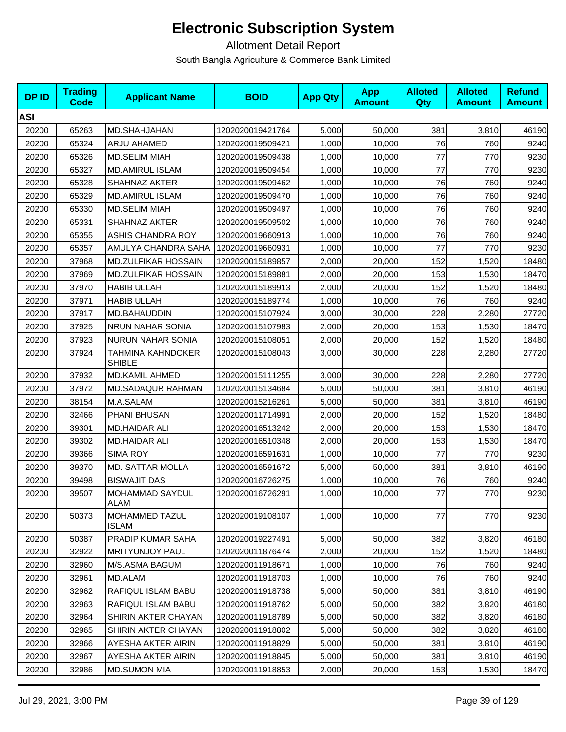# Electronic Subscription System

Allotment Detail Report

South Bangla Agriculture & Commerce Bank Limited

| DP ID | Trading Code | Applicant Name | BOID | App Qty | App Amount | Alloted Qty | Alloted Amount | Refund Amount |
|---|---|---|---|---|---|---|---|---|
| **ASI** | | | | | | | | |
| 20200 | 65263 | MD.SHAHJAHAN | 1202020019421764 | 5,000 | 50,000 | 381 | 3,810 | 46190 |
| 20200 | 65324 | ARJU AHAMED | 1202020019509421 | 1,000 | 10,000 | 76 | 760 | 9240 |
| 20200 | 65326 | MD.SELIM MIAH | 1202020019509438 | 1,000 | 10,000 | 77 | 770 | 9230 |
| 20200 | 65327 | MD.AMIRUL ISLAM | 1202020019509454 | 1,000 | 10,000 | 77 | 770 | 9230 |
| 20200 | 65328 | SHAHNAZ AKTER | 1202020019509462 | 1,000 | 10,000 | 76 | 760 | 9240 |
| 20200 | 65329 | MD.AMIRUL ISLAM | 1202020019509470 | 1,000 | 10,000 | 76 | 760 | 9240 |
| 20200 | 65330 | MD.SELIM MIAH | 1202020019509497 | 1,000 | 10,000 | 76 | 760 | 9240 |
| 20200 | 65331 | SHAHNAZ AKTER | 1202020019509502 | 1,000 | 10,000 | 76 | 760 | 9240 |
| 20200 | 65355 | ASHIS CHANDRA ROY | 1202020019660913 | 1,000 | 10,000 | 76 | 760 | 9240 |
| 20200 | 65357 | AMULYA CHANDRA SAHA | 1202020019660931 | 1,000 | 10,000 | 77 | 770 | 9230 |
| 20200 | 37968 | MD.ZULFIKAR HOSSAIN | 1202020015189857 | 2,000 | 20,000 | 152 | 1,520 | 18480 |
| 20200 | 37969 | MD.ZULFIKAR HOSSAIN | 1202020015189881 | 2,000 | 20,000 | 153 | 1,530 | 18470 |
| 20200 | 37970 | HABIB ULLAH | 1202020015189913 | 2,000 | 20,000 | 152 | 1,520 | 18480 |
| 20200 | 37971 | HABIB ULLAH | 1202020015189774 | 1,000 | 10,000 | 76 | 760 | 9240 |
| 20200 | 37917 | MD.BAHAUDDIN | 1202020015107924 | 3,000 | 30,000 | 228 | 2,280 | 27720 |
| 20200 | 37925 | NRUN NAHAR SONIA | 1202020015107983 | 2,000 | 20,000 | 153 | 1,530 | 18470 |
| 20200 | 37923 | NURUN NAHAR SONIA | 1202020015108051 | 2,000 | 20,000 | 152 | 1,520 | 18480 |
| 20200 | 37924 | TAHMINA KAHNDOKER SHIBLE | 1202020015108043 | 3,000 | 30,000 | 228 | 2,280 | 27720 |
| 20200 | 37932 | MD.KAMIL AHMED | 1202020015111255 | 3,000 | 30,000 | 228 | 2,280 | 27720 |
| 20200 | 37972 | MD.SADAQUR RAHMAN | 1202020015134684 | 5,000 | 50,000 | 381 | 3,810 | 46190 |
| 20200 | 38154 | M.A.SALAM | 1202020015216261 | 5,000 | 50,000 | 381 | 3,810 | 46190 |
| 20200 | 32466 | PHANI BHUSAN | 1202020011714991 | 2,000 | 20,000 | 152 | 1,520 | 18480 |
| 20200 | 39301 | MD.HAIDAR ALI | 1202020016513242 | 2,000 | 20,000 | 153 | 1,530 | 18470 |
| 20200 | 39302 | MD.HAIDAR ALI | 1202020016510348 | 2,000 | 20,000 | 153 | 1,530 | 18470 |
| 20200 | 39366 | SIMA ROY | 1202020016591631 | 1,000 | 10,000 | 77 | 770 | 9230 |
| 20200 | 39370 | MD. SATTAR MOLLA | 1202020016591672 | 5,000 | 50,000 | 381 | 3,810 | 46190 |
| 20200 | 39498 | BISWAJIT DAS | 1202020016726275 | 1,000 | 10,000 | 76 | 760 | 9240 |
| 20200 | 39507 | MOHAMMAD SAYDUL ALAM | 1202020016726291 | 1,000 | 10,000 | 77 | 770 | 9230 |
| 20200 | 50373 | MOHAMMED TAZUL ISLAM | 1202020019108107 | 1,000 | 10,000 | 77 | 770 | 9230 |
| 20200 | 50387 | PRADIP KUMAR SAHA | 1202020019227491 | 5,000 | 50,000 | 382 | 3,820 | 46180 |
| 20200 | 32922 | MRITYUNJOY PAUL | 1202020011876474 | 2,000 | 20,000 | 152 | 1,520 | 18480 |
| 20200 | 32960 | M/S.ASMA BAGUM | 1202020011918671 | 1,000 | 10,000 | 76 | 760 | 9240 |
| 20200 | 32961 | MD.ALAM | 1202020011918703 | 1,000 | 10,000 | 76 | 760 | 9240 |
| 20200 | 32962 | RAFIQUL ISLAM BABU | 1202020011918738 | 5,000 | 50,000 | 381 | 3,810 | 46190 |
| 20200 | 32963 | RAFIQUL ISLAM BABU | 1202020011918762 | 5,000 | 50,000 | 382 | 3,820 | 46180 |
| 20200 | 32964 | SHIRIN AKTER CHAYAN | 1202020011918789 | 5,000 | 50,000 | 382 | 3,820 | 46180 |
| 20200 | 32965 | SHIRIN AKTER CHAYAN | 1202020011918802 | 5,000 | 50,000 | 382 | 3,820 | 46180 |
| 20200 | 32966 | AYESHA AKTER AIRIN | 1202020011918829 | 5,000 | 50,000 | 381 | 3,810 | 46190 |
| 20200 | 32967 | AYESHA AKTER AIRIN | 1202020011918845 | 5,000 | 50,000 | 381 | 3,810 | 46190 |
| 20200 | 32986 | MD.SUMON MIA | 1202020011918853 | 2,000 | 20,000 | 153 | 1,530 | 18470 |

Jul 29, 2021, 3:00 PM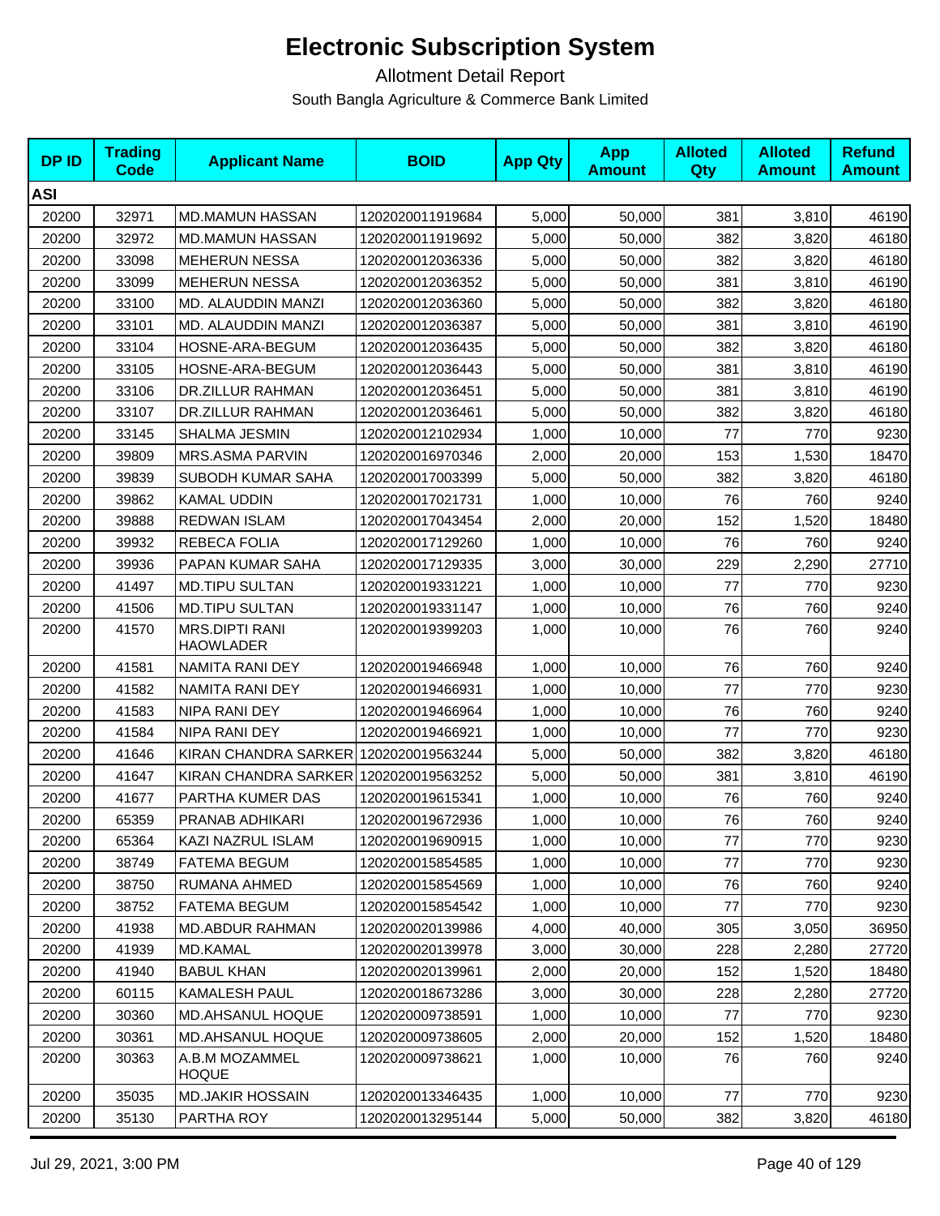# Electronic Subscription System

Allotment Detail Report

South Bangla Agriculture & Commerce Bank Limited

| DP ID | Trading Code | Applicant Name | BOID | App Qty | App Amount | Alloted Qty | Alloted Amount | Refund Amount |
|---|---|---|---|---|---|---|---|---|
| **ASI** | | | | | | | | |
| 20200 | 32971 | MD.MAMUN HASSAN | 1202020011919684 | 5,000 | 50,000 | 381 | 3,810 | 46190 |
| 20200 | 32972 | MD.MAMUN HASSAN | 1202020011919692 | 5,000 | 50,000 | 382 | 3,820 | 46180 |
| 20200 | 33098 | MEHERUN NESSA | 1202020012036336 | 5,000 | 50,000 | 382 | 3,820 | 46180 |
| 20200 | 33099 | MEHERUN NESSA | 1202020012036352 | 5,000 | 50,000 | 381 | 3,810 | 46190 |
| 20200 | 33100 | MD. ALAUDDIN MANZI | 1202020012036360 | 5,000 | 50,000 | 382 | 3,820 | 46180 |
| 20200 | 33101 | MD. ALAUDDIN MANZI | 1202020012036387 | 5,000 | 50,000 | 381 | 3,810 | 46190 |
| 20200 | 33104 | HOSNE-ARA-BEGUM | 1202020012036435 | 5,000 | 50,000 | 382 | 3,820 | 46180 |
| 20200 | 33105 | HOSNE-ARA-BEGUM | 1202020012036443 | 5,000 | 50,000 | 381 | 3,810 | 46190 |
| 20200 | 33106 | DR.ZILLUR RAHMAN | 1202020012036451 | 5,000 | 50,000 | 381 | 3,810 | 46190 |
| 20200 | 33107 | DR.ZILLUR RAHMAN | 1202020012036461 | 5,000 | 50,000 | 382 | 3,820 | 46180 |
| 20200 | 33145 | SHALMA JESMIN | 1202020012102934 | 1,000 | 10,000 | 77 | 770 | 9230 |
| 20200 | 39809 | MRS.ASMA PARVIN | 1202020016970346 | 2,000 | 20,000 | 153 | 1,530 | 18470 |
| 20200 | 39839 | SUBODH KUMAR SAHA | 1202020017003399 | 5,000 | 50,000 | 382 | 3,820 | 46180 |
| 20200 | 39862 | KAMAL UDDIN | 1202020017021731 | 1,000 | 10,000 | 76 | 760 | 9240 |
| 20200 | 39888 | REDWAN ISLAM | 1202020017043454 | 2,000 | 20,000 | 152 | 1,520 | 18480 |
| 20200 | 39932 | REBECA FOLIA | 1202020017129260 | 1,000 | 10,000 | 76 | 760 | 9240 |
| 20200 | 39936 | PAPAN KUMAR SAHA | 1202020017129335 | 3,000 | 30,000 | 229 | 2,290 | 27710 |
| 20200 | 41497 | MD.TIPU SULTAN | 1202020019331221 | 1,000 | 10,000 | 77 | 770 | 9230 |
| 20200 | 41506 | MD.TIPU SULTAN | 1202020019331147 | 1,000 | 10,000 | 76 | 760 | 9240 |
| 20200 | 41570 | MRS.DIPTI RANI HAOWLADER | 1202020019399203 | 1,000 | 10,000 | 76 | 760 | 9240 |
| 20200 | 41581 | NAMITA RANI DEY | 1202020019466948 | 1,000 | 10,000 | 76 | 760 | 9240 |
| 20200 | 41582 | NAMITA RANI DEY | 1202020019466931 | 1,000 | 10,000 | 77 | 770 | 9230 |
| 20200 | 41583 | NIPA RANI DEY | 1202020019466964 | 1,000 | 10,000 | 76 | 760 | 9240 |
| 20200 | 41584 | NIPA RANI DEY | 1202020019466921 | 1,000 | 10,000 | 77 | 770 | 9230 |
| 20200 | 41646 | KIRAN CHANDRA SARKER | 1202020019563244 | 5,000 | 50,000 | 382 | 3,820 | 46180 |
| 20200 | 41647 | KIRAN CHANDRA SARKER | 1202020019563252 | 5,000 | 50,000 | 381 | 3,810 | 46190 |
| 20200 | 41677 | PARTHA KUMER DAS | 1202020019615341 | 1,000 | 10,000 | 76 | 760 | 9240 |
| 20200 | 65359 | PRANAB ADHIKARI | 1202020019672936 | 1,000 | 10,000 | 76 | 760 | 9240 |
| 20200 | 65364 | KAZI NAZRUL ISLAM | 1202020019690915 | 1,000 | 10,000 | 77 | 770 | 9230 |
| 20200 | 38749 | FATEMA BEGUM | 1202020015854585 | 1,000 | 10,000 | 77 | 770 | 9230 |
| 20200 | 38750 | RUMANA AHMED | 1202020015854569 | 1,000 | 10,000 | 76 | 760 | 9240 |
| 20200 | 38752 | FATEMA BEGUM | 1202020015854542 | 1,000 | 10,000 | 77 | 770 | 9230 |
| 20200 | 41938 | MD.ABDUR RAHMAN | 1202020020139986 | 4,000 | 40,000 | 305 | 3,050 | 36950 |
| 20200 | 41939 | MD.KAMAL | 1202020020139978 | 3,000 | 30,000 | 228 | 2,280 | 27720 |
| 20200 | 41940 | BABUL KHAN | 1202020020139961 | 2,000 | 20,000 | 152 | 1,520 | 18480 |
| 20200 | 60115 | KAMALESH PAUL | 1202020018673286 | 3,000 | 30,000 | 228 | 2,280 | 27720 |
| 20200 | 30360 | MD.AHSANUL HOQUE | 1202020009738591 | 1,000 | 10,000 | 77 | 770 | 9230 |
| 20200 | 30361 | MD.AHSANUL HOQUE | 1202020009738605 | 2,000 | 20,000 | 152 | 1,520 | 18480 |
| 20200 | 30363 | A.B.M MOZAMMEL HOQUE | 1202020009738621 | 1,000 | 10,000 | 76 | 760 | 9240 |
| 20200 | 35035 | MD.JAKIR HOSSAIN | 1202020013346435 | 1,000 | 10,000 | 77 | 770 | 9230 |
| 20200 | 35130 | PARTHA ROY | 1202020013295144 | 5,000 | 50,000 | 382 | 3,820 | 46180 |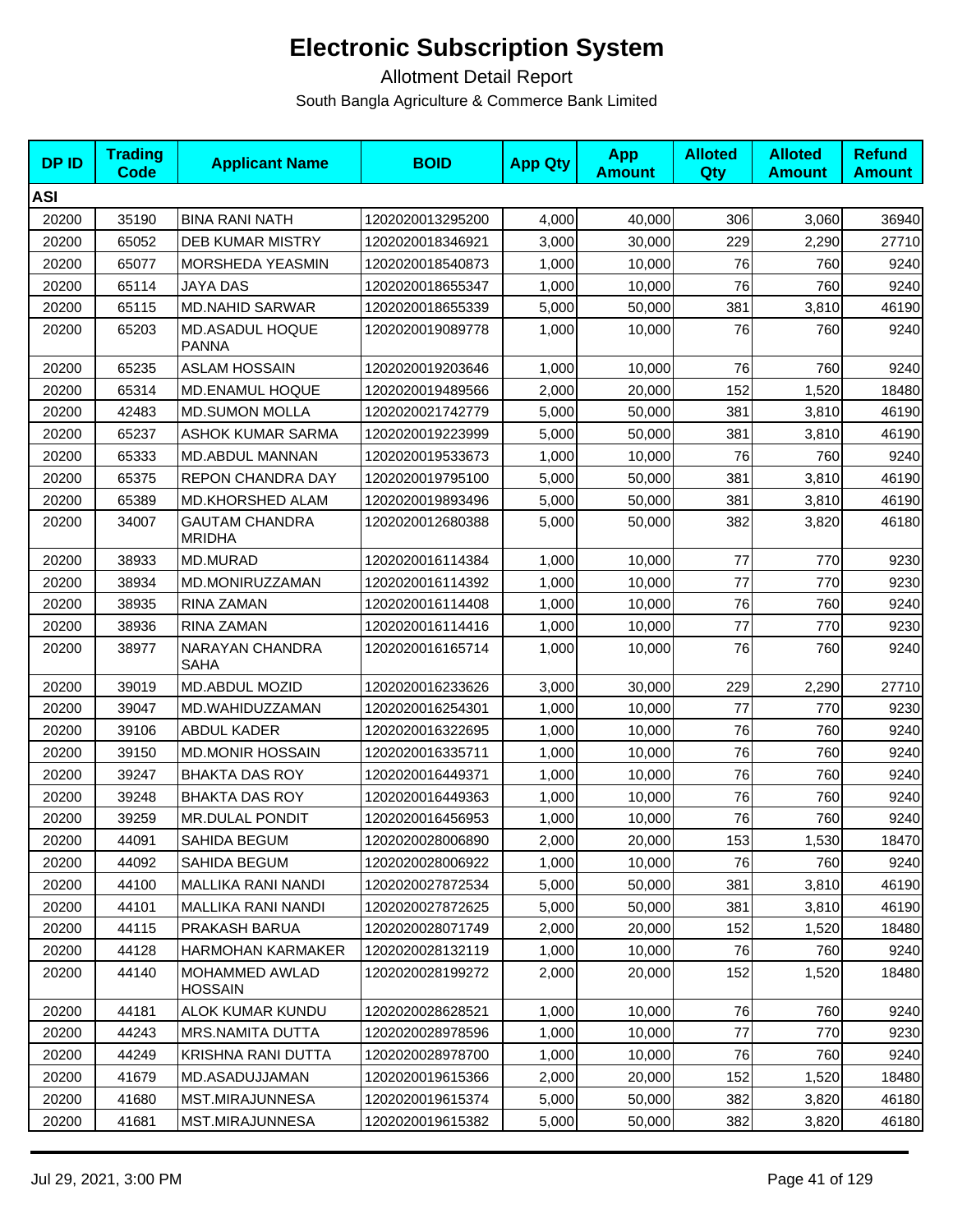# Electronic Subscription System

Allotment Detail Report

South Bangla Agriculture & Commerce Bank Limited

| DP ID | Trading Code | Applicant Name | BOID | App Qty | App Amount | Alloted Qty | Alloted Amount | Refund Amount |
|---|---|---|---|---|---|---|---|---|
| **ASI** | | | | | | | | |
| 20200 | 35190 | BINA RANI NATH | 1202020013295200 | 4,000 | 40,000 | 306 | 3,060 | 36940 |
| 20200 | 65052 | DEB KUMAR MISTRY | 1202020018346921 | 3,000 | 30,000 | 229 | 2,290 | 27710 |
| 20200 | 65077 | MORSHEDA YEASMIN | 1202020018540873 | 1,000 | 10,000 | 76 | 760 | 9240 |
| 20200 | 65114 | JAYA DAS | 1202020018655347 | 1,000 | 10,000 | 76 | 760 | 9240 |
| 20200 | 65115 | MD.NAHID SARWAR | 1202020018655339 | 5,000 | 50,000 | 381 | 3,810 | 46190 |
| 20200 | 65203 | MD.ASADUL HOQUE PANNA | 1202020019089778 | 1,000 | 10,000 | 76 | 760 | 9240 |
| 20200 | 65235 | ASLAM HOSSAIN | 1202020019203646 | 1,000 | 10,000 | 76 | 760 | 9240 |
| 20200 | 65314 | MD.ENAMUL HOQUE | 1202020019489566 | 2,000 | 20,000 | 152 | 1,520 | 18480 |
| 20200 | 42483 | MD.SUMON MOLLA | 1202020021742779 | 5,000 | 50,000 | 381 | 3,810 | 46190 |
| 20200 | 65237 | ASHOK KUMAR SARMA | 1202020019223999 | 5,000 | 50,000 | 381 | 3,810 | 46190 |
| 20200 | 65333 | MD.ABDUL MANNAN | 1202020019533673 | 1,000 | 10,000 | 76 | 760 | 9240 |
| 20200 | 65375 | REPON CHANDRA DAY | 1202020019795100 | 5,000 | 50,000 | 381 | 3,810 | 46190 |
| 20200 | 65389 | MD.KHORSHED ALAM | 1202020019893496 | 5,000 | 50,000 | 381 | 3,810 | 46190 |
| 20200 | 34007 | GAUTAM CHANDRA MRIDHA | 1202020012680388 | 5,000 | 50,000 | 382 | 3,820 | 46180 |
| 20200 | 38933 | MD.MURAD | 1202020016114384 | 1,000 | 10,000 | 77 | 770 | 9230 |
| 20200 | 38934 | MD.MONIRUZZAMAN | 1202020016114392 | 1,000 | 10,000 | 77 | 770 | 9230 |
| 20200 | 38935 | RINA ZAMAN | 1202020016114408 | 1,000 | 10,000 | 76 | 760 | 9240 |
| 20200 | 38936 | RINA ZAMAN | 1202020016114416 | 1,000 | 10,000 | 77 | 770 | 9230 |
| 20200 | 38977 | NARAYAN CHANDRA SAHA | 1202020016165714 | 1,000 | 10,000 | 76 | 760 | 9240 |
| 20200 | 39019 | MD.ABDUL MOZID | 1202020016233626 | 3,000 | 30,000 | 229 | 2,290 | 27710 |
| 20200 | 39047 | MD.WAHIDUZZAMAN | 1202020016254301 | 1,000 | 10,000 | 77 | 770 | 9230 |
| 20200 | 39106 | ABDUL KADER | 1202020016322695 | 1,000 | 10,000 | 76 | 760 | 9240 |
| 20200 | 39150 | MD.MONIR HOSSAIN | 1202020016335711 | 1,000 | 10,000 | 76 | 760 | 9240 |
| 20200 | 39247 | BHAKTA DAS ROY | 1202020016449371 | 1,000 | 10,000 | 76 | 760 | 9240 |
| 20200 | 39248 | BHAKTA DAS ROY | 1202020016449363 | 1,000 | 10,000 | 76 | 760 | 9240 |
| 20200 | 39259 | MR.DULAL PONDIT | 1202020016456953 | 1,000 | 10,000 | 76 | 760 | 9240 |
| 20200 | 44091 | SAHIDA BEGUM | 1202020028006890 | 2,000 | 20,000 | 153 | 1,530 | 18470 |
| 20200 | 44092 | SAHIDA BEGUM | 1202020028006922 | 1,000 | 10,000 | 76 | 760 | 9240 |
| 20200 | 44100 | MALLIKA RANI NANDI | 1202020027872534 | 5,000 | 50,000 | 381 | 3,810 | 46190 |
| 20200 | 44101 | MALLIKA RANI NANDI | 1202020027872625 | 5,000 | 50,000 | 381 | 3,810 | 46190 |
| 20200 | 44115 | PRAKASH BARUA | 1202020028071749 | 2,000 | 20,000 | 152 | 1,520 | 18480 |
| 20200 | 44128 | HARMOHAN KARMAKER | 1202020028132119 | 1,000 | 10,000 | 76 | 760 | 9240 |
| 20200 | 44140 | MOHAMMED AWLAD HOSSAIN | 1202020028199272 | 2,000 | 20,000 | 152 | 1,520 | 18480 |
| 20200 | 44181 | ALOK KUMAR KUNDU | 1202020028628521 | 1,000 | 10,000 | 76 | 760 | 9240 |
| 20200 | 44243 | MRS.NAMITA DUTTA | 1202020028978596 | 1,000 | 10,000 | 77 | 770 | 9230 |
| 20200 | 44249 | KRISHNA RANI DUTTA | 1202020028978700 | 1,000 | 10,000 | 76 | 760 | 9240 |
| 20200 | 41679 | MD.ASADUJJAMAN | 1202020019615366 | 2,000 | 20,000 | 152 | 1,520 | 18480 |
| 20200 | 41680 | MST.MIRAJUNNESA | 1202020019615374 | 5,000 | 50,000 | 382 | 3,820 | 46180 |
| 20200 | 41681 | MST.MIRAJUNNESA | 1202020019615382 | 5,000 | 50,000 | 382 | 3,820 | 46180 |

Jul 29, 2021, 3:00 PM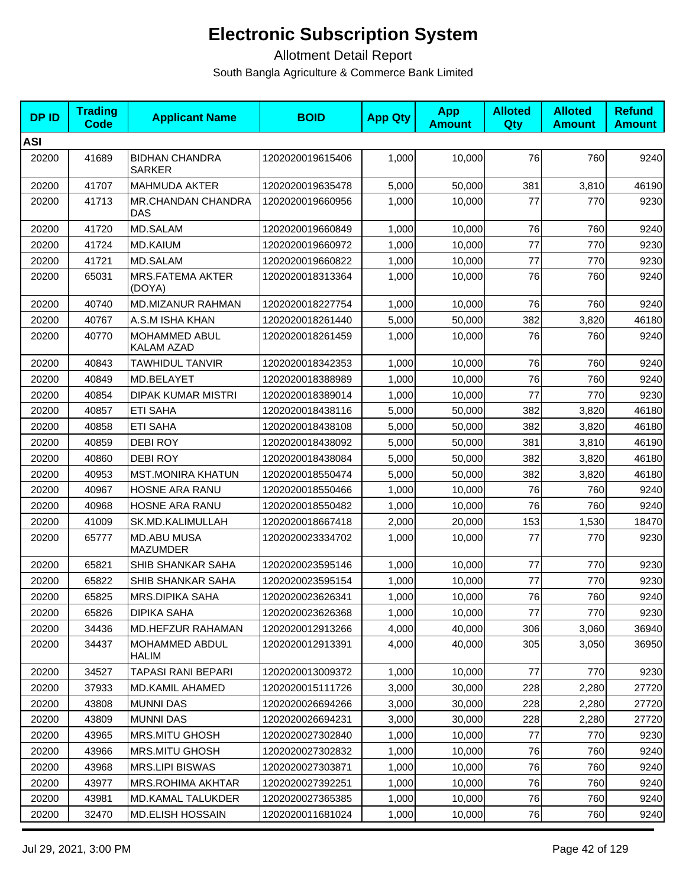# Electronic Subscription System

Allotment Detail Report

South Bangla Agriculture & Commerce Bank Limited

| DP ID | Trading Code | Applicant Name | BOID | App Qty | App Amount | Alloted Qty | Alloted Amount | Refund Amount |
|---|---|---|---|---|---|---|---|---|
| **ASI** | | | | | | | | |
| 20200 | 41689 | BIDHAN CHANDRA SARKER | 1202020019615406 | 1,000 | 10,000 | 76 | 760 | 9240 |
| 20200 | 41707 | MAHMUDA AKTER | 1202020019635478 | 5,000 | 50,000 | 381 | 3,810 | 46190 |
| 20200 | 41713 | MR.CHANDAN CHANDRA DAS | 1202020019660956 | 1,000 | 10,000 | 77 | 770 | 9230 |
| 20200 | 41720 | MD.SALAM | 1202020019660849 | 1,000 | 10,000 | 76 | 760 | 9240 |
| 20200 | 41724 | MD.KAIUM | 1202020019660972 | 1,000 | 10,000 | 77 | 770 | 9230 |
| 20200 | 41721 | MD.SALAM | 1202020019660822 | 1,000 | 10,000 | 77 | 770 | 9230 |
| 20200 | 65031 | MRS.FATEMA AKTER (DOYA) | 1202020018313364 | 1,000 | 10,000 | 76 | 760 | 9240 |
| 20200 | 40740 | MD.MIZANUR RAHMAN | 1202020018227754 | 1,000 | 10,000 | 76 | 760 | 9240 |
| 20200 | 40767 | A.S.M ISHA KHAN | 1202020018261440 | 5,000 | 50,000 | 382 | 3,820 | 46180 |
| 20200 | 40770 | MOHAMMED ABUL KALAM AZAD | 1202020018261459 | 1,000 | 10,000 | 76 | 760 | 9240 |
| 20200 | 40843 | TAWHIDUL TANVIR | 1202020018342353 | 1,000 | 10,000 | 76 | 760 | 9240 |
| 20200 | 40849 | MD.BELAYET | 1202020018388989 | 1,000 | 10,000 | 76 | 760 | 9240 |
| 20200 | 40854 | DIPAK KUMAR MISTRI | 1202020018389014 | 1,000 | 10,000 | 77 | 770 | 9230 |
| 20200 | 40857 | ETI SAHA | 1202020018438116 | 5,000 | 50,000 | 382 | 3,820 | 46180 |
| 20200 | 40858 | ETI SAHA | 1202020018438108 | 5,000 | 50,000 | 382 | 3,820 | 46180 |
| 20200 | 40859 | DEBI ROY | 1202020018438092 | 5,000 | 50,000 | 381 | 3,810 | 46190 |
| 20200 | 40860 | DEBI ROY | 1202020018438084 | 5,000 | 50,000 | 382 | 3,820 | 46180 |
| 20200 | 40953 | MST.MONIRA KHATUN | 1202020018550474 | 5,000 | 50,000 | 382 | 3,820 | 46180 |
| 20200 | 40967 | HOSNE ARA RANU | 1202020018550466 | 1,000 | 10,000 | 76 | 760 | 9240 |
| 20200 | 40968 | HOSNE ARA RANU | 1202020018550482 | 1,000 | 10,000 | 76 | 760 | 9240 |
| 20200 | 41009 | SK.MD.KALIMULLAH | 1202020018667418 | 2,000 | 20,000 | 153 | 1,530 | 18470 |
| 20200 | 65777 | MD.ABU MUSA MAZUMDER | 1202020023334702 | 1,000 | 10,000 | 77 | 770 | 9230 |
| 20200 | 65821 | SHIB SHANKAR SAHA | 1202020023595146 | 1,000 | 10,000 | 77 | 770 | 9230 |
| 20200 | 65822 | SHIB SHANKAR SAHA | 1202020023595154 | 1,000 | 10,000 | 77 | 770 | 9230 |
| 20200 | 65825 | MRS.DIPIKA SAHA | 1202020023626341 | 1,000 | 10,000 | 76 | 760 | 9240 |
| 20200 | 65826 | DIPIKA SAHA | 1202020023626368 | 1,000 | 10,000 | 77 | 770 | 9230 |
| 20200 | 34436 | MD.HEFZUR RAHAMAN | 1202020012913266 | 4,000 | 40,000 | 306 | 3,060 | 36940 |
| 20200 | 34437 | MOHAMMED ABDUL HALIM | 1202020012913391 | 4,000 | 40,000 | 305 | 3,050 | 36950 |
| 20200 | 34527 | TAPASI RANI BEPARI | 1202020013009372 | 1,000 | 10,000 | 77 | 770 | 9230 |
| 20200 | 37933 | MD.KAMIL AHAMED | 1202020015111726 | 3,000 | 30,000 | 228 | 2,280 | 27720 |
| 20200 | 43808 | MUNNI DAS | 1202020026694266 | 3,000 | 30,000 | 228 | 2,280 | 27720 |
| 20200 | 43809 | MUNNI DAS | 1202020026694231 | 3,000 | 30,000 | 228 | 2,280 | 27720 |
| 20200 | 43965 | MRS.MITU GHOSH | 1202020027302840 | 1,000 | 10,000 | 77 | 770 | 9230 |
| 20200 | 43966 | MRS.MITU GHOSH | 1202020027302832 | 1,000 | 10,000 | 76 | 760 | 9240 |
| 20200 | 43968 | MRS.LIPI BISWAS | 1202020027303871 | 1,000 | 10,000 | 76 | 760 | 9240 |
| 20200 | 43977 | MRS.ROHIMA AKHTAR | 1202020027392251 | 1,000 | 10,000 | 76 | 760 | 9240 |
| 20200 | 43981 | MD.KAMAL TALUKDER | 1202020027365385 | 1,000 | 10,000 | 76 | 760 | 9240 |
| 20200 | 32470 | MD.ELISH HOSSAIN | 1202020011681024 | 1,000 | 10,000 | 76 | 760 | 9240 |

Jul 29, 2021, 3:00 PM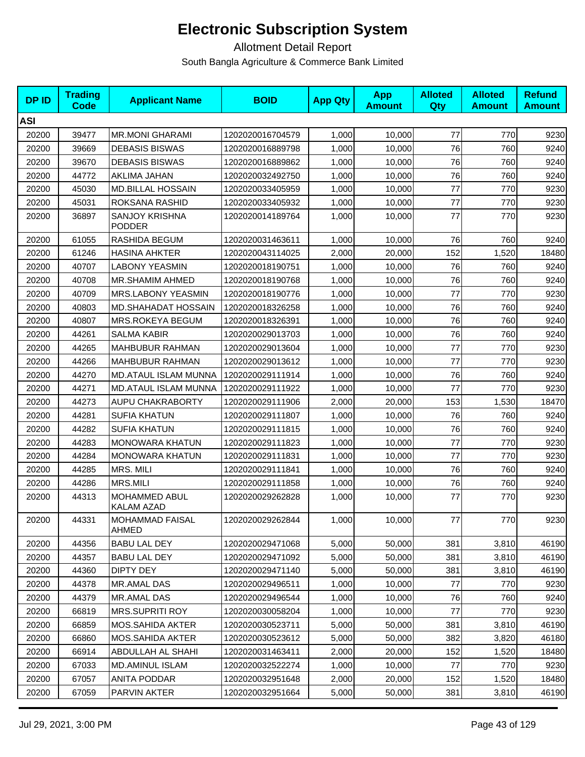# Electronic Subscription System

Allotment Detail Report

South Bangla Agriculture & Commerce Bank Limited

| DP ID | Trading Code | Applicant Name | BOID | App Qty | App Amount | Alloted Qty | Alloted Amount | Refund Amount |
|---|---|---|---|---|---|---|---|---|
| **ASI** | | | | | | | | |
| 20200 | 39477 | MR.MONI GHARAMI | 1202020016704579 | 1,000 | 10,000 | 77 | 770 | 9230 |
| 20200 | 39669 | DEBASIS BISWAS | 1202020016889798 | 1,000 | 10,000 | 76 | 760 | 9240 |
| 20200 | 39670 | DEBASIS BISWAS | 1202020016889862 | 1,000 | 10,000 | 76 | 760 | 9240 |
| 20200 | 44772 | AKLIMA JAHAN | 1202020032492750 | 1,000 | 10,000 | 76 | 760 | 9240 |
| 20200 | 45030 | MD.BILLAL HOSSAIN | 1202020033405959 | 1,000 | 10,000 | 77 | 770 | 9230 |
| 20200 | 45031 | ROKSANA RASHID | 1202020033405932 | 1,000 | 10,000 | 77 | 770 | 9230 |
| 20200 | 36897 | SANJOY KRISHNA PODDER | 1202020014189764 | 1,000 | 10,000 | 77 | 770 | 9230 |
| 20200 | 61055 | RASHIDA BEGUM | 1202020031463611 | 1,000 | 10,000 | 76 | 760 | 9240 |
| 20200 | 61246 | HASINA AHKTER | 1202020043114025 | 2,000 | 20,000 | 152 | 1,520 | 18480 |
| 20200 | 40707 | LABONY YEASMIN | 1202020018190751 | 1,000 | 10,000 | 76 | 760 | 9240 |
| 20200 | 40708 | MR.SHAMIM AHMED | 1202020018190768 | 1,000 | 10,000 | 76 | 760 | 9240 |
| 20200 | 40709 | MRS.LABONY YEASMIN | 1202020018190776 | 1,000 | 10,000 | 77 | 770 | 9230 |
| 20200 | 40803 | MD.SHAHADAT HOSSAIN | 1202020018326258 | 1,000 | 10,000 | 76 | 760 | 9240 |
| 20200 | 40807 | MRS.ROKEYA BEGUM | 1202020018326391 | 1,000 | 10,000 | 76 | 760 | 9240 |
| 20200 | 44261 | SALMA KABIR | 1202020029013703 | 1,000 | 10,000 | 76 | 760 | 9240 |
| 20200 | 44265 | MAHBUBUR RAHMAN | 1202020029013604 | 1,000 | 10,000 | 77 | 770 | 9230 |
| 20200 | 44266 | MAHBUBUR RAHMAN | 1202020029013612 | 1,000 | 10,000 | 77 | 770 | 9230 |
| 20200 | 44270 | MD.ATAUL ISLAM MUNNA | 1202020029111914 | 1,000 | 10,000 | 76 | 760 | 9240 |
| 20200 | 44271 | MD.ATAUL ISLAM MUNNA | 1202020029111922 | 1,000 | 10,000 | 77 | 770 | 9230 |
| 20200 | 44273 | AUPU CHAKRABORTY | 1202020029111906 | 2,000 | 20,000 | 153 | 1,530 | 18470 |
| 20200 | 44281 | SUFIA KHATUN | 1202020029111807 | 1,000 | 10,000 | 76 | 760 | 9240 |
| 20200 | 44282 | SUFIA KHATUN | 1202020029111815 | 1,000 | 10,000 | 76 | 760 | 9240 |
| 20200 | 44283 | MONOWARA KHATUN | 1202020029111823 | 1,000 | 10,000 | 77 | 770 | 9230 |
| 20200 | 44284 | MONOWARA KHATUN | 1202020029111831 | 1,000 | 10,000 | 77 | 770 | 9230 |
| 20200 | 44285 | MRS. MILI | 1202020029111841 | 1,000 | 10,000 | 76 | 760 | 9240 |
| 20200 | 44286 | MRS.MILI | 1202020029111858 | 1,000 | 10,000 | 76 | 760 | 9240 |
| 20200 | 44313 | MOHAMMED ABUL KALAM AZAD | 1202020029262828 | 1,000 | 10,000 | 77 | 770 | 9230 |
| 20200 | 44331 | MOHAMMAD FAISAL AHMED | 1202020029262844 | 1,000 | 10,000 | 77 | 770 | 9230 |
| 20200 | 44356 | BABU LAL DEY | 1202020029471068 | 5,000 | 50,000 | 381 | 3,810 | 46190 |
| 20200 | 44357 | BABU LAL DEY | 1202020029471092 | 5,000 | 50,000 | 381 | 3,810 | 46190 |
| 20200 | 44360 | DIPTY DEY | 1202020029471140 | 5,000 | 50,000 | 381 | 3,810 | 46190 |
| 20200 | 44378 | MR.AMAL DAS | 1202020029496511 | 1,000 | 10,000 | 77 | 770 | 9230 |
| 20200 | 44379 | MR.AMAL DAS | 1202020029496544 | 1,000 | 10,000 | 76 | 760 | 9240 |
| 20200 | 66819 | MRS.SUPRITI ROY | 1202020030058204 | 1,000 | 10,000 | 77 | 770 | 9230 |
| 20200 | 66859 | MOS.SAHIDA AKTER | 1202020030523711 | 5,000 | 50,000 | 381 | 3,810 | 46190 |
| 20200 | 66860 | MOS.SAHIDA AKTER | 1202020030523612 | 5,000 | 50,000 | 382 | 3,820 | 46180 |
| 20200 | 66914 | ABDULLAH AL SHAHI | 1202020031463411 | 2,000 | 20,000 | 152 | 1,520 | 18480 |
| 20200 | 67033 | MD.AMINUL ISLAM | 1202020032522274 | 1,000 | 10,000 | 77 | 770 | 9230 |
| 20200 | 67057 | ANITA PODDAR | 1202020032951648 | 2,000 | 20,000 | 152 | 1,520 | 18480 |
| 20200 | 67059 | PARVIN AKTER | 1202020032951664 | 5,000 | 50,000 | 381 | 3,810 | 46190 |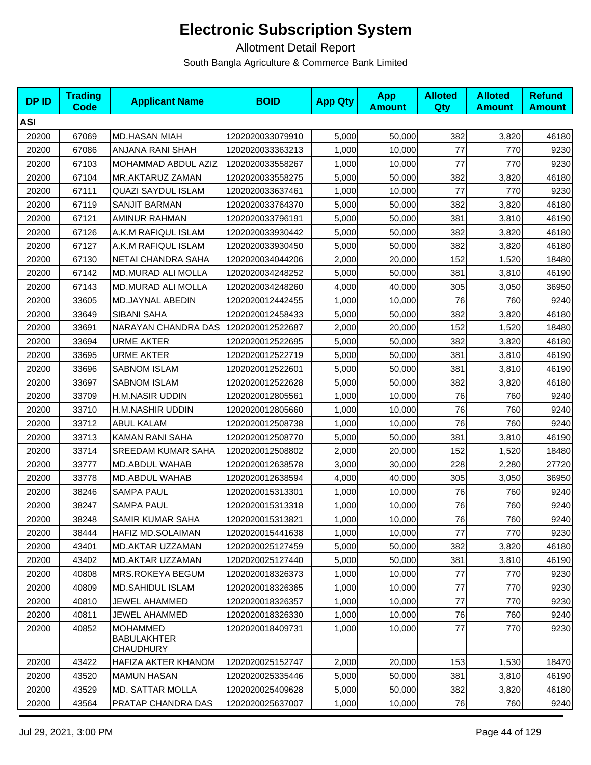# Electronic Subscription System

Allotment Detail Report

South Bangla Agriculture & Commerce Bank Limited

| DP ID | Trading Code | Applicant Name | BOID | App Qty | App Amount | Alloted Qty | Alloted Amount | Refund Amount |
|---|---|---|---|---|---|---|---|---|
| **ASI** | | | | | | | | |
| 20200 | 67069 | MD.HASAN MIAH | 1202020033079910 | 5,000 | 50,000 | 382 | 3,820 | 46180 |
| 20200 | 67086 | ANJANA RANI SHAH | 1202020033363213 | 1,000 | 10,000 | 77 | 770 | 9230 |
| 20200 | 67103 | MOHAMMAD ABDUL AZIZ | 1202020033558267 | 1,000 | 10,000 | 77 | 770 | 9230 |
| 20200 | 67104 | MR.AKTARUZ ZAMAN | 1202020033558275 | 5,000 | 50,000 | 382 | 3,820 | 46180 |
| 20200 | 67111 | QUAZI SAYDUL ISLAM | 1202020033637461 | 1,000 | 10,000 | 77 | 770 | 9230 |
| 20200 | 67119 | SANJIT BARMAN | 1202020033764370 | 5,000 | 50,000 | 382 | 3,820 | 46180 |
| 20200 | 67121 | AMINUR RAHMAN | 1202020033796191 | 5,000 | 50,000 | 381 | 3,810 | 46190 |
| 20200 | 67126 | A.K.M RAFIQUL ISLAM | 1202020033930442 | 5,000 | 50,000 | 382 | 3,820 | 46180 |
| 20200 | 67127 | A.K.M RAFIQUL ISLAM | 1202020033930450 | 5,000 | 50,000 | 382 | 3,820 | 46180 |
| 20200 | 67130 | NETAI CHANDRA SAHA | 1202020034044206 | 2,000 | 20,000 | 152 | 1,520 | 18480 |
| 20200 | 67142 | MD.MURAD ALI MOLLA | 1202020034248252 | 5,000 | 50,000 | 381 | 3,810 | 46190 |
| 20200 | 67143 | MD.MURAD ALI MOLLA | 1202020034248260 | 4,000 | 40,000 | 305 | 3,050 | 36950 |
| 20200 | 33605 | MD.JAYNAL ABEDIN | 1202020012442455 | 1,000 | 10,000 | 76 | 760 | 9240 |
| 20200 | 33649 | SIBANI SAHA | 1202020012458433 | 5,000 | 50,000 | 382 | 3,820 | 46180 |
| 20200 | 33691 | NARAYAN CHANDRA DAS | 1202020012522687 | 2,000 | 20,000 | 152 | 1,520 | 18480 |
| 20200 | 33694 | URME AKTER | 1202020012522695 | 5,000 | 50,000 | 382 | 3,820 | 46180 |
| 20200 | 33695 | URME AKTER | 1202020012522719 | 5,000 | 50,000 | 381 | 3,810 | 46190 |
| 20200 | 33696 | SABNOM ISLAM | 1202020012522601 | 5,000 | 50,000 | 381 | 3,810 | 46190 |
| 20200 | 33697 | SABNOM ISLAM | 1202020012522628 | 5,000 | 50,000 | 382 | 3,820 | 46180 |
| 20200 | 33709 | H.M.NASIR UDDIN | 1202020012805561 | 1,000 | 10,000 | 76 | 760 | 9240 |
| 20200 | 33710 | H.M.NASHIR UDDIN | 1202020012805660 | 1,000 | 10,000 | 76 | 760 | 9240 |
| 20200 | 33712 | ABUL KALAM | 1202020012508738 | 1,000 | 10,000 | 76 | 760 | 9240 |
| 20200 | 33713 | KAMAN RANI SAHA | 1202020012508770 | 5,000 | 50,000 | 381 | 3,810 | 46190 |
| 20200 | 33714 | SREEDAM KUMAR SAHA | 1202020012508802 | 2,000 | 20,000 | 152 | 1,520 | 18480 |
| 20200 | 33777 | MD.ABDUL WAHAB | 1202020012638578 | 3,000 | 30,000 | 228 | 2,280 | 27720 |
| 20200 | 33778 | MD.ABDUL WAHAB | 1202020012638594 | 4,000 | 40,000 | 305 | 3,050 | 36950 |
| 20200 | 38246 | SAMPA PAUL | 1202020015313301 | 1,000 | 10,000 | 76 | 760 | 9240 |
| 20200 | 38247 | SAMPA PAUL | 1202020015313318 | 1,000 | 10,000 | 76 | 760 | 9240 |
| 20200 | 38248 | SAMIR KUMAR SAHA | 1202020015313821 | 1,000 | 10,000 | 76 | 760 | 9240 |
| 20200 | 38444 | HAFIZ MD.SOLAIMAN | 1202020015441638 | 1,000 | 10,000 | 77 | 770 | 9230 |
| 20200 | 43401 | MD.AKTAR UZZAMAN | 1202020025127459 | 5,000 | 50,000 | 382 | 3,820 | 46180 |
| 20200 | 43402 | MD.AKTAR UZZAMAN | 1202020025127440 | 5,000 | 50,000 | 381 | 3,810 | 46190 |
| 20200 | 40808 | MRS.ROKEYA BEGUM | 1202020018326373 | 1,000 | 10,000 | 77 | 770 | 9230 |
| 20200 | 40809 | MD.SAHIDUL ISLAM | 1202020018326365 | 1,000 | 10,000 | 77 | 770 | 9230 |
| 20200 | 40810 | JEWEL AHAMMED | 1202020018326357 | 1,000 | 10,000 | 77 | 770 | 9230 |
| 20200 | 40811 | JEWEL AHAMMED | 1202020018326330 | 1,000 | 10,000 | 76 | 760 | 9240 |
| 20200 | 40852 | MOHAMMED BABULAKHTER CHAUDHURY | 1202020018409731 | 1,000 | 10,000 | 77 | 770 | 9230 |
| 20200 | 43422 | HAFIZA AKTER KHANOM | 1202020025152747 | 2,000 | 20,000 | 153 | 1,530 | 18470 |
| 20200 | 43520 | MAMUN HASAN | 1202020025335446 | 5,000 | 50,000 | 381 | 3,810 | 46190 |
| 20200 | 43529 | MD. SATTAR MOLLA | 1202020025409628 | 5,000 | 50,000 | 382 | 3,820 | 46180 |
| 20200 | 43564 | PRATAP CHANDRA DAS | 1202020025637007 | 1,000 | 10,000 | 76 | 760 | 9240 |

Jul 29, 2021, 3:00 PM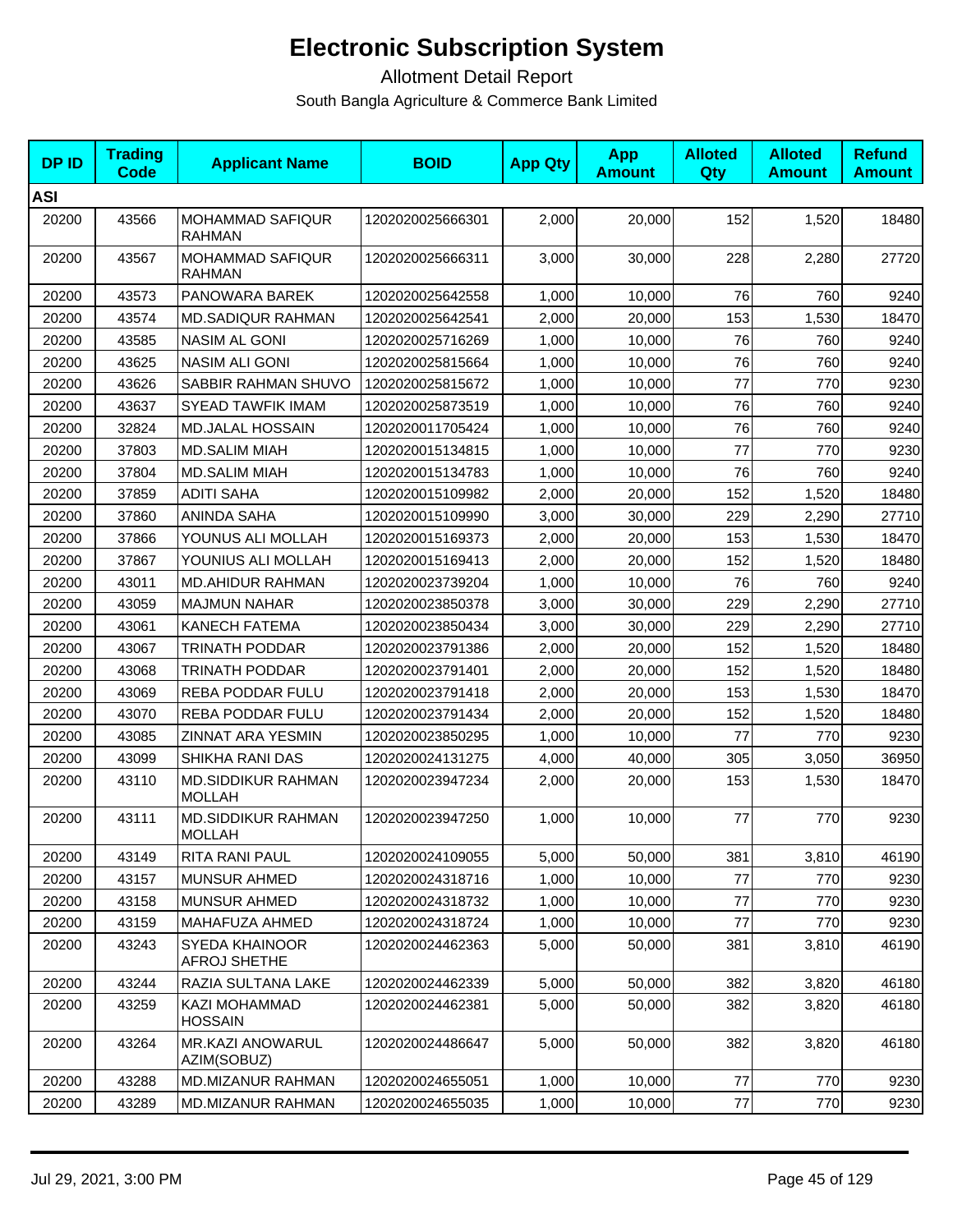# Electronic Subscription System

## Allotment Detail Report

South Bangla Agriculture & Commerce Bank Limited

| DP ID | Trading Code | Applicant Name | BOID | App Qty | App Amount | Alloted Qty | Alloted Amount | Refund Amount |
|---|---|---|---|---|---|---|---|---|
| **ASI** | | | | | | | | |
| 20200 | 43566 | MOHAMMAD SAFIQUR RAHMAN | 1202020025666301 | 2,000 | 20,000 | 152 | 1,520 | 18480 |
| 20200 | 43567 | MOHAMMAD SAFIQUR RAHMAN | 1202020025666311 | 3,000 | 30,000 | 228 | 2,280 | 27720 |
| 20200 | 43573 | PANOWARA BAREK | 1202020025642558 | 1,000 | 10,000 | 76 | 760 | 9240 |
| 20200 | 43574 | MD.SADIQUR RAHMAN | 1202020025642541 | 2,000 | 20,000 | 153 | 1,530 | 18470 |
| 20200 | 43585 | NASIM AL GONI | 1202020025716269 | 1,000 | 10,000 | 76 | 760 | 9240 |
| 20200 | 43625 | NASIM ALI GONI | 1202020025815664 | 1,000 | 10,000 | 76 | 760 | 9240 |
| 20200 | 43626 | SABBIR RAHMAN SHUVO | 1202020025815672 | 1,000 | 10,000 | 77 | 770 | 9230 |
| 20200 | 43637 | SYEAD TAWFIK IMAM | 1202020025873519 | 1,000 | 10,000 | 76 | 760 | 9240 |
| 20200 | 32824 | MD.JALAL HOSSAIN | 1202020011705424 | 1,000 | 10,000 | 76 | 760 | 9240 |
| 20200 | 37803 | MD.SALIM MIAH | 1202020015134815 | 1,000 | 10,000 | 77 | 770 | 9230 |
| 20200 | 37804 | MD.SALIM MIAH | 1202020015134783 | 1,000 | 10,000 | 76 | 760 | 9240 |
| 20200 | 37859 | ADITI SAHA | 1202020015109982 | 2,000 | 20,000 | 152 | 1,520 | 18480 |
| 20200 | 37860 | ANINDA SAHA | 1202020015109990 | 3,000 | 30,000 | 229 | 2,290 | 27710 |
| 20200 | 37866 | YOUNUS ALI MOLLAH | 1202020015169373 | 2,000 | 20,000 | 153 | 1,530 | 18470 |
| 20200 | 37867 | YOUNIUS ALI MOLLAH | 1202020015169413 | 2,000 | 20,000 | 152 | 1,520 | 18480 |
| 20200 | 43011 | MD.AHIDUR RAHMAN | 1202020023739204 | 1,000 | 10,000 | 76 | 760 | 9240 |
| 20200 | 43059 | MAJMUN NAHAR | 1202020023850378 | 3,000 | 30,000 | 229 | 2,290 | 27710 |
| 20200 | 43061 | KANECH FATEMA | 1202020023850434 | 3,000 | 30,000 | 229 | 2,290 | 27710 |
| 20200 | 43067 | TRINATH PODDAR | 1202020023791386 | 2,000 | 20,000 | 152 | 1,520 | 18480 |
| 20200 | 43068 | TRINATH PODDAR | 1202020023791401 | 2,000 | 20,000 | 152 | 1,520 | 18480 |
| 20200 | 43069 | REBA PODDAR FULU | 1202020023791418 | 2,000 | 20,000 | 153 | 1,530 | 18470 |
| 20200 | 43070 | REBA PODDAR FULU | 1202020023791434 | 2,000 | 20,000 | 152 | 1,520 | 18480 |
| 20200 | 43085 | ZINNAT ARA YESMIN | 1202020023850295 | 1,000 | 10,000 | 77 | 770 | 9230 |
| 20200 | 43099 | SHIKHA RANI DAS | 1202020024131275 | 4,000 | 40,000 | 305 | 3,050 | 36950 |
| 20200 | 43110 | MD.SIDDIKUR RAHMAN MOLLAH | 1202020023947234 | 2,000 | 20,000 | 153 | 1,530 | 18470 |
| 20200 | 43111 | MD.SIDDIKUR RAHMAN MOLLAH | 1202020023947250 | 1,000 | 10,000 | 77 | 770 | 9230 |
| 20200 | 43149 | RITA RANI PAUL | 1202020024109055 | 5,000 | 50,000 | 381 | 3,810 | 46190 |
| 20200 | 43157 | MUNSUR AHMED | 1202020024318716 | 1,000 | 10,000 | 77 | 770 | 9230 |
| 20200 | 43158 | MUNSUR AHMED | 1202020024318732 | 1,000 | 10,000 | 77 | 770 | 9230 |
| 20200 | 43159 | MAHAFUZA AHMED | 1202020024318724 | 1,000 | 10,000 | 77 | 770 | 9230 |
| 20200 | 43243 | SYEDA KHAINOOR AFROJ SHETHE | 1202020024462363 | 5,000 | 50,000 | 381 | 3,810 | 46190 |
| 20200 | 43244 | RAZIA SULTANA LAKE | 1202020024462339 | 5,000 | 50,000 | 382 | 3,820 | 46180 |
| 20200 | 43259 | KAZI MOHAMMAD HOSSAIN | 1202020024462381 | 5,000 | 50,000 | 382 | 3,820 | 46180 |
| 20200 | 43264 | MR.KAZI ANOWARUL AZIM(SOBUZ) | 1202020024486647 | 5,000 | 50,000 | 382 | 3,820 | 46180 |
| 20200 | 43288 | MD.MIZANUR RAHMAN | 1202020024655051 | 1,000 | 10,000 | 77 | 770 | 9230 |
| 20200 | 43289 | MD.MIZANUR RAHMAN | 1202020024655035 | 1,000 | 10,000 | 77 | 770 | 9230 |

Jul 29, 2021, 3:00 PM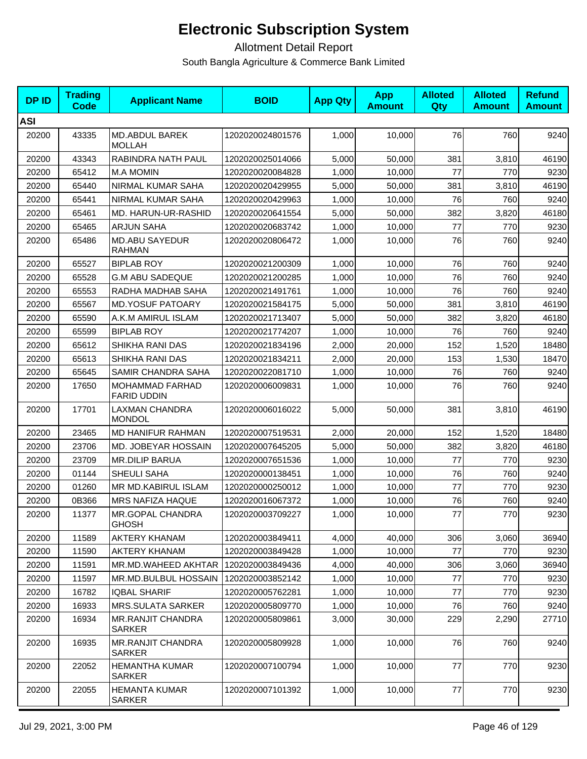# Electronic Subscription System

Allotment Detail Report

South Bangla Agriculture & Commerce Bank Limited

| DP ID | Trading Code | Applicant Name | BOID | App Qty | App Amount | Alloted Qty | Alloted Amount | Refund Amount |
|---|---|---|---|---|---|---|---|---|
| **ASI** | | | | | | | | |
| 20200 | 43335 | MD.ABDUL BAREK MOLLAH | 1202020024801576 | 1,000 | 10,000 | 76 | 760 | 9240 |
| 20200 | 43343 | RABINDRA NATH PAUL | 1202020025014066 | 5,000 | 50,000 | 381 | 3,810 | 46190 |
| 20200 | 65412 | M.A MOMIN | 1202020020084828 | 1,000 | 10,000 | 77 | 770 | 9230 |
| 20200 | 65440 | NIRMAL KUMAR SAHA | 1202020020429955 | 5,000 | 50,000 | 381 | 3,810 | 46190 |
| 20200 | 65441 | NIRMAL KUMAR SAHA | 1202020020429963 | 1,000 | 10,000 | 76 | 760 | 9240 |
| 20200 | 65461 | MD. HARUN-UR-RASHID | 1202020020641554 | 5,000 | 50,000 | 382 | 3,820 | 46180 |
| 20200 | 65465 | ARJUN SAHA | 1202020020683742 | 1,000 | 10,000 | 77 | 770 | 9230 |
| 20200 | 65486 | MD.ABU SAYEDUR RAHMAN | 1202020020806472 | 1,000 | 10,000 | 76 | 760 | 9240 |
| 20200 | 65527 | BIPLAB ROY | 1202020021200309 | 1,000 | 10,000 | 76 | 760 | 9240 |
| 20200 | 65528 | G.M ABU SADEQUE | 1202020021200285 | 1,000 | 10,000 | 76 | 760 | 9240 |
| 20200 | 65553 | RADHA MADHAB SAHA | 1202020021491761 | 1,000 | 10,000 | 76 | 760 | 9240 |
| 20200 | 65567 | MD.YOSUF PATOARY | 1202020021584175 | 5,000 | 50,000 | 381 | 3,810 | 46190 |
| 20200 | 65590 | A.K.M AMIRUL ISLAM | 1202020021713407 | 5,000 | 50,000 | 382 | 3,820 | 46180 |
| 20200 | 65599 | BIPLAB ROY | 1202020021774207 | 1,000 | 10,000 | 76 | 760 | 9240 |
| 20200 | 65612 | SHIKHA RANI DAS | 1202020021834196 | 2,000 | 20,000 | 152 | 1,520 | 18480 |
| 20200 | 65613 | SHIKHA RANI DAS | 1202020021834211 | 2,000 | 20,000 | 153 | 1,530 | 18470 |
| 20200 | 65645 | SAMIR CHANDRA SAHA | 1202020022081710 | 1,000 | 10,000 | 76 | 760 | 9240 |
| 20200 | 17650 | MOHAMMAD FARHAD FARID UDDIN | 1202020006009831 | 1,000 | 10,000 | 76 | 760 | 9240 |
| 20200 | 17701 | LAXMAN CHANDRA MONDOL | 1202020006016022 | 5,000 | 50,000 | 381 | 3,810 | 46190 |
| 20200 | 23465 | MD HANIFUR RAHMAN | 1202020007519531 | 2,000 | 20,000 | 152 | 1,520 | 18480 |
| 20200 | 23706 | MD. JOBEYAR HOSSAIN | 1202020007645205 | 5,000 | 50,000 | 382 | 3,820 | 46180 |
| 20200 | 23709 | MR.DILIP BARUA | 1202020007651536 | 1,000 | 10,000 | 77 | 770 | 9230 |
| 20200 | 01144 | SHEULI SAHA | 1202020000138451 | 1,000 | 10,000 | 76 | 760 | 9240 |
| 20200 | 01260 | MR MD.KABIRUL ISLAM | 1202020000250012 | 1,000 | 10,000 | 77 | 770 | 9230 |
| 20200 | 0B366 | MRS NAFIZA HAQUE | 1202020016067372 | 1,000 | 10,000 | 76 | 760 | 9240 |
| 20200 | 11377 | MR.GOPAL CHANDRA GHOSH | 1202020003709227 | 1,000 | 10,000 | 77 | 770 | 9230 |
| 20200 | 11589 | AKTERY KHANAM | 1202020003849411 | 4,000 | 40,000 | 306 | 3,060 | 36940 |
| 20200 | 11590 | AKTERY KHANAM | 1202020003849428 | 1,000 | 10,000 | 77 | 770 | 9230 |
| 20200 | 11591 | MR.MD.WAHEED AKHTAR | 1202020003849436 | 4,000 | 40,000 | 306 | 3,060 | 36940 |
| 20200 | 11597 | MR.MD.BULBUL HOSSAIN | 1202020003852142 | 1,000 | 10,000 | 77 | 770 | 9230 |
| 20200 | 16782 | IQBAL SHARIF | 1202020005762281 | 1,000 | 10,000 | 77 | 770 | 9230 |
| 20200 | 16933 | MRS.SULATA SARKER | 1202020005809770 | 1,000 | 10,000 | 76 | 760 | 9240 |
| 20200 | 16934 | MR.RANJIT CHANDRA SARKER | 1202020005809861 | 3,000 | 30,000 | 229 | 2,290 | 27710 |
| 20200 | 16935 | MR.RANJIT CHANDRA SARKER | 1202020005809928 | 1,000 | 10,000 | 76 | 760 | 9240 |
| 20200 | 22052 | HEMANTHA KUMAR SARKER | 1202020007100794 | 1,000 | 10,000 | 77 | 770 | 9230 |
| 20200 | 22055 | HEMANTA KUMAR SARKER | 1202020007101392 | 1,000 | 10,000 | 77 | 770 | 9230 |

Jul 29, 2021, 3:00 PM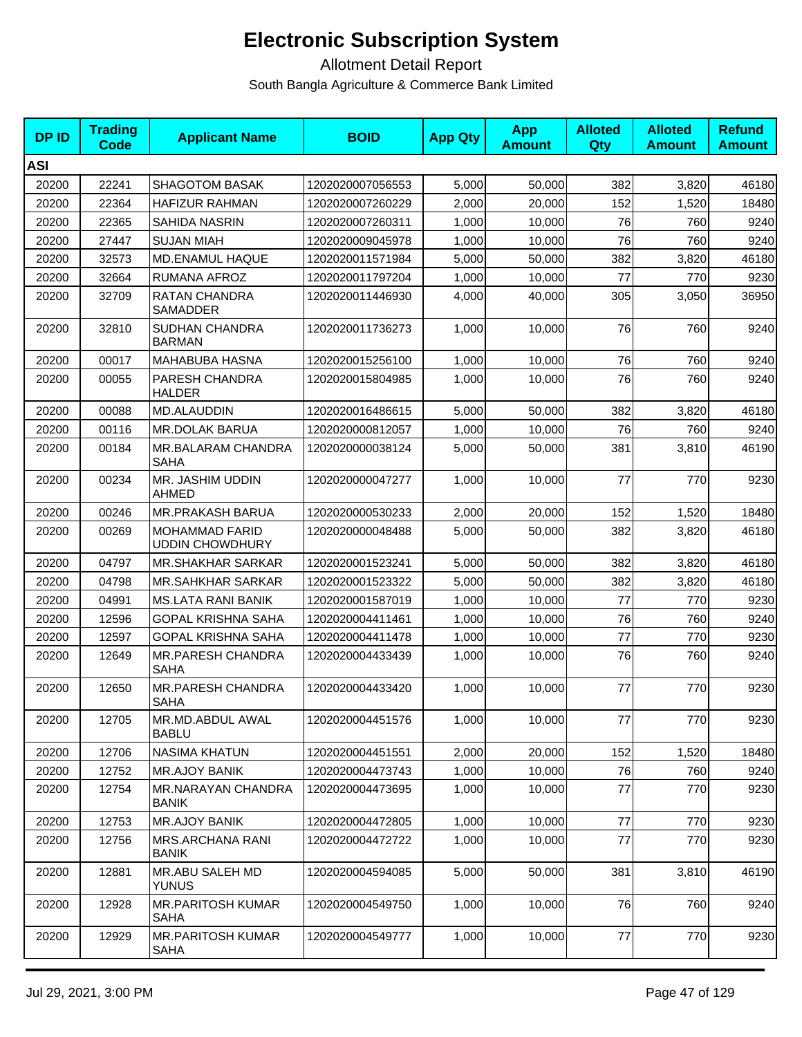# Electronic Subscription System

Allotment Detail Report

South Bangla Agriculture & Commerce Bank Limited

| DP ID | Trading Code | Applicant Name | BOID | App Qty | App Amount | Alloted Qty | Alloted Amount | Refund Amount |
|---|---|---|---|---|---|---|---|---|
| **ASI** | | | | | | | | |
| 20200 | 22241 | SHAGOTOM BASAK | 1202020007056553 | 5,000 | 50,000 | 382 | 3,820 | 46180 |
| 20200 | 22364 | HAFIZUR RAHMAN | 1202020007260229 | 2,000 | 20,000 | 152 | 1,520 | 18480 |
| 20200 | 22365 | SAHIDA NASRIN | 1202020007260311 | 1,000 | 10,000 | 76 | 760 | 9240 |
| 20200 | 27447 | SUJAN MIAH | 1202020009045978 | 1,000 | 10,000 | 76 | 760 | 9240 |
| 20200 | 32573 | MD.ENAMUL HAQUE | 1202020011571984 | 5,000 | 50,000 | 382 | 3,820 | 46180 |
| 20200 | 32664 | RUMANA AFROZ | 1202020011797204 | 1,000 | 10,000 | 77 | 770 | 9230 |
| 20200 | 32709 | RATAN CHANDRA SAMADDER | 1202020011446930 | 4,000 | 40,000 | 305 | 3,050 | 36950 |
| 20200 | 32810 | SUDHAN CHANDRA BARMAN | 1202020011736273 | 1,000 | 10,000 | 76 | 760 | 9240 |
| 20200 | 00017 | MAHABUBA HASNA | 1202020015256100 | 1,000 | 10,000 | 76 | 760 | 9240 |
| 20200 | 00055 | PARESH CHANDRA HALDER | 1202020015804985 | 1,000 | 10,000 | 76 | 760 | 9240 |
| 20200 | 00088 | MD.ALAUDDIN | 1202020016486615 | 5,000 | 50,000 | 382 | 3,820 | 46180 |
| 20200 | 00116 | MR.DOLAK BARUA | 1202020000812057 | 1,000 | 10,000 | 76 | 760 | 9240 |
| 20200 | 00184 | MR.BALARAM CHANDRA SAHA | 1202020000038124 | 5,000 | 50,000 | 381 | 3,810 | 46190 |
| 20200 | 00234 | MR. JASHIM UDDIN AHMED | 1202020000047277 | 1,000 | 10,000 | 77 | 770 | 9230 |
| 20200 | 00246 | MR.PRAKASH BARUA | 1202020000530233 | 2,000 | 20,000 | 152 | 1,520 | 18480 |
| 20200 | 00269 | MOHAMMAD FARID UDDIN CHOWDHURY | 1202020000048488 | 5,000 | 50,000 | 382 | 3,820 | 46180 |
| 20200 | 04797 | MR.SHAKHAR SARKAR | 1202020001523241 | 5,000 | 50,000 | 382 | 3,820 | 46180 |
| 20200 | 04798 | MR.SAHKHAR SARKAR | 1202020001523322 | 5,000 | 50,000 | 382 | 3,820 | 46180 |
| 20200 | 04991 | MS.LATA RANI BANIK | 1202020001587019 | 1,000 | 10,000 | 77 | 770 | 9230 |
| 20200 | 12596 | GOPAL KRISHNA SAHA | 1202020004411461 | 1,000 | 10,000 | 76 | 760 | 9240 |
| 20200 | 12597 | GOPAL KRISHNA SAHA | 1202020004411478 | 1,000 | 10,000 | 77 | 770 | 9230 |
| 20200 | 12649 | MR.PARESH CHANDRA SAHA | 1202020004433439 | 1,000 | 10,000 | 76 | 760 | 9240 |
| 20200 | 12650 | MR.PARESH CHANDRA SAHA | 1202020004433420 | 1,000 | 10,000 | 77 | 770 | 9230 |
| 20200 | 12705 | MR.MD.ABDUL AWAL BABLU | 1202020004451576 | 1,000 | 10,000 | 77 | 770 | 9230 |
| 20200 | 12706 | NASIMA KHATUN | 1202020004451551 | 2,000 | 20,000 | 152 | 1,520 | 18480 |
| 20200 | 12752 | MR.AJOY BANIK | 1202020004473743 | 1,000 | 10,000 | 76 | 760 | 9240 |
| 20200 | 12754 | MR.NARAYAN CHANDRA BANIK | 1202020004473695 | 1,000 | 10,000 | 77 | 770 | 9230 |
| 20200 | 12753 | MR.AJOY BANIK | 1202020004472805 | 1,000 | 10,000 | 77 | 770 | 9230 |
| 20200 | 12756 | MRS.ARCHANA RANI BANIK | 1202020004472722 | 1,000 | 10,000 | 77 | 770 | 9230 |
| 20200 | 12881 | MR.ABU SALEH MD YUNUS | 1202020004594085 | 5,000 | 50,000 | 381 | 3,810 | 46190 |
| 20200 | 12928 | MR.PARITOSH KUMAR SAHA | 1202020004549750 | 1,000 | 10,000 | 76 | 760 | 9240 |
| 20200 | 12929 | MR.PARITOSH KUMAR SAHA | 1202020004549777 | 1,000 | 10,000 | 77 | 770 | 9230 |

Jul 29, 2021, 3:00 PM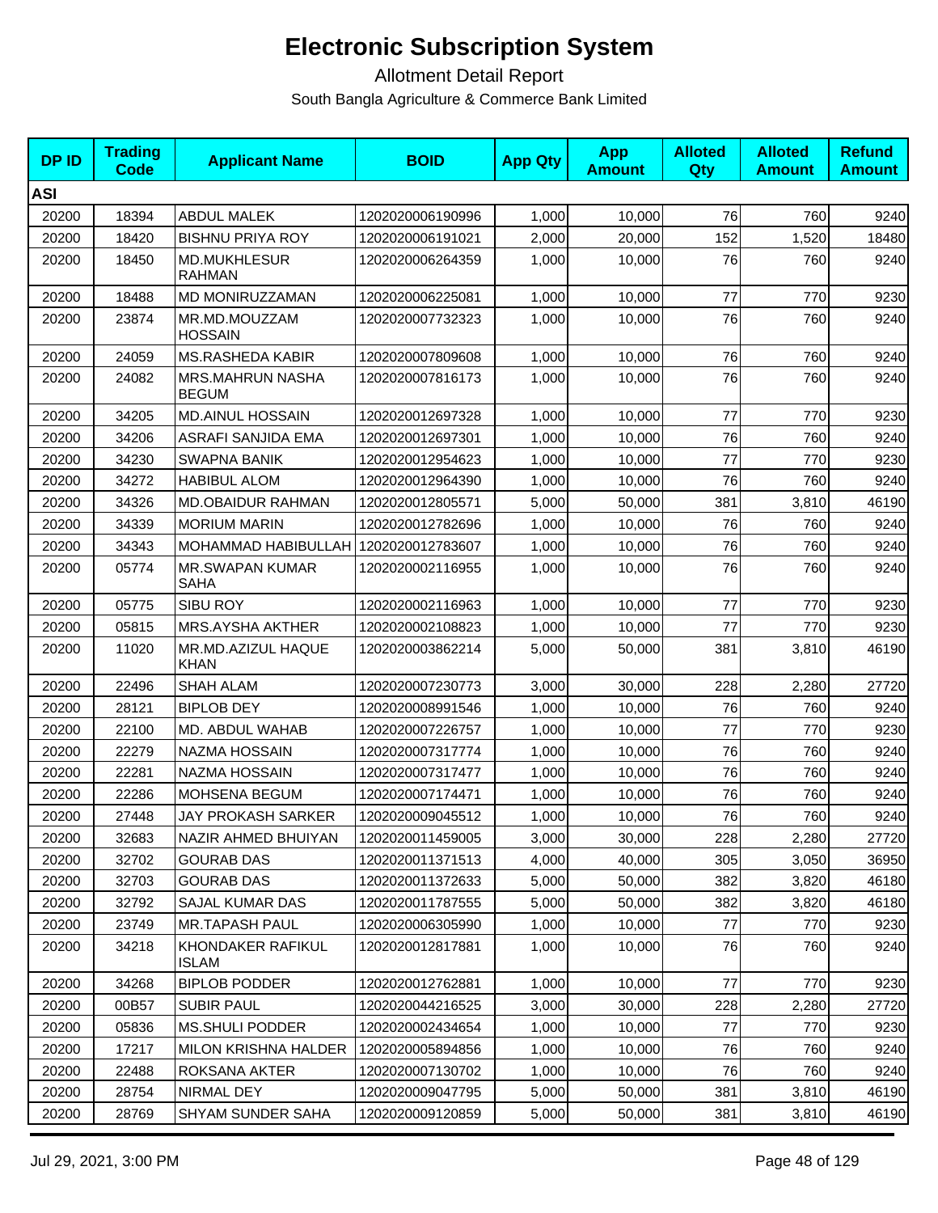# Electronic Subscription System

Allotment Detail Report

South Bangla Agriculture & Commerce Bank Limited

| DP ID | Trading Code | Applicant Name | BOID | App Qty | App Amount | Alloted Qty | Alloted Amount | Refund Amount |
|---|---|---|---|---|---|---|---|---|
| **ASI** | | | | | | | | |
| 20200 | 18394 | ABDUL MALEK | 1202020006190996 | 1,000 | 10,000 | 76 | 760 | 9240 |
| 20200 | 18420 | BISHNU PRIYA ROY | 1202020006191021 | 2,000 | 20,000 | 152 | 1,520 | 18480 |
| 20200 | 18450 | MD.MUKHLESUR RAHMAN | 1202020006264359 | 1,000 | 10,000 | 76 | 760 | 9240 |
| 20200 | 18488 | MD MONIRUZZAMAN | 1202020006225081 | 1,000 | 10,000 | 77 | 770 | 9230 |
| 20200 | 23874 | MR.MD.MOUZZAM HOSSAIN | 1202020007732323 | 1,000 | 10,000 | 76 | 760 | 9240 |
| 20200 | 24059 | MS.RASHEDA KABIR | 1202020007809608 | 1,000 | 10,000 | 76 | 760 | 9240 |
| 20200 | 24082 | MRS.MAHRUN NASHA BEGUM | 1202020007816173 | 1,000 | 10,000 | 76 | 760 | 9240 |
| 20200 | 34205 | MD.AINUL HOSSAIN | 1202020012697328 | 1,000 | 10,000 | 77 | 770 | 9230 |
| 20200 | 34206 | ASRAFI SANJIDA EMA | 1202020012697301 | 1,000 | 10,000 | 76 | 760 | 9240 |
| 20200 | 34230 | SWAPNA BANIK | 1202020012954623 | 1,000 | 10,000 | 77 | 770 | 9230 |
| 20200 | 34272 | HABIBUL ALOM | 1202020012964390 | 1,000 | 10,000 | 76 | 760 | 9240 |
| 20200 | 34326 | MD.OBAIDUR RAHMAN | 1202020012805571 | 5,000 | 50,000 | 381 | 3,810 | 46190 |
| 20200 | 34339 | MORIUM MARIN | 1202020012782696 | 1,000 | 10,000 | 76 | 760 | 9240 |
| 20200 | 34343 | MOHAMMAD HABIBULLAH | 1202020012783607 | 1,000 | 10,000 | 76 | 760 | 9240 |
| 20200 | 05774 | MR.SWAPAN KUMAR SAHA | 1202020002116955 | 1,000 | 10,000 | 76 | 760 | 9240 |
| 20200 | 05775 | SIBU ROY | 1202020002116963 | 1,000 | 10,000 | 77 | 770 | 9230 |
| 20200 | 05815 | MRS.AYSHA AKTHER | 1202020002108823 | 1,000 | 10,000 | 77 | 770 | 9230 |
| 20200 | 11020 | MR.MD.AZIZUL HAQUE KHAN | 1202020003862214 | 5,000 | 50,000 | 381 | 3,810 | 46190 |
| 20200 | 22496 | SHAH ALAM | 1202020007230773 | 3,000 | 30,000 | 228 | 2,280 | 27720 |
| 20200 | 28121 | BIPLOB DEY | 1202020008991546 | 1,000 | 10,000 | 76 | 760 | 9240 |
| 20200 | 22100 | MD. ABDUL WAHAB | 1202020007226757 | 1,000 | 10,000 | 77 | 770 | 9230 |
| 20200 | 22279 | NAZMA HOSSAIN | 1202020007317774 | 1,000 | 10,000 | 76 | 760 | 9240 |
| 20200 | 22281 | NAZMA HOSSAIN | 1202020007317477 | 1,000 | 10,000 | 76 | 760 | 9240 |
| 20200 | 22286 | MOHSENA BEGUM | 1202020007174471 | 1,000 | 10,000 | 76 | 760 | 9240 |
| 20200 | 27448 | JAY PROKASH SARKER | 1202020009045512 | 1,000 | 10,000 | 76 | 760 | 9240 |
| 20200 | 32683 | NAZIR AHMED BHUIYAN | 1202020011459005 | 3,000 | 30,000 | 228 | 2,280 | 27720 |
| 20200 | 32702 | GOURAB DAS | 1202020011371513 | 4,000 | 40,000 | 305 | 3,050 | 36950 |
| 20200 | 32703 | GOURAB DAS | 1202020011372633 | 5,000 | 50,000 | 382 | 3,820 | 46180 |
| 20200 | 32792 | SAJAL KUMAR DAS | 1202020011787555 | 5,000 | 50,000 | 382 | 3,820 | 46180 |
| 20200 | 23749 | MR.TAPASH PAUL | 1202020006305990 | 1,000 | 10,000 | 77 | 770 | 9230 |
| 20200 | 34218 | KHONDAKER RAFIKUL ISLAM | 1202020012817881 | 1,000 | 10,000 | 76 | 760 | 9240 |
| 20200 | 34268 | BIPLOB PODDER | 1202020012762881 | 1,000 | 10,000 | 77 | 770 | 9230 |
| 20200 | 00B57 | SUBIR PAUL | 1202020044216525 | 3,000 | 30,000 | 228 | 2,280 | 27720 |
| 20200 | 05836 | MS.SHULI PODDER | 1202020002434654 | 1,000 | 10,000 | 77 | 770 | 9230 |
| 20200 | 17217 | MILON KRISHNA HALDER | 1202020005894856 | 1,000 | 10,000 | 76 | 760 | 9240 |
| 20200 | 22488 | ROKSANA AKTER | 1202020007130702 | 1,000 | 10,000 | 76 | 760 | 9240 |
| 20200 | 28754 | NIRMAL DEY | 1202020009047795 | 5,000 | 50,000 | 381 | 3,810 | 46190 |
| 20200 | 28769 | SHYAM SUNDER SAHA | 1202020009120859 | 5,000 | 50,000 | 381 | 3,810 | 46190 |

Jul 29, 2021, 3:00 PM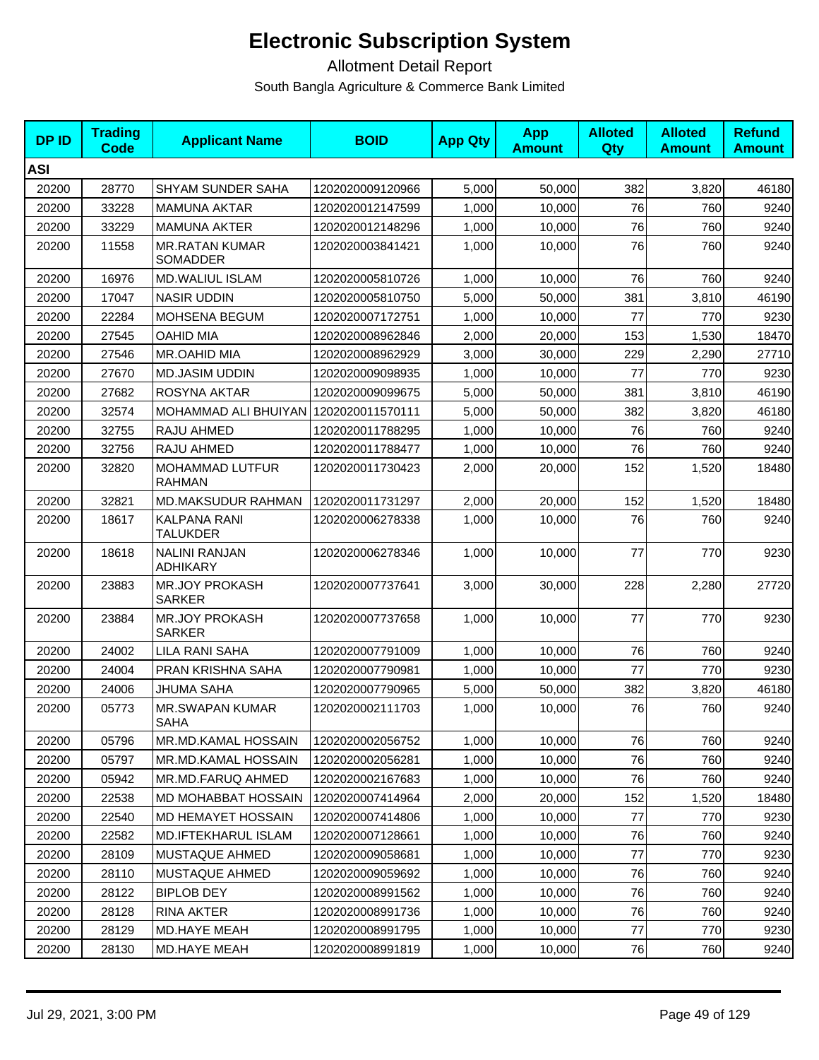# Electronic Subscription System

Allotment Detail Report

South Bangla Agriculture & Commerce Bank Limited

| DP ID | Trading Code | Applicant Name | BOID | App Qty | App Amount | Alloted Qty | Alloted Amount | Refund Amount |
|---|---|---|---|---|---|---|---|---|
| **ASI** | | | | | | | | |
| 20200 | 28770 | SHYAM SUNDER SAHA | 1202020009120966 | 5,000 | 50,000 | 382 | 3,820 | 46180 |
| 20200 | 33228 | MAMUNA AKTAR | 1202020012147599 | 1,000 | 10,000 | 76 | 760 | 9240 |
| 20200 | 33229 | MAMUNA AKTER | 1202020012148296 | 1,000 | 10,000 | 76 | 760 | 9240 |
| 20200 | 11558 | MR.RATAN KUMAR SOMADDER | 1202020003841421 | 1,000 | 10,000 | 76 | 760 | 9240 |
| 20200 | 16976 | MD.WALIUL ISLAM | 1202020005810726 | 1,000 | 10,000 | 76 | 760 | 9240 |
| 20200 | 17047 | NASIR UDDIN | 1202020005810750 | 5,000 | 50,000 | 381 | 3,810 | 46190 |
| 20200 | 22284 | MOHSENA BEGUM | 1202020007172751 | 1,000 | 10,000 | 77 | 770 | 9230 |
| 20200 | 27545 | OAHID MIA | 1202020008962846 | 2,000 | 20,000 | 153 | 1,530 | 18470 |
| 20200 | 27546 | MR.OAHID MIA | 1202020008962929 | 3,000 | 30,000 | 229 | 2,290 | 27710 |
| 20200 | 27670 | MD.JASIM UDDIN | 1202020009098935 | 1,000 | 10,000 | 77 | 770 | 9230 |
| 20200 | 27682 | ROSYNA AKTAR | 1202020009099675 | 5,000 | 50,000 | 381 | 3,810 | 46190 |
| 20200 | 32574 | MOHAMMAD ALI BHUIYAN | 1202020011570111 | 5,000 | 50,000 | 382 | 3,820 | 46180 |
| 20200 | 32755 | RAJU AHMED | 1202020011788295 | 1,000 | 10,000 | 76 | 760 | 9240 |
| 20200 | 32756 | RAJU AHMED | 1202020011788477 | 1,000 | 10,000 | 76 | 760 | 9240 |
| 20200 | 32820 | MOHAMMAD LUTFUR RAHMAN | 1202020011730423 | 2,000 | 20,000 | 152 | 1,520 | 18480 |
| 20200 | 32821 | MD.MAKSUDUR RAHMAN | 1202020011731297 | 2,000 | 20,000 | 152 | 1,520 | 18480 |
| 20200 | 18617 | KALPANA RANI TALUKDER | 1202020006278338 | 1,000 | 10,000 | 76 | 760 | 9240 |
| 20200 | 18618 | NALINI RANJAN ADHIKARY | 1202020006278346 | 1,000 | 10,000 | 77 | 770 | 9230 |
| 20200 | 23883 | MR.JOY PROKASH SARKER | 1202020007737641 | 3,000 | 30,000 | 228 | 2,280 | 27720 |
| 20200 | 23884 | MR.JOY PROKASH SARKER | 1202020007737658 | 1,000 | 10,000 | 77 | 770 | 9230 |
| 20200 | 24002 | LILA RANI SAHA | 1202020007791009 | 1,000 | 10,000 | 76 | 760 | 9240 |
| 20200 | 24004 | PRAN KRISHNA SAHA | 1202020007790981 | 1,000 | 10,000 | 77 | 770 | 9230 |
| 20200 | 24006 | JHUMA SAHA | 1202020007790965 | 5,000 | 50,000 | 382 | 3,820 | 46180 |
| 20200 | 05773 | MR.SWAPAN KUMAR SAHA | 1202020002111703 | 1,000 | 10,000 | 76 | 760 | 9240 |
| 20200 | 05796 | MR.MD.KAMAL HOSSAIN | 1202020002056752 | 1,000 | 10,000 | 76 | 760 | 9240 |
| 20200 | 05797 | MR.MD.KAMAL HOSSAIN | 1202020002056281 | 1,000 | 10,000 | 76 | 760 | 9240 |
| 20200 | 05942 | MR.MD.FARUQ AHMED | 1202020002167683 | 1,000 | 10,000 | 76 | 760 | 9240 |
| 20200 | 22538 | MD MOHABBAT HOSSAIN | 1202020007414964 | 2,000 | 20,000 | 152 | 1,520 | 18480 |
| 20200 | 22540 | MD HEMAYET HOSSAIN | 1202020007414806 | 1,000 | 10,000 | 77 | 770 | 9230 |
| 20200 | 22582 | MD.IFTEKHARUL ISLAM | 1202020007128661 | 1,000 | 10,000 | 76 | 760 | 9240 |
| 20200 | 28109 | MUSTAQUE AHMED | 1202020009058681 | 1,000 | 10,000 | 77 | 770 | 9230 |
| 20200 | 28110 | MUSTAQUE AHMED | 1202020009059692 | 1,000 | 10,000 | 76 | 760 | 9240 |
| 20200 | 28122 | BIPLOB DEY | 1202020008991562 | 1,000 | 10,000 | 76 | 760 | 9240 |
| 20200 | 28128 | RINA AKTER | 1202020008991736 | 1,000 | 10,000 | 76 | 760 | 9240 |
| 20200 | 28129 | MD.HAYE MEAH | 1202020008991795 | 1,000 | 10,000 | 77 | 770 | 9230 |
| 20200 | 28130 | MD.HAYE MEAH | 1202020008991819 | 1,000 | 10,000 | 76 | 760 | 9240 |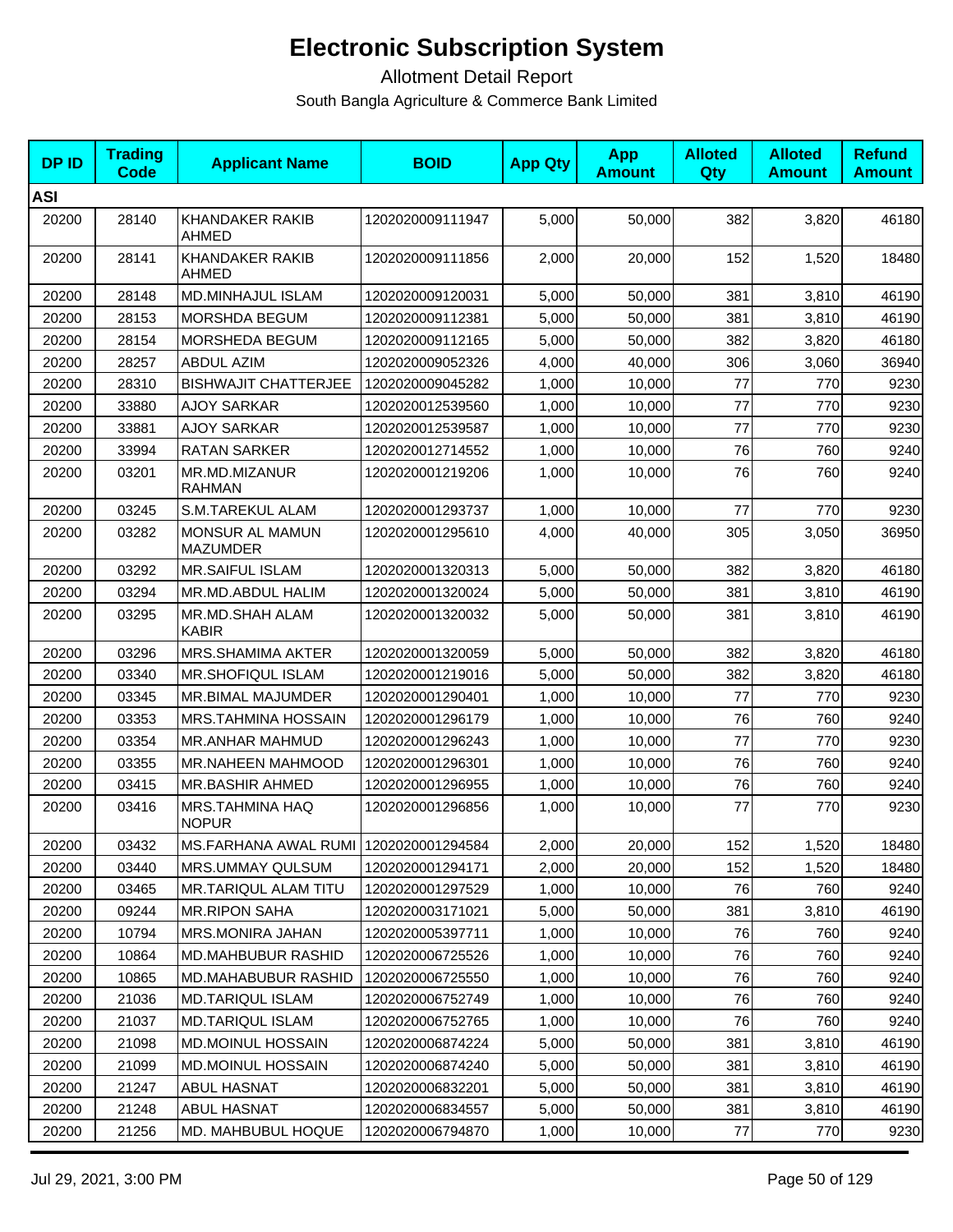# Electronic Subscription System

Allotment Detail Report

South Bangla Agriculture & Commerce Bank Limited

| DP ID | Trading Code | Applicant Name | BOID | App Qty | App Amount | Alloted Qty | Alloted Amount | Refund Amount |
|---|---|---|---|---|---|---|---|---|
| **ASI** | | | | | | | | |
| 20200 | 28140 | KHANDAKER RAKIB AHMED | 1202020009111947 | 5,000 | 50,000 | 382 | 3,820 | 46180 |
| 20200 | 28141 | KHANDAKER RAKIB AHMED | 1202020009111856 | 2,000 | 20,000 | 152 | 1,520 | 18480 |
| 20200 | 28148 | MD.MINHAJUL ISLAM | 1202020009120031 | 5,000 | 50,000 | 381 | 3,810 | 46190 |
| 20200 | 28153 | MORSHDA BEGUM | 1202020009112381 | 5,000 | 50,000 | 381 | 3,810 | 46190 |
| 20200 | 28154 | MORSHEDA BEGUM | 1202020009112165 | 5,000 | 50,000 | 382 | 3,820 | 46180 |
| 20200 | 28257 | ABDUL AZIM | 1202020009052326 | 4,000 | 40,000 | 306 | 3,060 | 36940 |
| 20200 | 28310 | BISHWAJIT CHATTERJEE | 1202020009045282 | 1,000 | 10,000 | 77 | 770 | 9230 |
| 20200 | 33880 | AJOY SARKAR | 1202020012539560 | 1,000 | 10,000 | 77 | 770 | 9230 |
| 20200 | 33881 | AJOY SARKAR | 1202020012539587 | 1,000 | 10,000 | 77 | 770 | 9230 |
| 20200 | 33994 | RATAN SARKER | 1202020012714552 | 1,000 | 10,000 | 76 | 760 | 9240 |
| 20200 | 03201 | MR.MD.MIZANUR RAHMAN | 1202020001219206 | 1,000 | 10,000 | 76 | 760 | 9240 |
| 20200 | 03245 | S.M.TAREKUL ALAM | 1202020001293737 | 1,000 | 10,000 | 77 | 770 | 9230 |
| 20200 | 03282 | MONSUR AL MAMUN MAZUMDER | 1202020001295610 | 4,000 | 40,000 | 305 | 3,050 | 36950 |
| 20200 | 03292 | MR.SAIFUL ISLAM | 1202020001320313 | 5,000 | 50,000 | 382 | 3,820 | 46180 |
| 20200 | 03294 | MR.MD.ABDUL HALIM | 1202020001320024 | 5,000 | 50,000 | 381 | 3,810 | 46190 |
| 20200 | 03295 | MR.MD.SHAH ALAM KABIR | 1202020001320032 | 5,000 | 50,000 | 381 | 3,810 | 46190 |
| 20200 | 03296 | MRS.SHAMIMA AKTER | 1202020001320059 | 5,000 | 50,000 | 382 | 3,820 | 46180 |
| 20200 | 03340 | MR.SHOFIQUL ISLAM | 1202020001219016 | 5,000 | 50,000 | 382 | 3,820 | 46180 |
| 20200 | 03345 | MR.BIMAL MAJUMDER | 1202020001290401 | 1,000 | 10,000 | 77 | 770 | 9230 |
| 20200 | 03353 | MRS.TAHMINA HOSSAIN | 1202020001296179 | 1,000 | 10,000 | 76 | 760 | 9240 |
| 20200 | 03354 | MR.ANHAR MAHMUD | 1202020001296243 | 1,000 | 10,000 | 77 | 770 | 9230 |
| 20200 | 03355 | MR.NAHEEN MAHMOOD | 1202020001296301 | 1,000 | 10,000 | 76 | 760 | 9240 |
| 20200 | 03415 | MR.BASHIR AHMED | 1202020001296955 | 1,000 | 10,000 | 76 | 760 | 9240 |
| 20200 | 03416 | MRS.TAHMINA HAQ NOPUR | 1202020001296856 | 1,000 | 10,000 | 77 | 770 | 9230 |
| 20200 | 03432 | MS.FARHANA AWAL RUMI | 1202020001294584 | 2,000 | 20,000 | 152 | 1,520 | 18480 |
| 20200 | 03440 | MRS.UMMAY QULSUM | 1202020001294171 | 2,000 | 20,000 | 152 | 1,520 | 18480 |
| 20200 | 03465 | MR.TARIQUL ALAM TITU | 1202020001297529 | 1,000 | 10,000 | 76 | 760 | 9240 |
| 20200 | 09244 | MR.RIPON SAHA | 1202020003171021 | 5,000 | 50,000 | 381 | 3,810 | 46190 |
| 20200 | 10794 | MRS.MONIRA JAHAN | 1202020005397711 | 1,000 | 10,000 | 76 | 760 | 9240 |
| 20200 | 10864 | MD.MAHBUBUR RASHID | 1202020006725526 | 1,000 | 10,000 | 76 | 760 | 9240 |
| 20200 | 10865 | MD.MAHABUBUR RASHID | 1202020006725550 | 1,000 | 10,000 | 76 | 760 | 9240 |
| 20200 | 21036 | MD.TARIQUL ISLAM | 1202020006752749 | 1,000 | 10,000 | 76 | 760 | 9240 |
| 20200 | 21037 | MD.TARIQUL ISLAM | 1202020006752765 | 1,000 | 10,000 | 76 | 760 | 9240 |
| 20200 | 21098 | MD.MOINUL HOSSAIN | 1202020006874224 | 5,000 | 50,000 | 381 | 3,810 | 46190 |
| 20200 | 21099 | MD.MOINUL HOSSAIN | 1202020006874240 | 5,000 | 50,000 | 381 | 3,810 | 46190 |
| 20200 | 21247 | ABUL HASNAT | 1202020006832201 | 5,000 | 50,000 | 381 | 3,810 | 46190 |
| 20200 | 21248 | ABUL HASNAT | 1202020006834557 | 5,000 | 50,000 | 381 | 3,810 | 46190 |
| 20200 | 21256 | MD. MAHBUBUL HOQUE | 1202020006794870 | 1,000 | 10,000 | 77 | 770 | 9230 |

Jul 29, 2021, 3:00 PM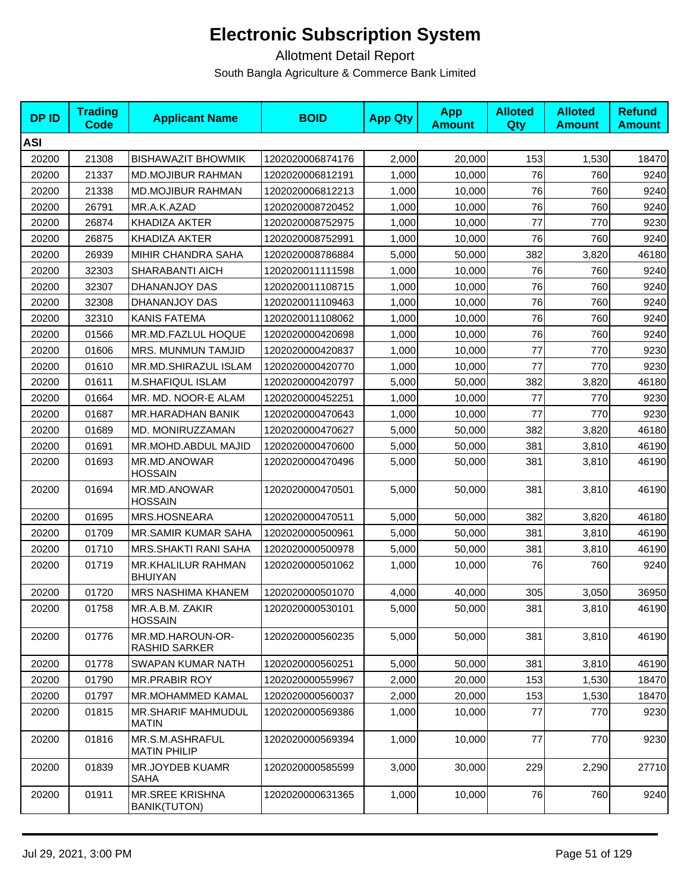# Electronic Subscription System

Allotment Detail Report

South Bangla Agriculture & Commerce Bank Limited

| DP ID | Trading Code | Applicant Name | BOID | App Qty | App Amount | Alloted Qty | Alloted Amount | Refund Amount |
|---|---|---|---|---|---|---|---|---|
| **ASI** | | | | | | | | |
| 20200 | 21308 | BISHAWAZIT BHOWMIK | 1202020006874176 | 2,000 | 20,000 | 153 | 1,530 | 18470 |
| 20200 | 21337 | MD.MOJIBUR RAHMAN | 1202020006812191 | 1,000 | 10,000 | 76 | 760 | 9240 |
| 20200 | 21338 | MD.MOJIBUR RAHMAN | 1202020006812213 | 1,000 | 10,000 | 76 | 760 | 9240 |
| 20200 | 26791 | MR.A.K.AZAD | 1202020008720452 | 1,000 | 10,000 | 76 | 760 | 9240 |
| 20200 | 26874 | KHADIZA AKTER | 1202020008752975 | 1,000 | 10,000 | 77 | 770 | 9230 |
| 20200 | 26875 | KHADIZA AKTER | 1202020008752991 | 1,000 | 10,000 | 76 | 760 | 9240 |
| 20200 | 26939 | MIHIR CHANDRA SAHA | 1202020008786884 | 5,000 | 50,000 | 382 | 3,820 | 46180 |
| 20200 | 32303 | SHARABANTI AICH | 1202020011111598 | 1,000 | 10,000 | 76 | 760 | 9240 |
| 20200 | 32307 | DHANANJOY DAS | 1202020011108715 | 1,000 | 10,000 | 76 | 760 | 9240 |
| 20200 | 32308 | DHANANJOY DAS | 1202020011109463 | 1,000 | 10,000 | 76 | 760 | 9240 |
| 20200 | 32310 | KANIS FATEMA | 1202020011108062 | 1,000 | 10,000 | 76 | 760 | 9240 |
| 20200 | 01566 | MR.MD.FAZLUL HOQUE | 1202020000420698 | 1,000 | 10,000 | 76 | 760 | 9240 |
| 20200 | 01606 | MRS. MUNMUN TAMJID | 1202020000420837 | 1,000 | 10,000 | 77 | 770 | 9230 |
| 20200 | 01610 | MR.MD.SHIRAZUL ISLAM | 1202020000420770 | 1,000 | 10,000 | 77 | 770 | 9230 |
| 20200 | 01611 | M.SHAFIQUL ISLAM | 1202020000420797 | 5,000 | 50,000 | 382 | 3,820 | 46180 |
| 20200 | 01664 | MR. MD. NOOR-E ALAM | 1202020000452251 | 1,000 | 10,000 | 77 | 770 | 9230 |
| 20200 | 01687 | MR.HARADHAN BANIK | 1202020000470643 | 1,000 | 10,000 | 77 | 770 | 9230 |
| 20200 | 01689 | MD. MONIRUZZAMAN | 1202020000470627 | 5,000 | 50,000 | 382 | 3,820 | 46180 |
| 20200 | 01691 | MR.MOHD.ABDUL MAJID | 1202020000470600 | 5,000 | 50,000 | 381 | 3,810 | 46190 |
| 20200 | 01693 | MR.MD.ANOWAR HOSSAIN | 1202020000470496 | 5,000 | 50,000 | 381 | 3,810 | 46190 |
| 20200 | 01694 | MR.MD.ANOWAR HOSSAIN | 1202020000470501 | 5,000 | 50,000 | 381 | 3,810 | 46190 |
| 20200 | 01695 | MRS.HOSNEARA | 1202020000470511 | 5,000 | 50,000 | 382 | 3,820 | 46180 |
| 20200 | 01709 | MR.SAMIR KUMAR SAHA | 1202020000500961 | 5,000 | 50,000 | 381 | 3,810 | 46190 |
| 20200 | 01710 | MRS.SHAKTI RANI SAHA | 1202020000500978 | 5,000 | 50,000 | 381 | 3,810 | 46190 |
| 20200 | 01719 | MR.KHALILUR RAHMAN BHUIYAN | 1202020000501062 | 1,000 | 10,000 | 76 | 760 | 9240 |
| 20200 | 01720 | MRS NASHIMA KHANEM | 1202020000501070 | 4,000 | 40,000 | 305 | 3,050 | 36950 |
| 20200 | 01758 | MR.A.B.M. ZAKIR HOSSAIN | 1202020000530101 | 5,000 | 50,000 | 381 | 3,810 | 46190 |
| 20200 | 01776 | MR.MD.HAROUN-OR-RASHID SARKER | 1202020000560235 | 5,000 | 50,000 | 381 | 3,810 | 46190 |
| 20200 | 01778 | SWAPAN KUMAR NATH | 1202020000560251 | 5,000 | 50,000 | 381 | 3,810 | 46190 |
| 20200 | 01790 | MR.PRABIR ROY | 1202020000559967 | 2,000 | 20,000 | 153 | 1,530 | 18470 |
| 20200 | 01797 | MR.MOHAMMED KAMAL | 1202020000560037 | 2,000 | 20,000 | 153 | 1,530 | 18470 |
| 20200 | 01815 | MR.SHARIF MAHMUDUL MATIN | 1202020000569386 | 1,000 | 10,000 | 77 | 770 | 9230 |
| 20200 | 01816 | MR.S.M.ASHRAFUL MATIN PHILIP | 1202020000569394 | 1,000 | 10,000 | 77 | 770 | 9230 |
| 20200 | 01839 | MR.JOYDEB KUAMR SAHA | 1202020000585599 | 3,000 | 30,000 | 229 | 2,290 | 27710 |
| 20200 | 01911 | MR.SREE KRISHNA BANIK(TUTON) | 1202020000631365 | 1,000 | 10,000 | 76 | 760 | 9240 |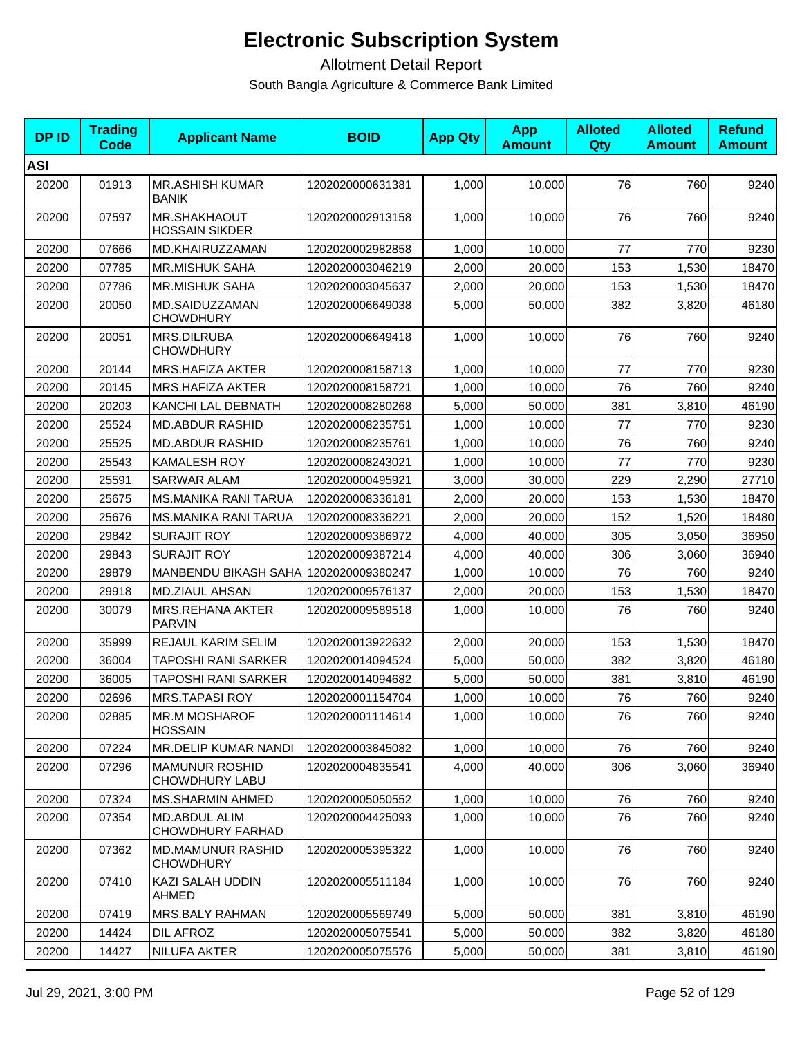# Electronic Subscription System

Allotment Detail Report

South Bangla Agriculture & Commerce Bank Limited

| DP ID | Trading Code | Applicant Name | BOID | App Qty | App Amount | Alloted Qty | Alloted Amount | Refund Amount |
|---|---|---|---|---|---|---|---|---|
| **ASI** | | | | | | | | |
| 20200 | 01913 | MR.ASHISH KUMAR BANIK | 1202020000631381 | 1,000 | 10,000 | 76 | 760 | 9240 |
| 20200 | 07597 | MR.SHAKHAOUT HOSSAIN SIKDER | 1202020002913158 | 1,000 | 10,000 | 76 | 760 | 9240 |
| 20200 | 07666 | MD.KHAIRUZZAMAN | 1202020002982858 | 1,000 | 10,000 | 77 | 770 | 9230 |
| 20200 | 07785 | MR.MISHUK SAHA | 1202020003046219 | 2,000 | 20,000 | 153 | 1,530 | 18470 |
| 20200 | 07786 | MR.MISHUK SAHA | 1202020003045637 | 2,000 | 20,000 | 153 | 1,530 | 18470 |
| 20200 | 20050 | MD.SAIDUZZAMAN CHOWDHURY | 1202020006649038 | 5,000 | 50,000 | 382 | 3,820 | 46180 |
| 20200 | 20051 | MRS.DILRUBA CHOWDHURY | 1202020006649418 | 1,000 | 10,000 | 76 | 760 | 9240 |
| 20200 | 20144 | MRS.HAFIZA AKTER | 1202020008158713 | 1,000 | 10,000 | 77 | 770 | 9230 |
| 20200 | 20145 | MRS.HAFIZA AKTER | 1202020008158721 | 1,000 | 10,000 | 76 | 760 | 9240 |
| 20200 | 20203 | KANCHI LAL DEBNATH | 1202020008280268 | 5,000 | 50,000 | 381 | 3,810 | 46190 |
| 20200 | 25524 | MD.ABDUR RASHID | 1202020008235751 | 1,000 | 10,000 | 77 | 770 | 9230 |
| 20200 | 25525 | MD.ABDUR RASHID | 1202020008235761 | 1,000 | 10,000 | 76 | 760 | 9240 |
| 20200 | 25543 | KAMALESH ROY | 1202020008243021 | 1,000 | 10,000 | 77 | 770 | 9230 |
| 20200 | 25591 | SARWAR ALAM | 1202020000495921 | 3,000 | 30,000 | 229 | 2,290 | 27710 |
| 20200 | 25675 | MS.MANIKA RANI TARUA | 1202020008336181 | 2,000 | 20,000 | 153 | 1,530 | 18470 |
| 20200 | 25676 | MS.MANIKA RANI TARUA | 1202020008336221 | 2,000 | 20,000 | 152 | 1,520 | 18480 |
| 20200 | 29842 | SURAJIT ROY | 1202020009386972 | 4,000 | 40,000 | 305 | 3,050 | 36950 |
| 20200 | 29843 | SURAJIT ROY | 1202020009387214 | 4,000 | 40,000 | 306 | 3,060 | 36940 |
| 20200 | 29879 | MANBENDU BIKASH SAHA | 1202020009380247 | 1,000 | 10,000 | 76 | 760 | 9240 |
| 20200 | 29918 | MD.ZIAUL AHSAN | 1202020009576137 | 2,000 | 20,000 | 153 | 1,530 | 18470 |
| 20200 | 30079 | MRS.REHANA AKTER PARVIN | 1202020009589518 | 1,000 | 10,000 | 76 | 760 | 9240 |
| 20200 | 35999 | REJAUL KARIM SELIM | 1202020013922632 | 2,000 | 20,000 | 153 | 1,530 | 18470 |
| 20200 | 36004 | TAPOSHI RANI SARKER | 1202020014094524 | 5,000 | 50,000 | 382 | 3,820 | 46180 |
| 20200 | 36005 | TAPOSHI RANI SARKER | 1202020014094682 | 5,000 | 50,000 | 381 | 3,810 | 46190 |
| 20200 | 02696 | MRS.TAPASI ROY | 1202020001154704 | 1,000 | 10,000 | 76 | 760 | 9240 |
| 20200 | 02885 | MR.M MOSHAROF HOSSAIN | 1202020001114614 | 1,000 | 10,000 | 76 | 760 | 9240 |
| 20200 | 07224 | MR.DELIP KUMAR NANDI | 1202020003845082 | 1,000 | 10,000 | 76 | 760 | 9240 |
| 20200 | 07296 | MAMUNUR ROSHID CHOWDHURY LABU | 1202020004835541 | 4,000 | 40,000 | 306 | 3,060 | 36940 |
| 20200 | 07324 | MS.SHARMIN AHMED | 1202020005050552 | 1,000 | 10,000 | 76 | 760 | 9240 |
| 20200 | 07354 | MD.ABDUL ALIM CHOWDHURY FARHAD | 1202020004425093 | 1,000 | 10,000 | 76 | 760 | 9240 |
| 20200 | 07362 | MD.MAMUNUR RASHID CHOWDHURY | 1202020005395322 | 1,000 | 10,000 | 76 | 760 | 9240 |
| 20200 | 07410 | KAZI SALAH UDDIN AHMED | 1202020005511184 | 1,000 | 10,000 | 76 | 760 | 9240 |
| 20200 | 07419 | MRS.BALY RAHMAN | 1202020005569749 | 5,000 | 50,000 | 381 | 3,810 | 46190 |
| 20200 | 14424 | DIL AFROZ | 1202020005075541 | 5,000 | 50,000 | 382 | 3,820 | 46180 |
| 20200 | 14427 | NILUFA AKTER | 1202020005075576 | 5,000 | 50,000 | 381 | 3,810 | 46190 |

Jul 29, 2021, 3:00 PM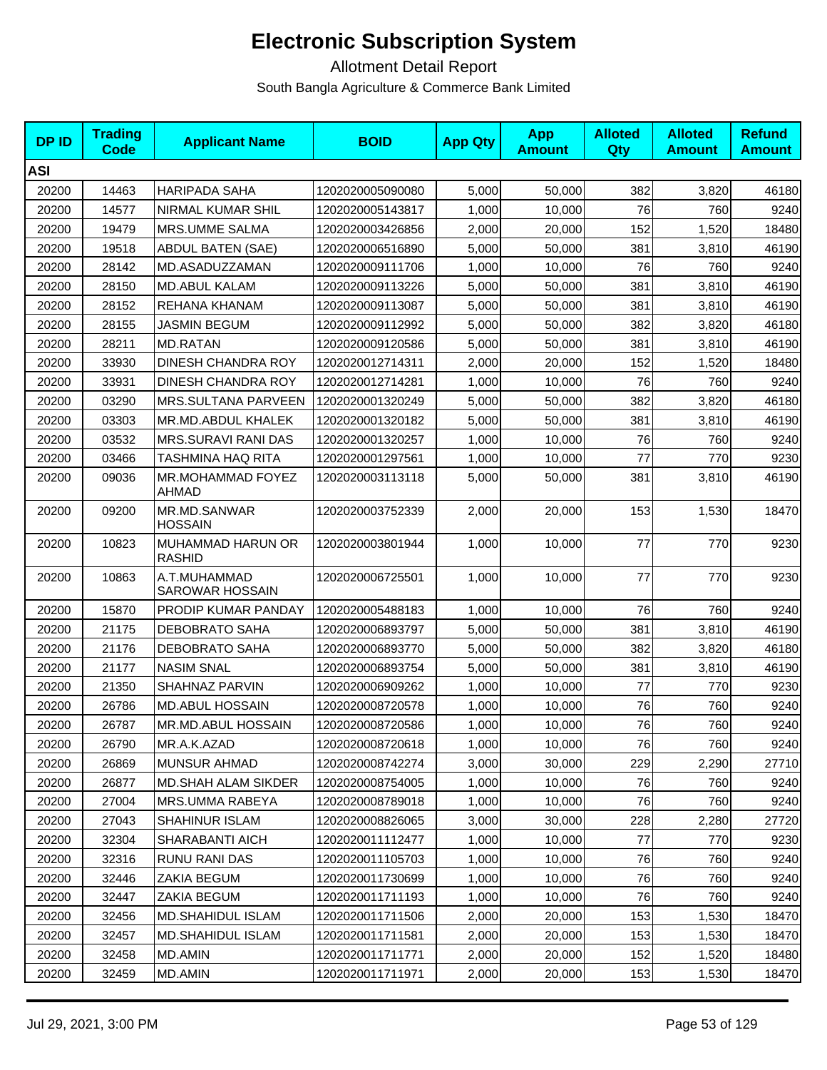# Electronic Subscription System

Allotment Detail Report

South Bangla Agriculture & Commerce Bank Limited

| DP ID | Trading Code | Applicant Name | BOID | App Qty | App Amount | Alloted Qty | Alloted Amount | Refund Amount |
|---|---|---|---|---|---|---|---|---|
| **ASI** | | | | | | | | |
| 20200 | 14463 | HARIPADA SAHA | 1202020005090080 | 5,000 | 50,000 | 382 | 3,820 | 46180 |
| 20200 | 14577 | NIRMAL KUMAR SHIL | 1202020005143817 | 1,000 | 10,000 | 76 | 760 | 9240 |
| 20200 | 19479 | MRS.UMME SALMA | 1202020003426856 | 2,000 | 20,000 | 152 | 1,520 | 18480 |
| 20200 | 19518 | ABDUL BATEN (SAE) | 1202020006516890 | 5,000 | 50,000 | 381 | 3,810 | 46190 |
| 20200 | 28142 | MD.ASADUZZAMAN | 1202020009111706 | 1,000 | 10,000 | 76 | 760 | 9240 |
| 20200 | 28150 | MD.ABUL KALAM | 1202020009113226 | 5,000 | 50,000 | 381 | 3,810 | 46190 |
| 20200 | 28152 | REHANA KHANAM | 1202020009113087 | 5,000 | 50,000 | 381 | 3,810 | 46190 |
| 20200 | 28155 | JASMIN BEGUM | 1202020009112992 | 5,000 | 50,000 | 382 | 3,820 | 46180 |
| 20200 | 28211 | MD.RATAN | 1202020009120586 | 5,000 | 50,000 | 381 | 3,810 | 46190 |
| 20200 | 33930 | DINESH CHANDRA ROY | 1202020012714311 | 2,000 | 20,000 | 152 | 1,520 | 18480 |
| 20200 | 33931 | DINESH CHANDRA ROY | 1202020012714281 | 1,000 | 10,000 | 76 | 760 | 9240 |
| 20200 | 03290 | MRS.SULTANA PARVEEN | 1202020001320249 | 5,000 | 50,000 | 382 | 3,820 | 46180 |
| 20200 | 03303 | MR.MD.ABDUL KHALEK | 1202020001320182 | 5,000 | 50,000 | 381 | 3,810 | 46190 |
| 20200 | 03532 | MRS.SURAVI RANI DAS | 1202020001320257 | 1,000 | 10,000 | 76 | 760 | 9240 |
| 20200 | 03466 | TASHMINA HAQ RITA | 1202020001297561 | 1,000 | 10,000 | 77 | 770 | 9230 |
| 20200 | 09036 | MR.MOHAMMAD FOYEZ AHMAD | 1202020003113118 | 5,000 | 50,000 | 381 | 3,810 | 46190 |
| 20200 | 09200 | MR.MD.SANWAR HOSSAIN | 1202020003752339 | 2,000 | 20,000 | 153 | 1,530 | 18470 |
| 20200 | 10823 | MUHAMMAD HARUN OR RASHID | 1202020003801944 | 1,000 | 10,000 | 77 | 770 | 9230 |
| 20200 | 10863 | A.T.MUHAMMAD SAROWAR HOSSAIN | 1202020006725501 | 1,000 | 10,000 | 77 | 770 | 9230 |
| 20200 | 15870 | PRODIP KUMAR PANDAY | 1202020005488183 | 1,000 | 10,000 | 76 | 760 | 9240 |
| 20200 | 21175 | DEBOBRATO SAHA | 1202020006893797 | 5,000 | 50,000 | 381 | 3,810 | 46190 |
| 20200 | 21176 | DEBOBRATO SAHA | 1202020006893770 | 5,000 | 50,000 | 382 | 3,820 | 46180 |
| 20200 | 21177 | NASIM SNAL | 1202020006893754 | 5,000 | 50,000 | 381 | 3,810 | 46190 |
| 20200 | 21350 | SHAHNAZ PARVIN | 1202020006909262 | 1,000 | 10,000 | 77 | 770 | 9230 |
| 20200 | 26786 | MD.ABUL HOSSAIN | 1202020008720578 | 1,000 | 10,000 | 76 | 760 | 9240 |
| 20200 | 26787 | MR.MD.ABUL HOSSAIN | 1202020008720586 | 1,000 | 10,000 | 76 | 760 | 9240 |
| 20200 | 26790 | MR.A.K.AZAD | 1202020008720618 | 1,000 | 10,000 | 76 | 760 | 9240 |
| 20200 | 26869 | MUNSUR AHMAD | 1202020008742274 | 3,000 | 30,000 | 229 | 2,290 | 27710 |
| 20200 | 26877 | MD.SHAH ALAM SIKDER | 1202020008754005 | 1,000 | 10,000 | 76 | 760 | 9240 |
| 20200 | 27004 | MRS.UMMA RABEYA | 1202020008789018 | 1,000 | 10,000 | 76 | 760 | 9240 |
| 20200 | 27043 | SHAHINUR ISLAM | 1202020008826065 | 3,000 | 30,000 | 228 | 2,280 | 27720 |
| 20200 | 32304 | SHARABANTI AICH | 1202020011112477 | 1,000 | 10,000 | 77 | 770 | 9230 |
| 20200 | 32316 | RUNU RANI DAS | 1202020011105703 | 1,000 | 10,000 | 76 | 760 | 9240 |
| 20200 | 32446 | ZAKIA BEGUM | 1202020011730699 | 1,000 | 10,000 | 76 | 760 | 9240 |
| 20200 | 32447 | ZAKIA BEGUM | 1202020011711193 | 1,000 | 10,000 | 76 | 760 | 9240 |
| 20200 | 32456 | MD.SHAHIDUL ISLAM | 1202020011711506 | 2,000 | 20,000 | 153 | 1,530 | 18470 |
| 20200 | 32457 | MD.SHAHIDUL ISLAM | 1202020011711581 | 2,000 | 20,000 | 153 | 1,530 | 18470 |
| 20200 | 32458 | MD.AMIN | 1202020011711771 | 2,000 | 20,000 | 152 | 1,520 | 18480 |
| 20200 | 32459 | MD.AMIN | 1202020011711971 | 2,000 | 20,000 | 153 | 1,530 | 18470 |

Jul 29, 2021, 3:00 PM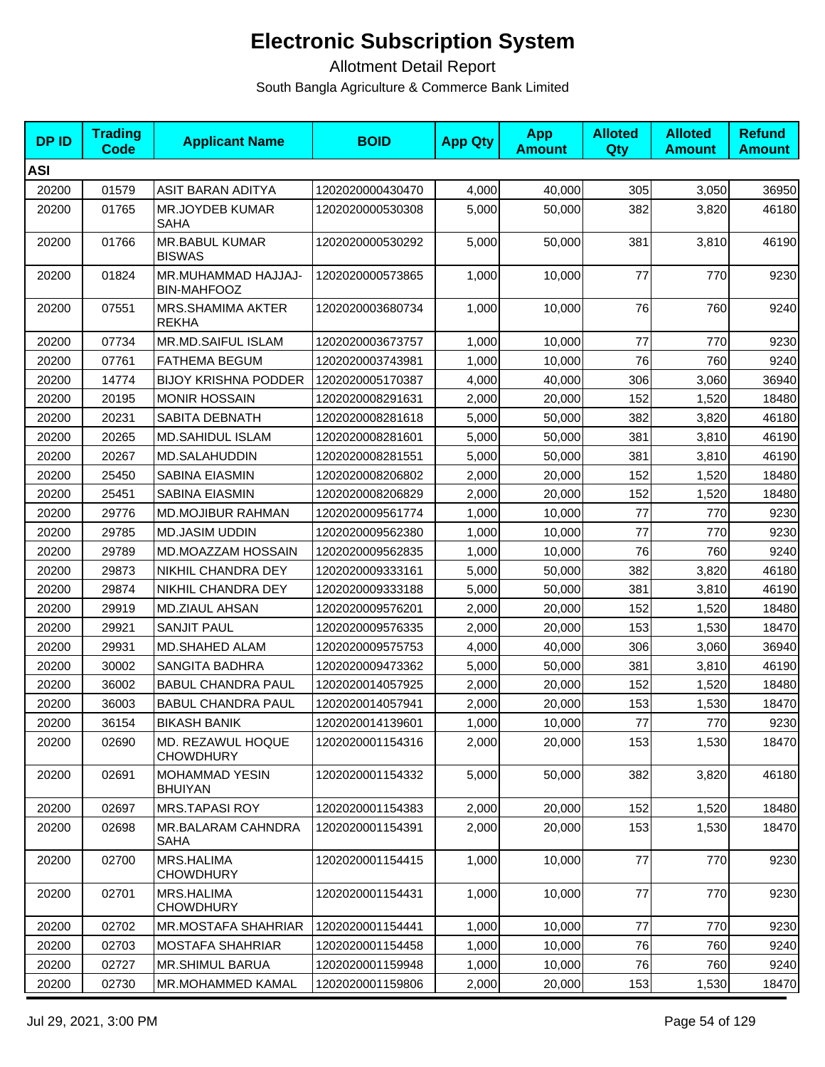# Electronic Subscription System

Allotment Detail Report

South Bangla Agriculture & Commerce Bank Limited

| DP ID | Trading Code | Applicant Name | BOID | App Qty | App Amount | Alloted Qty | Alloted Amount | Refund Amount |
|---|---|---|---|---|---|---|---|---|
| **ASI** | | | | | | | | |
| 20200 | 01579 | ASIT BARAN ADITYA | 1202020000430470 | 4,000 | 40,000 | 305 | 3,050 | 36950 |
| 20200 | 01765 | MR.JOYDEB KUMAR SAHA | 1202020000530308 | 5,000 | 50,000 | 382 | 3,820 | 46180 |
| 20200 | 01766 | MR.BABUL KUMAR BISWAS | 1202020000530292 | 5,000 | 50,000 | 381 | 3,810 | 46190 |
| 20200 | 01824 | MR.MUHAMMAD HAJJAJ-BIN-MAHFOOZ | 1202020000573865 | 1,000 | 10,000 | 77 | 770 | 9230 |
| 20200 | 07551 | MRS.SHAMIMA AKTER REKHA | 1202020003680734 | 1,000 | 10,000 | 76 | 760 | 9240 |
| 20200 | 07734 | MR.MD.SAIFUL ISLAM | 1202020003673757 | 1,000 | 10,000 | 77 | 770 | 9230 |
| 20200 | 07761 | FATHEMA BEGUM | 1202020003743981 | 1,000 | 10,000 | 76 | 760 | 9240 |
| 20200 | 14774 | BIJOY KRISHNA PODDER | 1202020005170387 | 4,000 | 40,000 | 306 | 3,060 | 36940 |
| 20200 | 20195 | MONIR HOSSAIN | 1202020008291631 | 2,000 | 20,000 | 152 | 1,520 | 18480 |
| 20200 | 20231 | SABITA DEBNATH | 1202020008281618 | 5,000 | 50,000 | 382 | 3,820 | 46180 |
| 20200 | 20265 | MD.SAHIDUL ISLAM | 1202020008281601 | 5,000 | 50,000 | 381 | 3,810 | 46190 |
| 20200 | 20267 | MD.SALAHUDDIN | 1202020008281551 | 5,000 | 50,000 | 381 | 3,810 | 46190 |
| 20200 | 25450 | SABINA EIASMIN | 1202020008206802 | 2,000 | 20,000 | 152 | 1,520 | 18480 |
| 20200 | 25451 | SABINA EIASMIN | 1202020008206829 | 2,000 | 20,000 | 152 | 1,520 | 18480 |
| 20200 | 29776 | MD.MOJIBUR RAHMAN | 1202020009561774 | 1,000 | 10,000 | 77 | 770 | 9230 |
| 20200 | 29785 | MD.JASIM UDDIN | 1202020009562380 | 1,000 | 10,000 | 77 | 770 | 9230 |
| 20200 | 29789 | MD.MOAZZAM HOSSAIN | 1202020009562835 | 1,000 | 10,000 | 76 | 760 | 9240 |
| 20200 | 29873 | NIKHIL CHANDRA DEY | 1202020009333161 | 5,000 | 50,000 | 382 | 3,820 | 46180 |
| 20200 | 29874 | NIKHIL CHANDRA DEY | 1202020009333188 | 5,000 | 50,000 | 381 | 3,810 | 46190 |
| 20200 | 29919 | MD.ZIAUL AHSAN | 1202020009576201 | 2,000 | 20,000 | 152 | 1,520 | 18480 |
| 20200 | 29921 | SANJIT PAUL | 1202020009576335 | 2,000 | 20,000 | 153 | 1,530 | 18470 |
| 20200 | 29931 | MD.SHAHED ALAM | 1202020009575753 | 4,000 | 40,000 | 306 | 3,060 | 36940 |
| 20200 | 30002 | SANGITA BADHRA | 1202020009473362 | 5,000 | 50,000 | 381 | 3,810 | 46190 |
| 20200 | 36002 | BABUL CHANDRA PAUL | 1202020014057925 | 2,000 | 20,000 | 152 | 1,520 | 18480 |
| 20200 | 36003 | BABUL CHANDRA PAUL | 1202020014057941 | 2,000 | 20,000 | 153 | 1,530 | 18470 |
| 20200 | 36154 | BIKASH BANIK | 1202020014139601 | 1,000 | 10,000 | 77 | 770 | 9230 |
| 20200 | 02690 | MD. REZAWUL HOQUE CHOWDHURY | 1202020001154316 | 2,000 | 20,000 | 153 | 1,530 | 18470 |
| 20200 | 02691 | MOHAMMAD YESIN BHUIYAN | 1202020001154332 | 5,000 | 50,000 | 382 | 3,820 | 46180 |
| 20200 | 02697 | MRS.TAPASI ROY | 1202020001154383 | 2,000 | 20,000 | 152 | 1,520 | 18480 |
| 20200 | 02698 | MR.BALARAM CAHNDRA SAHA | 1202020001154391 | 2,000 | 20,000 | 153 | 1,530 | 18470 |
| 20200 | 02700 | MRS.HALIMA CHOWDHURY | 1202020001154415 | 1,000 | 10,000 | 77 | 770 | 9230 |
| 20200 | 02701 | MRS.HALIMA CHOWDHURY | 1202020001154431 | 1,000 | 10,000 | 77 | 770 | 9230 |
| 20200 | 02702 | MR.MOSTAFA SHAHRIAR | 1202020001154441 | 1,000 | 10,000 | 77 | 770 | 9230 |
| 20200 | 02703 | MOSTAFA SHAHRIAR | 1202020001154458 | 1,000 | 10,000 | 76 | 760 | 9240 |
| 20200 | 02727 | MR.SHIMUL BARUA | 1202020001159948 | 1,000 | 10,000 | 76 | 760 | 9240 |
| 20200 | 02730 | MR.MOHAMMED KAMAL | 1202020001159806 | 2,000 | 20,000 | 153 | 1,530 | 18470 |

Jul 29, 2021, 3:00 PM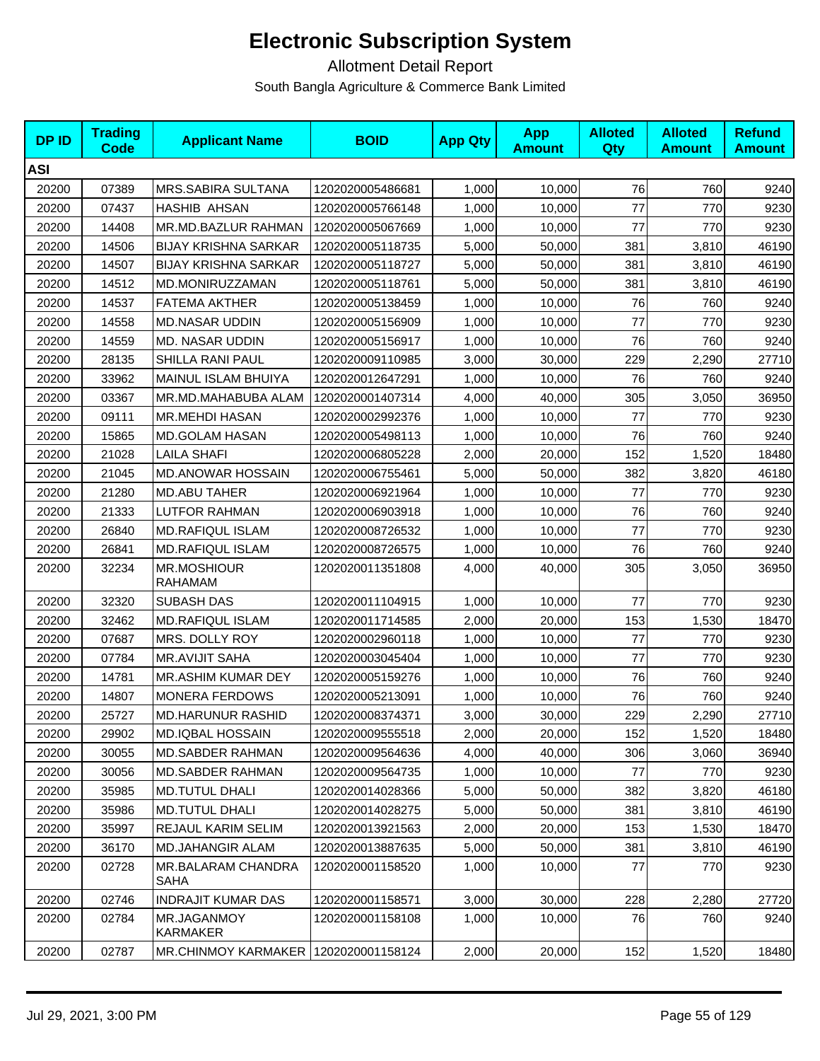# Electronic Subscription System

Allotment Detail Report

South Bangla Agriculture & Commerce Bank Limited

| DP ID | Trading Code | Applicant Name | BOID | App Qty | App Amount | Alloted Qty | Alloted Amount | Refund Amount |
|---|---|---|---|---|---|---|---|---|
| **ASI** | | | | | | | | |
| 20200 | 07389 | MRS.SABIRA SULTANA | 1202020005486681 | 1,000 | 10,000 | 76 | 760 | 9240 |
| 20200 | 07437 | HASHIB AHSAN | 1202020005766148 | 1,000 | 10,000 | 77 | 770 | 9230 |
| 20200 | 14408 | MR.MD.BAZLUR RAHMAN | 1202020005067669 | 1,000 | 10,000 | 77 | 770 | 9230 |
| 20200 | 14506 | BIJAY KRISHNA SARKAR | 1202020005118735 | 5,000 | 50,000 | 381 | 3,810 | 46190 |
| 20200 | 14507 | BIJAY KRISHNA SARKAR | 1202020005118727 | 5,000 | 50,000 | 381 | 3,810 | 46190 |
| 20200 | 14512 | MD.MONIRUZZAMAN | 1202020005118761 | 5,000 | 50,000 | 381 | 3,810 | 46190 |
| 20200 | 14537 | FATEMA AKTHER | 1202020005138459 | 1,000 | 10,000 | 76 | 760 | 9240 |
| 20200 | 14558 | MD.NASAR UDDIN | 1202020005156909 | 1,000 | 10,000 | 77 | 770 | 9230 |
| 20200 | 14559 | MD. NASAR UDDIN | 1202020005156917 | 1,000 | 10,000 | 76 | 760 | 9240 |
| 20200 | 28135 | SHILLA RANI PAUL | 1202020009110985 | 3,000 | 30,000 | 229 | 2,290 | 27710 |
| 20200 | 33962 | MAINUL ISLAM BHUIYA | 1202020012647291 | 1,000 | 10,000 | 76 | 760 | 9240 |
| 20200 | 03367 | MR.MD.MAHABUBA ALAM | 1202020001407314 | 4,000 | 40,000 | 305 | 3,050 | 36950 |
| 20200 | 09111 | MR.MEHDI HASAN | 1202020002992376 | 1,000 | 10,000 | 77 | 770 | 9230 |
| 20200 | 15865 | MD.GOLAM HASAN | 1202020005498113 | 1,000 | 10,000 | 76 | 760 | 9240 |
| 20200 | 21028 | LAILA SHAFI | 1202020006805228 | 2,000 | 20,000 | 152 | 1,520 | 18480 |
| 20200 | 21045 | MD.ANOWAR HOSSAIN | 1202020006755461 | 5,000 | 50,000 | 382 | 3,820 | 46180 |
| 20200 | 21280 | MD.ABU TAHER | 1202020006921964 | 1,000 | 10,000 | 77 | 770 | 9230 |
| 20200 | 21333 | LUTFOR RAHMAN | 1202020006903918 | 1,000 | 10,000 | 76 | 760 | 9240 |
| 20200 | 26840 | MD.RAFIQUL ISLAM | 1202020008726532 | 1,000 | 10,000 | 77 | 770 | 9230 |
| 20200 | 26841 | MD.RAFIQUL ISLAM | 1202020008726575 | 1,000 | 10,000 | 76 | 760 | 9240 |
| 20200 | 32234 | MR.MOSHIOUR RAHAMAM | 1202020011351808 | 4,000 | 40,000 | 305 | 3,050 | 36950 |
| 20200 | 32320 | SUBASH DAS | 1202020011104915 | 1,000 | 10,000 | 77 | 770 | 9230 |
| 20200 | 32462 | MD.RAFIQUL ISLAM | 1202020011714585 | 2,000 | 20,000 | 153 | 1,530 | 18470 |
| 20200 | 07687 | MRS. DOLLY ROY | 1202020002960118 | 1,000 | 10,000 | 77 | 770 | 9230 |
| 20200 | 07784 | MR.AVIJIT SAHA | 1202020003045404 | 1,000 | 10,000 | 77 | 770 | 9230 |
| 20200 | 14781 | MR.ASHIM KUMAR DEY | 1202020005159276 | 1,000 | 10,000 | 76 | 760 | 9240 |
| 20200 | 14807 | MONERA FERDOWS | 1202020005213091 | 1,000 | 10,000 | 76 | 760 | 9240 |
| 20200 | 25727 | MD.HARUNUR RASHID | 1202020008374371 | 3,000 | 30,000 | 229 | 2,290 | 27710 |
| 20200 | 29902 | MD.IQBAL HOSSAIN | 1202020009555518 | 2,000 | 20,000 | 152 | 1,520 | 18480 |
| 20200 | 30055 | MD.SABDER RAHMAN | 1202020009564636 | 4,000 | 40,000 | 306 | 3,060 | 36940 |
| 20200 | 30056 | MD.SABDER RAHMAN | 1202020009564735 | 1,000 | 10,000 | 77 | 770 | 9230 |
| 20200 | 35985 | MD.TUTUL DHALI | 1202020014028366 | 5,000 | 50,000 | 382 | 3,820 | 46180 |
| 20200 | 35986 | MD.TUTUL DHALI | 1202020014028275 | 5,000 | 50,000 | 381 | 3,810 | 46190 |
| 20200 | 35997 | REJAUL KARIM SELIM | 1202020013921563 | 2,000 | 20,000 | 153 | 1,530 | 18470 |
| 20200 | 36170 | MD.JAHANGIR ALAM | 1202020013887635 | 5,000 | 50,000 | 381 | 3,810 | 46190 |
| 20200 | 02728 | MR.BALARAM CHANDRA SAHA | 1202020001158520 | 1,000 | 10,000 | 77 | 770 | 9230 |
| 20200 | 02746 | INDRAJIT KUMAR DAS | 1202020001158571 | 3,000 | 30,000 | 228 | 2,280 | 27720 |
| 20200 | 02784 | MR.JAGANMOY KARMAKER | 1202020001158108 | 1,000 | 10,000 | 76 | 760 | 9240 |
| 20200 | 02787 | MR.CHINMOY KARMAKER | 1202020001158124 | 2,000 | 20,000 | 152 | 1,520 | 18480 |

Jul 29, 2021, 3:00 PM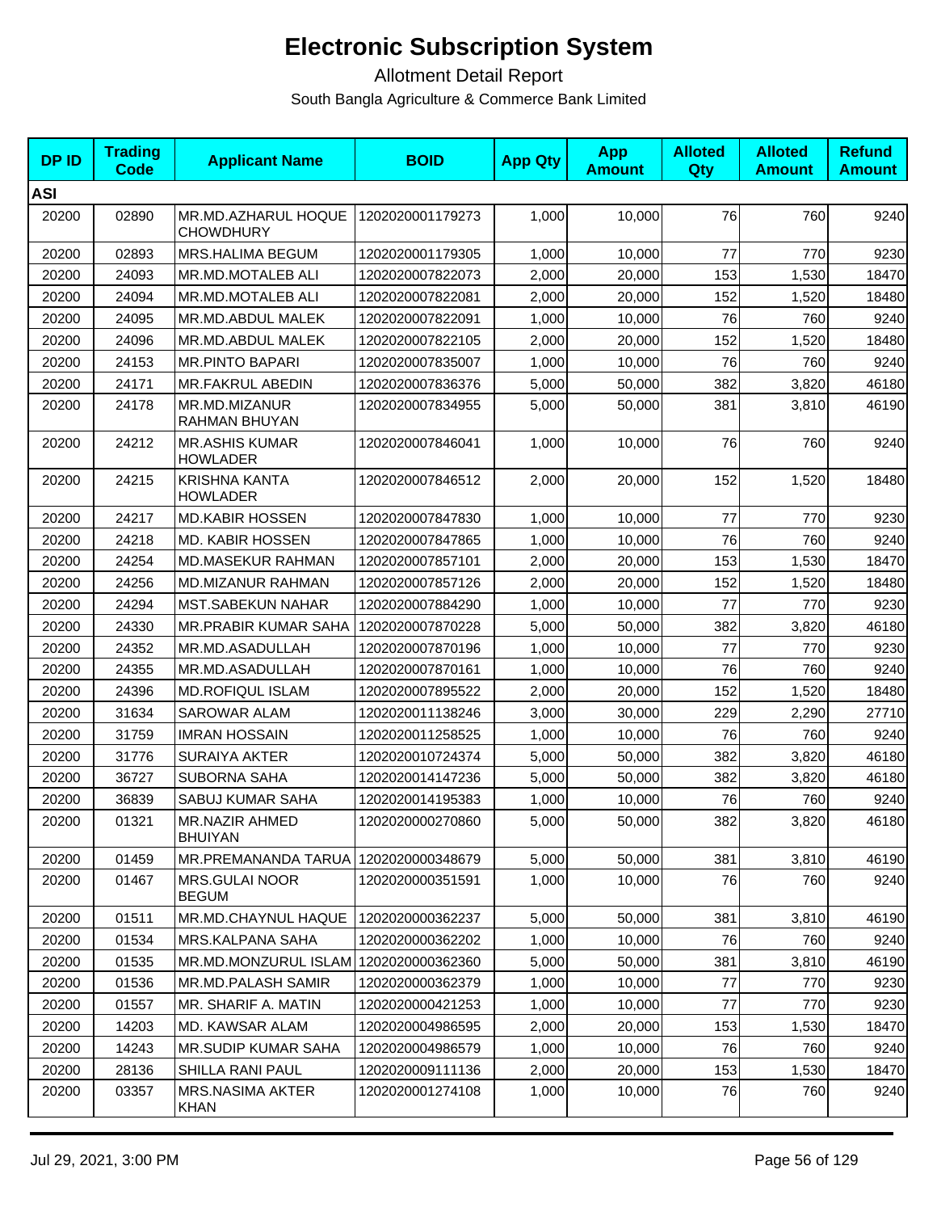# Electronic Subscription System

## Allotment Detail Report

South Bangla Agriculture & Commerce Bank Limited

| DP ID | Trading Code | Applicant Name | BOID | App Qty | App Amount | Alloted Qty | Alloted Amount | Refund Amount |
|---|---|---|---|---|---|---|---|---|
| **ASI** | | | | | | | | |
| 20200 | 02890 | MR.MD.AZHARUL HOQUE CHOWDHURY | 1202020001179273 | 1,000 | 10,000 | 76 | 760 | 9240 |
| 20200 | 02893 | MRS.HALIMA BEGUM | 1202020001179305 | 1,000 | 10,000 | 77 | 770 | 9230 |
| 20200 | 24093 | MR.MD.MOTALEB ALI | 1202020007822073 | 2,000 | 20,000 | 153 | 1,530 | 18470 |
| 20200 | 24094 | MR.MD.MOTALEB ALI | 1202020007822081 | 2,000 | 20,000 | 152 | 1,520 | 18480 |
| 20200 | 24095 | MR.MD.ABDUL MALEK | 1202020007822091 | 1,000 | 10,000 | 76 | 760 | 9240 |
| 20200 | 24096 | MR.MD.ABDUL MALEK | 1202020007822105 | 2,000 | 20,000 | 152 | 1,520 | 18480 |
| 20200 | 24153 | MR.PINTO BAPARI | 1202020007835007 | 1,000 | 10,000 | 76 | 760 | 9240 |
| 20200 | 24171 | MR.FAKRUL ABEDIN | 1202020007836376 | 5,000 | 50,000 | 382 | 3,820 | 46180 |
| 20200 | 24178 | MR.MD.MIZANUR RAHMAN BHUYAN | 1202020007834955 | 5,000 | 50,000 | 381 | 3,810 | 46190 |
| 20200 | 24212 | MR.ASHIS KUMAR HOWLADER | 1202020007846041 | 1,000 | 10,000 | 76 | 760 | 9240 |
| 20200 | 24215 | KRISHNA KANTA HOWLADER | 1202020007846512 | 2,000 | 20,000 | 152 | 1,520 | 18480 |
| 20200 | 24217 | MD.KABIR HOSSEN | 1202020007847830 | 1,000 | 10,000 | 77 | 770 | 9230 |
| 20200 | 24218 | MD. KABIR HOSSEN | 1202020007847865 | 1,000 | 10,000 | 76 | 760 | 9240 |
| 20200 | 24254 | MD.MASEKUR RAHMAN | 1202020007857101 | 2,000 | 20,000 | 153 | 1,530 | 18470 |
| 20200 | 24256 | MD.MIZANUR RAHMAN | 1202020007857126 | 2,000 | 20,000 | 152 | 1,520 | 18480 |
| 20200 | 24294 | MST.SABEKUN NAHAR | 1202020007884290 | 1,000 | 10,000 | 77 | 770 | 9230 |
| 20200 | 24330 | MR.PRABIR KUMAR SAHA | 1202020007870228 | 5,000 | 50,000 | 382 | 3,820 | 46180 |
| 20200 | 24352 | MR.MD.ASADULLAH | 1202020007870196 | 1,000 | 10,000 | 77 | 770 | 9230 |
| 20200 | 24355 | MR.MD.ASADULLAH | 1202020007870161 | 1,000 | 10,000 | 76 | 760 | 9240 |
| 20200 | 24396 | MD.ROFIQUL ISLAM | 1202020007895522 | 2,000 | 20,000 | 152 | 1,520 | 18480 |
| 20200 | 31634 | SAROWAR ALAM | 1202020011138246 | 3,000 | 30,000 | 229 | 2,290 | 27710 |
| 20200 | 31759 | IMRAN HOSSAIN | 1202020011258525 | 1,000 | 10,000 | 76 | 760 | 9240 |
| 20200 | 31776 | SURAIYA AKTER | 1202020010724374 | 5,000 | 50,000 | 382 | 3,820 | 46180 |
| 20200 | 36727 | SUBORNA SAHA | 1202020014147236 | 5,000 | 50,000 | 382 | 3,820 | 46180 |
| 20200 | 36839 | SABUJ KUMAR SAHA | 1202020014195383 | 1,000 | 10,000 | 76 | 760 | 9240 |
| 20200 | 01321 | MR.NAZIR AHMED BHUIYAN | 1202020000270860 | 5,000 | 50,000 | 382 | 3,820 | 46180 |
| 20200 | 01459 | MR.PREMANANDA TARUA | 1202020000348679 | 5,000 | 50,000 | 381 | 3,810 | 46190 |
| 20200 | 01467 | MRS.GULAI NOOR BEGUM | 1202020000351591 | 1,000 | 10,000 | 76 | 760 | 9240 |
| 20200 | 01511 | MR.MD.CHAYNUL HAQUE | 1202020000362237 | 5,000 | 50,000 | 381 | 3,810 | 46190 |
| 20200 | 01534 | MRS.KALPANA SAHA | 1202020000362202 | 1,000 | 10,000 | 76 | 760 | 9240 |
| 20200 | 01535 | MR.MD.MONZURUL ISLAM | 1202020000362360 | 5,000 | 50,000 | 381 | 3,810 | 46190 |
| 20200 | 01536 | MR.MD.PALASH SAMIR | 1202020000362379 | 1,000 | 10,000 | 77 | 770 | 9230 |
| 20200 | 01557 | MR. SHARIF A. MATIN | 1202020000421253 | 1,000 | 10,000 | 77 | 770 | 9230 |
| 20200 | 14203 | MD. KAWSAR ALAM | 1202020004986595 | 2,000 | 20,000 | 153 | 1,530 | 18470 |
| 20200 | 14243 | MR.SUDIP KUMAR SAHA | 1202020004986579 | 1,000 | 10,000 | 76 | 760 | 9240 |
| 20200 | 28136 | SHILLA RANI PAUL | 1202020009111136 | 2,000 | 20,000 | 153 | 1,530 | 18470 |
| 20200 | 03357 | MRS.NASIMA AKTER KHAN | 1202020001274108 | 1,000 | 10,000 | 76 | 760 | 9240 |

Jul 29, 2021, 3:00 PM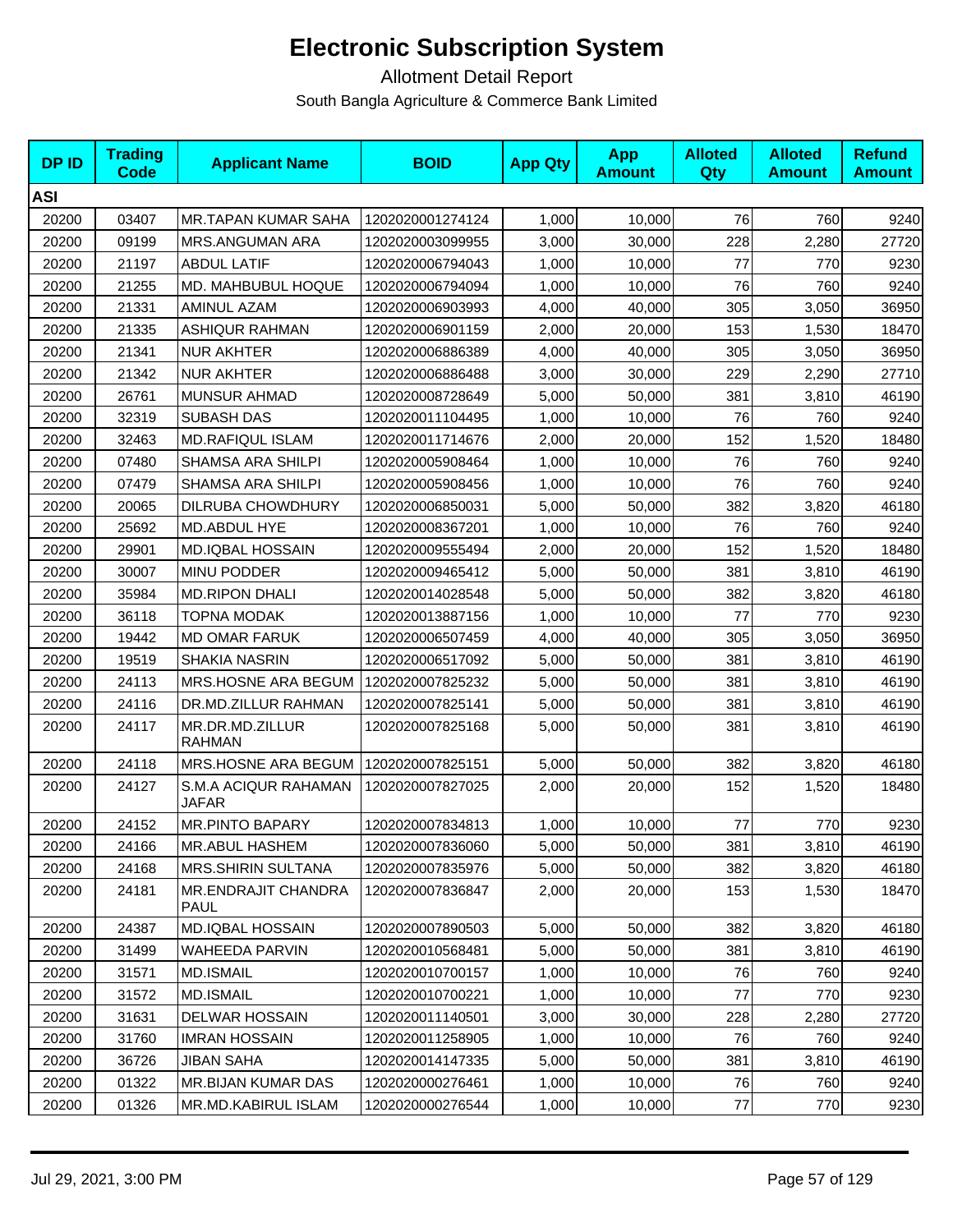# Electronic Subscription System

Allotment Detail Report

South Bangla Agriculture & Commerce Bank Limited

| DP ID | Trading Code | Applicant Name | BOID | App Qty | App Amount | Alloted Qty | Alloted Amount | Refund Amount |
|---|---|---|---|---|---|---|---|---|
| **ASI** | | | | | | | | |
| 20200 | 03407 | MR.TAPAN KUMAR SAHA | 1202020001274124 | 1,000 | 10,000 | 76 | 760 | 9240 |
| 20200 | 09199 | MRS.ANGUMAN ARA | 1202020003099955 | 3,000 | 30,000 | 228 | 2,280 | 27720 |
| 20200 | 21197 | ABDUL LATIF | 1202020006794043 | 1,000 | 10,000 | 77 | 770 | 9230 |
| 20200 | 21255 | MD. MAHBUBUL HOQUE | 1202020006794094 | 1,000 | 10,000 | 76 | 760 | 9240 |
| 20200 | 21331 | AMINUL AZAM | 1202020006903993 | 4,000 | 40,000 | 305 | 3,050 | 36950 |
| 20200 | 21335 | ASHIQUR RAHMAN | 1202020006901159 | 2,000 | 20,000 | 153 | 1,530 | 18470 |
| 20200 | 21341 | NUR AKHTER | 1202020006886389 | 4,000 | 40,000 | 305 | 3,050 | 36950 |
| 20200 | 21342 | NUR AKHTER | 1202020006886488 | 3,000 | 30,000 | 229 | 2,290 | 27710 |
| 20200 | 26761 | MUNSUR AHMAD | 1202020008728649 | 5,000 | 50,000 | 381 | 3,810 | 46190 |
| 20200 | 32319 | SUBASH DAS | 1202020011104495 | 1,000 | 10,000 | 76 | 760 | 9240 |
| 20200 | 32463 | MD.RAFIQUL ISLAM | 1202020011714676 | 2,000 | 20,000 | 152 | 1,520 | 18480 |
| 20200 | 07480 | SHAMSA ARA SHILPI | 1202020005908464 | 1,000 | 10,000 | 76 | 760 | 9240 |
| 20200 | 07479 | SHAMSA ARA SHILPI | 1202020005908456 | 1,000 | 10,000 | 76 | 760 | 9240 |
| 20200 | 20065 | DILRUBA CHOWDHURY | 1202020006850031 | 5,000 | 50,000 | 382 | 3,820 | 46180 |
| 20200 | 25692 | MD.ABDUL HYE | 1202020008367201 | 1,000 | 10,000 | 76 | 760 | 9240 |
| 20200 | 29901 | MD.IQBAL HOSSAIN | 1202020009555494 | 2,000 | 20,000 | 152 | 1,520 | 18480 |
| 20200 | 30007 | MINU PODDER | 1202020009465412 | 5,000 | 50,000 | 381 | 3,810 | 46190 |
| 20200 | 35984 | MD.RIPON DHALI | 1202020014028548 | 5,000 | 50,000 | 382 | 3,820 | 46180 |
| 20200 | 36118 | TOPNA MODAK | 1202020013887156 | 1,000 | 10,000 | 77 | 770 | 9230 |
| 20200 | 19442 | MD OMAR FARUK | 1202020006507459 | 4,000 | 40,000 | 305 | 3,050 | 36950 |
| 20200 | 19519 | SHAKIA NASRIN | 1202020006517092 | 5,000 | 50,000 | 381 | 3,810 | 46190 |
| 20200 | 24113 | MRS.HOSNE ARA BEGUM | 1202020007825232 | 5,000 | 50,000 | 381 | 3,810 | 46190 |
| 20200 | 24116 | DR.MD.ZILLUR RAHMAN | 1202020007825141 | 5,000 | 50,000 | 381 | 3,810 | 46190 |
| 20200 | 24117 | MR.DR.MD.ZILLUR RAHMAN | 1202020007825168 | 5,000 | 50,000 | 381 | 3,810 | 46190 |
| 20200 | 24118 | MRS.HOSNE ARA BEGUM | 1202020007825151 | 5,000 | 50,000 | 382 | 3,820 | 46180 |
| 20200 | 24127 | S.M.A ACIQUR RAHAMAN JAFAR | 1202020007827025 | 2,000 | 20,000 | 152 | 1,520 | 18480 |
| 20200 | 24152 | MR.PINTO BAPARY | 1202020007834813 | 1,000 | 10,000 | 77 | 770 | 9230 |
| 20200 | 24166 | MR.ABUL HASHEM | 1202020007836060 | 5,000 | 50,000 | 381 | 3,810 | 46190 |
| 20200 | 24168 | MRS.SHIRIN SULTANA | 1202020007835976 | 5,000 | 50,000 | 382 | 3,820 | 46180 |
| 20200 | 24181 | MR.ENDRAJIT CHANDRA PAUL | 1202020007836847 | 2,000 | 20,000 | 153 | 1,530 | 18470 |
| 20200 | 24387 | MD.IQBAL HOSSAIN | 1202020007890503 | 5,000 | 50,000 | 382 | 3,820 | 46180 |
| 20200 | 31499 | WAHEEDA PARVIN | 1202020010568481 | 5,000 | 50,000 | 381 | 3,810 | 46190 |
| 20200 | 31571 | MD.ISMAIL | 1202020010700157 | 1,000 | 10,000 | 76 | 760 | 9240 |
| 20200 | 31572 | MD.ISMAIL | 1202020010700221 | 1,000 | 10,000 | 77 | 770 | 9230 |
| 20200 | 31631 | DELWAR HOSSAIN | 1202020011140501 | 3,000 | 30,000 | 228 | 2,280 | 27720 |
| 20200 | 31760 | IMRAN HOSSAIN | 1202020011258905 | 1,000 | 10,000 | 76 | 760 | 9240 |
| 20200 | 36726 | JIBAN SAHA | 1202020014147335 | 5,000 | 50,000 | 381 | 3,810 | 46190 |
| 20200 | 01322 | MR.BIJAN KUMAR DAS | 1202020000276461 | 1,000 | 10,000 | 76 | 760 | 9240 |
| 20200 | 01326 | MR.MD.KABIRUL ISLAM | 1202020000276544 | 1,000 | 10,000 | 77 | 770 | 9230 |

Jul 29, 2021, 3:00 PM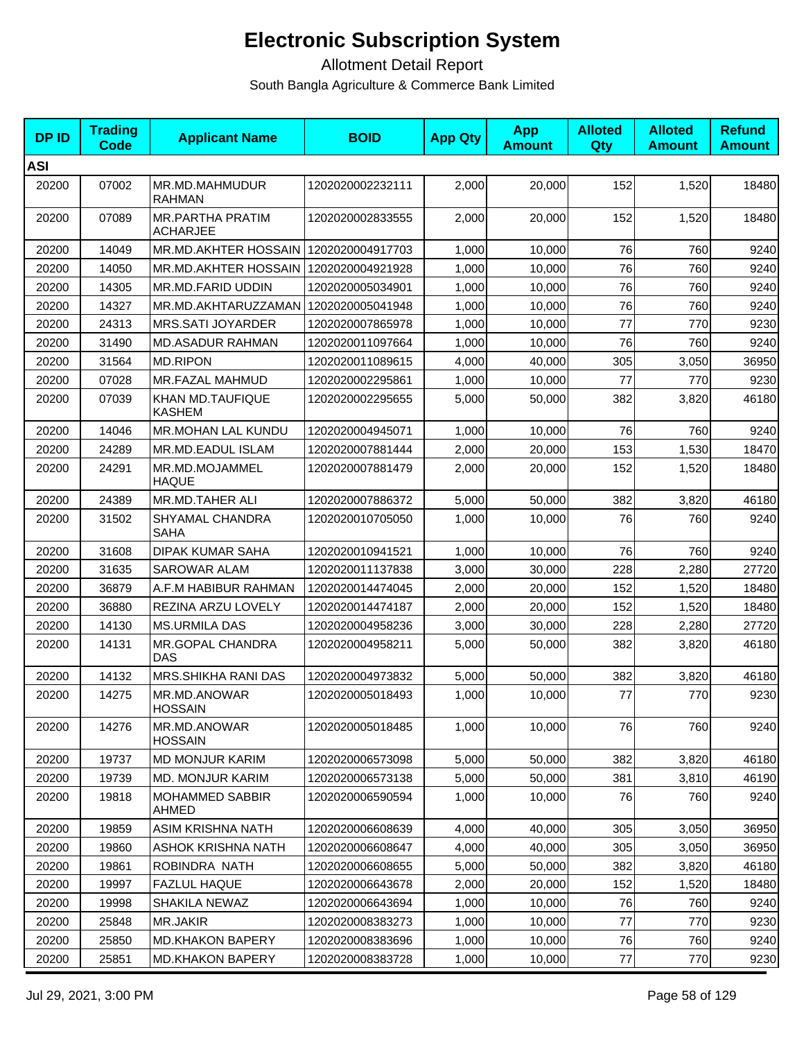# Electronic Subscription System

Allotment Detail Report

South Bangla Agriculture & Commerce Bank Limited

| DP ID | Trading Code | Applicant Name | BOID | App Qty | App Amount | Alloted Qty | Alloted Amount | Refund Amount |
|---|---|---|---|---|---|---|---|---|
| **ASI** | | | | | | | | |
| 20200 | 07002 | MR.MD.MAHMUDUR RAHMAN | 1202020002232111 | 2,000 | 20,000 | 152 | 1,520 | 18480 |
| 20200 | 07089 | MR.PARTHA PRATIM ACHARJEE | 1202020002833555 | 2,000 | 20,000 | 152 | 1,520 | 18480 |
| 20200 | 14049 | MR.MD.AKHTER HOSSAIN | 1202020004917703 | 1,000 | 10,000 | 76 | 760 | 9240 |
| 20200 | 14050 | MR.MD.AKHTER HOSSAIN | 1202020004921928 | 1,000 | 10,000 | 76 | 760 | 9240 |
| 20200 | 14305 | MR.MD.FARID UDDIN | 1202020005034901 | 1,000 | 10,000 | 76 | 760 | 9240 |
| 20200 | 14327 | MR.MD.AKHTARUZZAMAN | 1202020005041948 | 1,000 | 10,000 | 76 | 760 | 9240 |
| 20200 | 24313 | MRS.SATI JOYARDER | 1202020007865978 | 1,000 | 10,000 | 77 | 770 | 9230 |
| 20200 | 31490 | MD.ASADUR RAHMAN | 1202020011097664 | 1,000 | 10,000 | 76 | 760 | 9240 |
| 20200 | 31564 | MD.RIPON | 1202020011089615 | 4,000 | 40,000 | 305 | 3,050 | 36950 |
| 20200 | 07028 | MR.FAZAL MAHMUD | 1202020002295861 | 1,000 | 10,000 | 77 | 770 | 9230 |
| 20200 | 07039 | KHAN MD.TAUFIQUE KASHEM | 1202020002295655 | 5,000 | 50,000 | 382 | 3,820 | 46180 |
| 20200 | 14046 | MR.MOHAN LAL KUNDU | 1202020004945071 | 1,000 | 10,000 | 76 | 760 | 9240 |
| 20200 | 24289 | MR.MD.EADUL ISLAM | 1202020007881444 | 2,000 | 20,000 | 153 | 1,530 | 18470 |
| 20200 | 24291 | MR.MD.MOJAMMEL HAQUE | 1202020007881479 | 2,000 | 20,000 | 152 | 1,520 | 18480 |
| 20200 | 24389 | MR.MD.TAHER ALI | 1202020007886372 | 5,000 | 50,000 | 382 | 3,820 | 46180 |
| 20200 | 31502 | SHYAMAL CHANDRA SAHA | 1202020010705050 | 1,000 | 10,000 | 76 | 760 | 9240 |
| 20200 | 31608 | DIPAK KUMAR SAHA | 1202020010941521 | 1,000 | 10,000 | 76 | 760 | 9240 |
| 20200 | 31635 | SAROWAR ALAM | 1202020011137838 | 3,000 | 30,000 | 228 | 2,280 | 27720 |
| 20200 | 36879 | A.F.M HABIBUR RAHMAN | 1202020014474045 | 2,000 | 20,000 | 152 | 1,520 | 18480 |
| 20200 | 36880 | REZINA ARZU LOVELY | 1202020014474187 | 2,000 | 20,000 | 152 | 1,520 | 18480 |
| 20200 | 14130 | MS.URMILA DAS | 1202020004958236 | 3,000 | 30,000 | 228 | 2,280 | 27720 |
| 20200 | 14131 | MR.GOPAL CHANDRA DAS | 1202020004958211 | 5,000 | 50,000 | 382 | 3,820 | 46180 |
| 20200 | 14132 | MRS.SHIKHA RANI DAS | 1202020004973832 | 5,000 | 50,000 | 382 | 3,820 | 46180 |
| 20200 | 14275 | MR.MD.ANOWAR HOSSAIN | 1202020005018493 | 1,000 | 10,000 | 77 | 770 | 9230 |
| 20200 | 14276 | MR.MD.ANOWAR HOSSAIN | 1202020005018485 | 1,000 | 10,000 | 76 | 760 | 9240 |
| 20200 | 19737 | MD MONJUR KARIM | 1202020006573098 | 5,000 | 50,000 | 382 | 3,820 | 46180 |
| 20200 | 19739 | MD. MONJUR KARIM | 1202020006573138 | 5,000 | 50,000 | 381 | 3,810 | 46190 |
| 20200 | 19818 | MOHAMMED SABBIR AHMED | 1202020006590594 | 1,000 | 10,000 | 76 | 760 | 9240 |
| 20200 | 19859 | ASIM KRISHNA NATH | 1202020006608639 | 4,000 | 40,000 | 305 | 3,050 | 36950 |
| 20200 | 19860 | ASHOK KRISHNA NATH | 1202020006608647 | 4,000 | 40,000 | 305 | 3,050 | 36950 |
| 20200 | 19861 | ROBINDRA NATH | 1202020006608655 | 5,000 | 50,000 | 382 | 3,820 | 46180 |
| 20200 | 19997 | FAZLUL HAQUE | 1202020006643678 | 2,000 | 20,000 | 152 | 1,520 | 18480 |
| 20200 | 19998 | SHAKILA NEWAZ | 1202020006643694 | 1,000 | 10,000 | 76 | 760 | 9240 |
| 20200 | 25848 | MR.JAKIR | 1202020008383273 | 1,000 | 10,000 | 77 | 770 | 9230 |
| 20200 | 25850 | MD.KHAKON BAPERY | 1202020008383696 | 1,000 | 10,000 | 76 | 760 | 9240 |
| 20200 | 25851 | MD.KHAKON BAPERY | 1202020008383728 | 1,000 | 10,000 | 77 | 770 | 9230 |

Jul 29, 2021, 3:00 PM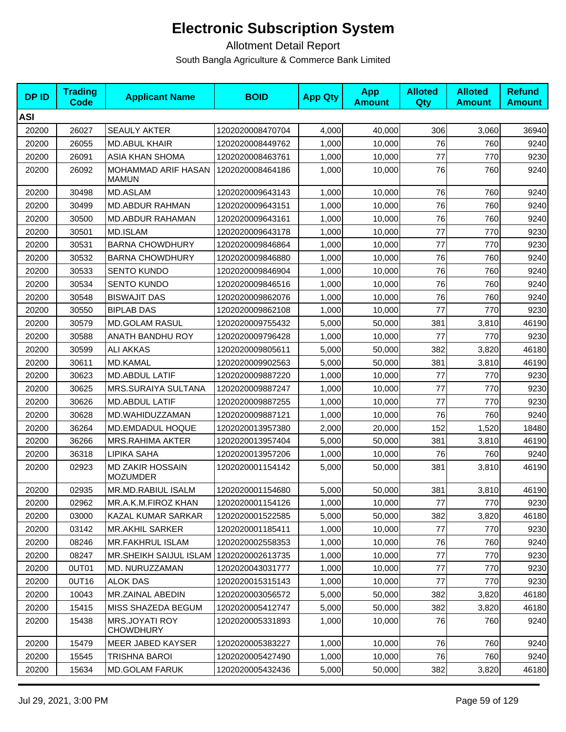# Electronic Subscription System

Allotment Detail Report

South Bangla Agriculture & Commerce Bank Limited

| DP ID | Trading Code | Applicant Name | BOID | App Qty | App Amount | Alloted Qty | Alloted Amount | Refund Amount |
|---|---|---|---|---|---|---|---|---|
| **ASI** | | | | | | | | |
| 20200 | 26027 | SEAULY AKTER | 1202020008470704 | 4,000 | 40,000 | 306 | 3,060 | 36940 |
| 20200 | 26055 | MD.ABUL KHAIR | 1202020008449762 | 1,000 | 10,000 | 76 | 760 | 9240 |
| 20200 | 26091 | ASIA KHAN SHOMA | 1202020008463761 | 1,000 | 10,000 | 77 | 770 | 9230 |
| 20200 | 26092 | MOHAMMAD ARIF HASAN MAMUN | 1202020008464186 | 1,000 | 10,000 | 76 | 760 | 9240 |
| 20200 | 30498 | MD.ASLAM | 1202020009643143 | 1,000 | 10,000 | 76 | 760 | 9240 |
| 20200 | 30499 | MD.ABDUR RAHMAN | 1202020009643151 | 1,000 | 10,000 | 76 | 760 | 9240 |
| 20200 | 30500 | MD.ABDUR RAHAMAN | 1202020009643161 | 1,000 | 10,000 | 76 | 760 | 9240 |
| 20200 | 30501 | MD.ISLAM | 1202020009643178 | 1,000 | 10,000 | 77 | 770 | 9230 |
| 20200 | 30531 | BARNA CHOWDHURY | 1202020009846864 | 1,000 | 10,000 | 77 | 770 | 9230 |
| 20200 | 30532 | BARNA CHOWDHURY | 1202020009846880 | 1,000 | 10,000 | 76 | 760 | 9240 |
| 20200 | 30533 | SENTO KUNDO | 1202020009846904 | 1,000 | 10,000 | 76 | 760 | 9240 |
| 20200 | 30534 | SENTO KUNDO | 1202020009846516 | 1,000 | 10,000 | 76 | 760 | 9240 |
| 20200 | 30548 | BISWAJIT DAS | 1202020009862076 | 1,000 | 10,000 | 76 | 760 | 9240 |
| 20200 | 30550 | BIPLAB DAS | 1202020009862108 | 1,000 | 10,000 | 77 | 770 | 9230 |
| 20200 | 30579 | MD.GOLAM RASUL | 1202020009755432 | 5,000 | 50,000 | 381 | 3,810 | 46190 |
| 20200 | 30588 | ANATH BANDHU ROY | 1202020009796428 | 1,000 | 10,000 | 77 | 770 | 9230 |
| 20200 | 30599 | ALI AKKAS | 1202020009805611 | 5,000 | 50,000 | 382 | 3,820 | 46180 |
| 20200 | 30611 | MD.KAMAL | 1202020009902563 | 5,000 | 50,000 | 381 | 3,810 | 46190 |
| 20200 | 30623 | MD.ABDUL LATIF | 1202020009887220 | 1,000 | 10,000 | 77 | 770 | 9230 |
| 20200 | 30625 | MRS.SURAIYA SULTANA | 1202020009887247 | 1,000 | 10,000 | 77 | 770 | 9230 |
| 20200 | 30626 | MD.ABDUL LATIF | 1202020009887255 | 1,000 | 10,000 | 77 | 770 | 9230 |
| 20200 | 30628 | MD.WAHIDUZZAMAN | 1202020009887121 | 1,000 | 10,000 | 76 | 760 | 9240 |
| 20200 | 36264 | MD.EMDADUL HOQUE | 1202020013957380 | 2,000 | 20,000 | 152 | 1,520 | 18480 |
| 20200 | 36266 | MRS.RAHIMA AKTER | 1202020013957404 | 5,000 | 50,000 | 381 | 3,810 | 46190 |
| 20200 | 36318 | LIPIKA SAHA | 1202020013957206 | 1,000 | 10,000 | 76 | 760 | 9240 |
| 20200 | 02923 | MD ZAKIR HOSSAIN MOZUMDER | 1202020001154142 | 5,000 | 50,000 | 381 | 3,810 | 46190 |
| 20200 | 02935 | MR.MD.RABIUL ISALM | 1202020001154680 | 5,000 | 50,000 | 381 | 3,810 | 46190 |
| 20200 | 02962 | MR.A.K.M.FIROZ KHAN | 1202020001154126 | 1,000 | 10,000 | 77 | 770 | 9230 |
| 20200 | 03000 | KAZAL KUMAR SARKAR | 1202020001522585 | 5,000 | 50,000 | 382 | 3,820 | 46180 |
| 20200 | 03142 | MR.AKHIL SARKER | 1202020001185411 | 1,000 | 10,000 | 77 | 770 | 9230 |
| 20200 | 08246 | MR.FAKHRUL ISLAM | 1202020002558353 | 1,000 | 10,000 | 76 | 760 | 9240 |
| 20200 | 08247 | MR.SHEIKH SAIJUL ISLAM | 1202020002613735 | 1,000 | 10,000 | 77 | 770 | 9230 |
| 20200 | 0UT01 | MD. NURUZZAMAN | 1202020043031777 | 1,000 | 10,000 | 77 | 770 | 9230 |
| 20200 | 0UT16 | ALOK DAS | 1202020015315143 | 1,000 | 10,000 | 77 | 770 | 9230 |
| 20200 | 10043 | MR.ZAINAL ABEDIN | 1202020003056572 | 5,000 | 50,000 | 382 | 3,820 | 46180 |
| 20200 | 15415 | MISS SHAZEDA BEGUM | 1202020005412747 | 5,000 | 50,000 | 382 | 3,820 | 46180 |
| 20200 | 15438 | MRS.JOYATI ROY CHOWDHURY | 1202020005331893 | 1,000 | 10,000 | 76 | 760 | 9240 |
| 20200 | 15479 | MEER JABED KAYSER | 1202020005383227 | 1,000 | 10,000 | 76 | 760 | 9240 |
| 20200 | 15545 | TRISHNA BAROI | 1202020005427490 | 1,000 | 10,000 | 76 | 760 | 9240 |
| 20200 | 15634 | MD.GOLAM FARUK | 1202020005432436 | 5,000 | 50,000 | 382 | 3,820 | 46180 |

Jul 29, 2021, 3:00 PM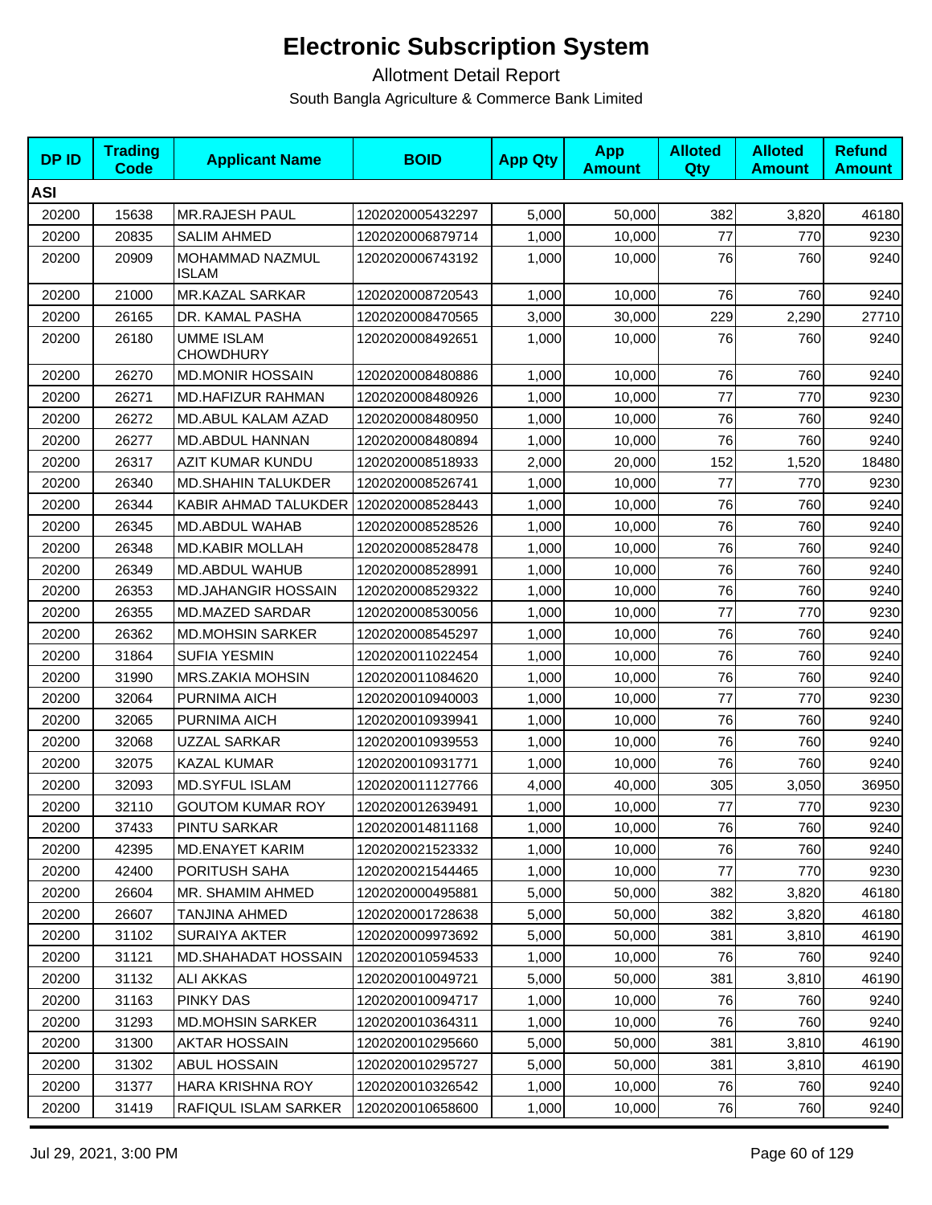# Electronic Subscription System

Allotment Detail Report

South Bangla Agriculture & Commerce Bank Limited

| DP ID | Trading Code | Applicant Name | BOID | App Qty | App Amount | Alloted Qty | Alloted Amount | Refund Amount |
|---|---|---|---|---|---|---|---|---|
| **ASI** | | | | | | | | |
| 20200 | 15638 | MR.RAJESH PAUL | 1202020005432297 | 5,000 | 50,000 | 382 | 3,820 | 46180 |
| 20200 | 20835 | SALIM AHMED | 1202020006879714 | 1,000 | 10,000 | 77 | 770 | 9230 |
| 20200 | 20909 | MOHAMMAD NAZMUL ISLAM | 1202020006743192 | 1,000 | 10,000 | 76 | 760 | 9240 |
| 20200 | 21000 | MR.KAZAL SARKAR | 1202020008720543 | 1,000 | 10,000 | 76 | 760 | 9240 |
| 20200 | 26165 | DR. KAMAL PASHA | 1202020008470565 | 3,000 | 30,000 | 229 | 2,290 | 27710 |
| 20200 | 26180 | UMME ISLAM CHOWDHURY | 1202020008492651 | 1,000 | 10,000 | 76 | 760 | 9240 |
| 20200 | 26270 | MD.MONIR HOSSAIN | 1202020008480886 | 1,000 | 10,000 | 76 | 760 | 9240 |
| 20200 | 26271 | MD.HAFIZUR RAHMAN | 1202020008480926 | 1,000 | 10,000 | 77 | 770 | 9230 |
| 20200 | 26272 | MD.ABUL KALAM AZAD | 1202020008480950 | 1,000 | 10,000 | 76 | 760 | 9240 |
| 20200 | 26277 | MD.ABDUL HANNAN | 1202020008480894 | 1,000 | 10,000 | 76 | 760 | 9240 |
| 20200 | 26317 | AZIT KUMAR KUNDU | 1202020008518933 | 2,000 | 20,000 | 152 | 1,520 | 18480 |
| 20200 | 26340 | MD.SHAHIN TALUKDER | 1202020008526741 | 1,000 | 10,000 | 77 | 770 | 9230 |
| 20200 | 26344 | KABIR AHMAD TALUKDER | 1202020008528443 | 1,000 | 10,000 | 76 | 760 | 9240 |
| 20200 | 26345 | MD.ABDUL WAHAB | 1202020008528526 | 1,000 | 10,000 | 76 | 760 | 9240 |
| 20200 | 26348 | MD.KABIR MOLLAH | 1202020008528478 | 1,000 | 10,000 | 76 | 760 | 9240 |
| 20200 | 26349 | MD.ABDUL WAHUB | 1202020008528991 | 1,000 | 10,000 | 76 | 760 | 9240 |
| 20200 | 26353 | MD.JAHANGIR HOSSAIN | 1202020008529322 | 1,000 | 10,000 | 76 | 760 | 9240 |
| 20200 | 26355 | MD.MAZED SARDAR | 1202020008530056 | 1,000 | 10,000 | 77 | 770 | 9230 |
| 20200 | 26362 | MD.MOHSIN SARKER | 1202020008545297 | 1,000 | 10,000 | 76 | 760 | 9240 |
| 20200 | 31864 | SUFIA YESMIN | 1202020011022454 | 1,000 | 10,000 | 76 | 760 | 9240 |
| 20200 | 31990 | MRS.ZAKIA MOHSIN | 1202020011084620 | 1,000 | 10,000 | 76 | 760 | 9240 |
| 20200 | 32064 | PURNIMA AICH | 1202020010940003 | 1,000 | 10,000 | 77 | 770 | 9230 |
| 20200 | 32065 | PURNIMA AICH | 1202020010939941 | 1,000 | 10,000 | 76 | 760 | 9240 |
| 20200 | 32068 | UZZAL SARKAR | 1202020010939553 | 1,000 | 10,000 | 76 | 760 | 9240 |
| 20200 | 32075 | KAZAL KUMAR | 1202020010931771 | 1,000 | 10,000 | 76 | 760 | 9240 |
| 20200 | 32093 | MD.SYFUL ISLAM | 1202020011127766 | 4,000 | 40,000 | 305 | 3,050 | 36950 |
| 20200 | 32110 | GOUTOM KUMAR ROY | 1202020012639491 | 1,000 | 10,000 | 77 | 770 | 9230 |
| 20200 | 37433 | PINTU SARKAR | 1202020014811168 | 1,000 | 10,000 | 76 | 760 | 9240 |
| 20200 | 42395 | MD.ENAYET KARIM | 1202020021523332 | 1,000 | 10,000 | 76 | 760 | 9240 |
| 20200 | 42400 | PORITUSH SAHA | 1202020021544465 | 1,000 | 10,000 | 77 | 770 | 9230 |
| 20200 | 26604 | MR. SHAMIM AHMED | 1202020000495881 | 5,000 | 50,000 | 382 | 3,820 | 46180 |
| 20200 | 26607 | TANJINA AHMED | 1202020001728638 | 5,000 | 50,000 | 382 | 3,820 | 46180 |
| 20200 | 31102 | SURAIYA AKTER | 1202020009973692 | 5,000 | 50,000 | 381 | 3,810 | 46190 |
| 20200 | 31121 | MD.SHAHADAT HOSSAIN | 1202020010594533 | 1,000 | 10,000 | 76 | 760 | 9240 |
| 20200 | 31132 | ALI AKKAS | 1202020010049721 | 5,000 | 50,000 | 381 | 3,810 | 46190 |
| 20200 | 31163 | PINKY DAS | 1202020010094717 | 1,000 | 10,000 | 76 | 760 | 9240 |
| 20200 | 31293 | MD.MOHSIN SARKER | 1202020010364311 | 1,000 | 10,000 | 76 | 760 | 9240 |
| 20200 | 31300 | AKTAR HOSSAIN | 1202020010295660 | 5,000 | 50,000 | 381 | 3,810 | 46190 |
| 20200 | 31302 | ABUL HOSSAIN | 1202020010295727 | 5,000 | 50,000 | 381 | 3,810 | 46190 |
| 20200 | 31377 | HARA KRISHNA ROY | 1202020010326542 | 1,000 | 10,000 | 76 | 760 | 9240 |
| 20200 | 31419 | RAFIQUL ISLAM SARKER | 1202020010658600 | 1,000 | 10,000 | 76 | 760 | 9240 |

Jul 29, 2021, 3:00 PM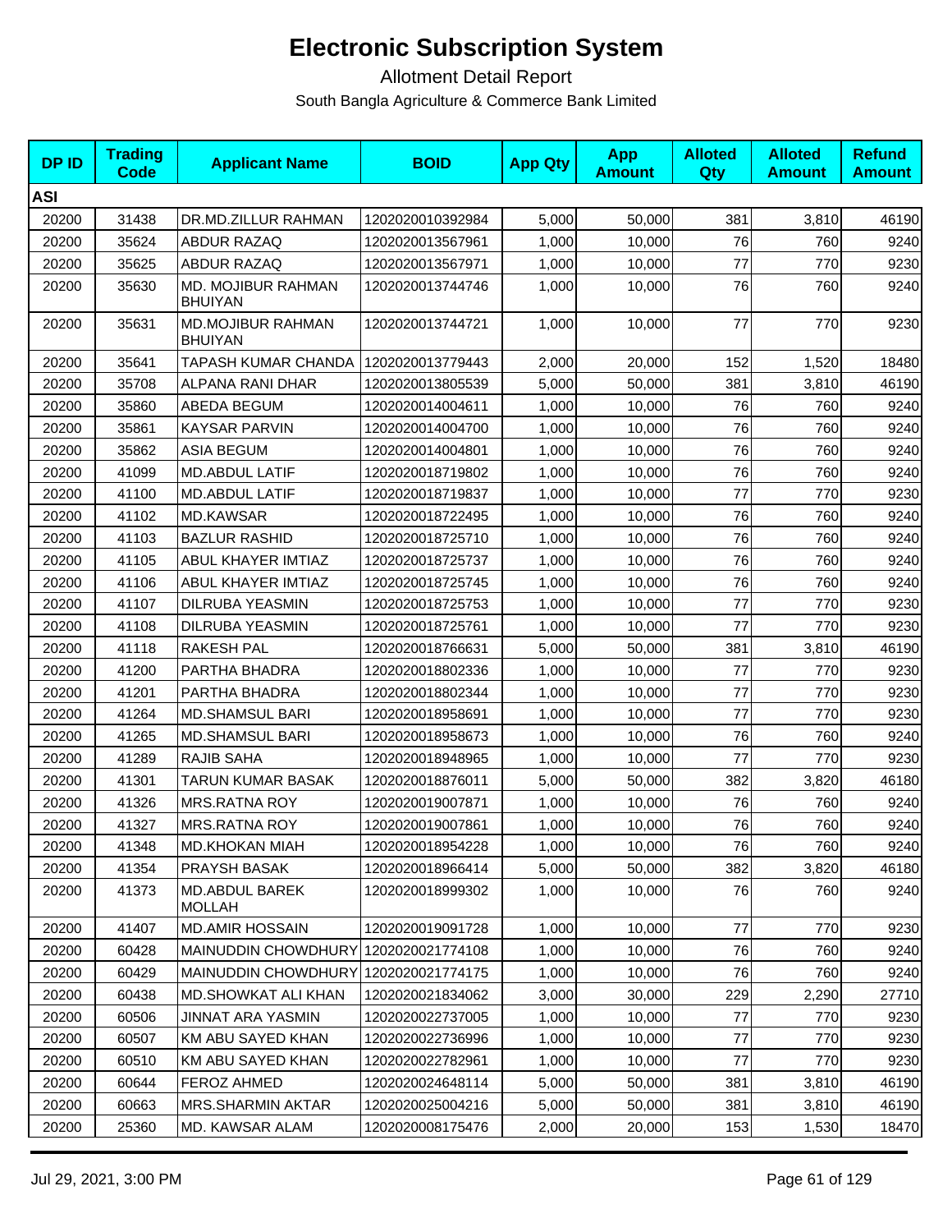# Electronic Subscription System

Allotment Detail Report

South Bangla Agriculture & Commerce Bank Limited

| DP ID | Trading Code | Applicant Name | BOID | App Qty | App Amount | Alloted Qty | Alloted Amount | Refund Amount |
|---|---|---|---|---|---|---|---|---|
| **ASI** | | | | | | | | |
| 20200 | 31438 | DR.MD.ZILLUR RAHMAN | 1202020010392984 | 5,000 | 50,000 | 381 | 3,810 | 46190 |
| 20200 | 35624 | ABDUR RAZAQ | 1202020013567961 | 1,000 | 10,000 | 76 | 760 | 9240 |
| 20200 | 35625 | ABDUR RAZAQ | 1202020013567971 | 1,000 | 10,000 | 77 | 770 | 9230 |
| 20200 | 35630 | MD. MOJIBUR RAHMAN BHUIYAN | 1202020013744746 | 1,000 | 10,000 | 76 | 760 | 9240 |
| 20200 | 35631 | MD.MOJIBUR RAHMAN BHUIYAN | 1202020013744721 | 1,000 | 10,000 | 77 | 770 | 9230 |
| 20200 | 35641 | TAPASH KUMAR CHANDA | 1202020013779443 | 2,000 | 20,000 | 152 | 1,520 | 18480 |
| 20200 | 35708 | ALPANA RANI DHAR | 1202020013805539 | 5,000 | 50,000 | 381 | 3,810 | 46190 |
| 20200 | 35860 | ABEDA BEGUM | 1202020014004611 | 1,000 | 10,000 | 76 | 760 | 9240 |
| 20200 | 35861 | KAYSAR PARVIN | 1202020014004700 | 1,000 | 10,000 | 76 | 760 | 9240 |
| 20200 | 35862 | ASIA BEGUM | 1202020014004801 | 1,000 | 10,000 | 76 | 760 | 9240 |
| 20200 | 41099 | MD.ABDUL LATIF | 1202020018719802 | 1,000 | 10,000 | 76 | 760 | 9240 |
| 20200 | 41100 | MD.ABDUL LATIF | 1202020018719837 | 1,000 | 10,000 | 77 | 770 | 9230 |
| 20200 | 41102 | MD.KAWSAR | 1202020018722495 | 1,000 | 10,000 | 76 | 760 | 9240 |
| 20200 | 41103 | BAZLUR RASHID | 1202020018725710 | 1,000 | 10,000 | 76 | 760 | 9240 |
| 20200 | 41105 | ABUL KHAYER IMTIAZ | 1202020018725737 | 1,000 | 10,000 | 76 | 760 | 9240 |
| 20200 | 41106 | ABUL KHAYER IMTIAZ | 1202020018725745 | 1,000 | 10,000 | 76 | 760 | 9240 |
| 20200 | 41107 | DILRUBA YEASMIN | 1202020018725753 | 1,000 | 10,000 | 77 | 770 | 9230 |
| 20200 | 41108 | DILRUBA YEASMIN | 1202020018725761 | 1,000 | 10,000 | 77 | 770 | 9230 |
| 20200 | 41118 | RAKESH PAL | 1202020018766631 | 5,000 | 50,000 | 381 | 3,810 | 46190 |
| 20200 | 41200 | PARTHA BHADRA | 1202020018802336 | 1,000 | 10,000 | 77 | 770 | 9230 |
| 20200 | 41201 | PARTHA BHADRA | 1202020018802344 | 1,000 | 10,000 | 77 | 770 | 9230 |
| 20200 | 41264 | MD.SHAMSUL BARI | 1202020018958691 | 1,000 | 10,000 | 77 | 770 | 9230 |
| 20200 | 41265 | MD.SHAMSUL BARI | 1202020018958673 | 1,000 | 10,000 | 76 | 760 | 9240 |
| 20200 | 41289 | RAJIB SAHA | 1202020018948965 | 1,000 | 10,000 | 77 | 770 | 9230 |
| 20200 | 41301 | TARUN KUMAR BASAK | 1202020018876011 | 5,000 | 50,000 | 382 | 3,820 | 46180 |
| 20200 | 41326 | MRS.RATNA ROY | 1202020019007871 | 1,000 | 10,000 | 76 | 760 | 9240 |
| 20200 | 41327 | MRS.RATNA ROY | 1202020019007861 | 1,000 | 10,000 | 76 | 760 | 9240 |
| 20200 | 41348 | MD.KHOKAN MIAH | 1202020018954228 | 1,000 | 10,000 | 76 | 760 | 9240 |
| 20200 | 41354 | PRAYSH BASAK | 1202020018966414 | 5,000 | 50,000 | 382 | 3,820 | 46180 |
| 20200 | 41373 | MD.ABDUL BAREK MOLLAH | 1202020018999302 | 1,000 | 10,000 | 76 | 760 | 9240 |
| 20200 | 41407 | MD.AMIR HOSSAIN | 1202020019091728 | 1,000 | 10,000 | 77 | 770 | 9230 |
| 20200 | 60428 | MAINUDDIN CHOWDHURY | 1202020021774108 | 1,000 | 10,000 | 76 | 760 | 9240 |
| 20200 | 60429 | MAINUDDIN CHOWDHURY | 1202020021774175 | 1,000 | 10,000 | 76 | 760 | 9240 |
| 20200 | 60438 | MD.SHOWKAT ALI KHAN | 1202020021834062 | 3,000 | 30,000 | 229 | 2,290 | 27710 |
| 20200 | 60506 | JINNAT ARA YASMIN | 1202020022737005 | 1,000 | 10,000 | 77 | 770 | 9230 |
| 20200 | 60507 | KM ABU SAYED KHAN | 1202020022736996 | 1,000 | 10,000 | 77 | 770 | 9230 |
| 20200 | 60510 | KM ABU SAYED KHAN | 1202020022782961 | 1,000 | 10,000 | 77 | 770 | 9230 |
| 20200 | 60644 | FEROZ AHMED | 1202020024648114 | 5,000 | 50,000 | 381 | 3,810 | 46190 |
| 20200 | 60663 | MRS.SHARMIN AKTAR | 1202020025004216 | 5,000 | 50,000 | 381 | 3,810 | 46190 |
| 20200 | 25360 | MD. KAWSAR ALAM | 1202020008175476 | 2,000 | 20,000 | 153 | 1,530 | 18470 |

Jul 29, 2021, 3:00 PM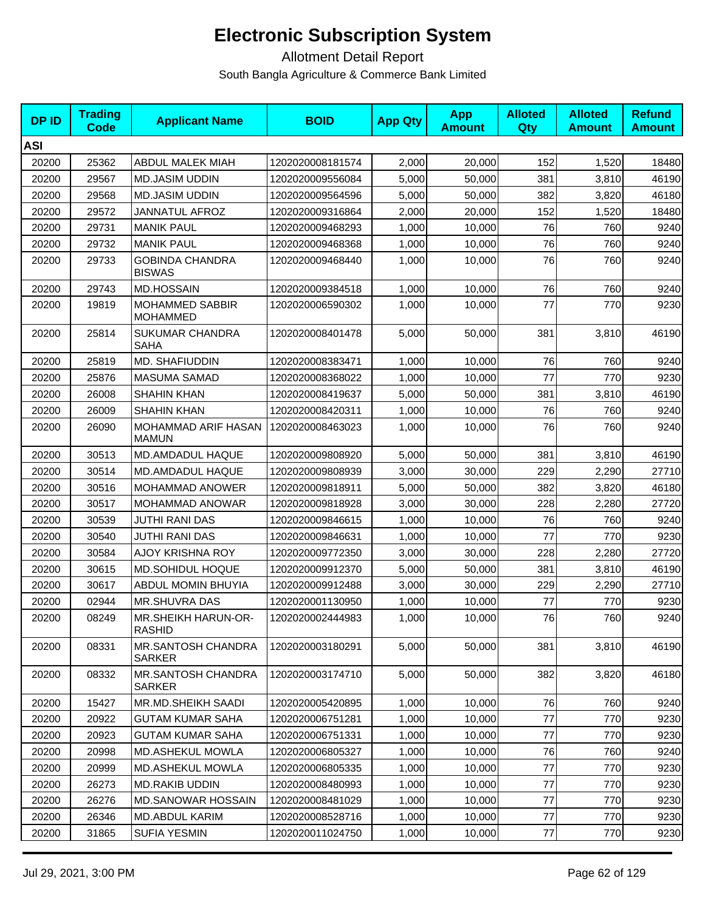# Electronic Subscription System

Allotment Detail Report

South Bangla Agriculture & Commerce Bank Limited

| DP ID | Trading Code | Applicant Name | BOID | App Qty | App Amount | Alloted Qty | Alloted Amount | Refund Amount |
|---|---|---|---|---|---|---|---|---|
| **ASI** | | | | | | | | |
| 20200 | 25362 | ABDUL MALEK MIAH | 1202020008181574 | 2,000 | 20,000 | 152 | 1,520 | 18480 |
| 20200 | 29567 | MD.JASIM UDDIN | 1202020009556084 | 5,000 | 50,000 | 381 | 3,810 | 46190 |
| 20200 | 29568 | MD.JASIM UDDIN | 1202020009564596 | 5,000 | 50,000 | 382 | 3,820 | 46180 |
| 20200 | 29572 | JANNATUL AFROZ | 1202020009316864 | 2,000 | 20,000 | 152 | 1,520 | 18480 |
| 20200 | 29731 | MANIK PAUL | 1202020009468293 | 1,000 | 10,000 | 76 | 760 | 9240 |
| 20200 | 29732 | MANIK PAUL | 1202020009468368 | 1,000 | 10,000 | 76 | 760 | 9240 |
| 20200 | 29733 | GOBINDA CHANDRA BISWAS | 1202020009468440 | 1,000 | 10,000 | 76 | 760 | 9240 |
| 20200 | 29743 | MD.HOSSAIN | 1202020009384518 | 1,000 | 10,000 | 76 | 760 | 9240 |
| 20200 | 19819 | MOHAMMED SABBIR MOHAMMED | 1202020006590302 | 1,000 | 10,000 | 77 | 770 | 9230 |
| 20200 | 25814 | SUKUMAR CHANDRA SAHA | 1202020008401478 | 5,000 | 50,000 | 381 | 3,810 | 46190 |
| 20200 | 25819 | MD. SHAFIUDDIN | 1202020008383471 | 1,000 | 10,000 | 76 | 760 | 9240 |
| 20200 | 25876 | MASUMA SAMAD | 1202020008368022 | 1,000 | 10,000 | 77 | 770 | 9230 |
| 20200 | 26008 | SHAHIN KHAN | 1202020008419637 | 5,000 | 50,000 | 381 | 3,810 | 46190 |
| 20200 | 26009 | SHAHIN KHAN | 1202020008420311 | 1,000 | 10,000 | 76 | 760 | 9240 |
| 20200 | 26090 | MOHAMMAD ARIF HASAN MAMUN | 1202020008463023 | 1,000 | 10,000 | 76 | 760 | 9240 |
| 20200 | 30513 | MD.AMDADUL HAQUE | 1202020009808920 | 5,000 | 50,000 | 381 | 3,810 | 46190 |
| 20200 | 30514 | MD.AMDADUL HAQUE | 1202020009808939 | 3,000 | 30,000 | 229 | 2,290 | 27710 |
| 20200 | 30516 | MOHAMMAD ANOWER | 1202020009818911 | 5,000 | 50,000 | 382 | 3,820 | 46180 |
| 20200 | 30517 | MOHAMMAD ANOWAR | 1202020009818928 | 3,000 | 30,000 | 228 | 2,280 | 27720 |
| 20200 | 30539 | JUTHI RANI DAS | 1202020009846615 | 1,000 | 10,000 | 76 | 760 | 9240 |
| 20200 | 30540 | JUTHI RANI DAS | 1202020009846631 | 1,000 | 10,000 | 77 | 770 | 9230 |
| 20200 | 30584 | AJOY KRISHNA ROY | 1202020009772350 | 3,000 | 30,000 | 228 | 2,280 | 27720 |
| 20200 | 30615 | MD.SOHIDUL HOQUE | 1202020009912370 | 5,000 | 50,000 | 381 | 3,810 | 46190 |
| 20200 | 30617 | ABDUL MOMIN BHUYIA | 1202020009912488 | 3,000 | 30,000 | 229 | 2,290 | 27710 |
| 20200 | 02944 | MR.SHUVRA DAS | 1202020001130950 | 1,000 | 10,000 | 77 | 770 | 9230 |
| 20200 | 08249 | MR.SHEIKH HARUN-OR-RASHID | 1202020002444983 | 1,000 | 10,000 | 76 | 760 | 9240 |
| 20200 | 08331 | MR.SANTOSH CHANDRA SARKER | 1202020003180291 | 5,000 | 50,000 | 381 | 3,810 | 46190 |
| 20200 | 08332 | MR.SANTOSH CHANDRA SARKER | 1202020003174710 | 5,000 | 50,000 | 382 | 3,820 | 46180 |
| 20200 | 15427 | MR.MD.SHEIKH SAADI | 1202020005420895 | 1,000 | 10,000 | 76 | 760 | 9240 |
| 20200 | 20922 | GUTAM KUMAR SAHA | 1202020006751281 | 1,000 | 10,000 | 77 | 770 | 9230 |
| 20200 | 20923 | GUTAM KUMAR SAHA | 1202020006751331 | 1,000 | 10,000 | 77 | 770 | 9230 |
| 20200 | 20998 | MD.ASHEKUL MOWLA | 1202020006805327 | 1,000 | 10,000 | 76 | 760 | 9240 |
| 20200 | 20999 | MD.ASHEKUL MOWLA | 1202020006805335 | 1,000 | 10,000 | 77 | 770 | 9230 |
| 20200 | 26273 | MD.RAKIB UDDIN | 1202020008480993 | 1,000 | 10,000 | 77 | 770 | 9230 |
| 20200 | 26276 | MD.SANOWAR HOSSAIN | 1202020008481029 | 1,000 | 10,000 | 77 | 770 | 9230 |
| 20200 | 26346 | MD.ABDUL KARIM | 1202020008528716 | 1,000 | 10,000 | 77 | 770 | 9230 |
| 20200 | 31865 | SUFIA YESMIN | 1202020011024750 | 1,000 | 10,000 | 77 | 770 | 9230 |

Jul 29, 2021, 3:00 PM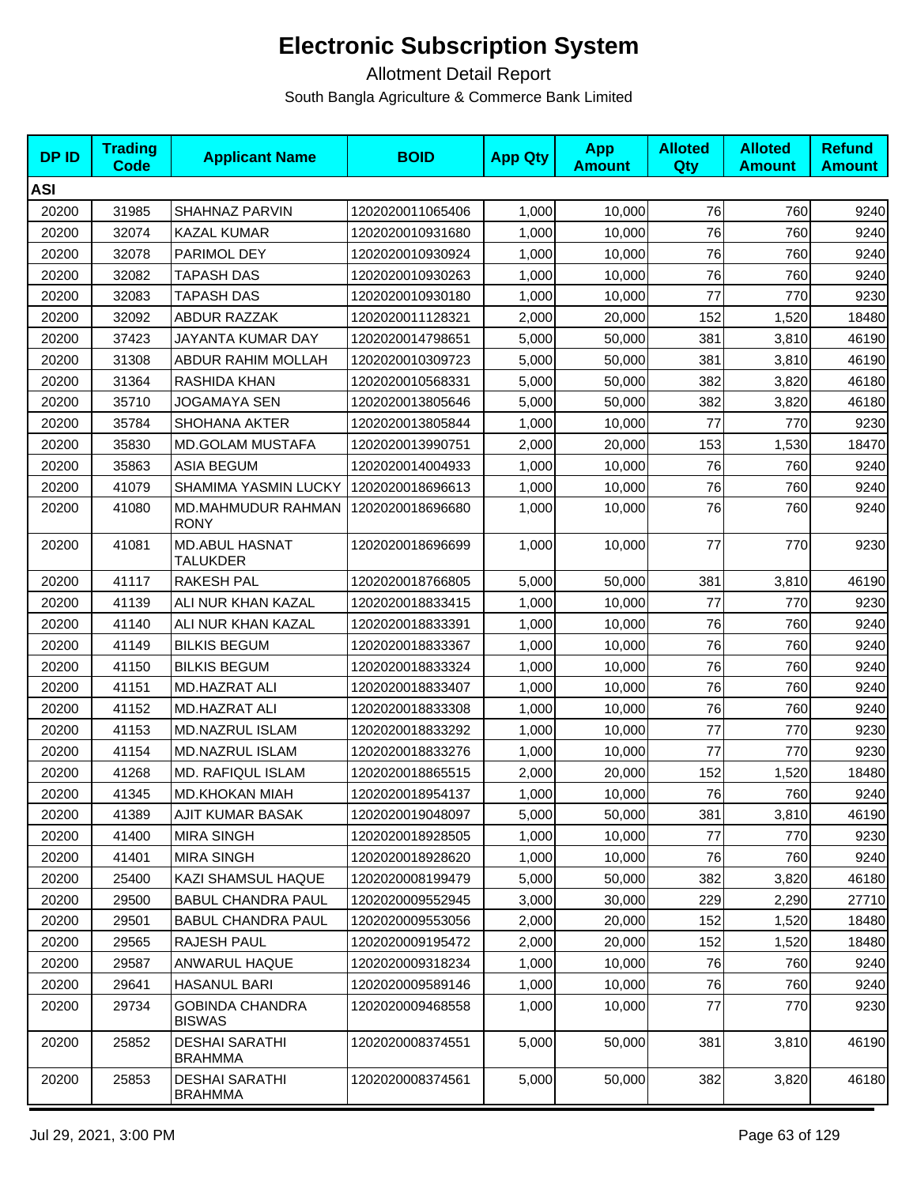# Electronic Subscription System

Allotment Detail Report

South Bangla Agriculture & Commerce Bank Limited

| DP ID | Trading Code | Applicant Name | BOID | App Qty | App Amount | Alloted Qty | Alloted Amount | Refund Amount |
|---|---|---|---|---|---|---|---|---|
| **ASI** | | | | | | | | |
| 20200 | 31985 | SHAHNAZ PARVIN | 1202020011065406 | 1,000 | 10,000 | 76 | 760 | 9240 |
| 20200 | 32074 | KAZAL KUMAR | 1202020010931680 | 1,000 | 10,000 | 76 | 760 | 9240 |
| 20200 | 32078 | PARIMOL DEY | 1202020010930924 | 1,000 | 10,000 | 76 | 760 | 9240 |
| 20200 | 32082 | TAPASH DAS | 1202020010930263 | 1,000 | 10,000 | 76 | 760 | 9240 |
| 20200 | 32083 | TAPASH DAS | 1202020010930180 | 1,000 | 10,000 | 77 | 770 | 9230 |
| 20200 | 32092 | ABDUR RAZZAK | 1202020011128321 | 2,000 | 20,000 | 152 | 1,520 | 18480 |
| 20200 | 37423 | JAYANTA KUMAR DAY | 1202020014798651 | 5,000 | 50,000 | 381 | 3,810 | 46190 |
| 20200 | 31308 | ABDUR RAHIM MOLLAH | 1202020010309723 | 5,000 | 50,000 | 381 | 3,810 | 46190 |
| 20200 | 31364 | RASHIDA KHAN | 1202020010568331 | 5,000 | 50,000 | 382 | 3,820 | 46180 |
| 20200 | 35710 | JOGAMAYA SEN | 1202020013805646 | 5,000 | 50,000 | 382 | 3,820 | 46180 |
| 20200 | 35784 | SHOHANA AKTER | 1202020013805844 | 1,000 | 10,000 | 77 | 770 | 9230 |
| 20200 | 35830 | MD.GOLAM MUSTAFA | 1202020013990751 | 2,000 | 20,000 | 153 | 1,530 | 18470 |
| 20200 | 35863 | ASIA BEGUM | 1202020014004933 | 1,000 | 10,000 | 76 | 760 | 9240 |
| 20200 | 41079 | SHAMIMA YASMIN LUCKY | 1202020018696613 | 1,000 | 10,000 | 76 | 760 | 9240 |
| 20200 | 41080 | MD.MAHMUDUR RAHMAN RONY | 1202020018696680 | 1,000 | 10,000 | 76 | 760 | 9240 |
| 20200 | 41081 | MD.ABUL HASNAT TALUKDER | 1202020018696699 | 1,000 | 10,000 | 77 | 770 | 9230 |
| 20200 | 41117 | RAKESH PAL | 1202020018766805 | 5,000 | 50,000 | 381 | 3,810 | 46190 |
| 20200 | 41139 | ALI NUR KHAN KAZAL | 1202020018833415 | 1,000 | 10,000 | 77 | 770 | 9230 |
| 20200 | 41140 | ALI NUR KHAN KAZAL | 1202020018833391 | 1,000 | 10,000 | 76 | 760 | 9240 |
| 20200 | 41149 | BILKIS BEGUM | 1202020018833367 | 1,000 | 10,000 | 76 | 760 | 9240 |
| 20200 | 41150 | BILKIS BEGUM | 1202020018833324 | 1,000 | 10,000 | 76 | 760 | 9240 |
| 20200 | 41151 | MD.HAZRAT ALI | 1202020018833407 | 1,000 | 10,000 | 76 | 760 | 9240 |
| 20200 | 41152 | MD.HAZRAT ALI | 1202020018833308 | 1,000 | 10,000 | 76 | 760 | 9240 |
| 20200 | 41153 | MD.NAZRUL ISLAM | 1202020018833292 | 1,000 | 10,000 | 77 | 770 | 9230 |
| 20200 | 41154 | MD.NAZRUL ISLAM | 1202020018833276 | 1,000 | 10,000 | 77 | 770 | 9230 |
| 20200 | 41268 | MD. RAFIQUL ISLAM | 1202020018865515 | 2,000 | 20,000 | 152 | 1,520 | 18480 |
| 20200 | 41345 | MD.KHOKAN MIAH | 1202020018954137 | 1,000 | 10,000 | 76 | 760 | 9240 |
| 20200 | 41389 | AJIT KUMAR BASAK | 1202020019048097 | 5,000 | 50,000 | 381 | 3,810 | 46190 |
| 20200 | 41400 | MIRA SINGH | 1202020018928505 | 1,000 | 10,000 | 77 | 770 | 9230 |
| 20200 | 41401 | MIRA SINGH | 1202020018928620 | 1,000 | 10,000 | 76 | 760 | 9240 |
| 20200 | 25400 | KAZI SHAMSUL HAQUE | 1202020008199479 | 5,000 | 50,000 | 382 | 3,820 | 46180 |
| 20200 | 29500 | BABUL CHANDRA PAUL | 1202020009552945 | 3,000 | 30,000 | 229 | 2,290 | 27710 |
| 20200 | 29501 | BABUL CHANDRA PAUL | 1202020009553056 | 2,000 | 20,000 | 152 | 1,520 | 18480 |
| 20200 | 29565 | RAJESH PAUL | 1202020009195472 | 2,000 | 20,000 | 152 | 1,520 | 18480 |
| 20200 | 29587 | ANWARUL HAQUE | 1202020009318234 | 1,000 | 10,000 | 76 | 760 | 9240 |
| 20200 | 29641 | HASANUL BARI | 1202020009589146 | 1,000 | 10,000 | 76 | 760 | 9240 |
| 20200 | 29734 | GOBINDA CHANDRA BISWAS | 1202020009468558 | 1,000 | 10,000 | 77 | 770 | 9230 |
| 20200 | 25852 | DESHAI SARATHI BRAHMMA | 1202020008374551 | 5,000 | 50,000 | 381 | 3,810 | 46190 |
| 20200 | 25853 | DESHAI SARATHI BRAHMMA | 1202020008374561 | 5,000 | 50,000 | 382 | 3,820 | 46180 |

Jul 29, 2021, 3:00 PM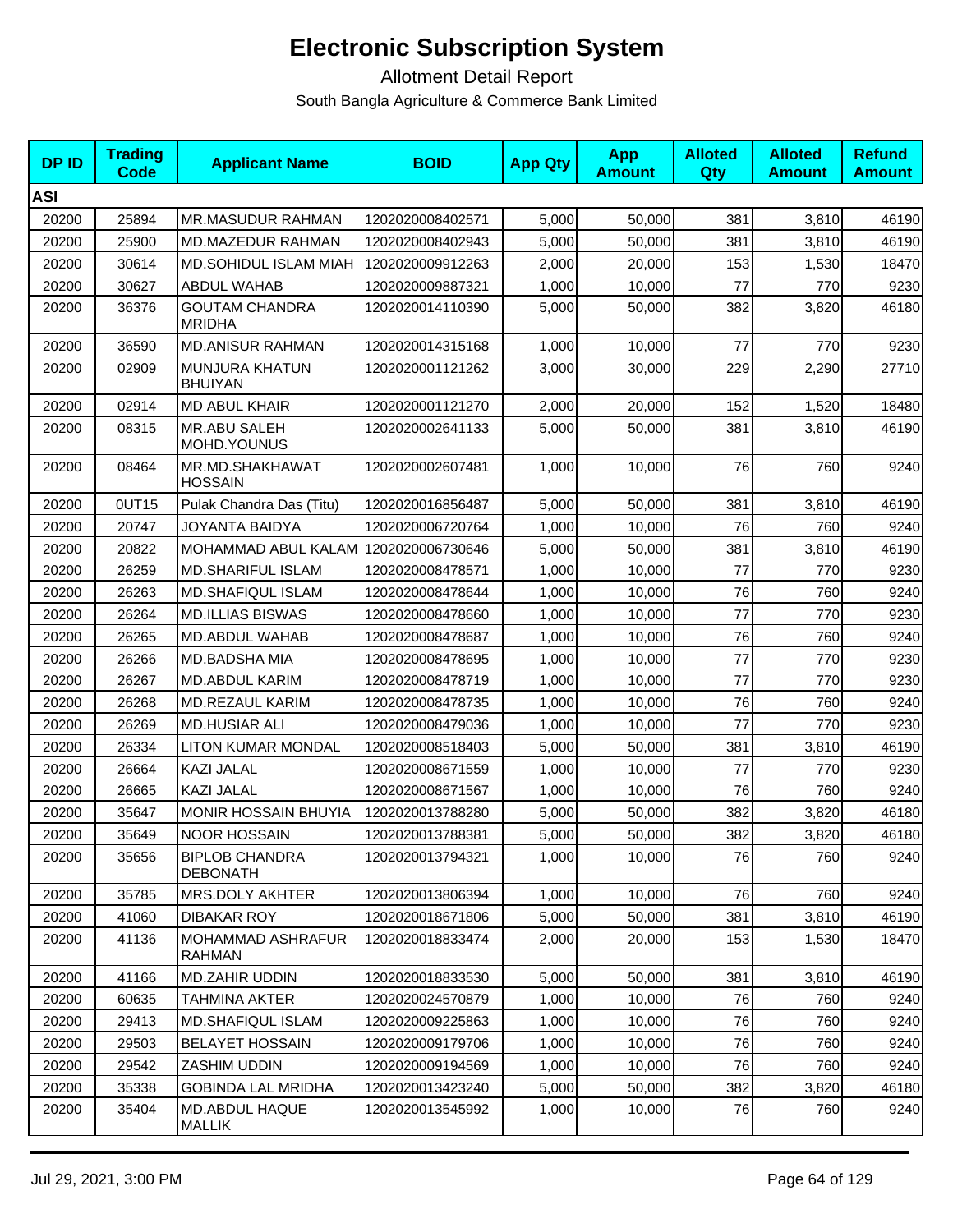# Electronic Subscription System

Allotment Detail Report

South Bangla Agriculture & Commerce Bank Limited

| DP ID | Trading Code | Applicant Name | BOID | App Qty | App Amount | Alloted Qty | Alloted Amount | Refund Amount |
|---|---|---|---|---|---|---|---|---|
| **ASI** | | | | | | | | |
| 20200 | 25894 | MR.MASUDUR RAHMAN | 1202020008402571 | 5,000 | 50,000 | 381 | 3,810 | 46190 |
| 20200 | 25900 | MD.MAZEDUR RAHMAN | 1202020008402943 | 5,000 | 50,000 | 381 | 3,810 | 46190 |
| 20200 | 30614 | MD.SOHIDUL ISLAM MIAH | 1202020009912263 | 2,000 | 20,000 | 153 | 1,530 | 18470 |
| 20200 | 30627 | ABDUL WAHAB | 1202020009887321 | 1,000 | 10,000 | 77 | 770 | 9230 |
| 20200 | 36376 | GOUTAM CHANDRA MRIDHA | 1202020014110390 | 5,000 | 50,000 | 382 | 3,820 | 46180 |
| 20200 | 36590 | MD.ANISUR RAHMAN | 1202020014315168 | 1,000 | 10,000 | 77 | 770 | 9230 |
| 20200 | 02909 | MUNJURA KHATUN BHUIYAN | 1202020001121262 | 3,000 | 30,000 | 229 | 2,290 | 27710 |
| 20200 | 02914 | MD ABUL KHAIR | 1202020001121270 | 2,000 | 20,000 | 152 | 1,520 | 18480 |
| 20200 | 08315 | MR.ABU SALEH MOHD.YOUNUS | 1202020002641133 | 5,000 | 50,000 | 381 | 3,810 | 46190 |
| 20200 | 08464 | MR.MD.SHAKHAWAT HOSSAIN | 1202020002607481 | 1,000 | 10,000 | 76 | 760 | 9240 |
| 20200 | 0UT15 | Pulak Chandra Das (Titu) | 1202020016856487 | 5,000 | 50,000 | 381 | 3,810 | 46190 |
| 20200 | 20747 | JOYANTA BAIDYA | 1202020006720764 | 1,000 | 10,000 | 76 | 760 | 9240 |
| 20200 | 20822 | MOHAMMAD ABUL KALAM | 1202020006730646 | 5,000 | 50,000 | 381 | 3,810 | 46190 |
| 20200 | 26259 | MD.SHARIFUL ISLAM | 1202020008478571 | 1,000 | 10,000 | 77 | 770 | 9230 |
| 20200 | 26263 | MD.SHAFIQUL ISLAM | 1202020008478644 | 1,000 | 10,000 | 76 | 760 | 9240 |
| 20200 | 26264 | MD.ILLIAS BISWAS | 1202020008478660 | 1,000 | 10,000 | 77 | 770 | 9230 |
| 20200 | 26265 | MD.ABDUL WAHAB | 1202020008478687 | 1,000 | 10,000 | 76 | 760 | 9240 |
| 20200 | 26266 | MD.BADSHA MIA | 1202020008478695 | 1,000 | 10,000 | 77 | 770 | 9230 |
| 20200 | 26267 | MD.ABDUL KARIM | 1202020008478719 | 1,000 | 10,000 | 77 | 770 | 9230 |
| 20200 | 26268 | MD.REZAUL KARIM | 1202020008478735 | 1,000 | 10,000 | 76 | 760 | 9240 |
| 20200 | 26269 | MD.HUSIAR ALI | 1202020008479036 | 1,000 | 10,000 | 77 | 770 | 9230 |
| 20200 | 26334 | LITON KUMAR MONDAL | 1202020008518403 | 5,000 | 50,000 | 381 | 3,810 | 46190 |
| 20200 | 26664 | KAZI JALAL | 1202020008671559 | 1,000 | 10,000 | 77 | 770 | 9230 |
| 20200 | 26665 | KAZI JALAL | 1202020008671567 | 1,000 | 10,000 | 76 | 760 | 9240 |
| 20200 | 35647 | MONIR HOSSAIN BHUYIA | 1202020013788280 | 5,000 | 50,000 | 382 | 3,820 | 46180 |
| 20200 | 35649 | NOOR HOSSAIN | 1202020013788381 | 5,000 | 50,000 | 382 | 3,820 | 46180 |
| 20200 | 35656 | BIPLOB CHANDRA DEBONATH | 1202020013794321 | 1,000 | 10,000 | 76 | 760 | 9240 |
| 20200 | 35785 | MRS.DOLY AKHTER | 1202020013806394 | 1,000 | 10,000 | 76 | 760 | 9240 |
| 20200 | 41060 | DIBAKAR ROY | 1202020018671806 | 5,000 | 50,000 | 381 | 3,810 | 46190 |
| 20200 | 41136 | MOHAMMAD ASHRAFUR RAHMAN | 1202020018833474 | 2,000 | 20,000 | 153 | 1,530 | 18470 |
| 20200 | 41166 | MD.ZAHIR UDDIN | 1202020018833530 | 5,000 | 50,000 | 381 | 3,810 | 46190 |
| 20200 | 60635 | TAHMINA AKTER | 1202020024570879 | 1,000 | 10,000 | 76 | 760 | 9240 |
| 20200 | 29413 | MD.SHAFIQUL ISLAM | 1202020009225863 | 1,000 | 10,000 | 76 | 760 | 9240 |
| 20200 | 29503 | BELAYET HOSSAIN | 1202020009179706 | 1,000 | 10,000 | 76 | 760 | 9240 |
| 20200 | 29542 | ZASHIM UDDIN | 1202020009194569 | 1,000 | 10,000 | 76 | 760 | 9240 |
| 20200 | 35338 | GOBINDA LAL MRIDHA | 1202020013423240 | 5,000 | 50,000 | 382 | 3,820 | 46180 |
| 20200 | 35404 | MD.ABDUL HAQUE MALLIK | 1202020013545992 | 1,000 | 10,000 | 76 | 760 | 9240 |

Jul 29, 2021, 3:00 PM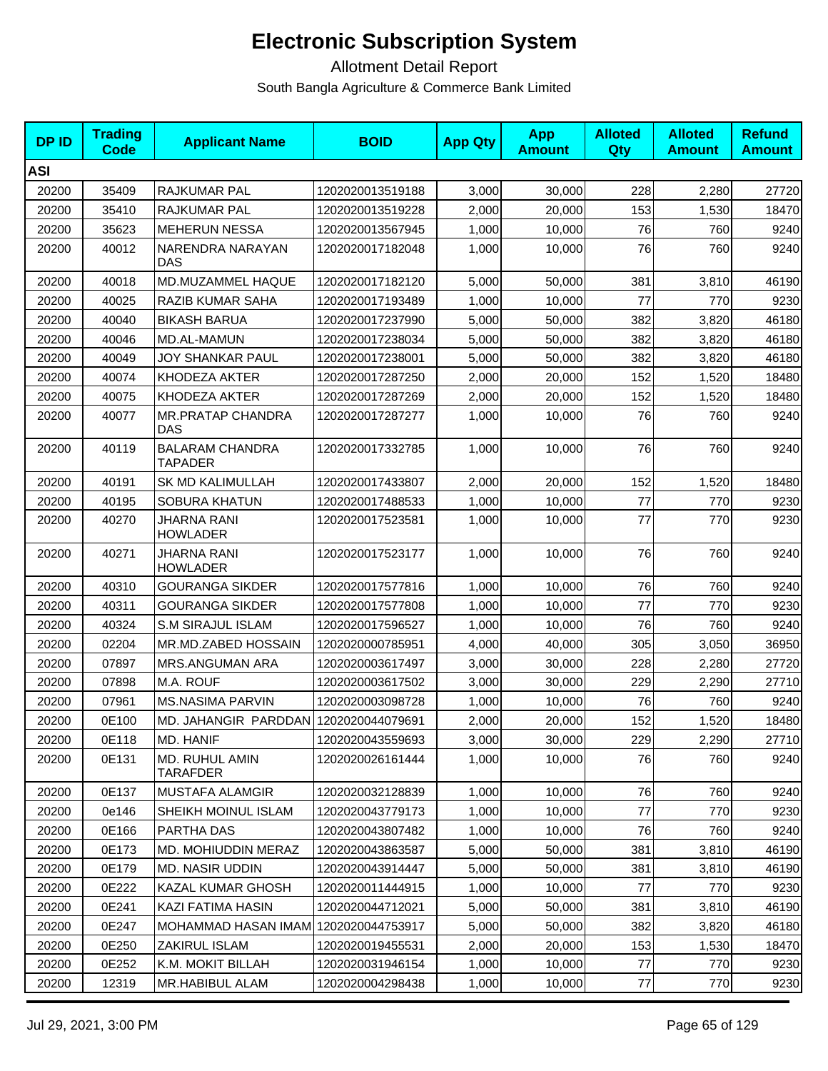# Electronic Subscription System

Allotment Detail Report

South Bangla Agriculture & Commerce Bank Limited

| DP ID | Trading Code | Applicant Name | BOID | App Qty | App Amount | Alloted Qty | Alloted Amount | Refund Amount |
|---|---|---|---|---|---|---|---|---|
| **ASI** | | | | | | | | |
| 20200 | 35409 | RAJKUMAR PAL | 1202020013519188 | 3,000 | 30,000 | 228 | 2,280 | 27720 |
| 20200 | 35410 | RAJKUMAR PAL | 1202020013519228 | 2,000 | 20,000 | 153 | 1,530 | 18470 |
| 20200 | 35623 | MEHERUN NESSA | 1202020013567945 | 1,000 | 10,000 | 76 | 760 | 9240 |
| 20200 | 40012 | NARENDRA NARAYAN DAS | 1202020017182048 | 1,000 | 10,000 | 76 | 760 | 9240 |
| 20200 | 40018 | MD.MUZAMMEL HAQUE | 1202020017182120 | 5,000 | 50,000 | 381 | 3,810 | 46190 |
| 20200 | 40025 | RAZIB KUMAR SAHA | 1202020017193489 | 1,000 | 10,000 | 77 | 770 | 9230 |
| 20200 | 40040 | BIKASH BARUA | 1202020017237990 | 5,000 | 50,000 | 382 | 3,820 | 46180 |
| 20200 | 40046 | MD.AL-MAMUN | 1202020017238034 | 5,000 | 50,000 | 382 | 3,820 | 46180 |
| 20200 | 40049 | JOY SHANKAR PAUL | 1202020017238001 | 5,000 | 50,000 | 382 | 3,820 | 46180 |
| 20200 | 40074 | KHODEZA AKTER | 1202020017287250 | 2,000 | 20,000 | 152 | 1,520 | 18480 |
| 20200 | 40075 | KHODEZA AKTER | 1202020017287269 | 2,000 | 20,000 | 152 | 1,520 | 18480 |
| 20200 | 40077 | MR.PRATAP CHANDRA DAS | 1202020017287277 | 1,000 | 10,000 | 76 | 760 | 9240 |
| 20200 | 40119 | BALARAM CHANDRA TAPADER | 1202020017332785 | 1,000 | 10,000 | 76 | 760 | 9240 |
| 20200 | 40191 | SK MD KALIMULLAH | 1202020017433807 | 2,000 | 20,000 | 152 | 1,520 | 18480 |
| 20200 | 40195 | SOBURA KHATUN | 1202020017488533 | 1,000 | 10,000 | 77 | 770 | 9230 |
| 20200 | 40270 | JHARNA RANI HOWLADER | 1202020017523581 | 1,000 | 10,000 | 77 | 770 | 9230 |
| 20200 | 40271 | JHARNA RANI HOWLADER | 1202020017523177 | 1,000 | 10,000 | 76 | 760 | 9240 |
| 20200 | 40310 | GOURANGA SIKDER | 1202020017577816 | 1,000 | 10,000 | 76 | 760 | 9240 |
| 20200 | 40311 | GOURANGA SIKDER | 1202020017577808 | 1,000 | 10,000 | 77 | 770 | 9230 |
| 20200 | 40324 | S.M SIRAJUL ISLAM | 1202020017596527 | 1,000 | 10,000 | 76 | 760 | 9240 |
| 20200 | 02204 | MR.MD.ZABED HOSSAIN | 1202020000785951 | 4,000 | 40,000 | 305 | 3,050 | 36950 |
| 20200 | 07897 | MRS.ANGUMAN ARA | 1202020003617497 | 3,000 | 30,000 | 228 | 2,280 | 27720 |
| 20200 | 07898 | M.A. ROUF | 1202020003617502 | 3,000 | 30,000 | 229 | 2,290 | 27710 |
| 20200 | 07961 | MS.NASIMA PARVIN | 1202020003098728 | 1,000 | 10,000 | 76 | 760 | 9240 |
| 20200 | 0E100 | MD. JAHANGIR PARDDAN | 1202020044079691 | 2,000 | 20,000 | 152 | 1,520 | 18480 |
| 20200 | 0E118 | MD. HANIF | 1202020043559693 | 3,000 | 30,000 | 229 | 2,290 | 27710 |
| 20200 | 0E131 | MD. RUHUL AMIN TARAFDER | 1202020026161444 | 1,000 | 10,000 | 76 | 760 | 9240 |
| 20200 | 0E137 | MUSTAFA ALAMGIR | 1202020032128839 | 1,000 | 10,000 | 76 | 760 | 9240 |
| 20200 | 0e146 | SHEIKH MOINUL ISLAM | 1202020043779173 | 1,000 | 10,000 | 77 | 770 | 9230 |
| 20200 | 0E166 | PARTHA DAS | 1202020043807482 | 1,000 | 10,000 | 76 | 760 | 9240 |
| 20200 | 0E173 | MD. MOHIUDDIN MERAZ | 1202020043863587 | 5,000 | 50,000 | 381 | 3,810 | 46190 |
| 20200 | 0E179 | MD. NASIR UDDIN | 1202020043914447 | 5,000 | 50,000 | 381 | 3,810 | 46190 |
| 20200 | 0E222 | KAZAL KUMAR GHOSH | 1202020011444915 | 1,000 | 10,000 | 77 | 770 | 9230 |
| 20200 | 0E241 | KAZI FATIMA HASIN | 1202020044712021 | 5,000 | 50,000 | 381 | 3,810 | 46190 |
| 20200 | 0E247 | MOHAMMAD HASAN IMAM | 1202020044753917 | 5,000 | 50,000 | 382 | 3,820 | 46180 |
| 20200 | 0E250 | ZAKIRUL ISLAM | 1202020019455531 | 2,000 | 20,000 | 153 | 1,530 | 18470 |
| 20200 | 0E252 | K.M. MOKIT BILLAH | 1202020031946154 | 1,000 | 10,000 | 77 | 770 | 9230 |
| 20200 | 12319 | MR.HABIBUL ALAM | 1202020004298438 | 1,000 | 10,000 | 77 | 770 | 9230 |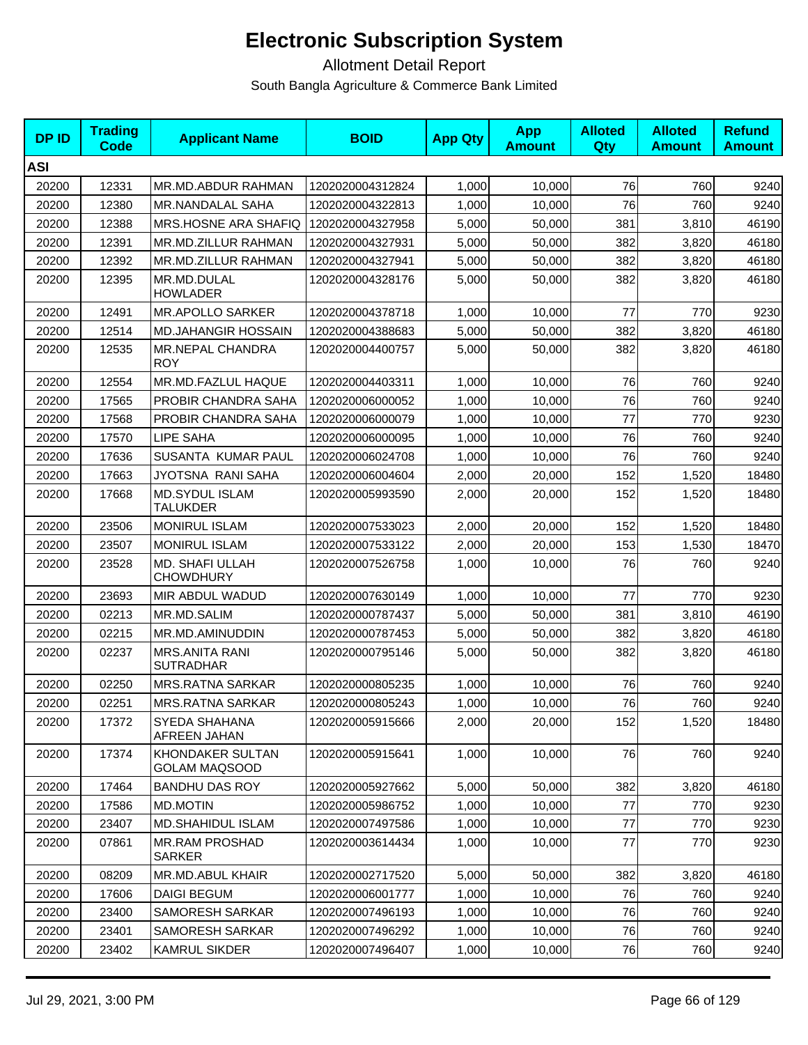# Electronic Subscription System

Allotment Detail Report

South Bangla Agriculture & Commerce Bank Limited

| DP ID | Trading Code | Applicant Name | BOID | App Qty | App Amount | Alloted Qty | Alloted Amount | Refund Amount |
|---|---|---|---|---|---|---|---|---|
| **ASI** | | | | | | | | |
| 20200 | 12331 | MR.MD.ABDUR RAHMAN | 1202020004312824 | 1,000 | 10,000 | 76 | 760 | 9240 |
| 20200 | 12380 | MR.NANDALAL SAHA | 1202020004322813 | 1,000 | 10,000 | 76 | 760 | 9240 |
| 20200 | 12388 | MRS.HOSNE ARA SHAFIQ | 1202020004327958 | 5,000 | 50,000 | 381 | 3,810 | 46190 |
| 20200 | 12391 | MR.MD.ZILLUR RAHMAN | 1202020004327931 | 5,000 | 50,000 | 382 | 3,820 | 46180 |
| 20200 | 12392 | MR.MD.ZILLUR RAHMAN | 1202020004327941 | 5,000 | 50,000 | 382 | 3,820 | 46180 |
| 20200 | 12395 | MR.MD.DULAL HOWLADER | 1202020004328176 | 5,000 | 50,000 | 382 | 3,820 | 46180 |
| 20200 | 12491 | MR.APOLLO SARKER | 1202020004378718 | 1,000 | 10,000 | 77 | 770 | 9230 |
| 20200 | 12514 | MD.JAHANGIR HOSSAIN | 1202020004388683 | 5,000 | 50,000 | 382 | 3,820 | 46180 |
| 20200 | 12535 | MR.NEPAL CHANDRA ROY | 1202020004400757 | 5,000 | 50,000 | 382 | 3,820 | 46180 |
| 20200 | 12554 | MR.MD.FAZLUL HAQUE | 1202020004403311 | 1,000 | 10,000 | 76 | 760 | 9240 |
| 20200 | 17565 | PROBIR CHANDRA SAHA | 1202020006000052 | 1,000 | 10,000 | 76 | 760 | 9240 |
| 20200 | 17568 | PROBIR CHANDRA SAHA | 1202020006000079 | 1,000 | 10,000 | 77 | 770 | 9230 |
| 20200 | 17570 | LIPE SAHA | 1202020006000095 | 1,000 | 10,000 | 76 | 760 | 9240 |
| 20200 | 17636 | SUSANTA KUMAR PAUL | 1202020006024708 | 1,000 | 10,000 | 76 | 760 | 9240 |
| 20200 | 17663 | JYOTSNA RANI SAHA | 1202020006004604 | 2,000 | 20,000 | 152 | 1,520 | 18480 |
| 20200 | 17668 | MD.SYDUL ISLAM TALUKDER | 1202020005993590 | 2,000 | 20,000 | 152 | 1,520 | 18480 |
| 20200 | 23506 | MONIRUL ISLAM | 1202020007533023 | 2,000 | 20,000 | 152 | 1,520 | 18480 |
| 20200 | 23507 | MONIRUL ISLAM | 1202020007533122 | 2,000 | 20,000 | 153 | 1,530 | 18470 |
| 20200 | 23528 | MD. SHAFI ULLAH CHOWDHURY | 1202020007526758 | 1,000 | 10,000 | 76 | 760 | 9240 |
| 20200 | 23693 | MIR ABDUL WADUD | 1202020007630149 | 1,000 | 10,000 | 77 | 770 | 9230 |
| 20200 | 02213 | MR.MD.SALIM | 1202020000787437 | 5,000 | 50,000 | 381 | 3,810 | 46190 |
| 20200 | 02215 | MR.MD.AMINUDDIN | 1202020000787453 | 5,000 | 50,000 | 382 | 3,820 | 46180 |
| 20200 | 02237 | MRS.ANITA RANI SUTRADHAR | 1202020000795146 | 5,000 | 50,000 | 382 | 3,820 | 46180 |
| 20200 | 02250 | MRS.RATNA SARKAR | 1202020000805235 | 1,000 | 10,000 | 76 | 760 | 9240 |
| 20200 | 02251 | MRS.RATNA SARKAR | 1202020000805243 | 1,000 | 10,000 | 76 | 760 | 9240 |
| 20200 | 17372 | SYEDA SHAHANA AFREEN JAHAN | 1202020005915666 | 2,000 | 20,000 | 152 | 1,520 | 18480 |
| 20200 | 17374 | KHONDAKER SULTAN GOLAM MAQSOOD | 1202020005915641 | 1,000 | 10,000 | 76 | 760 | 9240 |
| 20200 | 17464 | BANDHU DAS ROY | 1202020005927662 | 5,000 | 50,000 | 382 | 3,820 | 46180 |
| 20200 | 17586 | MD.MOTIN | 1202020005986752 | 1,000 | 10,000 | 77 | 770 | 9230 |
| 20200 | 23407 | MD.SHAHIDUL ISLAM | 1202020007497586 | 1,000 | 10,000 | 77 | 770 | 9230 |
| 20200 | 07861 | MR.RAM PROSHAD SARKER | 1202020003614434 | 1,000 | 10,000 | 77 | 770 | 9230 |
| 20200 | 08209 | MR.MD.ABUL KHAIR | 1202020002717520 | 5,000 | 50,000 | 382 | 3,820 | 46180 |
| 20200 | 17606 | DAIGI BEGUM | 1202020006001777 | 1,000 | 10,000 | 76 | 760 | 9240 |
| 20200 | 23400 | SAMORESH SARKAR | 1202020007496193 | 1,000 | 10,000 | 76 | 760 | 9240 |
| 20200 | 23401 | SAMORESH SARKAR | 1202020007496292 | 1,000 | 10,000 | 76 | 760 | 9240 |
| 20200 | 23402 | KAMRUL SIKDER | 1202020007496407 | 1,000 | 10,000 | 76 | 760 | 9240 |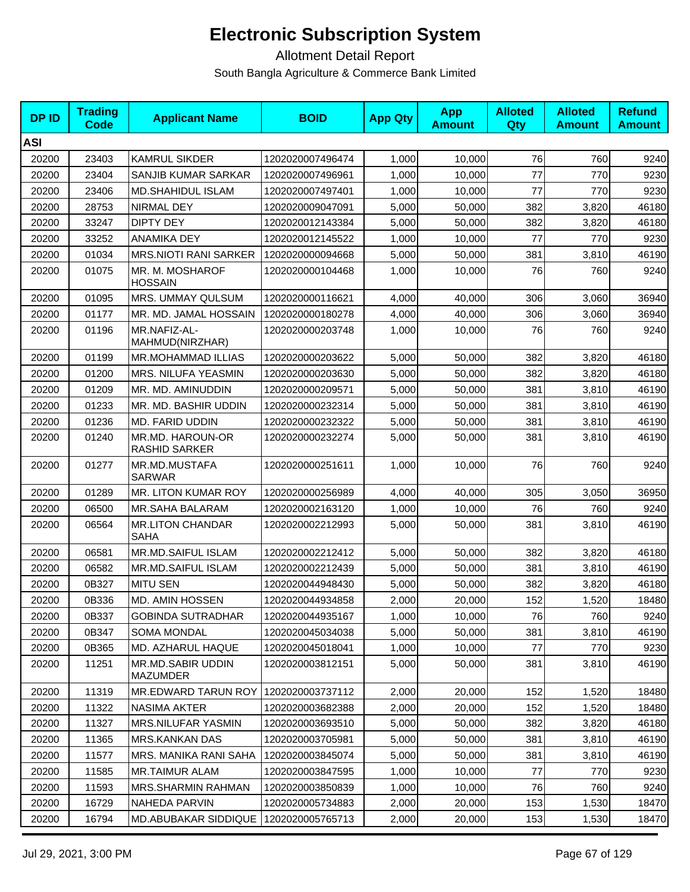# Electronic Subscription System

Allotment Detail Report

South Bangla Agriculture & Commerce Bank Limited

| DP ID | Trading Code | Applicant Name | BOID | App Qty | App Amount | Alloted Qty | Alloted Amount | Refund Amount |
|---|---|---|---|---|---|---|---|---|
| **ASI** | | | | | | | | |
| 20200 | 23403 | KAMRUL SIKDER | 1202020007496474 | 1,000 | 10,000 | 76 | 760 | 9240 |
| 20200 | 23404 | SANJIB KUMAR SARKAR | 1202020007496961 | 1,000 | 10,000 | 77 | 770 | 9230 |
| 20200 | 23406 | MD.SHAHIDUL ISLAM | 1202020007497401 | 1,000 | 10,000 | 77 | 770 | 9230 |
| 20200 | 28753 | NIRMAL DEY | 1202020009047091 | 5,000 | 50,000 | 382 | 3,820 | 46180 |
| 20200 | 33247 | DIPTY DEY | 1202020012143384 | 5,000 | 50,000 | 382 | 3,820 | 46180 |
| 20200 | 33252 | ANAMIKA DEY | 1202020012145522 | 1,000 | 10,000 | 77 | 770 | 9230 |
| 20200 | 01034 | MRS.NIOTI RANI SARKER | 1202020000094668 | 5,000 | 50,000 | 381 | 3,810 | 46190 |
| 20200 | 01075 | MR. M. MOSHAROF HOSSAIN | 1202020000104468 | 1,000 | 10,000 | 76 | 760 | 9240 |
| 20200 | 01095 | MRS. UMMAY QULSUM | 1202020000116621 | 4,000 | 40,000 | 306 | 3,060 | 36940 |
| 20200 | 01177 | MR. MD. JAMAL HOSSAIN | 1202020000180278 | 4,000 | 40,000 | 306 | 3,060 | 36940 |
| 20200 | 01196 | MR.NAFIZ-AL-MAHMUD(NIRZHAR) | 1202020000203748 | 1,000 | 10,000 | 76 | 760 | 9240 |
| 20200 | 01199 | MR.MOHAMMAD ILLIAS | 1202020000203622 | 5,000 | 50,000 | 382 | 3,820 | 46180 |
| 20200 | 01200 | MRS. NILUFA YEASMIN | 1202020000203630 | 5,000 | 50,000 | 382 | 3,820 | 46180 |
| 20200 | 01209 | MR. MD. AMINUDDIN | 1202020000209571 | 5,000 | 50,000 | 381 | 3,810 | 46190 |
| 20200 | 01233 | MR. MD. BASHIR UDDIN | 1202020000232314 | 5,000 | 50,000 | 381 | 3,810 | 46190 |
| 20200 | 01236 | MD. FARID UDDIN | 1202020000232322 | 5,000 | 50,000 | 381 | 3,810 | 46190 |
| 20200 | 01240 | MR.MD. HAROUN-OR RASHID SARKER | 1202020000232274 | 5,000 | 50,000 | 381 | 3,810 | 46190 |
| 20200 | 01277 | MR.MD.MUSTAFA SARWAR | 1202020000251611 | 1,000 | 10,000 | 76 | 760 | 9240 |
| 20200 | 01289 | MR. LITON KUMAR ROY | 1202020000256989 | 4,000 | 40,000 | 305 | 3,050 | 36950 |
| 20200 | 06500 | MR.SAHA BALARAM | 1202020002163120 | 1,000 | 10,000 | 76 | 760 | 9240 |
| 20200 | 06564 | MR.LITON CHANDAR SAHA | 1202020002212993 | 5,000 | 50,000 | 381 | 3,810 | 46190 |
| 20200 | 06581 | MR.MD.SAIFUL ISLAM | 1202020002212412 | 5,000 | 50,000 | 382 | 3,820 | 46180 |
| 20200 | 06582 | MR.MD.SAIFUL ISLAM | 1202020002212439 | 5,000 | 50,000 | 381 | 3,810 | 46190 |
| 20200 | 0B327 | MITU SEN | 1202020044948430 | 5,000 | 50,000 | 382 | 3,820 | 46180 |
| 20200 | 0B336 | MD. AMIN HOSSEN | 1202020044934858 | 2,000 | 20,000 | 152 | 1,520 | 18480 |
| 20200 | 0B337 | GOBINDA SUTRADHAR | 1202020044935167 | 1,000 | 10,000 | 76 | 760 | 9240 |
| 20200 | 0B347 | SOMA MONDAL | 1202020045034038 | 5,000 | 50,000 | 381 | 3,810 | 46190 |
| 20200 | 0B365 | MD. AZHARUL HAQUE | 1202020045018041 | 1,000 | 10,000 | 77 | 770 | 9230 |
| 20200 | 11251 | MR.MD.SABIR UDDIN MAZUMDER | 1202020003812151 | 5,000 | 50,000 | 381 | 3,810 | 46190 |
| 20200 | 11319 | MR.EDWARD TARUN ROY | 1202020003737112 | 2,000 | 20,000 | 152 | 1,520 | 18480 |
| 20200 | 11322 | NASIMA AKTER | 1202020003682388 | 2,000 | 20,000 | 152 | 1,520 | 18480 |
| 20200 | 11327 | MRS.NILUFAR YASMIN | 1202020003693510 | 5,000 | 50,000 | 382 | 3,820 | 46180 |
| 20200 | 11365 | MRS.KANKAN DAS | 1202020003705981 | 5,000 | 50,000 | 381 | 3,810 | 46190 |
| 20200 | 11577 | MRS. MANIKA RANI SAHA | 1202020003845074 | 5,000 | 50,000 | 381 | 3,810 | 46190 |
| 20200 | 11585 | MR.TAIMUR ALAM | 1202020003847595 | 1,000 | 10,000 | 77 | 770 | 9230 |
| 20200 | 11593 | MRS.SHARMIN RAHMAN | 1202020003850839 | 1,000 | 10,000 | 76 | 760 | 9240 |
| 20200 | 16729 | NAHEDA PARVIN | 1202020005734883 | 2,000 | 20,000 | 153 | 1,530 | 18470 |
| 20200 | 16794 | MD.ABUBAKAR SIDDIQUE | 1202020005765713 | 2,000 | 20,000 | 153 | 1,530 | 18470 |

Jul 29, 2021, 3:00 PM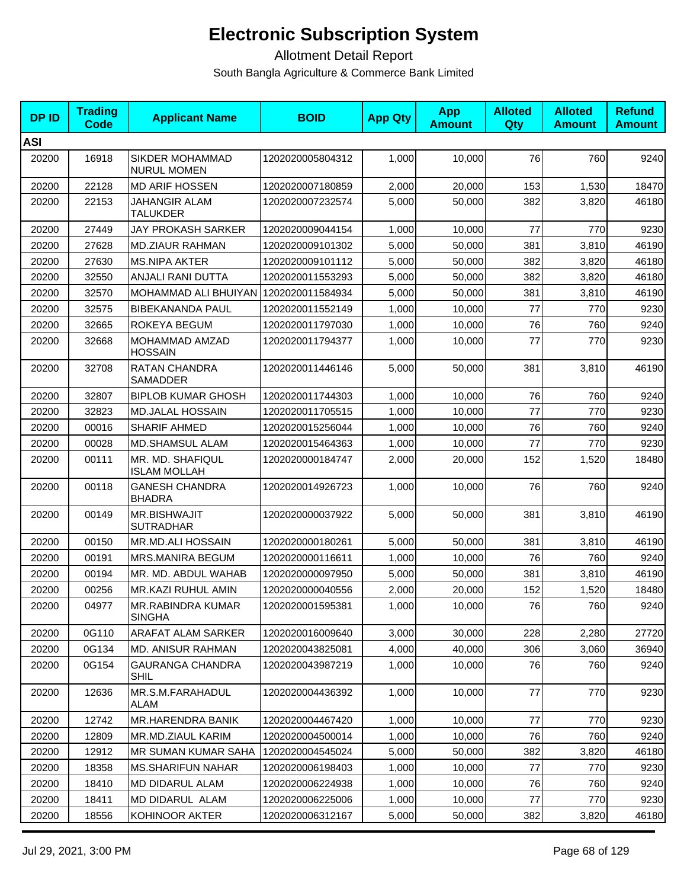# Electronic Subscription System

Allotment Detail Report

South Bangla Agriculture & Commerce Bank Limited

| DP ID | Trading Code | Applicant Name | BOID | App Qty | App Amount | Alloted Qty | Alloted Amount | Refund Amount |
|---|---|---|---|---|---|---|---|---|
| **ASI** | | | | | | | | |
| 20200 | 16918 | SIKDER MOHAMMAD NURUL MOMEN | 1202020005804312 | 1,000 | 10,000 | 76 | 760 | 9240 |
| 20200 | 22128 | MD ARIF HOSSEN | 1202020007180859 | 2,000 | 20,000 | 153 | 1,530 | 18470 |
| 20200 | 22153 | JAHANGIR ALAM TALUKDER | 1202020007232574 | 5,000 | 50,000 | 382 | 3,820 | 46180 |
| 20200 | 27449 | JAY PROKASH SARKER | 1202020009044154 | 1,000 | 10,000 | 77 | 770 | 9230 |
| 20200 | 27628 | MD.ZIAUR RAHMAN | 1202020009101302 | 5,000 | 50,000 | 381 | 3,810 | 46190 |
| 20200 | 27630 | MS.NIPA AKTER | 1202020009101112 | 5,000 | 50,000 | 382 | 3,820 | 46180 |
| 20200 | 32550 | ANJALI RANI DUTTA | 1202020011553293 | 5,000 | 50,000 | 382 | 3,820 | 46180 |
| 20200 | 32570 | MOHAMMAD ALI BHUIYAN | 1202020011584934 | 5,000 | 50,000 | 381 | 3,810 | 46190 |
| 20200 | 32575 | BIBEKANANDA PAUL | 1202020011552149 | 1,000 | 10,000 | 77 | 770 | 9230 |
| 20200 | 32665 | ROKEYA BEGUM | 1202020011797030 | 1,000 | 10,000 | 76 | 760 | 9240 |
| 20200 | 32668 | MOHAMMAD AMZAD HOSSAIN | 1202020011794377 | 1,000 | 10,000 | 77 | 770 | 9230 |
| 20200 | 32708 | RATAN CHANDRA SAMADDER | 1202020011446146 | 5,000 | 50,000 | 381 | 3,810 | 46190 |
| 20200 | 32807 | BIPLOB KUMAR GHOSH | 1202020011744303 | 1,000 | 10,000 | 76 | 760 | 9240 |
| 20200 | 32823 | MD.JALAL HOSSAIN | 1202020011705515 | 1,000 | 10,000 | 77 | 770 | 9230 |
| 20200 | 00016 | SHARIF AHMED | 1202020015256044 | 1,000 | 10,000 | 76 | 760 | 9240 |
| 20200 | 00028 | MD.SHAMSUL ALAM | 1202020015464363 | 1,000 | 10,000 | 77 | 770 | 9230 |
| 20200 | 00111 | MR. MD. SHAFIQUL ISLAM MOLLAH | 1202020000184747 | 2,000 | 20,000 | 152 | 1,520 | 18480 |
| 20200 | 00118 | GANESH CHANDRA BHADRA | 1202020014926723 | 1,000 | 10,000 | 76 | 760 | 9240 |
| 20200 | 00149 | MR.BISHWAJIT SUTRADHAR | 1202020000037922 | 5,000 | 50,000 | 381 | 3,810 | 46190 |
| 20200 | 00150 | MR.MD.ALI HOSSAIN | 1202020000180261 | 5,000 | 50,000 | 381 | 3,810 | 46190 |
| 20200 | 00191 | MRS.MANIRA BEGUM | 1202020000116611 | 1,000 | 10,000 | 76 | 760 | 9240 |
| 20200 | 00194 | MR. MD. ABDUL WAHAB | 1202020000097950 | 5,000 | 50,000 | 381 | 3,810 | 46190 |
| 20200 | 00256 | MR.KAZI RUHUL AMIN | 1202020000040556 | 2,000 | 20,000 | 152 | 1,520 | 18480 |
| 20200 | 04977 | MR.RABINDRA KUMAR SINGHA | 1202020001595381 | 1,000 | 10,000 | 76 | 760 | 9240 |
| 20200 | 0G110 | ARAFAT ALAM SARKER | 1202020016009640 | 3,000 | 30,000 | 228 | 2,280 | 27720 |
| 20200 | 0G134 | MD. ANISUR RAHMAN | 1202020043825081 | 4,000 | 40,000 | 306 | 3,060 | 36940 |
| 20200 | 0G154 | GAURANGA CHANDRA SHIL | 1202020043987219 | 1,000 | 10,000 | 76 | 760 | 9240 |
| 20200 | 12636 | MR.S.M.FARAHADUL ALAM | 1202020004436392 | 1,000 | 10,000 | 77 | 770 | 9230 |
| 20200 | 12742 | MR.HARENDRA BANIK | 1202020004467420 | 1,000 | 10,000 | 77 | 770 | 9230 |
| 20200 | 12809 | MR.MD.ZIAUL KARIM | 1202020004500014 | 1,000 | 10,000 | 76 | 760 | 9240 |
| 20200 | 12912 | MR SUMAN KUMAR SAHA | 1202020004545024 | 5,000 | 50,000 | 382 | 3,820 | 46180 |
| 20200 | 18358 | MS.SHARIFUN NAHAR | 1202020006198403 | 1,000 | 10,000 | 77 | 770 | 9230 |
| 20200 | 18410 | MD DIDARUL ALAM | 1202020006224938 | 1,000 | 10,000 | 76 | 760 | 9240 |
| 20200 | 18411 | MD DIDARUL ALAM | 1202020006225006 | 1,000 | 10,000 | 77 | 770 | 9230 |
| 20200 | 18556 | KOHINOOR AKTER | 1202020006312167 | 5,000 | 50,000 | 382 | 3,820 | 46180 |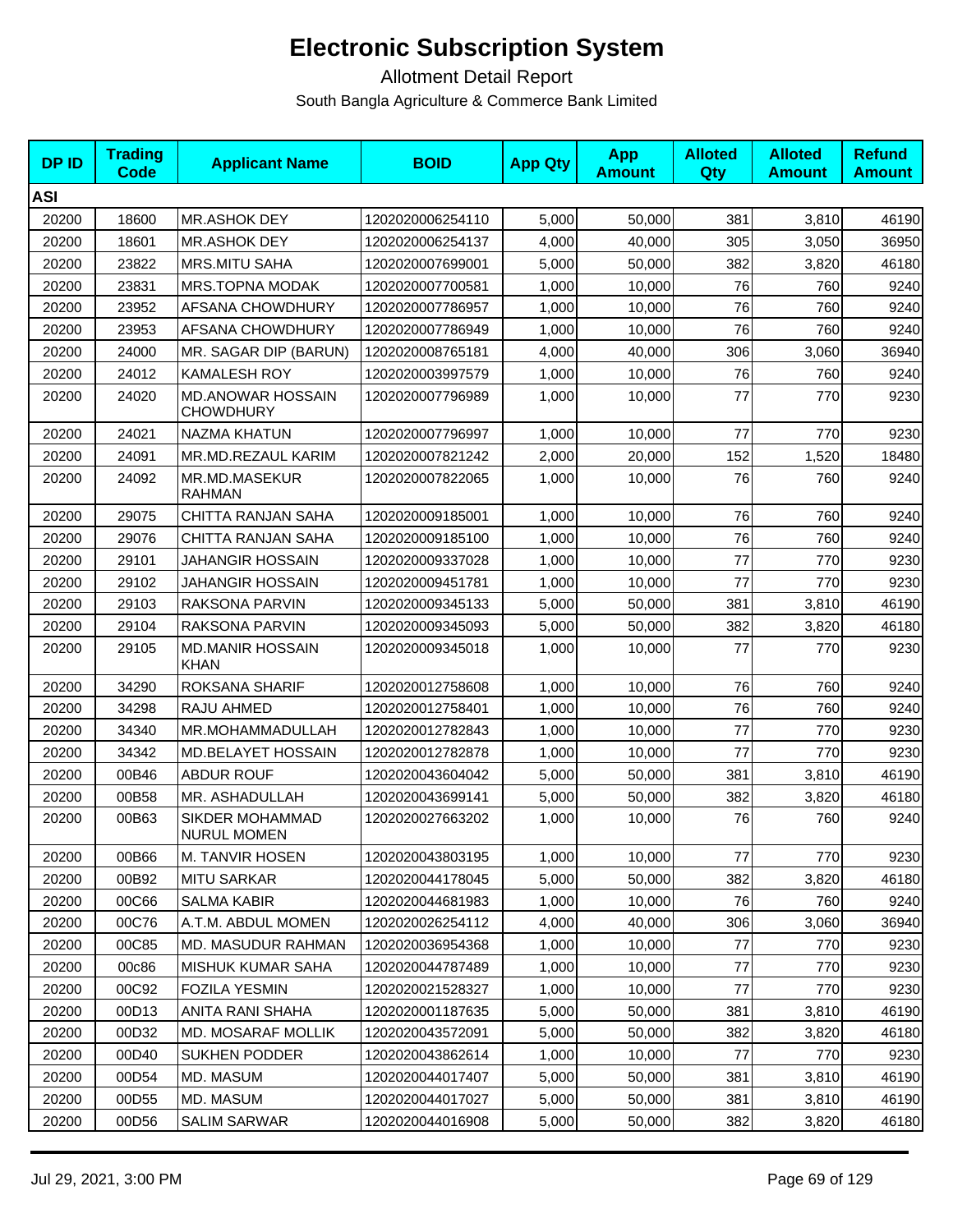# Electronic Subscription System

Allotment Detail Report

South Bangla Agriculture & Commerce Bank Limited

| DP ID | Trading Code | Applicant Name | BOID | App Qty | App Amount | Alloted Qty | Alloted Amount | Refund Amount |
|---|---|---|---|---|---|---|---|---|
| **ASI** | | | | | | | | |
| 20200 | 18600 | MR.ASHOK DEY | 1202020006254110 | 5,000 | 50,000 | 381 | 3,810 | 46190 |
| 20200 | 18601 | MR.ASHOK DEY | 1202020006254137 | 4,000 | 40,000 | 305 | 3,050 | 36950 |
| 20200 | 23822 | MRS.MITU SAHA | 1202020007699001 | 5,000 | 50,000 | 382 | 3,820 | 46180 |
| 20200 | 23831 | MRS.TOPNA MODAK | 1202020007700581 | 1,000 | 10,000 | 76 | 760 | 9240 |
| 20200 | 23952 | AFSANA CHOWDHURY | 1202020007786957 | 1,000 | 10,000 | 76 | 760 | 9240 |
| 20200 | 23953 | AFSANA CHOWDHURY | 1202020007786949 | 1,000 | 10,000 | 76 | 760 | 9240 |
| 20200 | 24000 | MR. SAGAR DIP (BARUN) | 1202020008765181 | 4,000 | 40,000 | 306 | 3,060 | 36940 |
| 20200 | 24012 | KAMALESH ROY | 1202020003997579 | 1,000 | 10,000 | 76 | 760 | 9240 |
| 20200 | 24020 | MD.ANOWAR HOSSAIN CHOWDHURY | 1202020007796989 | 1,000 | 10,000 | 77 | 770 | 9230 |
| 20200 | 24021 | NAZMA KHATUN | 1202020007796997 | 1,000 | 10,000 | 77 | 770 | 9230 |
| 20200 | 24091 | MR.MD.REZAUL KARIM | 1202020007821242 | 2,000 | 20,000 | 152 | 1,520 | 18480 |
| 20200 | 24092 | MR.MD.MASEKUR RAHMAN | 1202020007822065 | 1,000 | 10,000 | 76 | 760 | 9240 |
| 20200 | 29075 | CHITTA RANJAN SAHA | 1202020009185001 | 1,000 | 10,000 | 76 | 760 | 9240 |
| 20200 | 29076 | CHITTA RANJAN SAHA | 1202020009185100 | 1,000 | 10,000 | 76 | 760 | 9240 |
| 20200 | 29101 | JAHANGIR HOSSAIN | 1202020009337028 | 1,000 | 10,000 | 77 | 770 | 9230 |
| 20200 | 29102 | JAHANGIR HOSSAIN | 1202020009451781 | 1,000 | 10,000 | 77 | 770 | 9230 |
| 20200 | 29103 | RAKSONA PARVIN | 1202020009345133 | 5,000 | 50,000 | 381 | 3,810 | 46190 |
| 20200 | 29104 | RAKSONA PARVIN | 1202020009345093 | 5,000 | 50,000 | 382 | 3,820 | 46180 |
| 20200 | 29105 | MD.MANIR HOSSAIN KHAN | 1202020009345018 | 1,000 | 10,000 | 77 | 770 | 9230 |
| 20200 | 34290 | ROKSANA SHARIF | 1202020012758608 | 1,000 | 10,000 | 76 | 760 | 9240 |
| 20200 | 34298 | RAJU AHMED | 1202020012758401 | 1,000 | 10,000 | 76 | 760 | 9240 |
| 20200 | 34340 | MR.MOHAMMADULLAH | 1202020012782843 | 1,000 | 10,000 | 77 | 770 | 9230 |
| 20200 | 34342 | MD.BELAYET HOSSAIN | 1202020012782878 | 1,000 | 10,000 | 77 | 770 | 9230 |
| 20200 | 00B46 | ABDUR ROUF | 1202020043604042 | 5,000 | 50,000 | 381 | 3,810 | 46190 |
| 20200 | 00B58 | MR. ASHADULLAH | 1202020043699141 | 5,000 | 50,000 | 382 | 3,820 | 46180 |
| 20200 | 00B63 | SIKDER MOHAMMAD NURUL MOMEN | 1202020027663202 | 1,000 | 10,000 | 76 | 760 | 9240 |
| 20200 | 00B66 | M. TANVIR HOSEN | 1202020043803195 | 1,000 | 10,000 | 77 | 770 | 9230 |
| 20200 | 00B92 | MITU SARKAR | 1202020044178045 | 5,000 | 50,000 | 382 | 3,820 | 46180 |
| 20200 | 00C66 | SALMA KABIR | 1202020044681983 | 1,000 | 10,000 | 76 | 760 | 9240 |
| 20200 | 00C76 | A.T.M. ABDUL MOMEN | 1202020026254112 | 4,000 | 40,000 | 306 | 3,060 | 36940 |
| 20200 | 00C85 | MD. MASUDUR RAHMAN | 1202020036954368 | 1,000 | 10,000 | 77 | 770 | 9230 |
| 20200 | 00c86 | MISHUK KUMAR SAHA | 1202020044787489 | 1,000 | 10,000 | 77 | 770 | 9230 |
| 20200 | 00C92 | FOZILA YESMIN | 1202020021528327 | 1,000 | 10,000 | 77 | 770 | 9230 |
| 20200 | 00D13 | ANITA RANI SHAHA | 1202020001187635 | 5,000 | 50,000 | 381 | 3,810 | 46190 |
| 20200 | 00D32 | MD. MOSARAF MOLLIK | 1202020043572091 | 5,000 | 50,000 | 382 | 3,820 | 46180 |
| 20200 | 00D40 | SUKHEN PODDER | 1202020043862614 | 1,000 | 10,000 | 77 | 770 | 9230 |
| 20200 | 00D54 | MD. MASUM | 1202020044017407 | 5,000 | 50,000 | 381 | 3,810 | 46190 |
| 20200 | 00D55 | MD. MASUM | 1202020044017027 | 5,000 | 50,000 | 381 | 3,810 | 46190 |
| 20200 | 00D56 | SALIM SARWAR | 1202020044016908 | 5,000 | 50,000 | 382 | 3,820 | 46180 |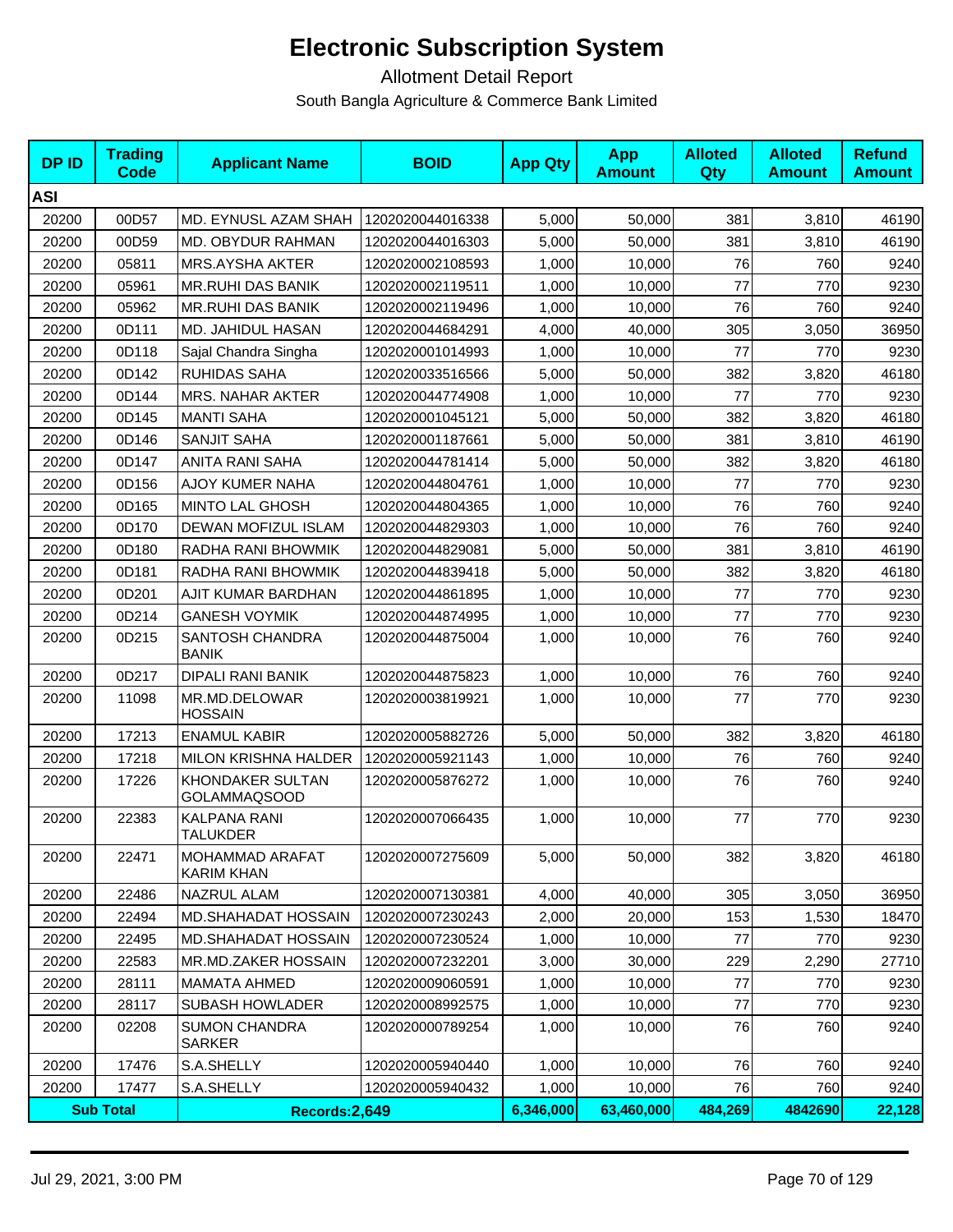# Electronic Subscription System

Allotment Detail Report

South Bangla Agriculture & Commerce Bank Limited

| DP ID | Trading Code | Applicant Name | BOID | App Qty | App Amount | Alloted Qty | Alloted Amount | Refund Amount |
|---|---|---|---|---|---|---|---|---|
| **ASI** | | | | | | | | |
| 20200 | 00D57 | MD. EYNUSL AZAM SHAH | 1202020044016338 | 5,000 | 50,000 | 381 | 3,810 | 46190 |
| 20200 | 00D59 | MD. OBYDUR RAHMAN | 1202020044016303 | 5,000 | 50,000 | 381 | 3,810 | 46190 |
| 20200 | 05811 | MRS.AYSHA AKTER | 1202020002108593 | 1,000 | 10,000 | 76 | 760 | 9240 |
| 20200 | 05961 | MR.RUHI DAS BANIK | 1202020002119511 | 1,000 | 10,000 | 77 | 770 | 9230 |
| 20200 | 05962 | MR.RUHI DAS BANIK | 1202020002119496 | 1,000 | 10,000 | 76 | 760 | 9240 |
| 20200 | 0D111 | MD. JAHIDUL HASAN | 1202020044684291 | 4,000 | 40,000 | 305 | 3,050 | 36950 |
| 20200 | 0D118 | Sajal Chandra Singha | 1202020001014993 | 1,000 | 10,000 | 77 | 770 | 9230 |
| 20200 | 0D142 | RUHIDAS SAHA | 1202020033516566 | 5,000 | 50,000 | 382 | 3,820 | 46180 |
| 20200 | 0D144 | MRS. NAHAR AKTER | 1202020044774908 | 1,000 | 10,000 | 77 | 770 | 9230 |
| 20200 | 0D145 | MANTI SAHA | 1202020001045121 | 5,000 | 50,000 | 382 | 3,820 | 46180 |
| 20200 | 0D146 | SANJIT SAHA | 1202020001187661 | 5,000 | 50,000 | 381 | 3,810 | 46190 |
| 20200 | 0D147 | ANITA RANI SAHA | 1202020044781414 | 5,000 | 50,000 | 382 | 3,820 | 46180 |
| 20200 | 0D156 | AJOY KUMER NAHA | 1202020044804761 | 1,000 | 10,000 | 77 | 770 | 9230 |
| 20200 | 0D165 | MINTO LAL GHOSH | 1202020044804365 | 1,000 | 10,000 | 76 | 760 | 9240 |
| 20200 | 0D170 | DEWAN MOFIZUL ISLAM | 1202020044829303 | 1,000 | 10,000 | 76 | 760 | 9240 |
| 20200 | 0D180 | RADHA RANI BHOWMIK | 1202020044829081 | 5,000 | 50,000 | 381 | 3,810 | 46190 |
| 20200 | 0D181 | RADHA RANI BHOWMIK | 1202020044839418 | 5,000 | 50,000 | 382 | 3,820 | 46180 |
| 20200 | 0D201 | AJIT KUMAR BARDHAN | 1202020044861895 | 1,000 | 10,000 | 77 | 770 | 9230 |
| 20200 | 0D214 | GANESH VOYMIK | 1202020044874995 | 1,000 | 10,000 | 77 | 770 | 9230 |
| 20200 | 0D215 | SANTOSH CHANDRA BANIK | 1202020044875004 | 1,000 | 10,000 | 76 | 760 | 9240 |
| 20200 | 0D217 | DIPALI RANI BANIK | 1202020044875823 | 1,000 | 10,000 | 76 | 760 | 9240 |
| 20200 | 11098 | MR.MD.DELOWAR HOSSAIN | 1202020003819921 | 1,000 | 10,000 | 77 | 770 | 9230 |
| 20200 | 17213 | ENAMUL KABIR | 1202020005882726 | 5,000 | 50,000 | 382 | 3,820 | 46180 |
| 20200 | 17218 | MILON KRISHNA HALDER | 1202020005921143 | 1,000 | 10,000 | 76 | 760 | 9240 |
| 20200 | 17226 | KHONDAKER SULTAN GOLAMMAQSOOD | 1202020005876272 | 1,000 | 10,000 | 76 | 760 | 9240 |
| 20200 | 22383 | KALPANA RANI TALUKDER | 1202020007066435 | 1,000 | 10,000 | 77 | 770 | 9230 |
| 20200 | 22471 | MOHAMMAD ARAFAT KARIM KHAN | 1202020007275609 | 5,000 | 50,000 | 382 | 3,820 | 46180 |
| 20200 | 22486 | NAZRUL ALAM | 1202020007130381 | 4,000 | 40,000 | 305 | 3,050 | 36950 |
| 20200 | 22494 | MD.SHAHADAT HOSSAIN | 1202020007230243 | 2,000 | 20,000 | 153 | 1,530 | 18470 |
| 20200 | 22495 | MD.SHAHADAT HOSSAIN | 1202020007230524 | 1,000 | 10,000 | 77 | 770 | 9230 |
| 20200 | 22583 | MR.MD.ZAKER HOSSAIN | 1202020007232201 | 3,000 | 30,000 | 229 | 2,290 | 27710 |
| 20200 | 28111 | MAMATA AHMED | 1202020009060591 | 1,000 | 10,000 | 77 | 770 | 9230 |
| 20200 | 28117 | SUBASH HOWLADER | 1202020008992575 | 1,000 | 10,000 | 77 | 770 | 9230 |
| 20200 | 02208 | SUMON CHANDRA SARKER | 1202020000789254 | 1,000 | 10,000 | 76 | 760 | 9240 |
| 20200 | 17476 | S.A.SHELLY | 1202020005940440 | 1,000 | 10,000 | 76 | 760 | 9240 |
| 20200 | 17477 | S.A.SHELLY | 1202020005940432 | 1,000 | 10,000 | 76 | 760 | 9240 |
| **Sub Total** | | **Records:2,649** | | **6,346,000** | **63,460,000** | **484,269** | **4842690** | **22,128** |

Jul 29, 2021, 3:00 PM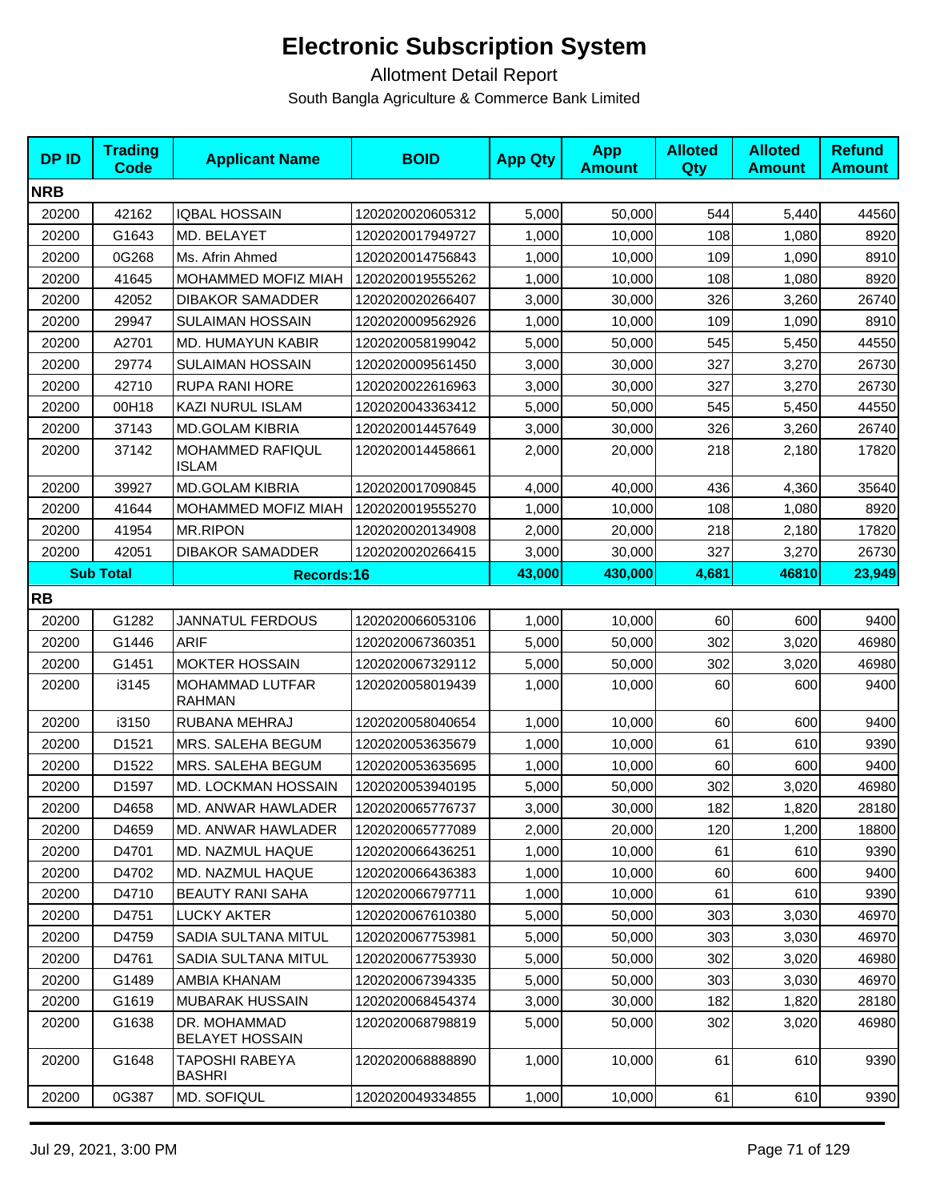# Electronic Subscription System

Allotment Detail Report

South Bangla Agriculture & Commerce Bank Limited

| DP ID | Trading Code | Applicant Name | BOID | App Qty | App Amount | Alloted Qty | Alloted Amount | Refund Amount |
|---|---|---|---|---|---|---|---|---|
| **NRB** | | | | | | | | |
| 20200 | 42162 | IQBAL HOSSAIN | 1202020020605312 | 5,000 | 50,000 | 544 | 5,440 | 44560 |
| 20200 | G1643 | MD. BELAYET | 1202020017949727 | 1,000 | 10,000 | 108 | 1,080 | 8920 |
| 20200 | 0G268 | Ms. Afrin Ahmed | 1202020014756843 | 1,000 | 10,000 | 109 | 1,090 | 8910 |
| 20200 | 41645 | MOHAMMED MOFIZ MIAH | 1202020019555262 | 1,000 | 10,000 | 108 | 1,080 | 8920 |
| 20200 | 42052 | DIBAKOR SAMADDER | 1202020020266407 | 3,000 | 30,000 | 326 | 3,260 | 26740 |
| 20200 | 29947 | SULAIMAN HOSSAIN | 1202020009562926 | 1,000 | 10,000 | 109 | 1,090 | 8910 |
| 20200 | A2701 | MD. HUMAYUN KABIR | 1202020058199042 | 5,000 | 50,000 | 545 | 5,450 | 44550 |
| 20200 | 29774 | SULAIMAN HOSSAIN | 1202020009561450 | 3,000 | 30,000 | 327 | 3,270 | 26730 |
| 20200 | 42710 | RUPA RANI HORE | 1202020022616963 | 3,000 | 30,000 | 327 | 3,270 | 26730 |
| 20200 | 00H18 | KAZI NURUL ISLAM | 1202020043363412 | 5,000 | 50,000 | 545 | 5,450 | 44550 |
| 20200 | 37143 | MD.GOLAM KIBRIA | 1202020014457649 | 3,000 | 30,000 | 326 | 3,260 | 26740 |
| 20200 | 37142 | MOHAMMED RAFIQUL ISLAM | 1202020014458661 | 2,000 | 20,000 | 218 | 2,180 | 17820 |
| 20200 | 39927 | MD.GOLAM KIBRIA | 1202020017090845 | 4,000 | 40,000 | 436 | 4,360 | 35640 |
| 20200 | 41644 | MOHAMMED MOFIZ MIAH | 1202020019555270 | 1,000 | 10,000 | 108 | 1,080 | 8920 |
| 20200 | 41954 | MR.RIPON | 1202020020134908 | 2,000 | 20,000 | 218 | 2,180 | 17820 |
| 20200 | 42051 | DIBAKOR SAMADDER | 1202020020266415 | 3,000 | 30,000 | 327 | 3,270 | 26730 |
| **Sub Total** | | **Records:16** | | **43,000** | **430,000** | **4,681** | **46810** | **23,949** |
| **RB** | | | | | | | | |
| 20200 | G1282 | JANNATUL FERDOUS | 1202020066053106 | 1,000 | 10,000 | 60 | 600 | 9400 |
| 20200 | G1446 | ARIF | 1202020067360351 | 5,000 | 50,000 | 302 | 3,020 | 46980 |
| 20200 | G1451 | MOKTER HOSSAIN | 1202020067329112 | 5,000 | 50,000 | 302 | 3,020 | 46980 |
| 20200 | i3145 | MOHAMMAD LUTFAR RAHMAN | 1202020058019439 | 1,000 | 10,000 | 60 | 600 | 9400 |
| 20200 | i3150 | RUBANA MEHRAJ | 1202020058040654 | 1,000 | 10,000 | 60 | 600 | 9400 |
| 20200 | D1521 | MRS. SALEHA BEGUM | 1202020053635679 | 1,000 | 10,000 | 61 | 610 | 9390 |
| 20200 | D1522 | MRS. SALEHA BEGUM | 1202020053635695 | 1,000 | 10,000 | 60 | 600 | 9400 |
| 20200 | D1597 | MD. LOCKMAN HOSSAIN | 1202020053940195 | 5,000 | 50,000 | 302 | 3,020 | 46980 |
| 20200 | D4658 | MD. ANWAR HAWLADER | 1202020065776737 | 3,000 | 30,000 | 182 | 1,820 | 28180 |
| 20200 | D4659 | MD. ANWAR HAWLADER | 1202020065777089 | 2,000 | 20,000 | 120 | 1,200 | 18800 |
| 20200 | D4701 | MD. NAZMUL HAQUE | 1202020066436251 | 1,000 | 10,000 | 61 | 610 | 9390 |
| 20200 | D4702 | MD. NAZMUL HAQUE | 1202020066436383 | 1,000 | 10,000 | 60 | 600 | 9400 |
| 20200 | D4710 | BEAUTY RANI SAHA | 1202020066797711 | 1,000 | 10,000 | 61 | 610 | 9390 |
| 20200 | D4751 | LUCKY AKTER | 1202020067610380 | 5,000 | 50,000 | 303 | 3,030 | 46970 |
| 20200 | D4759 | SADIA SULTANA MITUL | 1202020067753981 | 5,000 | 50,000 | 303 | 3,030 | 46970 |
| 20200 | D4761 | SADIA SULTANA MITUL | 1202020067753930 | 5,000 | 50,000 | 302 | 3,020 | 46980 |
| 20200 | G1489 | AMBIA KHANAM | 1202020067394335 | 5,000 | 50,000 | 303 | 3,030 | 46970 |
| 20200 | G1619 | MUBARAK HUSSAIN | 1202020068454374 | 3,000 | 30,000 | 182 | 1,820 | 28180 |
| 20200 | G1638 | DR. MOHAMMAD BELAYET HOSSAIN | 1202020068798819 | 5,000 | 50,000 | 302 | 3,020 | 46980 |
| 20200 | G1648 | TAPOSHI RABEYA BASHRI | 1202020068888890 | 1,000 | 10,000 | 61 | 610 | 9390 |
| 20200 | 0G387 | MD. SOFIQUL | 1202020049334855 | 1,000 | 10,000 | 61 | 610 | 9390 |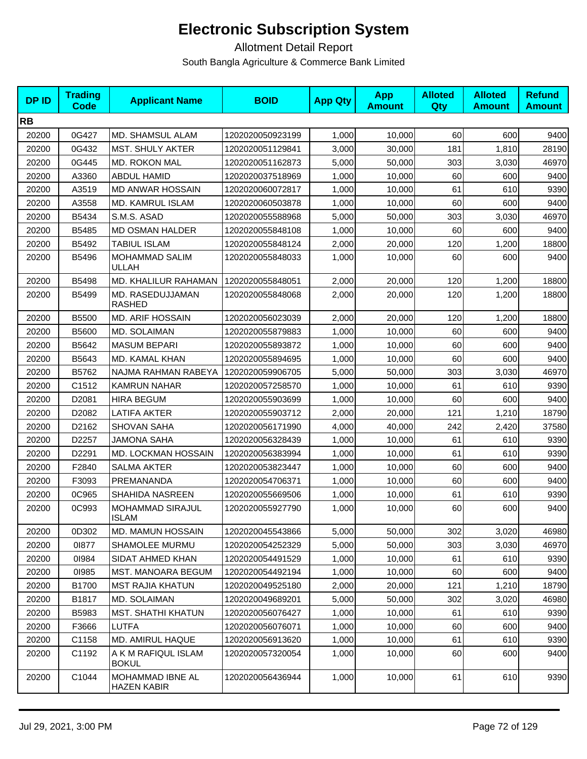# Electronic Subscription System

Allotment Detail Report

South Bangla Agriculture & Commerce Bank Limited

| DP ID | Trading Code | Applicant Name | BOID | App Qty | App Amount | Alloted Qty | Alloted Amount | Refund Amount |
|---|---|---|---|---|---|---|---|---|
| **RB** | | | | | | | | |
| 20200 | 0G427 | MD. SHAMSUL ALAM | 1202020050923199 | 1,000 | 10,000 | 60 | 600 | 9400 |
| 20200 | 0G432 | MST. SHULY AKTER | 1202020051129841 | 3,000 | 30,000 | 181 | 1,810 | 28190 |
| 20200 | 0G445 | MD. ROKON MAL | 1202020051162873 | 5,000 | 50,000 | 303 | 3,030 | 46970 |
| 20200 | A3360 | ABDUL HAMID | 1202020037518969 | 1,000 | 10,000 | 60 | 600 | 9400 |
| 20200 | A3519 | MD ANWAR HOSSAIN | 1202020060072817 | 1,000 | 10,000 | 61 | 610 | 9390 |
| 20200 | A3558 | MD. KAMRUL ISLAM | 1202020060503878 | 1,000 | 10,000 | 60 | 600 | 9400 |
| 20200 | B5434 | S.M.S. ASAD | 1202020055588968 | 5,000 | 50,000 | 303 | 3,030 | 46970 |
| 20200 | B5485 | MD OSMAN HALDER | 1202020055848108 | 1,000 | 10,000 | 60 | 600 | 9400 |
| 20200 | B5492 | TABIUL ISLAM | 1202020055848124 | 2,000 | 20,000 | 120 | 1,200 | 18800 |
| 20200 | B5496 | MOHAMMAD SALIM ULLAH | 1202020055848033 | 1,000 | 10,000 | 60 | 600 | 9400 |
| 20200 | B5498 | MD. KHALILUR RAHAMAN | 1202020055848051 | 2,000 | 20,000 | 120 | 1,200 | 18800 |
| 20200 | B5499 | MD. RASEDUJJAMAN RASHED | 1202020055848068 | 2,000 | 20,000 | 120 | 1,200 | 18800 |
| 20200 | B5500 | MD. ARIF HOSSAIN | 1202020056023039 | 2,000 | 20,000 | 120 | 1,200 | 18800 |
| 20200 | B5600 | MD. SOLAIMAN | 1202020055879883 | 1,000 | 10,000 | 60 | 600 | 9400 |
| 20200 | B5642 | MASUM BEPARI | 1202020055893872 | 1,000 | 10,000 | 60 | 600 | 9400 |
| 20200 | B5643 | MD. KAMAL KHAN | 1202020055894695 | 1,000 | 10,000 | 60 | 600 | 9400 |
| 20200 | B5762 | NAJMA RAHMAN RABEYA | 1202020059906705 | 5,000 | 50,000 | 303 | 3,030 | 46970 |
| 20200 | C1512 | KAMRUN NAHAR | 1202020057258570 | 1,000 | 10,000 | 61 | 610 | 9390 |
| 20200 | D2081 | HIRA BEGUM | 1202020055903699 | 1,000 | 10,000 | 60 | 600 | 9400 |
| 20200 | D2082 | LATIFA AKTER | 1202020055903712 | 2,000 | 20,000 | 121 | 1,210 | 18790 |
| 20200 | D2162 | SHOVAN SAHA | 1202020056171990 | 4,000 | 40,000 | 242 | 2,420 | 37580 |
| 20200 | D2257 | JAMONA SAHA | 1202020056328439 | 1,000 | 10,000 | 61 | 610 | 9390 |
| 20200 | D2291 | MD. LOCKMAN HOSSAIN | 1202020056383994 | 1,000 | 10,000 | 61 | 610 | 9390 |
| 20200 | F2840 | SALMA AKTER | 1202020053823447 | 1,000 | 10,000 | 60 | 600 | 9400 |
| 20200 | F3093 | PREMANANDA | 1202020054706371 | 1,000 | 10,000 | 60 | 600 | 9400 |
| 20200 | 0C965 | SHAHIDA NASREEN | 1202020055669506 | 1,000 | 10,000 | 61 | 610 | 9390 |
| 20200 | 0C993 | MOHAMMAD SIRAJUL ISLAM | 1202020055927790 | 1,000 | 10,000 | 60 | 600 | 9400 |
| 20200 | 0D302 | MD. MAMUN HOSSAIN | 1202020045543866 | 5,000 | 50,000 | 302 | 3,020 | 46980 |
| 20200 | 0I877 | SHAMOLEE MURMU | 1202020054252329 | 5,000 | 50,000 | 303 | 3,030 | 46970 |
| 20200 | 0I984 | SIDAT AHMED KHAN | 1202020054491529 | 1,000 | 10,000 | 61 | 610 | 9390 |
| 20200 | 0I985 | MST. MANOARA BEGUM | 1202020054492194 | 1,000 | 10,000 | 60 | 600 | 9400 |
| 20200 | B1700 | MST RAJIA KHATUN | 1202020049525180 | 2,000 | 20,000 | 121 | 1,210 | 18790 |
| 20200 | B1817 | MD. SOLAIMAN | 1202020049689201 | 5,000 | 50,000 | 302 | 3,020 | 46980 |
| 20200 | B5983 | MST. SHATHI KHATUN | 1202020056076427 | 1,000 | 10,000 | 61 | 610 | 9390 |
| 20200 | F3666 | LUTFA | 1202020056076071 | 1,000 | 10,000 | 60 | 600 | 9400 |
| 20200 | C1158 | MD. AMIRUL HAQUE | 1202020056913620 | 1,000 | 10,000 | 61 | 610 | 9390 |
| 20200 | C1192 | A K M RAFIQUL ISLAM BOKUL | 1202020057320054 | 1,000 | 10,000 | 60 | 600 | 9400 |
| 20200 | C1044 | MOHAMMAD IBNE AL HAZEN KABIR | 1202020056436944 | 1,000 | 10,000 | 61 | 610 | 9390 |

Jul 29, 2021, 3:00 PM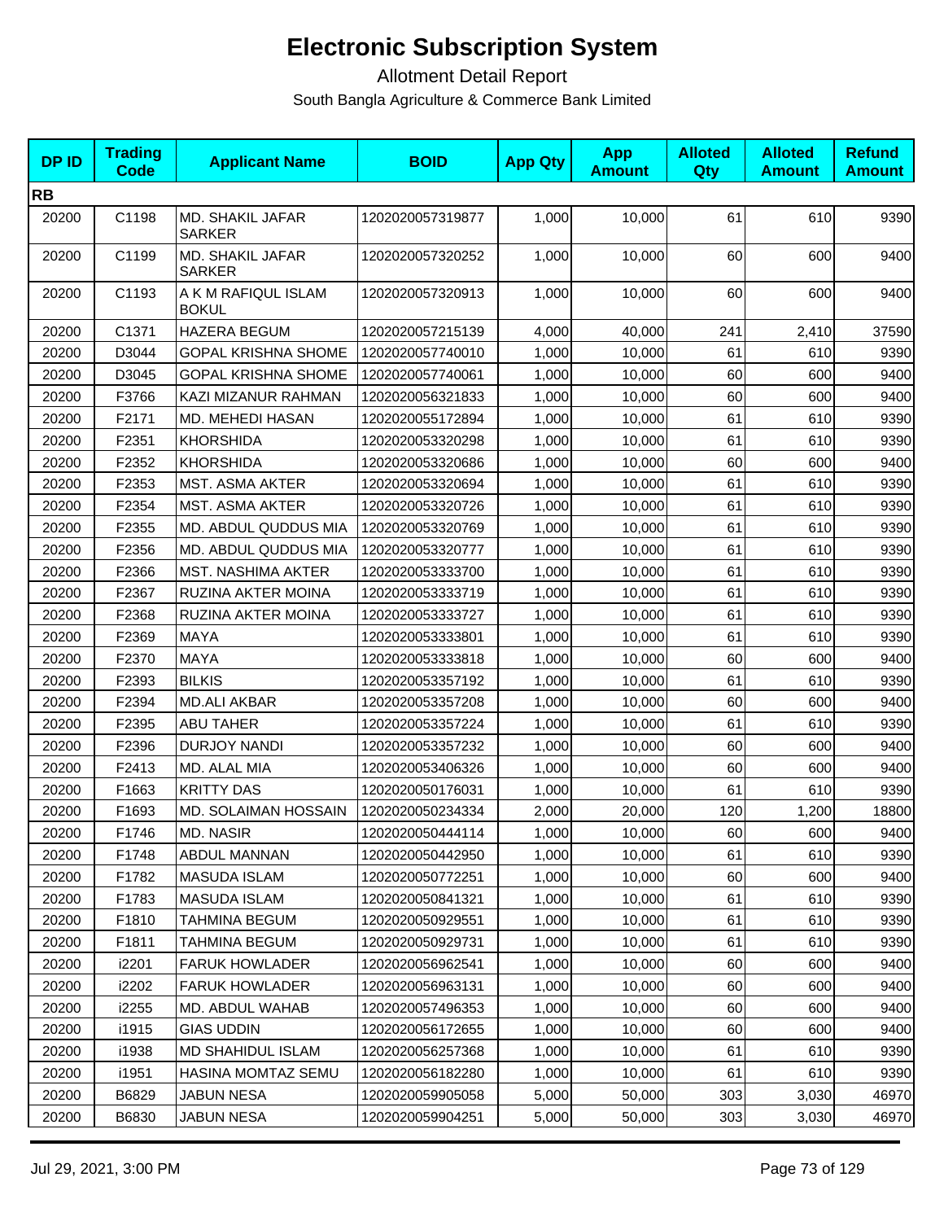# Electronic Subscription System

Allotment Detail Report

South Bangla Agriculture & Commerce Bank Limited

| DP ID | Trading Code | Applicant Name | BOID | App Qty | App Amount | Alloted Qty | Alloted Amount | Refund Amount |
|---|---|---|---|---|---|---|---|---|
| **RB** | | | | | | | | |
| 20200 | C1198 | MD. SHAKIL JAFAR SARKER | 1202020057319877 | 1,000 | 10,000 | 61 | 610 | 9390 |
| 20200 | C1199 | MD. SHAKIL JAFAR SARKER | 1202020057320252 | 1,000 | 10,000 | 60 | 600 | 9400 |
| 20200 | C1193 | A K M RAFIQUL ISLAM BOKUL | 1202020057320913 | 1,000 | 10,000 | 60 | 600 | 9400 |
| 20200 | C1371 | HAZERA BEGUM | 1202020057215139 | 4,000 | 40,000 | 241 | 2,410 | 37590 |
| 20200 | D3044 | GOPAL KRISHNA SHOME | 1202020057740010 | 1,000 | 10,000 | 61 | 610 | 9390 |
| 20200 | D3045 | GOPAL KRISHNA SHOME | 1202020057740061 | 1,000 | 10,000 | 60 | 600 | 9400 |
| 20200 | F3766 | KAZI MIZANUR RAHMAN | 1202020056321833 | 1,000 | 10,000 | 60 | 600 | 9400 |
| 20200 | F2171 | MD. MEHEDI HASAN | 1202020055172894 | 1,000 | 10,000 | 61 | 610 | 9390 |
| 20200 | F2351 | KHORSHIDA | 1202020053320298 | 1,000 | 10,000 | 61 | 610 | 9390 |
| 20200 | F2352 | KHORSHIDA | 1202020053320686 | 1,000 | 10,000 | 60 | 600 | 9400 |
| 20200 | F2353 | MST. ASMA AKTER | 1202020053320694 | 1,000 | 10,000 | 61 | 610 | 9390 |
| 20200 | F2354 | MST. ASMA AKTER | 1202020053320726 | 1,000 | 10,000 | 61 | 610 | 9390 |
| 20200 | F2355 | MD. ABDUL QUDDUS MIA | 1202020053320769 | 1,000 | 10,000 | 61 | 610 | 9390 |
| 20200 | F2356 | MD. ABDUL QUDDUS MIA | 1202020053320777 | 1,000 | 10,000 | 61 | 610 | 9390 |
| 20200 | F2366 | MST. NASHIMA AKTER | 1202020053333700 | 1,000 | 10,000 | 61 | 610 | 9390 |
| 20200 | F2367 | RUZINA AKTER MOINA | 1202020053333719 | 1,000 | 10,000 | 61 | 610 | 9390 |
| 20200 | F2368 | RUZINA AKTER MOINA | 1202020053333727 | 1,000 | 10,000 | 61 | 610 | 9390 |
| 20200 | F2369 | MAYA | 1202020053333801 | 1,000 | 10,000 | 61 | 610 | 9390 |
| 20200 | F2370 | MAYA | 1202020053333818 | 1,000 | 10,000 | 60 | 600 | 9400 |
| 20200 | F2393 | BILKIS | 1202020053357192 | 1,000 | 10,000 | 61 | 610 | 9390 |
| 20200 | F2394 | MD.ALI AKBAR | 1202020053357208 | 1,000 | 10,000 | 60 | 600 | 9400 |
| 20200 | F2395 | ABU TAHER | 1202020053357224 | 1,000 | 10,000 | 61 | 610 | 9390 |
| 20200 | F2396 | DURJOY NANDI | 1202020053357232 | 1,000 | 10,000 | 60 | 600 | 9400 |
| 20200 | F2413 | MD. ALAL MIA | 1202020053406326 | 1,000 | 10,000 | 60 | 600 | 9400 |
| 20200 | F1663 | KRITTY DAS | 1202020050176031 | 1,000 | 10,000 | 61 | 610 | 9390 |
| 20200 | F1693 | MD. SOLAIMAN HOSSAIN | 1202020050234334 | 2,000 | 20,000 | 120 | 1,200 | 18800 |
| 20200 | F1746 | MD. NASIR | 1202020050444114 | 1,000 | 10,000 | 60 | 600 | 9400 |
| 20200 | F1748 | ABDUL MANNAN | 1202020050442950 | 1,000 | 10,000 | 61 | 610 | 9390 |
| 20200 | F1782 | MASUDA ISLAM | 1202020050772251 | 1,000 | 10,000 | 60 | 600 | 9400 |
| 20200 | F1783 | MASUDA ISLAM | 1202020050841321 | 1,000 | 10,000 | 61 | 610 | 9390 |
| 20200 | F1810 | TAHMINA BEGUM | 1202020050929551 | 1,000 | 10,000 | 61 | 610 | 9390 |
| 20200 | F1811 | TAHMINA BEGUM | 1202020050929731 | 1,000 | 10,000 | 61 | 610 | 9390 |
| 20200 | i2201 | FARUK HOWLADER | 1202020056962541 | 1,000 | 10,000 | 60 | 600 | 9400 |
| 20200 | i2202 | FARUK HOWLADER | 1202020056963131 | 1,000 | 10,000 | 60 | 600 | 9400 |
| 20200 | i2255 | MD. ABDUL WAHAB | 1202020057496353 | 1,000 | 10,000 | 60 | 600 | 9400 |
| 20200 | i1915 | GIAS UDDIN | 1202020056172655 | 1,000 | 10,000 | 60 | 600 | 9400 |
| 20200 | i1938 | MD SHAHIDUL ISLAM | 1202020056257368 | 1,000 | 10,000 | 61 | 610 | 9390 |
| 20200 | i1951 | HASINA MOMTAZ SEMU | 1202020056182280 | 1,000 | 10,000 | 61 | 610 | 9390 |
| 20200 | B6829 | JABUN NESA | 1202020059905058 | 5,000 | 50,000 | 303 | 3,030 | 46970 |
| 20200 | B6830 | JABUN NESA | 1202020059904251 | 5,000 | 50,000 | 303 | 3,030 | 46970 |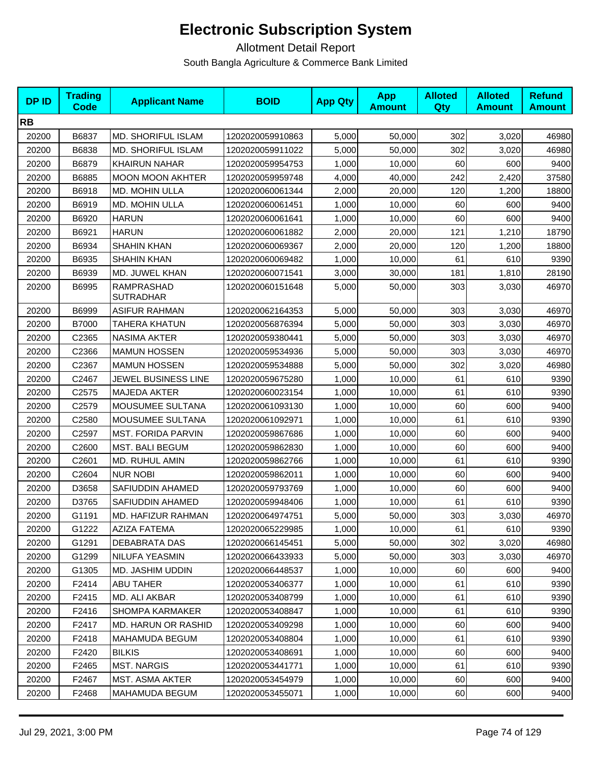# Electronic Subscription System

Allotment Detail Report

South Bangla Agriculture & Commerce Bank Limited

| DP ID | Trading Code | Applicant Name | BOID | App Qty | App Amount | Alloted Qty | Alloted Amount | Refund Amount |
|---|---|---|---|---|---|---|---|---|
| **RB** | | | | | | | | |
| 20200 | B6837 | MD. SHORIFUL ISLAM | 1202020059910863 | 5,000 | 50,000 | 302 | 3,020 | 46980 |
| 20200 | B6838 | MD. SHORIFUL ISLAM | 1202020059911022 | 5,000 | 50,000 | 302 | 3,020 | 46980 |
| 20200 | B6879 | KHAIRUN NAHAR | 1202020059954753 | 1,000 | 10,000 | 60 | 600 | 9400 |
| 20200 | B6885 | MOON MOON AKHTER | 1202020059959748 | 4,000 | 40,000 | 242 | 2,420 | 37580 |
| 20200 | B6918 | MD. MOHIN ULLA | 1202020060061344 | 2,000 | 20,000 | 120 | 1,200 | 18800 |
| 20200 | B6919 | MD. MOHIN ULLA | 1202020060061451 | 1,000 | 10,000 | 60 | 600 | 9400 |
| 20200 | B6920 | HARUN | 1202020060061641 | 1,000 | 10,000 | 60 | 600 | 9400 |
| 20200 | B6921 | HARUN | 1202020060061882 | 2,000 | 20,000 | 121 | 1,210 | 18790 |
| 20200 | B6934 | SHAHIN KHAN | 1202020060069367 | 2,000 | 20,000 | 120 | 1,200 | 18800 |
| 20200 | B6935 | SHAHIN KHAN | 1202020060069482 | 1,000 | 10,000 | 61 | 610 | 9390 |
| 20200 | B6939 | MD. JUWEL KHAN | 1202020060071541 | 3,000 | 30,000 | 181 | 1,810 | 28190 |
| 20200 | B6995 | RAMPRASHAD SUTRADHAR | 1202020060151648 | 5,000 | 50,000 | 303 | 3,030 | 46970 |
| 20200 | B6999 | ASIFUR RAHMAN | 1202020062164353 | 5,000 | 50,000 | 303 | 3,030 | 46970 |
| 20200 | B7000 | TAHERA KHATUN | 1202020056876394 | 5,000 | 50,000 | 303 | 3,030 | 46970 |
| 20200 | C2365 | NASIMA AKTER | 1202020059380441 | 5,000 | 50,000 | 303 | 3,030 | 46970 |
| 20200 | C2366 | MAMUN HOSSEN | 1202020059534936 | 5,000 | 50,000 | 303 | 3,030 | 46970 |
| 20200 | C2367 | MAMUN HOSSEN | 1202020059534888 | 5,000 | 50,000 | 302 | 3,020 | 46980 |
| 20200 | C2467 | JEWEL BUSINESS LINE | 1202020059675280 | 1,000 | 10,000 | 61 | 610 | 9390 |
| 20200 | C2575 | MAJEDA AKTER | 1202020060023154 | 1,000 | 10,000 | 61 | 610 | 9390 |
| 20200 | C2579 | MOUSUMEE SULTANA | 1202020061093130 | 1,000 | 10,000 | 60 | 600 | 9400 |
| 20200 | C2580 | MOUSUMEE SULTANA | 1202020061092971 | 1,000 | 10,000 | 61 | 610 | 9390 |
| 20200 | C2597 | MST. FORIDA PARVIN | 1202020059867686 | 1,000 | 10,000 | 60 | 600 | 9400 |
| 20200 | C2600 | MST. BALI BEGUM | 1202020059862830 | 1,000 | 10,000 | 60 | 600 | 9400 |
| 20200 | C2601 | MD. RUHUL AMIN | 1202020059862766 | 1,000 | 10,000 | 61 | 610 | 9390 |
| 20200 | C2604 | NUR NOBI | 1202020059862011 | 1,000 | 10,000 | 60 | 600 | 9400 |
| 20200 | D3658 | SAFIUDDIN AHAMED | 1202020059793769 | 1,000 | 10,000 | 60 | 600 | 9400 |
| 20200 | D3765 | SAFIUDDIN AHAMED | 1202020059948406 | 1,000 | 10,000 | 61 | 610 | 9390 |
| 20200 | G1191 | MD. HAFIZUR RAHMAN | 1202020064974751 | 5,000 | 50,000 | 303 | 3,030 | 46970 |
| 20200 | G1222 | AZIZA FATEMA | 1202020065229985 | 1,000 | 10,000 | 61 | 610 | 9390 |
| 20200 | G1291 | DEBABRATA DAS | 1202020066145451 | 5,000 | 50,000 | 302 | 3,020 | 46980 |
| 20200 | G1299 | NILUFA YEASMIN | 1202020066433933 | 5,000 | 50,000 | 303 | 3,030 | 46970 |
| 20200 | G1305 | MD. JASHIM UDDIN | 1202020066448537 | 1,000 | 10,000 | 60 | 600 | 9400 |
| 20200 | F2414 | ABU TAHER | 1202020053406377 | 1,000 | 10,000 | 61 | 610 | 9390 |
| 20200 | F2415 | MD. ALI AKBAR | 1202020053408799 | 1,000 | 10,000 | 61 | 610 | 9390 |
| 20200 | F2416 | SHOMPA KARMAKER | 1202020053408847 | 1,000 | 10,000 | 61 | 610 | 9390 |
| 20200 | F2417 | MD. HARUN OR RASHID | 1202020053409298 | 1,000 | 10,000 | 60 | 600 | 9400 |
| 20200 | F2418 | MAHAMUDA BEGUM | 1202020053408804 | 1,000 | 10,000 | 61 | 610 | 9390 |
| 20200 | F2420 | BILKIS | 1202020053408691 | 1,000 | 10,000 | 60 | 600 | 9400 |
| 20200 | F2465 | MST. NARGIS | 1202020053441771 | 1,000 | 10,000 | 61 | 610 | 9390 |
| 20200 | F2467 | MST. ASMA AKTER | 1202020053454979 | 1,000 | 10,000 | 60 | 600 | 9400 |
| 20200 | F2468 | MAHAMUDA BEGUM | 1202020053455071 | 1,000 | 10,000 | 60 | 600 | 9400 |

Jul 29, 2021, 3:00 PM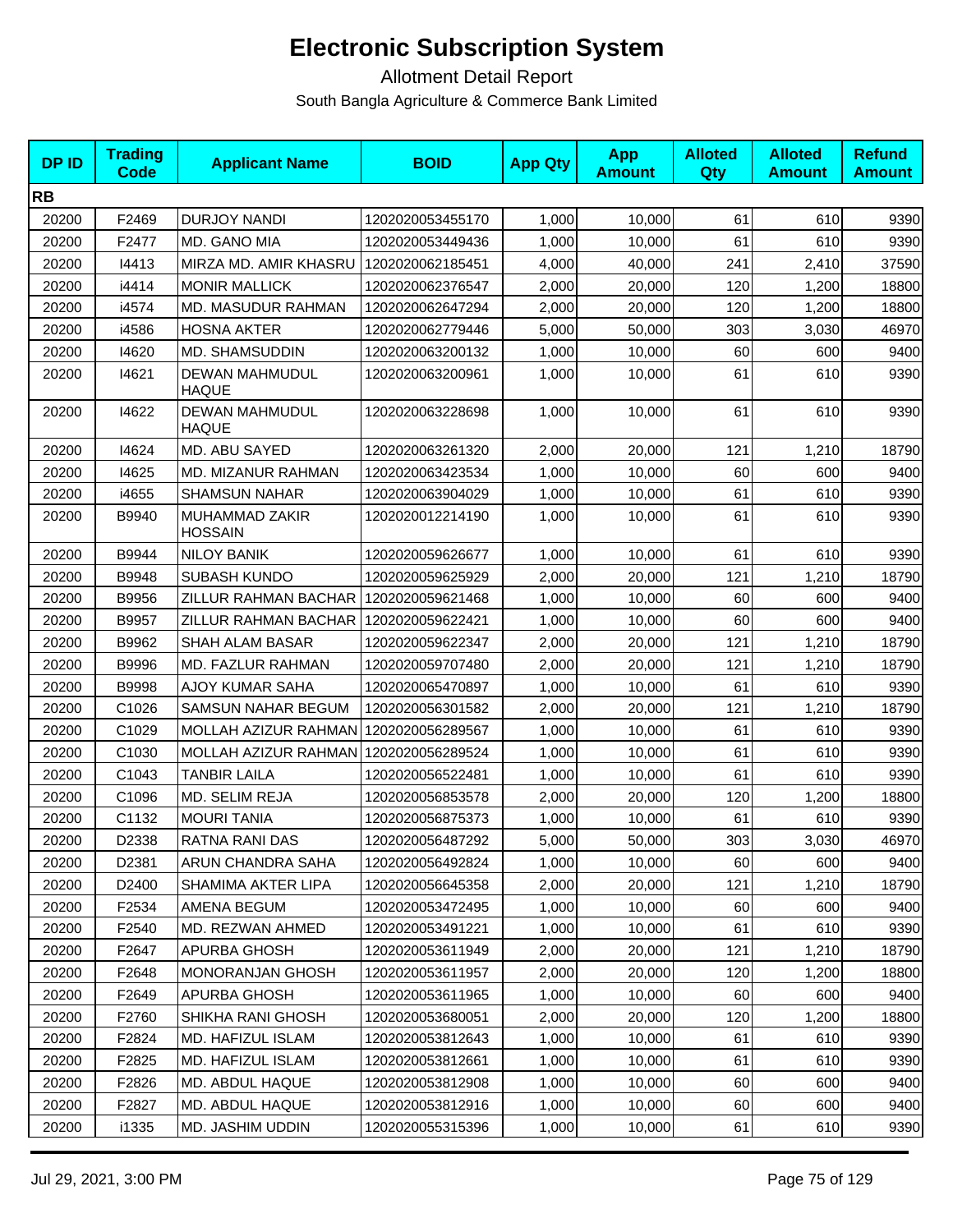# Electronic Subscription System

Allotment Detail Report

South Bangla Agriculture & Commerce Bank Limited

| DP ID | Trading Code | Applicant Name | BOID | App Qty | App Amount | Alloted Qty | Alloted Amount | Refund Amount |
|---|---|---|---|---|---|---|---|---|
| **RB** | | | | | | | | |
| 20200 | F2469 | DURJOY NANDI | 1202020053455170 | 1,000 | 10,000 | 61 | 610 | 9390 |
| 20200 | F2477 | MD. GANO MIA | 1202020053449436 | 1,000 | 10,000 | 61 | 610 | 9390 |
| 20200 | I4413 | MIRZA MD. AMIR KHASRU | 1202020062185451 | 4,000 | 40,000 | 241 | 2,410 | 37590 |
| 20200 | i4414 | MONIR MALLICK | 1202020062376547 | 2,000 | 20,000 | 120 | 1,200 | 18800 |
| 20200 | i4574 | MD. MASUDUR RAHMAN | 1202020062647294 | 2,000 | 20,000 | 120 | 1,200 | 18800 |
| 20200 | i4586 | HOSNA AKTER | 1202020062779446 | 5,000 | 50,000 | 303 | 3,030 | 46970 |
| 20200 | I4620 | MD. SHAMSUDDIN | 1202020063200132 | 1,000 | 10,000 | 60 | 600 | 9400 |
| 20200 | I4621 | DEWAN MAHMUDUL HAQUE | 1202020063200961 | 1,000 | 10,000 | 61 | 610 | 9390 |
| 20200 | I4622 | DEWAN MAHMUDUL HAQUE | 1202020063228698 | 1,000 | 10,000 | 61 | 610 | 9390 |
| 20200 | I4624 | MD. ABU SAYED | 1202020063261320 | 2,000 | 20,000 | 121 | 1,210 | 18790 |
| 20200 | I4625 | MD. MIZANUR RAHMAN | 1202020063423534 | 1,000 | 10,000 | 60 | 600 | 9400 |
| 20200 | i4655 | SHAMSUN NAHAR | 1202020063904029 | 1,000 | 10,000 | 61 | 610 | 9390 |
| 20200 | B9940 | MUHAMMAD ZAKIR HOSSAIN | 1202020012214190 | 1,000 | 10,000 | 61 | 610 | 9390 |
| 20200 | B9944 | NILOY BANIK | 1202020059626677 | 1,000 | 10,000 | 61 | 610 | 9390 |
| 20200 | B9948 | SUBASH KUNDO | 1202020059625929 | 2,000 | 20,000 | 121 | 1,210 | 18790 |
| 20200 | B9956 | ZILLUR RAHMAN BACHAR | 1202020059621468 | 1,000 | 10,000 | 60 | 600 | 9400 |
| 20200 | B9957 | ZILLUR RAHMAN BACHAR | 1202020059622421 | 1,000 | 10,000 | 60 | 600 | 9400 |
| 20200 | B9962 | SHAH ALAM BASAR | 1202020059622347 | 2,000 | 20,000 | 121 | 1,210 | 18790 |
| 20200 | B9996 | MD. FAZLUR RAHMAN | 1202020059707480 | 2,000 | 20,000 | 121 | 1,210 | 18790 |
| 20200 | B9998 | AJOY KUMAR SAHA | 1202020065470897 | 1,000 | 10,000 | 61 | 610 | 9390 |
| 20200 | C1026 | SAMSUN NAHAR BEGUM | 1202020056301582 | 2,000 | 20,000 | 121 | 1,210 | 18790 |
| 20200 | C1029 | MOLLAH AZIZUR RAHMAN | 1202020056289567 | 1,000 | 10,000 | 61 | 610 | 9390 |
| 20200 | C1030 | MOLLAH AZIZUR RAHMAN | 1202020056289524 | 1,000 | 10,000 | 61 | 610 | 9390 |
| 20200 | C1043 | TANBIR LAILA | 1202020056522481 | 1,000 | 10,000 | 61 | 610 | 9390 |
| 20200 | C1096 | MD. SELIM REJA | 1202020056853578 | 2,000 | 20,000 | 120 | 1,200 | 18800 |
| 20200 | C1132 | MOURI TANIA | 1202020056875373 | 1,000 | 10,000 | 61 | 610 | 9390 |
| 20200 | D2338 | RATNA RANI DAS | 1202020056487292 | 5,000 | 50,000 | 303 | 3,030 | 46970 |
| 20200 | D2381 | ARUN CHANDRA SAHA | 1202020056492824 | 1,000 | 10,000 | 60 | 600 | 9400 |
| 20200 | D2400 | SHAMIMA AKTER LIPA | 1202020056645358 | 2,000 | 20,000 | 121 | 1,210 | 18790 |
| 20200 | F2534 | AMENA BEGUM | 1202020053472495 | 1,000 | 10,000 | 60 | 600 | 9400 |
| 20200 | F2540 | MD. REZWAN AHMED | 1202020053491221 | 1,000 | 10,000 | 61 | 610 | 9390 |
| 20200 | F2647 | APURBA GHOSH | 1202020053611949 | 2,000 | 20,000 | 121 | 1,210 | 18790 |
| 20200 | F2648 | MONORANJAN GHOSH | 1202020053611957 | 2,000 | 20,000 | 120 | 1,200 | 18800 |
| 20200 | F2649 | APURBA GHOSH | 1202020053611965 | 1,000 | 10,000 | 60 | 600 | 9400 |
| 20200 | F2760 | SHIKHA RANI GHOSH | 1202020053680051 | 2,000 | 20,000 | 120 | 1,200 | 18800 |
| 20200 | F2824 | MD. HAFIZUL ISLAM | 1202020053812643 | 1,000 | 10,000 | 61 | 610 | 9390 |
| 20200 | F2825 | MD. HAFIZUL ISLAM | 1202020053812661 | 1,000 | 10,000 | 61 | 610 | 9390 |
| 20200 | F2826 | MD. ABDUL HAQUE | 1202020053812908 | 1,000 | 10,000 | 60 | 600 | 9400 |
| 20200 | F2827 | MD. ABDUL HAQUE | 1202020053812916 | 1,000 | 10,000 | 60 | 600 | 9400 |
| 20200 | i1335 | MD. JASHIM UDDIN | 1202020055315396 | 1,000 | 10,000 | 61 | 610 | 9390 |

Jul 29, 2021, 3:00 PM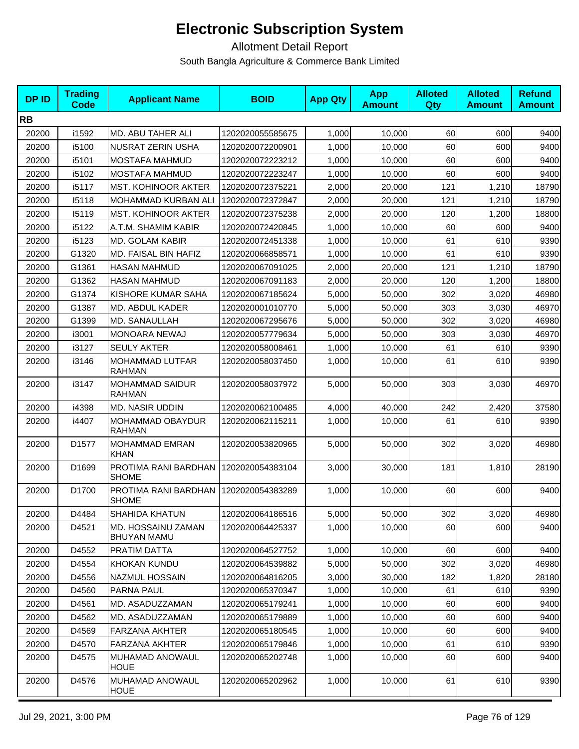# Electronic Subscription System

Allotment Detail Report

South Bangla Agriculture & Commerce Bank Limited

| DP ID | Trading Code | Applicant Name | BOID | App Qty | App Amount | Alloted Qty | Alloted Amount | Refund Amount |
|---|---|---|---|---|---|---|---|---|
| **RB** | | | | | | | | |
| 20200 | i1592 | MD. ABU TAHER ALI | 1202020055585675 | 1,000 | 10,000 | 60 | 600 | 9400 |
| 20200 | i5100 | NUSRAT ZERIN USHA | 1202020072200901 | 1,000 | 10,000 | 60 | 600 | 9400 |
| 20200 | i5101 | MOSTAFA MAHMUD | 1202020072223212 | 1,000 | 10,000 | 60 | 600 | 9400 |
| 20200 | i5102 | MOSTAFA MAHMUD | 1202020072223247 | 1,000 | 10,000 | 60 | 600 | 9400 |
| 20200 | i5117 | MST. KOHINOOR AKTER | 1202020072375221 | 2,000 | 20,000 | 121 | 1,210 | 18790 |
| 20200 | I5118 | MOHAMMAD KURBAN ALI | 1202020072372847 | 2,000 | 20,000 | 121 | 1,210 | 18790 |
| 20200 | I5119 | MST. KOHINOOR AKTER | 1202020072375238 | 2,000 | 20,000 | 120 | 1,200 | 18800 |
| 20200 | i5122 | A.T.M. SHAMIM KABIR | 1202020072420845 | 1,000 | 10,000 | 60 | 600 | 9400 |
| 20200 | i5123 | MD. GOLAM KABIR | 1202020072451338 | 1,000 | 10,000 | 61 | 610 | 9390 |
| 20200 | G1320 | MD. FAISAL BIN HAFIZ | 1202020066858571 | 1,000 | 10,000 | 61 | 610 | 9390 |
| 20200 | G1361 | HASAN MAHMUD | 1202020067091025 | 2,000 | 20,000 | 121 | 1,210 | 18790 |
| 20200 | G1362 | HASAN MAHMUD | 1202020067091183 | 2,000 | 20,000 | 120 | 1,200 | 18800 |
| 20200 | G1374 | KISHORE KUMAR SAHA | 1202020067185624 | 5,000 | 50,000 | 302 | 3,020 | 46980 |
| 20200 | G1387 | MD. ABDUL KADER | 1202020001010770 | 5,000 | 50,000 | 303 | 3,030 | 46970 |
| 20200 | G1399 | MD. SANAULLAH | 1202020067295676 | 5,000 | 50,000 | 302 | 3,020 | 46980 |
| 20200 | i3001 | MONOARA NEWAJ | 1202020057779634 | 5,000 | 50,000 | 303 | 3,030 | 46970 |
| 20200 | i3127 | SEULY AKTER | 1202020058008461 | 1,000 | 10,000 | 61 | 610 | 9390 |
| 20200 | i3146 | MOHAMMAD LUTFAR RAHMAN | 1202020058037450 | 1,000 | 10,000 | 61 | 610 | 9390 |
| 20200 | i3147 | MOHAMMAD SAIDUR RAHMAN | 1202020058037972 | 5,000 | 50,000 | 303 | 3,030 | 46970 |
| 20200 | i4398 | MD. NASIR UDDIN | 1202020062100485 | 4,000 | 40,000 | 242 | 2,420 | 37580 |
| 20200 | i4407 | MOHAMMAD OBAYDUR RAHMAN | 1202020062115211 | 1,000 | 10,000 | 61 | 610 | 9390 |
| 20200 | D1577 | MOHAMMAD EMRAN KHAN | 1202020053820965 | 5,000 | 50,000 | 302 | 3,020 | 46980 |
| 20200 | D1699 | PROTIMA RANI BARDHAN SHOME | 1202020054383104 | 3,000 | 30,000 | 181 | 1,810 | 28190 |
| 20200 | D1700 | PROTIMA RANI BARDHAN SHOME | 1202020054383289 | 1,000 | 10,000 | 60 | 600 | 9400 |
| 20200 | D4484 | SHAHIDA KHATUN | 1202020064186516 | 5,000 | 50,000 | 302 | 3,020 | 46980 |
| 20200 | D4521 | MD. HOSSAINU ZAMAN BHUYAN MAMU | 1202020064425337 | 1,000 | 10,000 | 60 | 600 | 9400 |
| 20200 | D4552 | PRATIM DATTA | 1202020064527752 | 1,000 | 10,000 | 60 | 600 | 9400 |
| 20200 | D4554 | KHOKAN KUNDU | 1202020064539882 | 5,000 | 50,000 | 302 | 3,020 | 46980 |
| 20200 | D4556 | NAZMUL HOSSAIN | 1202020064816205 | 3,000 | 30,000 | 182 | 1,820 | 28180 |
| 20200 | D4560 | PARNA PAUL | 1202020065370347 | 1,000 | 10,000 | 61 | 610 | 9390 |
| 20200 | D4561 | MD. ASADUZZAMAN | 1202020065179241 | 1,000 | 10,000 | 60 | 600 | 9400 |
| 20200 | D4562 | MD. ASADUZZAMAN | 1202020065179889 | 1,000 | 10,000 | 60 | 600 | 9400 |
| 20200 | D4569 | FARZANA AKHTER | 1202020065180545 | 1,000 | 10,000 | 60 | 600 | 9400 |
| 20200 | D4570 | FARZANA AKHTER | 1202020065179846 | 1,000 | 10,000 | 61 | 610 | 9390 |
| 20200 | D4575 | MUHAMAD ANOWAUL HOUE | 1202020065202748 | 1,000 | 10,000 | 60 | 600 | 9400 |
| 20200 | D4576 | MUHAMAD ANOWAUL HOUE | 1202020065202962 | 1,000 | 10,000 | 61 | 610 | 9390 |

Jul 29, 2021, 3:00 PM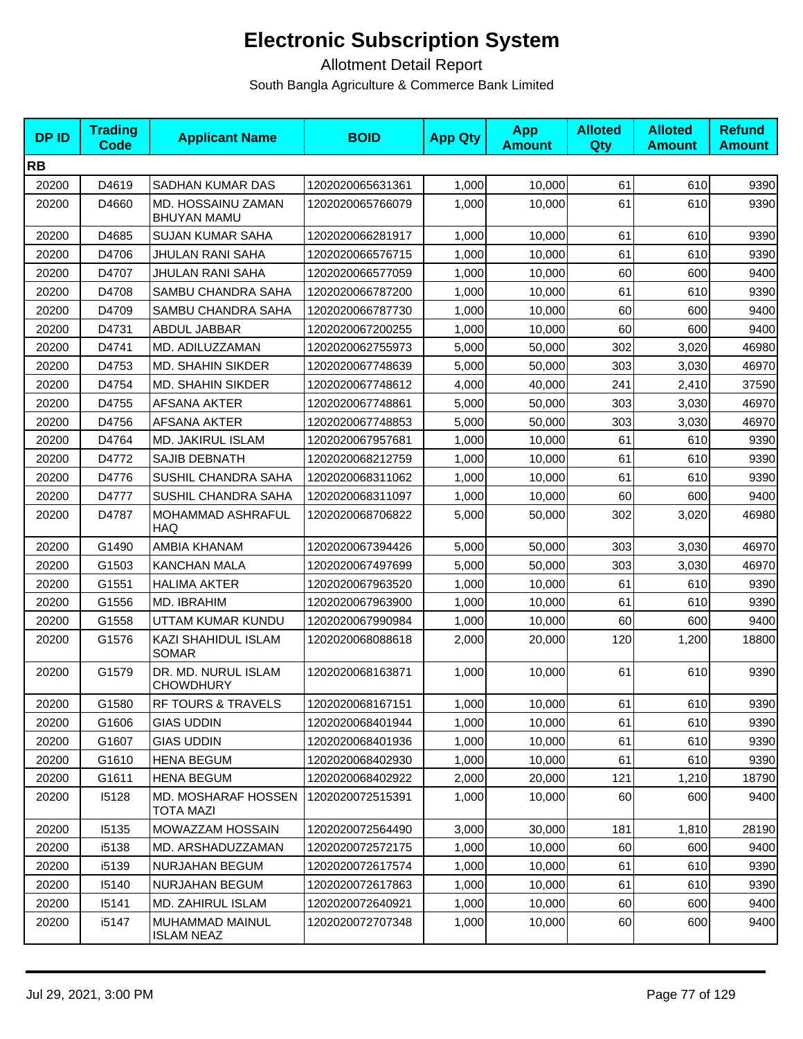# Electronic Subscription System

Allotment Detail Report

South Bangla Agriculture & Commerce Bank Limited

| DP ID | Trading Code | Applicant Name | BOID | App Qty | App Amount | Alloted Qty | Alloted Amount | Refund Amount |
|---|---|---|---|---|---|---|---|---|
| **RB** | | | | | | | | |
| 20200 | D4619 | SADHAN KUMAR DAS | 1202020065631361 | 1,000 | 10,000 | 61 | 610 | 9390 |
| 20200 | D4660 | MD. HOSSAINU ZAMAN BHUYAN MAMU | 1202020065766079 | 1,000 | 10,000 | 61 | 610 | 9390 |
| 20200 | D4685 | SUJAN KUMAR SAHA | 1202020066281917 | 1,000 | 10,000 | 61 | 610 | 9390 |
| 20200 | D4706 | JHULAN RANI SAHA | 1202020066576715 | 1,000 | 10,000 | 61 | 610 | 9390 |
| 20200 | D4707 | JHULAN RANI SAHA | 1202020066577059 | 1,000 | 10,000 | 60 | 600 | 9400 |
| 20200 | D4708 | SAMBU CHANDRA SAHA | 1202020066787200 | 1,000 | 10,000 | 61 | 610 | 9390 |
| 20200 | D4709 | SAMBU CHANDRA SAHA | 1202020066787730 | 1,000 | 10,000 | 60 | 600 | 9400 |
| 20200 | D4731 | ABDUL JABBAR | 1202020067200255 | 1,000 | 10,000 | 60 | 600 | 9400 |
| 20200 | D4741 | MD. ADILUZZAMAN | 1202020062755973 | 5,000 | 50,000 | 302 | 3,020 | 46980 |
| 20200 | D4753 | MD. SHAHIN SIKDER | 1202020067748639 | 5,000 | 50,000 | 303 | 3,030 | 46970 |
| 20200 | D4754 | MD. SHAHIN SIKDER | 1202020067748612 | 4,000 | 40,000 | 241 | 2,410 | 37590 |
| 20200 | D4755 | AFSANA AKTER | 1202020067748861 | 5,000 | 50,000 | 303 | 3,030 | 46970 |
| 20200 | D4756 | AFSANA AKTER | 1202020067748853 | 5,000 | 50,000 | 303 | 3,030 | 46970 |
| 20200 | D4764 | MD. JAKIRUL ISLAM | 1202020067957681 | 1,000 | 10,000 | 61 | 610 | 9390 |
| 20200 | D4772 | SAJIB DEBNATH | 1202020068212759 | 1,000 | 10,000 | 61 | 610 | 9390 |
| 20200 | D4776 | SUSHIL CHANDRA SAHA | 1202020068311062 | 1,000 | 10,000 | 61 | 610 | 9390 |
| 20200 | D4777 | SUSHIL CHANDRA SAHA | 1202020068311097 | 1,000 | 10,000 | 60 | 600 | 9400 |
| 20200 | D4787 | MOHAMMAD ASHRAFUL HAQ | 1202020068706822 | 5,000 | 50,000 | 302 | 3,020 | 46980 |
| 20200 | G1490 | AMBIA KHANAM | 1202020067394426 | 5,000 | 50,000 | 303 | 3,030 | 46970 |
| 20200 | G1503 | KANCHAN MALA | 1202020067497699 | 5,000 | 50,000 | 303 | 3,030 | 46970 |
| 20200 | G1551 | HALIMA AKTER | 1202020067963520 | 1,000 | 10,000 | 61 | 610 | 9390 |
| 20200 | G1556 | MD. IBRAHIM | 1202020067963900 | 1,000 | 10,000 | 61 | 610 | 9390 |
| 20200 | G1558 | UTTAM KUMAR KUNDU | 1202020067990984 | 1,000 | 10,000 | 60 | 600 | 9400 |
| 20200 | G1576 | KAZI SHAHIDUL ISLAM SOMAR | 1202020068088618 | 2,000 | 20,000 | 120 | 1,200 | 18800 |
| 20200 | G1579 | DR. MD. NURUL ISLAM CHOWDHURY | 1202020068163871 | 1,000 | 10,000 | 61 | 610 | 9390 |
| 20200 | G1580 | RF TOURS & TRAVELS | 1202020068167151 | 1,000 | 10,000 | 61 | 610 | 9390 |
| 20200 | G1606 | GIAS UDDIN | 1202020068401944 | 1,000 | 10,000 | 61 | 610 | 9390 |
| 20200 | G1607 | GIAS UDDIN | 1202020068401936 | 1,000 | 10,000 | 61 | 610 | 9390 |
| 20200 | G1610 | HENA BEGUM | 1202020068402930 | 1,000 | 10,000 | 61 | 610 | 9390 |
| 20200 | G1611 | HENA BEGUM | 1202020068402922 | 2,000 | 20,000 | 121 | 1,210 | 18790 |
| 20200 | I5128 | MD. MOSHARAF HOSSEN TOTA MAZI | 1202020072515391 | 1,000 | 10,000 | 60 | 600 | 9400 |
| 20200 | I5135 | MOWAZZAM HOSSAIN | 1202020072564490 | 3,000 | 30,000 | 181 | 1,810 | 28190 |
| 20200 | i5138 | MD. ARSHADUZZAMAN | 1202020072572175 | 1,000 | 10,000 | 60 | 600 | 9400 |
| 20200 | i5139 | NURJAHAN BEGUM | 1202020072617574 | 1,000 | 10,000 | 61 | 610 | 9390 |
| 20200 | I5140 | NURJAHAN BEGUM | 1202020072617863 | 1,000 | 10,000 | 61 | 610 | 9390 |
| 20200 | I5141 | MD. ZAHIRUL ISLAM | 1202020072640921 | 1,000 | 10,000 | 60 | 600 | 9400 |
| 20200 | i5147 | MUHAMMAD MAINUL ISLAM NEAZ | 1202020072707348 | 1,000 | 10,000 | 60 | 600 | 9400 |

Jul 29, 2021, 3:00 PM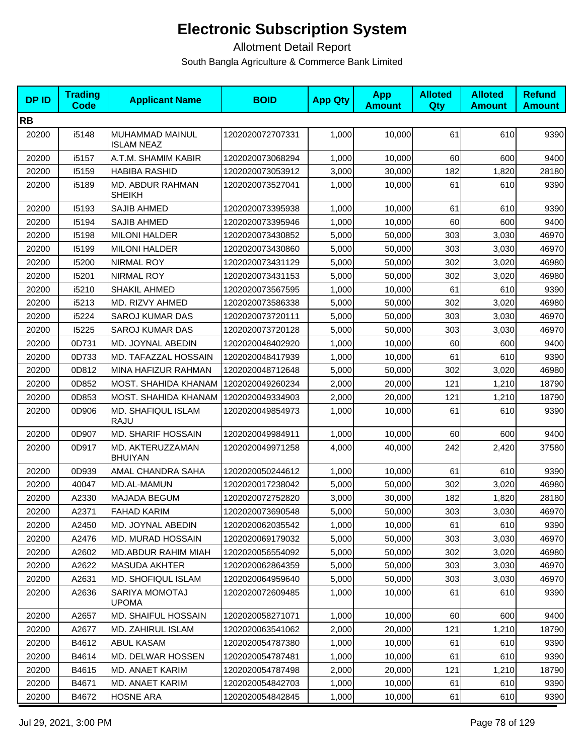# Electronic Subscription System

Allotment Detail Report

South Bangla Agriculture & Commerce Bank Limited

| DP ID | Trading Code | Applicant Name | BOID | App Qty | App Amount | Alloted Qty | Alloted Amount | Refund Amount |
|---|---|---|---|---|---|---|---|---|
| **RB** | | | | | | | | |
| 20200 | i5148 | MUHAMMAD MAINUL ISLAM NEAZ | 1202020072707331 | 1,000 | 10,000 | 61 | 610 | 9390 |
| 20200 | i5157 | A.T.M. SHAMIM KABIR | 1202020073068294 | 1,000 | 10,000 | 60 | 600 | 9400 |
| 20200 | I5159 | HABIBA RASHID | 1202020073053912 | 3,000 | 30,000 | 182 | 1,820 | 28180 |
| 20200 | i5189 | MD. ABDUR RAHMAN SHEIKH | 1202020073527041 | 1,000 | 10,000 | 61 | 610 | 9390 |
| 20200 | I5193 | SAJIB AHMED | 1202020073395938 | 1,000 | 10,000 | 61 | 610 | 9390 |
| 20200 | I5194 | SAJIB AHMED | 1202020073395946 | 1,000 | 10,000 | 60 | 600 | 9400 |
| 20200 | I5198 | MILONI HALDER | 1202020073430852 | 5,000 | 50,000 | 303 | 3,030 | 46970 |
| 20200 | I5199 | MILONI HALDER | 1202020073430860 | 5,000 | 50,000 | 303 | 3,030 | 46970 |
| 20200 | I5200 | NIRMAL ROY | 1202020073431129 | 5,000 | 50,000 | 302 | 3,020 | 46980 |
| 20200 | I5201 | NIRMAL ROY | 1202020073431153 | 5,000 | 50,000 | 302 | 3,020 | 46980 |
| 20200 | i5210 | SHAKIL AHMED | 1202020073567595 | 1,000 | 10,000 | 61 | 610 | 9390 |
| 20200 | i5213 | MD. RIZVY AHMED | 1202020073586338 | 5,000 | 50,000 | 302 | 3,020 | 46980 |
| 20200 | i5224 | SAROJ KUMAR DAS | 1202020073720111 | 5,000 | 50,000 | 303 | 3,030 | 46970 |
| 20200 | I5225 | SAROJ KUMAR DAS | 1202020073720128 | 5,000 | 50,000 | 303 | 3,030 | 46970 |
| 20200 | 0D731 | MD. JOYNAL ABEDIN | 1202020048402920 | 1,000 | 10,000 | 60 | 600 | 9400 |
| 20200 | 0D733 | MD. TAFAZZAL HOSSAIN | 1202020048417939 | 1,000 | 10,000 | 61 | 610 | 9390 |
| 20200 | 0D812 | MINA HAFIZUR RAHMAN | 1202020048712648 | 5,000 | 50,000 | 302 | 3,020 | 46980 |
| 20200 | 0D852 | MOST. SHAHIDA KHANAM | 1202020049260234 | 2,000 | 20,000 | 121 | 1,210 | 18790 |
| 20200 | 0D853 | MOST. SHAHIDA KHANAM | 1202020049334903 | 2,000 | 20,000 | 121 | 1,210 | 18790 |
| 20200 | 0D906 | MD. SHAFIQUL ISLAM RAJU | 1202020049854973 | 1,000 | 10,000 | 61 | 610 | 9390 |
| 20200 | 0D907 | MD. SHARIF HOSSAIN | 1202020049984911 | 1,000 | 10,000 | 60 | 600 | 9400 |
| 20200 | 0D917 | MD. AKTERUZZAMAN BHUIYAN | 1202020049971258 | 4,000 | 40,000 | 242 | 2,420 | 37580 |
| 20200 | 0D939 | AMAL CHANDRA SAHA | 1202020050244612 | 1,000 | 10,000 | 61 | 610 | 9390 |
| 20200 | 40047 | MD.AL-MAMUN | 1202020017238042 | 5,000 | 50,000 | 302 | 3,020 | 46980 |
| 20200 | A2330 | MAJADA BEGUM | 1202020072752820 | 3,000 | 30,000 | 182 | 1,820 | 28180 |
| 20200 | A2371 | FAHAD KARIM | 1202020073690548 | 5,000 | 50,000 | 303 | 3,030 | 46970 |
| 20200 | A2450 | MD. JOYNAL ABEDIN | 1202020062035542 | 1,000 | 10,000 | 61 | 610 | 9390 |
| 20200 | A2476 | MD. MURAD HOSSAIN | 1202020069179032 | 5,000 | 50,000 | 303 | 3,030 | 46970 |
| 20200 | A2602 | MD.ABDUR RAHIM MIAH | 1202020056554092 | 5,000 | 50,000 | 302 | 3,020 | 46980 |
| 20200 | A2622 | MASUDA AKHTER | 1202020062864359 | 5,000 | 50,000 | 303 | 3,030 | 46970 |
| 20200 | A2631 | MD. SHOFIQUL ISLAM | 1202020064959640 | 5,000 | 50,000 | 303 | 3,030 | 46970 |
| 20200 | A2636 | SARIYA MOMOTAJ UPOMA | 1202020072609485 | 1,000 | 10,000 | 61 | 610 | 9390 |
| 20200 | A2657 | MD. SHAIFUL HOSSAIN | 1202020058271071 | 1,000 | 10,000 | 60 | 600 | 9400 |
| 20200 | A2677 | MD. ZAHIRUL ISLAM | 1202020063541062 | 2,000 | 20,000 | 121 | 1,210 | 18790 |
| 20200 | B4612 | ABUL KASAM | 1202020054787380 | 1,000 | 10,000 | 61 | 610 | 9390 |
| 20200 | B4614 | MD. DELWAR HOSSEN | 1202020054787481 | 1,000 | 10,000 | 61 | 610 | 9390 |
| 20200 | B4615 | MD. ANAET KARIM | 1202020054787498 | 2,000 | 20,000 | 121 | 1,210 | 18790 |
| 20200 | B4671 | MD. ANAET KARIM | 1202020054842703 | 1,000 | 10,000 | 61 | 610 | 9390 |
| 20200 | B4672 | HOSNE ARA | 1202020054842845 | 1,000 | 10,000 | 61 | 610 | 9390 |

Jul 29, 2021, 3:00 PM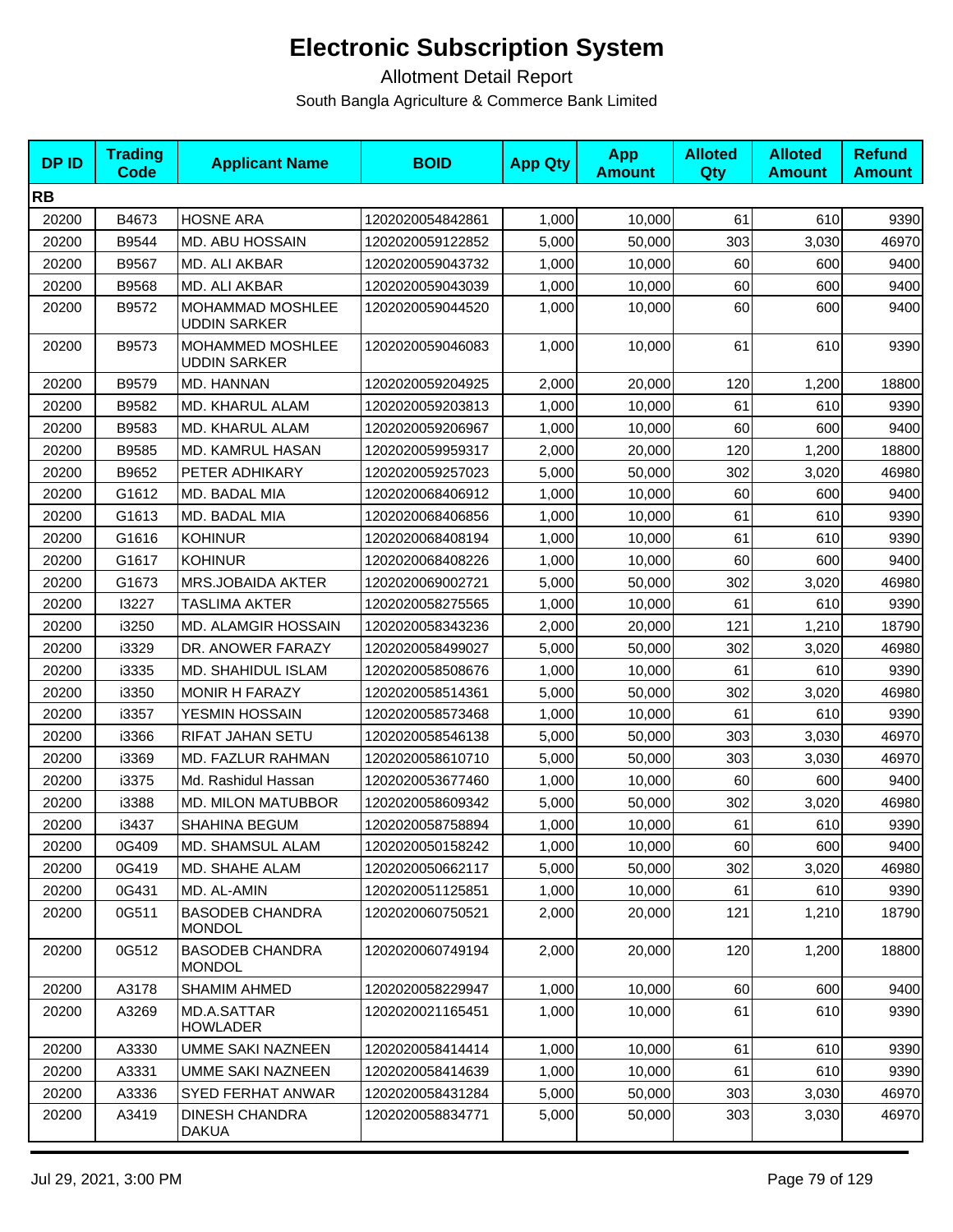# Electronic Subscription System

Allotment Detail Report

South Bangla Agriculture & Commerce Bank Limited

| DP ID | Trading Code | Applicant Name | BOID | App Qty | App Amount | Alloted Qty | Alloted Amount | Refund Amount |
|---|---|---|---|---|---|---|---|---|
| **RB** | | | | | | | | |
| 20200 | B4673 | HOSNE ARA | 1202020054842861 | 1,000 | 10,000 | 61 | 610 | 9390 |
| 20200 | B9544 | MD. ABU HOSSAIN | 1202020059122852 | 5,000 | 50,000 | 303 | 3,030 | 46970 |
| 20200 | B9567 | MD. ALI AKBAR | 1202020059043732 | 1,000 | 10,000 | 60 | 600 | 9400 |
| 20200 | B9568 | MD. ALI AKBAR | 1202020059043039 | 1,000 | 10,000 | 60 | 600 | 9400 |
| 20200 | B9572 | MOHAMMAD MOSHLEE UDDIN SARKER | 1202020059044520 | 1,000 | 10,000 | 60 | 600 | 9400 |
| 20200 | B9573 | MOHAMMED MOSHLEE UDDIN SARKER | 1202020059046083 | 1,000 | 10,000 | 61 | 610 | 9390 |
| 20200 | B9579 | MD. HANNAN | 1202020059204925 | 2,000 | 20,000 | 120 | 1,200 | 18800 |
| 20200 | B9582 | MD. KHARUL ALAM | 1202020059203813 | 1,000 | 10,000 | 61 | 610 | 9390 |
| 20200 | B9583 | MD. KHARUL ALAM | 1202020059206967 | 1,000 | 10,000 | 60 | 600 | 9400 |
| 20200 | B9585 | MD. KAMRUL HASAN | 1202020059959317 | 2,000 | 20,000 | 120 | 1,200 | 18800 |
| 20200 | B9652 | PETER ADHIKARY | 1202020059257023 | 5,000 | 50,000 | 302 | 3,020 | 46980 |
| 20200 | G1612 | MD. BADAL MIA | 1202020068406912 | 1,000 | 10,000 | 60 | 600 | 9400 |
| 20200 | G1613 | MD. BADAL MIA | 1202020068406856 | 1,000 | 10,000 | 61 | 610 | 9390 |
| 20200 | G1616 | KOHINUR | 1202020068408194 | 1,000 | 10,000 | 61 | 610 | 9390 |
| 20200 | G1617 | KOHINUR | 1202020068408226 | 1,000 | 10,000 | 60 | 600 | 9400 |
| 20200 | G1673 | MRS.JOBAIDA AKTER | 1202020069002721 | 5,000 | 50,000 | 302 | 3,020 | 46980 |
| 20200 | I3227 | TASLIMA AKTER | 1202020058275565 | 1,000 | 10,000 | 61 | 610 | 9390 |
| 20200 | i3250 | MD. ALAMGIR HOSSAIN | 1202020058343236 | 2,000 | 20,000 | 121 | 1,210 | 18790 |
| 20200 | i3329 | DR. ANOWER FARAZY | 1202020058499027 | 5,000 | 50,000 | 302 | 3,020 | 46980 |
| 20200 | i3335 | MD. SHAHIDUL ISLAM | 1202020058508676 | 1,000 | 10,000 | 61 | 610 | 9390 |
| 20200 | i3350 | MONIR H FARAZY | 1202020058514361 | 5,000 | 50,000 | 302 | 3,020 | 46980 |
| 20200 | i3357 | YESMIN HOSSAIN | 1202020058573468 | 1,000 | 10,000 | 61 | 610 | 9390 |
| 20200 | i3366 | RIFAT JAHAN SETU | 1202020058546138 | 5,000 | 50,000 | 303 | 3,030 | 46970 |
| 20200 | i3369 | MD. FAZLUR RAHMAN | 1202020058610710 | 5,000 | 50,000 | 303 | 3,030 | 46970 |
| 20200 | i3375 | Md. Rashidul Hassan | 1202020053677460 | 1,000 | 10,000 | 60 | 600 | 9400 |
| 20200 | i3388 | MD. MILON MATUBBOR | 1202020058609342 | 5,000 | 50,000 | 302 | 3,020 | 46980 |
| 20200 | i3437 | SHAHINA BEGUM | 1202020058758894 | 1,000 | 10,000 | 61 | 610 | 9390 |
| 20200 | 0G409 | MD. SHAMSUL ALAM | 1202020050158242 | 1,000 | 10,000 | 60 | 600 | 9400 |
| 20200 | 0G419 | MD. SHAHE ALAM | 1202020050662117 | 5,000 | 50,000 | 302 | 3,020 | 46980 |
| 20200 | 0G431 | MD. AL-AMIN | 1202020051125851 | 1,000 | 10,000 | 61 | 610 | 9390 |
| 20200 | 0G511 | BASODEB CHANDRA MONDOL | 1202020060750521 | 2,000 | 20,000 | 121 | 1,210 | 18790 |
| 20200 | 0G512 | BASODEB CHANDRA MONDOL | 1202020060749194 | 2,000 | 20,000 | 120 | 1,200 | 18800 |
| 20200 | A3178 | SHAMIM AHMED | 1202020058229947 | 1,000 | 10,000 | 60 | 600 | 9400 |
| 20200 | A3269 | MD.A.SATTAR HOWLADER | 1202020021165451 | 1,000 | 10,000 | 61 | 610 | 9390 |
| 20200 | A3330 | UMME SAKI NAZNEEN | 1202020058414414 | 1,000 | 10,000 | 61 | 610 | 9390 |
| 20200 | A3331 | UMME SAKI NAZNEEN | 1202020058414639 | 1,000 | 10,000 | 61 | 610 | 9390 |
| 20200 | A3336 | SYED FERHAT ANWAR | 1202020058431284 | 5,000 | 50,000 | 303 | 3,030 | 46970 |
| 20200 | A3419 | DINESH CHANDRA DAKUA | 1202020058834771 | 5,000 | 50,000 | 303 | 3,030 | 46970 |

Jul 29, 2021, 3:00 PM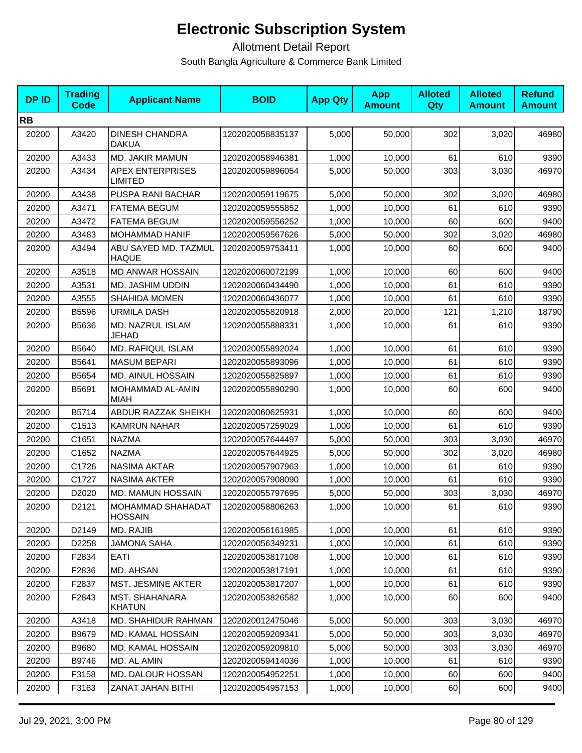# Electronic Subscription System

Allotment Detail Report

South Bangla Agriculture & Commerce Bank Limited

| DP ID | Trading Code | Applicant Name | BOID | App Qty | App Amount | Alloted Qty | Alloted Amount | Refund Amount |
|---|---|---|---|---|---|---|---|---|
| **RB** | | | | | | | | |
| 20200 | A3420 | DINESH CHANDRA DAKUA | 1202020058835137 | 5,000 | 50,000 | 302 | 3,020 | 46980 |
| 20200 | A3433 | MD. JAKIR MAMUN | 1202020058946381 | 1,000 | 10,000 | 61 | 610 | 9390 |
| 20200 | A3434 | APEX ENTERPRISES LIMITED | 1202020059896054 | 5,000 | 50,000 | 303 | 3,030 | 46970 |
| 20200 | A3438 | PUSPA RANI BACHAR | 1202020059119675 | 5,000 | 50,000 | 302 | 3,020 | 46980 |
| 20200 | A3471 | FATEMA BEGUM | 1202020059555852 | 1,000 | 10,000 | 61 | 610 | 9390 |
| 20200 | A3472 | FATEMA BEGUM | 1202020059556252 | 1,000 | 10,000 | 60 | 600 | 9400 |
| 20200 | A3483 | MOHAMMAD HANIF | 1202020059567626 | 5,000 | 50,000 | 302 | 3,020 | 46980 |
| 20200 | A3494 | ABU SAYED MD. TAZMUL HAQUE | 1202020059753411 | 1,000 | 10,000 | 60 | 600 | 9400 |
| 20200 | A3518 | MD ANWAR HOSSAIN | 1202020060072199 | 1,000 | 10,000 | 60 | 600 | 9400 |
| 20200 | A3531 | MD. JASHIM UDDIN | 1202020060434490 | 1,000 | 10,000 | 61 | 610 | 9390 |
| 20200 | A3555 | SHAHIDA MOMEN | 1202020060436077 | 1,000 | 10,000 | 61 | 610 | 9390 |
| 20200 | B5596 | URMILA DASH | 1202020055820918 | 2,000 | 20,000 | 121 | 1,210 | 18790 |
| 20200 | B5636 | MD. NAZRUL ISLAM JEHAD | 1202020055888331 | 1,000 | 10,000 | 61 | 610 | 9390 |
| 20200 | B5640 | MD. RAFIQUL ISLAM | 1202020055892024 | 1,000 | 10,000 | 61 | 610 | 9390 |
| 20200 | B5641 | MASUM BEPARI | 1202020055893096 | 1,000 | 10,000 | 61 | 610 | 9390 |
| 20200 | B5654 | MD. AINUL HOSSAIN | 1202020055825897 | 1,000 | 10,000 | 61 | 610 | 9390 |
| 20200 | B5691 | MOHAMMAD AL-AMIN MIAH | 1202020055890290 | 1,000 | 10,000 | 60 | 600 | 9400 |
| 20200 | B5714 | ABDUR RAZZAK SHEIKH | 1202020060625931 | 1,000 | 10,000 | 60 | 600 | 9400 |
| 20200 | C1513 | KAMRUN NAHAR | 1202020057259029 | 1,000 | 10,000 | 61 | 610 | 9390 |
| 20200 | C1651 | NAZMA | 1202020057644497 | 5,000 | 50,000 | 303 | 3,030 | 46970 |
| 20200 | C1652 | NAZMA | 1202020057644925 | 5,000 | 50,000 | 302 | 3,020 | 46980 |
| 20200 | C1726 | NASIMA AKTAR | 1202020057907963 | 1,000 | 10,000 | 61 | 610 | 9390 |
| 20200 | C1727 | NASIMA AKTER | 1202020057908090 | 1,000 | 10,000 | 61 | 610 | 9390 |
| 20200 | D2020 | MD. MAMUN HOSSAIN | 1202020055797695 | 5,000 | 50,000 | 303 | 3,030 | 46970 |
| 20200 | D2121 | MOHAMMAD SHAHADAT HOSSAIN | 1202020058806263 | 1,000 | 10,000 | 61 | 610 | 9390 |
| 20200 | D2149 | MD. RAJIB | 1202020056161985 | 1,000 | 10,000 | 61 | 610 | 9390 |
| 20200 | D2258 | JAMONA SAHA | 1202020056349231 | 1,000 | 10,000 | 61 | 610 | 9390 |
| 20200 | F2834 | EATI | 1202020053817108 | 1,000 | 10,000 | 61 | 610 | 9390 |
| 20200 | F2836 | MD. AHSAN | 1202020053817191 | 1,000 | 10,000 | 61 | 610 | 9390 |
| 20200 | F2837 | MST. JESMINE AKTER | 1202020053817207 | 1,000 | 10,000 | 61 | 610 | 9390 |
| 20200 | F2843 | MST. SHAHANARA KHATUN | 1202020053826582 | 1,000 | 10,000 | 60 | 600 | 9400 |
| 20200 | A3418 | MD. SHAHIDUR RAHMAN | 1202020012475046 | 5,000 | 50,000 | 303 | 3,030 | 46970 |
| 20200 | B9679 | MD. KAMAL HOSSAIN | 1202020059209341 | 5,000 | 50,000 | 303 | 3,030 | 46970 |
| 20200 | B9680 | MD. KAMAL HOSSAIN | 1202020059209810 | 5,000 | 50,000 | 303 | 3,030 | 46970 |
| 20200 | B9746 | MD. AL AMIN | 1202020059414036 | 1,000 | 10,000 | 61 | 610 | 9390 |
| 20200 | F3158 | MD. DALOUR HOSSAN | 1202020054952251 | 1,000 | 10,000 | 60 | 600 | 9400 |
| 20200 | F3163 | ZANAT JAHAN BITHI | 1202020054957153 | 1,000 | 10,000 | 60 | 600 | 9400 |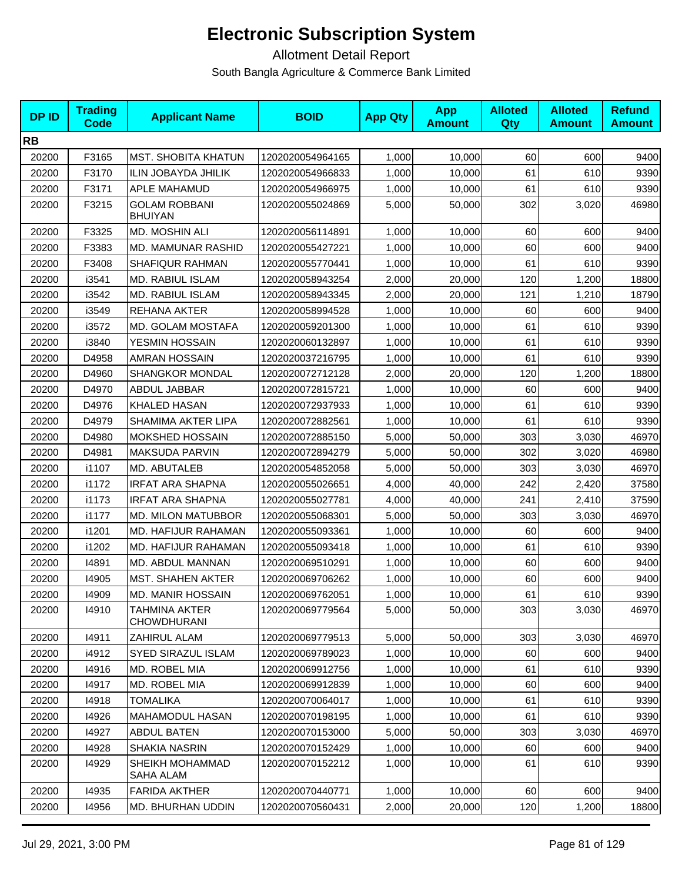# Electronic Subscription System

Allotment Detail Report

South Bangla Agriculture & Commerce Bank Limited

| DP ID | Trading Code | Applicant Name | BOID | App Qty | App Amount | Alloted Qty | Alloted Amount | Refund Amount |
|---|---|---|---|---|---|---|---|---|
| **RB** | | | | | | | | |
| 20200 | F3165 | MST. SHOBITA KHATUN | 1202020054964165 | 1,000 | 10,000 | 60 | 600 | 9400 |
| 20200 | F3170 | ILIN JOBAYDA JHILIK | 1202020054966833 | 1,000 | 10,000 | 61 | 610 | 9390 |
| 20200 | F3171 | APLE MAHAMUD | 1202020054966975 | 1,000 | 10,000 | 61 | 610 | 9390 |
| 20200 | F3215 | GOLAM ROBBANI BHUIYAN | 1202020055024869 | 5,000 | 50,000 | 302 | 3,020 | 46980 |
| 20200 | F3325 | MD. MOSHIN ALI | 1202020056114891 | 1,000 | 10,000 | 60 | 600 | 9400 |
| 20200 | F3383 | MD. MAMUNAR RASHID | 1202020055427221 | 1,000 | 10,000 | 60 | 600 | 9400 |
| 20200 | F3408 | SHAFIQUR RAHMAN | 1202020055770441 | 1,000 | 10,000 | 61 | 610 | 9390 |
| 20200 | i3541 | MD. RABIUL ISLAM | 1202020058943254 | 2,000 | 20,000 | 120 | 1,200 | 18800 |
| 20200 | i3542 | MD. RABIUL ISLAM | 1202020058943345 | 2,000 | 20,000 | 121 | 1,210 | 18790 |
| 20200 | i3549 | REHANA AKTER | 1202020058994528 | 1,000 | 10,000 | 60 | 600 | 9400 |
| 20200 | i3572 | MD. GOLAM MOSTAFA | 1202020059201300 | 1,000 | 10,000 | 61 | 610 | 9390 |
| 20200 | i3840 | YESMIN HOSSAIN | 1202020060132897 | 1,000 | 10,000 | 61 | 610 | 9390 |
| 20200 | D4958 | AMRAN HOSSAIN | 1202020037216795 | 1,000 | 10,000 | 61 | 610 | 9390 |
| 20200 | D4960 | SHANGKOR MONDAL | 1202020072712128 | 2,000 | 20,000 | 120 | 1,200 | 18800 |
| 20200 | D4970 | ABDUL JABBAR | 1202020072815721 | 1,000 | 10,000 | 60 | 600 | 9400 |
| 20200 | D4976 | KHALED HASAN | 1202020072937933 | 1,000 | 10,000 | 61 | 610 | 9390 |
| 20200 | D4979 | SHAMIMA AKTER LIPA | 1202020072882561 | 1,000 | 10,000 | 61 | 610 | 9390 |
| 20200 | D4980 | MOKSHED HOSSAIN | 1202020072885150 | 5,000 | 50,000 | 303 | 3,030 | 46970 |
| 20200 | D4981 | MAKSUDA PARVIN | 1202020072894279 | 5,000 | 50,000 | 302 | 3,020 | 46980 |
| 20200 | i1107 | MD. ABUTALEB | 1202020054852058 | 5,000 | 50,000 | 303 | 3,030 | 46970 |
| 20200 | i1172 | IRFAT ARA SHAPNA | 1202020055026651 | 4,000 | 40,000 | 242 | 2,420 | 37580 |
| 20200 | i1173 | IRFAT ARA SHAPNA | 1202020055027781 | 4,000 | 40,000 | 241 | 2,410 | 37590 |
| 20200 | i1177 | MD. MILON MATUBBOR | 1202020055068301 | 5,000 | 50,000 | 303 | 3,030 | 46970 |
| 20200 | i1201 | MD. HAFIJUR RAHAMAN | 1202020055093361 | 1,000 | 10,000 | 60 | 600 | 9400 |
| 20200 | i1202 | MD. HAFIJUR RAHAMAN | 1202020055093418 | 1,000 | 10,000 | 61 | 610 | 9390 |
| 20200 | I4891 | MD. ABDUL MANNAN | 1202020069510291 | 1,000 | 10,000 | 60 | 600 | 9400 |
| 20200 | I4905 | MST. SHAHEN AKTER | 1202020069706262 | 1,000 | 10,000 | 60 | 600 | 9400 |
| 20200 | I4909 | MD. MANIR HOSSAIN | 1202020069762051 | 1,000 | 10,000 | 61 | 610 | 9390 |
| 20200 | I4910 | TAHMINA AKTER CHOWDHURANI | 1202020069779564 | 5,000 | 50,000 | 303 | 3,030 | 46970 |
| 20200 | I4911 | ZAHIRUL ALAM | 1202020069779513 | 5,000 | 50,000 | 303 | 3,030 | 46970 |
| 20200 | i4912 | SYED SIRAZUL ISLAM | 1202020069789023 | 1,000 | 10,000 | 60 | 600 | 9400 |
| 20200 | I4916 | MD. ROBEL MIA | 1202020069912756 | 1,000 | 10,000 | 61 | 610 | 9390 |
| 20200 | I4917 | MD. ROBEL MIA | 1202020069912839 | 1,000 | 10,000 | 60 | 600 | 9400 |
| 20200 | I4918 | TOMALIKA | 1202020070064017 | 1,000 | 10,000 | 61 | 610 | 9390 |
| 20200 | I4926 | MAHAMODUL HASAN | 1202020070198195 | 1,000 | 10,000 | 61 | 610 | 9390 |
| 20200 | I4927 | ABDUL BATEN | 1202020070153000 | 5,000 | 50,000 | 303 | 3,030 | 46970 |
| 20200 | I4928 | SHAKIA NASRIN | 1202020070152429 | 1,000 | 10,000 | 60 | 600 | 9400 |
| 20200 | I4929 | SHEIKH MOHAMMAD SAHA ALAM | 1202020070152212 | 1,000 | 10,000 | 61 | 610 | 9390 |
| 20200 | I4935 | FARIDA AKTHER | 1202020070440771 | 1,000 | 10,000 | 60 | 600 | 9400 |
| 20200 | I4956 | MD. BHURHAN UDDIN | 1202020070560431 | 2,000 | 20,000 | 120 | 1,200 | 18800 |

Jul 29, 2021, 3:00 PM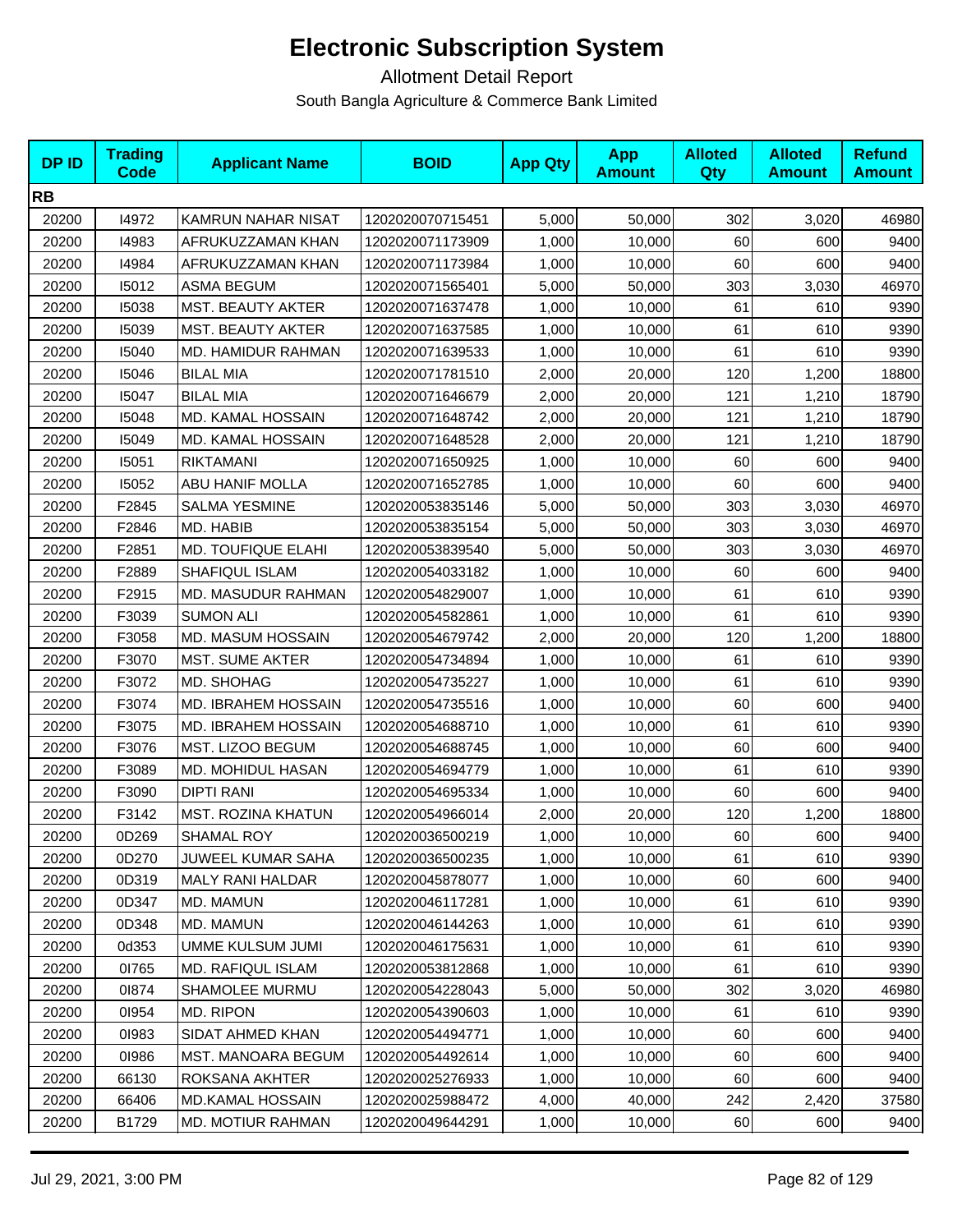# Electronic Subscription System

Allotment Detail Report

South Bangla Agriculture & Commerce Bank Limited

| DP ID | Trading Code | Applicant Name | BOID | App Qty | App Amount | Alloted Qty | Alloted Amount | Refund Amount |
|---|---|---|---|---|---|---|---|---|
| **RB** | | | | | | | | |
| 20200 | I4972 | KAMRUN NAHAR NISAT | 1202020070715451 | 5,000 | 50,000 | 302 | 3,020 | 46980 |
| 20200 | I4983 | AFRUKUZZAMAN KHAN | 1202020071173909 | 1,000 | 10,000 | 60 | 600 | 9400 |
| 20200 | I4984 | AFRUKUZZAMAN KHAN | 1202020071173984 | 1,000 | 10,000 | 60 | 600 | 9400 |
| 20200 | I5012 | ASMA BEGUM | 1202020071565401 | 5,000 | 50,000 | 303 | 3,030 | 46970 |
| 20200 | I5038 | MST. BEAUTY AKTER | 1202020071637478 | 1,000 | 10,000 | 61 | 610 | 9390 |
| 20200 | I5039 | MST. BEAUTY AKTER | 1202020071637585 | 1,000 | 10,000 | 61 | 610 | 9390 |
| 20200 | I5040 | MD. HAMIDUR RAHMAN | 1202020071639533 | 1,000 | 10,000 | 61 | 610 | 9390 |
| 20200 | I5046 | BILAL MIA | 1202020071781510 | 2,000 | 20,000 | 120 | 1,200 | 18800 |
| 20200 | I5047 | BILAL MIA | 1202020071646679 | 2,000 | 20,000 | 121 | 1,210 | 18790 |
| 20200 | I5048 | MD. KAMAL HOSSAIN | 1202020071648742 | 2,000 | 20,000 | 121 | 1,210 | 18790 |
| 20200 | I5049 | MD. KAMAL HOSSAIN | 1202020071648528 | 2,000 | 20,000 | 121 | 1,210 | 18790 |
| 20200 | I5051 | RIKTAMANI | 1202020071650925 | 1,000 | 10,000 | 60 | 600 | 9400 |
| 20200 | I5052 | ABU HANIF MOLLA | 1202020071652785 | 1,000 | 10,000 | 60 | 600 | 9400 |
| 20200 | F2845 | SALMA YESMINE | 1202020053835146 | 5,000 | 50,000 | 303 | 3,030 | 46970 |
| 20200 | F2846 | MD. HABIB | 1202020053835154 | 5,000 | 50,000 | 303 | 3,030 | 46970 |
| 20200 | F2851 | MD. TOUFIQUE ELAHI | 1202020053839540 | 5,000 | 50,000 | 303 | 3,030 | 46970 |
| 20200 | F2889 | SHAFIQUL ISLAM | 1202020054033182 | 1,000 | 10,000 | 60 | 600 | 9400 |
| 20200 | F2915 | MD. MASUDUR RAHMAN | 1202020054829007 | 1,000 | 10,000 | 61 | 610 | 9390 |
| 20200 | F3039 | SUMON ALI | 1202020054582861 | 1,000 | 10,000 | 61 | 610 | 9390 |
| 20200 | F3058 | MD. MASUM HOSSAIN | 1202020054679742 | 2,000 | 20,000 | 120 | 1,200 | 18800 |
| 20200 | F3070 | MST. SUME AKTER | 1202020054734894 | 1,000 | 10,000 | 61 | 610 | 9390 |
| 20200 | F3072 | MD. SHOHAG | 1202020054735227 | 1,000 | 10,000 | 61 | 610 | 9390 |
| 20200 | F3074 | MD. IBRAHEM HOSSAIN | 1202020054735516 | 1,000 | 10,000 | 60 | 600 | 9400 |
| 20200 | F3075 | MD. IBRAHEM HOSSAIN | 1202020054688710 | 1,000 | 10,000 | 61 | 610 | 9390 |
| 20200 | F3076 | MST. LIZOO BEGUM | 1202020054688745 | 1,000 | 10,000 | 60 | 600 | 9400 |
| 20200 | F3089 | MD. MOHIDUL HASAN | 1202020054694779 | 1,000 | 10,000 | 61 | 610 | 9390 |
| 20200 | F3090 | DIPTI RANI | 1202020054695334 | 1,000 | 10,000 | 60 | 600 | 9400 |
| 20200 | F3142 | MST. ROZINA KHATUN | 1202020054966014 | 2,000 | 20,000 | 120 | 1,200 | 18800 |
| 20200 | 0D269 | SHAMAL ROY | 1202020036500219 | 1,000 | 10,000 | 60 | 600 | 9400 |
| 20200 | 0D270 | JUWEEL KUMAR SAHA | 1202020036500235 | 1,000 | 10,000 | 61 | 610 | 9390 |
| 20200 | 0D319 | MALY RANI HALDAR | 1202020045878077 | 1,000 | 10,000 | 60 | 600 | 9400 |
| 20200 | 0D347 | MD. MAMUN | 1202020046117281 | 1,000 | 10,000 | 61 | 610 | 9390 |
| 20200 | 0D348 | MD. MAMUN | 1202020046144263 | 1,000 | 10,000 | 61 | 610 | 9390 |
| 20200 | 0d353 | UMME KULSUM JUMI | 1202020046175631 | 1,000 | 10,000 | 61 | 610 | 9390 |
| 20200 | 0I765 | MD. RAFIQUL ISLAM | 1202020053812868 | 1,000 | 10,000 | 61 | 610 | 9390 |
| 20200 | 0I874 | SHAMOLEE MURMU | 1202020054228043 | 5,000 | 50,000 | 302 | 3,020 | 46980 |
| 20200 | 0I954 | MD. RIPON | 1202020054390603 | 1,000 | 10,000 | 61 | 610 | 9390 |
| 20200 | 0I983 | SIDAT AHMED KHAN | 1202020054494771 | 1,000 | 10,000 | 60 | 600 | 9400 |
| 20200 | 0I986 | MST. MANOARA BEGUM | 1202020054492614 | 1,000 | 10,000 | 60 | 600 | 9400 |
| 20200 | 66130 | ROKSANA AKHTER | 1202020025276933 | 1,000 | 10,000 | 60 | 600 | 9400 |
| 20200 | 66406 | MD.KAMAL HOSSAIN | 1202020025988472 | 4,000 | 40,000 | 242 | 2,420 | 37580 |
| 20200 | B1729 | MD. MOTIUR RAHMAN | 1202020049644291 | 1,000 | 10,000 | 60 | 600 | 9400 |

Jul 29, 2021, 3:00 PM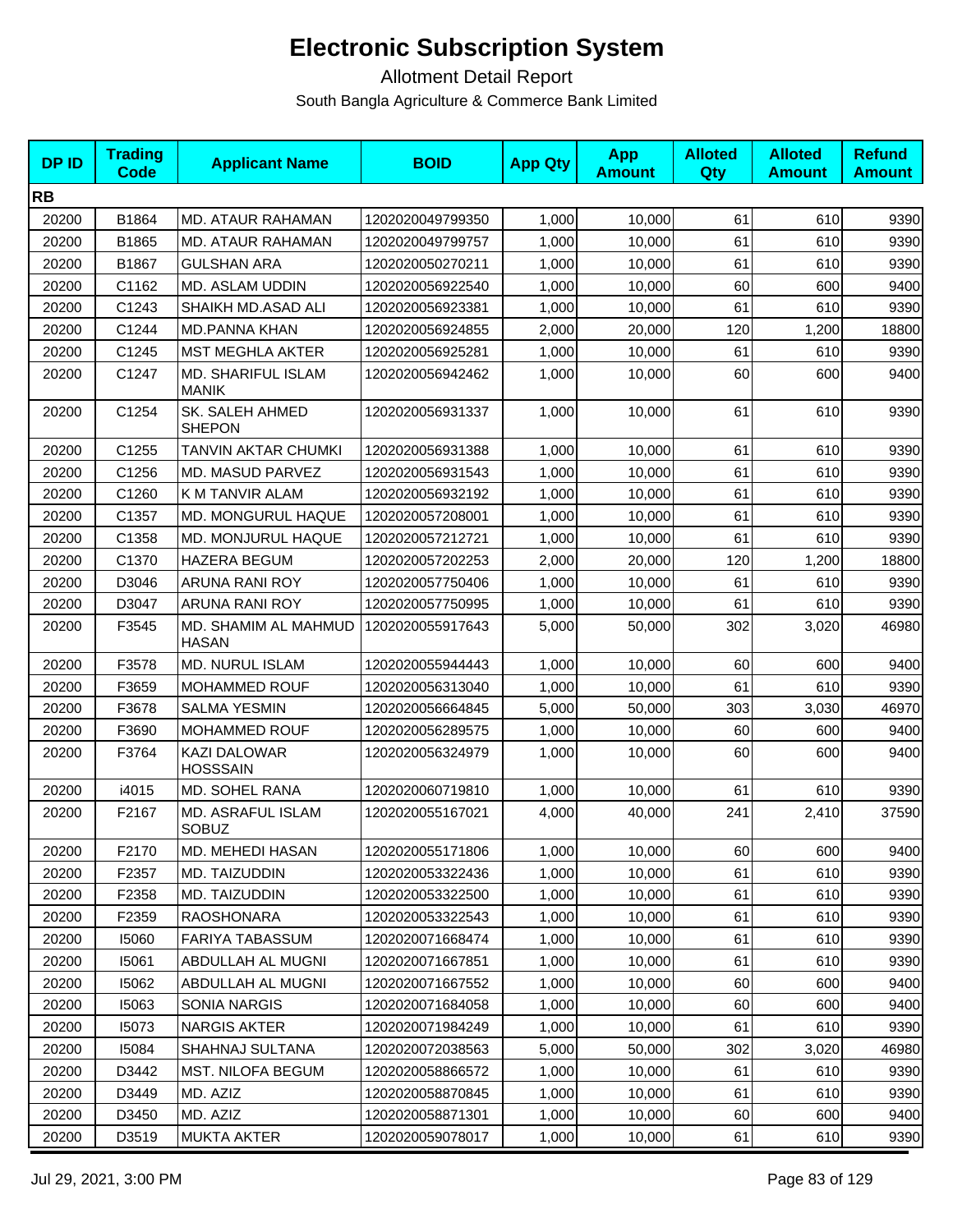# Electronic Subscription System

Allotment Detail Report

South Bangla Agriculture & Commerce Bank Limited

| DP ID | Trading Code | Applicant Name | BOID | App Qty | App Amount | Alloted Qty | Alloted Amount | Refund Amount |
|---|---|---|---|---|---|---|---|---|
| **RB** | | | | | | | | |
| 20200 | B1864 | MD. ATAUR RAHAMAN | 1202020049799350 | 1,000 | 10,000 | 61 | 610 | 9390 |
| 20200 | B1865 | MD. ATAUR RAHAMAN | 1202020049799757 | 1,000 | 10,000 | 61 | 610 | 9390 |
| 20200 | B1867 | GULSHAN ARA | 1202020050270211 | 1,000 | 10,000 | 61 | 610 | 9390 |
| 20200 | C1162 | MD. ASLAM UDDIN | 1202020056922540 | 1,000 | 10,000 | 60 | 600 | 9400 |
| 20200 | C1243 | SHAIKH MD.ASAD ALI | 1202020056923381 | 1,000 | 10,000 | 61 | 610 | 9390 |
| 20200 | C1244 | MD.PANNA KHAN | 1202020056924855 | 2,000 | 20,000 | 120 | 1,200 | 18800 |
| 20200 | C1245 | MST MEGHLA AKTER | 1202020056925281 | 1,000 | 10,000 | 61 | 610 | 9390 |
| 20200 | C1247 | MD. SHARIFUL ISLAM MANIK | 1202020056942462 | 1,000 | 10,000 | 60 | 600 | 9400 |
| 20200 | C1254 | SK. SALEH AHMED SHEPON | 1202020056931337 | 1,000 | 10,000 | 61 | 610 | 9390 |
| 20200 | C1255 | TANVIN AKTAR CHUMKI | 1202020056931388 | 1,000 | 10,000 | 61 | 610 | 9390 |
| 20200 | C1256 | MD. MASUD PARVEZ | 1202020056931543 | 1,000 | 10,000 | 61 | 610 | 9390 |
| 20200 | C1260 | K M TANVIR ALAM | 1202020056932192 | 1,000 | 10,000 | 61 | 610 | 9390 |
| 20200 | C1357 | MD. MONGURUL HAQUE | 1202020057208001 | 1,000 | 10,000 | 61 | 610 | 9390 |
| 20200 | C1358 | MD. MONJURUL HAQUE | 1202020057212721 | 1,000 | 10,000 | 61 | 610 | 9390 |
| 20200 | C1370 | HAZERA BEGUM | 1202020057202253 | 2,000 | 20,000 | 120 | 1,200 | 18800 |
| 20200 | D3046 | ARUNA RANI ROY | 1202020057750406 | 1,000 | 10,000 | 61 | 610 | 9390 |
| 20200 | D3047 | ARUNA RANI ROY | 1202020057750995 | 1,000 | 10,000 | 61 | 610 | 9390 |
| 20200 | F3545 | MD. SHAMIM AL MAHMUD HASAN | 1202020055917643 | 5,000 | 50,000 | 302 | 3,020 | 46980 |
| 20200 | F3578 | MD. NURUL ISLAM | 1202020055944443 | 1,000 | 10,000 | 60 | 600 | 9400 |
| 20200 | F3659 | MOHAMMED ROUF | 1202020056313040 | 1,000 | 10,000 | 61 | 610 | 9390 |
| 20200 | F3678 | SALMA YESMIN | 1202020056664845 | 5,000 | 50,000 | 303 | 3,030 | 46970 |
| 20200 | F3690 | MOHAMMED ROUF | 1202020056289575 | 1,000 | 10,000 | 60 | 600 | 9400 |
| 20200 | F3764 | KAZI DALOWAR HOSSSAIN | 1202020056324979 | 1,000 | 10,000 | 60 | 600 | 9400 |
| 20200 | i4015 | MD. SOHEL RANA | 1202020060719810 | 1,000 | 10,000 | 61 | 610 | 9390 |
| 20200 | F2167 | MD. ASRAFUL ISLAM SOBUZ | 1202020055167021 | 4,000 | 40,000 | 241 | 2,410 | 37590 |
| 20200 | F2170 | MD. MEHEDI HASAN | 1202020055171806 | 1,000 | 10,000 | 60 | 600 | 9400 |
| 20200 | F2357 | MD. TAIZUDDIN | 1202020053322436 | 1,000 | 10,000 | 61 | 610 | 9390 |
| 20200 | F2358 | MD. TAIZUDDIN | 1202020053322500 | 1,000 | 10,000 | 61 | 610 | 9390 |
| 20200 | F2359 | RAOSHONARA | 1202020053322543 | 1,000 | 10,000 | 61 | 610 | 9390 |
| 20200 | I5060 | FARIYA TABASSUM | 1202020071668474 | 1,000 | 10,000 | 61 | 610 | 9390 |
| 20200 | I5061 | ABDULLAH AL MUGNI | 1202020071667851 | 1,000 | 10,000 | 61 | 610 | 9390 |
| 20200 | I5062 | ABDULLAH AL MUGNI | 1202020071667552 | 1,000 | 10,000 | 60 | 600 | 9400 |
| 20200 | I5063 | SONIA NARGIS | 1202020071684058 | 1,000 | 10,000 | 60 | 600 | 9400 |
| 20200 | I5073 | NARGIS AKTER | 1202020071984249 | 1,000 | 10,000 | 61 | 610 | 9390 |
| 20200 | I5084 | SHAHNAJ SULTANA | 1202020072038563 | 5,000 | 50,000 | 302 | 3,020 | 46980 |
| 20200 | D3442 | MST. NILOFA BEGUM | 1202020058866572 | 1,000 | 10,000 | 61 | 610 | 9390 |
| 20200 | D3449 | MD. AZIZ | 1202020058870845 | 1,000 | 10,000 | 61 | 610 | 9390 |
| 20200 | D3450 | MD. AZIZ | 1202020058871301 | 1,000 | 10,000 | 60 | 600 | 9400 |
| 20200 | D3519 | MUKTA AKTER | 1202020059078017 | 1,000 | 10,000 | 61 | 610 | 9390 |

Jul 29, 2021, 3:00 PM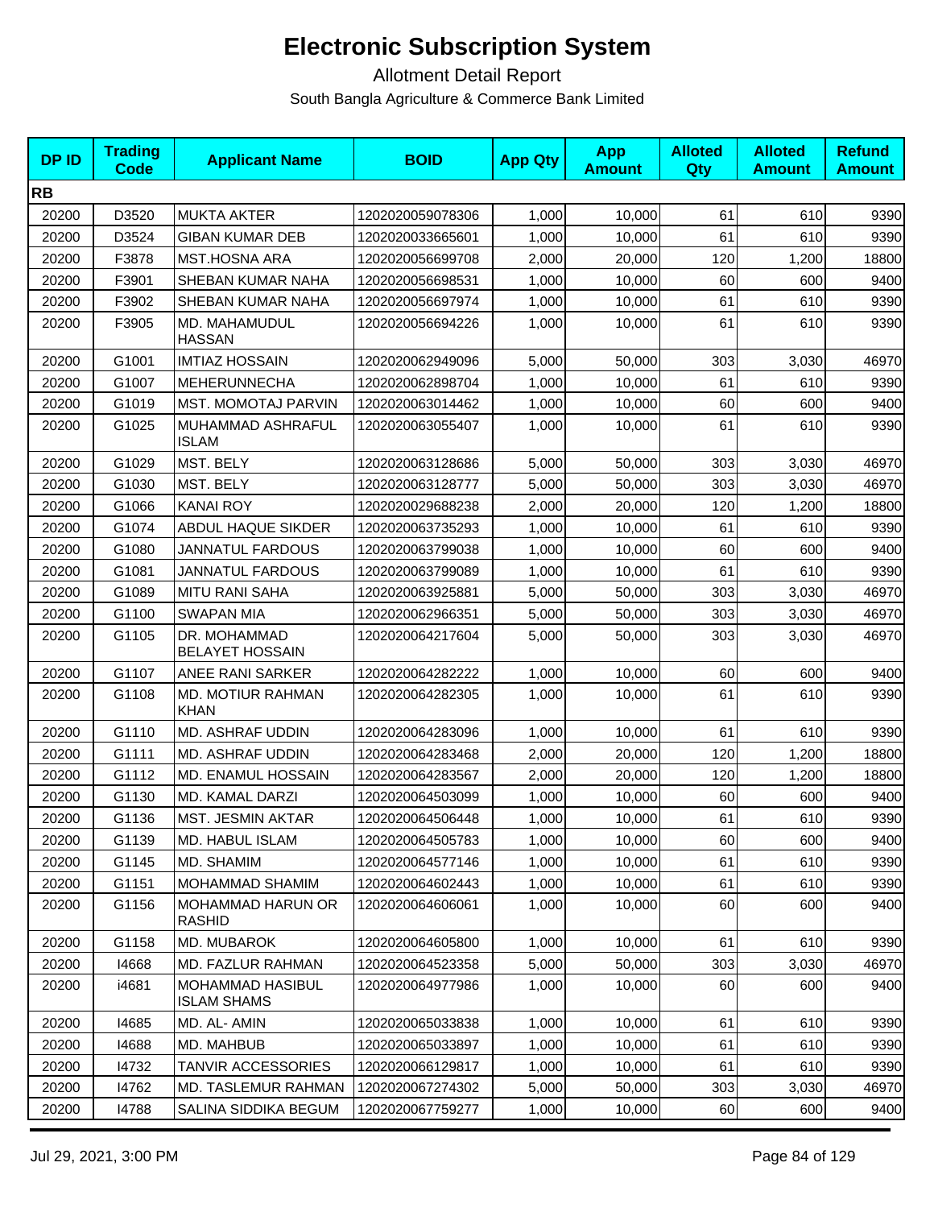# Electronic Subscription System

Allotment Detail Report

South Bangla Agriculture & Commerce Bank Limited

| DP ID | Trading Code | Applicant Name | BOID | App Qty | App Amount | Alloted Qty | Alloted Amount | Refund Amount |
|---|---|---|---|---|---|---|---|---|
| **RB** | | | | | | | | |
| 20200 | D3520 | MUKTA AKTER | 1202020059078306 | 1,000 | 10,000 | 61 | 610 | 9390 |
| 20200 | D3524 | GIBAN KUMAR DEB | 1202020033665601 | 1,000 | 10,000 | 61 | 610 | 9390 |
| 20200 | F3878 | MST.HOSNA ARA | 1202020056699708 | 2,000 | 20,000 | 120 | 1,200 | 18800 |
| 20200 | F3901 | SHEBAN KUMAR NAHA | 1202020056698531 | 1,000 | 10,000 | 60 | 600 | 9400 |
| 20200 | F3902 | SHEBAN KUMAR NAHA | 1202020056697974 | 1,000 | 10,000 | 61 | 610 | 9390 |
| 20200 | F3905 | MD. MAHAMUDUL HASSAN | 1202020056694226 | 1,000 | 10,000 | 61 | 610 | 9390 |
| 20200 | G1001 | IMTIAZ HOSSAIN | 1202020062949096 | 5,000 | 50,000 | 303 | 3,030 | 46970 |
| 20200 | G1007 | MEHERUNNECHA | 1202020062898704 | 1,000 | 10,000 | 61 | 610 | 9390 |
| 20200 | G1019 | MST. MOMOTAJ PARVIN | 1202020063014462 | 1,000 | 10,000 | 60 | 600 | 9400 |
| 20200 | G1025 | MUHAMMAD ASHRAFUL ISLAM | 1202020063055407 | 1,000 | 10,000 | 61 | 610 | 9390 |
| 20200 | G1029 | MST. BELY | 1202020063128686 | 5,000 | 50,000 | 303 | 3,030 | 46970 |
| 20200 | G1030 | MST. BELY | 1202020063128777 | 5,000 | 50,000 | 303 | 3,030 | 46970 |
| 20200 | G1066 | KANAI ROY | 1202020029688238 | 2,000 | 20,000 | 120 | 1,200 | 18800 |
| 20200 | G1074 | ABDUL HAQUE SIKDER | 1202020063735293 | 1,000 | 10,000 | 61 | 610 | 9390 |
| 20200 | G1080 | JANNATUL FARDOUS | 1202020063799038 | 1,000 | 10,000 | 60 | 600 | 9400 |
| 20200 | G1081 | JANNATUL FARDOUS | 1202020063799089 | 1,000 | 10,000 | 61 | 610 | 9390 |
| 20200 | G1089 | MITU RANI SAHA | 1202020063925881 | 5,000 | 50,000 | 303 | 3,030 | 46970 |
| 20200 | G1100 | SWAPAN MIA | 1202020062966351 | 5,000 | 50,000 | 303 | 3,030 | 46970 |
| 20200 | G1105 | DR. MOHAMMAD BELAYET HOSSAIN | 1202020064217604 | 5,000 | 50,000 | 303 | 3,030 | 46970 |
| 20200 | G1107 | ANEE RANI SARKER | 1202020064282222 | 1,000 | 10,000 | 60 | 600 | 9400 |
| 20200 | G1108 | MD. MOTIUR RAHMAN KHAN | 1202020064282305 | 1,000 | 10,000 | 61 | 610 | 9390 |
| 20200 | G1110 | MD. ASHRAF UDDIN | 1202020064283096 | 1,000 | 10,000 | 61 | 610 | 9390 |
| 20200 | G1111 | MD. ASHRAF UDDIN | 1202020064283468 | 2,000 | 20,000 | 120 | 1,200 | 18800 |
| 20200 | G1112 | MD. ENAMUL HOSSAIN | 1202020064283567 | 2,000 | 20,000 | 120 | 1,200 | 18800 |
| 20200 | G1130 | MD. KAMAL DARZI | 1202020064503099 | 1,000 | 10,000 | 60 | 600 | 9400 |
| 20200 | G1136 | MST. JESMIN AKTAR | 1202020064506448 | 1,000 | 10,000 | 61 | 610 | 9390 |
| 20200 | G1139 | MD. HABUL ISLAM | 1202020064505783 | 1,000 | 10,000 | 60 | 600 | 9400 |
| 20200 | G1145 | MD. SHAMIM | 1202020064577146 | 1,000 | 10,000 | 61 | 610 | 9390 |
| 20200 | G1151 | MOHAMMAD SHAMIM | 1202020064602443 | 1,000 | 10,000 | 61 | 610 | 9390 |
| 20200 | G1156 | MOHAMMAD HARUN OR RASHID | 1202020064606061 | 1,000 | 10,000 | 60 | 600 | 9400 |
| 20200 | G1158 | MD. MUBAROK | 1202020064605800 | 1,000 | 10,000 | 61 | 610 | 9390 |
| 20200 | I4668 | MD. FAZLUR RAHMAN | 1202020064523358 | 5,000 | 50,000 | 303 | 3,030 | 46970 |
| 20200 | i4681 | MOHAMMAD HASIBUL ISLAM SHAMS | 1202020064977986 | 1,000 | 10,000 | 60 | 600 | 9400 |
| 20200 | I4685 | MD. AL- AMIN | 1202020065033838 | 1,000 | 10,000 | 61 | 610 | 9390 |
| 20200 | I4688 | MD. MAHBUB | 1202020065033897 | 1,000 | 10,000 | 61 | 610 | 9390 |
| 20200 | I4732 | TANVIR ACCESSORIES | 1202020066129817 | 1,000 | 10,000 | 61 | 610 | 9390 |
| 20200 | I4762 | MD. TASLEMUR RAHMAN | 1202020067274302 | 5,000 | 50,000 | 303 | 3,030 | 46970 |
| 20200 | I4788 | SALINA SIDDIKA BEGUM | 1202020067759277 | 1,000 | 10,000 | 60 | 600 | 9400 |

Jul 29, 2021, 3:00 PM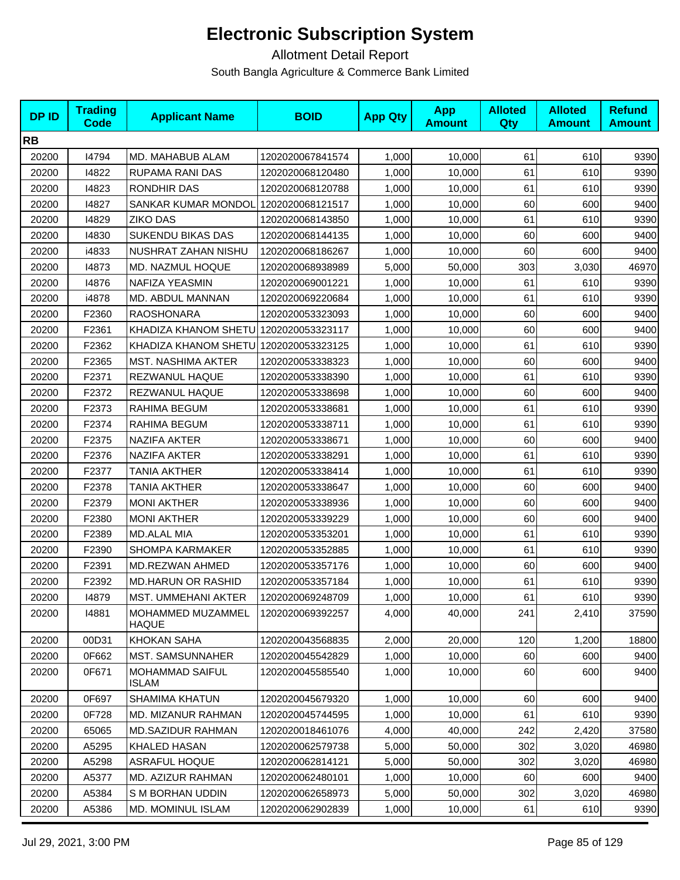# Electronic Subscription System

Allotment Detail Report

South Bangla Agriculture & Commerce Bank Limited

| DP ID | Trading Code | Applicant Name | BOID | App Qty | App Amount | Alloted Qty | Alloted Amount | Refund Amount |
|---|---|---|---|---|---|---|---|---|
| **RB** | | | | | | | | |
| 20200 | I4794 | MD. MAHABUB ALAM | 1202020067841574 | 1,000 | 10,000 | 61 | 610 | 9390 |
| 20200 | I4822 | RUPAMA RANI DAS | 1202020068120480 | 1,000 | 10,000 | 61 | 610 | 9390 |
| 20200 | I4823 | RONDHIR DAS | 1202020068120788 | 1,000 | 10,000 | 61 | 610 | 9390 |
| 20200 | I4827 | SANKAR KUMAR MONDOL | 1202020068121517 | 1,000 | 10,000 | 60 | 600 | 9400 |
| 20200 | I4829 | ZIKO DAS | 1202020068143850 | 1,000 | 10,000 | 61 | 610 | 9390 |
| 20200 | I4830 | SUKENDU BIKAS DAS | 1202020068144135 | 1,000 | 10,000 | 60 | 600 | 9400 |
| 20200 | i4833 | NUSHRAT ZAHAN NISHU | 1202020068186267 | 1,000 | 10,000 | 60 | 600 | 9400 |
| 20200 | I4873 | MD. NAZMUL HOQUE | 1202020068938989 | 5,000 | 50,000 | 303 | 3,030 | 46970 |
| 20200 | I4876 | NAFIZA YEASMIN | 1202020069001221 | 1,000 | 10,000 | 61 | 610 | 9390 |
| 20200 | i4878 | MD. ABDUL MANNAN | 1202020069220684 | 1,000 | 10,000 | 61 | 610 | 9390 |
| 20200 | F2360 | RAOSHONARA | 1202020053323093 | 1,000 | 10,000 | 60 | 600 | 9400 |
| 20200 | F2361 | KHADIZA KHANOM SHETU | 1202020053323117 | 1,000 | 10,000 | 60 | 600 | 9400 |
| 20200 | F2362 | KHADIZA KHANOM SHETU | 1202020053323125 | 1,000 | 10,000 | 61 | 610 | 9390 |
| 20200 | F2365 | MST. NASHIMA AKTER | 1202020053338323 | 1,000 | 10,000 | 60 | 600 | 9400 |
| 20200 | F2371 | REZWANUL HAQUE | 1202020053338390 | 1,000 | 10,000 | 61 | 610 | 9390 |
| 20200 | F2372 | REZWANUL HAQUE | 1202020053338698 | 1,000 | 10,000 | 60 | 600 | 9400 |
| 20200 | F2373 | RAHIMA BEGUM | 1202020053338681 | 1,000 | 10,000 | 61 | 610 | 9390 |
| 20200 | F2374 | RAHIMA BEGUM | 1202020053338711 | 1,000 | 10,000 | 61 | 610 | 9390 |
| 20200 | F2375 | NAZIFA AKTER | 1202020053338671 | 1,000 | 10,000 | 60 | 600 | 9400 |
| 20200 | F2376 | NAZIFA AKTER | 1202020053338291 | 1,000 | 10,000 | 61 | 610 | 9390 |
| 20200 | F2377 | TANIA AKTHER | 1202020053338414 | 1,000 | 10,000 | 61 | 610 | 9390 |
| 20200 | F2378 | TANIA AKTHER | 1202020053338647 | 1,000 | 10,000 | 60 | 600 | 9400 |
| 20200 | F2379 | MONI AKTHER | 1202020053338936 | 1,000 | 10,000 | 60 | 600 | 9400 |
| 20200 | F2380 | MONI AKTHER | 1202020053339229 | 1,000 | 10,000 | 60 | 600 | 9400 |
| 20200 | F2389 | MD.ALAL MIA | 1202020053353201 | 1,000 | 10,000 | 61 | 610 | 9390 |
| 20200 | F2390 | SHOMPA KARMAKER | 1202020053352885 | 1,000 | 10,000 | 61 | 610 | 9390 |
| 20200 | F2391 | MD.REZWAN AHMED | 1202020053357176 | 1,000 | 10,000 | 60 | 600 | 9400 |
| 20200 | F2392 | MD.HARUN OR RASHID | 1202020053357184 | 1,000 | 10,000 | 61 | 610 | 9390 |
| 20200 | I4879 | MST. UMMEHANI AKTER | 1202020069248709 | 1,000 | 10,000 | 61 | 610 | 9390 |
| 20200 | I4881 | MOHAMMED MUZAMMEL HAQUE | 1202020069392257 | 4,000 | 40,000 | 241 | 2,410 | 37590 |
| 20200 | 00D31 | KHOKAN SAHA | 1202020043568835 | 2,000 | 20,000 | 120 | 1,200 | 18800 |
| 20200 | 0F662 | MST. SAMSUNNAHER | 1202020045542829 | 1,000 | 10,000 | 60 | 600 | 9400 |
| 20200 | 0F671 | MOHAMMAD SAIFUL ISLAM | 1202020045585540 | 1,000 | 10,000 | 60 | 600 | 9400 |
| 20200 | 0F697 | SHAMIMA KHATUN | 1202020045679320 | 1,000 | 10,000 | 60 | 600 | 9400 |
| 20200 | 0F728 | MD. MIZANUR RAHMAN | 1202020045744595 | 1,000 | 10,000 | 61 | 610 | 9390 |
| 20200 | 65065 | MD.SAZIDUR RAHMAN | 1202020018461076 | 4,000 | 40,000 | 242 | 2,420 | 37580 |
| 20200 | A5295 | KHALED HASAN | 1202020062579738 | 5,000 | 50,000 | 302 | 3,020 | 46980 |
| 20200 | A5298 | ASRAFUL HOQUE | 1202020062814121 | 5,000 | 50,000 | 302 | 3,020 | 46980 |
| 20200 | A5377 | MD. AZIZUR RAHMAN | 1202020062480101 | 1,000 | 10,000 | 60 | 600 | 9400 |
| 20200 | A5384 | S M BORHAN UDDIN | 1202020062658973 | 5,000 | 50,000 | 302 | 3,020 | 46980 |
| 20200 | A5386 | MD. MOMINUL ISLAM | 1202020062902839 | 1,000 | 10,000 | 61 | 610 | 9390 |

Jul 29, 2021, 3:00 PM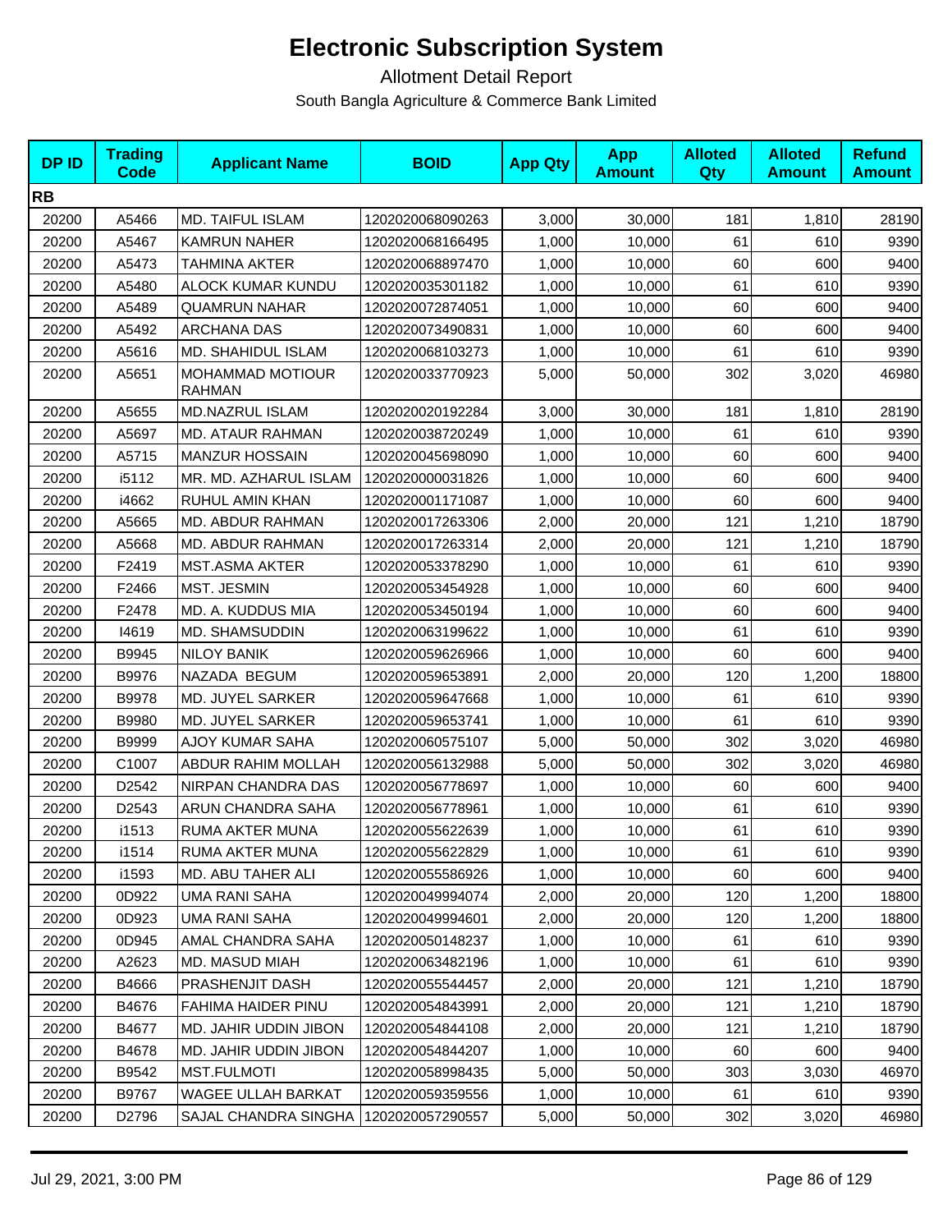# Electronic Subscription System

Allotment Detail Report

South Bangla Agriculture & Commerce Bank Limited

| DP ID | Trading Code | Applicant Name | BOID | App Qty | App Amount | Alloted Qty | Alloted Amount | Refund Amount |
|---|---|---|---|---|---|---|---|---|
| **RB** | | | | | | | | |
| 20200 | A5466 | MD. TAIFUL ISLAM | 1202020068090263 | 3,000 | 30,000 | 181 | 1,810 | 28190 |
| 20200 | A5467 | KAMRUN NAHER | 1202020068166495 | 1,000 | 10,000 | 61 | 610 | 9390 |
| 20200 | A5473 | TAHMINA AKTER | 1202020068897470 | 1,000 | 10,000 | 60 | 600 | 9400 |
| 20200 | A5480 | ALOCK KUMAR KUNDU | 1202020035301182 | 1,000 | 10,000 | 61 | 610 | 9390 |
| 20200 | A5489 | QUAMRUN NAHAR | 1202020072874051 | 1,000 | 10,000 | 60 | 600 | 9400 |
| 20200 | A5492 | ARCHANA DAS | 1202020073490831 | 1,000 | 10,000 | 60 | 600 | 9400 |
| 20200 | A5616 | MD. SHAHIDUL ISLAM | 1202020068103273 | 1,000 | 10,000 | 61 | 610 | 9390 |
| 20200 | A5651 | MOHAMMAD MOTIOUR RAHMAN | 1202020033770923 | 5,000 | 50,000 | 302 | 3,020 | 46980 |
| 20200 | A5655 | MD.NAZRUL ISLAM | 1202020020192284 | 3,000 | 30,000 | 181 | 1,810 | 28190 |
| 20200 | A5697 | MD. ATAUR RAHMAN | 1202020038720249 | 1,000 | 10,000 | 61 | 610 | 9390 |
| 20200 | A5715 | MANZUR HOSSAIN | 1202020045698090 | 1,000 | 10,000 | 60 | 600 | 9400 |
| 20200 | i5112 | MR. MD. AZHARUL ISLAM | 1202020000031826 | 1,000 | 10,000 | 60 | 600 | 9400 |
| 20200 | i4662 | RUHUL AMIN KHAN | 1202020001171087 | 1,000 | 10,000 | 60 | 600 | 9400 |
| 20200 | A5665 | MD. ABDUR RAHMAN | 1202020017263306 | 2,000 | 20,000 | 121 | 1,210 | 18790 |
| 20200 | A5668 | MD. ABDUR RAHMAN | 1202020017263314 | 2,000 | 20,000 | 121 | 1,210 | 18790 |
| 20200 | F2419 | MST.ASMA AKTER | 1202020053378290 | 1,000 | 10,000 | 61 | 610 | 9390 |
| 20200 | F2466 | MST. JESMIN | 1202020053454928 | 1,000 | 10,000 | 60 | 600 | 9400 |
| 20200 | F2478 | MD. A. KUDDUS MIA | 1202020053450194 | 1,000 | 10,000 | 60 | 600 | 9400 |
| 20200 | I4619 | MD. SHAMSUDDIN | 1202020063199622 | 1,000 | 10,000 | 61 | 610 | 9390 |
| 20200 | B9945 | NILOY BANIK | 1202020059626966 | 1,000 | 10,000 | 60 | 600 | 9400 |
| 20200 | B9976 | NAZADA BEGUM | 1202020059653891 | 2,000 | 20,000 | 120 | 1,200 | 18800 |
| 20200 | B9978 | MD. JUYEL SARKER | 1202020059647668 | 1,000 | 10,000 | 61 | 610 | 9390 |
| 20200 | B9980 | MD. JUYEL SARKER | 1202020059653741 | 1,000 | 10,000 | 61 | 610 | 9390 |
| 20200 | B9999 | AJOY KUMAR SAHA | 1202020060575107 | 5,000 | 50,000 | 302 | 3,020 | 46980 |
| 20200 | C1007 | ABDUR RAHIM MOLLAH | 1202020056132988 | 5,000 | 50,000 | 302 | 3,020 | 46980 |
| 20200 | D2542 | NIRPAN CHANDRA DAS | 1202020056778697 | 1,000 | 10,000 | 60 | 600 | 9400 |
| 20200 | D2543 | ARUN CHANDRA SAHA | 1202020056778961 | 1,000 | 10,000 | 61 | 610 | 9390 |
| 20200 | i1513 | RUMA AKTER MUNA | 1202020055622639 | 1,000 | 10,000 | 61 | 610 | 9390 |
| 20200 | i1514 | RUMA AKTER MUNA | 1202020055622829 | 1,000 | 10,000 | 61 | 610 | 9390 |
| 20200 | i1593 | MD. ABU TAHER ALI | 1202020055586926 | 1,000 | 10,000 | 60 | 600 | 9400 |
| 20200 | 0D922 | UMA RANI SAHA | 1202020049994074 | 2,000 | 20,000 | 120 | 1,200 | 18800 |
| 20200 | 0D923 | UMA RANI SAHA | 1202020049994601 | 2,000 | 20,000 | 120 | 1,200 | 18800 |
| 20200 | 0D945 | AMAL CHANDRA SAHA | 1202020050148237 | 1,000 | 10,000 | 61 | 610 | 9390 |
| 20200 | A2623 | MD. MASUD MIAH | 1202020063482196 | 1,000 | 10,000 | 61 | 610 | 9390 |
| 20200 | B4666 | PRASHENJIT DASH | 1202020055544457 | 2,000 | 20,000 | 121 | 1,210 | 18790 |
| 20200 | B4676 | FAHIMA HAIDER PINU | 1202020054843991 | 2,000 | 20,000 | 121 | 1,210 | 18790 |
| 20200 | B4677 | MD. JAHIR UDDIN JIBON | 1202020054844108 | 2,000 | 20,000 | 121 | 1,210 | 18790 |
| 20200 | B4678 | MD. JAHIR UDDIN JIBON | 1202020054844207 | 1,000 | 10,000 | 60 | 600 | 9400 |
| 20200 | B9542 | MST.FULMOTI | 1202020058998435 | 5,000 | 50,000 | 303 | 3,030 | 46970 |
| 20200 | B9767 | WAGEE ULLAH BARKAT | 1202020059359556 | 1,000 | 10,000 | 61 | 610 | 9390 |
| 20200 | D2796 | SAJAL CHANDRA SINGHA | 1202020057290557 | 5,000 | 50,000 | 302 | 3,020 | 46980 |

Jul 29, 2021, 3:00 PM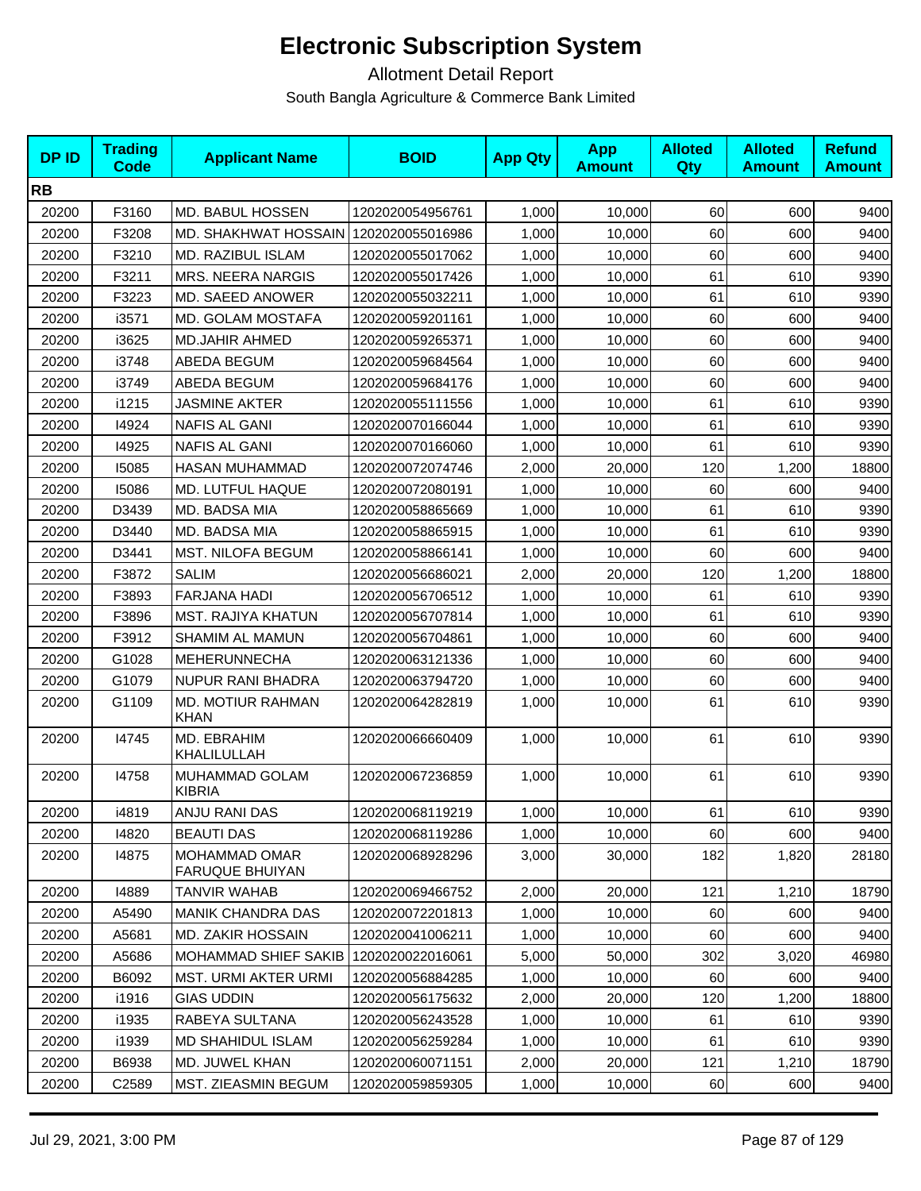# Electronic Subscription System

Allotment Detail Report

South Bangla Agriculture & Commerce Bank Limited

| DP ID | Trading Code | Applicant Name | BOID | App Qty | App Amount | Alloted Qty | Alloted Amount | Refund Amount |
|---|---|---|---|---|---|---|---|---|
| **RB** | | | | | | | | |
| 20200 | F3160 | MD. BABUL HOSSEN | 1202020054956761 | 1,000 | 10,000 | 60 | 600 | 9400 |
| 20200 | F3208 | MD. SHAKHWAT HOSSAIN | 1202020055016986 | 1,000 | 10,000 | 60 | 600 | 9400 |
| 20200 | F3210 | MD. RAZIBUL ISLAM | 1202020055017062 | 1,000 | 10,000 | 60 | 600 | 9400 |
| 20200 | F3211 | MRS. NEERA NARGIS | 1202020055017426 | 1,000 | 10,000 | 61 | 610 | 9390 |
| 20200 | F3223 | MD. SAEED ANOWER | 1202020055032211 | 1,000 | 10,000 | 61 | 610 | 9390 |
| 20200 | i3571 | MD. GOLAM MOSTAFA | 1202020059201161 | 1,000 | 10,000 | 60 | 600 | 9400 |
| 20200 | i3625 | MD.JAHIR AHMED | 1202020059265371 | 1,000 | 10,000 | 60 | 600 | 9400 |
| 20200 | i3748 | ABEDA BEGUM | 1202020059684564 | 1,000 | 10,000 | 60 | 600 | 9400 |
| 20200 | i3749 | ABEDA BEGUM | 1202020059684176 | 1,000 | 10,000 | 60 | 600 | 9400 |
| 20200 | i1215 | JASMINE AKTER | 1202020055111556 | 1,000 | 10,000 | 61 | 610 | 9390 |
| 20200 | I4924 | NAFIS AL GANI | 1202020070166044 | 1,000 | 10,000 | 61 | 610 | 9390 |
| 20200 | I4925 | NAFIS AL GANI | 1202020070166060 | 1,000 | 10,000 | 61 | 610 | 9390 |
| 20200 | I5085 | HASAN MUHAMMAD | 1202020072074746 | 2,000 | 20,000 | 120 | 1,200 | 18800 |
| 20200 | I5086 | MD. LUTFUL HAQUE | 1202020072080191 | 1,000 | 10,000 | 60 | 600 | 9400 |
| 20200 | D3439 | MD. BADSA MIA | 1202020058865669 | 1,000 | 10,000 | 61 | 610 | 9390 |
| 20200 | D3440 | MD. BADSA MIA | 1202020058865915 | 1,000 | 10,000 | 61 | 610 | 9390 |
| 20200 | D3441 | MST. NILOFA BEGUM | 1202020058866141 | 1,000 | 10,000 | 60 | 600 | 9400 |
| 20200 | F3872 | SALIM | 1202020056686021 | 2,000 | 20,000 | 120 | 1,200 | 18800 |
| 20200 | F3893 | FARJANA HADI | 1202020056706512 | 1,000 | 10,000 | 61 | 610 | 9390 |
| 20200 | F3896 | MST. RAJIYA KHATUN | 1202020056707814 | 1,000 | 10,000 | 61 | 610 | 9390 |
| 20200 | F3912 | SHAMIM AL MAMUN | 1202020056704861 | 1,000 | 10,000 | 60 | 600 | 9400 |
| 20200 | G1028 | MEHERUNNECHA | 1202020063121336 | 1,000 | 10,000 | 60 | 600 | 9400 |
| 20200 | G1079 | NUPUR RANI BHADRA | 1202020063794720 | 1,000 | 10,000 | 60 | 600 | 9400 |
| 20200 | G1109 | MD. MOTIUR RAHMAN KHAN | 1202020064282819 | 1,000 | 10,000 | 61 | 610 | 9390 |
| 20200 | I4745 | MD. EBRAHIM KHALILULLAH | 1202020066660409 | 1,000 | 10,000 | 61 | 610 | 9390 |
| 20200 | I4758 | MUHAMMAD GOLAM KIBRIA | 1202020067236859 | 1,000 | 10,000 | 61 | 610 | 9390 |
| 20200 | i4819 | ANJU RANI DAS | 1202020068119219 | 1,000 | 10,000 | 61 | 610 | 9390 |
| 20200 | I4820 | BEAUTI DAS | 1202020068119286 | 1,000 | 10,000 | 60 | 600 | 9400 |
| 20200 | I4875 | MOHAMMAD OMAR FARUQUE BHUIYAN | 1202020068928296 | 3,000 | 30,000 | 182 | 1,820 | 28180 |
| 20200 | I4889 | TANVIR WAHAB | 1202020069466752 | 2,000 | 20,000 | 121 | 1,210 | 18790 |
| 20200 | A5490 | MANIK CHANDRA DAS | 1202020072201813 | 1,000 | 10,000 | 60 | 600 | 9400 |
| 20200 | A5681 | MD. ZAKIR HOSSAIN | 1202020041006211 | 1,000 | 10,000 | 60 | 600 | 9400 |
| 20200 | A5686 | MOHAMMAD SHIEF SAKIB | 1202020022016061 | 5,000 | 50,000 | 302 | 3,020 | 46980 |
| 20200 | B6092 | MST. URMI AKTER URMI | 1202020056884285 | 1,000 | 10,000 | 60 | 600 | 9400 |
| 20200 | i1916 | GIAS UDDIN | 1202020056175632 | 2,000 | 20,000 | 120 | 1,200 | 18800 |
| 20200 | i1935 | RABEYA SULTANA | 1202020056243528 | 1,000 | 10,000 | 61 | 610 | 9390 |
| 20200 | i1939 | MD SHAHIDUL ISLAM | 1202020056259284 | 1,000 | 10,000 | 61 | 610 | 9390 |
| 20200 | B6938 | MD. JUWEL KHAN | 1202020060071151 | 2,000 | 20,000 | 121 | 1,210 | 18790 |
| 20200 | C2589 | MST. ZIEASMIN BEGUM | 1202020059859305 | 1,000 | 10,000 | 60 | 600 | 9400 |

Jul 29, 2021, 3:00 PM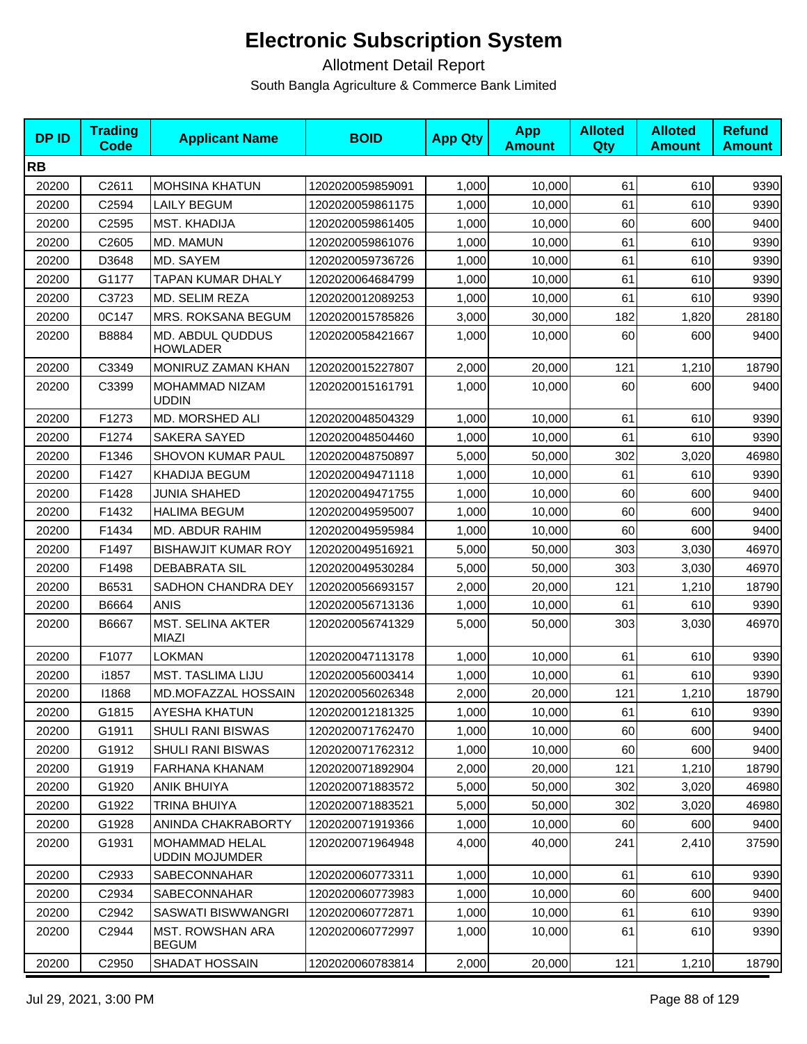# Electronic Subscription System

Allotment Detail Report

South Bangla Agriculture & Commerce Bank Limited

| DP ID | Trading Code | Applicant Name | BOID | App Qty | App Amount | Alloted Qty | Alloted Amount | Refund Amount |
|---|---|---|---|---|---|---|---|---|
| **RB** | | | | | | | | |
| 20200 | C2611 | MOHSINA KHATUN | 1202020059859091 | 1,000 | 10,000 | 61 | 610 | 9390 |
| 20200 | C2594 | LAILY BEGUM | 1202020059861175 | 1,000 | 10,000 | 61 | 610 | 9390 |
| 20200 | C2595 | MST. KHADIJA | 1202020059861405 | 1,000 | 10,000 | 60 | 600 | 9400 |
| 20200 | C2605 | MD. MAMUN | 1202020059861076 | 1,000 | 10,000 | 61 | 610 | 9390 |
| 20200 | D3648 | MD. SAYEM | 1202020059736726 | 1,000 | 10,000 | 61 | 610 | 9390 |
| 20200 | G1177 | TAPAN KUMAR DHALY | 1202020064684799 | 1,000 | 10,000 | 61 | 610 | 9390 |
| 20200 | C3723 | MD. SELIM REZA | 1202020012089253 | 1,000 | 10,000 | 61 | 610 | 9390 |
| 20200 | 0C147 | MRS. ROKSANA BEGUM | 1202020015785826 | 3,000 | 30,000 | 182 | 1,820 | 28180 |
| 20200 | B8884 | MD. ABDUL QUDDUS HOWLADER | 1202020058421667 | 1,000 | 10,000 | 60 | 600 | 9400 |
| 20200 | C3349 | MONIRUZ ZAMAN KHAN | 1202020015227807 | 2,000 | 20,000 | 121 | 1,210 | 18790 |
| 20200 | C3399 | MOHAMMAD NIZAM UDDIN | 1202020015161791 | 1,000 | 10,000 | 60 | 600 | 9400 |
| 20200 | F1273 | MD. MORSHED ALI | 1202020048504329 | 1,000 | 10,000 | 61 | 610 | 9390 |
| 20200 | F1274 | SAKERA SAYED | 1202020048504460 | 1,000 | 10,000 | 61 | 610 | 9390 |
| 20200 | F1346 | SHOVON KUMAR PAUL | 1202020048750897 | 5,000 | 50,000 | 302 | 3,020 | 46980 |
| 20200 | F1427 | KHADIJA BEGUM | 1202020049471118 | 1,000 | 10,000 | 61 | 610 | 9390 |
| 20200 | F1428 | JUNIA SHAHED | 1202020049471755 | 1,000 | 10,000 | 60 | 600 | 9400 |
| 20200 | F1432 | HALIMA BEGUM | 1202020049595007 | 1,000 | 10,000 | 60 | 600 | 9400 |
| 20200 | F1434 | MD. ABDUR RAHIM | 1202020049595984 | 1,000 | 10,000 | 60 | 600 | 9400 |
| 20200 | F1497 | BISHAWJIT KUMAR ROY | 1202020049516921 | 5,000 | 50,000 | 303 | 3,030 | 46970 |
| 20200 | F1498 | DEBABRATA SIL | 1202020049530284 | 5,000 | 50,000 | 303 | 3,030 | 46970 |
| 20200 | B6531 | SADHON CHANDRA DEY | 1202020056693157 | 2,000 | 20,000 | 121 | 1,210 | 18790 |
| 20200 | B6664 | ANIS | 1202020056713136 | 1,000 | 10,000 | 61 | 610 | 9390 |
| 20200 | B6667 | MST. SELINA AKTER MIAZI | 1202020056741329 | 5,000 | 50,000 | 303 | 3,030 | 46970 |
| 20200 | F1077 | LOKMAN | 1202020047113178 | 1,000 | 10,000 | 61 | 610 | 9390 |
| 20200 | i1857 | MST. TASLIMA LIJU | 1202020056003414 | 1,000 | 10,000 | 61 | 610 | 9390 |
| 20200 | I1868 | MD.MOFAZZAL HOSSAIN | 1202020056026348 | 2,000 | 20,000 | 121 | 1,210 | 18790 |
| 20200 | G1815 | AYESHA KHATUN | 1202020012181325 | 1,000 | 10,000 | 61 | 610 | 9390 |
| 20200 | G1911 | SHULI RANI BISWAS | 1202020071762470 | 1,000 | 10,000 | 60 | 600 | 9400 |
| 20200 | G1912 | SHULI RANI BISWAS | 1202020071762312 | 1,000 | 10,000 | 60 | 600 | 9400 |
| 20200 | G1919 | FARHANA KHANAM | 1202020071892904 | 2,000 | 20,000 | 121 | 1,210 | 18790 |
| 20200 | G1920 | ANIK BHUIYA | 1202020071883572 | 5,000 | 50,000 | 302 | 3,020 | 46980 |
| 20200 | G1922 | TRINA BHUIYA | 1202020071883521 | 5,000 | 50,000 | 302 | 3,020 | 46980 |
| 20200 | G1928 | ANINDA CHAKRABORTY | 1202020071919366 | 1,000 | 10,000 | 60 | 600 | 9400 |
| 20200 | G1931 | MOHAMMAD HELAL UDDIN MOJUMDER | 1202020071964948 | 4,000 | 40,000 | 241 | 2,410 | 37590 |
| 20200 | C2933 | SABECONNAHAR | 1202020060773311 | 1,000 | 10,000 | 61 | 610 | 9390 |
| 20200 | C2934 | SABECONNAHAR | 1202020060773983 | 1,000 | 10,000 | 60 | 600 | 9400 |
| 20200 | C2942 | SASWATI BISWWANGRI | 1202020060772871 | 1,000 | 10,000 | 61 | 610 | 9390 |
| 20200 | C2944 | MST. ROWSHAN ARA BEGUM | 1202020060772997 | 1,000 | 10,000 | 61 | 610 | 9390 |
| 20200 | C2950 | SHADAT HOSSAIN | 1202020060783814 | 2,000 | 20,000 | 121 | 1,210 | 18790 |

Jul 29, 2021, 3:00 PM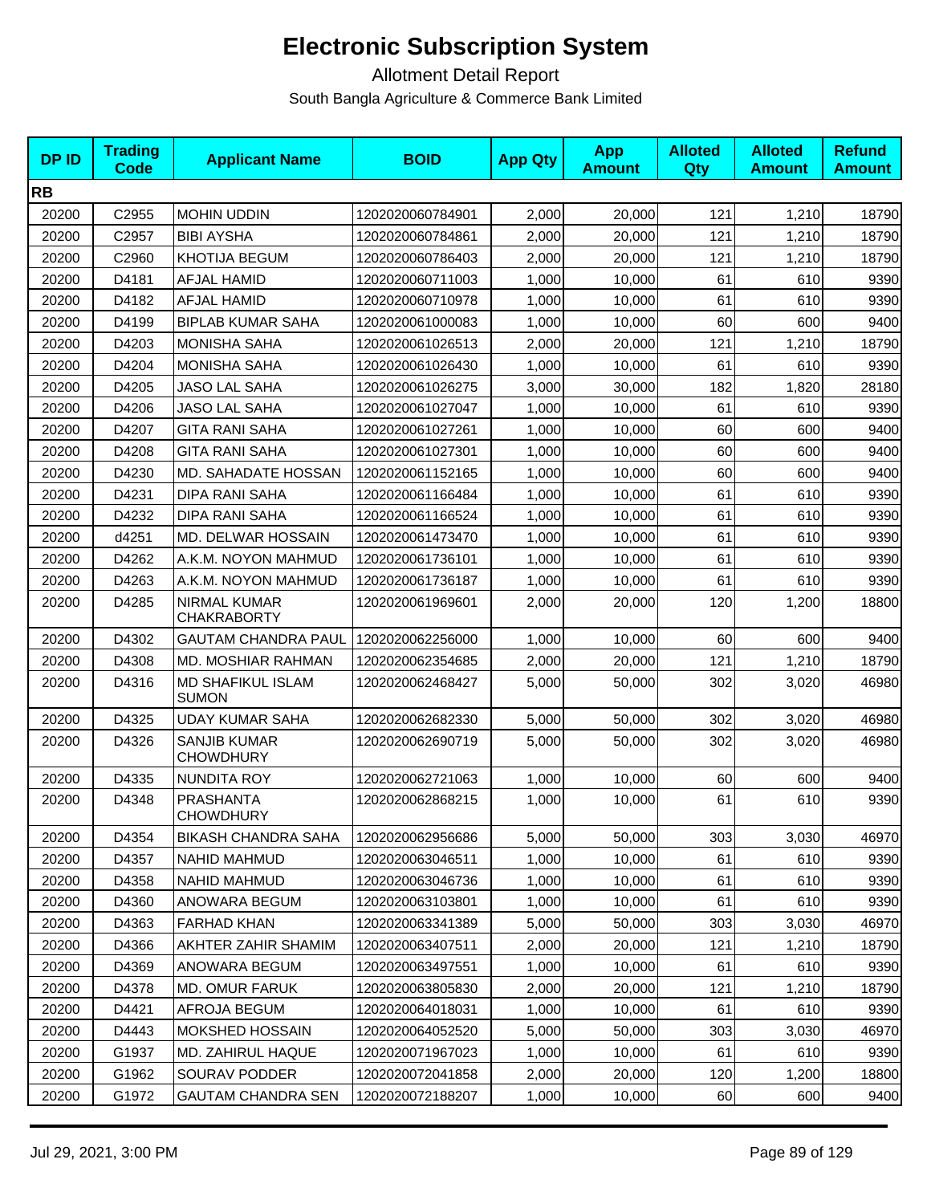# Electronic Subscription System

Allotment Detail Report

South Bangla Agriculture & Commerce Bank Limited

| DP ID | Trading Code | Applicant Name | BOID | App Qty | App Amount | Alloted Qty | Alloted Amount | Refund Amount |
|---|---|---|---|---|---|---|---|---|
| **RB** | | | | | | | | |
| 20200 | C2955 | MOHIN UDDIN | 1202020060784901 | 2,000 | 20,000 | 121 | 1,210 | 18790 |
| 20200 | C2957 | BIBI AYSHA | 1202020060784861 | 2,000 | 20,000 | 121 | 1,210 | 18790 |
| 20200 | C2960 | KHOTIJA BEGUM | 1202020060786403 | 2,000 | 20,000 | 121 | 1,210 | 18790 |
| 20200 | D4181 | AFJAL HAMID | 1202020060711003 | 1,000 | 10,000 | 61 | 610 | 9390 |
| 20200 | D4182 | AFJAL HAMID | 1202020060710978 | 1,000 | 10,000 | 61 | 610 | 9390 |
| 20200 | D4199 | BIPLAB KUMAR SAHA | 1202020061000083 | 1,000 | 10,000 | 60 | 600 | 9400 |
| 20200 | D4203 | MONISHA SAHA | 1202020061026513 | 2,000 | 20,000 | 121 | 1,210 | 18790 |
| 20200 | D4204 | MONISHA SAHA | 1202020061026430 | 1,000 | 10,000 | 61 | 610 | 9390 |
| 20200 | D4205 | JASO LAL SAHA | 1202020061026275 | 3,000 | 30,000 | 182 | 1,820 | 28180 |
| 20200 | D4206 | JASO LAL SAHA | 1202020061027047 | 1,000 | 10,000 | 61 | 610 | 9390 |
| 20200 | D4207 | GITA RANI SAHA | 1202020061027261 | 1,000 | 10,000 | 60 | 600 | 9400 |
| 20200 | D4208 | GITA RANI SAHA | 1202020061027301 | 1,000 | 10,000 | 60 | 600 | 9400 |
| 20200 | D4230 | MD. SAHADATE HOSSAN | 1202020061152165 | 1,000 | 10,000 | 60 | 600 | 9400 |
| 20200 | D4231 | DIPA RANI SAHA | 1202020061166484 | 1,000 | 10,000 | 61 | 610 | 9390 |
| 20200 | D4232 | DIPA RANI SAHA | 1202020061166524 | 1,000 | 10,000 | 61 | 610 | 9390 |
| 20200 | d4251 | MD. DELWAR HOSSAIN | 1202020061473470 | 1,000 | 10,000 | 61 | 610 | 9390 |
| 20200 | D4262 | A.K.M. NOYON MAHMUD | 1202020061736101 | 1,000 | 10,000 | 61 | 610 | 9390 |
| 20200 | D4263 | A.K.M. NOYON MAHMUD | 1202020061736187 | 1,000 | 10,000 | 61 | 610 | 9390 |
| 20200 | D4285 | NIRMAL KUMAR CHAKRABORTY | 1202020061969601 | 2,000 | 20,000 | 120 | 1,200 | 18800 |
| 20200 | D4302 | GAUTAM CHANDRA PAUL | 1202020062256000 | 1,000 | 10,000 | 60 | 600 | 9400 |
| 20200 | D4308 | MD. MOSHIAR RAHMAN | 1202020062354685 | 2,000 | 20,000 | 121 | 1,210 | 18790 |
| 20200 | D4316 | MD SHAFIKUL ISLAM SUMON | 1202020062468427 | 5,000 | 50,000 | 302 | 3,020 | 46980 |
| 20200 | D4325 | UDAY KUMAR SAHA | 1202020062682330 | 5,000 | 50,000 | 302 | 3,020 | 46980 |
| 20200 | D4326 | SANJIB KUMAR CHOWDHURY | 1202020062690719 | 5,000 | 50,000 | 302 | 3,020 | 46980 |
| 20200 | D4335 | NUNDITA ROY | 1202020062721063 | 1,000 | 10,000 | 60 | 600 | 9400 |
| 20200 | D4348 | PRASHANTA CHOWDHURY | 1202020062868215 | 1,000 | 10,000 | 61 | 610 | 9390 |
| 20200 | D4354 | BIKASH CHANDRA SAHA | 1202020062956686 | 5,000 | 50,000 | 303 | 3,030 | 46970 |
| 20200 | D4357 | NAHID MAHMUD | 1202020063046511 | 1,000 | 10,000 | 61 | 610 | 9390 |
| 20200 | D4358 | NAHID MAHMUD | 1202020063046736 | 1,000 | 10,000 | 61 | 610 | 9390 |
| 20200 | D4360 | ANOWARA BEGUM | 1202020063103801 | 1,000 | 10,000 | 61 | 610 | 9390 |
| 20200 | D4363 | FARHAD KHAN | 1202020063341389 | 5,000 | 50,000 | 303 | 3,030 | 46970 |
| 20200 | D4366 | AKHTER ZAHIR SHAMIM | 1202020063407511 | 2,000 | 20,000 | 121 | 1,210 | 18790 |
| 20200 | D4369 | ANOWARA BEGUM | 1202020063497551 | 1,000 | 10,000 | 61 | 610 | 9390 |
| 20200 | D4378 | MD. OMUR FARUK | 1202020063805830 | 2,000 | 20,000 | 121 | 1,210 | 18790 |
| 20200 | D4421 | AFROJA BEGUM | 1202020064018031 | 1,000 | 10,000 | 61 | 610 | 9390 |
| 20200 | D4443 | MOKSHED HOSSAIN | 1202020064052520 | 5,000 | 50,000 | 303 | 3,030 | 46970 |
| 20200 | G1937 | MD. ZAHIRUL HAQUE | 1202020071967023 | 1,000 | 10,000 | 61 | 610 | 9390 |
| 20200 | G1962 | SOURAV PODDER | 1202020072041858 | 2,000 | 20,000 | 120 | 1,200 | 18800 |
| 20200 | G1972 | GAUTAM CHANDRA SEN | 1202020072188207 | 1,000 | 10,000 | 60 | 600 | 9400 |

Jul 29, 2021, 3:00 PM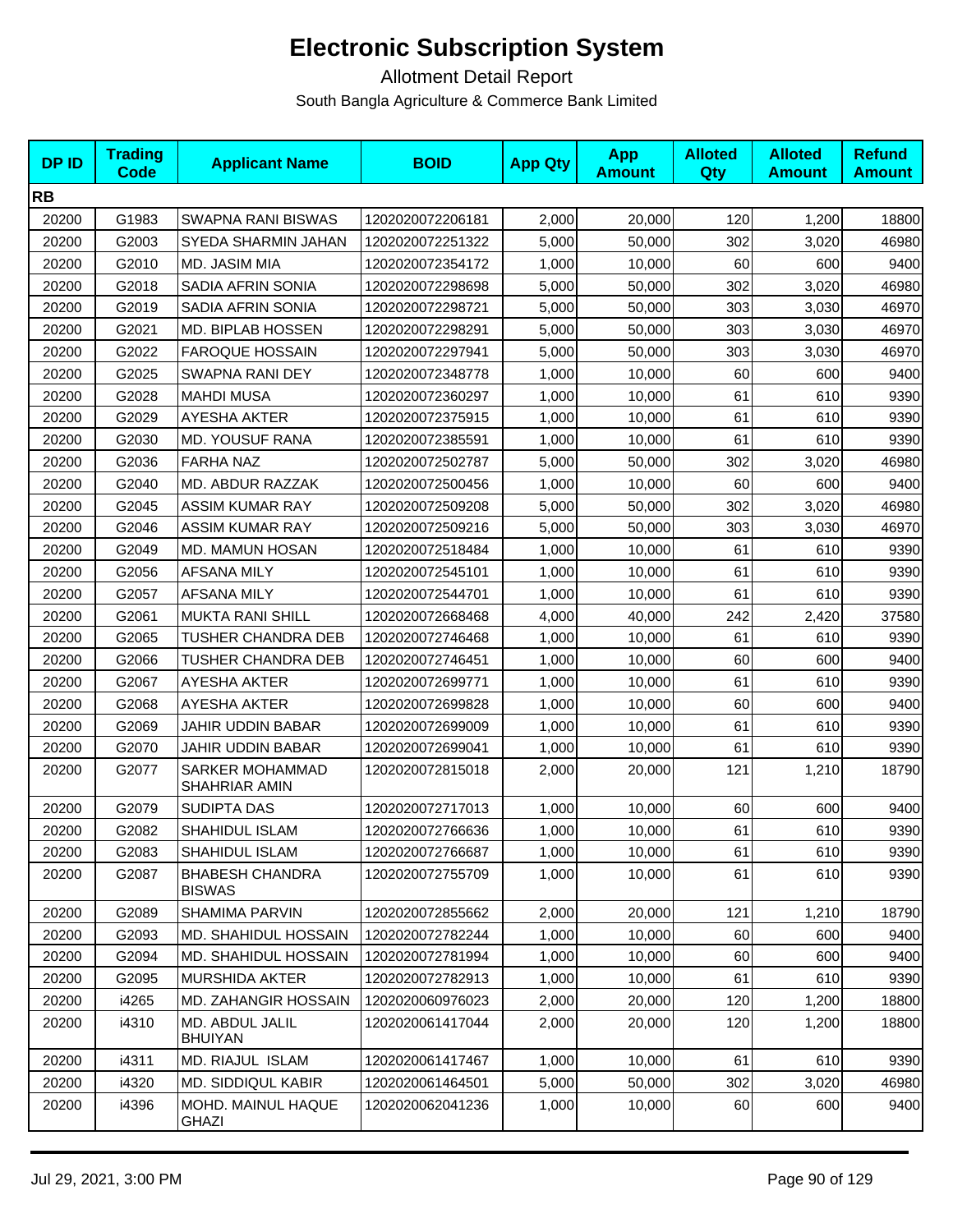# Electronic Subscription System

Allotment Detail Report

South Bangla Agriculture & Commerce Bank Limited

| DP ID | Trading Code | Applicant Name | BOID | App Qty | App Amount | Alloted Qty | Alloted Amount | Refund Amount |
|---|---|---|---|---|---|---|---|---|
| **RB** | | | | | | | | |
| 20200 | G1983 | SWAPNA RANI BISWAS | 1202020072206181 | 2,000 | 20,000 | 120 | 1,200 | 18800 |
| 20200 | G2003 | SYEDA SHARMIN JAHAN | 1202020072251322 | 5,000 | 50,000 | 302 | 3,020 | 46980 |
| 20200 | G2010 | MD. JASIM MIA | 1202020072354172 | 1,000 | 10,000 | 60 | 600 | 9400 |
| 20200 | G2018 | SADIA AFRIN SONIA | 1202020072298698 | 5,000 | 50,000 | 302 | 3,020 | 46980 |
| 20200 | G2019 | SADIA AFRIN SONIA | 1202020072298721 | 5,000 | 50,000 | 303 | 3,030 | 46970 |
| 20200 | G2021 | MD. BIPLAB HOSSEN | 1202020072298291 | 5,000 | 50,000 | 303 | 3,030 | 46970 |
| 20200 | G2022 | FAROQUE HOSSAIN | 1202020072297941 | 5,000 | 50,000 | 303 | 3,030 | 46970 |
| 20200 | G2025 | SWAPNA RANI DEY | 1202020072348778 | 1,000 | 10,000 | 60 | 600 | 9400 |
| 20200 | G2028 | MAHDI MUSA | 1202020072360297 | 1,000 | 10,000 | 61 | 610 | 9390 |
| 20200 | G2029 | AYESHA AKTER | 1202020072375915 | 1,000 | 10,000 | 61 | 610 | 9390 |
| 20200 | G2030 | MD. YOUSUF RANA | 1202020072385591 | 1,000 | 10,000 | 61 | 610 | 9390 |
| 20200 | G2036 | FARHA NAZ | 1202020072502787 | 5,000 | 50,000 | 302 | 3,020 | 46980 |
| 20200 | G2040 | MD. ABDUR RAZZAK | 1202020072500456 | 1,000 | 10,000 | 60 | 600 | 9400 |
| 20200 | G2045 | ASSIM KUMAR RAY | 1202020072509208 | 5,000 | 50,000 | 302 | 3,020 | 46980 |
| 20200 | G2046 | ASSIM KUMAR RAY | 1202020072509216 | 5,000 | 50,000 | 303 | 3,030 | 46970 |
| 20200 | G2049 | MD. MAMUN HOSAN | 1202020072518484 | 1,000 | 10,000 | 61 | 610 | 9390 |
| 20200 | G2056 | AFSANA MILY | 1202020072545101 | 1,000 | 10,000 | 61 | 610 | 9390 |
| 20200 | G2057 | AFSANA MILY | 1202020072544701 | 1,000 | 10,000 | 61 | 610 | 9390 |
| 20200 | G2061 | MUKTA RANI SHILL | 1202020072668468 | 4,000 | 40,000 | 242 | 2,420 | 37580 |
| 20200 | G2065 | TUSHER CHANDRA DEB | 1202020072746468 | 1,000 | 10,000 | 61 | 610 | 9390 |
| 20200 | G2066 | TUSHER CHANDRA DEB | 1202020072746451 | 1,000 | 10,000 | 60 | 600 | 9400 |
| 20200 | G2067 | AYESHA AKTER | 1202020072699771 | 1,000 | 10,000 | 61 | 610 | 9390 |
| 20200 | G2068 | AYESHA AKTER | 1202020072699828 | 1,000 | 10,000 | 60 | 600 | 9400 |
| 20200 | G2069 | JAHIR UDDIN BABAR | 1202020072699009 | 1,000 | 10,000 | 61 | 610 | 9390 |
| 20200 | G2070 | JAHIR UDDIN BABAR | 1202020072699041 | 1,000 | 10,000 | 61 | 610 | 9390 |
| 20200 | G2077 | SARKER MOHAMMAD SHAHRIAR AMIN | 1202020072815018 | 2,000 | 20,000 | 121 | 1,210 | 18790 |
| 20200 | G2079 | SUDIPTA DAS | 1202020072717013 | 1,000 | 10,000 | 60 | 600 | 9400 |
| 20200 | G2082 | SHAHIDUL ISLAM | 1202020072766636 | 1,000 | 10,000 | 61 | 610 | 9390 |
| 20200 | G2083 | SHAHIDUL ISLAM | 1202020072766687 | 1,000 | 10,000 | 61 | 610 | 9390 |
| 20200 | G2087 | BHABESH CHANDRA BISWAS | 1202020072755709 | 1,000 | 10,000 | 61 | 610 | 9390 |
| 20200 | G2089 | SHAMIMA PARVIN | 1202020072855662 | 2,000 | 20,000 | 121 | 1,210 | 18790 |
| 20200 | G2093 | MD. SHAHIDUL HOSSAIN | 1202020072782244 | 1,000 | 10,000 | 60 | 600 | 9400 |
| 20200 | G2094 | MD. SHAHIDUL HOSSAIN | 1202020072781994 | 1,000 | 10,000 | 60 | 600 | 9400 |
| 20200 | G2095 | MURSHIDA AKTER | 1202020072782913 | 1,000 | 10,000 | 61 | 610 | 9390 |
| 20200 | i4265 | MD. ZAHANGIR HOSSAIN | 1202020060976023 | 2,000 | 20,000 | 120 | 1,200 | 18800 |
| 20200 | i4310 | MD. ABDUL JALIL BHUIYAN | 1202020061417044 | 2,000 | 20,000 | 120 | 1,200 | 18800 |
| 20200 | i4311 | MD. RIAJUL ISLAM | 1202020061417467 | 1,000 | 10,000 | 61 | 610 | 9390 |
| 20200 | i4320 | MD. SIDDIQUL KABIR | 1202020061464501 | 5,000 | 50,000 | 302 | 3,020 | 46980 |
| 20200 | i4396 | MOHD. MAINUL HAQUE GHAZI | 1202020062041236 | 1,000 | 10,000 | 60 | 600 | 9400 |

Jul 29, 2021, 3:00 PM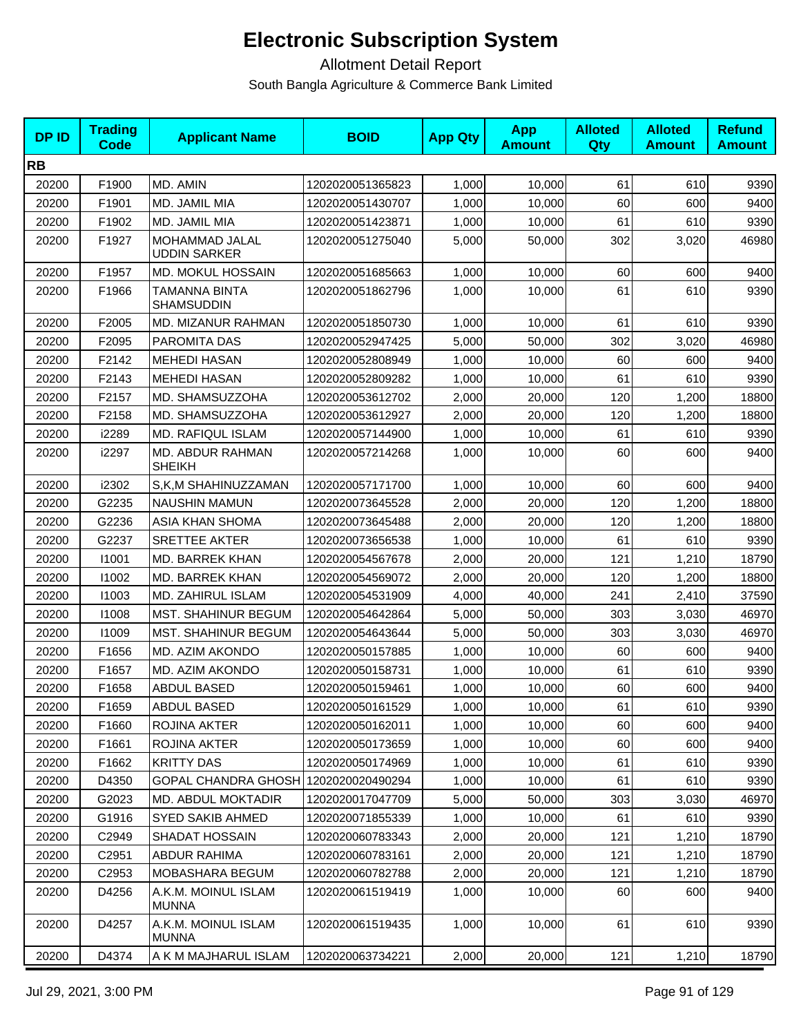# Electronic Subscription System

Allotment Detail Report

South Bangla Agriculture & Commerce Bank Limited

| DP ID | Trading Code | Applicant Name | BOID | App Qty | App Amount | Alloted Qty | Alloted Amount | Refund Amount |
|---|---|---|---|---|---|---|---|---|
| **RB** | | | | | | | | |
| 20200 | F1900 | MD. AMIN | 1202020051365823 | 1,000 | 10,000 | 61 | 610 | 9390 |
| 20200 | F1901 | MD. JAMIL MIA | 1202020051430707 | 1,000 | 10,000 | 60 | 600 | 9400 |
| 20200 | F1902 | MD. JAMIL MIA | 1202020051423871 | 1,000 | 10,000 | 61 | 610 | 9390 |
| 20200 | F1927 | MOHAMMAD JALAL UDDIN SARKER | 1202020051275040 | 5,000 | 50,000 | 302 | 3,020 | 46980 |
| 20200 | F1957 | MD. MOKUL HOSSAIN | 1202020051685663 | 1,000 | 10,000 | 60 | 600 | 9400 |
| 20200 | F1966 | TAMANNA BINTA SHAMSUDDIN | 1202020051862796 | 1,000 | 10,000 | 61 | 610 | 9390 |
| 20200 | F2005 | MD. MIZANUR RAHMAN | 1202020051850730 | 1,000 | 10,000 | 61 | 610 | 9390 |
| 20200 | F2095 | PAROMITA DAS | 1202020052947425 | 5,000 | 50,000 | 302 | 3,020 | 46980 |
| 20200 | F2142 | MEHEDI HASAN | 1202020052808949 | 1,000 | 10,000 | 60 | 600 | 9400 |
| 20200 | F2143 | MEHEDI HASAN | 1202020052809282 | 1,000 | 10,000 | 61 | 610 | 9390 |
| 20200 | F2157 | MD. SHAMSUZZOHA | 1202020053612702 | 2,000 | 20,000 | 120 | 1,200 | 18800 |
| 20200 | F2158 | MD. SHAMSUZZOHA | 1202020053612927 | 2,000 | 20,000 | 120 | 1,200 | 18800 |
| 20200 | i2289 | MD. RAFIQUL ISLAM | 1202020057144900 | 1,000 | 10,000 | 61 | 610 | 9390 |
| 20200 | i2297 | MD. ABDUR RAHMAN SHEIKH | 1202020057214268 | 1,000 | 10,000 | 60 | 600 | 9400 |
| 20200 | i2302 | S,K,M SHAHINUZZAMAN | 1202020057171700 | 1,000 | 10,000 | 60 | 600 | 9400 |
| 20200 | G2235 | NAUSHIN MAMUN | 1202020073645528 | 2,000 | 20,000 | 120 | 1,200 | 18800 |
| 20200 | G2236 | ASIA KHAN SHOMA | 1202020073645488 | 2,000 | 20,000 | 120 | 1,200 | 18800 |
| 20200 | G2237 | SRETTEE AKTER | 1202020073656538 | 1,000 | 10,000 | 61 | 610 | 9390 |
| 20200 | I1001 | MD. BARREK KHAN | 1202020054567678 | 2,000 | 20,000 | 121 | 1,210 | 18790 |
| 20200 | I1002 | MD. BARREK KHAN | 1202020054569072 | 2,000 | 20,000 | 120 | 1,200 | 18800 |
| 20200 | I1003 | MD. ZAHIRUL ISLAM | 1202020054531909 | 4,000 | 40,000 | 241 | 2,410 | 37590 |
| 20200 | I1008 | MST. SHAHINUR BEGUM | 1202020054642864 | 5,000 | 50,000 | 303 | 3,030 | 46970 |
| 20200 | I1009 | MST. SHAHINUR BEGUM | 1202020054643644 | 5,000 | 50,000 | 303 | 3,030 | 46970 |
| 20200 | F1656 | MD. AZIM AKONDO | 1202020050157885 | 1,000 | 10,000 | 60 | 600 | 9400 |
| 20200 | F1657 | MD. AZIM AKONDO | 1202020050158731 | 1,000 | 10,000 | 61 | 610 | 9390 |
| 20200 | F1658 | ABDUL BASED | 1202020050159461 | 1,000 | 10,000 | 60 | 600 | 9400 |
| 20200 | F1659 | ABDUL BASED | 1202020050161529 | 1,000 | 10,000 | 61 | 610 | 9390 |
| 20200 | F1660 | ROJINA AKTER | 1202020050162011 | 1,000 | 10,000 | 60 | 600 | 9400 |
| 20200 | F1661 | ROJINA AKTER | 1202020050173659 | 1,000 | 10,000 | 60 | 600 | 9400 |
| 20200 | F1662 | KRITTY DAS | 1202020050174969 | 1,000 | 10,000 | 61 | 610 | 9390 |
| 20200 | D4350 | GOPAL CHANDRA GHOSH | 1202020020490294 | 1,000 | 10,000 | 61 | 610 | 9390 |
| 20200 | G2023 | MD. ABDUL MOKTADIR | 1202020017047709 | 5,000 | 50,000 | 303 | 3,030 | 46970 |
| 20200 | G1916 | SYED SAKIB AHMED | 1202020071855339 | 1,000 | 10,000 | 61 | 610 | 9390 |
| 20200 | C2949 | SHADAT HOSSAIN | 1202020060783343 | 2,000 | 20,000 | 121 | 1,210 | 18790 |
| 20200 | C2951 | ABDUR RAHIMA | 1202020060783161 | 2,000 | 20,000 | 121 | 1,210 | 18790 |
| 20200 | C2953 | MOBASHARA BEGUM | 1202020060782788 | 2,000 | 20,000 | 121 | 1,210 | 18790 |
| 20200 | D4256 | A.K.M. MOINUL ISLAM MUNNA | 1202020061519419 | 1,000 | 10,000 | 60 | 600 | 9400 |
| 20200 | D4257 | A.K.M. MOINUL ISLAM MUNNA | 1202020061519435 | 1,000 | 10,000 | 61 | 610 | 9390 |
| 20200 | D4374 | A K M MAJHARUL ISLAM | 1202020063734221 | 2,000 | 20,000 | 121 | 1,210 | 18790 |

Jul 29, 2021, 3:00 PM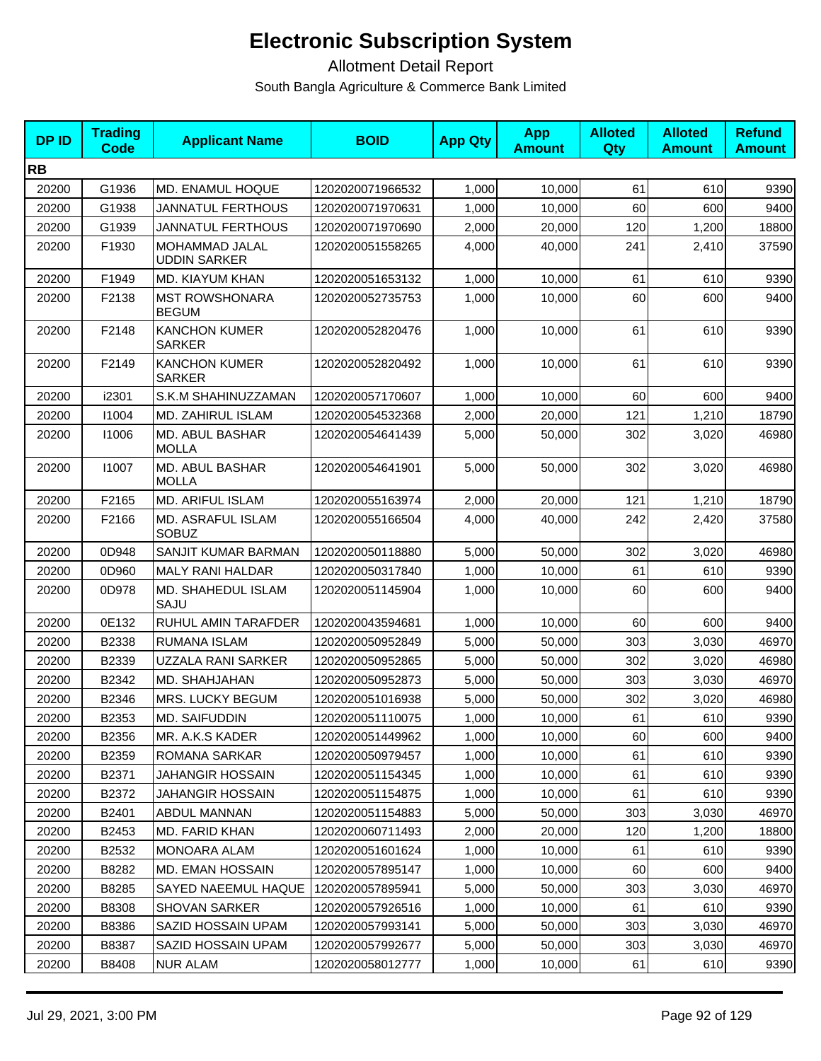# Electronic Subscription System

## Allotment Detail Report

South Bangla Agriculture & Commerce Bank Limited

| DP ID | Trading Code | Applicant Name | BOID | App Qty | App Amount | Alloted Qty | Alloted Amount | Refund Amount |
|---|---|---|---|---|---|---|---|---|
| **RB** | | | | | | | | |
| 20200 | G1936 | MD. ENAMUL HOQUE | 1202020071966532 | 1,000 | 10,000 | 61 | 610 | 9390 |
| 20200 | G1938 | JANNATUL FERTHOUS | 1202020071970631 | 1,000 | 10,000 | 60 | 600 | 9400 |
| 20200 | G1939 | JANNATUL FERTHOUS | 1202020071970690 | 2,000 | 20,000 | 120 | 1,200 | 18800 |
| 20200 | F1930 | MOHAMMAD JALAL UDDIN SARKER | 1202020051558265 | 4,000 | 40,000 | 241 | 2,410 | 37590 |
| 20200 | F1949 | MD. KIAYUM KHAN | 1202020051653132 | 1,000 | 10,000 | 61 | 610 | 9390 |
| 20200 | F2138 | MST ROWSHONARA BEGUM | 1202020052735753 | 1,000 | 10,000 | 60 | 600 | 9400 |
| 20200 | F2148 | KANCHON KUMER SARKER | 1202020052820476 | 1,000 | 10,000 | 61 | 610 | 9390 |
| 20200 | F2149 | KANCHON KUMER SARKER | 1202020052820492 | 1,000 | 10,000 | 61 | 610 | 9390 |
| 20200 | i2301 | S.K.M SHAHINUZZAMAN | 1202020057170607 | 1,000 | 10,000 | 60 | 600 | 9400 |
| 20200 | I1004 | MD. ZAHIRUL ISLAM | 1202020054532368 | 2,000 | 20,000 | 121 | 1,210 | 18790 |
| 20200 | I1006 | MD. ABUL BASHAR MOLLA | 1202020054641439 | 5,000 | 50,000 | 302 | 3,020 | 46980 |
| 20200 | I1007 | MD. ABUL BASHAR MOLLA | 1202020054641901 | 5,000 | 50,000 | 302 | 3,020 | 46980 |
| 20200 | F2165 | MD. ARIFUL ISLAM | 1202020055163974 | 2,000 | 20,000 | 121 | 1,210 | 18790 |
| 20200 | F2166 | MD. ASRAFUL ISLAM SOBUZ | 1202020055166504 | 4,000 | 40,000 | 242 | 2,420 | 37580 |
| 20200 | 0D948 | SANJIT KUMAR BARMAN | 1202020050118880 | 5,000 | 50,000 | 302 | 3,020 | 46980 |
| 20200 | 0D960 | MALY RANI HALDAR | 1202020050317840 | 1,000 | 10,000 | 61 | 610 | 9390 |
| 20200 | 0D978 | MD. SHAHEDUL ISLAM SAJU | 1202020051145904 | 1,000 | 10,000 | 60 | 600 | 9400 |
| 20200 | 0E132 | RUHUL AMIN TARAFDER | 1202020043594681 | 1,000 | 10,000 | 60 | 600 | 9400 |
| 20200 | B2338 | RUMANA ISLAM | 1202020050952849 | 5,000 | 50,000 | 303 | 3,030 | 46970 |
| 20200 | B2339 | UZZALA RANI SARKER | 1202020050952865 | 5,000 | 50,000 | 302 | 3,020 | 46980 |
| 20200 | B2342 | MD. SHAHJAHAN | 1202020050952873 | 5,000 | 50,000 | 303 | 3,030 | 46970 |
| 20200 | B2346 | MRS. LUCKY BEGUM | 1202020051016938 | 5,000 | 50,000 | 302 | 3,020 | 46980 |
| 20200 | B2353 | MD. SAIFUDDIN | 1202020051110075 | 1,000 | 10,000 | 61 | 610 | 9390 |
| 20200 | B2356 | MR. A.K.S KADER | 1202020051449962 | 1,000 | 10,000 | 60 | 600 | 9400 |
| 20200 | B2359 | ROMANA SARKAR | 1202020050979457 | 1,000 | 10,000 | 61 | 610 | 9390 |
| 20200 | B2371 | JAHANGIR HOSSAIN | 1202020051154345 | 1,000 | 10,000 | 61 | 610 | 9390 |
| 20200 | B2372 | JAHANGIR HOSSAIN | 1202020051154875 | 1,000 | 10,000 | 61 | 610 | 9390 |
| 20200 | B2401 | ABDUL MANNAN | 1202020051154883 | 5,000 | 50,000 | 303 | 3,030 | 46970 |
| 20200 | B2453 | MD. FARID KHAN | 1202020060711493 | 2,000 | 20,000 | 120 | 1,200 | 18800 |
| 20200 | B2532 | MONOARA ALAM | 1202020051601624 | 1,000 | 10,000 | 61 | 610 | 9390 |
| 20200 | B8282 | MD. EMAN HOSSAIN | 1202020057895147 | 1,000 | 10,000 | 60 | 600 | 9400 |
| 20200 | B8285 | SAYED NAEEMUL HAQUE | 1202020057895941 | 5,000 | 50,000 | 303 | 3,030 | 46970 |
| 20200 | B8308 | SHOVAN SARKER | 1202020057926516 | 1,000 | 10,000 | 61 | 610 | 9390 |
| 20200 | B8386 | SAZID HOSSAIN UPAM | 1202020057993141 | 5,000 | 50,000 | 303 | 3,030 | 46970 |
| 20200 | B8387 | SAZID HOSSAIN UPAM | 1202020057992677 | 5,000 | 50,000 | 303 | 3,030 | 46970 |
| 20200 | B8408 | NUR ALAM | 1202020058012777 | 1,000 | 10,000 | 61 | 610 | 9390 |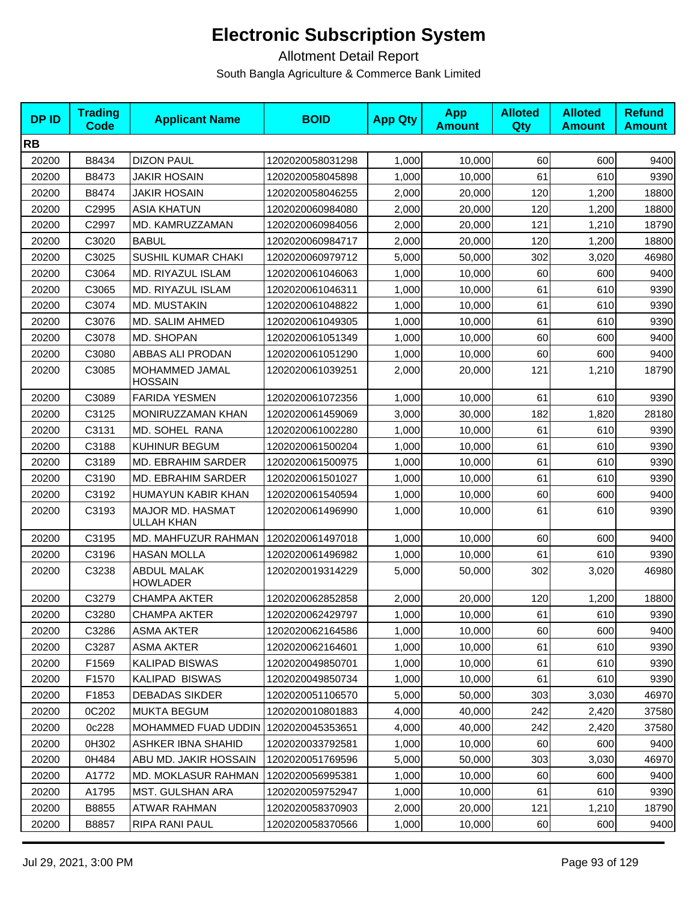# Electronic Subscription System

Allotment Detail Report

South Bangla Agriculture & Commerce Bank Limited

| DP ID | Trading Code | Applicant Name | BOID | App Qty | App Amount | Alloted Qty | Alloted Amount | Refund Amount |
|---|---|---|---|---|---|---|---|---|
| **RB** | | | | | | | | |
| 20200 | B8434 | DIZON PAUL | 1202020058031298 | 1,000 | 10,000 | 60 | 600 | 9400 |
| 20200 | B8473 | JAKIR HOSAIN | 1202020058045898 | 1,000 | 10,000 | 61 | 610 | 9390 |
| 20200 | B8474 | JAKIR HOSAIN | 1202020058046255 | 2,000 | 20,000 | 120 | 1,200 | 18800 |
| 20200 | C2995 | ASIA KHATUN | 1202020060984080 | 2,000 | 20,000 | 120 | 1,200 | 18800 |
| 20200 | C2997 | MD. KAMRUZZAMAN | 1202020060984056 | 2,000 | 20,000 | 121 | 1,210 | 18790 |
| 20200 | C3020 | BABUL | 1202020060984717 | 2,000 | 20,000 | 120 | 1,200 | 18800 |
| 20200 | C3025 | SUSHIL KUMAR CHAKI | 1202020060979712 | 5,000 | 50,000 | 302 | 3,020 | 46980 |
| 20200 | C3064 | MD. RIYAZUL ISLAM | 1202020061046063 | 1,000 | 10,000 | 60 | 600 | 9400 |
| 20200 | C3065 | MD. RIYAZUL ISLAM | 1202020061046311 | 1,000 | 10,000 | 61 | 610 | 9390 |
| 20200 | C3074 | MD. MUSTAKIN | 1202020061048822 | 1,000 | 10,000 | 61 | 610 | 9390 |
| 20200 | C3076 | MD. SALIM AHMED | 1202020061049305 | 1,000 | 10,000 | 61 | 610 | 9390 |
| 20200 | C3078 | MD. SHOPAN | 1202020061051349 | 1,000 | 10,000 | 60 | 600 | 9400 |
| 20200 | C3080 | ABBAS ALI PRODAN | 1202020061051290 | 1,000 | 10,000 | 60 | 600 | 9400 |
| 20200 | C3085 | MOHAMMED JAMAL HOSSAIN | 1202020061039251 | 2,000 | 20,000 | 121 | 1,210 | 18790 |
| 20200 | C3089 | FARIDA YESMEN | 1202020061072356 | 1,000 | 10,000 | 61 | 610 | 9390 |
| 20200 | C3125 | MONIRUZZAMAN KHAN | 1202020061459069 | 3,000 | 30,000 | 182 | 1,820 | 28180 |
| 20200 | C3131 | MD. SOHEL RANA | 1202020061002280 | 1,000 | 10,000 | 61 | 610 | 9390 |
| 20200 | C3188 | KUHINUR BEGUM | 1202020061500204 | 1,000 | 10,000 | 61 | 610 | 9390 |
| 20200 | C3189 | MD. EBRAHIM SARDER | 1202020061500975 | 1,000 | 10,000 | 61 | 610 | 9390 |
| 20200 | C3190 | MD. EBRAHIM SARDER | 1202020061501027 | 1,000 | 10,000 | 61 | 610 | 9390 |
| 20200 | C3192 | HUMAYUN KABIR KHAN | 1202020061540594 | 1,000 | 10,000 | 60 | 600 | 9400 |
| 20200 | C3193 | MAJOR MD. HASMAT ULLAH KHAN | 1202020061496990 | 1,000 | 10,000 | 61 | 610 | 9390 |
| 20200 | C3195 | MD. MAHFUZUR RAHMAN | 1202020061497018 | 1,000 | 10,000 | 60 | 600 | 9400 |
| 20200 | C3196 | HASAN MOLLA | 1202020061496982 | 1,000 | 10,000 | 61 | 610 | 9390 |
| 20200 | C3238 | ABDUL MALAK HOWLADER | 1202020019314229 | 5,000 | 50,000 | 302 | 3,020 | 46980 |
| 20200 | C3279 | CHAMPA AKTER | 1202020062852858 | 2,000 | 20,000 | 120 | 1,200 | 18800 |
| 20200 | C3280 | CHAMPA AKTER | 1202020062429797 | 1,000 | 10,000 | 61 | 610 | 9390 |
| 20200 | C3286 | ASMA AKTER | 1202020062164586 | 1,000 | 10,000 | 60 | 600 | 9400 |
| 20200 | C3287 | ASMA AKTER | 1202020062164601 | 1,000 | 10,000 | 61 | 610 | 9390 |
| 20200 | F1569 | KALIPAD BISWAS | 1202020049850701 | 1,000 | 10,000 | 61 | 610 | 9390 |
| 20200 | F1570 | KALIPAD BISWAS | 1202020049850734 | 1,000 | 10,000 | 61 | 610 | 9390 |
| 20200 | F1853 | DEBADAS SIKDER | 1202020051106570 | 5,000 | 50,000 | 303 | 3,030 | 46970 |
| 20200 | 0C202 | MUKTA BEGUM | 1202020010801883 | 4,000 | 40,000 | 242 | 2,420 | 37580 |
| 20200 | 0c228 | MOHAMMED FUAD UDDIN | 1202020045353651 | 4,000 | 40,000 | 242 | 2,420 | 37580 |
| 20200 | 0H302 | ASHKER IBNA SHAHID | 1202020033792581 | 1,000 | 10,000 | 60 | 600 | 9400 |
| 20200 | 0H484 | ABU MD. JAKIR HOSSAIN | 1202020051769596 | 5,000 | 50,000 | 303 | 3,030 | 46970 |
| 20200 | A1772 | MD. MOKLASUR RAHMAN | 1202020056995381 | 1,000 | 10,000 | 60 | 600 | 9400 |
| 20200 | A1795 | MST. GULSHAN ARA | 1202020059752947 | 1,000 | 10,000 | 61 | 610 | 9390 |
| 20200 | B8855 | ATWAR RAHMAN | 1202020058370903 | 2,000 | 20,000 | 121 | 1,210 | 18790 |
| 20200 | B8857 | RIPA RANI PAUL | 1202020058370566 | 1,000 | 10,000 | 60 | 600 | 9400 |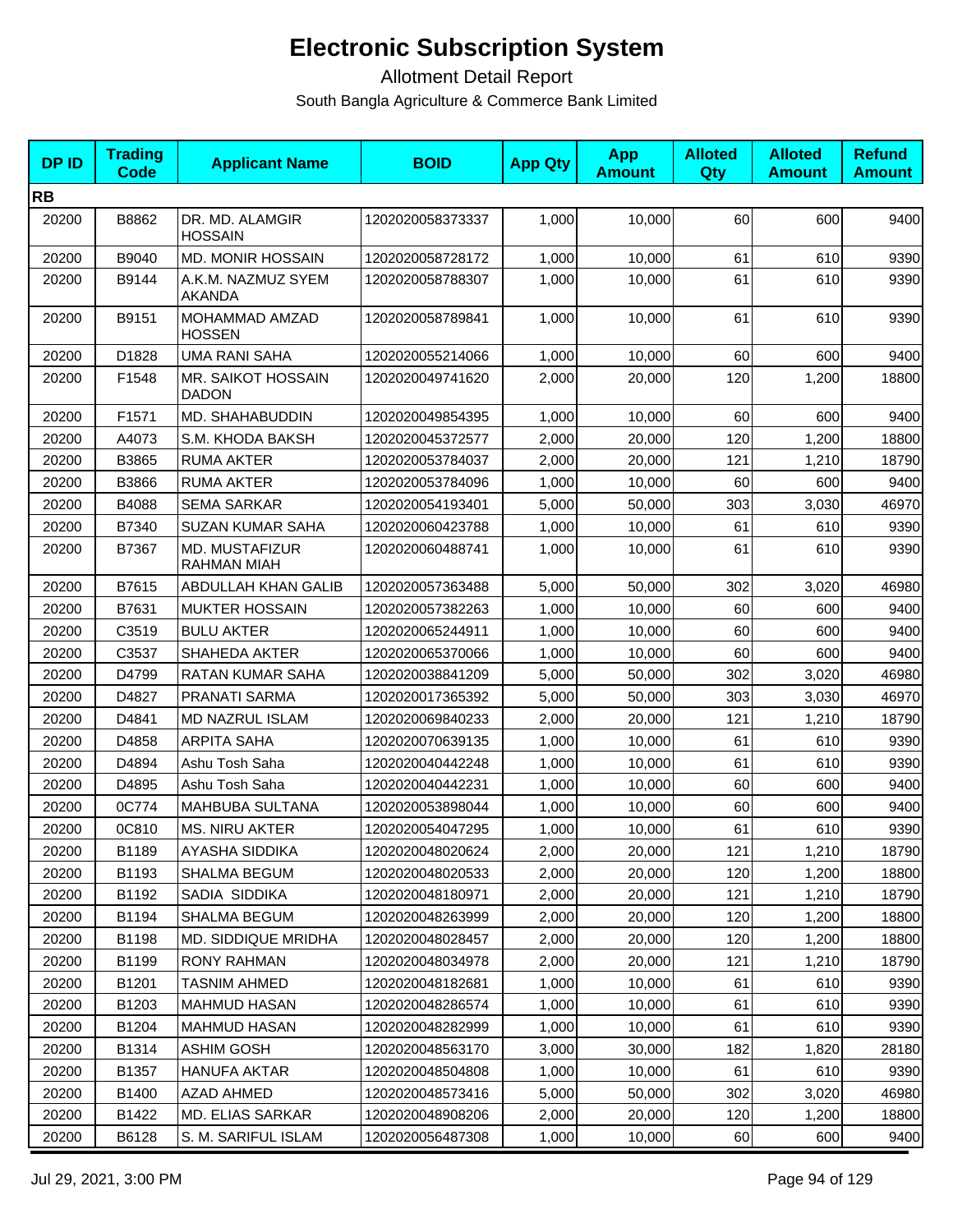# Electronic Subscription System

## Allotment Detail Report

South Bangla Agriculture & Commerce Bank Limited

| DP ID | Trading Code | Applicant Name | BOID | App Qty | App Amount | Alloted Qty | Alloted Amount | Refund Amount |
|---|---|---|---|---|---|---|---|---|
| **RB** | | | | | | | | |
| 20200 | B8862 | DR. MD. ALAMGIR HOSSAIN | 1202020058373337 | 1,000 | 10,000 | 60 | 600 | 9400 |
| 20200 | B9040 | MD. MONIR HOSSAIN | 1202020058728172 | 1,000 | 10,000 | 61 | 610 | 9390 |
| 20200 | B9144 | A.K.M. NAZMUZ SYEM AKANDA | 1202020058788307 | 1,000 | 10,000 | 61 | 610 | 9390 |
| 20200 | B9151 | MOHAMMAD AMZAD HOSSEN | 1202020058789841 | 1,000 | 10,000 | 61 | 610 | 9390 |
| 20200 | D1828 | UMA RANI SAHA | 1202020055214066 | 1,000 | 10,000 | 60 | 600 | 9400 |
| 20200 | F1548 | MR. SAIKOT HOSSAIN DADON | 1202020049741620 | 2,000 | 20,000 | 120 | 1,200 | 18800 |
| 20200 | F1571 | MD. SHAHABUDDIN | 1202020049854395 | 1,000 | 10,000 | 60 | 600 | 9400 |
| 20200 | A4073 | S.M. KHODA BAKSH | 1202020045372577 | 2,000 | 20,000 | 120 | 1,200 | 18800 |
| 20200 | B3865 | RUMA AKTER | 1202020053784037 | 2,000 | 20,000 | 121 | 1,210 | 18790 |
| 20200 | B3866 | RUMA AKTER | 1202020053784096 | 1,000 | 10,000 | 60 | 600 | 9400 |
| 20200 | B4088 | SEMA SARKAR | 1202020054193401 | 5,000 | 50,000 | 303 | 3,030 | 46970 |
| 20200 | B7340 | SUZAN KUMAR SAHA | 1202020060423788 | 1,000 | 10,000 | 61 | 610 | 9390 |
| 20200 | B7367 | MD. MUSTAFIZUR RAHMAN MIAH | 1202020060488741 | 1,000 | 10,000 | 61 | 610 | 9390 |
| 20200 | B7615 | ABDULLAH KHAN GALIB | 1202020057363488 | 5,000 | 50,000 | 302 | 3,020 | 46980 |
| 20200 | B7631 | MUKTER HOSSAIN | 1202020057382263 | 1,000 | 10,000 | 60 | 600 | 9400 |
| 20200 | C3519 | BULU AKTER | 1202020065244911 | 1,000 | 10,000 | 60 | 600 | 9400 |
| 20200 | C3537 | SHAHEDA AKTER | 1202020065370066 | 1,000 | 10,000 | 60 | 600 | 9400 |
| 20200 | D4799 | RATAN KUMAR SAHA | 1202020038841209 | 5,000 | 50,000 | 302 | 3,020 | 46980 |
| 20200 | D4827 | PRANATI SARMA | 1202020017365392 | 5,000 | 50,000 | 303 | 3,030 | 46970 |
| 20200 | D4841 | MD NAZRUL ISLAM | 1202020069840233 | 2,000 | 20,000 | 121 | 1,210 | 18790 |
| 20200 | D4858 | ARPITA SAHA | 1202020070639135 | 1,000 | 10,000 | 61 | 610 | 9390 |
| 20200 | D4894 | Ashu Tosh Saha | 1202020040442248 | 1,000 | 10,000 | 61 | 610 | 9390 |
| 20200 | D4895 | Ashu Tosh Saha | 1202020040442231 | 1,000 | 10,000 | 60 | 600 | 9400 |
| 20200 | 0C774 | MAHBUBA SULTANA | 1202020053898044 | 1,000 | 10,000 | 60 | 600 | 9400 |
| 20200 | 0C810 | MS. NIRU AKTER | 1202020054047295 | 1,000 | 10,000 | 61 | 610 | 9390 |
| 20200 | B1189 | AYASHA SIDDIKA | 1202020048020624 | 2,000 | 20,000 | 121 | 1,210 | 18790 |
| 20200 | B1193 | SHALMA BEGUM | 1202020048020533 | 2,000 | 20,000 | 120 | 1,200 | 18800 |
| 20200 | B1192 | SADIA SIDDIKA | 1202020048180971 | 2,000 | 20,000 | 121 | 1,210 | 18790 |
| 20200 | B1194 | SHALMA BEGUM | 1202020048263999 | 2,000 | 20,000 | 120 | 1,200 | 18800 |
| 20200 | B1198 | MD. SIDDIQUE MRIDHA | 1202020048028457 | 2,000 | 20,000 | 120 | 1,200 | 18800 |
| 20200 | B1199 | RONY RAHMAN | 1202020048034978 | 2,000 | 20,000 | 121 | 1,210 | 18790 |
| 20200 | B1201 | TASNIM AHMED | 1202020048182681 | 1,000 | 10,000 | 61 | 610 | 9390 |
| 20200 | B1203 | MAHMUD HASAN | 1202020048286574 | 1,000 | 10,000 | 61 | 610 | 9390 |
| 20200 | B1204 | MAHMUD HASAN | 1202020048282999 | 1,000 | 10,000 | 61 | 610 | 9390 |
| 20200 | B1314 | ASHIM GOSH | 1202020048563170 | 3,000 | 30,000 | 182 | 1,820 | 28180 |
| 20200 | B1357 | HANUFA AKTAR | 1202020048504808 | 1,000 | 10,000 | 61 | 610 | 9390 |
| 20200 | B1400 | AZAD AHMED | 1202020048573416 | 5,000 | 50,000 | 302 | 3,020 | 46980 |
| 20200 | B1422 | MD. ELIAS SARKAR | 1202020048908206 | 2,000 | 20,000 | 120 | 1,200 | 18800 |
| 20200 | B6128 | S. M. SARIFUL ISLAM | 1202020056487308 | 1,000 | 10,000 | 60 | 600 | 9400 |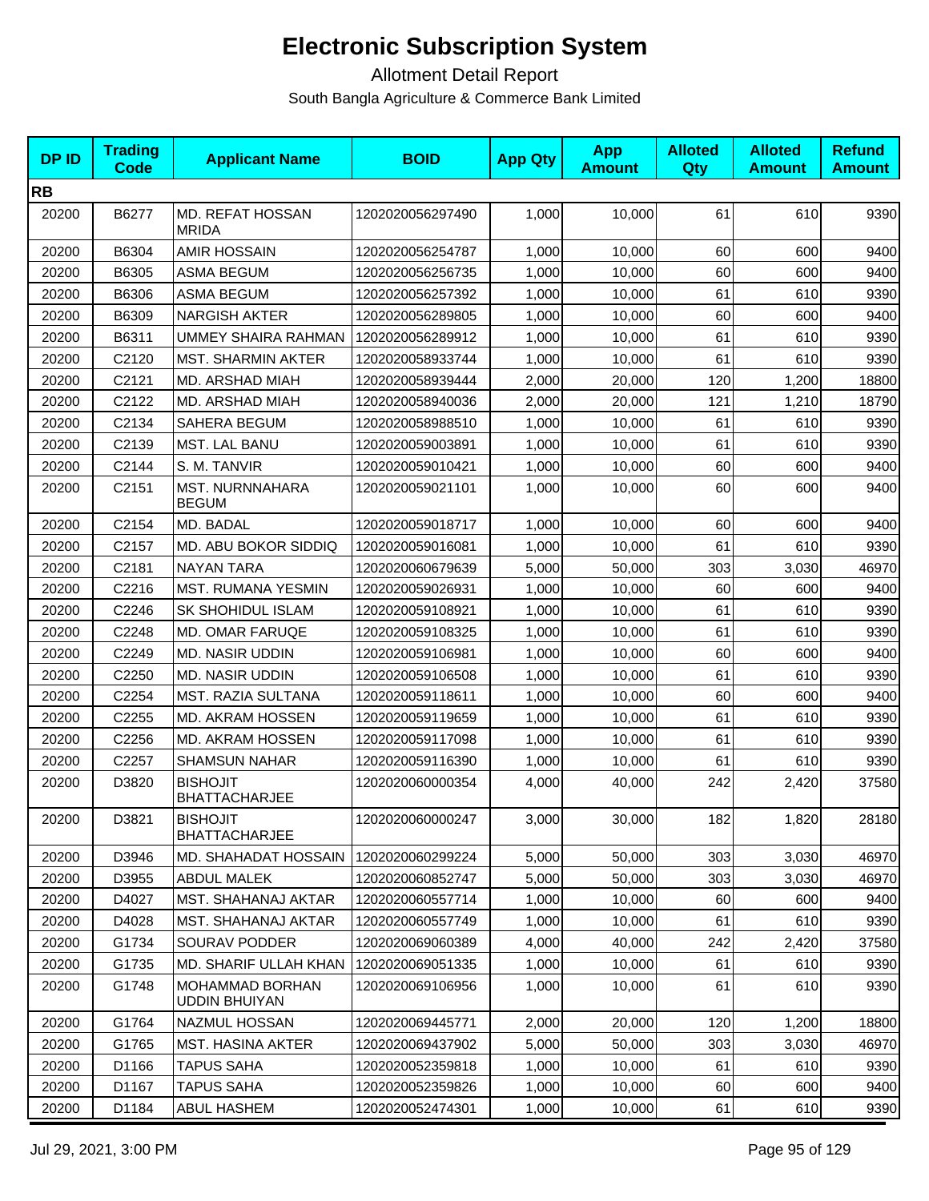# Electronic Subscription System

Allotment Detail Report

South Bangla Agriculture & Commerce Bank Limited

| DP ID | Trading Code | Applicant Name | BOID | App Qty | App Amount | Alloted Qty | Alloted Amount | Refund Amount |
|---|---|---|---|---|---|---|---|---|
| **RB** | | | | | | | | |
| 20200 | B6277 | MD. REFAT HOSSAN MRIDA | 1202020056297490 | 1,000 | 10,000 | 61 | 610 | 9390 |
| 20200 | B6304 | AMIR HOSSAIN | 1202020056254787 | 1,000 | 10,000 | 60 | 600 | 9400 |
| 20200 | B6305 | ASMA BEGUM | 1202020056256735 | 1,000 | 10,000 | 60 | 600 | 9400 |
| 20200 | B6306 | ASMA BEGUM | 1202020056257392 | 1,000 | 10,000 | 61 | 610 | 9390 |
| 20200 | B6309 | NARGISH AKTER | 1202020056289805 | 1,000 | 10,000 | 60 | 600 | 9400 |
| 20200 | B6311 | UMMEY SHAIRA RAHMAN | 1202020056289912 | 1,000 | 10,000 | 61 | 610 | 9390 |
| 20200 | C2120 | MST. SHARMIN AKTER | 1202020058933744 | 1,000 | 10,000 | 61 | 610 | 9390 |
| 20200 | C2121 | MD. ARSHAD MIAH | 1202020058939444 | 2,000 | 20,000 | 120 | 1,200 | 18800 |
| 20200 | C2122 | MD. ARSHAD MIAH | 1202020058940036 | 2,000 | 20,000 | 121 | 1,210 | 18790 |
| 20200 | C2134 | SAHERA BEGUM | 1202020058988510 | 1,000 | 10,000 | 61 | 610 | 9390 |
| 20200 | C2139 | MST. LAL BANU | 1202020059003891 | 1,000 | 10,000 | 61 | 610 | 9390 |
| 20200 | C2144 | S. M. TANVIR | 1202020059010421 | 1,000 | 10,000 | 60 | 600 | 9400 |
| 20200 | C2151 | MST. NURNNAHARA BEGUM | 1202020059021101 | 1,000 | 10,000 | 60 | 600 | 9400 |
| 20200 | C2154 | MD. BADAL | 1202020059018717 | 1,000 | 10,000 | 60 | 600 | 9400 |
| 20200 | C2157 | MD. ABU BOKOR SIDDIQ | 1202020059016081 | 1,000 | 10,000 | 61 | 610 | 9390 |
| 20200 | C2181 | NAYAN TARA | 1202020060679639 | 5,000 | 50,000 | 303 | 3,030 | 46970 |
| 20200 | C2216 | MST. RUMANA YESMIN | 1202020059026931 | 1,000 | 10,000 | 60 | 600 | 9400 |
| 20200 | C2246 | SK SHOHIDUL ISLAM | 1202020059108921 | 1,000 | 10,000 | 61 | 610 | 9390 |
| 20200 | C2248 | MD. OMAR FARUQE | 1202020059108325 | 1,000 | 10,000 | 61 | 610 | 9390 |
| 20200 | C2249 | MD. NASIR UDDIN | 1202020059106981 | 1,000 | 10,000 | 60 | 600 | 9400 |
| 20200 | C2250 | MD. NASIR UDDIN | 1202020059106508 | 1,000 | 10,000 | 61 | 610 | 9390 |
| 20200 | C2254 | MST. RAZIA SULTANA | 1202020059118611 | 1,000 | 10,000 | 60 | 600 | 9400 |
| 20200 | C2255 | MD. AKRAM HOSSEN | 1202020059119659 | 1,000 | 10,000 | 61 | 610 | 9390 |
| 20200 | C2256 | MD. AKRAM HOSSEN | 1202020059117098 | 1,000 | 10,000 | 61 | 610 | 9390 |
| 20200 | C2257 | SHAMSUN NAHAR | 1202020059116390 | 1,000 | 10,000 | 61 | 610 | 9390 |
| 20200 | D3820 | BISHOJIT BHATTACHARJEE | 1202020060000354 | 4,000 | 40,000 | 242 | 2,420 | 37580 |
| 20200 | D3821 | BISHOJIT BHATTACHARJEE | 1202020060000247 | 3,000 | 30,000 | 182 | 1,820 | 28180 |
| 20200 | D3946 | MD. SHAHADAT HOSSAIN | 1202020060299224 | 5,000 | 50,000 | 303 | 3,030 | 46970 |
| 20200 | D3955 | ABDUL MALEK | 1202020060852747 | 5,000 | 50,000 | 303 | 3,030 | 46970 |
| 20200 | D4027 | MST. SHAHANAJ AKTAR | 1202020060557714 | 1,000 | 10,000 | 60 | 600 | 9400 |
| 20200 | D4028 | MST. SHAHANAJ AKTAR | 1202020060557749 | 1,000 | 10,000 | 61 | 610 | 9390 |
| 20200 | G1734 | SOURAV PODDER | 1202020069060389 | 4,000 | 40,000 | 242 | 2,420 | 37580 |
| 20200 | G1735 | MD. SHARIF ULLAH KHAN | 1202020069051335 | 1,000 | 10,000 | 61 | 610 | 9390 |
| 20200 | G1748 | MOHAMMAD BORHAN UDDIN BHUIYAN | 1202020069106956 | 1,000 | 10,000 | 61 | 610 | 9390 |
| 20200 | G1764 | NAZMUL HOSSAN | 1202020069445771 | 2,000 | 20,000 | 120 | 1,200 | 18800 |
| 20200 | G1765 | MST. HASINA AKTER | 1202020069437902 | 5,000 | 50,000 | 303 | 3,030 | 46970 |
| 20200 | D1166 | TAPUS SAHA | 1202020052359818 | 1,000 | 10,000 | 61 | 610 | 9390 |
| 20200 | D1167 | TAPUS SAHA | 1202020052359826 | 1,000 | 10,000 | 60 | 600 | 9400 |
| 20200 | D1184 | ABUL HASHEM | 1202020052474301 | 1,000 | 10,000 | 61 | 610 | 9390 |

Jul 29, 2021, 3:00 PM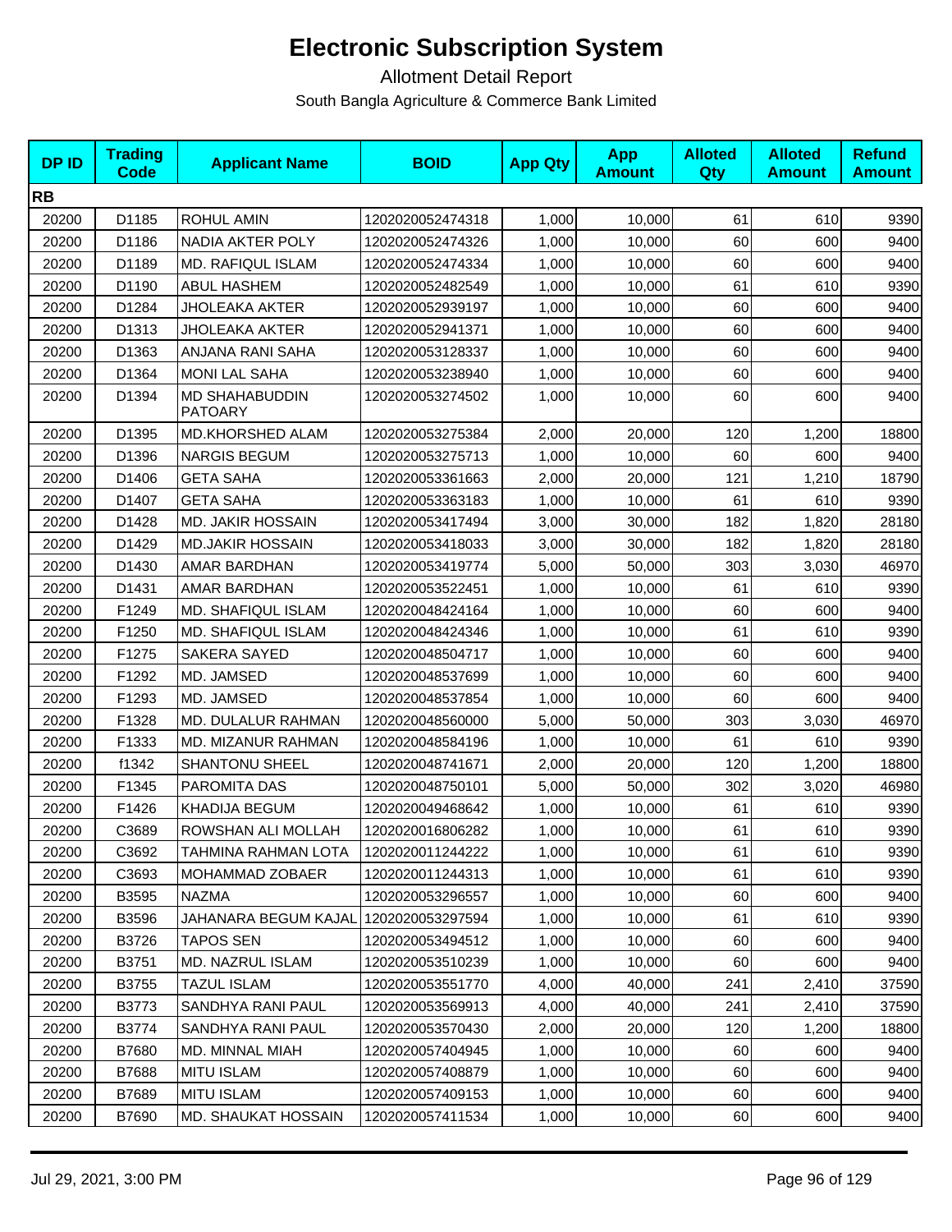# Electronic Subscription System

Allotment Detail Report

South Bangla Agriculture & Commerce Bank Limited

| DP ID | Trading Code | Applicant Name | BOID | App Qty | App Amount | Alloted Qty | Alloted Amount | Refund Amount |
|---|---|---|---|---|---|---|---|---|
| **RB** | | | | | | | | |
| 20200 | D1185 | ROHUL AMIN | 1202020052474318 | 1,000 | 10,000 | 61 | 610 | 9390 |
| 20200 | D1186 | NADIA AKTER POLY | 1202020052474326 | 1,000 | 10,000 | 60 | 600 | 9400 |
| 20200 | D1189 | MD. RAFIQUL ISLAM | 1202020052474334 | 1,000 | 10,000 | 60 | 600 | 9400 |
| 20200 | D1190 | ABUL HASHEM | 1202020052482549 | 1,000 | 10,000 | 61 | 610 | 9390 |
| 20200 | D1284 | JHOLEAKA AKTER | 1202020052939197 | 1,000 | 10,000 | 60 | 600 | 9400 |
| 20200 | D1313 | JHOLEAKA AKTER | 1202020052941371 | 1,000 | 10,000 | 60 | 600 | 9400 |
| 20200 | D1363 | ANJANA RANI SAHA | 1202020053128337 | 1,000 | 10,000 | 60 | 600 | 9400 |
| 20200 | D1364 | MONI LAL SAHA | 1202020053238940 | 1,000 | 10,000 | 60 | 600 | 9400 |
| 20200 | D1394 | MD SHAHABUDDIN PATOARY | 1202020053274502 | 1,000 | 10,000 | 60 | 600 | 9400 |
| 20200 | D1395 | MD.KHORSHED ALAM | 1202020053275384 | 2,000 | 20,000 | 120 | 1,200 | 18800 |
| 20200 | D1396 | NARGIS BEGUM | 1202020053275713 | 1,000 | 10,000 | 60 | 600 | 9400 |
| 20200 | D1406 | GETA SAHA | 1202020053361663 | 2,000 | 20,000 | 121 | 1,210 | 18790 |
| 20200 | D1407 | GETA SAHA | 1202020053363183 | 1,000 | 10,000 | 61 | 610 | 9390 |
| 20200 | D1428 | MD. JAKIR HOSSAIN | 1202020053417494 | 3,000 | 30,000 | 182 | 1,820 | 28180 |
| 20200 | D1429 | MD.JAKIR HOSSAIN | 1202020053418033 | 3,000 | 30,000 | 182 | 1,820 | 28180 |
| 20200 | D1430 | AMAR BARDHAN | 1202020053419774 | 5,000 | 50,000 | 303 | 3,030 | 46970 |
| 20200 | D1431 | AMAR BARDHAN | 1202020053522451 | 1,000 | 10,000 | 61 | 610 | 9390 |
| 20200 | F1249 | MD. SHAFIQUL ISLAM | 1202020048424164 | 1,000 | 10,000 | 60 | 600 | 9400 |
| 20200 | F1250 | MD. SHAFIQUL ISLAM | 1202020048424346 | 1,000 | 10,000 | 61 | 610 | 9390 |
| 20200 | F1275 | SAKERA SAYED | 1202020048504717 | 1,000 | 10,000 | 60 | 600 | 9400 |
| 20200 | F1292 | MD. JAMSED | 1202020048537699 | 1,000 | 10,000 | 60 | 600 | 9400 |
| 20200 | F1293 | MD. JAMSED | 1202020048537854 | 1,000 | 10,000 | 60 | 600 | 9400 |
| 20200 | F1328 | MD. DULALUR RAHMAN | 1202020048560000 | 5,000 | 50,000 | 303 | 3,030 | 46970 |
| 20200 | F1333 | MD. MIZANUR RAHMAN | 1202020048584196 | 1,000 | 10,000 | 61 | 610 | 9390 |
| 20200 | f1342 | SHANTONU SHEEL | 1202020048741671 | 2,000 | 20,000 | 120 | 1,200 | 18800 |
| 20200 | F1345 | PAROMITA DAS | 1202020048750101 | 5,000 | 50,000 | 302 | 3,020 | 46980 |
| 20200 | F1426 | KHADIJA BEGUM | 1202020049468642 | 1,000 | 10,000 | 61 | 610 | 9390 |
| 20200 | C3689 | ROWSHAN ALI MOLLAH | 1202020016806282 | 1,000 | 10,000 | 61 | 610 | 9390 |
| 20200 | C3692 | TAHMINA RAHMAN LOTA | 1202020011244222 | 1,000 | 10,000 | 61 | 610 | 9390 |
| 20200 | C3693 | MOHAMMAD ZOBAER | 1202020011244313 | 1,000 | 10,000 | 61 | 610 | 9390 |
| 20200 | B3595 | NAZMA | 1202020053296557 | 1,000 | 10,000 | 60 | 600 | 9400 |
| 20200 | B3596 | JAHANARA BEGUM KAJAL | 1202020053297594 | 1,000 | 10,000 | 61 | 610 | 9390 |
| 20200 | B3726 | TAPOS SEN | 1202020053494512 | 1,000 | 10,000 | 60 | 600 | 9400 |
| 20200 | B3751 | MD. NAZRUL ISLAM | 1202020053510239 | 1,000 | 10,000 | 60 | 600 | 9400 |
| 20200 | B3755 | TAZUL ISLAM | 1202020053551770 | 4,000 | 40,000 | 241 | 2,410 | 37590 |
| 20200 | B3773 | SANDHYA RANI PAUL | 1202020053569913 | 4,000 | 40,000 | 241 | 2,410 | 37590 |
| 20200 | B3774 | SANDHYA RANI PAUL | 1202020053570430 | 2,000 | 20,000 | 120 | 1,200 | 18800 |
| 20200 | B7680 | MD. MINNAL MIAH | 1202020057404945 | 1,000 | 10,000 | 60 | 600 | 9400 |
| 20200 | B7688 | MITU ISLAM | 1202020057408879 | 1,000 | 10,000 | 60 | 600 | 9400 |
| 20200 | B7689 | MITU ISLAM | 1202020057409153 | 1,000 | 10,000 | 60 | 600 | 9400 |
| 20200 | B7690 | MD. SHAUKAT HOSSAIN | 1202020057411534 | 1,000 | 10,000 | 60 | 600 | 9400 |

Jul 29, 2021, 3:00 PM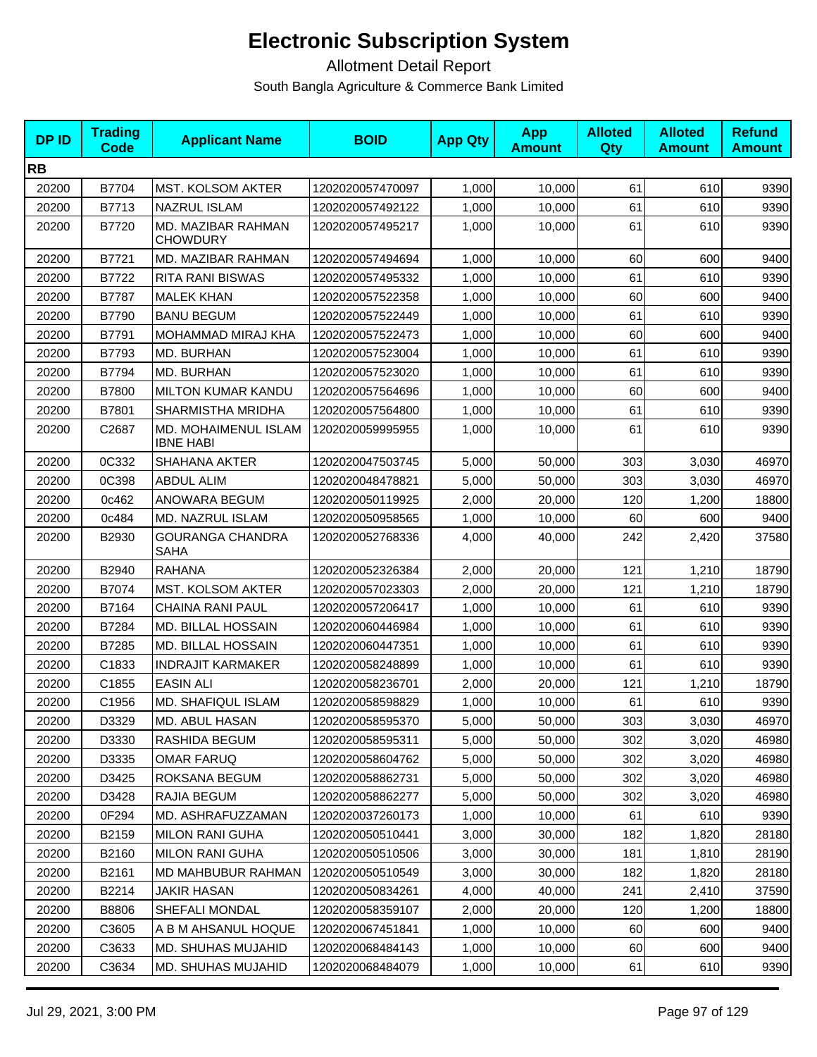# Electronic Subscription System

Allotment Detail Report

South Bangla Agriculture & Commerce Bank Limited

| DP ID | Trading Code | Applicant Name | BOID | App Qty | App Amount | Alloted Qty | Alloted Amount | Refund Amount |
|---|---|---|---|---|---|---|---|---|
| **RB** | | | | | | | | |
| 20200 | B7704 | MST. KOLSOM AKTER | 1202020057470097 | 1,000 | 10,000 | 61 | 610 | 9390 |
| 20200 | B7713 | NAZRUL ISLAM | 1202020057492122 | 1,000 | 10,000 | 61 | 610 | 9390 |
| 20200 | B7720 | MD. MAZIBAR RAHMAN CHOWDURY | 1202020057495217 | 1,000 | 10,000 | 61 | 610 | 9390 |
| 20200 | B7721 | MD. MAZIBAR RAHMAN | 1202020057494694 | 1,000 | 10,000 | 60 | 600 | 9400 |
| 20200 | B7722 | RITA RANI BISWAS | 1202020057495332 | 1,000 | 10,000 | 61 | 610 | 9390 |
| 20200 | B7787 | MALEK KHAN | 1202020057522358 | 1,000 | 10,000 | 60 | 600 | 9400 |
| 20200 | B7790 | BANU BEGUM | 1202020057522449 | 1,000 | 10,000 | 61 | 610 | 9390 |
| 20200 | B7791 | MOHAMMAD MIRAJ KHA | 1202020057522473 | 1,000 | 10,000 | 60 | 600 | 9400 |
| 20200 | B7793 | MD. BURHAN | 1202020057523004 | 1,000 | 10,000 | 61 | 610 | 9390 |
| 20200 | B7794 | MD. BURHAN | 1202020057523020 | 1,000 | 10,000 | 61 | 610 | 9390 |
| 20200 | B7800 | MILTON KUMAR KANDU | 1202020057564696 | 1,000 | 10,000 | 60 | 600 | 9400 |
| 20200 | B7801 | SHARMISTHA MRIDHA | 1202020057564800 | 1,000 | 10,000 | 61 | 610 | 9390 |
| 20200 | C2687 | MD. MOHAIMENUL ISLAM IBNE HABI | 1202020059995955 | 1,000 | 10,000 | 61 | 610 | 9390 |
| 20200 | 0C332 | SHAHANA AKTER | 1202020047503745 | 5,000 | 50,000 | 303 | 3,030 | 46970 |
| 20200 | 0C398 | ABDUL ALIM | 1202020048478821 | 5,000 | 50,000 | 303 | 3,030 | 46970 |
| 20200 | 0c462 | ANOWARA BEGUM | 1202020050119925 | 2,000 | 20,000 | 120 | 1,200 | 18800 |
| 20200 | 0c484 | MD. NAZRUL ISLAM | 1202020050958565 | 1,000 | 10,000 | 60 | 600 | 9400 |
| 20200 | B2930 | GOURANGA CHANDRA SAHA | 1202020052768336 | 4,000 | 40,000 | 242 | 2,420 | 37580 |
| 20200 | B2940 | RAHANA | 1202020052326384 | 2,000 | 20,000 | 121 | 1,210 | 18790 |
| 20200 | B7074 | MST. KOLSOM AKTER | 1202020057023303 | 2,000 | 20,000 | 121 | 1,210 | 18790 |
| 20200 | B7164 | CHAINA RANI PAUL | 1202020057206417 | 1,000 | 10,000 | 61 | 610 | 9390 |
| 20200 | B7284 | MD. BILLAL HOSSAIN | 1202020060446984 | 1,000 | 10,000 | 61 | 610 | 9390 |
| 20200 | B7285 | MD. BILLAL HOSSAIN | 1202020060447351 | 1,000 | 10,000 | 61 | 610 | 9390 |
| 20200 | C1833 | INDRAJIT KARMAKER | 1202020058248899 | 1,000 | 10,000 | 61 | 610 | 9390 |
| 20200 | C1855 | EASIN ALI | 1202020058236701 | 2,000 | 20,000 | 121 | 1,210 | 18790 |
| 20200 | C1956 | MD. SHAFIQUL ISLAM | 1202020058598829 | 1,000 | 10,000 | 61 | 610 | 9390 |
| 20200 | D3329 | MD. ABUL HASAN | 1202020058595370 | 5,000 | 50,000 | 303 | 3,030 | 46970 |
| 20200 | D3330 | RASHIDA BEGUM | 1202020058595311 | 5,000 | 50,000 | 302 | 3,020 | 46980 |
| 20200 | D3335 | OMAR FARUQ | 1202020058604762 | 5,000 | 50,000 | 302 | 3,020 | 46980 |
| 20200 | D3425 | ROKSANA BEGUM | 1202020058862731 | 5,000 | 50,000 | 302 | 3,020 | 46980 |
| 20200 | D3428 | RAJIA BEGUM | 1202020058862277 | 5,000 | 50,000 | 302 | 3,020 | 46980 |
| 20200 | 0F294 | MD. ASHRAFUZZAMAN | 1202020037260173 | 1,000 | 10,000 | 61 | 610 | 9390 |
| 20200 | B2159 | MILON RANI GUHA | 1202020050510441 | 3,000 | 30,000 | 182 | 1,820 | 28180 |
| 20200 | B2160 | MILON RANI GUHA | 1202020050510506 | 3,000 | 30,000 | 181 | 1,810 | 28190 |
| 20200 | B2161 | MD MAHBUBUR RAHMAN | 1202020050510549 | 3,000 | 30,000 | 182 | 1,820 | 28180 |
| 20200 | B2214 | JAKIR HASAN | 1202020050834261 | 4,000 | 40,000 | 241 | 2,410 | 37590 |
| 20200 | B8806 | SHEFALI MONDAL | 1202020058359107 | 2,000 | 20,000 | 120 | 1,200 | 18800 |
| 20200 | C3605 | A B M AHSANUL HOQUE | 1202020067451841 | 1,000 | 10,000 | 60 | 600 | 9400 |
| 20200 | C3633 | MD. SHUHAS MUJAHID | 1202020068484143 | 1,000 | 10,000 | 60 | 600 | 9400 |
| 20200 | C3634 | MD. SHUHAS MUJAHID | 1202020068484079 | 1,000 | 10,000 | 61 | 610 | 9390 |

Jul 29, 2021, 3:00 PM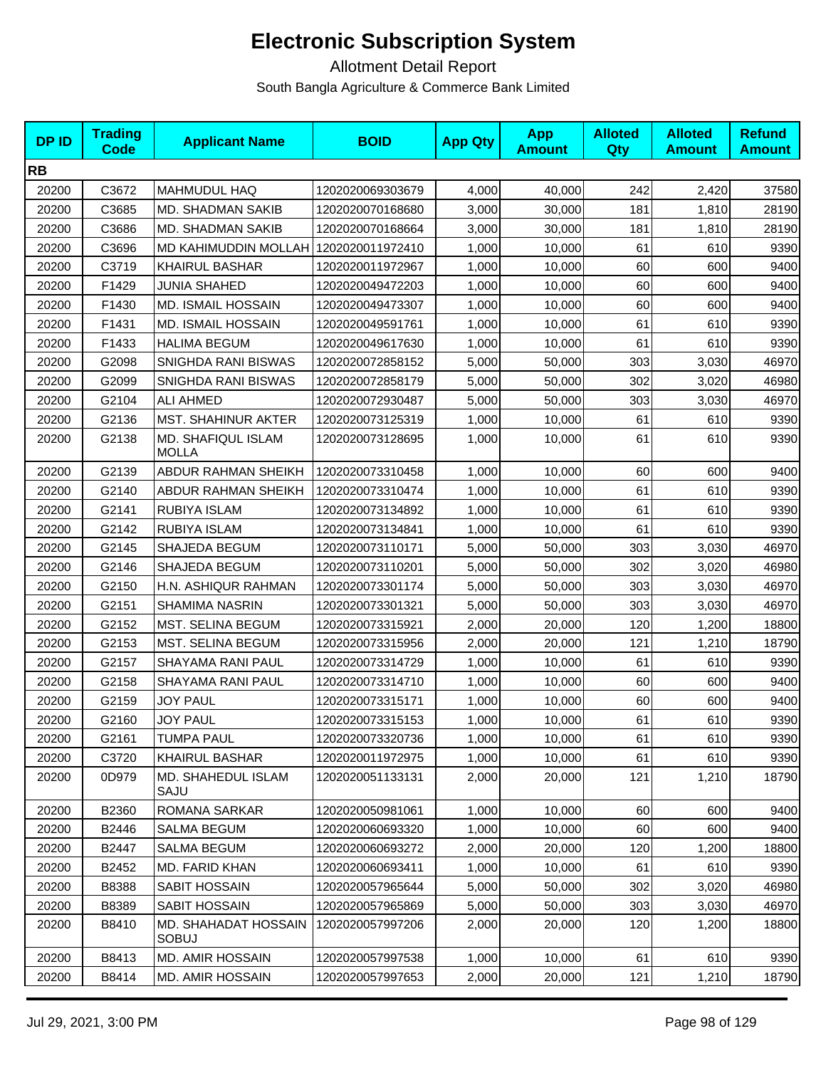# Electronic Subscription System

Allotment Detail Report

South Bangla Agriculture & Commerce Bank Limited

| DP ID | Trading Code | Applicant Name | BOID | App Qty | App Amount | Alloted Qty | Alloted Amount | Refund Amount |
|---|---|---|---|---|---|---|---|---|
| **RB** | | | | | | | | |
| 20200 | C3672 | MAHMUDUL HAQ | 1202020069303679 | 4,000 | 40,000 | 242 | 2,420 | 37580 |
| 20200 | C3685 | MD. SHADMAN SAKIB | 1202020070168680 | 3,000 | 30,000 | 181 | 1,810 | 28190 |
| 20200 | C3686 | MD. SHADMAN SAKIB | 1202020070168664 | 3,000 | 30,000 | 181 | 1,810 | 28190 |
| 20200 | C3696 | MD KAHIMUDDIN MOLLAH | 1202020011972410 | 1,000 | 10,000 | 61 | 610 | 9390 |
| 20200 | C3719 | KHAIRUL BASHAR | 1202020011972967 | 1,000 | 10,000 | 60 | 600 | 9400 |
| 20200 | F1429 | JUNIA SHAHED | 1202020049472203 | 1,000 | 10,000 | 60 | 600 | 9400 |
| 20200 | F1430 | MD. ISMAIL HOSSAIN | 1202020049473307 | 1,000 | 10,000 | 60 | 600 | 9400 |
| 20200 | F1431 | MD. ISMAIL HOSSAIN | 1202020049591761 | 1,000 | 10,000 | 61 | 610 | 9390 |
| 20200 | F1433 | HALIMA BEGUM | 1202020049617630 | 1,000 | 10,000 | 61 | 610 | 9390 |
| 20200 | G2098 | SNIGHDA RANI BISWAS | 1202020072858152 | 5,000 | 50,000 | 303 | 3,030 | 46970 |
| 20200 | G2099 | SNIGHDA RANI BISWAS | 1202020072858179 | 5,000 | 50,000 | 302 | 3,020 | 46980 |
| 20200 | G2104 | ALI AHMED | 1202020072930487 | 5,000 | 50,000 | 303 | 3,030 | 46970 |
| 20200 | G2136 | MST. SHAHINUR AKTER | 1202020073125319 | 1,000 | 10,000 | 61 | 610 | 9390 |
| 20200 | G2138 | MD. SHAFIQUL ISLAM MOLLA | 1202020073128695 | 1,000 | 10,000 | 61 | 610 | 9390 |
| 20200 | G2139 | ABDUR RAHMAN SHEIKH | 1202020073310458 | 1,000 | 10,000 | 60 | 600 | 9400 |
| 20200 | G2140 | ABDUR RAHMAN SHEIKH | 1202020073310474 | 1,000 | 10,000 | 61 | 610 | 9390 |
| 20200 | G2141 | RUBIYA ISLAM | 1202020073134892 | 1,000 | 10,000 | 61 | 610 | 9390 |
| 20200 | G2142 | RUBIYA ISLAM | 1202020073134841 | 1,000 | 10,000 | 61 | 610 | 9390 |
| 20200 | G2145 | SHAJEDA BEGUM | 1202020073110171 | 5,000 | 50,000 | 303 | 3,030 | 46970 |
| 20200 | G2146 | SHAJEDA BEGUM | 1202020073110201 | 5,000 | 50,000 | 302 | 3,020 | 46980 |
| 20200 | G2150 | H.N. ASHIQUR RAHMAN | 1202020073301174 | 5,000 | 50,000 | 303 | 3,030 | 46970 |
| 20200 | G2151 | SHAMIMA NASRIN | 1202020073301321 | 5,000 | 50,000 | 303 | 3,030 | 46970 |
| 20200 | G2152 | MST. SELINA BEGUM | 1202020073315921 | 2,000 | 20,000 | 120 | 1,200 | 18800 |
| 20200 | G2153 | MST. SELINA BEGUM | 1202020073315956 | 2,000 | 20,000 | 121 | 1,210 | 18790 |
| 20200 | G2157 | SHAYAMA RANI PAUL | 1202020073314729 | 1,000 | 10,000 | 61 | 610 | 9390 |
| 20200 | G2158 | SHAYAMA RANI PAUL | 1202020073314710 | 1,000 | 10,000 | 60 | 600 | 9400 |
| 20200 | G2159 | JOY PAUL | 1202020073315171 | 1,000 | 10,000 | 60 | 600 | 9400 |
| 20200 | G2160 | JOY PAUL | 1202020073315153 | 1,000 | 10,000 | 61 | 610 | 9390 |
| 20200 | G2161 | TUMPA PAUL | 1202020073320736 | 1,000 | 10,000 | 61 | 610 | 9390 |
| 20200 | C3720 | KHAIRUL BASHAR | 1202020011972975 | 1,000 | 10,000 | 61 | 610 | 9390 |
| 20200 | 0D979 | MD. SHAHEDUL ISLAM SAJU | 1202020051133131 | 2,000 | 20,000 | 121 | 1,210 | 18790 |
| 20200 | B2360 | ROMANA SARKAR | 1202020050981061 | 1,000 | 10,000 | 60 | 600 | 9400 |
| 20200 | B2446 | SALMA BEGUM | 1202020060693320 | 1,000 | 10,000 | 60 | 600 | 9400 |
| 20200 | B2447 | SALMA BEGUM | 1202020060693272 | 2,000 | 20,000 | 120 | 1,200 | 18800 |
| 20200 | B2452 | MD. FARID KHAN | 1202020060693411 | 1,000 | 10,000 | 61 | 610 | 9390 |
| 20200 | B8388 | SABIT HOSSAIN | 1202020057965644 | 5,000 | 50,000 | 302 | 3,020 | 46980 |
| 20200 | B8389 | SABIT HOSSAIN | 1202020057965869 | 5,000 | 50,000 | 303 | 3,030 | 46970 |
| 20200 | B8410 | MD. SHAHADAT HOSSAIN SOBUJ | 1202020057997206 | 2,000 | 20,000 | 120 | 1,200 | 18800 |
| 20200 | B8413 | MD. AMIR HOSSAIN | 1202020057997538 | 1,000 | 10,000 | 61 | 610 | 9390 |
| 20200 | B8414 | MD. AMIR HOSSAIN | 1202020057997653 | 2,000 | 20,000 | 121 | 1,210 | 18790 |

Jul 29, 2021, 3:00 PM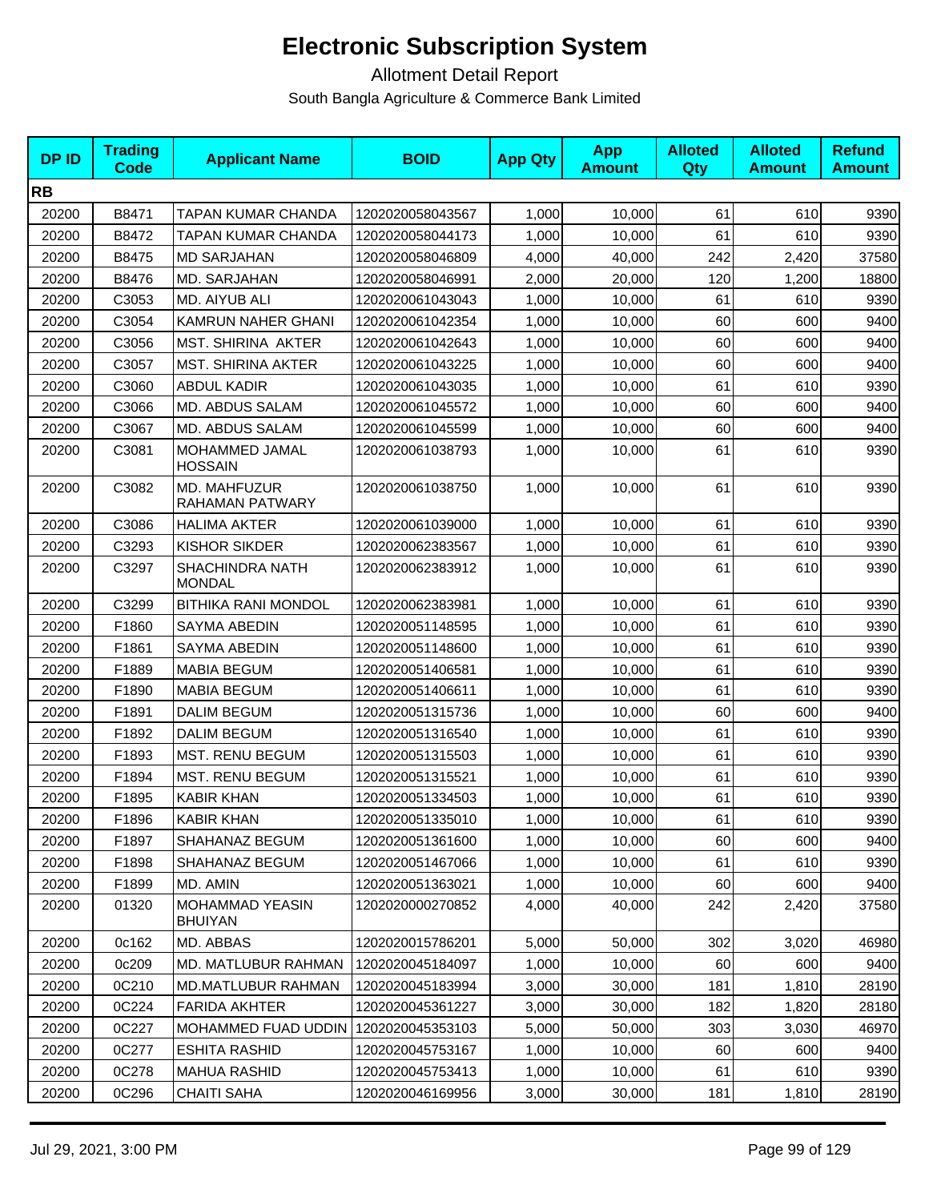# Electronic Subscription System

Allotment Detail Report

South Bangla Agriculture & Commerce Bank Limited

| DP ID | Trading Code | Applicant Name | BOID | App Qty | App Amount | Alloted Qty | Alloted Amount | Refund Amount |
|---|---|---|---|---|---|---|---|---|
| **RB** | | | | | | | | |
| 20200 | B8471 | TAPAN KUMAR CHANDA | 1202020058043567 | 1,000 | 10,000 | 61 | 610 | 9390 |
| 20200 | B8472 | TAPAN KUMAR CHANDA | 1202020058044173 | 1,000 | 10,000 | 61 | 610 | 9390 |
| 20200 | B8475 | MD SARJAHAN | 1202020058046809 | 4,000 | 40,000 | 242 | 2,420 | 37580 |
| 20200 | B8476 | MD. SARJAHAN | 1202020058046991 | 2,000 | 20,000 | 120 | 1,200 | 18800 |
| 20200 | C3053 | MD. AIYUB ALI | 1202020061043043 | 1,000 | 10,000 | 61 | 610 | 9390 |
| 20200 | C3054 | KAMRUN NAHER GHANI | 1202020061042354 | 1,000 | 10,000 | 60 | 600 | 9400 |
| 20200 | C3056 | MST. SHIRINA AKTER | 1202020061042643 | 1,000 | 10,000 | 60 | 600 | 9400 |
| 20200 | C3057 | MST. SHIRINA AKTER | 1202020061043225 | 1,000 | 10,000 | 60 | 600 | 9400 |
| 20200 | C3060 | ABDUL KADIR | 1202020061043035 | 1,000 | 10,000 | 61 | 610 | 9390 |
| 20200 | C3066 | MD. ABDUS SALAM | 1202020061045572 | 1,000 | 10,000 | 60 | 600 | 9400 |
| 20200 | C3067 | MD. ABDUS SALAM | 1202020061045599 | 1,000 | 10,000 | 60 | 600 | 9400 |
| 20200 | C3081 | MOHAMMED JAMAL HOSSAIN | 1202020061038793 | 1,000 | 10,000 | 61 | 610 | 9390 |
| 20200 | C3082 | MD. MAHFUZUR RAHAMAN PATWARY | 1202020061038750 | 1,000 | 10,000 | 61 | 610 | 9390 |
| 20200 | C3086 | HALIMA AKTER | 1202020061039000 | 1,000 | 10,000 | 61 | 610 | 9390 |
| 20200 | C3293 | KISHOR SIKDER | 1202020062383567 | 1,000 | 10,000 | 61 | 610 | 9390 |
| 20200 | C3297 | SHACHINDRA NATH MONDAL | 1202020062383912 | 1,000 | 10,000 | 61 | 610 | 9390 |
| 20200 | C3299 | BITHIKA RANI MONDOL | 1202020062383981 | 1,000 | 10,000 | 61 | 610 | 9390 |
| 20200 | F1860 | SAYMA ABEDIN | 1202020051148595 | 1,000 | 10,000 | 61 | 610 | 9390 |
| 20200 | F1861 | SAYMA ABEDIN | 1202020051148600 | 1,000 | 10,000 | 61 | 610 | 9390 |
| 20200 | F1889 | MABIA BEGUM | 1202020051406581 | 1,000 | 10,000 | 61 | 610 | 9390 |
| 20200 | F1890 | MABIA BEGUM | 1202020051406611 | 1,000 | 10,000 | 61 | 610 | 9390 |
| 20200 | F1891 | DALIM BEGUM | 1202020051315736 | 1,000 | 10,000 | 60 | 600 | 9400 |
| 20200 | F1892 | DALIM BEGUM | 1202020051316540 | 1,000 | 10,000 | 61 | 610 | 9390 |
| 20200 | F1893 | MST. RENU BEGUM | 1202020051315503 | 1,000 | 10,000 | 61 | 610 | 9390 |
| 20200 | F1894 | MST. RENU BEGUM | 1202020051315521 | 1,000 | 10,000 | 61 | 610 | 9390 |
| 20200 | F1895 | KABIR KHAN | 1202020051334503 | 1,000 | 10,000 | 61 | 610 | 9390 |
| 20200 | F1896 | KABIR KHAN | 1202020051335010 | 1,000 | 10,000 | 61 | 610 | 9390 |
| 20200 | F1897 | SHAHANAZ BEGUM | 1202020051361600 | 1,000 | 10,000 | 60 | 600 | 9400 |
| 20200 | F1898 | SHAHANAZ BEGUM | 1202020051467066 | 1,000 | 10,000 | 61 | 610 | 9390 |
| 20200 | F1899 | MD. AMIN | 1202020051363021 | 1,000 | 10,000 | 60 | 600 | 9400 |
| 20200 | 01320 | MOHAMMAD YEASIN BHUIYAN | 1202020000270852 | 4,000 | 40,000 | 242 | 2,420 | 37580 |
| 20200 | 0c162 | MD. ABBAS | 1202020015786201 | 5,000 | 50,000 | 302 | 3,020 | 46980 |
| 20200 | 0c209 | MD. MATLUBUR RAHMAN | 1202020045184097 | 1,000 | 10,000 | 60 | 600 | 9400 |
| 20200 | 0C210 | MD.MATLUBUR RAHMAN | 1202020045183994 | 3,000 | 30,000 | 181 | 1,810 | 28190 |
| 20200 | 0C224 | FARIDA AKHTER | 1202020045361227 | 3,000 | 30,000 | 182 | 1,820 | 28180 |
| 20200 | 0C227 | MOHAMMED FUAD UDDIN | 1202020045353103 | 5,000 | 50,000 | 303 | 3,030 | 46970 |
| 20200 | 0C277 | ESHITA RASHID | 1202020045753167 | 1,000 | 10,000 | 60 | 600 | 9400 |
| 20200 | 0C278 | MAHUA RASHID | 1202020045753413 | 1,000 | 10,000 | 61 | 610 | 9390 |
| 20200 | 0C296 | CHAITI SAHA | 1202020046169956 | 3,000 | 30,000 | 181 | 1,810 | 28190 |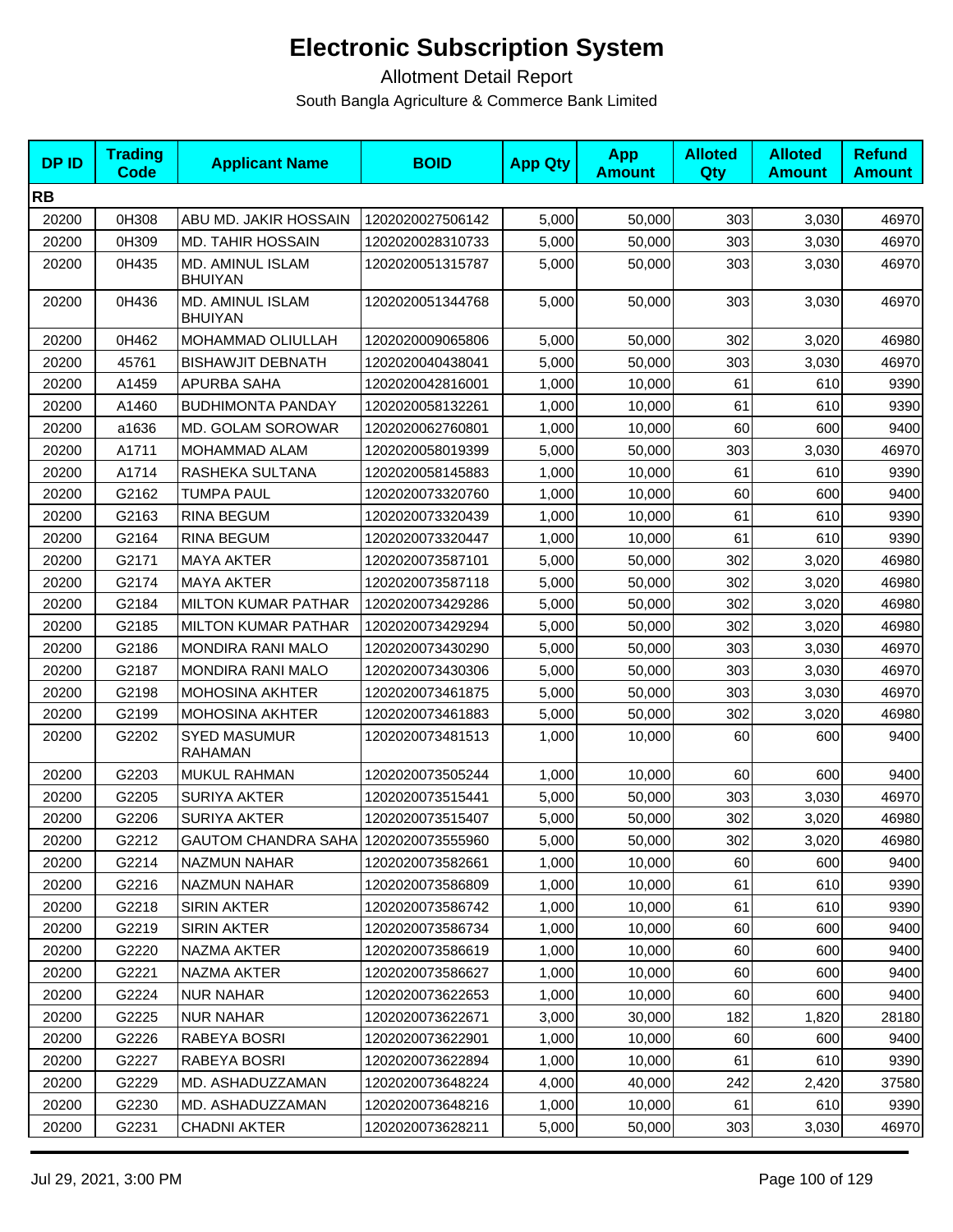# Electronic Subscription System

Allotment Detail Report

South Bangla Agriculture & Commerce Bank Limited

| DP ID | Trading Code | Applicant Name | BOID | App Qty | App Amount | Alloted Qty | Alloted Amount | Refund Amount |
|---|---|---|---|---|---|---|---|---|
| **RB** | | | | | | | | |
| 20200 | 0H308 | ABU MD. JAKIR HOSSAIN | 1202020027506142 | 5,000 | 50,000 | 303 | 3,030 | 46970 |
| 20200 | 0H309 | MD. TAHIR HOSSAIN | 1202020028310733 | 5,000 | 50,000 | 303 | 3,030 | 46970 |
| 20200 | 0H435 | MD. AMINUL ISLAM BHUIYAN | 1202020051315787 | 5,000 | 50,000 | 303 | 3,030 | 46970 |
| 20200 | 0H436 | MD. AMINUL ISLAM BHUIYAN | 1202020051344768 | 5,000 | 50,000 | 303 | 3,030 | 46970 |
| 20200 | 0H462 | MOHAMMAD OLIULLAH | 1202020009065806 | 5,000 | 50,000 | 302 | 3,020 | 46980 |
| 20200 | 45761 | BISHAWJIT DEBNATH | 1202020040438041 | 5,000 | 50,000 | 303 | 3,030 | 46970 |
| 20200 | A1459 | APURBA SAHA | 1202020042816001 | 1,000 | 10,000 | 61 | 610 | 9390 |
| 20200 | A1460 | BUDHIMONTA PANDAY | 1202020058132261 | 1,000 | 10,000 | 61 | 610 | 9390 |
| 20200 | a1636 | MD. GOLAM SOROWAR | 1202020062760801 | 1,000 | 10,000 | 60 | 600 | 9400 |
| 20200 | A1711 | MOHAMMAD ALAM | 1202020058019399 | 5,000 | 50,000 | 303 | 3,030 | 46970 |
| 20200 | A1714 | RASHEKA SULTANA | 1202020058145883 | 1,000 | 10,000 | 61 | 610 | 9390 |
| 20200 | G2162 | TUMPA PAUL | 1202020073320760 | 1,000 | 10,000 | 60 | 600 | 9400 |
| 20200 | G2163 | RINA BEGUM | 1202020073320439 | 1,000 | 10,000 | 61 | 610 | 9390 |
| 20200 | G2164 | RINA BEGUM | 1202020073320447 | 1,000 | 10,000 | 61 | 610 | 9390 |
| 20200 | G2171 | MAYA AKTER | 1202020073587101 | 5,000 | 50,000 | 302 | 3,020 | 46980 |
| 20200 | G2174 | MAYA AKTER | 1202020073587118 | 5,000 | 50,000 | 302 | 3,020 | 46980 |
| 20200 | G2184 | MILTON KUMAR PATHAR | 1202020073429286 | 5,000 | 50,000 | 302 | 3,020 | 46980 |
| 20200 | G2185 | MILTON KUMAR PATHAR | 1202020073429294 | 5,000 | 50,000 | 302 | 3,020 | 46980 |
| 20200 | G2186 | MONDIRA RANI MALO | 1202020073430290 | 5,000 | 50,000 | 303 | 3,030 | 46970 |
| 20200 | G2187 | MONDIRA RANI MALO | 1202020073430306 | 5,000 | 50,000 | 303 | 3,030 | 46970 |
| 20200 | G2198 | MOHOSINA AKHTER | 1202020073461875 | 5,000 | 50,000 | 303 | 3,030 | 46970 |
| 20200 | G2199 | MOHOSINA AKHTER | 1202020073461883 | 5,000 | 50,000 | 302 | 3,020 | 46980 |
| 20200 | G2202 | SYED MASUMUR RAHAMAN | 1202020073481513 | 1,000 | 10,000 | 60 | 600 | 9400 |
| 20200 | G2203 | MUKUL RAHMAN | 1202020073505244 | 1,000 | 10,000 | 60 | 600 | 9400 |
| 20200 | G2205 | SURIYA AKTER | 1202020073515441 | 5,000 | 50,000 | 303 | 3,030 | 46970 |
| 20200 | G2206 | SURIYA AKTER | 1202020073515407 | 5,000 | 50,000 | 302 | 3,020 | 46980 |
| 20200 | G2212 | GAUTOM CHANDRA SAHA | 1202020073555960 | 5,000 | 50,000 | 302 | 3,020 | 46980 |
| 20200 | G2214 | NAZMUN NAHAR | 1202020073582661 | 1,000 | 10,000 | 60 | 600 | 9400 |
| 20200 | G2216 | NAZMUN NAHAR | 1202020073586809 | 1,000 | 10,000 | 61 | 610 | 9390 |
| 20200 | G2218 | SIRIN AKTER | 1202020073586742 | 1,000 | 10,000 | 61 | 610 | 9390 |
| 20200 | G2219 | SIRIN AKTER | 1202020073586734 | 1,000 | 10,000 | 60 | 600 | 9400 |
| 20200 | G2220 | NAZMA AKTER | 1202020073586619 | 1,000 | 10,000 | 60 | 600 | 9400 |
| 20200 | G2221 | NAZMA AKTER | 1202020073586627 | 1,000 | 10,000 | 60 | 600 | 9400 |
| 20200 | G2224 | NUR NAHAR | 1202020073622653 | 1,000 | 10,000 | 60 | 600 | 9400 |
| 20200 | G2225 | NUR NAHAR | 1202020073622671 | 3,000 | 30,000 | 182 | 1,820 | 28180 |
| 20200 | G2226 | RABEYA BOSRI | 1202020073622901 | 1,000 | 10,000 | 60 | 600 | 9400 |
| 20200 | G2227 | RABEYA BOSRI | 1202020073622894 | 1,000 | 10,000 | 61 | 610 | 9390 |
| 20200 | G2229 | MD. ASHADUZZAMAN | 1202020073648224 | 4,000 | 40,000 | 242 | 2,420 | 37580 |
| 20200 | G2230 | MD. ASHADUZZAMAN | 1202020073648216 | 1,000 | 10,000 | 61 | 610 | 9390 |
| 20200 | G2231 | CHADNI AKTER | 1202020073628211 | 5,000 | 50,000 | 303 | 3,030 | 46970 |

Jul 29, 2021, 3:00 PM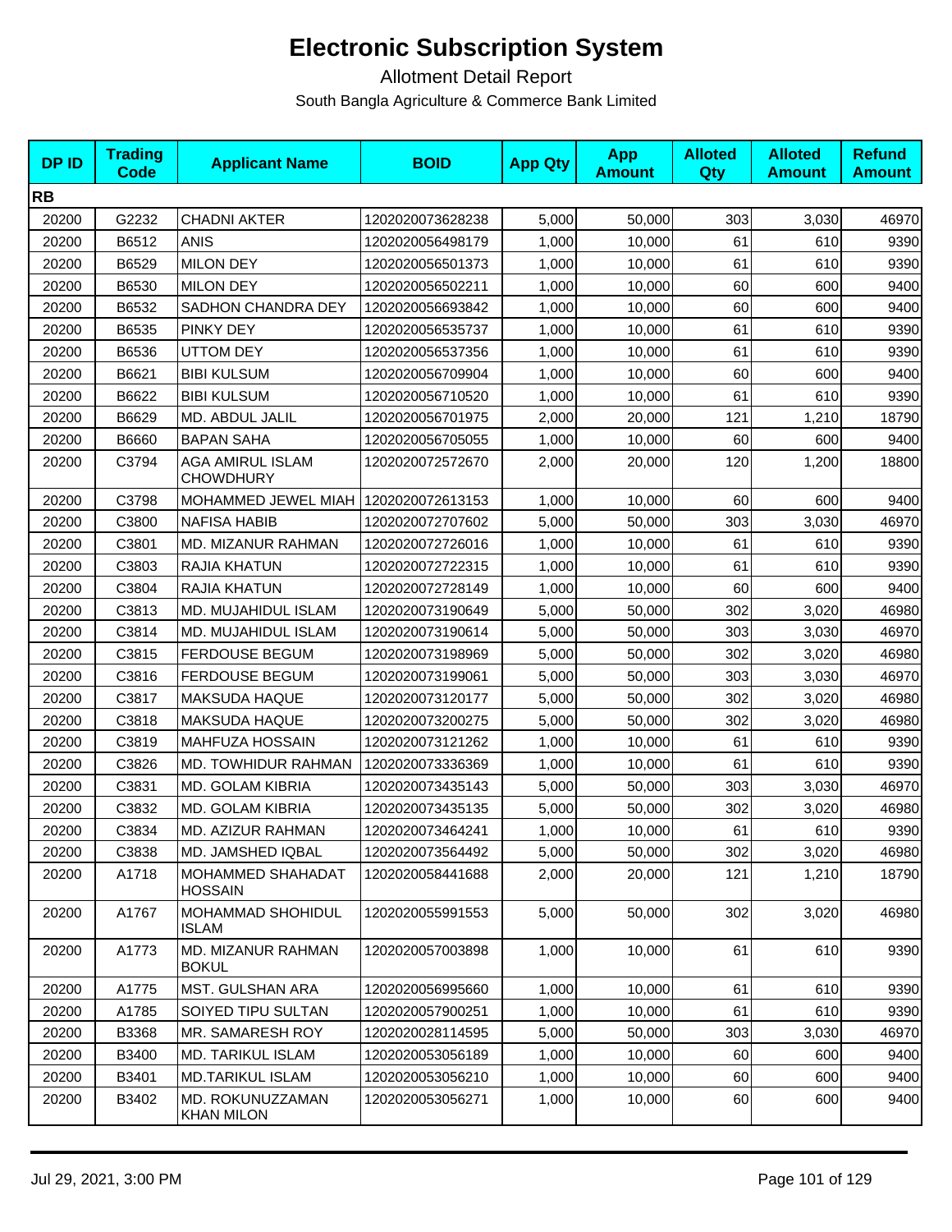# Electronic Subscription System

Allotment Detail Report

South Bangla Agriculture & Commerce Bank Limited

| DP ID | Trading Code | Applicant Name | BOID | App Qty | App Amount | Alloted Qty | Alloted Amount | Refund Amount |
|---|---|---|---|---|---|---|---|---|
| **RB** | | | | | | | | |
| 20200 | G2232 | CHADNI AKTER | 1202020073628238 | 5,000 | 50,000 | 303 | 3,030 | 46970 |
| 20200 | B6512 | ANIS | 1202020056498179 | 1,000 | 10,000 | 61 | 610 | 9390 |
| 20200 | B6529 | MILON DEY | 1202020056501373 | 1,000 | 10,000 | 61 | 610 | 9390 |
| 20200 | B6530 | MILON DEY | 1202020056502211 | 1,000 | 10,000 | 60 | 600 | 9400 |
| 20200 | B6532 | SADHON CHANDRA DEY | 1202020056693842 | 1,000 | 10,000 | 60 | 600 | 9400 |
| 20200 | B6535 | PINKY DEY | 1202020056535737 | 1,000 | 10,000 | 61 | 610 | 9390 |
| 20200 | B6536 | UTTOM DEY | 1202020056537356 | 1,000 | 10,000 | 61 | 610 | 9390 |
| 20200 | B6621 | BIBI KULSUM | 1202020056709904 | 1,000 | 10,000 | 60 | 600 | 9400 |
| 20200 | B6622 | BIBI KULSUM | 1202020056710520 | 1,000 | 10,000 | 61 | 610 | 9390 |
| 20200 | B6629 | MD. ABDUL JALIL | 1202020056701975 | 2,000 | 20,000 | 121 | 1,210 | 18790 |
| 20200 | B6660 | BAPAN SAHA | 1202020056705055 | 1,000 | 10,000 | 60 | 600 | 9400 |
| 20200 | C3794 | AGA AMIRUL ISLAM CHOWDHURY | 1202020072572670 | 2,000 | 20,000 | 120 | 1,200 | 18800 |
| 20200 | C3798 | MOHAMMED JEWEL MIAH | 1202020072613153 | 1,000 | 10,000 | 60 | 600 | 9400 |
| 20200 | C3800 | NAFISA HABIB | 1202020072707602 | 5,000 | 50,000 | 303 | 3,030 | 46970 |
| 20200 | C3801 | MD. MIZANUR RAHMAN | 1202020072726016 | 1,000 | 10,000 | 61 | 610 | 9390 |
| 20200 | C3803 | RAJIA KHATUN | 1202020072722315 | 1,000 | 10,000 | 61 | 610 | 9390 |
| 20200 | C3804 | RAJIA KHATUN | 1202020072728149 | 1,000 | 10,000 | 60 | 600 | 9400 |
| 20200 | C3813 | MD. MUJAHIDUL ISLAM | 1202020073190649 | 5,000 | 50,000 | 302 | 3,020 | 46980 |
| 20200 | C3814 | MD. MUJAHIDUL ISLAM | 1202020073190614 | 5,000 | 50,000 | 303 | 3,030 | 46970 |
| 20200 | C3815 | FERDOUSE BEGUM | 1202020073198969 | 5,000 | 50,000 | 302 | 3,020 | 46980 |
| 20200 | C3816 | FERDOUSE BEGUM | 1202020073199061 | 5,000 | 50,000 | 303 | 3,030 | 46970 |
| 20200 | C3817 | MAKSUDA HAQUE | 1202020073120177 | 5,000 | 50,000 | 302 | 3,020 | 46980 |
| 20200 | C3818 | MAKSUDA HAQUE | 1202020073200275 | 5,000 | 50,000 | 302 | 3,020 | 46980 |
| 20200 | C3819 | MAHFUZA HOSSAIN | 1202020073121262 | 1,000 | 10,000 | 61 | 610 | 9390 |
| 20200 | C3826 | MD. TOWHIDUR RAHMAN | 1202020073336369 | 1,000 | 10,000 | 61 | 610 | 9390 |
| 20200 | C3831 | MD. GOLAM KIBRIA | 1202020073435143 | 5,000 | 50,000 | 303 | 3,030 | 46970 |
| 20200 | C3832 | MD. GOLAM KIBRIA | 1202020073435135 | 5,000 | 50,000 | 302 | 3,020 | 46980 |
| 20200 | C3834 | MD. AZIZUR RAHMAN | 1202020073464241 | 1,000 | 10,000 | 61 | 610 | 9390 |
| 20200 | C3838 | MD. JAMSHED IQBAL | 1202020073564492 | 5,000 | 50,000 | 302 | 3,020 | 46980 |
| 20200 | A1718 | MOHAMMED SHAHADAT HOSSAIN | 1202020058441688 | 2,000 | 20,000 | 121 | 1,210 | 18790 |
| 20200 | A1767 | MOHAMMAD SHOHIDUL ISLAM | 1202020055991553 | 5,000 | 50,000 | 302 | 3,020 | 46980 |
| 20200 | A1773 | MD. MIZANUR RAHMAN BOKUL | 1202020057003898 | 1,000 | 10,000 | 61 | 610 | 9390 |
| 20200 | A1775 | MST. GULSHAN ARA | 1202020056995660 | 1,000 | 10,000 | 61 | 610 | 9390 |
| 20200 | A1785 | SOIYED TIPU SULTAN | 1202020057900251 | 1,000 | 10,000 | 61 | 610 | 9390 |
| 20200 | B3368 | MR. SAMARESH ROY | 1202020028114595 | 5,000 | 50,000 | 303 | 3,030 | 46970 |
| 20200 | B3400 | MD. TARIKUL ISLAM | 1202020053056189 | 1,000 | 10,000 | 60 | 600 | 9400 |
| 20200 | B3401 | MD.TARIKUL ISLAM | 1202020053056210 | 1,000 | 10,000 | 60 | 600 | 9400 |
| 20200 | B3402 | MD. ROKUNUZZAMAN KHAN MILON | 1202020053056271 | 1,000 | 10,000 | 60 | 600 | 9400 |

Jul 29, 2021, 3:00 PM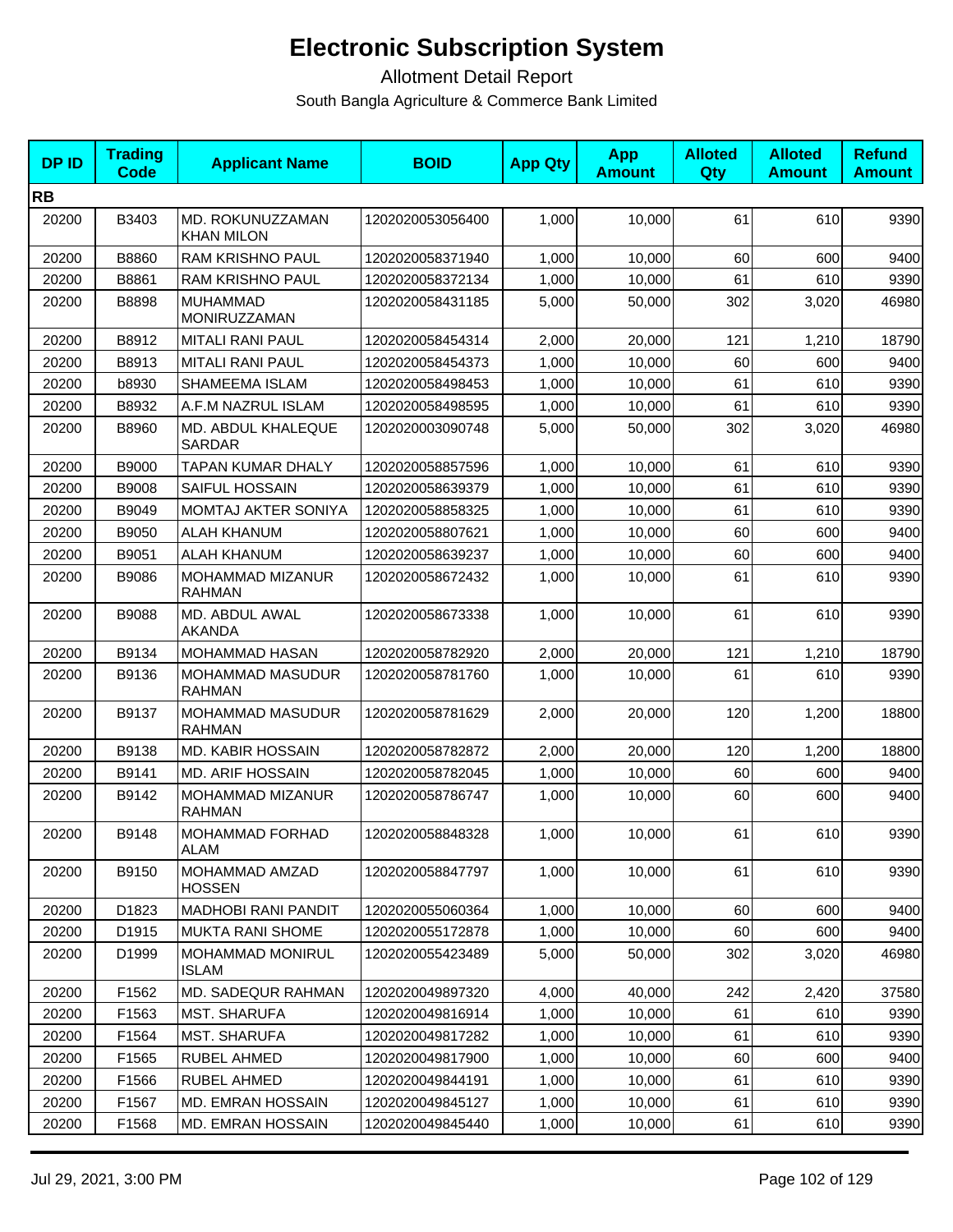# Electronic Subscription System

Allotment Detail Report

South Bangla Agriculture & Commerce Bank Limited

| DP ID | Trading Code | Applicant Name | BOID | App Qty | App Amount | Alloted Qty | Alloted Amount | Refund Amount |
|---|---|---|---|---|---|---|---|---|
| **RB** | | | | | | | | |
| 20200 | B3403 | MD. ROKUNUZZAMAN KHAN MILON | 1202020053056400 | 1,000 | 10,000 | 61 | 610 | 9390 |
| 20200 | B8860 | RAM KRISHNO PAUL | 1202020058371940 | 1,000 | 10,000 | 60 | 600 | 9400 |
| 20200 | B8861 | RAM KRISHNO PAUL | 1202020058372134 | 1,000 | 10,000 | 61 | 610 | 9390 |
| 20200 | B8898 | MUHAMMAD MONIRUZZAMAN | 1202020058431185 | 5,000 | 50,000 | 302 | 3,020 | 46980 |
| 20200 | B8912 | MITALI RANI PAUL | 1202020058454314 | 2,000 | 20,000 | 121 | 1,210 | 18790 |
| 20200 | B8913 | MITALI RANI PAUL | 1202020058454373 | 1,000 | 10,000 | 60 | 600 | 9400 |
| 20200 | b8930 | SHAMEEMA ISLAM | 1202020058498453 | 1,000 | 10,000 | 61 | 610 | 9390 |
| 20200 | B8932 | A.F.M NAZRUL ISLAM | 1202020058498595 | 1,000 | 10,000 | 61 | 610 | 9390 |
| 20200 | B8960 | MD. ABDUL KHALEQUE SARDAR | 1202020003090748 | 5,000 | 50,000 | 302 | 3,020 | 46980 |
| 20200 | B9000 | TAPAN KUMAR DHALY | 1202020058857596 | 1,000 | 10,000 | 61 | 610 | 9390 |
| 20200 | B9008 | SAIFUL HOSSAIN | 1202020058639379 | 1,000 | 10,000 | 61 | 610 | 9390 |
| 20200 | B9049 | MOMTAJ AKTER SONIYA | 1202020058858325 | 1,000 | 10,000 | 61 | 610 | 9390 |
| 20200 | B9050 | ALAH KHANUM | 1202020058807621 | 1,000 | 10,000 | 60 | 600 | 9400 |
| 20200 | B9051 | ALAH KHANUM | 1202020058639237 | 1,000 | 10,000 | 60 | 600 | 9400 |
| 20200 | B9086 | MOHAMMAD MIZANUR RAHMAN | 1202020058672432 | 1,000 | 10,000 | 61 | 610 | 9390 |
| 20200 | B9088 | MD. ABDUL AWAL AKANDA | 1202020058673338 | 1,000 | 10,000 | 61 | 610 | 9390 |
| 20200 | B9134 | MOHAMMAD HASAN | 1202020058782920 | 2,000 | 20,000 | 121 | 1,210 | 18790 |
| 20200 | B9136 | MOHAMMAD MASUDUR RAHMAN | 1202020058781760 | 1,000 | 10,000 | 61 | 610 | 9390 |
| 20200 | B9137 | MOHAMMAD MASUDUR RAHMAN | 1202020058781629 | 2,000 | 20,000 | 120 | 1,200 | 18800 |
| 20200 | B9138 | MD. KABIR HOSSAIN | 1202020058782872 | 2,000 | 20,000 | 120 | 1,200 | 18800 |
| 20200 | B9141 | MD. ARIF HOSSAIN | 1202020058782045 | 1,000 | 10,000 | 60 | 600 | 9400 |
| 20200 | B9142 | MOHAMMAD MIZANUR RAHMAN | 1202020058786747 | 1,000 | 10,000 | 60 | 600 | 9400 |
| 20200 | B9148 | MOHAMMAD FORHAD ALAM | 1202020058848328 | 1,000 | 10,000 | 61 | 610 | 9390 |
| 20200 | B9150 | MOHAMMAD AMZAD HOSSEN | 1202020058847797 | 1,000 | 10,000 | 61 | 610 | 9390 |
| 20200 | D1823 | MADHOBI RANI PANDIT | 1202020055060364 | 1,000 | 10,000 | 60 | 600 | 9400 |
| 20200 | D1915 | MUKTA RANI SHOME | 1202020055172878 | 1,000 | 10,000 | 60 | 600 | 9400 |
| 20200 | D1999 | MOHAMMAD MONIRUL ISLAM | 1202020055423489 | 5,000 | 50,000 | 302 | 3,020 | 46980 |
| 20200 | F1562 | MD. SADEQUR RAHMAN | 1202020049897320 | 4,000 | 40,000 | 242 | 2,420 | 37580 |
| 20200 | F1563 | MST. SHARUFA | 1202020049816914 | 1,000 | 10,000 | 61 | 610 | 9390 |
| 20200 | F1564 | MST. SHARUFA | 1202020049817282 | 1,000 | 10,000 | 61 | 610 | 9390 |
| 20200 | F1565 | RUBEL AHMED | 1202020049817900 | 1,000 | 10,000 | 60 | 600 | 9400 |
| 20200 | F1566 | RUBEL AHMED | 1202020049844191 | 1,000 | 10,000 | 61 | 610 | 9390 |
| 20200 | F1567 | MD. EMRAN HOSSAIN | 1202020049845127 | 1,000 | 10,000 | 61 | 610 | 9390 |
| 20200 | F1568 | MD. EMRAN HOSSAIN | 1202020049845440 | 1,000 | 10,000 | 61 | 610 | 9390 |

Jul 29, 2021, 3:00 PM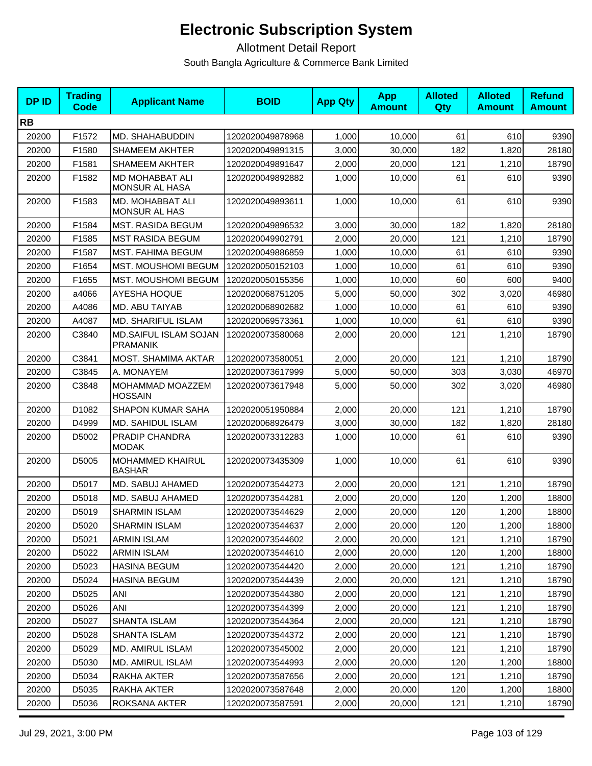# Electronic Subscription System

Allotment Detail Report

South Bangla Agriculture & Commerce Bank Limited

| DP ID | Trading Code | Applicant Name | BOID | App Qty | App Amount | Alloted Qty | Alloted Amount | Refund Amount |
|---|---|---|---|---|---|---|---|---|
| **RB** | | | | | | | | |
| 20200 | F1572 | MD. SHAHABUDDIN | 1202020049878968 | 1,000 | 10,000 | 61 | 610 | 9390 |
| 20200 | F1580 | SHAMEEM AKHTER | 1202020049891315 | 3,000 | 30,000 | 182 | 1,820 | 28180 |
| 20200 | F1581 | SHAMEEM AKHTER | 1202020049891647 | 2,000 | 20,000 | 121 | 1,210 | 18790 |
| 20200 | F1582 | MD MOHABBAT ALI MONSUR AL HASA | 1202020049892882 | 1,000 | 10,000 | 61 | 610 | 9390 |
| 20200 | F1583 | MD. MOHABBAT ALI MONSUR AL HAS | 1202020049893611 | 1,000 | 10,000 | 61 | 610 | 9390 |
| 20200 | F1584 | MST. RASIDA BEGUM | 1202020049896532 | 3,000 | 30,000 | 182 | 1,820 | 28180 |
| 20200 | F1585 | MST RASIDA BEGUM | 1202020049902791 | 2,000 | 20,000 | 121 | 1,210 | 18790 |
| 20200 | F1587 | MST. FAHIMA BEGUM | 1202020049886859 | 1,000 | 10,000 | 61 | 610 | 9390 |
| 20200 | F1654 | MST. MOUSHOMI BEGUM | 1202020050152103 | 1,000 | 10,000 | 61 | 610 | 9390 |
| 20200 | F1655 | MST. MOUSHOMI BEGUM | 1202020050155356 | 1,000 | 10,000 | 60 | 600 | 9400 |
| 20200 | a4066 | AYESHA HOQUE | 1202020068751205 | 5,000 | 50,000 | 302 | 3,020 | 46980 |
| 20200 | A4086 | MD. ABU TAIYAB | 1202020068902682 | 1,000 | 10,000 | 61 | 610 | 9390 |
| 20200 | A4087 | MD. SHARIFUL ISLAM | 1202020069573361 | 1,000 | 10,000 | 61 | 610 | 9390 |
| 20200 | C3840 | MD.SAIFUL ISLAM SOJAN PRAMANIK | 1202020073580068 | 2,000 | 20,000 | 121 | 1,210 | 18790 |
| 20200 | C3841 | MOST. SHAMIMA AKTAR | 1202020073580051 | 2,000 | 20,000 | 121 | 1,210 | 18790 |
| 20200 | C3845 | A. MONAYEM | 1202020073617999 | 5,000 | 50,000 | 303 | 3,030 | 46970 |
| 20200 | C3848 | MOHAMMAD MOAZZEM HOSSAIN | 1202020073617948 | 5,000 | 50,000 | 302 | 3,020 | 46980 |
| 20200 | D1082 | SHAPON KUMAR SAHA | 1202020051950884 | 2,000 | 20,000 | 121 | 1,210 | 18790 |
| 20200 | D4999 | MD. SAHIDUL ISLAM | 1202020068926479 | 3,000 | 30,000 | 182 | 1,820 | 28180 |
| 20200 | D5002 | PRADIP CHANDRA MODAK | 1202020073312283 | 1,000 | 10,000 | 61 | 610 | 9390 |
| 20200 | D5005 | MOHAMMED KHAIRUL BASHAR | 1202020073435309 | 1,000 | 10,000 | 61 | 610 | 9390 |
| 20200 | D5017 | MD. SABUJ AHAMED | 1202020073544273 | 2,000 | 20,000 | 121 | 1,210 | 18790 |
| 20200 | D5018 | MD. SABUJ AHAMED | 1202020073544281 | 2,000 | 20,000 | 120 | 1,200 | 18800 |
| 20200 | D5019 | SHARMIN ISLAM | 1202020073544629 | 2,000 | 20,000 | 120 | 1,200 | 18800 |
| 20200 | D5020 | SHARMIN ISLAM | 1202020073544637 | 2,000 | 20,000 | 120 | 1,200 | 18800 |
| 20200 | D5021 | ARMIN ISLAM | 1202020073544602 | 2,000 | 20,000 | 121 | 1,210 | 18790 |
| 20200 | D5022 | ARMIN ISLAM | 1202020073544610 | 2,000 | 20,000 | 120 | 1,200 | 18800 |
| 20200 | D5023 | HASINA BEGUM | 1202020073544420 | 2,000 | 20,000 | 121 | 1,210 | 18790 |
| 20200 | D5024 | HASINA BEGUM | 1202020073544439 | 2,000 | 20,000 | 121 | 1,210 | 18790 |
| 20200 | D5025 | ANI | 1202020073544380 | 2,000 | 20,000 | 121 | 1,210 | 18790 |
| 20200 | D5026 | ANI | 1202020073544399 | 2,000 | 20,000 | 121 | 1,210 | 18790 |
| 20200 | D5027 | SHANTA ISLAM | 1202020073544364 | 2,000 | 20,000 | 121 | 1,210 | 18790 |
| 20200 | D5028 | SHANTA ISLAM | 1202020073544372 | 2,000 | 20,000 | 121 | 1,210 | 18790 |
| 20200 | D5029 | MD. AMIRUL ISLAM | 1202020073545002 | 2,000 | 20,000 | 121 | 1,210 | 18790 |
| 20200 | D5030 | MD. AMIRUL ISLAM | 1202020073544993 | 2,000 | 20,000 | 120 | 1,200 | 18800 |
| 20200 | D5034 | RAKHA AKTER | 1202020073587656 | 2,000 | 20,000 | 121 | 1,210 | 18790 |
| 20200 | D5035 | RAKHA AKTER | 1202020073587648 | 2,000 | 20,000 | 120 | 1,200 | 18800 |
| 20200 | D5036 | ROKSANA AKTER | 1202020073587591 | 2,000 | 20,000 | 121 | 1,210 | 18790 |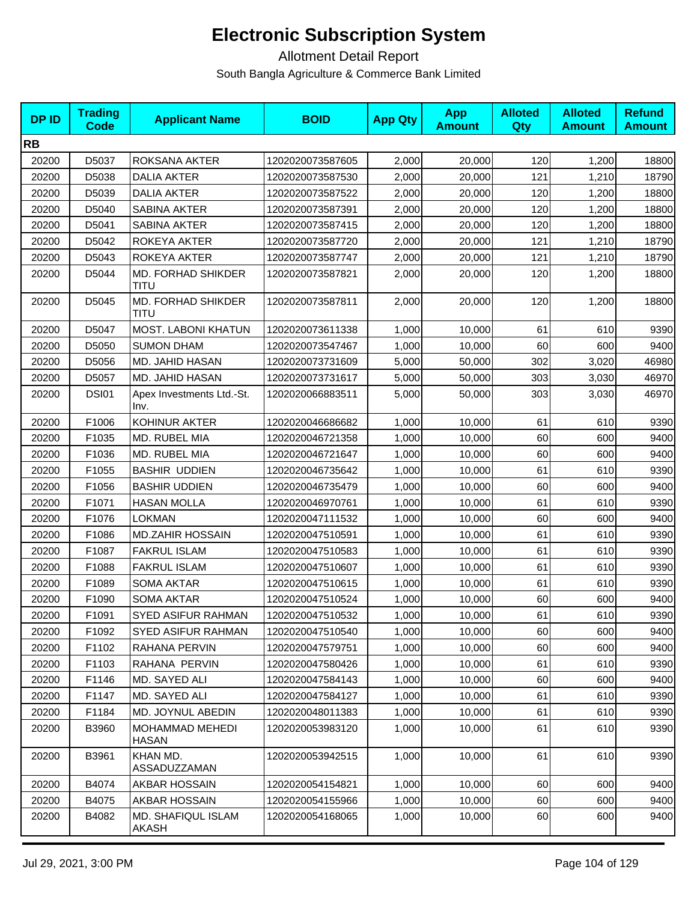# Electronic Subscription System

Allotment Detail Report

South Bangla Agriculture & Commerce Bank Limited

| DP ID | Trading Code | Applicant Name | BOID | App Qty | App Amount | Alloted Qty | Alloted Amount | Refund Amount |
|---|---|---|---|---|---|---|---|---|
| **RB** | | | | | | | | |
| 20200 | D5037 | ROKSANA AKTER | 1202020073587605 | 2,000 | 20,000 | 120 | 1,200 | 18800 |
| 20200 | D5038 | DALIA AKTER | 1202020073587530 | 2,000 | 20,000 | 121 | 1,210 | 18790 |
| 20200 | D5039 | DALIA AKTER | 1202020073587522 | 2,000 | 20,000 | 120 | 1,200 | 18800 |
| 20200 | D5040 | SABINA AKTER | 1202020073587391 | 2,000 | 20,000 | 120 | 1,200 | 18800 |
| 20200 | D5041 | SABINA AKTER | 1202020073587415 | 2,000 | 20,000 | 120 | 1,200 | 18800 |
| 20200 | D5042 | ROKEYA AKTER | 1202020073587720 | 2,000 | 20,000 | 121 | 1,210 | 18790 |
| 20200 | D5043 | ROKEYA AKTER | 1202020073587747 | 2,000 | 20,000 | 121 | 1,210 | 18790 |
| 20200 | D5044 | MD. FORHAD SHIKDER TITU | 1202020073587821 | 2,000 | 20,000 | 120 | 1,200 | 18800 |
| 20200 | D5045 | MD. FORHAD SHIKDER TITU | 1202020073587811 | 2,000 | 20,000 | 120 | 1,200 | 18800 |
| 20200 | D5047 | MOST. LABONI KHATUN | 1202020073611338 | 1,000 | 10,000 | 61 | 610 | 9390 |
| 20200 | D5050 | SUMON DHAM | 1202020073547467 | 1,000 | 10,000 | 60 | 600 | 9400 |
| 20200 | D5056 | MD. JAHID HASAN | 1202020073731609 | 5,000 | 50,000 | 302 | 3,020 | 46980 |
| 20200 | D5057 | MD. JAHID HASAN | 1202020073731617 | 5,000 | 50,000 | 303 | 3,030 | 46970 |
| 20200 | DSI01 | Apex Investments Ltd.-St. Inv. | 1202020066883511 | 5,000 | 50,000 | 303 | 3,030 | 46970 |
| 20200 | F1006 | KOHINUR AKTER | 1202020046686682 | 1,000 | 10,000 | 61 | 610 | 9390 |
| 20200 | F1035 | MD. RUBEL MIA | 1202020046721358 | 1,000 | 10,000 | 60 | 600 | 9400 |
| 20200 | F1036 | MD. RUBEL MIA | 1202020046721647 | 1,000 | 10,000 | 60 | 600 | 9400 |
| 20200 | F1055 | BASHIR UDDIEN | 1202020046735642 | 1,000 | 10,000 | 61 | 610 | 9390 |
| 20200 | F1056 | BASHIR UDDIEN | 1202020046735479 | 1,000 | 10,000 | 60 | 600 | 9400 |
| 20200 | F1071 | HASAN MOLLA | 1202020046970761 | 1,000 | 10,000 | 61 | 610 | 9390 |
| 20200 | F1076 | LOKMAN | 1202020047111532 | 1,000 | 10,000 | 60 | 600 | 9400 |
| 20200 | F1086 | MD.ZAHIR HOSSAIN | 1202020047510591 | 1,000 | 10,000 | 61 | 610 | 9390 |
| 20200 | F1087 | FAKRUL ISLAM | 1202020047510583 | 1,000 | 10,000 | 61 | 610 | 9390 |
| 20200 | F1088 | FAKRUL ISLAM | 1202020047510607 | 1,000 | 10,000 | 61 | 610 | 9390 |
| 20200 | F1089 | SOMA AKTAR | 1202020047510615 | 1,000 | 10,000 | 61 | 610 | 9390 |
| 20200 | F1090 | SOMA AKTAR | 1202020047510524 | 1,000 | 10,000 | 60 | 600 | 9400 |
| 20200 | F1091 | SYED ASIFUR RAHMAN | 1202020047510532 | 1,000 | 10,000 | 61 | 610 | 9390 |
| 20200 | F1092 | SYED ASIFUR RAHMAN | 1202020047510540 | 1,000 | 10,000 | 60 | 600 | 9400 |
| 20200 | F1102 | RAHANA PERVIN | 1202020047579751 | 1,000 | 10,000 | 60 | 600 | 9400 |
| 20200 | F1103 | RAHANA PERVIN | 1202020047580426 | 1,000 | 10,000 | 61 | 610 | 9390 |
| 20200 | F1146 | MD. SAYED ALI | 1202020047584143 | 1,000 | 10,000 | 60 | 600 | 9400 |
| 20200 | F1147 | MD. SAYED ALI | 1202020047584127 | 1,000 | 10,000 | 61 | 610 | 9390 |
| 20200 | F1184 | MD. JOYNUL ABEDIN | 1202020048011383 | 1,000 | 10,000 | 61 | 610 | 9390 |
| 20200 | B3960 | MOHAMMAD MEHEDI HASAN | 1202020053983120 | 1,000 | 10,000 | 61 | 610 | 9390 |
| 20200 | B3961 | KHAN MD. ASSADUZZAMAN | 1202020053942515 | 1,000 | 10,000 | 61 | 610 | 9390 |
| 20200 | B4074 | AKBAR HOSSAIN | 1202020054154821 | 1,000 | 10,000 | 60 | 600 | 9400 |
| 20200 | B4075 | AKBAR HOSSAIN | 1202020054155966 | 1,000 | 10,000 | 60 | 600 | 9400 |
| 20200 | B4082 | MD. SHAFIQUL ISLAM AKASH | 1202020054168065 | 1,000 | 10,000 | 60 | 600 | 9400 |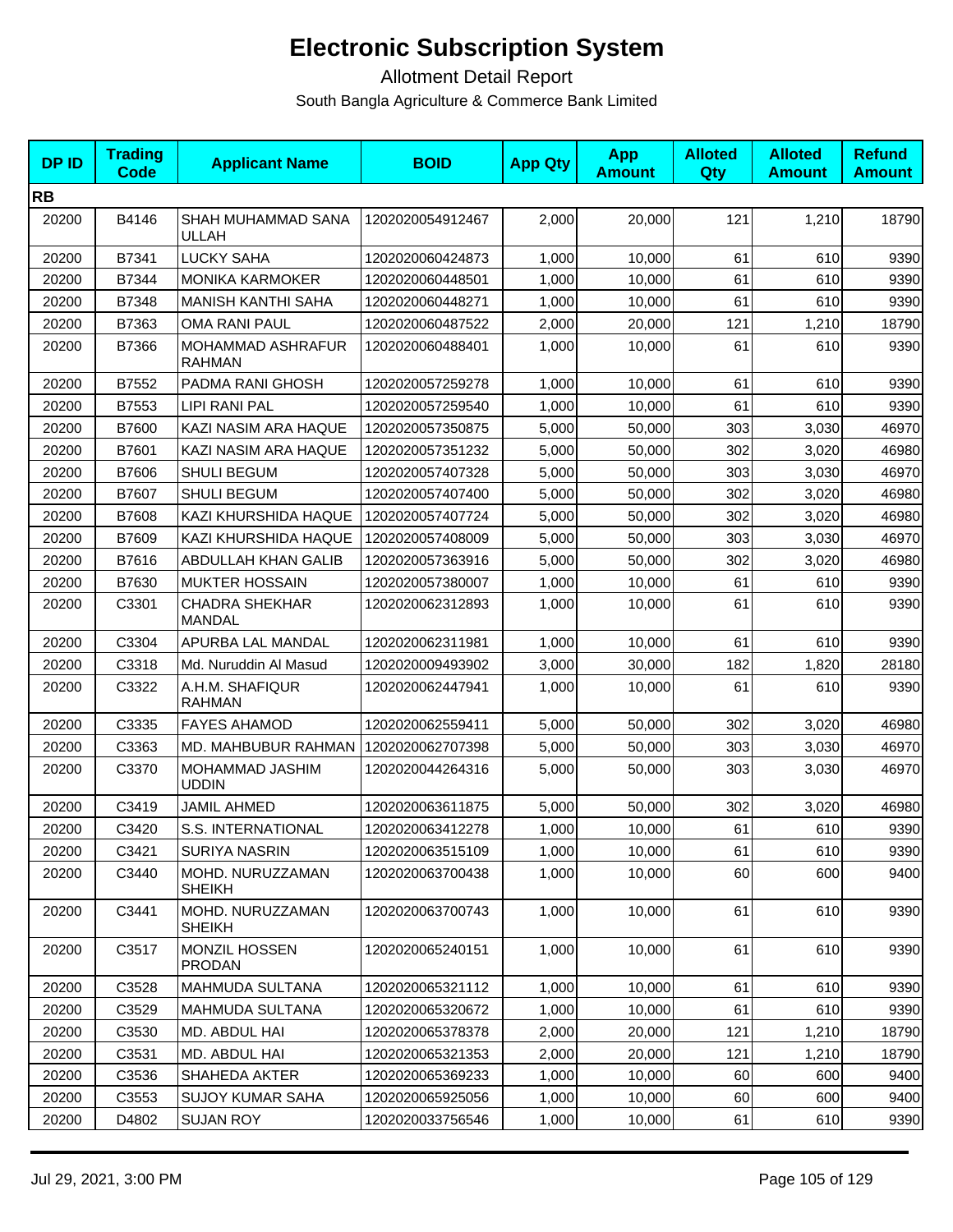# Electronic Subscription System

## Allotment Detail Report

South Bangla Agriculture & Commerce Bank Limited

| DP ID | Trading Code | Applicant Name | BOID | App Qty | App Amount | Alloted Qty | Alloted Amount | Refund Amount |
|---|---|---|---|---|---|---|---|---|
| **RB** | | | | | | | | |
| 20200 | B4146 | SHAH MUHAMMAD SANA ULLAH | 1202020054912467 | 2,000 | 20,000 | 121 | 1,210 | 18790 |
| 20200 | B7341 | LUCKY SAHA | 1202020060424873 | 1,000 | 10,000 | 61 | 610 | 9390 |
| 20200 | B7344 | MONIKA KARMOKER | 1202020060448501 | 1,000 | 10,000 | 61 | 610 | 9390 |
| 20200 | B7348 | MANISH KANTHI SAHA | 1202020060448271 | 1,000 | 10,000 | 61 | 610 | 9390 |
| 20200 | B7363 | OMA RANI PAUL | 1202020060487522 | 2,000 | 20,000 | 121 | 1,210 | 18790 |
| 20200 | B7366 | MOHAMMAD ASHRAFUR RAHMAN | 1202020060488401 | 1,000 | 10,000 | 61 | 610 | 9390 |
| 20200 | B7552 | PADMA RANI GHOSH | 1202020057259278 | 1,000 | 10,000 | 61 | 610 | 9390 |
| 20200 | B7553 | LIPI RANI PAL | 1202020057259540 | 1,000 | 10,000 | 61 | 610 | 9390 |
| 20200 | B7600 | KAZI NASIM ARA HAQUE | 1202020057350875 | 5,000 | 50,000 | 303 | 3,030 | 46970 |
| 20200 | B7601 | KAZI NASIM ARA HAQUE | 1202020057351232 | 5,000 | 50,000 | 302 | 3,020 | 46980 |
| 20200 | B7606 | SHULI BEGUM | 1202020057407328 | 5,000 | 50,000 | 303 | 3,030 | 46970 |
| 20200 | B7607 | SHULI BEGUM | 1202020057407400 | 5,000 | 50,000 | 302 | 3,020 | 46980 |
| 20200 | B7608 | KAZI KHURSHIDA HAQUE | 1202020057407724 | 5,000 | 50,000 | 302 | 3,020 | 46980 |
| 20200 | B7609 | KAZI KHURSHIDA HAQUE | 1202020057408009 | 5,000 | 50,000 | 303 | 3,030 | 46970 |
| 20200 | B7616 | ABDULLAH KHAN GALIB | 1202020057363916 | 5,000 | 50,000 | 302 | 3,020 | 46980 |
| 20200 | B7630 | MUKTER HOSSAIN | 1202020057380007 | 1,000 | 10,000 | 61 | 610 | 9390 |
| 20200 | C3301 | CHADRA SHEKHAR MANDAL | 1202020062312893 | 1,000 | 10,000 | 61 | 610 | 9390 |
| 20200 | C3304 | APURBA LAL MANDAL | 1202020062311981 | 1,000 | 10,000 | 61 | 610 | 9390 |
| 20200 | C3318 | Md. Nuruddin Al Masud | 1202020009493902 | 3,000 | 30,000 | 182 | 1,820 | 28180 |
| 20200 | C3322 | A.H.M. SHAFIQUR RAHMAN | 1202020062447941 | 1,000 | 10,000 | 61 | 610 | 9390 |
| 20200 | C3335 | FAYES AHAMOD | 1202020062559411 | 5,000 | 50,000 | 302 | 3,020 | 46980 |
| 20200 | C3363 | MD. MAHBUBUR RAHMAN | 1202020062707398 | 5,000 | 50,000 | 303 | 3,030 | 46970 |
| 20200 | C3370 | MOHAMMAD JASHIM UDDIN | 1202020044264316 | 5,000 | 50,000 | 303 | 3,030 | 46970 |
| 20200 | C3419 | JAMIL AHMED | 1202020063611875 | 5,000 | 50,000 | 302 | 3,020 | 46980 |
| 20200 | C3420 | S.S. INTERNATIONAL | 1202020063412278 | 1,000 | 10,000 | 61 | 610 | 9390 |
| 20200 | C3421 | SURIYA NASRIN | 1202020063515109 | 1,000 | 10,000 | 61 | 610 | 9390 |
| 20200 | C3440 | MOHD. NURUZZAMAN SHEIKH | 1202020063700438 | 1,000 | 10,000 | 60 | 600 | 9400 |
| 20200 | C3441 | MOHD. NURUZZAMAN SHEIKH | 1202020063700743 | 1,000 | 10,000 | 61 | 610 | 9390 |
| 20200 | C3517 | MONZIL HOSSEN PRODAN | 1202020065240151 | 1,000 | 10,000 | 61 | 610 | 9390 |
| 20200 | C3528 | MAHMUDA SULTANA | 1202020065321112 | 1,000 | 10,000 | 61 | 610 | 9390 |
| 20200 | C3529 | MAHMUDA SULTANA | 1202020065320672 | 1,000 | 10,000 | 61 | 610 | 9390 |
| 20200 | C3530 | MD. ABDUL HAI | 1202020065378378 | 2,000 | 20,000 | 121 | 1,210 | 18790 |
| 20200 | C3531 | MD. ABDUL HAI | 1202020065321353 | 2,000 | 20,000 | 121 | 1,210 | 18790 |
| 20200 | C3536 | SHAHEDA AKTER | 1202020065369233 | 1,000 | 10,000 | 60 | 600 | 9400 |
| 20200 | C3553 | SUJOY KUMAR SAHA | 1202020065925056 | 1,000 | 10,000 | 60 | 600 | 9400 |
| 20200 | D4802 | SUJAN ROY | 1202020033756546 | 1,000 | 10,000 | 61 | 610 | 9390 |

Jul 29, 2021, 3:00 PM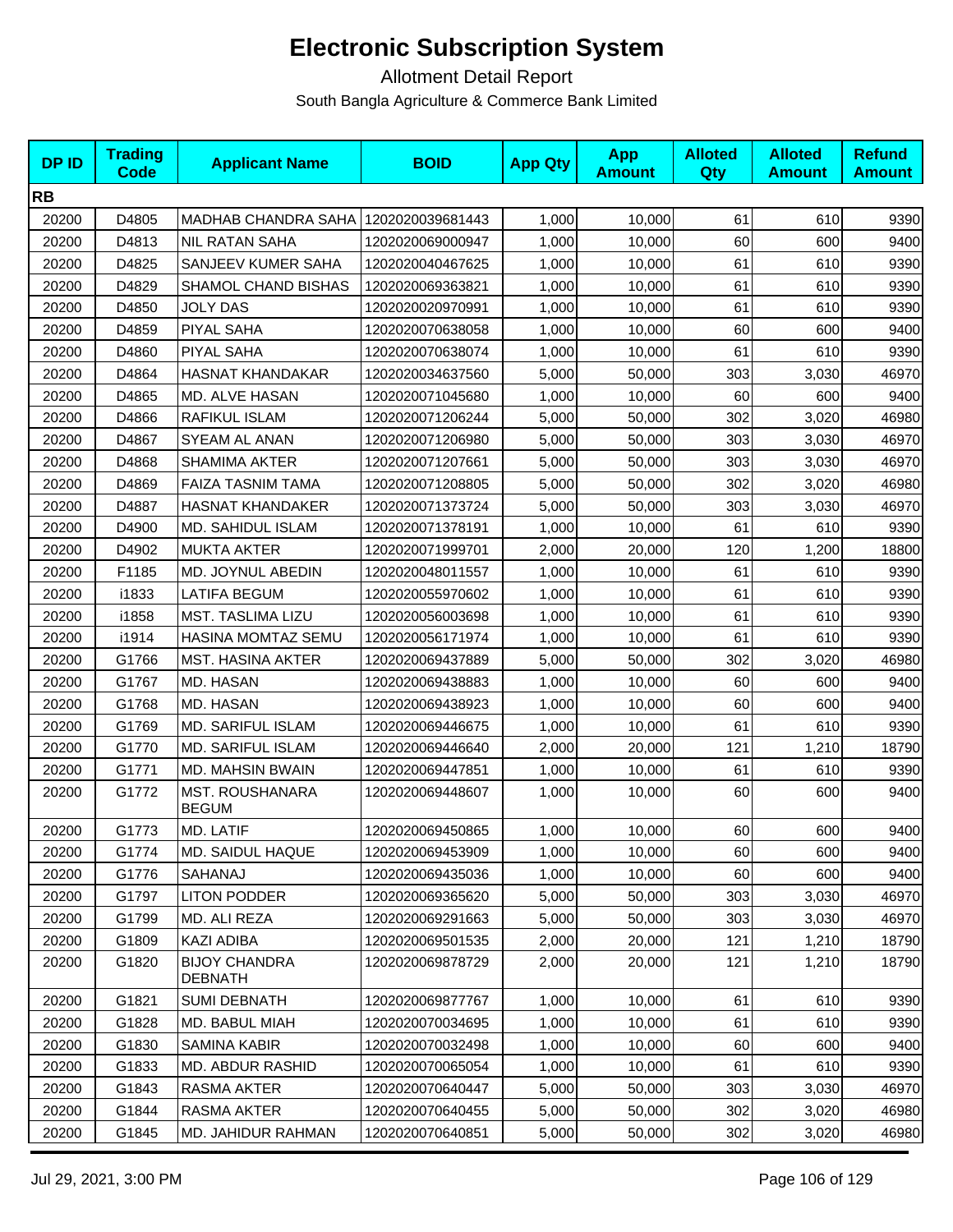# Electronic Subscription System

Allotment Detail Report

South Bangla Agriculture & Commerce Bank Limited

| DP ID | Trading Code | Applicant Name | BOID | App Qty | App Amount | Alloted Qty | Alloted Amount | Refund Amount |
|---|---|---|---|---|---|---|---|---|
| **RB** | | | | | | | | |
| 20200 | D4805 | MADHAB CHANDRA SAHA | 1202020039681443 | 1,000 | 10,000 | 61 | 610 | 9390 |
| 20200 | D4813 | NIL RATAN SAHA | 1202020069000947 | 1,000 | 10,000 | 60 | 600 | 9400 |
| 20200 | D4825 | SANJEEV KUMER SAHA | 1202020040467625 | 1,000 | 10,000 | 61 | 610 | 9390 |
| 20200 | D4829 | SHAMOL CHAND BISHAS | 1202020069363821 | 1,000 | 10,000 | 61 | 610 | 9390 |
| 20200 | D4850 | JOLY DAS | 1202020020970991 | 1,000 | 10,000 | 61 | 610 | 9390 |
| 20200 | D4859 | PIYAL SAHA | 1202020070638058 | 1,000 | 10,000 | 60 | 600 | 9400 |
| 20200 | D4860 | PIYAL SAHA | 1202020070638074 | 1,000 | 10,000 | 61 | 610 | 9390 |
| 20200 | D4864 | HASNAT KHANDAKAR | 1202020034637560 | 5,000 | 50,000 | 303 | 3,030 | 46970 |
| 20200 | D4865 | MD. ALVE HASAN | 1202020071045680 | 1,000 | 10,000 | 60 | 600 | 9400 |
| 20200 | D4866 | RAFIKUL ISLAM | 1202020071206244 | 5,000 | 50,000 | 302 | 3,020 | 46980 |
| 20200 | D4867 | SYEAM AL ANAN | 1202020071206980 | 5,000 | 50,000 | 303 | 3,030 | 46970 |
| 20200 | D4868 | SHAMIMA AKTER | 1202020071207661 | 5,000 | 50,000 | 303 | 3,030 | 46970 |
| 20200 | D4869 | FAIZA TASNIM TAMA | 1202020071208805 | 5,000 | 50,000 | 302 | 3,020 | 46980 |
| 20200 | D4887 | HASNAT KHANDAKER | 1202020071373724 | 5,000 | 50,000 | 303 | 3,030 | 46970 |
| 20200 | D4900 | MD. SAHIDUL ISLAM | 1202020071378191 | 1,000 | 10,000 | 61 | 610 | 9390 |
| 20200 | D4902 | MUKTA AKTER | 1202020071999701 | 2,000 | 20,000 | 120 | 1,200 | 18800 |
| 20200 | F1185 | MD. JOYNUL ABEDIN | 1202020048011557 | 1,000 | 10,000 | 61 | 610 | 9390 |
| 20200 | i1833 | LATIFA BEGUM | 1202020055970602 | 1,000 | 10,000 | 61 | 610 | 9390 |
| 20200 | i1858 | MST. TASLIMA LIZU | 1202020056003698 | 1,000 | 10,000 | 61 | 610 | 9390 |
| 20200 | i1914 | HASINA MOMTAZ SEMU | 1202020056171974 | 1,000 | 10,000 | 61 | 610 | 9390 |
| 20200 | G1766 | MST. HASINA AKTER | 1202020069437889 | 5,000 | 50,000 | 302 | 3,020 | 46980 |
| 20200 | G1767 | MD. HASAN | 1202020069438883 | 1,000 | 10,000 | 60 | 600 | 9400 |
| 20200 | G1768 | MD. HASAN | 1202020069438923 | 1,000 | 10,000 | 60 | 600 | 9400 |
| 20200 | G1769 | MD. SARIFUL ISLAM | 1202020069446675 | 1,000 | 10,000 | 61 | 610 | 9390 |
| 20200 | G1770 | MD. SARIFUL ISLAM | 1202020069446640 | 2,000 | 20,000 | 121 | 1,210 | 18790 |
| 20200 | G1771 | MD. MAHSIN BWAIN | 1202020069447851 | 1,000 | 10,000 | 61 | 610 | 9390 |
| 20200 | G1772 | MST. ROUSHANARA BEGUM | 1202020069448607 | 1,000 | 10,000 | 60 | 600 | 9400 |
| 20200 | G1773 | MD. LATIF | 1202020069450865 | 1,000 | 10,000 | 60 | 600 | 9400 |
| 20200 | G1774 | MD. SAIDUL HAQUE | 1202020069453909 | 1,000 | 10,000 | 60 | 600 | 9400 |
| 20200 | G1776 | SAHANAJ | 1202020069435036 | 1,000 | 10,000 | 60 | 600 | 9400 |
| 20200 | G1797 | LITON PODDER | 1202020069365620 | 5,000 | 50,000 | 303 | 3,030 | 46970 |
| 20200 | G1799 | MD. ALI REZA | 1202020069291663 | 5,000 | 50,000 | 303 | 3,030 | 46970 |
| 20200 | G1809 | KAZI ADIBA | 1202020069501535 | 2,000 | 20,000 | 121 | 1,210 | 18790 |
| 20200 | G1820 | BIJOY CHANDRA DEBNATH | 1202020069878729 | 2,000 | 20,000 | 121 | 1,210 | 18790 |
| 20200 | G1821 | SUMI DEBNATH | 1202020069877767 | 1,000 | 10,000 | 61 | 610 | 9390 |
| 20200 | G1828 | MD. BABUL MIAH | 1202020070034695 | 1,000 | 10,000 | 61 | 610 | 9390 |
| 20200 | G1830 | SAMINA KABIR | 1202020070032498 | 1,000 | 10,000 | 60 | 600 | 9400 |
| 20200 | G1833 | MD. ABDUR RASHID | 1202020070065054 | 1,000 | 10,000 | 61 | 610 | 9390 |
| 20200 | G1843 | RASMA AKTER | 1202020070640447 | 5,000 | 50,000 | 303 | 3,030 | 46970 |
| 20200 | G1844 | RASMA AKTER | 1202020070640455 | 5,000 | 50,000 | 302 | 3,020 | 46980 |
| 20200 | G1845 | MD. JAHIDUR RAHMAN | 1202020070640851 | 5,000 | 50,000 | 302 | 3,020 | 46980 |

Jul 29, 2021, 3:00 PM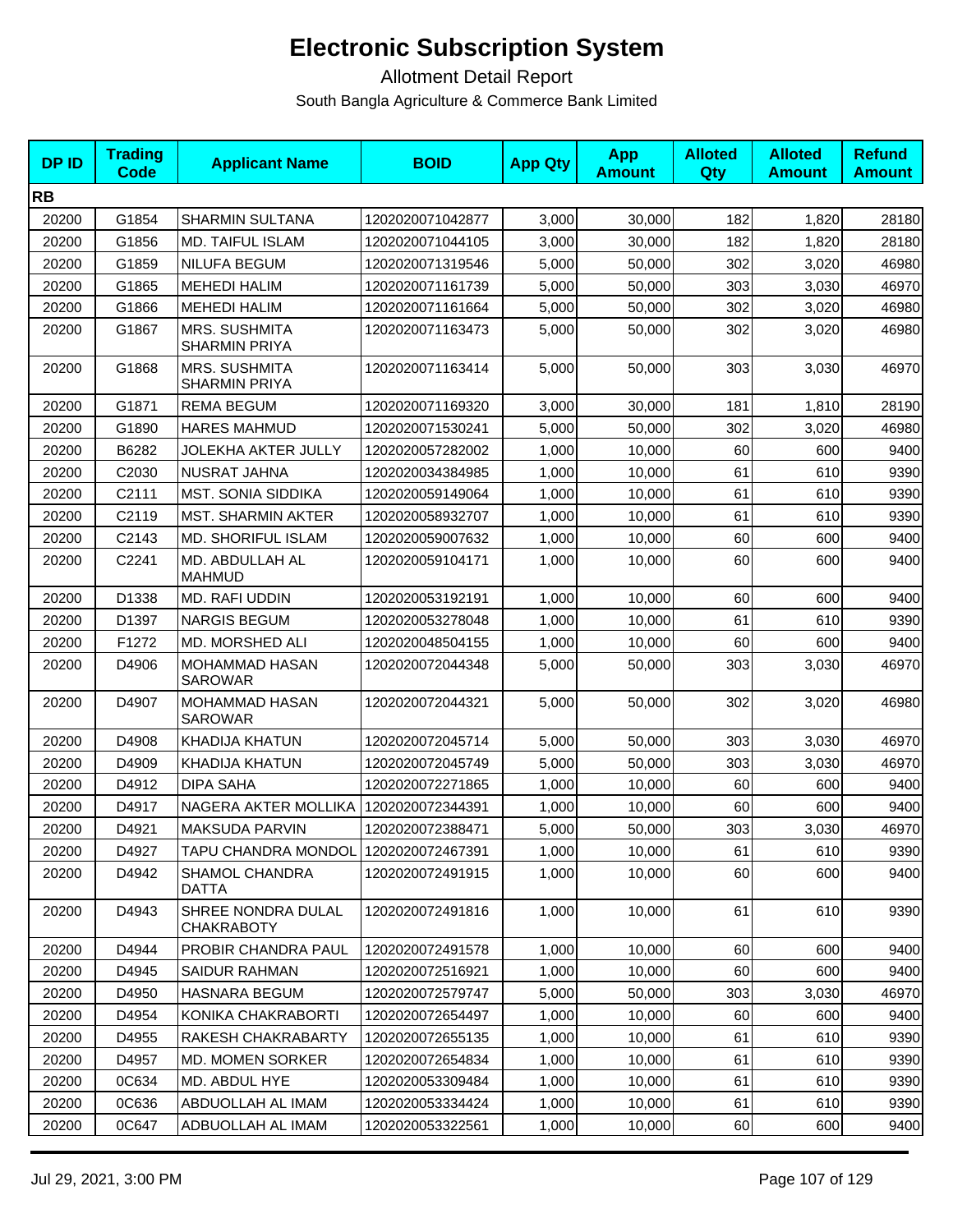# Electronic Subscription System

## Allotment Detail Report

South Bangla Agriculture & Commerce Bank Limited

| DP ID | Trading Code | Applicant Name | BOID | App Qty | App Amount | Alloted Qty | Alloted Amount | Refund Amount |
|---|---|---|---|---|---|---|---|---|
| **RB** | | | | | | | | |
| 20200 | G1854 | SHARMIN SULTANA | 1202020071042877 | 3,000 | 30,000 | 182 | 1,820 | 28180 |
| 20200 | G1856 | MD. TAIFUL ISLAM | 1202020071044105 | 3,000 | 30,000 | 182 | 1,820 | 28180 |
| 20200 | G1859 | NILUFA BEGUM | 1202020071319546 | 5,000 | 50,000 | 302 | 3,020 | 46980 |
| 20200 | G1865 | MEHEDI HALIM | 1202020071161739 | 5,000 | 50,000 | 303 | 3,030 | 46970 |
| 20200 | G1866 | MEHEDI HALIM | 1202020071161664 | 5,000 | 50,000 | 302 | 3,020 | 46980 |
| 20200 | G1867 | MRS. SUSHMITA SHARMIN PRIYA | 1202020071163473 | 5,000 | 50,000 | 302 | 3,020 | 46980 |
| 20200 | G1868 | MRS. SUSHMITA SHARMIN PRIYA | 1202020071163414 | 5,000 | 50,000 | 303 | 3,030 | 46970 |
| 20200 | G1871 | REMA BEGUM | 1202020071169320 | 3,000 | 30,000 | 181 | 1,810 | 28190 |
| 20200 | G1890 | HARES MAHMUD | 1202020071530241 | 5,000 | 50,000 | 302 | 3,020 | 46980 |
| 20200 | B6282 | JOLEKHA AKTER JULLY | 1202020057282002 | 1,000 | 10,000 | 60 | 600 | 9400 |
| 20200 | C2030 | NUSRAT JAHNA | 1202020034384985 | 1,000 | 10,000 | 61 | 610 | 9390 |
| 20200 | C2111 | MST. SONIA SIDDIKA | 1202020059149064 | 1,000 | 10,000 | 61 | 610 | 9390 |
| 20200 | C2119 | MST. SHARMIN AKTER | 1202020058932707 | 1,000 | 10,000 | 61 | 610 | 9390 |
| 20200 | C2143 | MD. SHORIFUL ISLAM | 1202020059007632 | 1,000 | 10,000 | 60 | 600 | 9400 |
| 20200 | C2241 | MD. ABDULLAH AL MAHMUD | 1202020059104171 | 1,000 | 10,000 | 60 | 600 | 9400 |
| 20200 | D1338 | MD. RAFI UDDIN | 1202020053192191 | 1,000 | 10,000 | 60 | 600 | 9400 |
| 20200 | D1397 | NARGIS BEGUM | 1202020053278048 | 1,000 | 10,000 | 61 | 610 | 9390 |
| 20200 | F1272 | MD. MORSHED ALI | 1202020048504155 | 1,000 | 10,000 | 60 | 600 | 9400 |
| 20200 | D4906 | MOHAMMAD HASAN SAROWAR | 1202020072044348 | 5,000 | 50,000 | 303 | 3,030 | 46970 |
| 20200 | D4907 | MOHAMMAD HASAN SAROWAR | 1202020072044321 | 5,000 | 50,000 | 302 | 3,020 | 46980 |
| 20200 | D4908 | KHADIJA KHATUN | 1202020072045714 | 5,000 | 50,000 | 303 | 3,030 | 46970 |
| 20200 | D4909 | KHADIJA KHATUN | 1202020072045749 | 5,000 | 50,000 | 303 | 3,030 | 46970 |
| 20200 | D4912 | DIPA SAHA | 1202020072271865 | 1,000 | 10,000 | 60 | 600 | 9400 |
| 20200 | D4917 | NAGERA AKTER MOLLIKA | 1202020072344391 | 1,000 | 10,000 | 60 | 600 | 9400 |
| 20200 | D4921 | MAKSUDA PARVIN | 1202020072388471 | 5,000 | 50,000 | 303 | 3,030 | 46970 |
| 20200 | D4927 | TAPU CHANDRA MONDOL | 1202020072467391 | 1,000 | 10,000 | 61 | 610 | 9390 |
| 20200 | D4942 | SHAMOL CHANDRA DATTA | 1202020072491915 | 1,000 | 10,000 | 60 | 600 | 9400 |
| 20200 | D4943 | SHREE NONDRA DULAL CHAKRABOTY | 1202020072491816 | 1,000 | 10,000 | 61 | 610 | 9390 |
| 20200 | D4944 | PROBIR CHANDRA PAUL | 1202020072491578 | 1,000 | 10,000 | 60 | 600 | 9400 |
| 20200 | D4945 | SAIDUR RAHMAN | 1202020072516921 | 1,000 | 10,000 | 60 | 600 | 9400 |
| 20200 | D4950 | HASNARA BEGUM | 1202020072579747 | 5,000 | 50,000 | 303 | 3,030 | 46970 |
| 20200 | D4954 | KONIKA CHAKRABORTI | 1202020072654497 | 1,000 | 10,000 | 60 | 600 | 9400 |
| 20200 | D4955 | RAKESH CHAKRABARTY | 1202020072655135 | 1,000 | 10,000 | 61 | 610 | 9390 |
| 20200 | D4957 | MD. MOMEN SORKER | 1202020072654834 | 1,000 | 10,000 | 61 | 610 | 9390 |
| 20200 | 0C634 | MD. ABDUL HYE | 1202020053309484 | 1,000 | 10,000 | 61 | 610 | 9390 |
| 20200 | 0C636 | ABDUOLLAH AL IMAM | 1202020053334424 | 1,000 | 10,000 | 61 | 610 | 9390 |
| 20200 | 0C647 | ADBUOLLAH AL IMAM | 1202020053322561 | 1,000 | 10,000 | 60 | 600 | 9400 |

Jul 29, 2021, 3:00 PM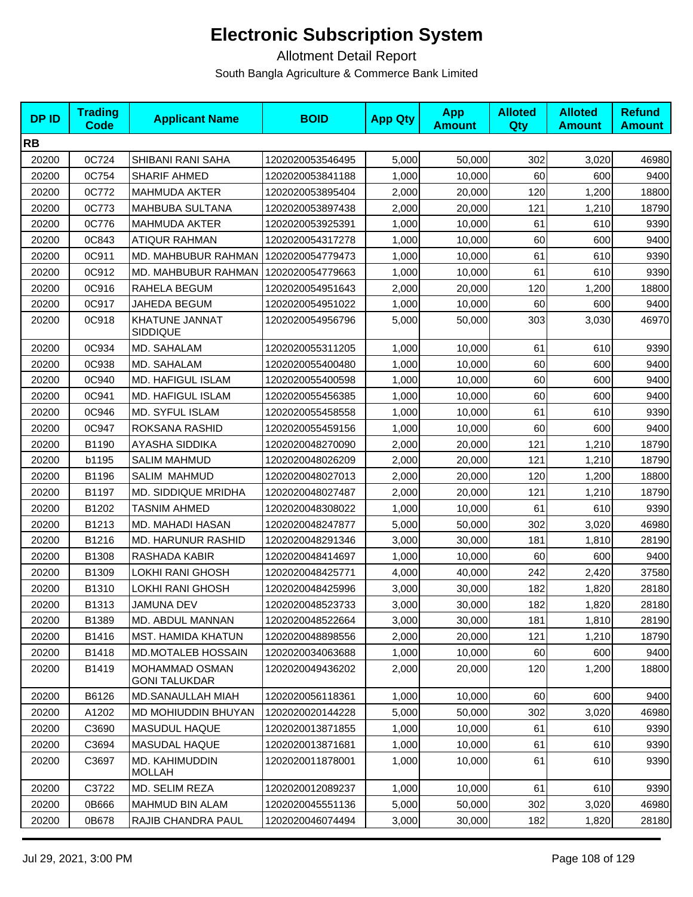# Electronic Subscription System

Allotment Detail Report

South Bangla Agriculture & Commerce Bank Limited

| DP ID | Trading Code | Applicant Name | BOID | App Qty | App Amount | Alloted Qty | Alloted Amount | Refund Amount |
|---|---|---|---|---|---|---|---|---|
| **RB** | | | | | | | | |
| 20200 | 0C724 | SHIBANI RANI SAHA | 1202020053546495 | 5,000 | 50,000 | 302 | 3,020 | 46980 |
| 20200 | 0C754 | SHARIF AHMED | 1202020053841188 | 1,000 | 10,000 | 60 | 600 | 9400 |
| 20200 | 0C772 | MAHMUDA AKTER | 1202020053895404 | 2,000 | 20,000 | 120 | 1,200 | 18800 |
| 20200 | 0C773 | MAHBUBA SULTANA | 1202020053897438 | 2,000 | 20,000 | 121 | 1,210 | 18790 |
| 20200 | 0C776 | MAHMUDA AKTER | 1202020053925391 | 1,000 | 10,000 | 61 | 610 | 9390 |
| 20200 | 0C843 | ATIQUR RAHMAN | 1202020054317278 | 1,000 | 10,000 | 60 | 600 | 9400 |
| 20200 | 0C911 | MD. MAHBUBUR RAHMAN | 1202020054779473 | 1,000 | 10,000 | 61 | 610 | 9390 |
| 20200 | 0C912 | MD. MAHBUBUR RAHMAN | 1202020054779663 | 1,000 | 10,000 | 61 | 610 | 9390 |
| 20200 | 0C916 | RAHELA BEGUM | 1202020054951643 | 2,000 | 20,000 | 120 | 1,200 | 18800 |
| 20200 | 0C917 | JAHEDA BEGUM | 1202020054951022 | 1,000 | 10,000 | 60 | 600 | 9400 |
| 20200 | 0C918 | KHATUNE JANNAT SIDDIQUE | 1202020054956796 | 5,000 | 50,000 | 303 | 3,030 | 46970 |
| 20200 | 0C934 | MD. SAHALAM | 1202020055311205 | 1,000 | 10,000 | 61 | 610 | 9390 |
| 20200 | 0C938 | MD. SAHALAM | 1202020055400480 | 1,000 | 10,000 | 60 | 600 | 9400 |
| 20200 | 0C940 | MD. HAFIGUL ISLAM | 1202020055400598 | 1,000 | 10,000 | 60 | 600 | 9400 |
| 20200 | 0C941 | MD. HAFIGUL ISLAM | 1202020055456385 | 1,000 | 10,000 | 60 | 600 | 9400 |
| 20200 | 0C946 | MD. SYFUL ISLAM | 1202020055458558 | 1,000 | 10,000 | 61 | 610 | 9390 |
| 20200 | 0C947 | ROKSANA RASHID | 1202020055459156 | 1,000 | 10,000 | 60 | 600 | 9400 |
| 20200 | B1190 | AYASHA SIDDIKA | 1202020048270090 | 2,000 | 20,000 | 121 | 1,210 | 18790 |
| 20200 | b1195 | SALIM MAHMUD | 1202020048026209 | 2,000 | 20,000 | 121 | 1,210 | 18790 |
| 20200 | B1196 | SALIM MAHMUD | 1202020048027013 | 2,000 | 20,000 | 120 | 1,200 | 18800 |
| 20200 | B1197 | MD. SIDDIQUE MRIDHA | 1202020048027487 | 2,000 | 20,000 | 121 | 1,210 | 18790 |
| 20200 | B1202 | TASNIM AHMED | 1202020048308022 | 1,000 | 10,000 | 61 | 610 | 9390 |
| 20200 | B1213 | MD. MAHADI HASAN | 1202020048247877 | 5,000 | 50,000 | 302 | 3,020 | 46980 |
| 20200 | B1216 | MD. HARUNUR RASHID | 1202020048291346 | 3,000 | 30,000 | 181 | 1,810 | 28190 |
| 20200 | B1308 | RASHADA KABIR | 1202020048414697 | 1,000 | 10,000 | 60 | 600 | 9400 |
| 20200 | B1309 | LOKHI RANI GHOSH | 1202020048425771 | 4,000 | 40,000 | 242 | 2,420 | 37580 |
| 20200 | B1310 | LOKHI RANI GHOSH | 1202020048425996 | 3,000 | 30,000 | 182 | 1,820 | 28180 |
| 20200 | B1313 | JAMUNA DEV | 1202020048523733 | 3,000 | 30,000 | 182 | 1,820 | 28180 |
| 20200 | B1389 | MD. ABDUL MANNAN | 1202020048522664 | 3,000 | 30,000 | 181 | 1,810 | 28190 |
| 20200 | B1416 | MST. HAMIDA KHATUN | 1202020048898556 | 2,000 | 20,000 | 121 | 1,210 | 18790 |
| 20200 | B1418 | MD.MOTALEB HOSSAIN | 1202020034063688 | 1,000 | 10,000 | 60 | 600 | 9400 |
| 20200 | B1419 | MOHAMMAD OSMAN GONI TALUKDAR | 1202020049436202 | 2,000 | 20,000 | 120 | 1,200 | 18800 |
| 20200 | B6126 | MD.SANAULLAH MIAH | 1202020056118361 | 1,000 | 10,000 | 60 | 600 | 9400 |
| 20200 | A1202 | MD MOHIUDDIN BHUYAN | 1202020020144228 | 5,000 | 50,000 | 302 | 3,020 | 46980 |
| 20200 | C3690 | MASUDUL HAQUE | 1202020013871855 | 1,000 | 10,000 | 61 | 610 | 9390 |
| 20200 | C3694 | MASUDAL HAQUE | 1202020013871681 | 1,000 | 10,000 | 61 | 610 | 9390 |
| 20200 | C3697 | MD. KAHIMUDDIN MOLLAH | 1202020011878001 | 1,000 | 10,000 | 61 | 610 | 9390 |
| 20200 | C3722 | MD. SELIM REZA | 1202020012089237 | 1,000 | 10,000 | 61 | 610 | 9390 |
| 20200 | 0B666 | MAHMUD BIN ALAM | 1202020045551136 | 5,000 | 50,000 | 302 | 3,020 | 46980 |
| 20200 | 0B678 | RAJIB CHANDRA PAUL | 1202020046074494 | 3,000 | 30,000 | 182 | 1,820 | 28180 |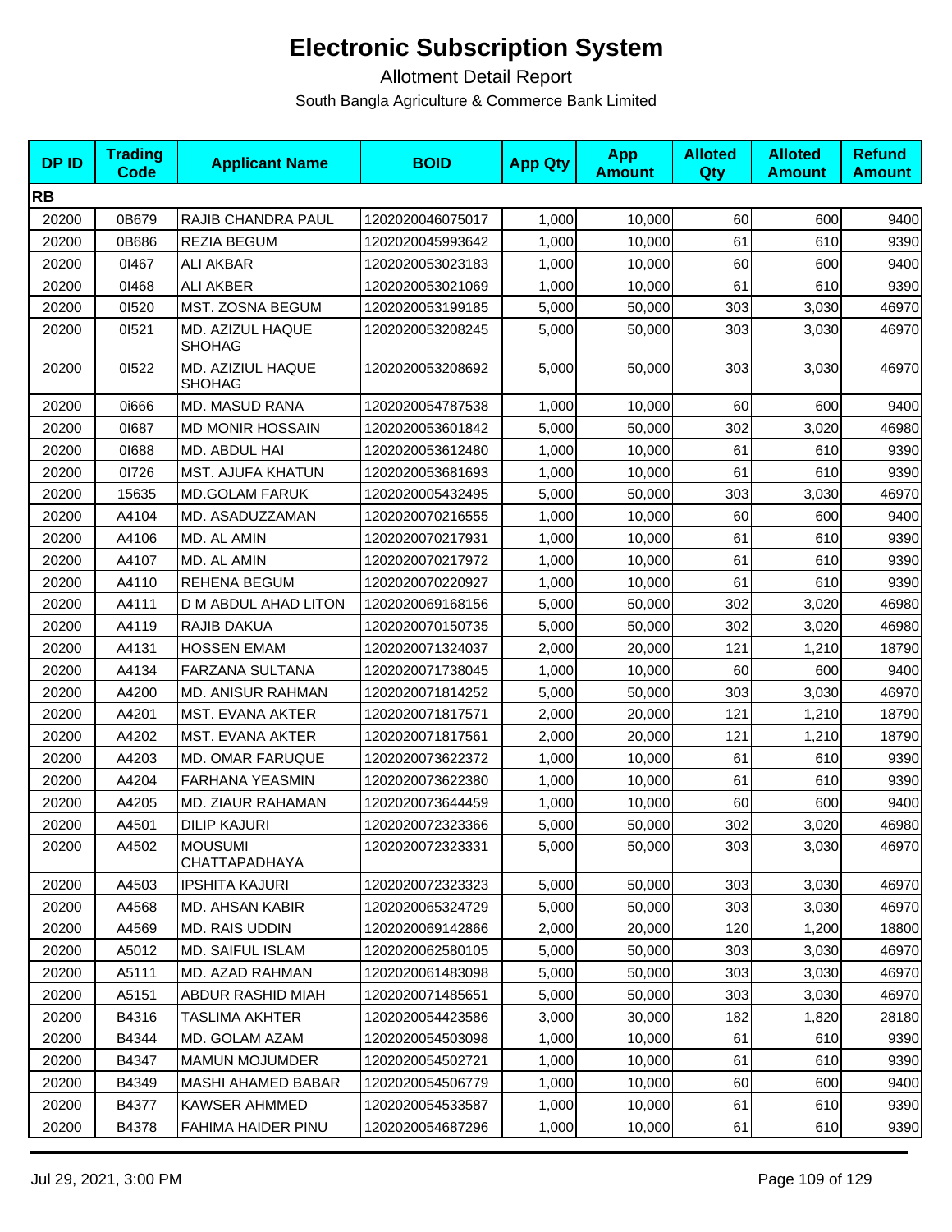# Electronic Subscription System

Allotment Detail Report

South Bangla Agriculture & Commerce Bank Limited

| DP ID | Trading Code | Applicant Name | BOID | App Qty | App Amount | Alloted Qty | Alloted Amount | Refund Amount |
|---|---|---|---|---|---|---|---|---|
| **RB** | | | | | | | | |
| 20200 | 0B679 | RAJIB CHANDRA PAUL | 1202020046075017 | 1,000 | 10,000 | 60 | 600 | 9400 |
| 20200 | 0B686 | REZIA BEGUM | 1202020045993642 | 1,000 | 10,000 | 61 | 610 | 9390 |
| 20200 | 0I467 | ALI AKBAR | 1202020053023183 | 1,000 | 10,000 | 60 | 600 | 9400 |
| 20200 | 0I468 | ALI AKBER | 1202020053021069 | 1,000 | 10,000 | 61 | 610 | 9390 |
| 20200 | 0I520 | MST. ZOSNA BEGUM | 1202020053199185 | 5,000 | 50,000 | 303 | 3,030 | 46970 |
| 20200 | 0I521 | MD. AZIZUL HAQUE SHOHAG | 1202020053208245 | 5,000 | 50,000 | 303 | 3,030 | 46970 |
| 20200 | 0I522 | MD. AZIZIUL HAQUE SHOHAG | 1202020053208692 | 5,000 | 50,000 | 303 | 3,030 | 46970 |
| 20200 | 0i666 | MD. MASUD RANA | 1202020054787538 | 1,000 | 10,000 | 60 | 600 | 9400 |
| 20200 | 0I687 | MD MONIR HOSSAIN | 1202020053601842 | 5,000 | 50,000 | 302 | 3,020 | 46980 |
| 20200 | 0I688 | MD. ABDUL HAI | 1202020053612480 | 1,000 | 10,000 | 61 | 610 | 9390 |
| 20200 | 0I726 | MST. AJUFA KHATUN | 1202020053681693 | 1,000 | 10,000 | 61 | 610 | 9390 |
| 20200 | 15635 | MD.GOLAM FARUK | 1202020005432495 | 5,000 | 50,000 | 303 | 3,030 | 46970 |
| 20200 | A4104 | MD. ASADUZZAMAN | 1202020070216555 | 1,000 | 10,000 | 60 | 600 | 9400 |
| 20200 | A4106 | MD. AL AMIN | 1202020070217931 | 1,000 | 10,000 | 61 | 610 | 9390 |
| 20200 | A4107 | MD. AL AMIN | 1202020070217972 | 1,000 | 10,000 | 61 | 610 | 9390 |
| 20200 | A4110 | REHENA BEGUM | 1202020070220927 | 1,000 | 10,000 | 61 | 610 | 9390 |
| 20200 | A4111 | D M ABDUL AHAD LITON | 1202020069168156 | 5,000 | 50,000 | 302 | 3,020 | 46980 |
| 20200 | A4119 | RAJIB DAKUA | 1202020070150735 | 5,000 | 50,000 | 302 | 3,020 | 46980 |
| 20200 | A4131 | HOSSEN EMAM | 1202020071324037 | 2,000 | 20,000 | 121 | 1,210 | 18790 |
| 20200 | A4134 | FARZANA SULTANA | 1202020071738045 | 1,000 | 10,000 | 60 | 600 | 9400 |
| 20200 | A4200 | MD. ANISUR RAHMAN | 1202020071814252 | 5,000 | 50,000 | 303 | 3,030 | 46970 |
| 20200 | A4201 | MST. EVANA AKTER | 1202020071817571 | 2,000 | 20,000 | 121 | 1,210 | 18790 |
| 20200 | A4202 | MST. EVANA AKTER | 1202020071817561 | 2,000 | 20,000 | 121 | 1,210 | 18790 |
| 20200 | A4203 | MD. OMAR FARUQUE | 1202020073622372 | 1,000 | 10,000 | 61 | 610 | 9390 |
| 20200 | A4204 | FARHANA YEASMIN | 1202020073622380 | 1,000 | 10,000 | 61 | 610 | 9390 |
| 20200 | A4205 | MD. ZIAUR RAHAMAN | 1202020073644459 | 1,000 | 10,000 | 60 | 600 | 9400 |
| 20200 | A4501 | DILIP KAJURI | 1202020072323366 | 5,000 | 50,000 | 302 | 3,020 | 46980 |
| 20200 | A4502 | MOUSUMI CHATTAPADHAYA | 1202020072323331 | 5,000 | 50,000 | 303 | 3,030 | 46970 |
| 20200 | A4503 | IPSHITA KAJURI | 1202020072323323 | 5,000 | 50,000 | 303 | 3,030 | 46970 |
| 20200 | A4568 | MD. AHSAN KABIR | 1202020065324729 | 5,000 | 50,000 | 303 | 3,030 | 46970 |
| 20200 | A4569 | MD. RAIS UDDIN | 1202020069142866 | 2,000 | 20,000 | 120 | 1,200 | 18800 |
| 20200 | A5012 | MD. SAIFUL ISLAM | 1202020062580105 | 5,000 | 50,000 | 303 | 3,030 | 46970 |
| 20200 | A5111 | MD. AZAD RAHMAN | 1202020061483098 | 5,000 | 50,000 | 303 | 3,030 | 46970 |
| 20200 | A5151 | ABDUR RASHID MIAH | 1202020071485651 | 5,000 | 50,000 | 303 | 3,030 | 46970 |
| 20200 | B4316 | TASLIMA AKHTER | 1202020054423586 | 3,000 | 30,000 | 182 | 1,820 | 28180 |
| 20200 | B4344 | MD. GOLAM AZAM | 1202020054503098 | 1,000 | 10,000 | 61 | 610 | 9390 |
| 20200 | B4347 | MAMUN MOJUMDER | 1202020054502721 | 1,000 | 10,000 | 61 | 610 | 9390 |
| 20200 | B4349 | MASHI AHAMED BABAR | 1202020054506779 | 1,000 | 10,000 | 60 | 600 | 9400 |
| 20200 | B4377 | KAWSER AHMMED | 1202020054533587 | 1,000 | 10,000 | 61 | 610 | 9390 |
| 20200 | B4378 | FAHIMA HAIDER PINU | 1202020054687296 | 1,000 | 10,000 | 61 | 610 | 9390 |

Jul 29, 2021, 3:00 PM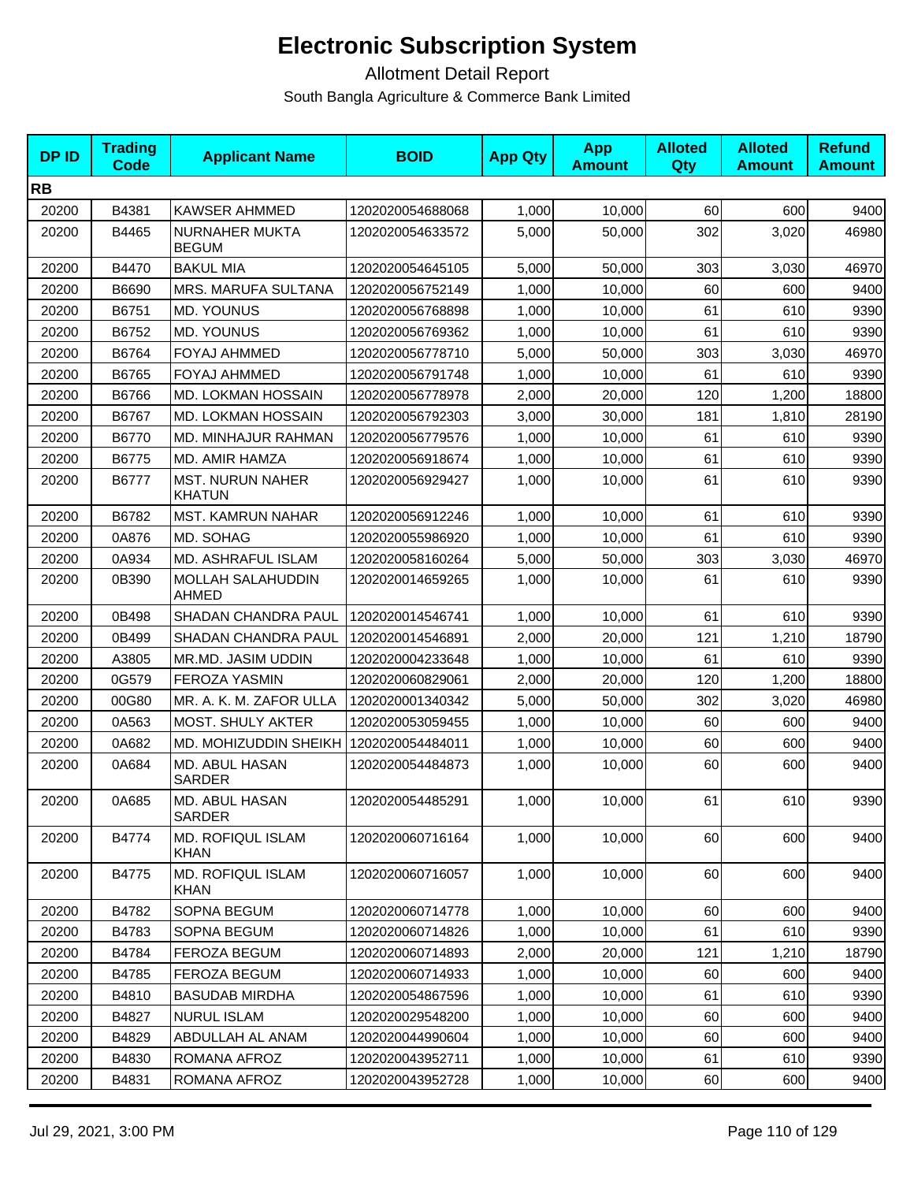# Electronic Subscription System

Allotment Detail Report

South Bangla Agriculture & Commerce Bank Limited

| DP ID | Trading Code | Applicant Name | BOID | App Qty | App Amount | Alloted Qty | Alloted Amount | Refund Amount |
|---|---|---|---|---|---|---|---|---|
| **RB** | | | | | | | | |
| 20200 | B4381 | KAWSER AHMMED | 1202020054688068 | 1,000 | 10,000 | 60 | 600 | 9400 |
| 20200 | B4465 | NURNAHER MUKTA BEGUM | 1202020054633572 | 5,000 | 50,000 | 302 | 3,020 | 46980 |
| 20200 | B4470 | BAKUL MIA | 1202020054645105 | 5,000 | 50,000 | 303 | 3,030 | 46970 |
| 20200 | B6690 | MRS. MARUFA SULTANA | 1202020056752149 | 1,000 | 10,000 | 60 | 600 | 9400 |
| 20200 | B6751 | MD. YOUNUS | 1202020056768898 | 1,000 | 10,000 | 61 | 610 | 9390 |
| 20200 | B6752 | MD. YOUNUS | 1202020056769362 | 1,000 | 10,000 | 61 | 610 | 9390 |
| 20200 | B6764 | FOYAJ AHMMED | 1202020056778710 | 5,000 | 50,000 | 303 | 3,030 | 46970 |
| 20200 | B6765 | FOYAJ AHMMED | 1202020056791748 | 1,000 | 10,000 | 61 | 610 | 9390 |
| 20200 | B6766 | MD. LOKMAN HOSSAIN | 1202020056778978 | 2,000 | 20,000 | 120 | 1,200 | 18800 |
| 20200 | B6767 | MD. LOKMAN HOSSAIN | 1202020056792303 | 3,000 | 30,000 | 181 | 1,810 | 28190 |
| 20200 | B6770 | MD. MINHAJUR RAHMAN | 1202020056779576 | 1,000 | 10,000 | 61 | 610 | 9390 |
| 20200 | B6775 | MD. AMIR HAMZA | 1202020056918674 | 1,000 | 10,000 | 61 | 610 | 9390 |
| 20200 | B6777 | MST. NURUN NAHER KHATUN | 1202020056929427 | 1,000 | 10,000 | 61 | 610 | 9390 |
| 20200 | B6782 | MST. KAMRUN NAHAR | 1202020056912246 | 1,000 | 10,000 | 61 | 610 | 9390 |
| 20200 | 0A876 | MD. SOHAG | 1202020055986920 | 1,000 | 10,000 | 61 | 610 | 9390 |
| 20200 | 0A934 | MD. ASHRAFUL ISLAM | 1202020058160264 | 5,000 | 50,000 | 303 | 3,030 | 46970 |
| 20200 | 0B390 | MOLLAH SALAHUDDIN AHMED | 1202020014659265 | 1,000 | 10,000 | 61 | 610 | 9390 |
| 20200 | 0B498 | SHADAN CHANDRA PAUL | 1202020014546741 | 1,000 | 10,000 | 61 | 610 | 9390 |
| 20200 | 0B499 | SHADAN CHANDRA PAUL | 1202020014546891 | 2,000 | 20,000 | 121 | 1,210 | 18790 |
| 20200 | A3805 | MR.MD. JASIM UDDIN | 1202020004233648 | 1,000 | 10,000 | 61 | 610 | 9390 |
| 20200 | 0G579 | FEROZA YASMIN | 1202020060829061 | 2,000 | 20,000 | 120 | 1,200 | 18800 |
| 20200 | 00G80 | MR. A. K. M. ZAFOR ULLA | 1202020001340342 | 5,000 | 50,000 | 302 | 3,020 | 46980 |
| 20200 | 0A563 | MOST. SHULY AKTER | 1202020053059455 | 1,000 | 10,000 | 60 | 600 | 9400 |
| 20200 | 0A682 | MD. MOHIZUDDIN SHEIKH | 1202020054484011 | 1,000 | 10,000 | 60 | 600 | 9400 |
| 20200 | 0A684 | MD. ABUL HASAN SARDER | 1202020054484873 | 1,000 | 10,000 | 60 | 600 | 9400 |
| 20200 | 0A685 | MD. ABUL HASAN SARDER | 1202020054485291 | 1,000 | 10,000 | 61 | 610 | 9390 |
| 20200 | B4774 | MD. ROFIQUL ISLAM KHAN | 1202020060716164 | 1,000 | 10,000 | 60 | 600 | 9400 |
| 20200 | B4775 | MD. ROFIQUL ISLAM KHAN | 1202020060716057 | 1,000 | 10,000 | 60 | 600 | 9400 |
| 20200 | B4782 | SOPNA BEGUM | 1202020060714778 | 1,000 | 10,000 | 60 | 600 | 9400 |
| 20200 | B4783 | SOPNA BEGUM | 1202020060714826 | 1,000 | 10,000 | 61 | 610 | 9390 |
| 20200 | B4784 | FEROZA BEGUM | 1202020060714893 | 2,000 | 20,000 | 121 | 1,210 | 18790 |
| 20200 | B4785 | FEROZA BEGUM | 1202020060714933 | 1,000 | 10,000 | 60 | 600 | 9400 |
| 20200 | B4810 | BASUDAB MIRDHA | 1202020054867596 | 1,000 | 10,000 | 61 | 610 | 9390 |
| 20200 | B4827 | NURUL ISLAM | 1202020029548200 | 1,000 | 10,000 | 60 | 600 | 9400 |
| 20200 | B4829 | ABDULLAH AL ANAM | 1202020044990604 | 1,000 | 10,000 | 60 | 600 | 9400 |
| 20200 | B4830 | ROMANA AFROZ | 1202020043952711 | 1,000 | 10,000 | 61 | 610 | 9390 |
| 20200 | B4831 | ROMANA AFROZ | 1202020043952728 | 1,000 | 10,000 | 60 | 600 | 9400 |

Jul 29, 2021, 3:00 PM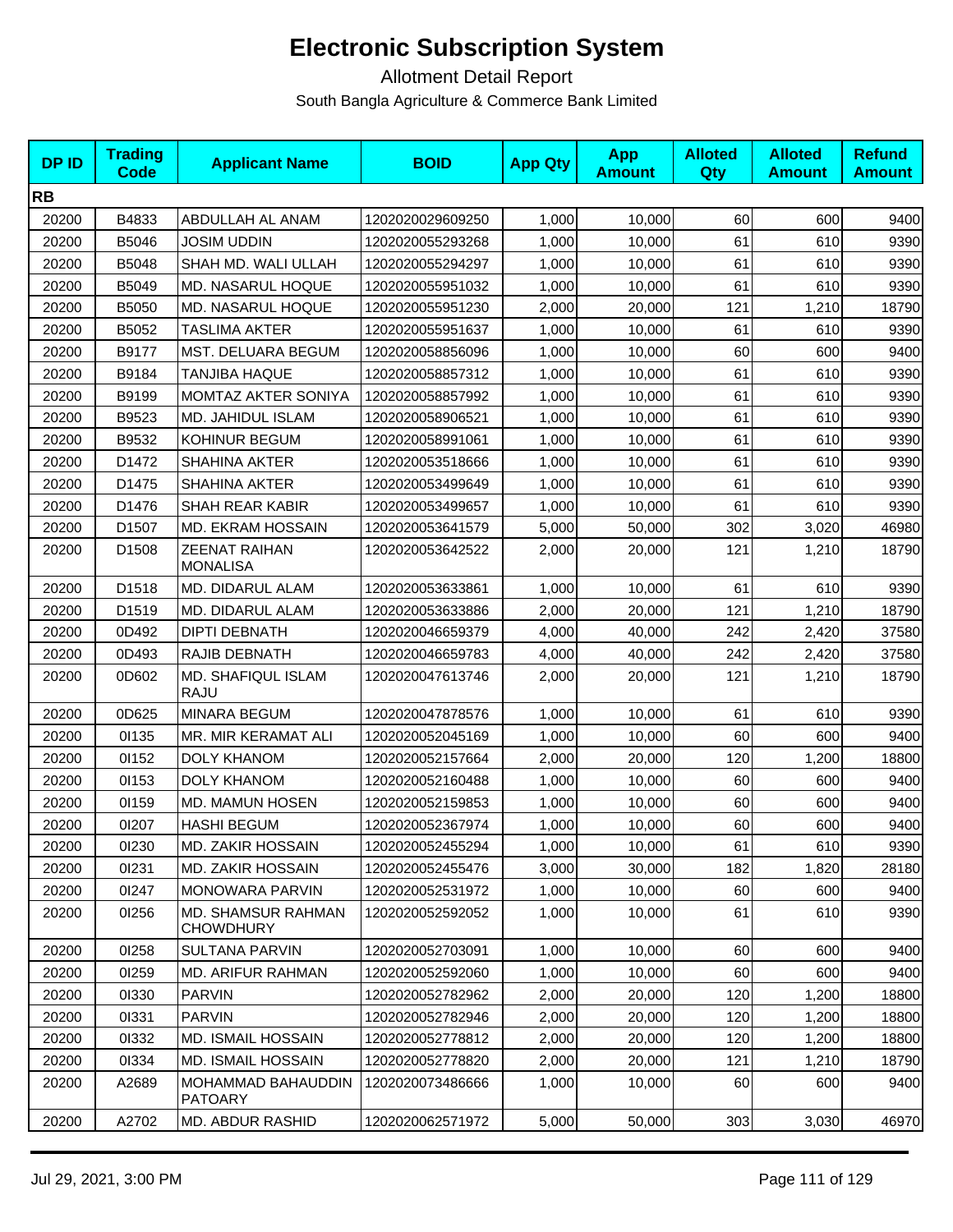# Electronic Subscription System

Allotment Detail Report

South Bangla Agriculture & Commerce Bank Limited

| DP ID | Trading Code | Applicant Name | BOID | App Qty | App Amount | Alloted Qty | Alloted Amount | Refund Amount |
|---|---|---|---|---|---|---|---|---|
| **RB** | | | | | | | | |
| 20200 | B4833 | ABDULLAH AL ANAM | 1202020029609250 | 1,000 | 10,000 | 60 | 600 | 9400 |
| 20200 | B5046 | JOSIM UDDIN | 1202020055293268 | 1,000 | 10,000 | 61 | 610 | 9390 |
| 20200 | B5048 | SHAH MD. WALI ULLAH | 1202020055294297 | 1,000 | 10,000 | 61 | 610 | 9390 |
| 20200 | B5049 | MD. NASARUL HOQUE | 1202020055951032 | 1,000 | 10,000 | 61 | 610 | 9390 |
| 20200 | B5050 | MD. NASARUL HOQUE | 1202020055951230 | 2,000 | 20,000 | 121 | 1,210 | 18790 |
| 20200 | B5052 | TASLIMA AKTER | 1202020055951637 | 1,000 | 10,000 | 61 | 610 | 9390 |
| 20200 | B9177 | MST. DELUARA BEGUM | 1202020058856096 | 1,000 | 10,000 | 60 | 600 | 9400 |
| 20200 | B9184 | TANJIBA HAQUE | 1202020058857312 | 1,000 | 10,000 | 61 | 610 | 9390 |
| 20200 | B9199 | MOMTAZ AKTER SONIYA | 1202020058857992 | 1,000 | 10,000 | 61 | 610 | 9390 |
| 20200 | B9523 | MD. JAHIDUL ISLAM | 1202020058906521 | 1,000 | 10,000 | 61 | 610 | 9390 |
| 20200 | B9532 | KOHINUR BEGUM | 1202020058991061 | 1,000 | 10,000 | 61 | 610 | 9390 |
| 20200 | D1472 | SHAHINA AKTER | 1202020053518666 | 1,000 | 10,000 | 61 | 610 | 9390 |
| 20200 | D1475 | SHAHINA AKTER | 1202020053499649 | 1,000 | 10,000 | 61 | 610 | 9390 |
| 20200 | D1476 | SHAH REAR KABIR | 1202020053499657 | 1,000 | 10,000 | 61 | 610 | 9390 |
| 20200 | D1507 | MD. EKRAM HOSSAIN | 1202020053641579 | 5,000 | 50,000 | 302 | 3,020 | 46980 |
| 20200 | D1508 | ZEENAT RAIHAN MONALISA | 1202020053642522 | 2,000 | 20,000 | 121 | 1,210 | 18790 |
| 20200 | D1518 | MD. DIDARUL ALAM | 1202020053633861 | 1,000 | 10,000 | 61 | 610 | 9390 |
| 20200 | D1519 | MD. DIDARUL ALAM | 1202020053633886 | 2,000 | 20,000 | 121 | 1,210 | 18790 |
| 20200 | 0D492 | DIPTI DEBNATH | 1202020046659379 | 4,000 | 40,000 | 242 | 2,420 | 37580 |
| 20200 | 0D493 | RAJIB DEBNATH | 1202020046659783 | 4,000 | 40,000 | 242 | 2,420 | 37580 |
| 20200 | 0D602 | MD. SHAFIQUL ISLAM RAJU | 1202020047613746 | 2,000 | 20,000 | 121 | 1,210 | 18790 |
| 20200 | 0D625 | MINARA BEGUM | 1202020047878576 | 1,000 | 10,000 | 61 | 610 | 9390 |
| 20200 | 0I135 | MR. MIR KERAMAT ALI | 1202020052045169 | 1,000 | 10,000 | 60 | 600 | 9400 |
| 20200 | 0I152 | DOLY KHANOM | 1202020052157664 | 2,000 | 20,000 | 120 | 1,200 | 18800 |
| 20200 | 0I153 | DOLY KHANOM | 1202020052160488 | 1,000 | 10,000 | 60 | 600 | 9400 |
| 20200 | 0I159 | MD. MAMUN HOSEN | 1202020052159853 | 1,000 | 10,000 | 60 | 600 | 9400 |
| 20200 | 0I207 | HASHI BEGUM | 1202020052367974 | 1,000 | 10,000 | 60 | 600 | 9400 |
| 20200 | 0I230 | MD. ZAKIR HOSSAIN | 1202020052455294 | 1,000 | 10,000 | 61 | 610 | 9390 |
| 20200 | 0I231 | MD. ZAKIR HOSSAIN | 1202020052455476 | 3,000 | 30,000 | 182 | 1,820 | 28180 |
| 20200 | 0I247 | MONOWARA PARVIN | 1202020052531972 | 1,000 | 10,000 | 60 | 600 | 9400 |
| 20200 | 0I256 | MD. SHAMSUR RAHMAN CHOWDHURY | 1202020052592052 | 1,000 | 10,000 | 61 | 610 | 9390 |
| 20200 | 0I258 | SULTANA PARVIN | 1202020052703091 | 1,000 | 10,000 | 60 | 600 | 9400 |
| 20200 | 0I259 | MD. ARIFUR RAHMAN | 1202020052592060 | 1,000 | 10,000 | 60 | 600 | 9400 |
| 20200 | 0I330 | PARVIN | 1202020052782962 | 2,000 | 20,000 | 120 | 1,200 | 18800 |
| 20200 | 0I331 | PARVIN | 1202020052782946 | 2,000 | 20,000 | 120 | 1,200 | 18800 |
| 20200 | 0I332 | MD. ISMAIL HOSSAIN | 1202020052778812 | 2,000 | 20,000 | 120 | 1,200 | 18800 |
| 20200 | 0I334 | MD. ISMAIL HOSSAIN | 1202020052778820 | 2,000 | 20,000 | 121 | 1,210 | 18790 |
| 20200 | A2689 | MOHAMMAD BAHAUDDIN PATOARY | 1202020073486666 | 1,000 | 10,000 | 60 | 600 | 9400 |
| 20200 | A2702 | MD. ABDUR RASHID | 1202020062571972 | 5,000 | 50,000 | 303 | 3,030 | 46970 |

Jul 29, 2021, 3:00 PM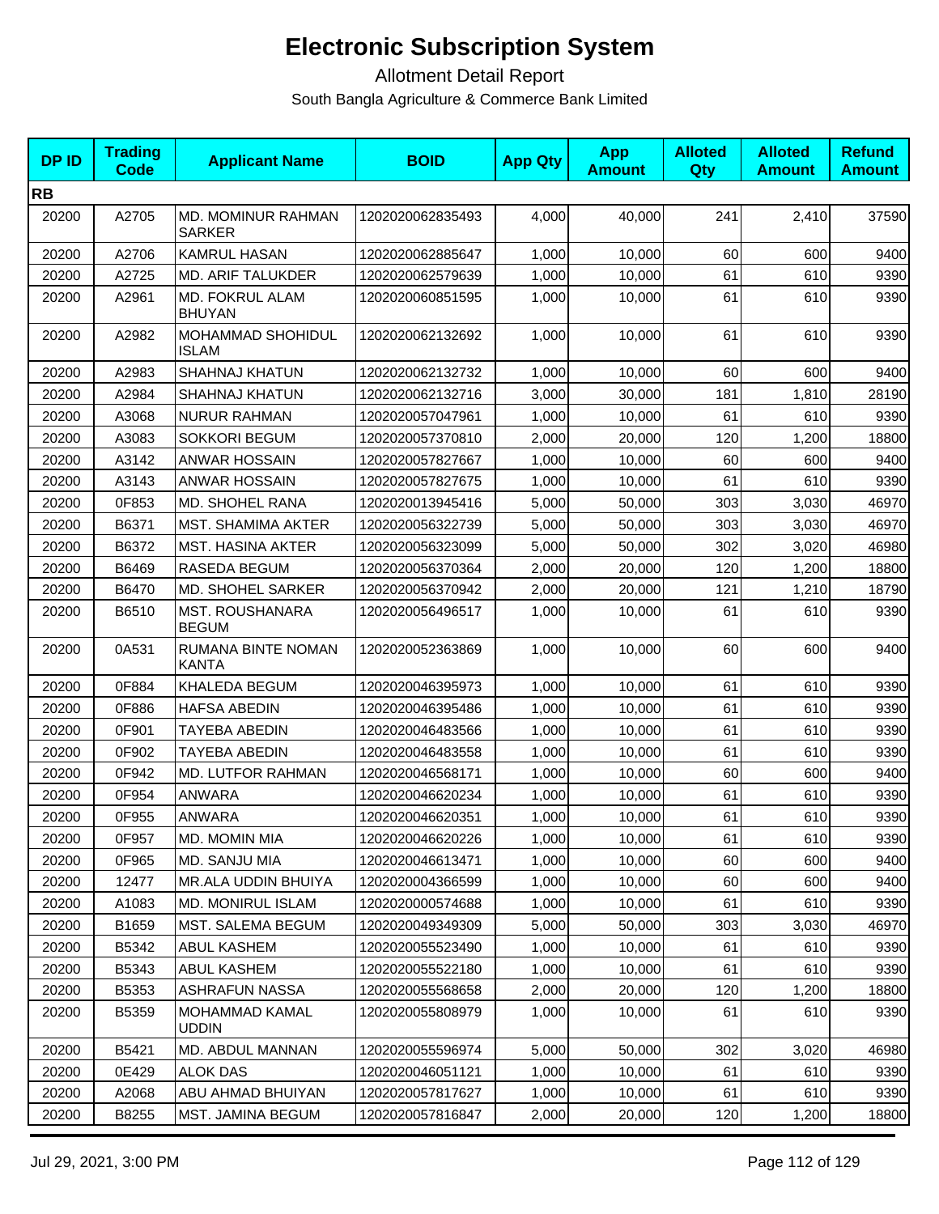# Electronic Subscription System

Allotment Detail Report

South Bangla Agriculture & Commerce Bank Limited

| DP ID | Trading Code | Applicant Name | BOID | App Qty | App Amount | Alloted Qty | Alloted Amount | Refund Amount |
|---|---|---|---|---|---|---|---|---|
| **RB** | | | | | | | | |
| 20200 | A2705 | MD. MOMINUR RAHMAN SARKER | 1202020062835493 | 4,000 | 40,000 | 241 | 2,410 | 37590 |
| 20200 | A2706 | KAMRUL HASAN | 1202020062885647 | 1,000 | 10,000 | 60 | 600 | 9400 |
| 20200 | A2725 | MD. ARIF TALUKDER | 1202020062579639 | 1,000 | 10,000 | 61 | 610 | 9390 |
| 20200 | A2961 | MD. FOKRUL ALAM BHUYAN | 1202020060851595 | 1,000 | 10,000 | 61 | 610 | 9390 |
| 20200 | A2982 | MOHAMMAD SHOHIDUL ISLAM | 1202020062132692 | 1,000 | 10,000 | 61 | 610 | 9390 |
| 20200 | A2983 | SHAHNAJ KHATUN | 1202020062132732 | 1,000 | 10,000 | 60 | 600 | 9400 |
| 20200 | A2984 | SHAHNAJ KHATUN | 1202020062132716 | 3,000 | 30,000 | 181 | 1,810 | 28190 |
| 20200 | A3068 | NURUR RAHMAN | 1202020057047961 | 1,000 | 10,000 | 61 | 610 | 9390 |
| 20200 | A3083 | SOKKORI BEGUM | 1202020057370810 | 2,000 | 20,000 | 120 | 1,200 | 18800 |
| 20200 | A3142 | ANWAR HOSSAIN | 1202020057827667 | 1,000 | 10,000 | 60 | 600 | 9400 |
| 20200 | A3143 | ANWAR HOSSAIN | 1202020057827675 | 1,000 | 10,000 | 61 | 610 | 9390 |
| 20200 | 0F853 | MD. SHOHEL RANA | 1202020013945416 | 5,000 | 50,000 | 303 | 3,030 | 46970 |
| 20200 | B6371 | MST. SHAMIMA AKTER | 1202020056322739 | 5,000 | 50,000 | 303 | 3,030 | 46970 |
| 20200 | B6372 | MST. HASINA AKTER | 1202020056323099 | 5,000 | 50,000 | 302 | 3,020 | 46980 |
| 20200 | B6469 | RASEDA BEGUM | 1202020056370364 | 2,000 | 20,000 | 120 | 1,200 | 18800 |
| 20200 | B6470 | MD. SHOHEL SARKER | 1202020056370942 | 2,000 | 20,000 | 121 | 1,210 | 18790 |
| 20200 | B6510 | MST. ROUSHANARA BEGUM | 1202020056496517 | 1,000 | 10,000 | 61 | 610 | 9390 |
| 20200 | 0A531 | RUMANA BINTE NOMAN KANTA | 1202020052363869 | 1,000 | 10,000 | 60 | 600 | 9400 |
| 20200 | 0F884 | KHALEDA BEGUM | 1202020046395973 | 1,000 | 10,000 | 61 | 610 | 9390 |
| 20200 | 0F886 | HAFSA ABEDIN | 1202020046395486 | 1,000 | 10,000 | 61 | 610 | 9390 |
| 20200 | 0F901 | TAYEBA ABEDIN | 1202020046483566 | 1,000 | 10,000 | 61 | 610 | 9390 |
| 20200 | 0F902 | TAYEBA ABEDIN | 1202020046483558 | 1,000 | 10,000 | 61 | 610 | 9390 |
| 20200 | 0F942 | MD. LUTFOR RAHMAN | 1202020046568171 | 1,000 | 10,000 | 60 | 600 | 9400 |
| 20200 | 0F954 | ANWARA | 1202020046620234 | 1,000 | 10,000 | 61 | 610 | 9390 |
| 20200 | 0F955 | ANWARA | 1202020046620351 | 1,000 | 10,000 | 61 | 610 | 9390 |
| 20200 | 0F957 | MD. MOMIN MIA | 1202020046620226 | 1,000 | 10,000 | 61 | 610 | 9390 |
| 20200 | 0F965 | MD. SANJU MIA | 1202020046613471 | 1,000 | 10,000 | 60 | 600 | 9400 |
| 20200 | 12477 | MR.ALA UDDIN BHUIYA | 1202020004366599 | 1,000 | 10,000 | 60 | 600 | 9400 |
| 20200 | A1083 | MD. MONIRUL ISLAM | 1202020000574688 | 1,000 | 10,000 | 61 | 610 | 9390 |
| 20200 | B1659 | MST. SALEMA BEGUM | 1202020049349309 | 5,000 | 50,000 | 303 | 3,030 | 46970 |
| 20200 | B5342 | ABUL KASHEM | 1202020055523490 | 1,000 | 10,000 | 61 | 610 | 9390 |
| 20200 | B5343 | ABUL KASHEM | 1202020055522180 | 1,000 | 10,000 | 61 | 610 | 9390 |
| 20200 | B5353 | ASHRAFUN NASSA | 1202020055568658 | 2,000 | 20,000 | 120 | 1,200 | 18800 |
| 20200 | B5359 | MOHAMMAD KAMAL UDDIN | 1202020055808979 | 1,000 | 10,000 | 61 | 610 | 9390 |
| 20200 | B5421 | MD. ABDUL MANNAN | 1202020055596974 | 5,000 | 50,000 | 302 | 3,020 | 46980 |
| 20200 | 0E429 | ALOK DAS | 1202020046051121 | 1,000 | 10,000 | 61 | 610 | 9390 |
| 20200 | A2068 | ABU AHMAD BHUIYAN | 1202020057817627 | 1,000 | 10,000 | 61 | 610 | 9390 |
| 20200 | B8255 | MST. JAMINA BEGUM | 1202020057816847 | 2,000 | 20,000 | 120 | 1,200 | 18800 |

Jul 29, 2021, 3:00 PM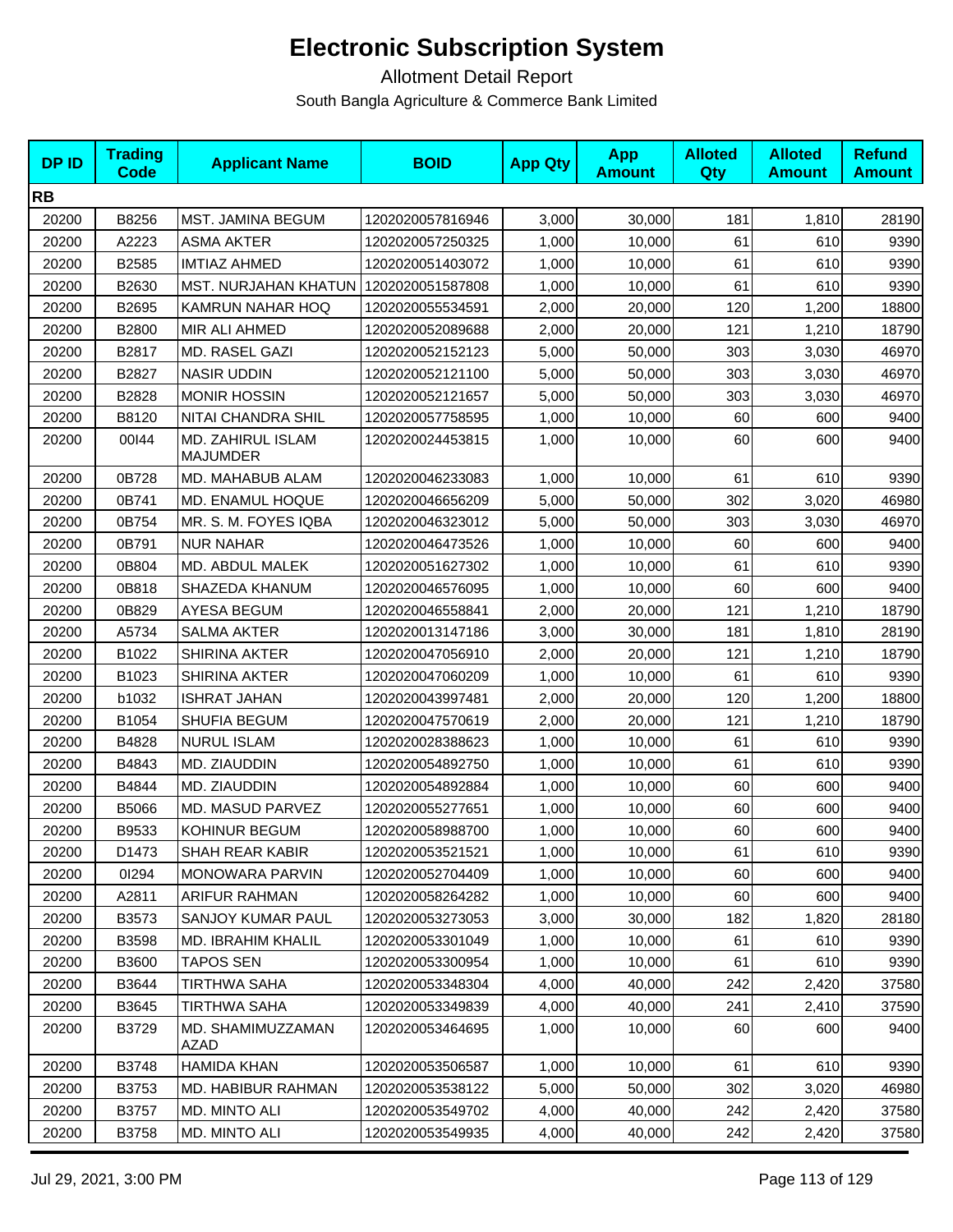# Electronic Subscription System

Allotment Detail Report

South Bangla Agriculture & Commerce Bank Limited

| DP ID | Trading Code | Applicant Name | BOID | App Qty | App Amount | Alloted Qty | Alloted Amount | Refund Amount |
|---|---|---|---|---|---|---|---|---|
| **RB** | | | | | | | | |
| 20200 | B8256 | MST. JAMINA BEGUM | 1202020057816946 | 3,000 | 30,000 | 181 | 1,810 | 28190 |
| 20200 | A2223 | ASMA AKTER | 1202020057250325 | 1,000 | 10,000 | 61 | 610 | 9390 |
| 20200 | B2585 | IMTIAZ AHMED | 1202020051403072 | 1,000 | 10,000 | 61 | 610 | 9390 |
| 20200 | B2630 | MST. NURJAHAN KHATUN | 1202020051587808 | 1,000 | 10,000 | 61 | 610 | 9390 |
| 20200 | B2695 | KAMRUN NAHAR HOQ | 1202020055534591 | 2,000 | 20,000 | 120 | 1,200 | 18800 |
| 20200 | B2800 | MIR ALI AHMED | 1202020052089688 | 2,000 | 20,000 | 121 | 1,210 | 18790 |
| 20200 | B2817 | MD. RASEL GAZI | 1202020052152123 | 5,000 | 50,000 | 303 | 3,030 | 46970 |
| 20200 | B2827 | NASIR UDDIN | 1202020052121100 | 5,000 | 50,000 | 303 | 3,030 | 46970 |
| 20200 | B2828 | MONIR HOSSIN | 1202020052121657 | 5,000 | 50,000 | 303 | 3,030 | 46970 |
| 20200 | B8120 | NITAI CHANDRA SHIL | 1202020057758595 | 1,000 | 10,000 | 60 | 600 | 9400 |
| 20200 | 00I44 | MD. ZAHIRUL ISLAM MAJUMDER | 1202020024453815 | 1,000 | 10,000 | 60 | 600 | 9400 |
| 20200 | 0B728 | MD. MAHABUB ALAM | 1202020046233083 | 1,000 | 10,000 | 61 | 610 | 9390 |
| 20200 | 0B741 | MD. ENAMUL HOQUE | 1202020046656209 | 5,000 | 50,000 | 302 | 3,020 | 46980 |
| 20200 | 0B754 | MR. S. M. FOYES IQBA | 1202020046323012 | 5,000 | 50,000 | 303 | 3,030 | 46970 |
| 20200 | 0B791 | NUR NAHAR | 1202020046473526 | 1,000 | 10,000 | 60 | 600 | 9400 |
| 20200 | 0B804 | MD. ABDUL MALEK | 1202020051627302 | 1,000 | 10,000 | 61 | 610 | 9390 |
| 20200 | 0B818 | SHAZEDA KHANUM | 1202020046576095 | 1,000 | 10,000 | 60 | 600 | 9400 |
| 20200 | 0B829 | AYESA BEGUM | 1202020046558841 | 2,000 | 20,000 | 121 | 1,210 | 18790 |
| 20200 | A5734 | SALMA AKTER | 1202020013147186 | 3,000 | 30,000 | 181 | 1,810 | 28190 |
| 20200 | B1022 | SHIRINA AKTER | 1202020047056910 | 2,000 | 20,000 | 121 | 1,210 | 18790 |
| 20200 | B1023 | SHIRINA AKTER | 1202020047060209 | 1,000 | 10,000 | 61 | 610 | 9390 |
| 20200 | b1032 | ISHRAT JAHAN | 1202020043997481 | 2,000 | 20,000 | 120 | 1,200 | 18800 |
| 20200 | B1054 | SHUFIA BEGUM | 1202020047570619 | 2,000 | 20,000 | 121 | 1,210 | 18790 |
| 20200 | B4828 | NURUL ISLAM | 1202020028388623 | 1,000 | 10,000 | 61 | 610 | 9390 |
| 20200 | B4843 | MD. ZIAUDDIN | 1202020054892750 | 1,000 | 10,000 | 61 | 610 | 9390 |
| 20200 | B4844 | MD. ZIAUDDIN | 1202020054892884 | 1,000 | 10,000 | 60 | 600 | 9400 |
| 20200 | B5066 | MD. MASUD PARVEZ | 1202020055277651 | 1,000 | 10,000 | 60 | 600 | 9400 |
| 20200 | B9533 | KOHINUR BEGUM | 1202020058988700 | 1,000 | 10,000 | 60 | 600 | 9400 |
| 20200 | D1473 | SHAH REAR KABIR | 1202020053521521 | 1,000 | 10,000 | 61 | 610 | 9390 |
| 20200 | 0I294 | MONOWARA PARVIN | 1202020052704409 | 1,000 | 10,000 | 60 | 600 | 9400 |
| 20200 | A2811 | ARIFUR RAHMAN | 1202020058264282 | 1,000 | 10,000 | 60 | 600 | 9400 |
| 20200 | B3573 | SANJOY KUMAR PAUL | 1202020053273053 | 3,000 | 30,000 | 182 | 1,820 | 28180 |
| 20200 | B3598 | MD. IBRAHIM KHALIL | 1202020053301049 | 1,000 | 10,000 | 61 | 610 | 9390 |
| 20200 | B3600 | TAPOS SEN | 1202020053300954 | 1,000 | 10,000 | 61 | 610 | 9390 |
| 20200 | B3644 | TIRTHWA SAHA | 1202020053348304 | 4,000 | 40,000 | 242 | 2,420 | 37580 |
| 20200 | B3645 | TIRTHWA SAHA | 1202020053349839 | 4,000 | 40,000 | 241 | 2,410 | 37590 |
| 20200 | B3729 | MD. SHAMIMUZZAMAN AZAD | 1202020053464695 | 1,000 | 10,000 | 60 | 600 | 9400 |
| 20200 | B3748 | HAMIDA KHAN | 1202020053506587 | 1,000 | 10,000 | 61 | 610 | 9390 |
| 20200 | B3753 | MD. HABIBUR RAHMAN | 1202020053538122 | 5,000 | 50,000 | 302 | 3,020 | 46980 |
| 20200 | B3757 | MD. MINTO ALI | 1202020053549702 | 4,000 | 40,000 | 242 | 2,420 | 37580 |
| 20200 | B3758 | MD. MINTO ALI | 1202020053549935 | 4,000 | 40,000 | 242 | 2,420 | 37580 |

Jul 29, 2021, 3:00 PM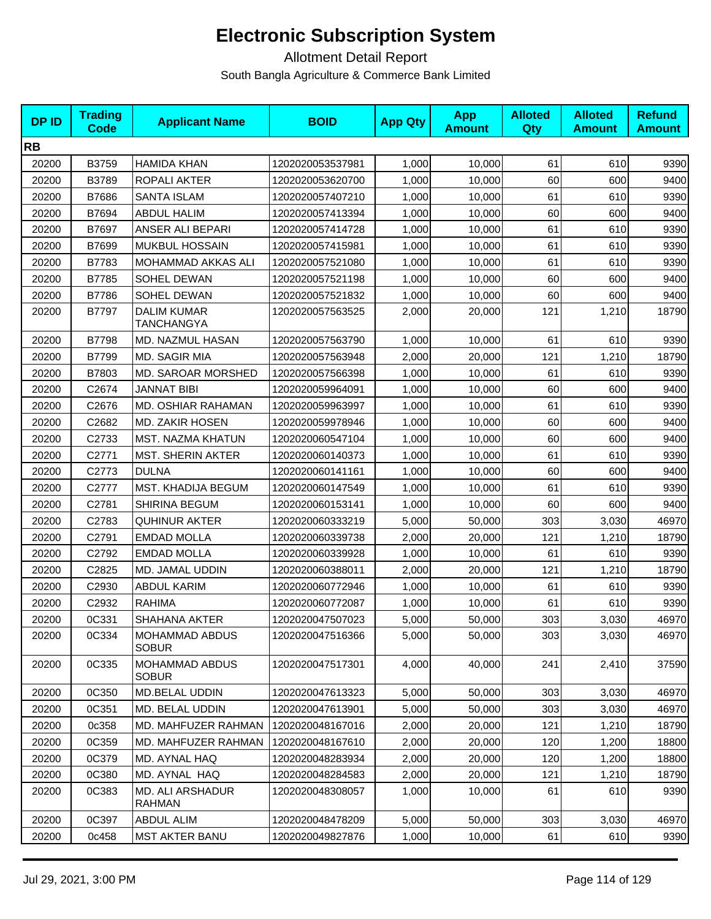# Electronic Subscription System

Allotment Detail Report

South Bangla Agriculture & Commerce Bank Limited

| DP ID | Trading Code | Applicant Name | BOID | App Qty | App Amount | Alloted Qty | Alloted Amount | Refund Amount |
|---|---|---|---|---|---|---|---|---|
| **RB** | | | | | | | | |
| 20200 | B3759 | HAMIDA KHAN | 1202020053537981 | 1,000 | 10,000 | 61 | 610 | 9390 |
| 20200 | B3789 | ROPALI AKTER | 1202020053620700 | 1,000 | 10,000 | 60 | 600 | 9400 |
| 20200 | B7686 | SANTA ISLAM | 1202020057407210 | 1,000 | 10,000 | 61 | 610 | 9390 |
| 20200 | B7694 | ABDUL HALIM | 1202020057413394 | 1,000 | 10,000 | 60 | 600 | 9400 |
| 20200 | B7697 | ANSER ALI BEPARI | 1202020057414728 | 1,000 | 10,000 | 61 | 610 | 9390 |
| 20200 | B7699 | MUKBUL HOSSAIN | 1202020057415981 | 1,000 | 10,000 | 61 | 610 | 9390 |
| 20200 | B7783 | MOHAMMAD AKKAS ALI | 1202020057521080 | 1,000 | 10,000 | 61 | 610 | 9390 |
| 20200 | B7785 | SOHEL DEWAN | 1202020057521198 | 1,000 | 10,000 | 60 | 600 | 9400 |
| 20200 | B7786 | SOHEL DEWAN | 1202020057521832 | 1,000 | 10,000 | 60 | 600 | 9400 |
| 20200 | B7797 | DALIM KUMAR TANCHANGYA | 1202020057563525 | 2,000 | 20,000 | 121 | 1,210 | 18790 |
| 20200 | B7798 | MD. NAZMUL HASAN | 1202020057563790 | 1,000 | 10,000 | 61 | 610 | 9390 |
| 20200 | B7799 | MD. SAGIR MIA | 1202020057563948 | 2,000 | 20,000 | 121 | 1,210 | 18790 |
| 20200 | B7803 | MD. SAROAR MORSHED | 1202020057566398 | 1,000 | 10,000 | 61 | 610 | 9390 |
| 20200 | C2674 | JANNAT BIBI | 1202020059964091 | 1,000 | 10,000 | 60 | 600 | 9400 |
| 20200 | C2676 | MD. OSHIAR RAHAMAN | 1202020059963997 | 1,000 | 10,000 | 61 | 610 | 9390 |
| 20200 | C2682 | MD. ZAKIR HOSEN | 1202020059978946 | 1,000 | 10,000 | 60 | 600 | 9400 |
| 20200 | C2733 | MST. NAZMA KHATUN | 1202020060547104 | 1,000 | 10,000 | 60 | 600 | 9400 |
| 20200 | C2771 | MST. SHERIN AKTER | 1202020060140373 | 1,000 | 10,000 | 61 | 610 | 9390 |
| 20200 | C2773 | DULNA | 1202020060141161 | 1,000 | 10,000 | 60 | 600 | 9400 |
| 20200 | C2777 | MST. KHADIJA BEGUM | 1202020060147549 | 1,000 | 10,000 | 61 | 610 | 9390 |
| 20200 | C2781 | SHIRINA BEGUM | 1202020060153141 | 1,000 | 10,000 | 60 | 600 | 9400 |
| 20200 | C2783 | QUHINUR AKTER | 1202020060333219 | 5,000 | 50,000 | 303 | 3,030 | 46970 |
| 20200 | C2791 | EMDAD MOLLA | 1202020060339738 | 2,000 | 20,000 | 121 | 1,210 | 18790 |
| 20200 | C2792 | EMDAD MOLLA | 1202020060339928 | 1,000 | 10,000 | 61 | 610 | 9390 |
| 20200 | C2825 | MD. JAMAL UDDIN | 1202020060388011 | 2,000 | 20,000 | 121 | 1,210 | 18790 |
| 20200 | C2930 | ABDUL KARIM | 1202020060772946 | 1,000 | 10,000 | 61 | 610 | 9390 |
| 20200 | C2932 | RAHIMA | 1202020060772087 | 1,000 | 10,000 | 61 | 610 | 9390 |
| 20200 | 0C331 | SHAHANA AKTER | 1202020047507023 | 5,000 | 50,000 | 303 | 3,030 | 46970 |
| 20200 | 0C334 | MOHAMMAD ABDUS SOBUR | 1202020047516366 | 5,000 | 50,000 | 303 | 3,030 | 46970 |
| 20200 | 0C335 | MOHAMMAD ABDUS SOBUR | 1202020047517301 | 4,000 | 40,000 | 241 | 2,410 | 37590 |
| 20200 | 0C350 | MD.BELAL UDDIN | 1202020047613323 | 5,000 | 50,000 | 303 | 3,030 | 46970 |
| 20200 | 0C351 | MD. BELAL UDDIN | 1202020047613901 | 5,000 | 50,000 | 303 | 3,030 | 46970 |
| 20200 | 0c358 | MD. MAHFUZER RAHMAN | 1202020048167016 | 2,000 | 20,000 | 121 | 1,210 | 18790 |
| 20200 | 0C359 | MD. MAHFUZER RAHMAN | 1202020048167610 | 2,000 | 20,000 | 120 | 1,200 | 18800 |
| 20200 | 0C379 | MD. AYNAL HAQ | 1202020048283934 | 2,000 | 20,000 | 120 | 1,200 | 18800 |
| 20200 | 0C380 | MD. AYNAL HAQ | 1202020048284583 | 2,000 | 20,000 | 121 | 1,210 | 18790 |
| 20200 | 0C383 | MD. ALI ARSHADUR RAHMAN | 1202020048308057 | 1,000 | 10,000 | 61 | 610 | 9390 |
| 20200 | 0C397 | ABDUL ALIM | 1202020048478209 | 5,000 | 50,000 | 303 | 3,030 | 46970 |
| 20200 | 0c458 | MST AKTER BANU | 1202020049827876 | 1,000 | 10,000 | 61 | 610 | 9390 |

Jul 29, 2021, 3:00 PM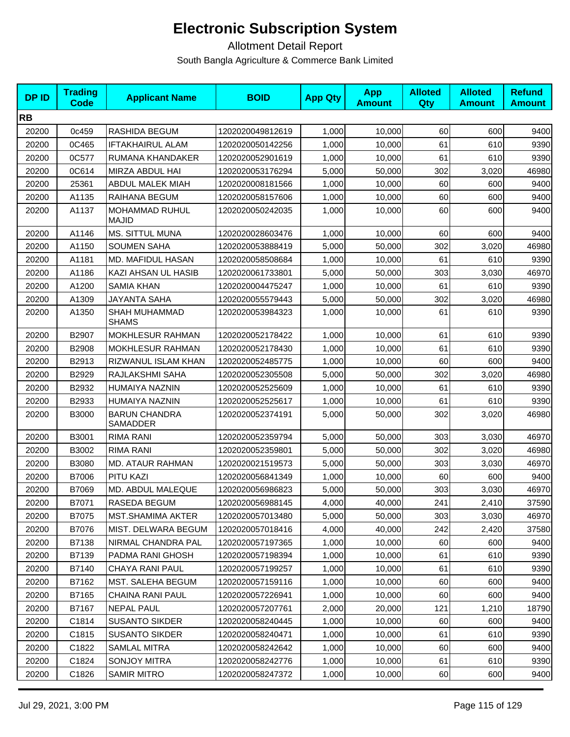# Electronic Subscription System

Allotment Detail Report

South Bangla Agriculture & Commerce Bank Limited

| DP ID | Trading Code | Applicant Name | BOID | App Qty | App Amount | Alloted Qty | Alloted Amount | Refund Amount |
|---|---|---|---|---|---|---|---|---|
| **RB** | | | | | | | | |
| 20200 | 0c459 | RASHIDA BEGUM | 1202020049812619 | 1,000 | 10,000 | 60 | 600 | 9400 |
| 20200 | 0C465 | IFTAKHAIRUL ALAM | 1202020050142256 | 1,000 | 10,000 | 61 | 610 | 9390 |
| 20200 | 0C577 | RUMANA KHANDAKER | 1202020052901619 | 1,000 | 10,000 | 61 | 610 | 9390 |
| 20200 | 0C614 | MIRZA ABDUL HAI | 1202020053176294 | 5,000 | 50,000 | 302 | 3,020 | 46980 |
| 20200 | 25361 | ABDUL MALEK MIAH | 1202020008181566 | 1,000 | 10,000 | 60 | 600 | 9400 |
| 20200 | A1135 | RAIHANA BEGUM | 1202020058157606 | 1,000 | 10,000 | 60 | 600 | 9400 |
| 20200 | A1137 | MOHAMMAD RUHUL MAJID | 1202020050242035 | 1,000 | 10,000 | 60 | 600 | 9400 |
| 20200 | A1146 | MS. SITTUL MUNA | 1202020028603476 | 1,000 | 10,000 | 60 | 600 | 9400 |
| 20200 | A1150 | SOUMEN SAHA | 1202020053888419 | 5,000 | 50,000 | 302 | 3,020 | 46980 |
| 20200 | A1181 | MD. MAFIDUL HASAN | 1202020058508684 | 1,000 | 10,000 | 61 | 610 | 9390 |
| 20200 | A1186 | KAZI AHSAN UL HASIB | 1202020061733801 | 5,000 | 50,000 | 303 | 3,030 | 46970 |
| 20200 | A1200 | SAMIA KHAN | 1202020004475247 | 1,000 | 10,000 | 61 | 610 | 9390 |
| 20200 | A1309 | JAYANTA SAHA | 1202020055579443 | 5,000 | 50,000 | 302 | 3,020 | 46980 |
| 20200 | A1350 | SHAH MUHAMMAD SHAMS | 1202020053984323 | 1,000 | 10,000 | 61 | 610 | 9390 |
| 20200 | B2907 | MOKHLESUR RAHMAN | 1202020052178422 | 1,000 | 10,000 | 61 | 610 | 9390 |
| 20200 | B2908 | MOKHLESUR RAHMAN | 1202020052178430 | 1,000 | 10,000 | 61 | 610 | 9390 |
| 20200 | B2913 | RIZWANUL ISLAM KHAN | 1202020052485775 | 1,000 | 10,000 | 60 | 600 | 9400 |
| 20200 | B2929 | RAJLAKSHMI SAHA | 1202020052305508 | 5,000 | 50,000 | 302 | 3,020 | 46980 |
| 20200 | B2932 | HUMAIYA NAZNIN | 1202020052525609 | 1,000 | 10,000 | 61 | 610 | 9390 |
| 20200 | B2933 | HUMAIYA NAZNIN | 1202020052525617 | 1,000 | 10,000 | 61 | 610 | 9390 |
| 20200 | B3000 | BARUN CHANDRA SAMADDER | 1202020052374191 | 5,000 | 50,000 | 302 | 3,020 | 46980 |
| 20200 | B3001 | RIMA RANI | 1202020052359794 | 5,000 | 50,000 | 303 | 3,030 | 46970 |
| 20200 | B3002 | RIMA RANI | 1202020052359801 | 5,000 | 50,000 | 302 | 3,020 | 46980 |
| 20200 | B3080 | MD. ATAUR RAHMAN | 1202020021519573 | 5,000 | 50,000 | 303 | 3,030 | 46970 |
| 20200 | B7006 | PITU KAZI | 1202020056841349 | 1,000 | 10,000 | 60 | 600 | 9400 |
| 20200 | B7069 | MD. ABDUL MALEQUE | 1202020056986823 | 5,000 | 50,000 | 303 | 3,030 | 46970 |
| 20200 | B7071 | RASEDA BEGUM | 1202020056988145 | 4,000 | 40,000 | 241 | 2,410 | 37590 |
| 20200 | B7075 | MST.SHAMIMA AKTER | 1202020057013480 | 5,000 | 50,000 | 303 | 3,030 | 46970 |
| 20200 | B7076 | MIST. DELWARA BEGUM | 1202020057018416 | 4,000 | 40,000 | 242 | 2,420 | 37580 |
| 20200 | B7138 | NIRMAL CHANDRA PAL | 1202020057197365 | 1,000 | 10,000 | 60 | 600 | 9400 |
| 20200 | B7139 | PADMA RANI GHOSH | 1202020057198394 | 1,000 | 10,000 | 61 | 610 | 9390 |
| 20200 | B7140 | CHAYA RANI PAUL | 1202020057199257 | 1,000 | 10,000 | 61 | 610 | 9390 |
| 20200 | B7162 | MST. SALEHA BEGUM | 1202020057159116 | 1,000 | 10,000 | 60 | 600 | 9400 |
| 20200 | B7165 | CHAINA RANI PAUL | 1202020057226941 | 1,000 | 10,000 | 60 | 600 | 9400 |
| 20200 | B7167 | NEPAL PAUL | 1202020057207761 | 2,000 | 20,000 | 121 | 1,210 | 18790 |
| 20200 | C1814 | SUSANTO SIKDER | 1202020058240445 | 1,000 | 10,000 | 60 | 600 | 9400 |
| 20200 | C1815 | SUSANTO SIKDER | 1202020058240471 | 1,000 | 10,000 | 61 | 610 | 9390 |
| 20200 | C1822 | SAMLAL MITRA | 1202020058242642 | 1,000 | 10,000 | 60 | 600 | 9400 |
| 20200 | C1824 | SONJOY MITRA | 1202020058242776 | 1,000 | 10,000 | 61 | 610 | 9390 |
| 20200 | C1826 | SAMIR MITRO | 1202020058247372 | 1,000 | 10,000 | 60 | 600 | 9400 |

Jul 29, 2021, 3:00 PM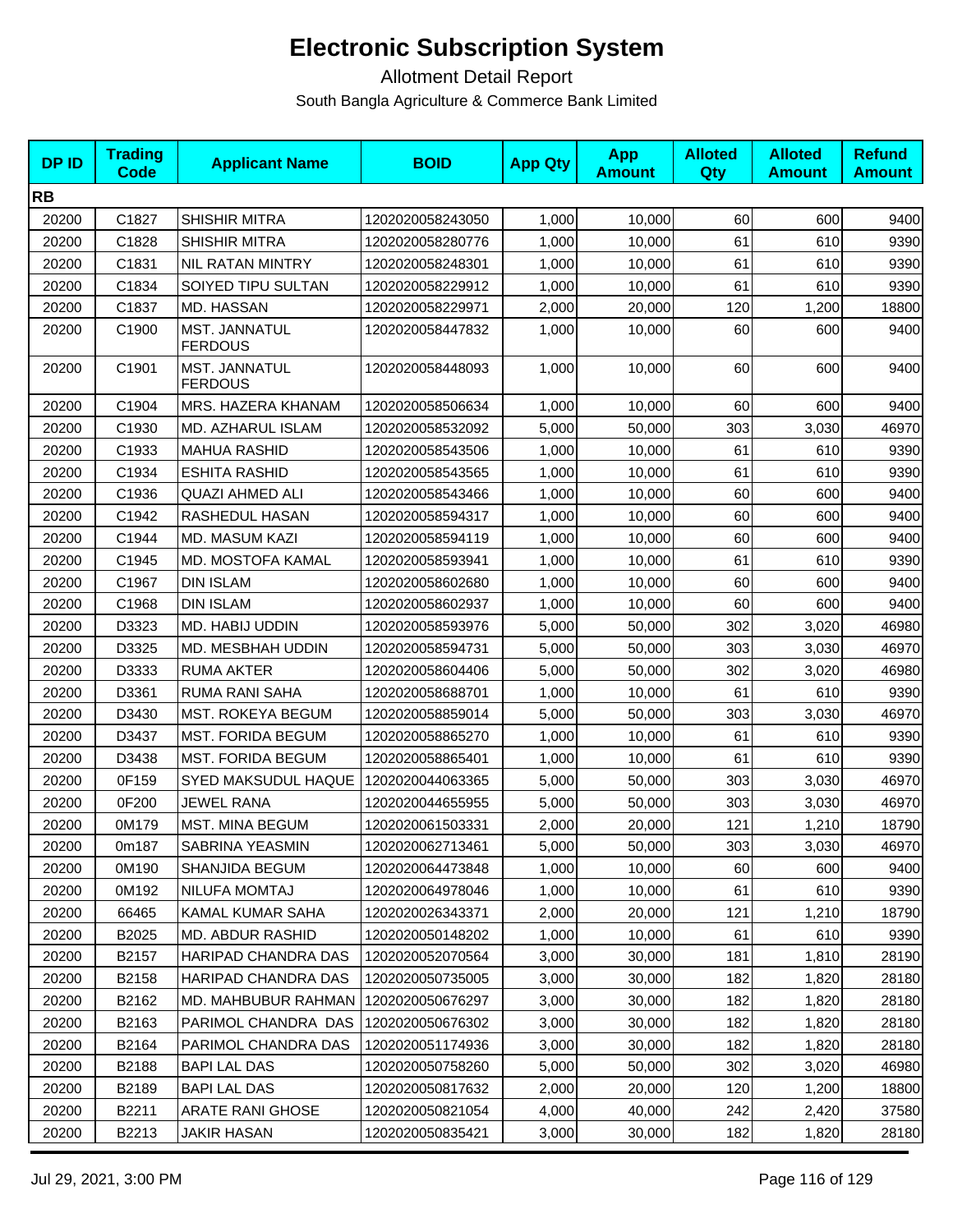# Electronic Subscription System

Allotment Detail Report

South Bangla Agriculture & Commerce Bank Limited

| DP ID | Trading Code | Applicant Name | BOID | App Qty | App Amount | Alloted Qty | Alloted Amount | Refund Amount |
|---|---|---|---|---|---|---|---|---|
| **RB** | | | | | | | | |
| 20200 | C1827 | SHISHIR MITRA | 1202020058243050 | 1,000 | 10,000 | 60 | 600 | 9400 |
| 20200 | C1828 | SHISHIR MITRA | 1202020058280776 | 1,000 | 10,000 | 61 | 610 | 9390 |
| 20200 | C1831 | NIL RATAN MINTRY | 1202020058248301 | 1,000 | 10,000 | 61 | 610 | 9390 |
| 20200 | C1834 | SOIYED TIPU SULTAN | 1202020058229912 | 1,000 | 10,000 | 61 | 610 | 9390 |
| 20200 | C1837 | MD. HASSAN | 1202020058229971 | 2,000 | 20,000 | 120 | 1,200 | 18800 |
| 20200 | C1900 | MST. JANNATUL FERDOUS | 1202020058447832 | 1,000 | 10,000 | 60 | 600 | 9400 |
| 20200 | C1901 | MST. JANNATUL FERDOUS | 1202020058448093 | 1,000 | 10,000 | 60 | 600 | 9400 |
| 20200 | C1904 | MRS. HAZERA KHANAM | 1202020058506634 | 1,000 | 10,000 | 60 | 600 | 9400 |
| 20200 | C1930 | MD. AZHARUL ISLAM | 1202020058532092 | 5,000 | 50,000 | 303 | 3,030 | 46970 |
| 20200 | C1933 | MAHUA RASHID | 1202020058543506 | 1,000 | 10,000 | 61 | 610 | 9390 |
| 20200 | C1934 | ESHITA RASHID | 1202020058543565 | 1,000 | 10,000 | 61 | 610 | 9390 |
| 20200 | C1936 | QUAZI AHMED ALI | 1202020058543466 | 1,000 | 10,000 | 60 | 600 | 9400 |
| 20200 | C1942 | RASHEDUL HASAN | 1202020058594317 | 1,000 | 10,000 | 60 | 600 | 9400 |
| 20200 | C1944 | MD. MASUM KAZI | 1202020058594119 | 1,000 | 10,000 | 60 | 600 | 9400 |
| 20200 | C1945 | MD. MOSTOFA KAMAL | 1202020058593941 | 1,000 | 10,000 | 61 | 610 | 9390 |
| 20200 | C1967 | DIN ISLAM | 1202020058602680 | 1,000 | 10,000 | 60 | 600 | 9400 |
| 20200 | C1968 | DIN ISLAM | 1202020058602937 | 1,000 | 10,000 | 60 | 600 | 9400 |
| 20200 | D3323 | MD. HABIJ UDDIN | 1202020058593976 | 5,000 | 50,000 | 302 | 3,020 | 46980 |
| 20200 | D3325 | MD. MESBHAH UDDIN | 1202020058594731 | 5,000 | 50,000 | 303 | 3,030 | 46970 |
| 20200 | D3333 | RUMA AKTER | 1202020058604406 | 5,000 | 50,000 | 302 | 3,020 | 46980 |
| 20200 | D3361 | RUMA RANI SAHA | 1202020058688701 | 1,000 | 10,000 | 61 | 610 | 9390 |
| 20200 | D3430 | MST. ROKEYA BEGUM | 1202020058859014 | 5,000 | 50,000 | 303 | 3,030 | 46970 |
| 20200 | D3437 | MST. FORIDA BEGUM | 1202020058865270 | 1,000 | 10,000 | 61 | 610 | 9390 |
| 20200 | D3438 | MST. FORIDA BEGUM | 1202020058865401 | 1,000 | 10,000 | 61 | 610 | 9390 |
| 20200 | 0F159 | SYED MAKSUDUL HAQUE | 1202020044063365 | 5,000 | 50,000 | 303 | 3,030 | 46970 |
| 20200 | 0F200 | JEWEL RANA | 1202020044655955 | 5,000 | 50,000 | 303 | 3,030 | 46970 |
| 20200 | 0M179 | MST. MINA BEGUM | 1202020061503331 | 2,000 | 20,000 | 121 | 1,210 | 18790 |
| 20200 | 0m187 | SABRINA YEASMIN | 1202020062713461 | 5,000 | 50,000 | 303 | 3,030 | 46970 |
| 20200 | 0M190 | SHANJIDA BEGUM | 1202020064473848 | 1,000 | 10,000 | 60 | 600 | 9400 |
| 20200 | 0M192 | NILUFA MOMTAJ | 1202020064978046 | 1,000 | 10,000 | 61 | 610 | 9390 |
| 20200 | 66465 | KAMAL KUMAR SAHA | 1202020026343371 | 2,000 | 20,000 | 121 | 1,210 | 18790 |
| 20200 | B2025 | MD. ABDUR RASHID | 1202020050148202 | 1,000 | 10,000 | 61 | 610 | 9390 |
| 20200 | B2157 | HARIPAD CHANDRA DAS | 1202020052070564 | 3,000 | 30,000 | 181 | 1,810 | 28190 |
| 20200 | B2158 | HARIPAD CHANDRA DAS | 1202020050735005 | 3,000 | 30,000 | 182 | 1,820 | 28180 |
| 20200 | B2162 | MD. MAHBUBUR RAHMAN | 1202020050676297 | 3,000 | 30,000 | 182 | 1,820 | 28180 |
| 20200 | B2163 | PARIMOL CHANDRA DAS | 1202020050676302 | 3,000 | 30,000 | 182 | 1,820 | 28180 |
| 20200 | B2164 | PARIMOL CHANDRA DAS | 1202020051174936 | 3,000 | 30,000 | 182 | 1,820 | 28180 |
| 20200 | B2188 | BAPI LAL DAS | 1202020050758260 | 5,000 | 50,000 | 302 | 3,020 | 46980 |
| 20200 | B2189 | BAPI LAL DAS | 1202020050817632 | 2,000 | 20,000 | 120 | 1,200 | 18800 |
| 20200 | B2211 | ARATE RANI GHOSE | 1202020050821054 | 4,000 | 40,000 | 242 | 2,420 | 37580 |
| 20200 | B2213 | JAKIR HASAN | 1202020050835421 | 3,000 | 30,000 | 182 | 1,820 | 28180 |

Jul 29, 2021, 3:00 PM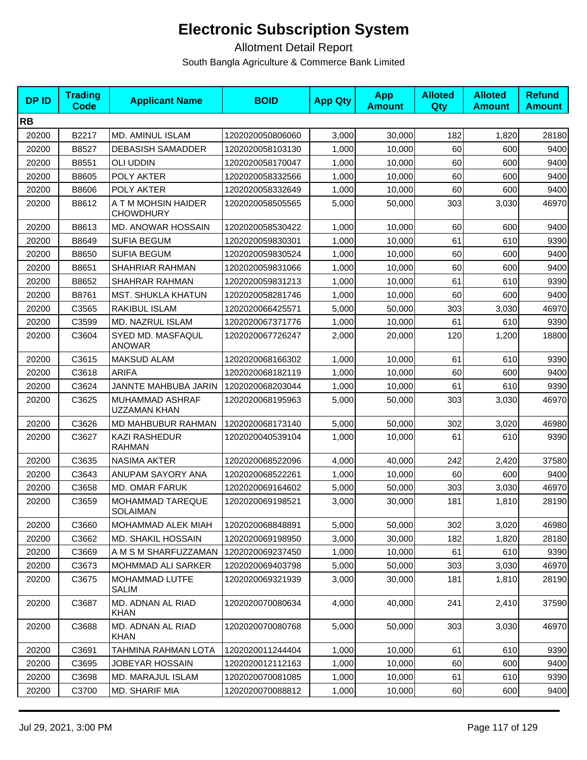# Electronic Subscription System

Allotment Detail Report

South Bangla Agriculture & Commerce Bank Limited

| DP ID | Trading Code | Applicant Name | BOID | App Qty | App Amount | Alloted Qty | Alloted Amount | Refund Amount |
|---|---|---|---|---|---|---|---|---|
| **RB** | | | | | | | | |
| 20200 | B2217 | MD. AMINUL ISLAM | 1202020050806060 | 3,000 | 30,000 | 182 | 1,820 | 28180 |
| 20200 | B8527 | DEBASISH SAMADDER | 1202020058103130 | 1,000 | 10,000 | 60 | 600 | 9400 |
| 20200 | B8551 | OLI UDDIN | 1202020058170047 | 1,000 | 10,000 | 60 | 600 | 9400 |
| 20200 | B8605 | POLY AKTER | 1202020058332566 | 1,000 | 10,000 | 60 | 600 | 9400 |
| 20200 | B8606 | POLY AKTER | 1202020058332649 | 1,000 | 10,000 | 60 | 600 | 9400 |
| 20200 | B8612 | A T M MOHSIN HAIDER CHOWDHURY | 1202020058505565 | 5,000 | 50,000 | 303 | 3,030 | 46970 |
| 20200 | B8613 | MD. ANOWAR HOSSAIN | 1202020058530422 | 1,000 | 10,000 | 60 | 600 | 9400 |
| 20200 | B8649 | SUFIA BEGUM | 1202020059830301 | 1,000 | 10,000 | 61 | 610 | 9390 |
| 20200 | B8650 | SUFIA BEGUM | 1202020059830524 | 1,000 | 10,000 | 60 | 600 | 9400 |
| 20200 | B8651 | SHAHRIAR RAHMAN | 1202020059831066 | 1,000 | 10,000 | 60 | 600 | 9400 |
| 20200 | B8652 | SHAHRAR RAHMAN | 1202020059831213 | 1,000 | 10,000 | 61 | 610 | 9390 |
| 20200 | B8761 | MST. SHUKLA KHATUN | 1202020058281746 | 1,000 | 10,000 | 60 | 600 | 9400 |
| 20200 | C3565 | RAKIBUL ISLAM | 1202020066425571 | 5,000 | 50,000 | 303 | 3,030 | 46970 |
| 20200 | C3599 | MD. NAZRUL ISLAM | 1202020067371776 | 1,000 | 10,000 | 61 | 610 | 9390 |
| 20200 | C3604 | SYED MD. MASFAQUL ANOWAR | 1202020067726247 | 2,000 | 20,000 | 120 | 1,200 | 18800 |
| 20200 | C3615 | MAKSUD ALAM | 1202020068166302 | 1,000 | 10,000 | 61 | 610 | 9390 |
| 20200 | C3618 | ARIFA | 1202020068182119 | 1,000 | 10,000 | 60 | 600 | 9400 |
| 20200 | C3624 | JANNTE MAHBUBA JARIN | 1202020068203044 | 1,000 | 10,000 | 61 | 610 | 9390 |
| 20200 | C3625 | MUHAMMAD ASHRAF UZZAMAN KHAN | 1202020068195963 | 5,000 | 50,000 | 303 | 3,030 | 46970 |
| 20200 | C3626 | MD MAHBUBUR RAHMAN | 1202020068173140 | 5,000 | 50,000 | 302 | 3,020 | 46980 |
| 20200 | C3627 | KAZI RASHEDUR RAHMAN | 1202020040539104 | 1,000 | 10,000 | 61 | 610 | 9390 |
| 20200 | C3635 | NASIMA AKTER | 1202020068522096 | 4,000 | 40,000 | 242 | 2,420 | 37580 |
| 20200 | C3643 | ANUPAM SAYORY ANA | 1202020068522261 | 1,000 | 10,000 | 60 | 600 | 9400 |
| 20200 | C3658 | MD. OMAR FARUK | 1202020069164602 | 5,000 | 50,000 | 303 | 3,030 | 46970 |
| 20200 | C3659 | MOHAMMAD TAREQUE SOLAIMAN | 1202020069198521 | 3,000 | 30,000 | 181 | 1,810 | 28190 |
| 20200 | C3660 | MOHAMMAD ALEK MIAH | 1202020068848891 | 5,000 | 50,000 | 302 | 3,020 | 46980 |
| 20200 | C3662 | MD. SHAKIL HOSSAIN | 1202020069198950 | 3,000 | 30,000 | 182 | 1,820 | 28180 |
| 20200 | C3669 | A M S M SHARFUZZAMAN | 1202020069237450 | 1,000 | 10,000 | 61 | 610 | 9390 |
| 20200 | C3673 | MOHMMAD ALI SARKER | 1202020069403798 | 5,000 | 50,000 | 303 | 3,030 | 46970 |
| 20200 | C3675 | MOHAMMAD LUTFE SALIM | 1202020069321939 | 3,000 | 30,000 | 181 | 1,810 | 28190 |
| 20200 | C3687 | MD. ADNAN AL RIAD KHAN | 1202020070080634 | 4,000 | 40,000 | 241 | 2,410 | 37590 |
| 20200 | C3688 | MD. ADNAN AL RIAD KHAN | 1202020070080768 | 5,000 | 50,000 | 303 | 3,030 | 46970 |
| 20200 | C3691 | TAHMINA RAHMAN LOTA | 1202020011244404 | 1,000 | 10,000 | 61 | 610 | 9390 |
| 20200 | C3695 | JOBEYAR HOSSAIN | 1202020012112163 | 1,000 | 10,000 | 60 | 600 | 9400 |
| 20200 | C3698 | MD. MARAJUL ISLAM | 1202020070081085 | 1,000 | 10,000 | 61 | 610 | 9390 |
| 20200 | C3700 | MD. SHARIF MIA | 1202020070088812 | 1,000 | 10,000 | 60 | 600 | 9400 |

Jul 29, 2021, 3:00 PM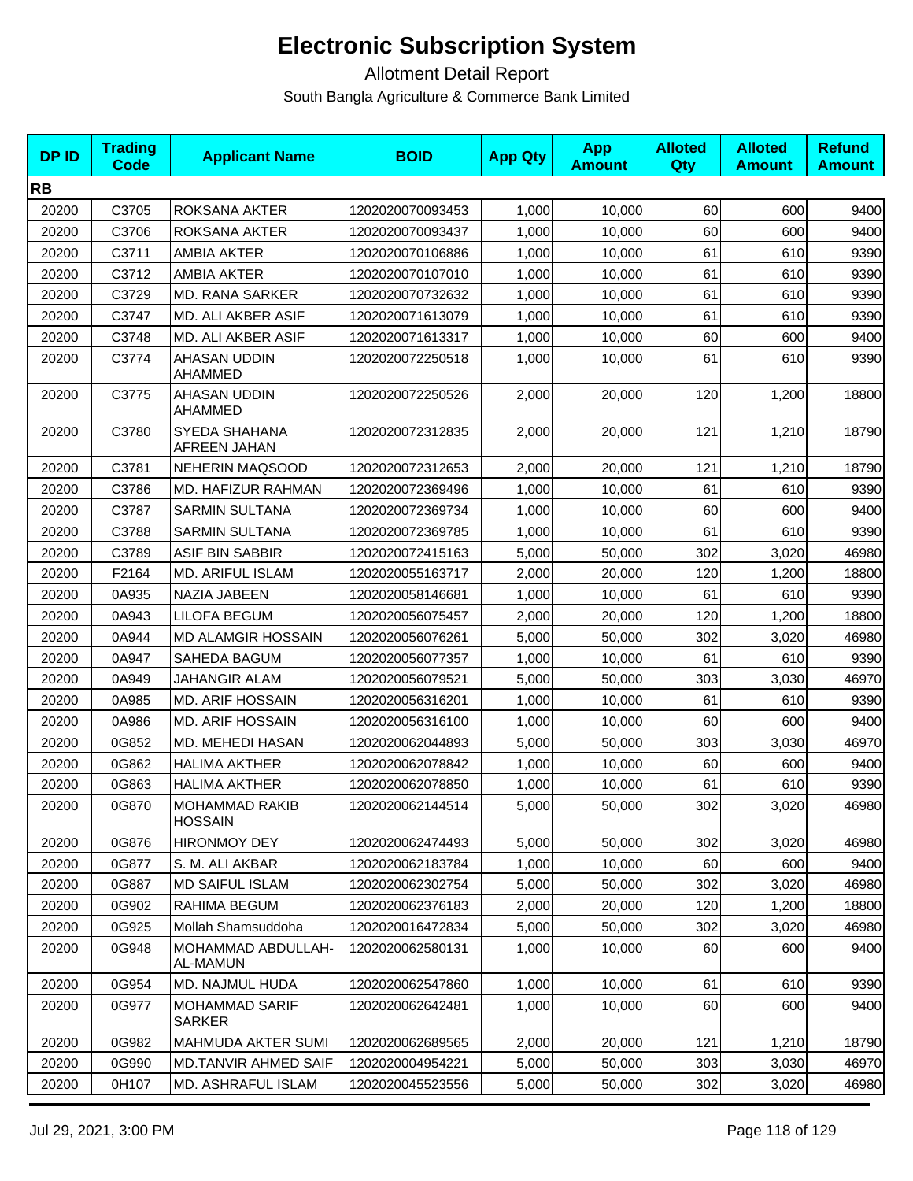# Electronic Subscription System

Allotment Detail Report

South Bangla Agriculture & Commerce Bank Limited

| DP ID | Trading Code | Applicant Name | BOID | App Qty | App Amount | Alloted Qty | Alloted Amount | Refund Amount |
|---|---|---|---|---|---|---|---|---|
| **RB** | | | | | | | | |
| 20200 | C3705 | ROKSANA AKTER | 1202020070093453 | 1,000 | 10,000 | 60 | 600 | 9400 |
| 20200 | C3706 | ROKSANA AKTER | 1202020070093437 | 1,000 | 10,000 | 60 | 600 | 9400 |
| 20200 | C3711 | AMBIA AKTER | 1202020070106886 | 1,000 | 10,000 | 61 | 610 | 9390 |
| 20200 | C3712 | AMBIA AKTER | 1202020070107010 | 1,000 | 10,000 | 61 | 610 | 9390 |
| 20200 | C3729 | MD. RANA SARKER | 1202020070732632 | 1,000 | 10,000 | 61 | 610 | 9390 |
| 20200 | C3747 | MD. ALI AKBER ASIF | 1202020071613079 | 1,000 | 10,000 | 61 | 610 | 9390 |
| 20200 | C3748 | MD. ALI AKBER ASIF | 1202020071613317 | 1,000 | 10,000 | 60 | 600 | 9400 |
| 20200 | C3774 | AHASAN UDDIN AHAMMED | 1202020072250518 | 1,000 | 10,000 | 61 | 610 | 9390 |
| 20200 | C3775 | AHASAN UDDIN AHAMMED | 1202020072250526 | 2,000 | 20,000 | 120 | 1,200 | 18800 |
| 20200 | C3780 | SYEDA SHAHANA AFREEN JAHAN | 1202020072312835 | 2,000 | 20,000 | 121 | 1,210 | 18790 |
| 20200 | C3781 | NEHERIN MAQSOOD | 1202020072312653 | 2,000 | 20,000 | 121 | 1,210 | 18790 |
| 20200 | C3786 | MD. HAFIZUR RAHMAN | 1202020072369496 | 1,000 | 10,000 | 61 | 610 | 9390 |
| 20200 | C3787 | SARMIN SULTANA | 1202020072369734 | 1,000 | 10,000 | 60 | 600 | 9400 |
| 20200 | C3788 | SARMIN SULTANA | 1202020072369785 | 1,000 | 10,000 | 61 | 610 | 9390 |
| 20200 | C3789 | ASIF BIN SABBIR | 1202020072415163 | 5,000 | 50,000 | 302 | 3,020 | 46980 |
| 20200 | F2164 | MD. ARIFUL ISLAM | 1202020055163717 | 2,000 | 20,000 | 120 | 1,200 | 18800 |
| 20200 | 0A935 | NAZIA JABEEN | 1202020058146681 | 1,000 | 10,000 | 61 | 610 | 9390 |
| 20200 | 0A943 | LILOFA BEGUM | 1202020056075457 | 2,000 | 20,000 | 120 | 1,200 | 18800 |
| 20200 | 0A944 | MD ALAMGIR HOSSAIN | 1202020056076261 | 5,000 | 50,000 | 302 | 3,020 | 46980 |
| 20200 | 0A947 | SAHEDA BAGUM | 1202020056077357 | 1,000 | 10,000 | 61 | 610 | 9390 |
| 20200 | 0A949 | JAHANGIR ALAM | 1202020056079521 | 5,000 | 50,000 | 303 | 3,030 | 46970 |
| 20200 | 0A985 | MD. ARIF HOSSAIN | 1202020056316201 | 1,000 | 10,000 | 61 | 610 | 9390 |
| 20200 | 0A986 | MD. ARIF HOSSAIN | 1202020056316100 | 1,000 | 10,000 | 60 | 600 | 9400 |
| 20200 | 0G852 | MD. MEHEDI HASAN | 1202020062044893 | 5,000 | 50,000 | 303 | 3,030 | 46970 |
| 20200 | 0G862 | HALIMA AKTHER | 1202020062078842 | 1,000 | 10,000 | 60 | 600 | 9400 |
| 20200 | 0G863 | HALIMA AKTHER | 1202020062078850 | 1,000 | 10,000 | 61 | 610 | 9390 |
| 20200 | 0G870 | MOHAMMAD RAKIB HOSSAIN | 1202020062144514 | 5,000 | 50,000 | 302 | 3,020 | 46980 |
| 20200 | 0G876 | HIRONMOY DEY | 1202020062474493 | 5,000 | 50,000 | 302 | 3,020 | 46980 |
| 20200 | 0G877 | S. M. ALI AKBAR | 1202020062183784 | 1,000 | 10,000 | 60 | 600 | 9400 |
| 20200 | 0G887 | MD SAIFUL ISLAM | 1202020062302754 | 5,000 | 50,000 | 302 | 3,020 | 46980 |
| 20200 | 0G902 | RAHIMA BEGUM | 1202020062376183 | 2,000 | 20,000 | 120 | 1,200 | 18800 |
| 20200 | 0G925 | Mollah Shamsuddoha | 1202020016472834 | 5,000 | 50,000 | 302 | 3,020 | 46980 |
| 20200 | 0G948 | MOHAMMAD ABDULLAH-AL-MAMUN | 1202020062580131 | 1,000 | 10,000 | 60 | 600 | 9400 |
| 20200 | 0G954 | MD. NAJMUL HUDA | 1202020062547860 | 1,000 | 10,000 | 61 | 610 | 9390 |
| 20200 | 0G977 | MOHAMMAD SARIF SARKER | 1202020062642481 | 1,000 | 10,000 | 60 | 600 | 9400 |
| 20200 | 0G982 | MAHMUDA AKTER SUMI | 1202020062689565 | 2,000 | 20,000 | 121 | 1,210 | 18790 |
| 20200 | 0G990 | MD.TANVIR AHMED SAIF | 1202020004954221 | 5,000 | 50,000 | 303 | 3,030 | 46970 |
| 20200 | 0H107 | MD. ASHRAFUL ISLAM | 1202020045523556 | 5,000 | 50,000 | 302 | 3,020 | 46980 |

Jul 29, 2021, 3:00 PM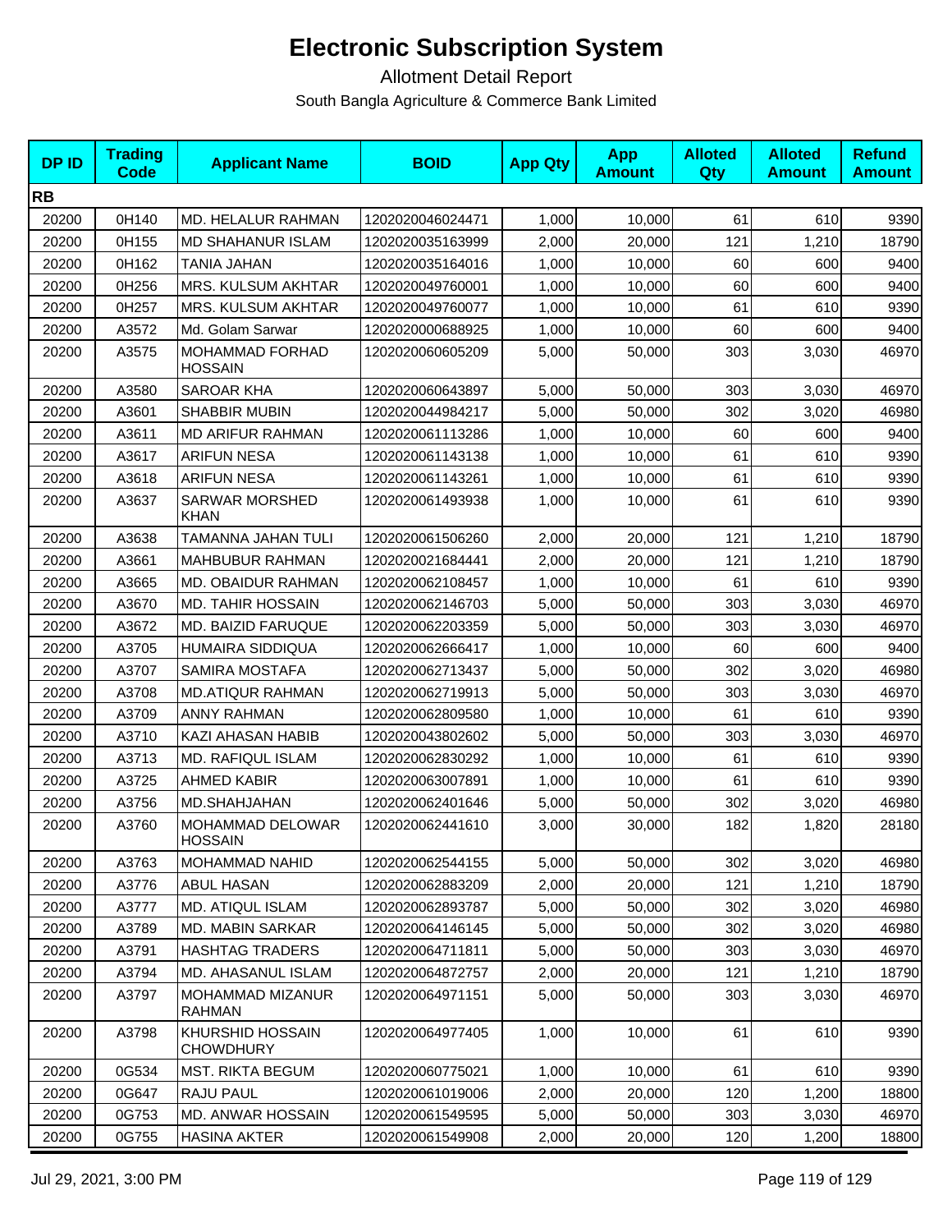# Electronic Subscription System

Allotment Detail Report

South Bangla Agriculture & Commerce Bank Limited

| DP ID | Trading Code | Applicant Name | BOID | App Qty | App Amount | Alloted Qty | Alloted Amount | Refund Amount |
|---|---|---|---|---|---|---|---|---|
| **RB** | | | | | | | | |
| 20200 | 0H140 | MD. HELALUR RAHMAN | 1202020046024471 | 1,000 | 10,000 | 61 | 610 | 9390 |
| 20200 | 0H155 | MD SHAHANUR ISLAM | 1202020035163999 | 2,000 | 20,000 | 121 | 1,210 | 18790 |
| 20200 | 0H162 | TANIA JAHAN | 1202020035164016 | 1,000 | 10,000 | 60 | 600 | 9400 |
| 20200 | 0H256 | MRS. KULSUM AKHTAR | 1202020049760001 | 1,000 | 10,000 | 60 | 600 | 9400 |
| 20200 | 0H257 | MRS. KULSUM AKHTAR | 1202020049760077 | 1,000 | 10,000 | 61 | 610 | 9390 |
| 20200 | A3572 | Md. Golam Sarwar | 1202020000688925 | 1,000 | 10,000 | 60 | 600 | 9400 |
| 20200 | A3575 | MOHAMMAD FORHAD HOSSAIN | 1202020060605209 | 5,000 | 50,000 | 303 | 3,030 | 46970 |
| 20200 | A3580 | SAROAR KHA | 1202020060643897 | 5,000 | 50,000 | 303 | 3,030 | 46970 |
| 20200 | A3601 | SHABBIR MUBIN | 1202020044984217 | 5,000 | 50,000 | 302 | 3,020 | 46980 |
| 20200 | A3611 | MD ARIFUR RAHMAN | 1202020061113286 | 1,000 | 10,000 | 60 | 600 | 9400 |
| 20200 | A3617 | ARIFUN NESA | 1202020061143138 | 1,000 | 10,000 | 61 | 610 | 9390 |
| 20200 | A3618 | ARIFUN NESA | 1202020061143261 | 1,000 | 10,000 | 61 | 610 | 9390 |
| 20200 | A3637 | SARWAR MORSHED KHAN | 1202020061493938 | 1,000 | 10,000 | 61 | 610 | 9390 |
| 20200 | A3638 | TAMANNA JAHAN TULI | 1202020061506260 | 2,000 | 20,000 | 121 | 1,210 | 18790 |
| 20200 | A3661 | MAHBUBUR RAHMAN | 1202020021684441 | 2,000 | 20,000 | 121 | 1,210 | 18790 |
| 20200 | A3665 | MD. OBAIDUR RAHMAN | 1202020062108457 | 1,000 | 10,000 | 61 | 610 | 9390 |
| 20200 | A3670 | MD. TAHIR HOSSAIN | 1202020062146703 | 5,000 | 50,000 | 303 | 3,030 | 46970 |
| 20200 | A3672 | MD. BAIZID FARUQUE | 1202020062203359 | 5,000 | 50,000 | 303 | 3,030 | 46970 |
| 20200 | A3705 | HUMAIRA SIDDIQUA | 1202020062666417 | 1,000 | 10,000 | 60 | 600 | 9400 |
| 20200 | A3707 | SAMIRA MOSTAFA | 1202020062713437 | 5,000 | 50,000 | 302 | 3,020 | 46980 |
| 20200 | A3708 | MD.ATIQUR RAHMAN | 1202020062719913 | 5,000 | 50,000 | 303 | 3,030 | 46970 |
| 20200 | A3709 | ANNY RAHMAN | 1202020062809580 | 1,000 | 10,000 | 61 | 610 | 9390 |
| 20200 | A3710 | KAZI AHASAN HABIB | 1202020043802602 | 5,000 | 50,000 | 303 | 3,030 | 46970 |
| 20200 | A3713 | MD. RAFIQUL ISLAM | 1202020062830292 | 1,000 | 10,000 | 61 | 610 | 9390 |
| 20200 | A3725 | AHMED KABIR | 1202020063007891 | 1,000 | 10,000 | 61 | 610 | 9390 |
| 20200 | A3756 | MD.SHAHJAHAN | 1202020062401646 | 5,000 | 50,000 | 302 | 3,020 | 46980 |
| 20200 | A3760 | MOHAMMAD DELOWAR HOSSAIN | 1202020062441610 | 3,000 | 30,000 | 182 | 1,820 | 28180 |
| 20200 | A3763 | MOHAMMAD NAHID | 1202020062544155 | 5,000 | 50,000 | 302 | 3,020 | 46980 |
| 20200 | A3776 | ABUL HASAN | 1202020062883209 | 2,000 | 20,000 | 121 | 1,210 | 18790 |
| 20200 | A3777 | MD. ATIQUL ISLAM | 1202020062893787 | 5,000 | 50,000 | 302 | 3,020 | 46980 |
| 20200 | A3789 | MD. MABIN SARKAR | 1202020064146145 | 5,000 | 50,000 | 302 | 3,020 | 46980 |
| 20200 | A3791 | HASHTAG TRADERS | 1202020064711811 | 5,000 | 50,000 | 303 | 3,030 | 46970 |
| 20200 | A3794 | MD. AHASANUL ISLAM | 1202020064872757 | 2,000 | 20,000 | 121 | 1,210 | 18790 |
| 20200 | A3797 | MOHAMMAD MIZANUR RAHMAN | 1202020064971151 | 5,000 | 50,000 | 303 | 3,030 | 46970 |
| 20200 | A3798 | KHURSHID HOSSAIN CHOWDHURY | 1202020064977405 | 1,000 | 10,000 | 61 | 610 | 9390 |
| 20200 | 0G534 | MST. RIKTA BEGUM | 1202020060775021 | 1,000 | 10,000 | 61 | 610 | 9390 |
| 20200 | 0G647 | RAJU PAUL | 1202020061019006 | 2,000 | 20,000 | 120 | 1,200 | 18800 |
| 20200 | 0G753 | MD. ANWAR HOSSAIN | 1202020061549595 | 5,000 | 50,000 | 303 | 3,030 | 46970 |
| 20200 | 0G755 | HASINA AKTER | 1202020061549908 | 2,000 | 20,000 | 120 | 1,200 | 18800 |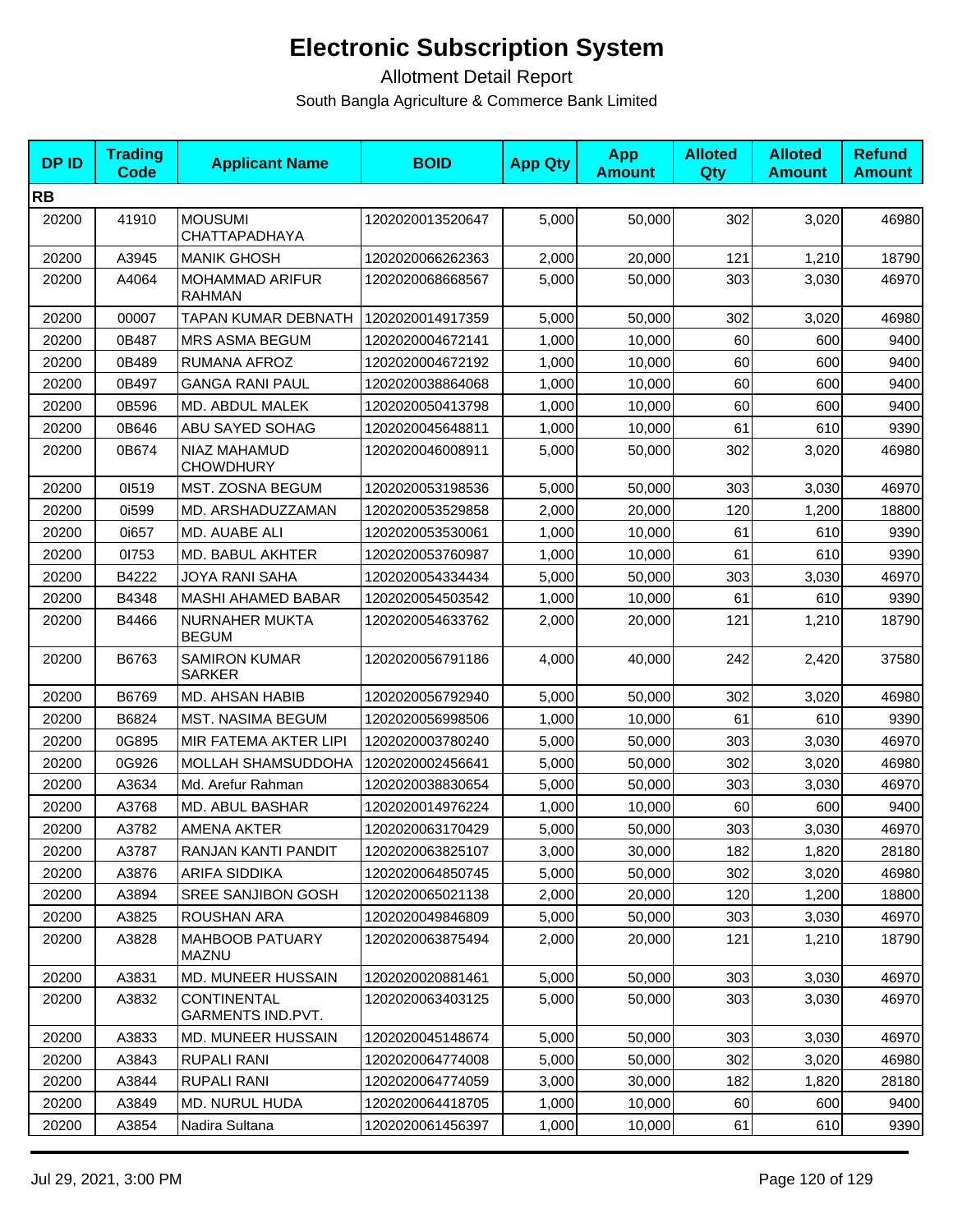# Electronic Subscription System

Allotment Detail Report

South Bangla Agriculture & Commerce Bank Limited

| DP ID | Trading Code | Applicant Name | BOID | App Qty | App Amount | Alloted Qty | Alloted Amount | Refund Amount |
|---|---|---|---|---|---|---|---|---|
| **RB** | | | | | | | | |
| 20200 | 41910 | MOUSUMI CHATTAPADHAYA | 1202020013520647 | 5,000 | 50,000 | 302 | 3,020 | 46980 |
| 20200 | A3945 | MANIK GHOSH | 1202020066262363 | 2,000 | 20,000 | 121 | 1,210 | 18790 |
| 20200 | A4064 | MOHAMMAD ARIFUR RAHMAN | 1202020068668567 | 5,000 | 50,000 | 303 | 3,030 | 46970 |
| 20200 | 00007 | TAPAN KUMAR DEBNATH | 1202020014917359 | 5,000 | 50,000 | 302 | 3,020 | 46980 |
| 20200 | 0B487 | MRS ASMA BEGUM | 1202020004672141 | 1,000 | 10,000 | 60 | 600 | 9400 |
| 20200 | 0B489 | RUMANA AFROZ | 1202020004672192 | 1,000 | 10,000 | 60 | 600 | 9400 |
| 20200 | 0B497 | GANGA RANI PAUL | 1202020038864068 | 1,000 | 10,000 | 60 | 600 | 9400 |
| 20200 | 0B596 | MD. ABDUL MALEK | 1202020050413798 | 1,000 | 10,000 | 60 | 600 | 9400 |
| 20200 | 0B646 | ABU SAYED SOHAG | 1202020045648811 | 1,000 | 10,000 | 61 | 610 | 9390 |
| 20200 | 0B674 | NIAZ MAHAMUD CHOWDHURY | 1202020046008911 | 5,000 | 50,000 | 302 | 3,020 | 46980 |
| 20200 | 0I519 | MST. ZOSNA BEGUM | 1202020053198536 | 5,000 | 50,000 | 303 | 3,030 | 46970 |
| 20200 | 0i599 | MD. ARSHADUZZAMAN | 1202020053529858 | 2,000 | 20,000 | 120 | 1,200 | 18800 |
| 20200 | 0i657 | MD. AUABE ALI | 1202020053530061 | 1,000 | 10,000 | 61 | 610 | 9390 |
| 20200 | 0I753 | MD. BABUL AKHTER | 1202020053760987 | 1,000 | 10,000 | 61 | 610 | 9390 |
| 20200 | B4222 | JOYA RANI SAHA | 1202020054334434 | 5,000 | 50,000 | 303 | 3,030 | 46970 |
| 20200 | B4348 | MASHI AHAMED BABAR | 1202020054503542 | 1,000 | 10,000 | 61 | 610 | 9390 |
| 20200 | B4466 | NURNAHER MUKTA BEGUM | 1202020054633762 | 2,000 | 20,000 | 121 | 1,210 | 18790 |
| 20200 | B6763 | SAMIRON KUMAR SARKER | 1202020056791186 | 4,000 | 40,000 | 242 | 2,420 | 37580 |
| 20200 | B6769 | MD. AHSAN HABIB | 1202020056792940 | 5,000 | 50,000 | 302 | 3,020 | 46980 |
| 20200 | B6824 | MST. NASIMA BEGUM | 1202020056998506 | 1,000 | 10,000 | 61 | 610 | 9390 |
| 20200 | 0G895 | MIR FATEMA AKTER LIPI | 1202020003780240 | 5,000 | 50,000 | 303 | 3,030 | 46970 |
| 20200 | 0G926 | MOLLAH SHAMSUDDOHA | 1202020002456641 | 5,000 | 50,000 | 302 | 3,020 | 46980 |
| 20200 | A3634 | Md. Arefur Rahman | 1202020038830654 | 5,000 | 50,000 | 303 | 3,030 | 46970 |
| 20200 | A3768 | MD. ABUL BASHAR | 1202020014976224 | 1,000 | 10,000 | 60 | 600 | 9400 |
| 20200 | A3782 | AMENA AKTER | 1202020063170429 | 5,000 | 50,000 | 303 | 3,030 | 46970 |
| 20200 | A3787 | RANJAN KANTI PANDIT | 1202020063825107 | 3,000 | 30,000 | 182 | 1,820 | 28180 |
| 20200 | A3876 | ARIFA SIDDIKA | 1202020064850745 | 5,000 | 50,000 | 302 | 3,020 | 46980 |
| 20200 | A3894 | SREE SANJIBON GOSH | 1202020065021138 | 2,000 | 20,000 | 120 | 1,200 | 18800 |
| 20200 | A3825 | ROUSHAN ARA | 1202020049846809 | 5,000 | 50,000 | 303 | 3,030 | 46970 |
| 20200 | A3828 | MAHBOOB PATUARY MAZNU | 1202020063875494 | 2,000 | 20,000 | 121 | 1,210 | 18790 |
| 20200 | A3831 | MD. MUNEER HUSSAIN | 1202020020881461 | 5,000 | 50,000 | 303 | 3,030 | 46970 |
| 20200 | A3832 | CONTINENTAL GARMENTS IND.PVT. | 1202020063403125 | 5,000 | 50,000 | 303 | 3,030 | 46970 |
| 20200 | A3833 | MD. MUNEER HUSSAIN | 1202020045148674 | 5,000 | 50,000 | 303 | 3,030 | 46970 |
| 20200 | A3843 | RUPALI RANI | 1202020064774008 | 5,000 | 50,000 | 302 | 3,020 | 46980 |
| 20200 | A3844 | RUPALI RANI | 1202020064774059 | 3,000 | 30,000 | 182 | 1,820 | 28180 |
| 20200 | A3849 | MD. NURUL HUDA | 1202020064418705 | 1,000 | 10,000 | 60 | 600 | 9400 |
| 20200 | A3854 | Nadira Sultana | 1202020061456397 | 1,000 | 10,000 | 61 | 610 | 9390 |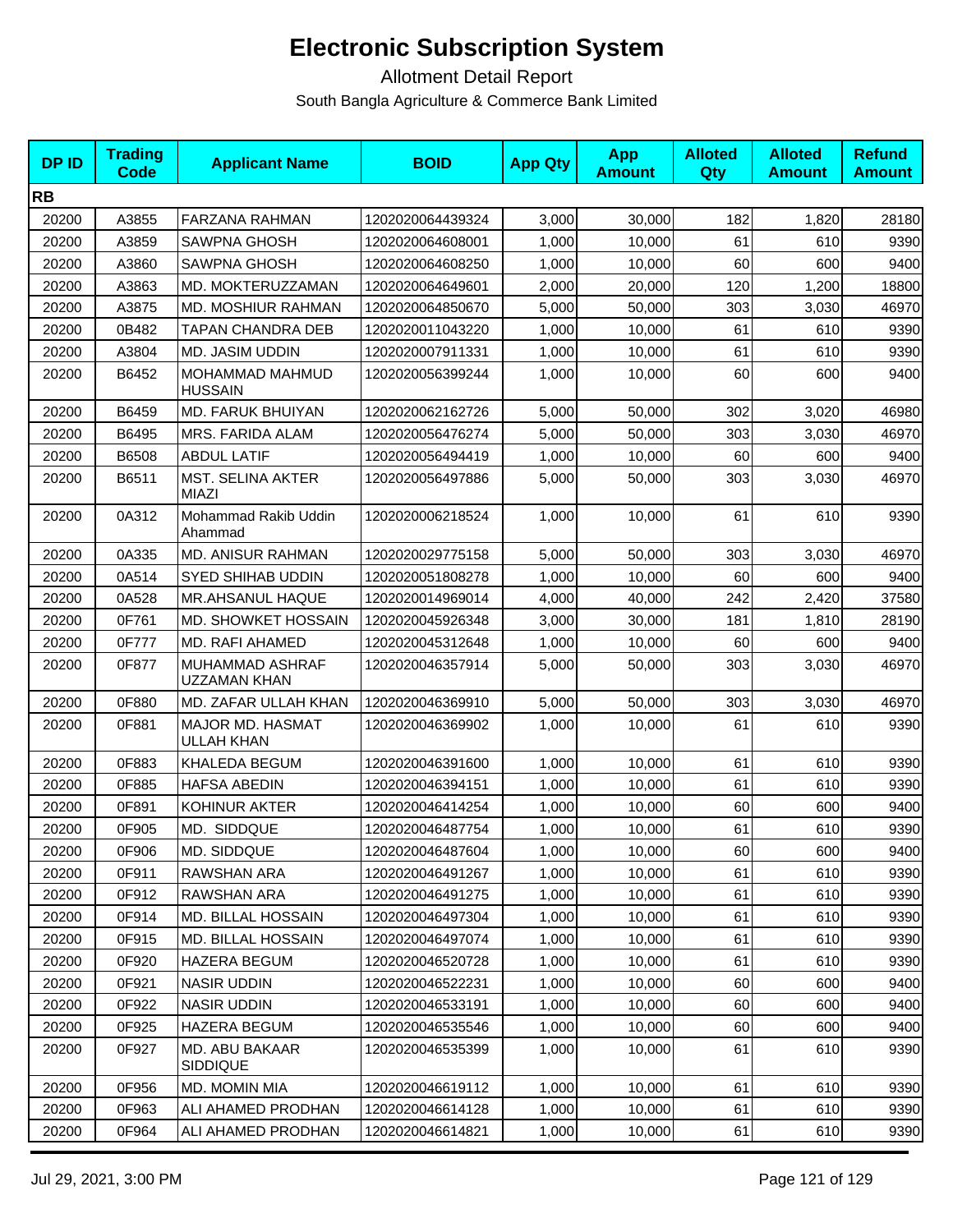# Electronic Subscription System

## Allotment Detail Report

South Bangla Agriculture & Commerce Bank Limited

| DP ID | Trading Code | Applicant Name | BOID | App Qty | App Amount | Alloted Qty | Alloted Amount | Refund Amount |
|---|---|---|---|---|---|---|---|---|
| **RB** | | | | | | | | |
| 20200 | A3855 | FARZANA RAHMAN | 1202020064439324 | 3,000 | 30,000 | 182 | 1,820 | 28180 |
| 20200 | A3859 | SAWPNA GHOSH | 1202020064608001 | 1,000 | 10,000 | 61 | 610 | 9390 |
| 20200 | A3860 | SAWPNA GHOSH | 1202020064608250 | 1,000 | 10,000 | 60 | 600 | 9400 |
| 20200 | A3863 | MD. MOKTERUZZAMAN | 1202020064649601 | 2,000 | 20,000 | 120 | 1,200 | 18800 |
| 20200 | A3875 | MD. MOSHIUR RAHMAN | 1202020064850670 | 5,000 | 50,000 | 303 | 3,030 | 46970 |
| 20200 | 0B482 | TAPAN CHANDRA DEB | 1202020011043220 | 1,000 | 10,000 | 61 | 610 | 9390 |
| 20200 | A3804 | MD. JASIM UDDIN | 1202020007911331 | 1,000 | 10,000 | 61 | 610 | 9390 |
| 20200 | B6452 | MOHAMMAD MAHMUD HUSSAIN | 1202020056399244 | 1,000 | 10,000 | 60 | 600 | 9400 |
| 20200 | B6459 | MD. FARUK BHUIYAN | 1202020062162726 | 5,000 | 50,000 | 302 | 3,020 | 46980 |
| 20200 | B6495 | MRS. FARIDA ALAM | 1202020056476274 | 5,000 | 50,000 | 303 | 3,030 | 46970 |
| 20200 | B6508 | ABDUL LATIF | 1202020056494419 | 1,000 | 10,000 | 60 | 600 | 9400 |
| 20200 | B6511 | MST. SELINA AKTER MIAZI | 1202020056497886 | 5,000 | 50,000 | 303 | 3,030 | 46970 |
| 20200 | 0A312 | Mohammad Rakib Uddin Ahammad | 1202020006218524 | 1,000 | 10,000 | 61 | 610 | 9390 |
| 20200 | 0A335 | MD. ANISUR RAHMAN | 1202020029775158 | 5,000 | 50,000 | 303 | 3,030 | 46970 |
| 20200 | 0A514 | SYED SHIHAB UDDIN | 1202020051808278 | 1,000 | 10,000 | 60 | 600 | 9400 |
| 20200 | 0A528 | MR.AHSANUL HAQUE | 1202020014969014 | 4,000 | 40,000 | 242 | 2,420 | 37580 |
| 20200 | 0F761 | MD. SHOWKET HOSSAIN | 1202020045926348 | 3,000 | 30,000 | 181 | 1,810 | 28190 |
| 20200 | 0F777 | MD. RAFI AHAMED | 1202020045312648 | 1,000 | 10,000 | 60 | 600 | 9400 |
| 20200 | 0F877 | MUHAMMAD ASHRAF UZZAMAN KHAN | 1202020046357914 | 5,000 | 50,000 | 303 | 3,030 | 46970 |
| 20200 | 0F880 | MD. ZAFAR ULLAH KHAN | 1202020046369910 | 5,000 | 50,000 | 303 | 3,030 | 46970 |
| 20200 | 0F881 | MAJOR MD. HASMAT ULLAH KHAN | 1202020046369902 | 1,000 | 10,000 | 61 | 610 | 9390 |
| 20200 | 0F883 | KHALEDA BEGUM | 1202020046391600 | 1,000 | 10,000 | 61 | 610 | 9390 |
| 20200 | 0F885 | HAFSA ABEDIN | 1202020046394151 | 1,000 | 10,000 | 61 | 610 | 9390 |
| 20200 | 0F891 | KOHINUR AKTER | 1202020046414254 | 1,000 | 10,000 | 60 | 600 | 9400 |
| 20200 | 0F905 | MD.  SIDDQUE | 1202020046487754 | 1,000 | 10,000 | 61 | 610 | 9390 |
| 20200 | 0F906 | MD. SIDDQUE | 1202020046487604 | 1,000 | 10,000 | 60 | 600 | 9400 |
| 20200 | 0F911 | RAWSHAN ARA | 1202020046491267 | 1,000 | 10,000 | 61 | 610 | 9390 |
| 20200 | 0F912 | RAWSHAN ARA | 1202020046491275 | 1,000 | 10,000 | 61 | 610 | 9390 |
| 20200 | 0F914 | MD. BILLAL HOSSAIN | 1202020046497304 | 1,000 | 10,000 | 61 | 610 | 9390 |
| 20200 | 0F915 | MD. BILLAL HOSSAIN | 1202020046497074 | 1,000 | 10,000 | 61 | 610 | 9390 |
| 20200 | 0F920 | HAZERA BEGUM | 1202020046520728 | 1,000 | 10,000 | 61 | 610 | 9390 |
| 20200 | 0F921 | NASIR UDDIN | 1202020046522231 | 1,000 | 10,000 | 60 | 600 | 9400 |
| 20200 | 0F922 | NASIR UDDIN | 1202020046533191 | 1,000 | 10,000 | 60 | 600 | 9400 |
| 20200 | 0F925 | HAZERA BEGUM | 1202020046535546 | 1,000 | 10,000 | 60 | 600 | 9400 |
| 20200 | 0F927 | MD. ABU BAKAAR SIDDIQUE | 1202020046535399 | 1,000 | 10,000 | 61 | 610 | 9390 |
| 20200 | 0F956 | MD. MOMIN MIA | 1202020046619112 | 1,000 | 10,000 | 61 | 610 | 9390 |
| 20200 | 0F963 | ALI AHAMED PRODHAN | 1202020046614128 | 1,000 | 10,000 | 61 | 610 | 9390 |
| 20200 | 0F964 | ALI AHAMED PRODHAN | 1202020046614821 | 1,000 | 10,000 | 61 | 610 | 9390 |

Jul 29, 2021, 3:00 PM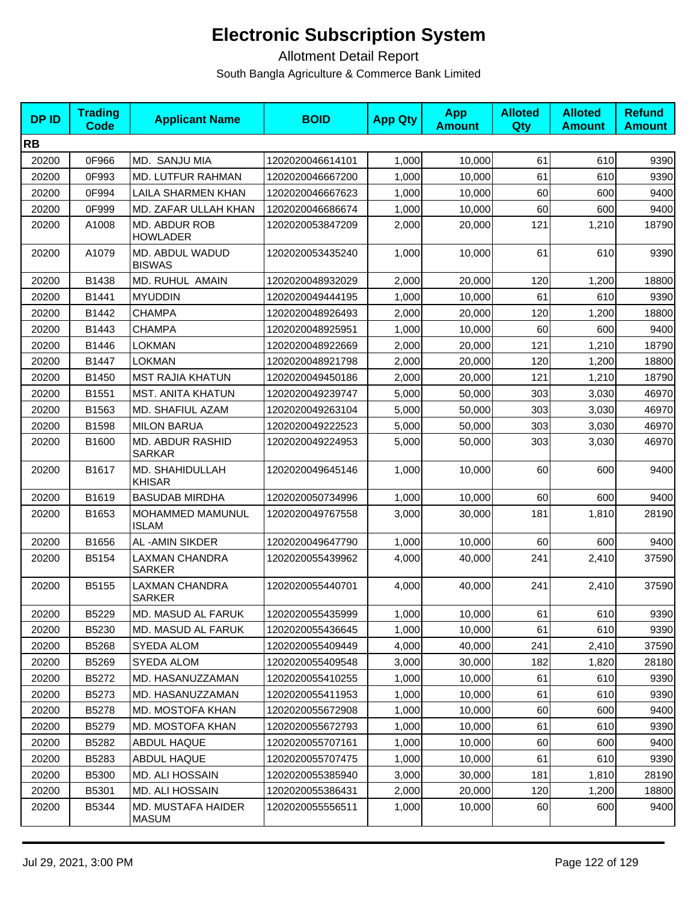# Electronic Subscription System

## Allotment Detail Report

South Bangla Agriculture & Commerce Bank Limited

| DP ID | Trading Code | Applicant Name | BOID | App Qty | App Amount | Alloted Qty | Alloted Amount | Refund Amount |
|---|---|---|---|---|---|---|---|---|
| **RB** | | | | | | | | |
| 20200 | 0F966 | MD. SANJU MIA | 1202020046614101 | 1,000 | 10,000 | 61 | 610 | 9390 |
| 20200 | 0F993 | MD. LUTFUR RAHMAN | 1202020046667200 | 1,000 | 10,000 | 61 | 610 | 9390 |
| 20200 | 0F994 | LAILA SHARMEN KHAN | 1202020046667623 | 1,000 | 10,000 | 60 | 600 | 9400 |
| 20200 | 0F999 | MD. ZAFAR ULLAH KHAN | 1202020046686674 | 1,000 | 10,000 | 60 | 600 | 9400 |
| 20200 | A1008 | MD. ABDUR ROB HOWLADER | 1202020053847209 | 2,000 | 20,000 | 121 | 1,210 | 18790 |
| 20200 | A1079 | MD. ABDUL WADUD BISWAS | 1202020053435240 | 1,000 | 10,000 | 61 | 610 | 9390 |
| 20200 | B1438 | MD. RUHUL AMAIN | 1202020048932029 | 2,000 | 20,000 | 120 | 1,200 | 18800 |
| 20200 | B1441 | MYUDDIN | 1202020049444195 | 1,000 | 10,000 | 61 | 610 | 9390 |
| 20200 | B1442 | CHAMPA | 1202020048926493 | 2,000 | 20,000 | 120 | 1,200 | 18800 |
| 20200 | B1443 | CHAMPA | 1202020048925951 | 1,000 | 10,000 | 60 | 600 | 9400 |
| 20200 | B1446 | LOKMAN | 1202020048922669 | 2,000 | 20,000 | 121 | 1,210 | 18790 |
| 20200 | B1447 | LOKMAN | 1202020048921798 | 2,000 | 20,000 | 120 | 1,200 | 18800 |
| 20200 | B1450 | MST RAJIA KHATUN | 1202020049450186 | 2,000 | 20,000 | 121 | 1,210 | 18790 |
| 20200 | B1551 | MST. ANITA KHATUN | 1202020049239747 | 5,000 | 50,000 | 303 | 3,030 | 46970 |
| 20200 | B1563 | MD. SHAFIUL AZAM | 1202020049263104 | 5,000 | 50,000 | 303 | 3,030 | 46970 |
| 20200 | B1598 | MILON BARUA | 1202020049222523 | 5,000 | 50,000 | 303 | 3,030 | 46970 |
| 20200 | B1600 | MD. ABDUR RASHID SARKAR | 1202020049224953 | 5,000 | 50,000 | 303 | 3,030 | 46970 |
| 20200 | B1617 | MD. SHAHIDULLAH KHISAR | 1202020049645146 | 1,000 | 10,000 | 60 | 600 | 9400 |
| 20200 | B1619 | BASUDAB MIRDHA | 1202020050734996 | 1,000 | 10,000 | 60 | 600 | 9400 |
| 20200 | B1653 | MOHAMMED MAMUNUL ISLAM | 1202020049767558 | 3,000 | 30,000 | 181 | 1,810 | 28190 |
| 20200 | B1656 | AL -AMIN SIKDER | 1202020049647790 | 1,000 | 10,000 | 60 | 600 | 9400 |
| 20200 | B5154 | LAXMAN CHANDRA SARKER | 1202020055439962 | 4,000 | 40,000 | 241 | 2,410 | 37590 |
| 20200 | B5155 | LAXMAN CHANDRA SARKER | 1202020055440701 | 4,000 | 40,000 | 241 | 2,410 | 37590 |
| 20200 | B5229 | MD. MASUD AL FARUK | 1202020055435999 | 1,000 | 10,000 | 61 | 610 | 9390 |
| 20200 | B5230 | MD. MASUD AL FARUK | 1202020055436645 | 1,000 | 10,000 | 61 | 610 | 9390 |
| 20200 | B5268 | SYEDA ALOM | 1202020055409449 | 4,000 | 40,000 | 241 | 2,410 | 37590 |
| 20200 | B5269 | SYEDA ALOM | 1202020055409548 | 3,000 | 30,000 | 182 | 1,820 | 28180 |
| 20200 | B5272 | MD. HASANUZZAMAN | 1202020055410255 | 1,000 | 10,000 | 61 | 610 | 9390 |
| 20200 | B5273 | MD. HASANUZZAMAN | 1202020055411953 | 1,000 | 10,000 | 61 | 610 | 9390 |
| 20200 | B5278 | MD. MOSTOFA KHAN | 1202020055672908 | 1,000 | 10,000 | 60 | 600 | 9400 |
| 20200 | B5279 | MD. MOSTOFA KHAN | 1202020055672793 | 1,000 | 10,000 | 61 | 610 | 9390 |
| 20200 | B5282 | ABDUL HAQUE | 1202020055707161 | 1,000 | 10,000 | 60 | 600 | 9400 |
| 20200 | B5283 | ABDUL HAQUE | 1202020055707475 | 1,000 | 10,000 | 61 | 610 | 9390 |
| 20200 | B5300 | MD. ALI HOSSAIN | 1202020055385940 | 3,000 | 30,000 | 181 | 1,810 | 28190 |
| 20200 | B5301 | MD. ALI HOSSAIN | 1202020055386431 | 2,000 | 20,000 | 120 | 1,200 | 18800 |
| 20200 | B5344 | MD. MUSTAFA HAIDER MASUM | 1202020055556511 | 1,000 | 10,000 | 60 | 600 | 9400 |

Jul 29, 2021, 3:00 PM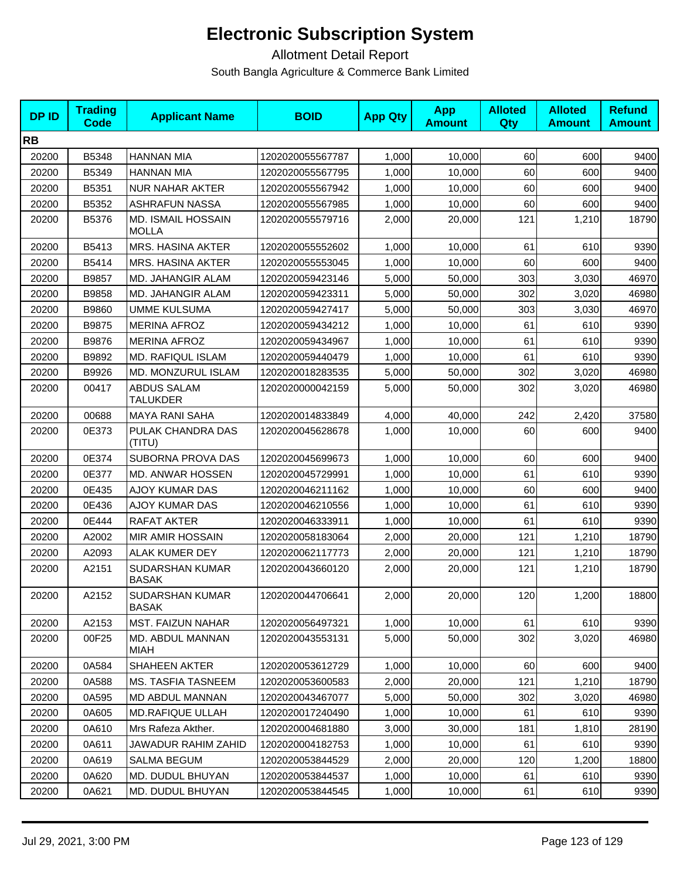# Electronic Subscription System

Allotment Detail Report

South Bangla Agriculture & Commerce Bank Limited

| DP ID | Trading Code | Applicant Name | BOID | App Qty | App Amount | Alloted Qty | Alloted Amount | Refund Amount |
|---|---|---|---|---|---|---|---|---|
| **RB** | | | | | | | | |
| 20200 | B5348 | HANNAN MIA | 1202020055567787 | 1,000 | 10,000 | 60 | 600 | 9400 |
| 20200 | B5349 | HANNAN MIA | 1202020055567795 | 1,000 | 10,000 | 60 | 600 | 9400 |
| 20200 | B5351 | NUR NAHAR AKTER | 1202020055567942 | 1,000 | 10,000 | 60 | 600 | 9400 |
| 20200 | B5352 | ASHRAFUN NASSA | 1202020055567985 | 1,000 | 10,000 | 60 | 600 | 9400 |
| 20200 | B5376 | MD. ISMAIL HOSSAIN MOLLA | 1202020055579716 | 2,000 | 20,000 | 121 | 1,210 | 18790 |
| 20200 | B5413 | MRS. HASINA AKTER | 1202020055552602 | 1,000 | 10,000 | 61 | 610 | 9390 |
| 20200 | B5414 | MRS. HASINA AKTER | 1202020055553045 | 1,000 | 10,000 | 60 | 600 | 9400 |
| 20200 | B9857 | MD. JAHANGIR ALAM | 1202020059423146 | 5,000 | 50,000 | 303 | 3,030 | 46970 |
| 20200 | B9858 | MD. JAHANGIR ALAM | 1202020059423311 | 5,000 | 50,000 | 302 | 3,020 | 46980 |
| 20200 | B9860 | UMME KULSUMA | 1202020059427417 | 5,000 | 50,000 | 303 | 3,030 | 46970 |
| 20200 | B9875 | MERINA AFROZ | 1202020059434212 | 1,000 | 10,000 | 61 | 610 | 9390 |
| 20200 | B9876 | MERINA AFROZ | 1202020059434967 | 1,000 | 10,000 | 61 | 610 | 9390 |
| 20200 | B9892 | MD. RAFIQUL ISLAM | 1202020059440479 | 1,000 | 10,000 | 61 | 610 | 9390 |
| 20200 | B9926 | MD. MONZURUL ISLAM | 1202020018283535 | 5,000 | 50,000 | 302 | 3,020 | 46980 |
| 20200 | 00417 | ABDUS SALAM TALUKDER | 1202020000042159 | 5,000 | 50,000 | 302 | 3,020 | 46980 |
| 20200 | 00688 | MAYA RANI SAHA | 1202020014833849 | 4,000 | 40,000 | 242 | 2,420 | 37580 |
| 20200 | 0E373 | PULAK CHANDRA DAS (TITU) | 1202020045628678 | 1,000 | 10,000 | 60 | 600 | 9400 |
| 20200 | 0E374 | SUBORNA PROVA DAS | 1202020045699673 | 1,000 | 10,000 | 60 | 600 | 9400 |
| 20200 | 0E377 | MD. ANWAR HOSSEN | 1202020045729991 | 1,000 | 10,000 | 61 | 610 | 9390 |
| 20200 | 0E435 | AJOY KUMAR DAS | 1202020046211162 | 1,000 | 10,000 | 60 | 600 | 9400 |
| 20200 | 0E436 | AJOY KUMAR DAS | 1202020046210556 | 1,000 | 10,000 | 61 | 610 | 9390 |
| 20200 | 0E444 | RAFAT AKTER | 1202020046333911 | 1,000 | 10,000 | 61 | 610 | 9390 |
| 20200 | A2002 | MIR AMIR HOSSAIN | 1202020058183064 | 2,000 | 20,000 | 121 | 1,210 | 18790 |
| 20200 | A2093 | ALAK KUMER DEY | 1202020062117773 | 2,000 | 20,000 | 121 | 1,210 | 18790 |
| 20200 | A2151 | SUDARSHAN KUMAR BASAK | 1202020043660120 | 2,000 | 20,000 | 121 | 1,210 | 18790 |
| 20200 | A2152 | SUDARSHAN KUMAR BASAK | 1202020044706641 | 2,000 | 20,000 | 120 | 1,200 | 18800 |
| 20200 | A2153 | MST. FAIZUN NAHAR | 1202020056497321 | 1,000 | 10,000 | 61 | 610 | 9390 |
| 20200 | 00F25 | MD. ABDUL MANNAN MIAH | 1202020043553131 | 5,000 | 50,000 | 302 | 3,020 | 46980 |
| 20200 | 0A584 | SHAHEEN AKTER | 1202020053612729 | 1,000 | 10,000 | 60 | 600 | 9400 |
| 20200 | 0A588 | MS. TASFIA TASNEEM | 1202020053600583 | 2,000 | 20,000 | 121 | 1,210 | 18790 |
| 20200 | 0A595 | MD ABDUL MANNAN | 1202020043467077 | 5,000 | 50,000 | 302 | 3,020 | 46980 |
| 20200 | 0A605 | MD.RAFIQUE ULLAH | 1202020017240490 | 1,000 | 10,000 | 61 | 610 | 9390 |
| 20200 | 0A610 | Mrs Rafeza Akther. | 1202020004681880 | 3,000 | 30,000 | 181 | 1,810 | 28190 |
| 20200 | 0A611 | JAWADUR RAHIM ZAHID | 1202020004182753 | 1,000 | 10,000 | 61 | 610 | 9390 |
| 20200 | 0A619 | SALMA BEGUM | 1202020053844529 | 2,000 | 20,000 | 120 | 1,200 | 18800 |
| 20200 | 0A620 | MD. DUDUL BHUYAN | 1202020053844537 | 1,000 | 10,000 | 61 | 610 | 9390 |
| 20200 | 0A621 | MD. DUDUL BHUYAN | 1202020053844545 | 1,000 | 10,000 | 61 | 610 | 9390 |

Jul 29, 2021, 3:00 PM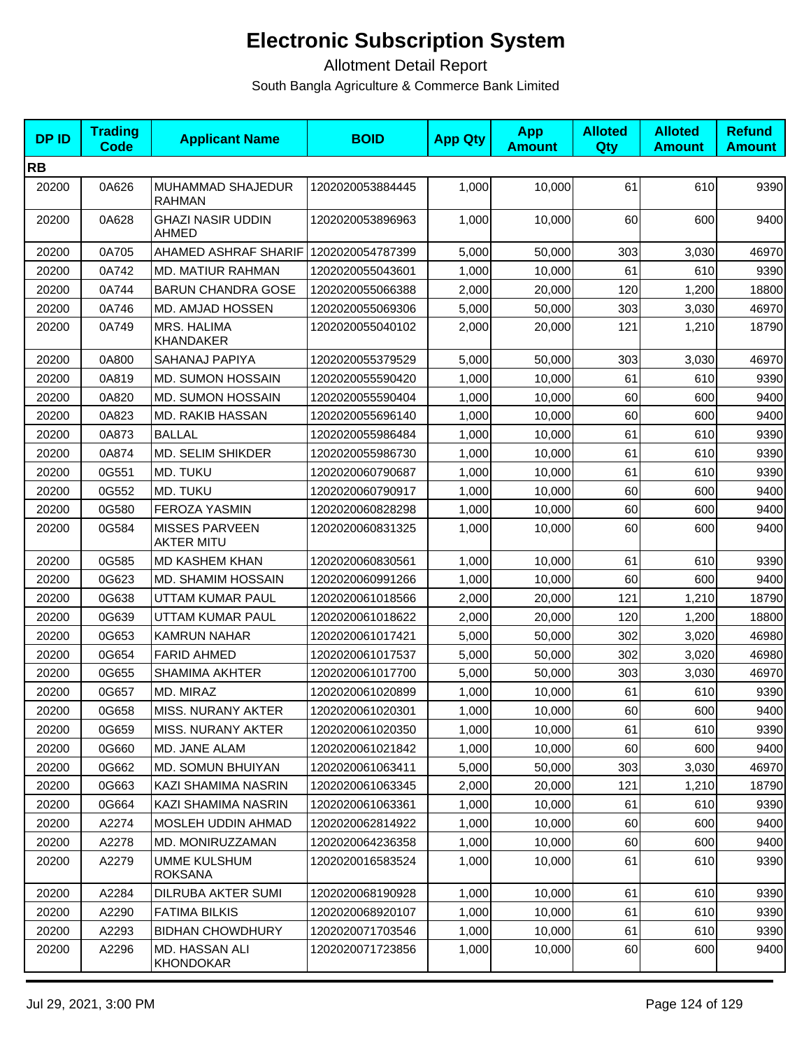# Electronic Subscription System

Allotment Detail Report

South Bangla Agriculture & Commerce Bank Limited

| DP ID | Trading Code | Applicant Name | BOID | App Qty | App Amount | Alloted Qty | Alloted Amount | Refund Amount |
|---|---|---|---|---|---|---|---|---|
| **RB** | | | | | | | | |
| 20200 | 0A626 | MUHAMMAD SHAJEDUR RAHMAN | 1202020053884445 | 1,000 | 10,000 | 61 | 610 | 9390 |
| 20200 | 0A628 | GHAZI NASIR UDDIN AHMED | 1202020053896963 | 1,000 | 10,000 | 60 | 600 | 9400 |
| 20200 | 0A705 | AHAMED ASHRAF SHARIF | 1202020054787399 | 5,000 | 50,000 | 303 | 3,030 | 46970 |
| 20200 | 0A742 | MD. MATIUR RAHMAN | 1202020055043601 | 1,000 | 10,000 | 61 | 610 | 9390 |
| 20200 | 0A744 | BARUN CHANDRA GOSE | 1202020055066388 | 2,000 | 20,000 | 120 | 1,200 | 18800 |
| 20200 | 0A746 | MD. AMJAD HOSSEN | 1202020055069306 | 5,000 | 50,000 | 303 | 3,030 | 46970 |
| 20200 | 0A749 | MRS. HALIMA KHANDAKER | 1202020055040102 | 2,000 | 20,000 | 121 | 1,210 | 18790 |
| 20200 | 0A800 | SAHANAJ PAPIYA | 1202020055379529 | 5,000 | 50,000 | 303 | 3,030 | 46970 |
| 20200 | 0A819 | MD. SUMON HOSSAIN | 1202020055590420 | 1,000 | 10,000 | 61 | 610 | 9390 |
| 20200 | 0A820 | MD. SUMON HOSSAIN | 1202020055590404 | 1,000 | 10,000 | 60 | 600 | 9400 |
| 20200 | 0A823 | MD. RAKIB HASSAN | 1202020055696140 | 1,000 | 10,000 | 60 | 600 | 9400 |
| 20200 | 0A873 | BALLAL | 1202020055986484 | 1,000 | 10,000 | 61 | 610 | 9390 |
| 20200 | 0A874 | MD. SELIM SHIKDER | 1202020055986730 | 1,000 | 10,000 | 61 | 610 | 9390 |
| 20200 | 0G551 | MD. TUKU | 1202020060790687 | 1,000 | 10,000 | 61 | 610 | 9390 |
| 20200 | 0G552 | MD. TUKU | 1202020060790917 | 1,000 | 10,000 | 60 | 600 | 9400 |
| 20200 | 0G580 | FEROZA YASMIN | 1202020060828298 | 1,000 | 10,000 | 60 | 600 | 9400 |
| 20200 | 0G584 | MISSES PARVEEN AKTER MITU | 1202020060831325 | 1,000 | 10,000 | 60 | 600 | 9400 |
| 20200 | 0G585 | MD KASHEM KHAN | 1202020060830561 | 1,000 | 10,000 | 61 | 610 | 9390 |
| 20200 | 0G623 | MD. SHAMIM HOSSAIN | 1202020060991266 | 1,000 | 10,000 | 60 | 600 | 9400 |
| 20200 | 0G638 | UTTAM KUMAR PAUL | 1202020061018566 | 2,000 | 20,000 | 121 | 1,210 | 18790 |
| 20200 | 0G639 | UTTAM KUMAR PAUL | 1202020061018622 | 2,000 | 20,000 | 120 | 1,200 | 18800 |
| 20200 | 0G653 | KAMRUN NAHAR | 1202020061017421 | 5,000 | 50,000 | 302 | 3,020 | 46980 |
| 20200 | 0G654 | FARID AHMED | 1202020061017537 | 5,000 | 50,000 | 302 | 3,020 | 46980 |
| 20200 | 0G655 | SHAMIMA AKHTER | 1202020061017700 | 5,000 | 50,000 | 303 | 3,030 | 46970 |
| 20200 | 0G657 | MD. MIRAZ | 1202020061020899 | 1,000 | 10,000 | 61 | 610 | 9390 |
| 20200 | 0G658 | MISS. NURANY AKTER | 1202020061020301 | 1,000 | 10,000 | 60 | 600 | 9400 |
| 20200 | 0G659 | MISS. NURANY AKTER | 1202020061020350 | 1,000 | 10,000 | 61 | 610 | 9390 |
| 20200 | 0G660 | MD. JANE ALAM | 1202020061021842 | 1,000 | 10,000 | 60 | 600 | 9400 |
| 20200 | 0G662 | MD. SOMUN BHUIYAN | 1202020061063411 | 5,000 | 50,000 | 303 | 3,030 | 46970 |
| 20200 | 0G663 | KAZI SHAMIMA NASRIN | 1202020061063345 | 2,000 | 20,000 | 121 | 1,210 | 18790 |
| 20200 | 0G664 | KAZI SHAMIMA NASRIN | 1202020061063361 | 1,000 | 10,000 | 61 | 610 | 9390 |
| 20200 | A2274 | MOSLEH UDDIN AHMAD | 1202020062814922 | 1,000 | 10,000 | 60 | 600 | 9400 |
| 20200 | A2278 | MD. MONIRUZZAMAN | 1202020064236358 | 1,000 | 10,000 | 60 | 600 | 9400 |
| 20200 | A2279 | UMME KULSHUM ROKSANA | 1202020016583524 | 1,000 | 10,000 | 61 | 610 | 9390 |
| 20200 | A2284 | DILRUBA AKTER SUMI | 1202020068190928 | 1,000 | 10,000 | 61 | 610 | 9390 |
| 20200 | A2290 | FATIMA BILKIS | 1202020068920107 | 1,000 | 10,000 | 61 | 610 | 9390 |
| 20200 | A2293 | BIDHAN CHOWDHURY | 1202020071703546 | 1,000 | 10,000 | 61 | 610 | 9390 |
| 20200 | A2296 | MD. HASSAN ALI KHONDOKAR | 1202020071723856 | 1,000 | 10,000 | 60 | 600 | 9400 |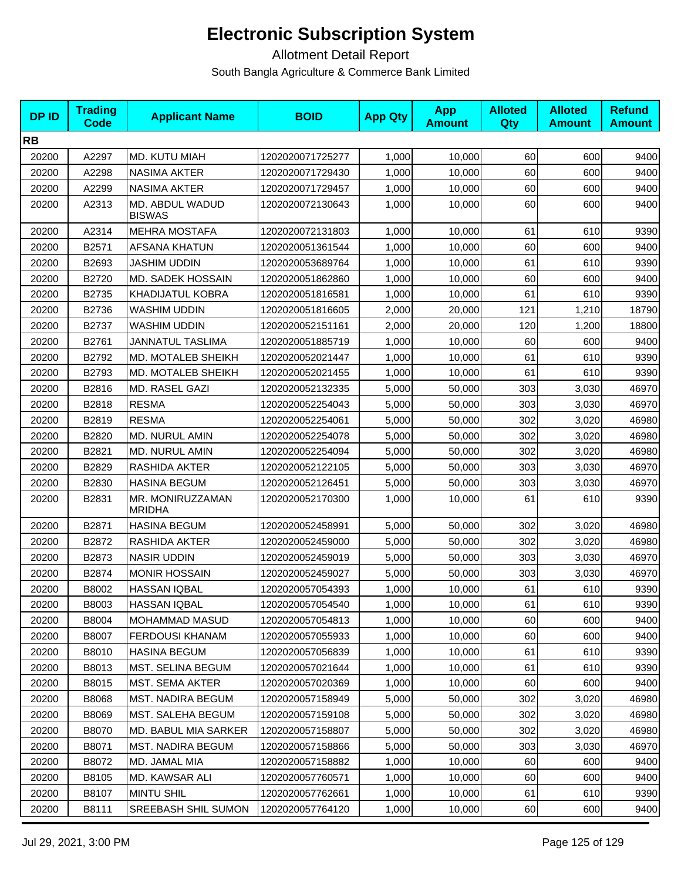# Electronic Subscription System

Allotment Detail Report

South Bangla Agriculture & Commerce Bank Limited

| DP ID | Trading Code | Applicant Name | BOID | App Qty | App Amount | Alloted Qty | Alloted Amount | Refund Amount |
|---|---|---|---|---|---|---|---|---|
| **RB** | | | | | | | | |
| 20200 | A2297 | MD. KUTU MIAH | 1202020071725277 | 1,000 | 10,000 | 60 | 600 | 9400 |
| 20200 | A2298 | NASIMA AKTER | 1202020071729430 | 1,000 | 10,000 | 60 | 600 | 9400 |
| 20200 | A2299 | NASIMA AKTER | 1202020071729457 | 1,000 | 10,000 | 60 | 600 | 9400 |
| 20200 | A2313 | MD. ABDUL WADUD BISWAS | 1202020072130643 | 1,000 | 10,000 | 60 | 600 | 9400 |
| 20200 | A2314 | MEHRA MOSTAFA | 1202020072131803 | 1,000 | 10,000 | 61 | 610 | 9390 |
| 20200 | B2571 | AFSANA KHATUN | 1202020051361544 | 1,000 | 10,000 | 60 | 600 | 9400 |
| 20200 | B2693 | JASHIM UDDIN | 1202020053689764 | 1,000 | 10,000 | 61 | 610 | 9390 |
| 20200 | B2720 | MD. SADEK HOSSAIN | 1202020051862860 | 1,000 | 10,000 | 60 | 600 | 9400 |
| 20200 | B2735 | KHADIJATUL KOBRA | 1202020051816581 | 1,000 | 10,000 | 61 | 610 | 9390 |
| 20200 | B2736 | WASHIM UDDIN | 1202020051816605 | 2,000 | 20,000 | 121 | 1,210 | 18790 |
| 20200 | B2737 | WASHIM UDDIN | 1202020052151161 | 2,000 | 20,000 | 120 | 1,200 | 18800 |
| 20200 | B2761 | JANNATUL TASLIMA | 1202020051885719 | 1,000 | 10,000 | 60 | 600 | 9400 |
| 20200 | B2792 | MD. MOTALEB SHEIKH | 1202020052021447 | 1,000 | 10,000 | 61 | 610 | 9390 |
| 20200 | B2793 | MD. MOTALEB SHEIKH | 1202020052021455 | 1,000 | 10,000 | 61 | 610 | 9390 |
| 20200 | B2816 | MD. RASEL GAZI | 1202020052132335 | 5,000 | 50,000 | 303 | 3,030 | 46970 |
| 20200 | B2818 | RESMA | 1202020052254043 | 5,000 | 50,000 | 303 | 3,030 | 46970 |
| 20200 | B2819 | RESMA | 1202020052254061 | 5,000 | 50,000 | 302 | 3,020 | 46980 |
| 20200 | B2820 | MD. NURUL AMIN | 1202020052254078 | 5,000 | 50,000 | 302 | 3,020 | 46980 |
| 20200 | B2821 | MD. NURUL AMIN | 1202020052254094 | 5,000 | 50,000 | 302 | 3,020 | 46980 |
| 20200 | B2829 | RASHIDA AKTER | 1202020052122105 | 5,000 | 50,000 | 303 | 3,030 | 46970 |
| 20200 | B2830 | HASINA BEGUM | 1202020052126451 | 5,000 | 50,000 | 303 | 3,030 | 46970 |
| 20200 | B2831 | MR. MONIRUZZAMAN MRIDHA | 1202020052170300 | 1,000 | 10,000 | 61 | 610 | 9390 |
| 20200 | B2871 | HASINA BEGUM | 1202020052458991 | 5,000 | 50,000 | 302 | 3,020 | 46980 |
| 20200 | B2872 | RASHIDA AKTER | 1202020052459000 | 5,000 | 50,000 | 302 | 3,020 | 46980 |
| 20200 | B2873 | NASIR UDDIN | 1202020052459019 | 5,000 | 50,000 | 303 | 3,030 | 46970 |
| 20200 | B2874 | MONIR HOSSAIN | 1202020052459027 | 5,000 | 50,000 | 303 | 3,030 | 46970 |
| 20200 | B8002 | HASSAN IQBAL | 1202020057054393 | 1,000 | 10,000 | 61 | 610 | 9390 |
| 20200 | B8003 | HASSAN IQBAL | 1202020057054540 | 1,000 | 10,000 | 61 | 610 | 9390 |
| 20200 | B8004 | MOHAMMAD MASUD | 1202020057054813 | 1,000 | 10,000 | 60 | 600 | 9400 |
| 20200 | B8007 | FERDOUSI KHANAM | 1202020057055933 | 1,000 | 10,000 | 60 | 600 | 9400 |
| 20200 | B8010 | HASINA BEGUM | 1202020057056839 | 1,000 | 10,000 | 61 | 610 | 9390 |
| 20200 | B8013 | MST. SELINA BEGUM | 1202020057021644 | 1,000 | 10,000 | 61 | 610 | 9390 |
| 20200 | B8015 | MST. SEMA AKTER | 1202020057020369 | 1,000 | 10,000 | 60 | 600 | 9400 |
| 20200 | B8068 | MST. NADIRA BEGUM | 1202020057158949 | 5,000 | 50,000 | 302 | 3,020 | 46980 |
| 20200 | B8069 | MST. SALEHA BEGUM | 1202020057159108 | 5,000 | 50,000 | 302 | 3,020 | 46980 |
| 20200 | B8070 | MD. BABUL MIA SARKER | 1202020057158807 | 5,000 | 50,000 | 302 | 3,020 | 46980 |
| 20200 | B8071 | MST. NADIRA BEGUM | 1202020057158866 | 5,000 | 50,000 | 303 | 3,030 | 46970 |
| 20200 | B8072 | MD. JAMAL MIA | 1202020057158882 | 1,000 | 10,000 | 60 | 600 | 9400 |
| 20200 | B8105 | MD. KAWSAR ALI | 1202020057760571 | 1,000 | 10,000 | 60 | 600 | 9400 |
| 20200 | B8107 | MINTU SHIL | 1202020057762661 | 1,000 | 10,000 | 61 | 610 | 9390 |
| 20200 | B8111 | SREEBASH SHIL SUMON | 1202020057764120 | 1,000 | 10,000 | 60 | 600 | 9400 |

Jul 29, 2021, 3:00 PM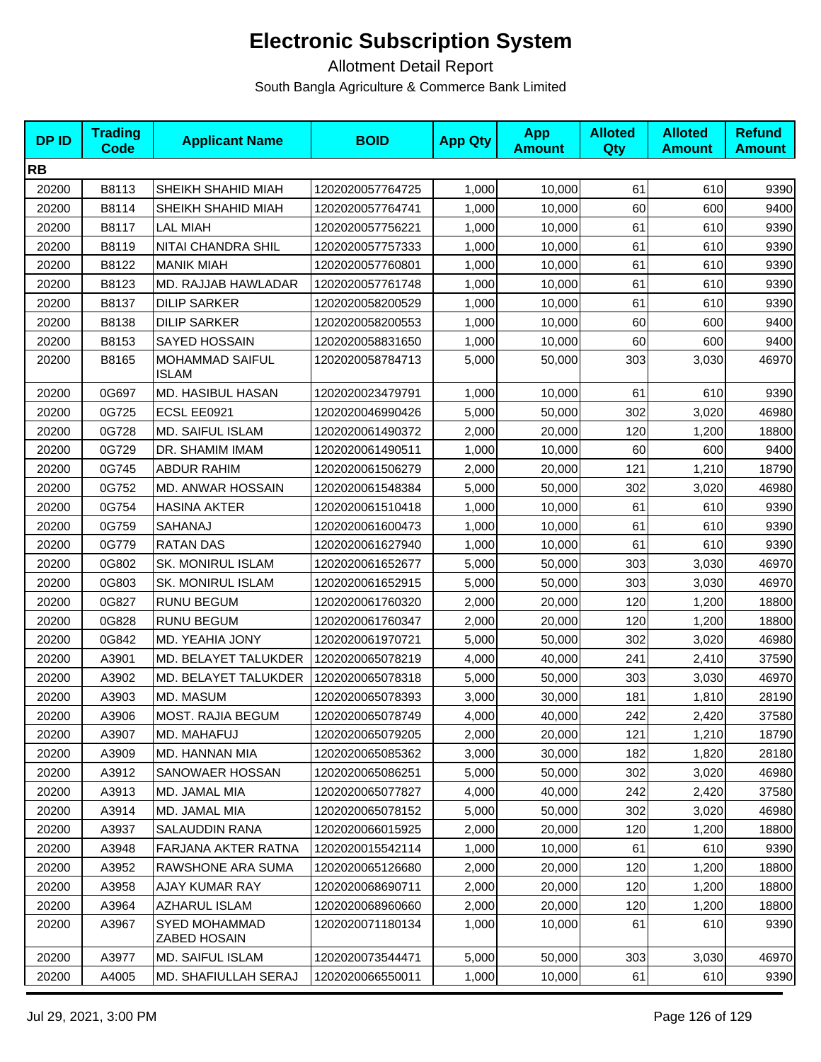# Electronic Subscription System

Allotment Detail Report

South Bangla Agriculture & Commerce Bank Limited

| DP ID | Trading Code | Applicant Name | BOID | App Qty | App Amount | Alloted Qty | Alloted Amount | Refund Amount |
|---|---|---|---|---|---|---|---|---|
| **RB** | | | | | | | | |
| 20200 | B8113 | SHEIKH SHAHID MIAH | 1202020057764725 | 1,000 | 10,000 | 61 | 610 | 9390 |
| 20200 | B8114 | SHEIKH SHAHID MIAH | 1202020057764741 | 1,000 | 10,000 | 60 | 600 | 9400 |
| 20200 | B8117 | LAL MIAH | 1202020057756221 | 1,000 | 10,000 | 61 | 610 | 9390 |
| 20200 | B8119 | NITAI CHANDRA SHIL | 1202020057757333 | 1,000 | 10,000 | 61 | 610 | 9390 |
| 20200 | B8122 | MANIK MIAH | 1202020057760801 | 1,000 | 10,000 | 61 | 610 | 9390 |
| 20200 | B8123 | MD. RAJJAB HAWLADAR | 1202020057761748 | 1,000 | 10,000 | 61 | 610 | 9390 |
| 20200 | B8137 | DILIP SARKER | 1202020058200529 | 1,000 | 10,000 | 61 | 610 | 9390 |
| 20200 | B8138 | DILIP SARKER | 1202020058200553 | 1,000 | 10,000 | 60 | 600 | 9400 |
| 20200 | B8153 | SAYED HOSSAIN | 1202020058831650 | 1,000 | 10,000 | 60 | 600 | 9400 |
| 20200 | B8165 | MOHAMMAD SAIFUL ISLAM | 1202020058784713 | 5,000 | 50,000 | 303 | 3,030 | 46970 |
| 20200 | 0G697 | MD. HASIBUL HASAN | 1202020023479791 | 1,000 | 10,000 | 61 | 610 | 9390 |
| 20200 | 0G725 | ECSL EE0921 | 1202020046990426 | 5,000 | 50,000 | 302 | 3,020 | 46980 |
| 20200 | 0G728 | MD. SAIFUL ISLAM | 1202020061490372 | 2,000 | 20,000 | 120 | 1,200 | 18800 |
| 20200 | 0G729 | DR. SHAMIM IMAM | 1202020061490511 | 1,000 | 10,000 | 60 | 600 | 9400 |
| 20200 | 0G745 | ABDUR RAHIM | 1202020061506279 | 2,000 | 20,000 | 121 | 1,210 | 18790 |
| 20200 | 0G752 | MD. ANWAR HOSSAIN | 1202020061548384 | 5,000 | 50,000 | 302 | 3,020 | 46980 |
| 20200 | 0G754 | HASINA AKTER | 1202020061510418 | 1,000 | 10,000 | 61 | 610 | 9390 |
| 20200 | 0G759 | SAHANAJ | 1202020061600473 | 1,000 | 10,000 | 61 | 610 | 9390 |
| 20200 | 0G779 | RATAN DAS | 1202020061627940 | 1,000 | 10,000 | 61 | 610 | 9390 |
| 20200 | 0G802 | SK. MONIRUL ISLAM | 1202020061652677 | 5,000 | 50,000 | 303 | 3,030 | 46970 |
| 20200 | 0G803 | SK. MONIRUL ISLAM | 1202020061652915 | 5,000 | 50,000 | 303 | 3,030 | 46970 |
| 20200 | 0G827 | RUNU BEGUM | 1202020061760320 | 2,000 | 20,000 | 120 | 1,200 | 18800 |
| 20200 | 0G828 | RUNU BEGUM | 1202020061760347 | 2,000 | 20,000 | 120 | 1,200 | 18800 |
| 20200 | 0G842 | MD. YEAHIA JONY | 1202020061970721 | 5,000 | 50,000 | 302 | 3,020 | 46980 |
| 20200 | A3901 | MD. BELAYET TALUKDER | 1202020065078219 | 4,000 | 40,000 | 241 | 2,410 | 37590 |
| 20200 | A3902 | MD. BELAYET TALUKDER | 1202020065078318 | 5,000 | 50,000 | 303 | 3,030 | 46970 |
| 20200 | A3903 | MD. MASUM | 1202020065078393 | 3,000 | 30,000 | 181 | 1,810 | 28190 |
| 20200 | A3906 | MOST. RAJIA BEGUM | 1202020065078749 | 4,000 | 40,000 | 242 | 2,420 | 37580 |
| 20200 | A3907 | MD. MAHAFUJ | 1202020065079205 | 2,000 | 20,000 | 121 | 1,210 | 18790 |
| 20200 | A3909 | MD. HANNAN MIA | 1202020065085362 | 3,000 | 30,000 | 182 | 1,820 | 28180 |
| 20200 | A3912 | SANOWAER HOSSAN | 1202020065086251 | 5,000 | 50,000 | 302 | 3,020 | 46980 |
| 20200 | A3913 | MD. JAMAL MIA | 1202020065077827 | 4,000 | 40,000 | 242 | 2,420 | 37580 |
| 20200 | A3914 | MD. JAMAL MIA | 1202020065078152 | 5,000 | 50,000 | 302 | 3,020 | 46980 |
| 20200 | A3937 | SALAUDDIN RANA | 1202020066015925 | 2,000 | 20,000 | 120 | 1,200 | 18800 |
| 20200 | A3948 | FARJANA AKTER RATNA | 1202020015542114 | 1,000 | 10,000 | 61 | 610 | 9390 |
| 20200 | A3952 | RAWSHONE ARA SUMA | 1202020065126680 | 2,000 | 20,000 | 120 | 1,200 | 18800 |
| 20200 | A3958 | AJAY KUMAR RAY | 1202020068690711 | 2,000 | 20,000 | 120 | 1,200 | 18800 |
| 20200 | A3964 | AZHARUL ISLAM | 1202020068960660 | 2,000 | 20,000 | 120 | 1,200 | 18800 |
| 20200 | A3967 | SYED MOHAMMAD ZABED HOSAIN | 1202020071180134 | 1,000 | 10,000 | 61 | 610 | 9390 |
| 20200 | A3977 | MD. SAIFUL ISLAM | 1202020073544471 | 5,000 | 50,000 | 303 | 3,030 | 46970 |
| 20200 | A4005 | MD. SHAFIULLAH SERAJ | 1202020066550011 | 1,000 | 10,000 | 61 | 610 | 9390 |

Jul 29, 2021, 3:00 PM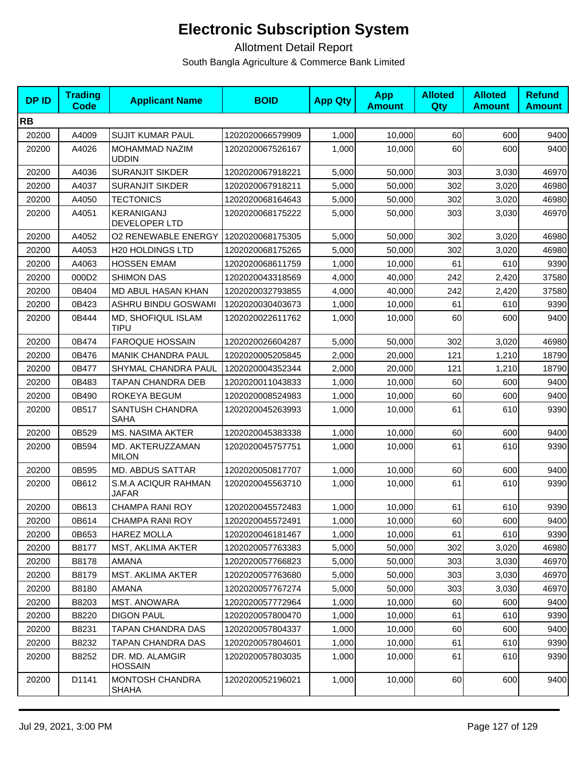# Electronic Subscription System

Allotment Detail Report

South Bangla Agriculture & Commerce Bank Limited

| DP ID | Trading Code | Applicant Name | BOID | App Qty | App Amount | Alloted Qty | Alloted Amount | Refund Amount |
|---|---|---|---|---|---|---|---|---|
| **RB** | | | | | | | | |
| 20200 | A4009 | SUJIT KUMAR PAUL | 1202020066579909 | 1,000 | 10,000 | 60 | 600 | 9400 |
| 20200 | A4026 | MOHAMMAD NAZIM UDDIN | 1202020067526167 | 1,000 | 10,000 | 60 | 600 | 9400 |
| 20200 | A4036 | SURANJIT SIKDER | 1202020067918221 | 5,000 | 50,000 | 303 | 3,030 | 46970 |
| 20200 | A4037 | SURANJIT SIKDER | 1202020067918211 | 5,000 | 50,000 | 302 | 3,020 | 46980 |
| 20200 | A4050 | TECTONICS | 1202020068164643 | 5,000 | 50,000 | 302 | 3,020 | 46980 |
| 20200 | A4051 | KERANIGANJ DEVELOPER LTD | 1202020068175222 | 5,000 | 50,000 | 303 | 3,030 | 46970 |
| 20200 | A4052 | O2 RENEWABLE ENERGY | 1202020068175305 | 5,000 | 50,000 | 302 | 3,020 | 46980 |
| 20200 | A4053 | H20 HOLDINGS LTD | 1202020068175265 | 5,000 | 50,000 | 302 | 3,020 | 46980 |
| 20200 | A4063 | HOSSEN EMAM | 1202020068611759 | 1,000 | 10,000 | 61 | 610 | 9390 |
| 20200 | 000D2 | SHIMON DAS | 1202020043318569 | 4,000 | 40,000 | 242 | 2,420 | 37580 |
| 20200 | 0B404 | MD ABUL HASAN KHAN | 1202020032793855 | 4,000 | 40,000 | 242 | 2,420 | 37580 |
| 20200 | 0B423 | ASHRU BINDU GOSWAMI | 1202020030403673 | 1,000 | 10,000 | 61 | 610 | 9390 |
| 20200 | 0B444 | MD, SHOFIQUL ISLAM TIPU | 1202020022611762 | 1,000 | 10,000 | 60 | 600 | 9400 |
| 20200 | 0B474 | FAROQUE HOSSAIN | 1202020026604287 | 5,000 | 50,000 | 302 | 3,020 | 46980 |
| 20200 | 0B476 | MANIK CHANDRA PAUL | 1202020005205845 | 2,000 | 20,000 | 121 | 1,210 | 18790 |
| 20200 | 0B477 | SHYMAL CHANDRA PAUL | 1202020004352344 | 2,000 | 20,000 | 121 | 1,210 | 18790 |
| 20200 | 0B483 | TAPAN CHANDRA DEB | 1202020011043833 | 1,000 | 10,000 | 60 | 600 | 9400 |
| 20200 | 0B490 | ROKEYA BEGUM | 1202020008524983 | 1,000 | 10,000 | 60 | 600 | 9400 |
| 20200 | 0B517 | SANTUSH CHANDRA SAHA | 1202020045263993 | 1,000 | 10,000 | 61 | 610 | 9390 |
| 20200 | 0B529 | MS. NASIMA AKTER | 1202020045383338 | 1,000 | 10,000 | 60 | 600 | 9400 |
| 20200 | 0B594 | MD. AKTERUZZAMAN MILON | 1202020045757751 | 1,000 | 10,000 | 61 | 610 | 9390 |
| 20200 | 0B595 | MD. ABDUS SATTAR | 1202020050817707 | 1,000 | 10,000 | 60 | 600 | 9400 |
| 20200 | 0B612 | S.M.A ACIQUR RAHMAN JAFAR | 1202020045563710 | 1,000 | 10,000 | 61 | 610 | 9390 |
| 20200 | 0B613 | CHAMPA RANI ROY | 1202020045572483 | 1,000 | 10,000 | 61 | 610 | 9390 |
| 20200 | 0B614 | CHAMPA RANI ROY | 1202020045572491 | 1,000 | 10,000 | 60 | 600 | 9400 |
| 20200 | 0B653 | HAREZ MOLLA | 1202020046181467 | 1,000 | 10,000 | 61 | 610 | 9390 |
| 20200 | B8177 | MST, AKLIMA AKTER | 1202020057763383 | 5,000 | 50,000 | 302 | 3,020 | 46980 |
| 20200 | B8178 | AMANA | 1202020057766823 | 5,000 | 50,000 | 303 | 3,030 | 46970 |
| 20200 | B8179 | MST. AKLIMA AKTER | 1202020057763680 | 5,000 | 50,000 | 303 | 3,030 | 46970 |
| 20200 | B8180 | AMANA | 1202020057767274 | 5,000 | 50,000 | 303 | 3,030 | 46970 |
| 20200 | B8203 | MST. ANOWARA | 1202020057772964 | 1,000 | 10,000 | 60 | 600 | 9400 |
| 20200 | B8220 | DIGON PAUL | 1202020057800470 | 1,000 | 10,000 | 61 | 610 | 9390 |
| 20200 | B8231 | TAPAN CHANDRA DAS | 1202020057804337 | 1,000 | 10,000 | 60 | 600 | 9400 |
| 20200 | B8232 | TAPAN CHANDRA DAS | 1202020057804601 | 1,000 | 10,000 | 61 | 610 | 9390 |
| 20200 | B8252 | DR. MD. ALAMGIR HOSSAIN | 1202020057803035 | 1,000 | 10,000 | 61 | 610 | 9390 |
| 20200 | D1141 | MONTOSH CHANDRA SHAHA | 1202020052196021 | 1,000 | 10,000 | 60 | 600 | 9400 |

Jul 29, 2021, 3:00 PM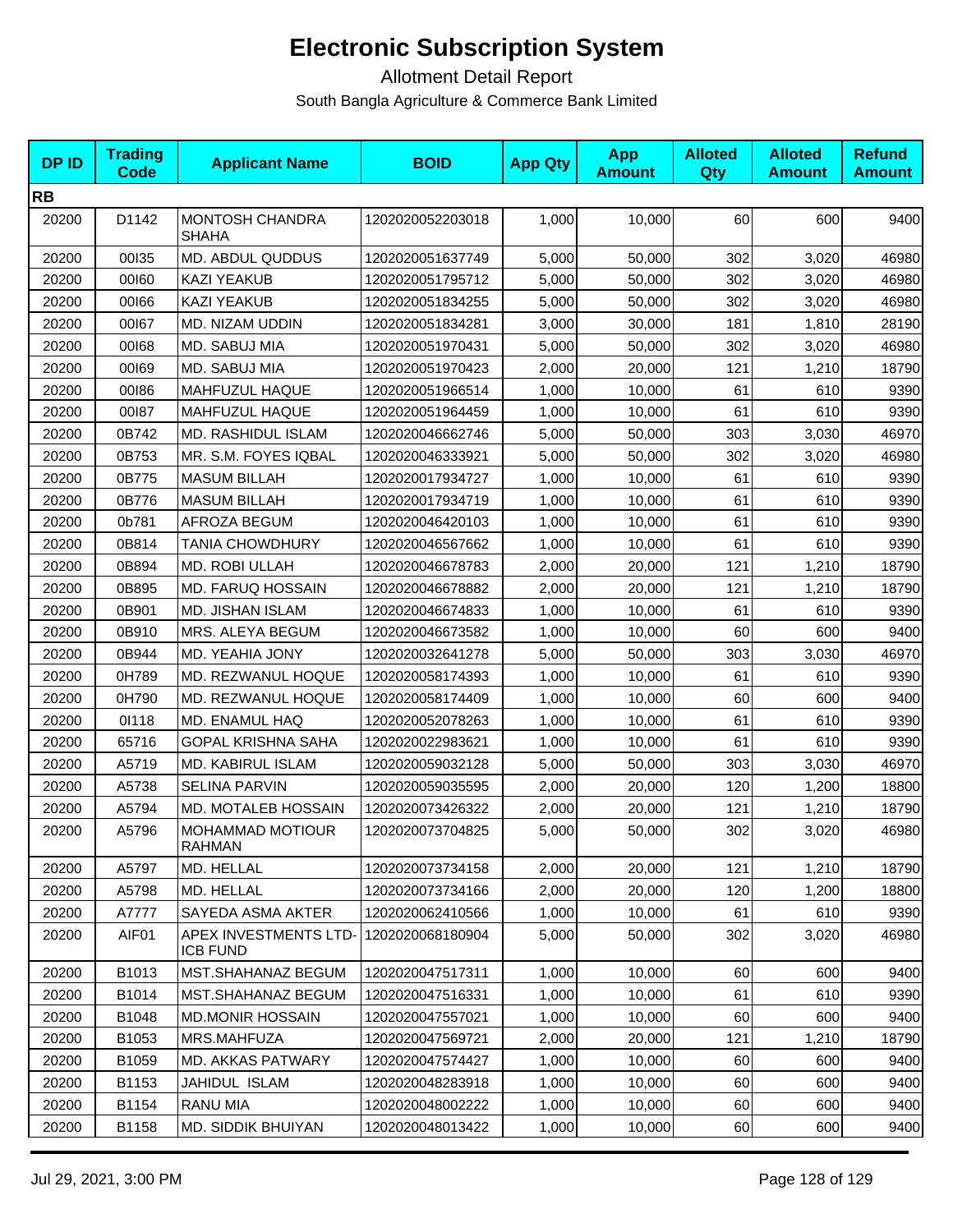# Electronic Subscription System

Allotment Detail Report

South Bangla Agriculture & Commerce Bank Limited

| DP ID | Trading Code | Applicant Name | BOID | App Qty | App Amount | Alloted Qty | Alloted Amount | Refund Amount |
|---|---|---|---|---|---|---|---|---|
| **RB** | | | | | | | | |
| 20200 | D1142 | MONTOSH CHANDRA SHAHA | 1202020052203018 | 1,000 | 10,000 | 60 | 600 | 9400 |
| 20200 | 00I35 | MD. ABDUL QUDDUS | 1202020051637749 | 5,000 | 50,000 | 302 | 3,020 | 46980 |
| 20200 | 00I60 | KAZI YEAKUB | 1202020051795712 | 5,000 | 50,000 | 302 | 3,020 | 46980 |
| 20200 | 00I66 | KAZI YEAKUB | 1202020051834255 | 5,000 | 50,000 | 302 | 3,020 | 46980 |
| 20200 | 00I67 | MD. NIZAM UDDIN | 1202020051834281 | 3,000 | 30,000 | 181 | 1,810 | 28190 |
| 20200 | 00I68 | MD. SABUJ MIA | 1202020051970431 | 5,000 | 50,000 | 302 | 3,020 | 46980 |
| 20200 | 00I69 | MD. SABUJ MIA | 1202020051970423 | 2,000 | 20,000 | 121 | 1,210 | 18790 |
| 20200 | 00I86 | MAHFUZUL HAQUE | 1202020051966514 | 1,000 | 10,000 | 61 | 610 | 9390 |
| 20200 | 00I87 | MAHFUZUL HAQUE | 1202020051964459 | 1,000 | 10,000 | 61 | 610 | 9390 |
| 20200 | 0B742 | MD. RASHIDUL ISLAM | 1202020046662746 | 5,000 | 50,000 | 303 | 3,030 | 46970 |
| 20200 | 0B753 | MR. S.M. FOYES IQBAL | 1202020046333921 | 5,000 | 50,000 | 302 | 3,020 | 46980 |
| 20200 | 0B775 | MASUM BILLAH | 1202020017934727 | 1,000 | 10,000 | 61 | 610 | 9390 |
| 20200 | 0B776 | MASUM BILLAH | 1202020017934719 | 1,000 | 10,000 | 61 | 610 | 9390 |
| 20200 | 0b781 | AFROZA BEGUM | 1202020046420103 | 1,000 | 10,000 | 61 | 610 | 9390 |
| 20200 | 0B814 | TANIA CHOWDHURY | 1202020046567662 | 1,000 | 10,000 | 61 | 610 | 9390 |
| 20200 | 0B894 | MD. ROBI ULLAH | 1202020046678783 | 2,000 | 20,000 | 121 | 1,210 | 18790 |
| 20200 | 0B895 | MD. FARUQ HOSSAIN | 1202020046678882 | 2,000 | 20,000 | 121 | 1,210 | 18790 |
| 20200 | 0B901 | MD. JISHAN ISLAM | 1202020046674833 | 1,000 | 10,000 | 61 | 610 | 9390 |
| 20200 | 0B910 | MRS. ALEYA BEGUM | 1202020046673582 | 1,000 | 10,000 | 60 | 600 | 9400 |
| 20200 | 0B944 | MD. YEAHIA JONY | 1202020032641278 | 5,000 | 50,000 | 303 | 3,030 | 46970 |
| 20200 | 0H789 | MD. REZWANUL HOQUE | 1202020058174393 | 1,000 | 10,000 | 61 | 610 | 9390 |
| 20200 | 0H790 | MD. REZWANUL HOQUE | 1202020058174409 | 1,000 | 10,000 | 60 | 600 | 9400 |
| 20200 | 0I118 | MD. ENAMUL HAQ | 1202020052078263 | 1,000 | 10,000 | 61 | 610 | 9390 |
| 20200 | 65716 | GOPAL KRISHNA SAHA | 1202020022983621 | 1,000 | 10,000 | 61 | 610 | 9390 |
| 20200 | A5719 | MD. KABIRUL ISLAM | 1202020059032128 | 5,000 | 50,000 | 303 | 3,030 | 46970 |
| 20200 | A5738 | SELINA PARVIN | 1202020059035595 | 2,000 | 20,000 | 120 | 1,200 | 18800 |
| 20200 | A5794 | MD. MOTALEB HOSSAIN | 1202020073426322 | 2,000 | 20,000 | 121 | 1,210 | 18790 |
| 20200 | A5796 | MOHAMMAD MOTIOUR RAHMAN | 1202020073704825 | 5,000 | 50,000 | 302 | 3,020 | 46980 |
| 20200 | A5797 | MD. HELLAL | 1202020073734158 | 2,000 | 20,000 | 121 | 1,210 | 18790 |
| 20200 | A5798 | MD. HELLAL | 1202020073734166 | 2,000 | 20,000 | 120 | 1,200 | 18800 |
| 20200 | A7777 | SAYEDA ASMA AKTER | 1202020062410566 | 1,000 | 10,000 | 61 | 610 | 9390 |
| 20200 | AIF01 | APEX INVESTMENTS LTD-ICB FUND | 1202020068180904 | 5,000 | 50,000 | 302 | 3,020 | 46980 |
| 20200 | B1013 | MST.SHAHANAZ BEGUM | 1202020047517311 | 1,000 | 10,000 | 60 | 600 | 9400 |
| 20200 | B1014 | MST.SHAHANAZ BEGUM | 1202020047516331 | 1,000 | 10,000 | 61 | 610 | 9390 |
| 20200 | B1048 | MD.MONIR HOSSAIN | 1202020047557021 | 1,000 | 10,000 | 60 | 600 | 9400 |
| 20200 | B1053 | MRS.MAHFUZA | 1202020047569721 | 2,000 | 20,000 | 121 | 1,210 | 18790 |
| 20200 | B1059 | MD. AKKAS PATWARY | 1202020047574427 | 1,000 | 10,000 | 60 | 600 | 9400 |
| 20200 | B1153 | JAHIDUL ISLAM | 1202020048283918 | 1,000 | 10,000 | 60 | 600 | 9400 |
| 20200 | B1154 | RANU MIA | 1202020048002222 | 1,000 | 10,000 | 60 | 600 | 9400 |
| 20200 | B1158 | MD. SIDDIK BHUIYAN | 1202020048013422 | 1,000 | 10,000 | 60 | 600 | 9400 |

Jul 29, 2021, 3:00 PM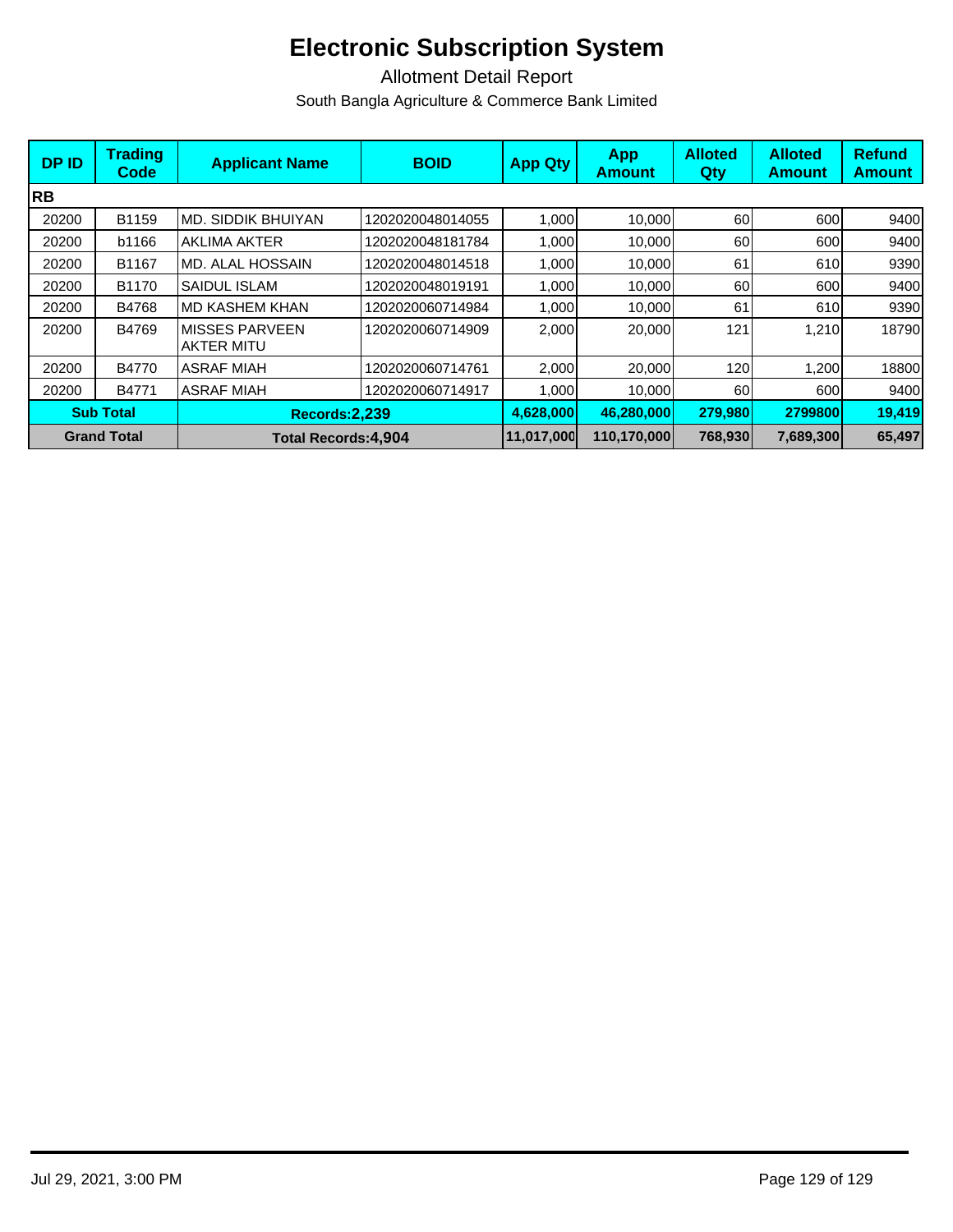# Electronic Subscription System

Allotment Detail Report

South Bangla Agriculture & Commerce Bank Limited

| DP ID | Trading Code | Applicant Name | BOID | App Qty | App Amount | Alloted Qty | Alloted Amount | Refund Amount |
|---|---|---|---|---|---|---|---|---|
| **RB** | | | | | | | | |
| 20200 | B1159 | MD. SIDDIK BHUIYAN | 1202020048014055 | 1,000 | 10,000 | 60 | 600 | 9400 |
| 20200 | b1166 | AKLIMA AKTER | 1202020048181784 | 1,000 | 10,000 | 60 | 600 | 9400 |
| 20200 | B1167 | MD. ALAL HOSSAIN | 1202020048014518 | 1,000 | 10,000 | 61 | 610 | 9390 |
| 20200 | B1170 | SAIDUL ISLAM | 1202020048019191 | 1,000 | 10,000 | 60 | 600 | 9400 |
| 20200 | B4768 | MD KASHEM KHAN | 1202020060714984 | 1,000 | 10,000 | 61 | 610 | 9390 |
| 20200 | B4769 | MISSES PARVEEN AKTER MITU | 1202020060714909 | 2,000 | 20,000 | 121 | 1,210 | 18790 |
| 20200 | B4770 | ASRAF MIAH | 1202020060714761 | 2,000 | 20,000 | 120 | 1,200 | 18800 |
| 20200 | B4771 | ASRAF MIAH | 1202020060714917 | 1,000 | 10,000 | 60 | 600 | 9400 |
| **Sub Total** | | **Records:2,239** | | **4,628,000** | **46,280,000** | **279,980** | **2799800** | **19,419** |
| **Grand Total** | | **Total Records:4,904** | | **11,017,000** | **110,170,000** | **768,930** | **7,689,300** | **65,497** |

Jul 29, 2021, 3:00 PM